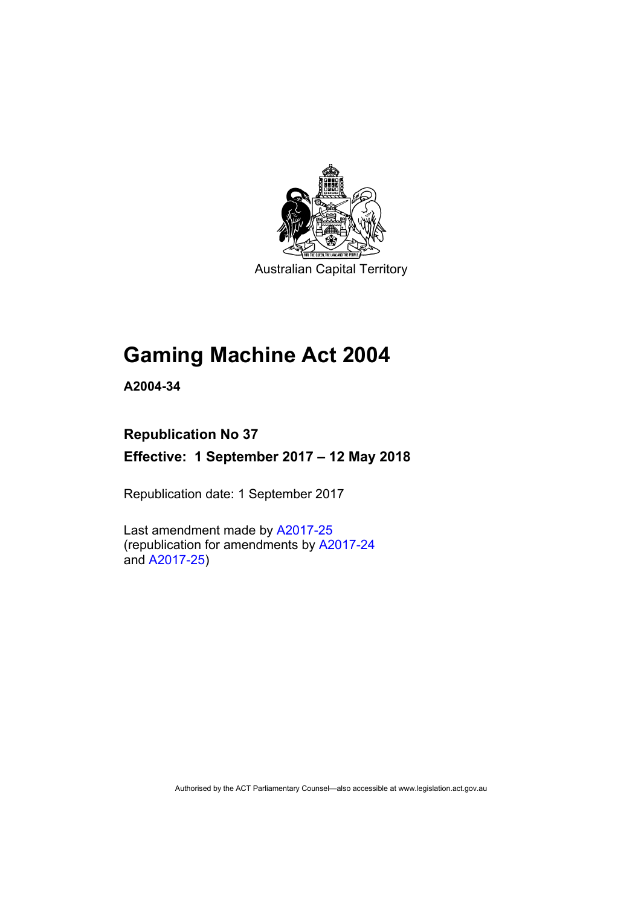Australian Capital Territory

# Gaming Machine Act 2004

**A2004-34**

## Republication No 37

## Effective: 1 September 2017 – 12 May 2018

Republication date: 1 September 2017

Last amendment made by A2017-25
(republication for amendments by A2017-24
and A2017-25)

Authorised by the ACT Parliamentary Counsel—also accessible at www.legislation.act.gov.au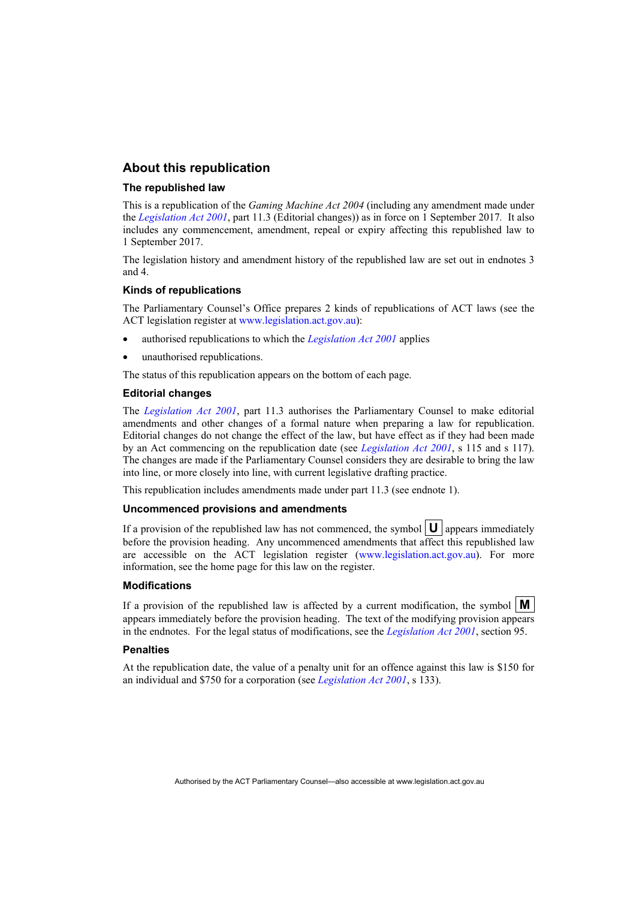## About this republication

### The republished law

This is a republication of the *Gaming Machine Act 2004* (including any amendment made under the *Legislation Act 2001*, part 11.3 (Editorial changes)) as in force on 1 September 2017. It also includes any commencement, amendment, repeal or expiry affecting this republished law to 1 September 2017.

The legislation history and amendment history of the republished law are set out in endnotes 3 and 4.

### Kinds of republications

The Parliamentary Counsel's Office prepares 2 kinds of republications of ACT laws (see the ACT legislation register at www.legislation.act.gov.au):

- authorised republications to which the *Legislation Act 2001* applies
- unauthorised republications.

The status of this republication appears on the bottom of each page.

### Editorial changes

The *Legislation Act 2001*, part 11.3 authorises the Parliamentary Counsel to make editorial amendments and other changes of a formal nature when preparing a law for republication. Editorial changes do not change the effect of the law, but have effect as if they had been made by an Act commencing on the republication date (see *Legislation Act 2001*, s 115 and s 117). The changes are made if the Parliamentary Counsel considers they are desirable to bring the law into line, or more closely into line, with current legislative drafting practice.

This republication includes amendments made under part 11.3 (see endnote 1).

### Uncommenced provisions and amendments

If a provision of the republished law has not commenced, the symbol **U** appears immediately before the provision heading. Any uncommenced amendments that affect this republished law are accessible on the ACT legislation register (www.legislation.act.gov.au). For more information, see the home page for this law on the register.

### Modifications

If a provision of the republished law is affected by a current modification, the symbol **M** appears immediately before the provision heading. The text of the modifying provision appears in the endnotes. For the legal status of modifications, see the *Legislation Act 2001*, section 95.

### Penalties

At the republication date, the value of a penalty unit for an offence against this law is $150 for an individual and $750 for a corporation (see *Legislation Act 2001*, s 133).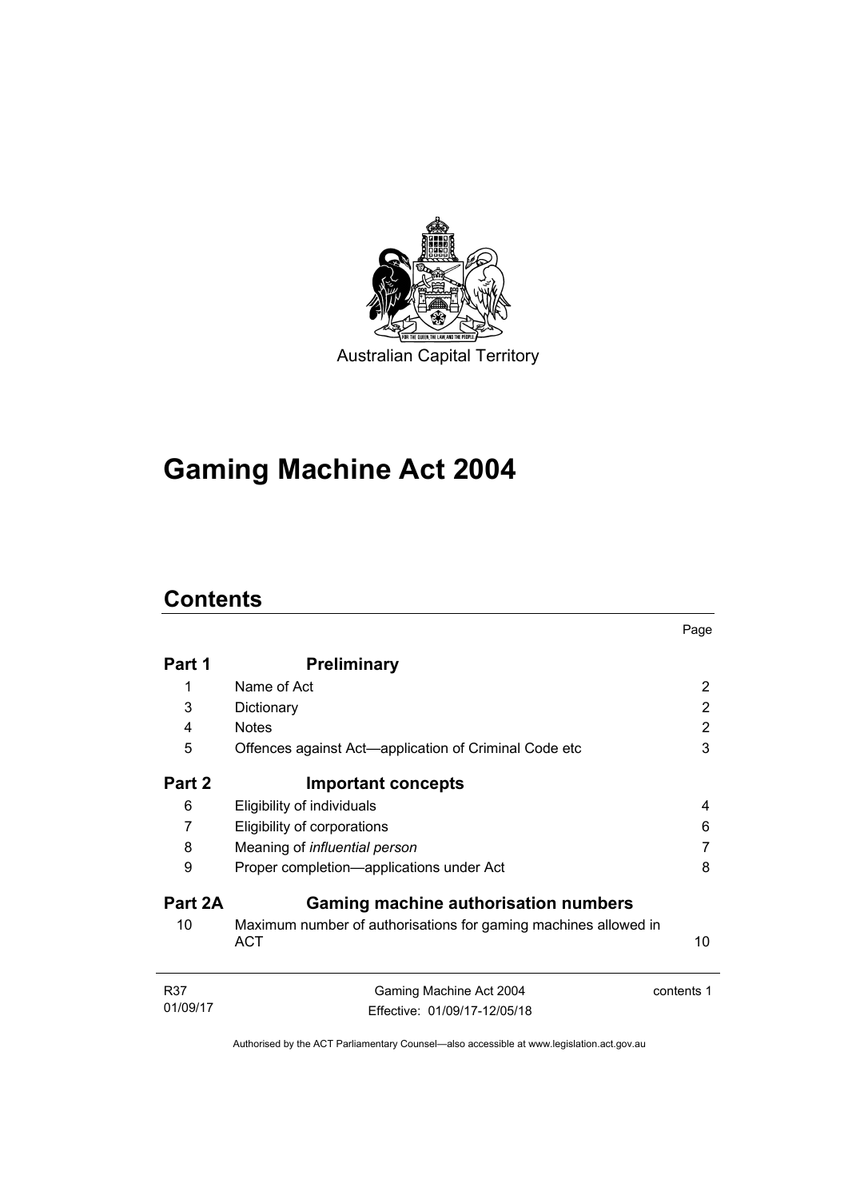Australian Capital Territory

# Gaming Machine Act 2004

## Contents

| | | Page |
|---|---|---|
| **Part 1** | **Preliminary** | |
| 1 | Name of Act | 2 |
| 3 | Dictionary | 2 |
| 4 | Notes | 2 |
| 5 | Offences against Act—application of Criminal Code etc | 3 |
| **Part 2** | **Important concepts** | |
| 6 | Eligibility of individuals | 4 |
| 7 | Eligibility of corporations | 6 |
| 8 | Meaning of *influential person* | 7 |
| 9 | Proper completion—applications under Act | 8 |
| **Part 2A** | **Gaming machine authorisation numbers** | |
| 10 | Maximum number of authorisations for gaming machines allowed in ACT | 10 |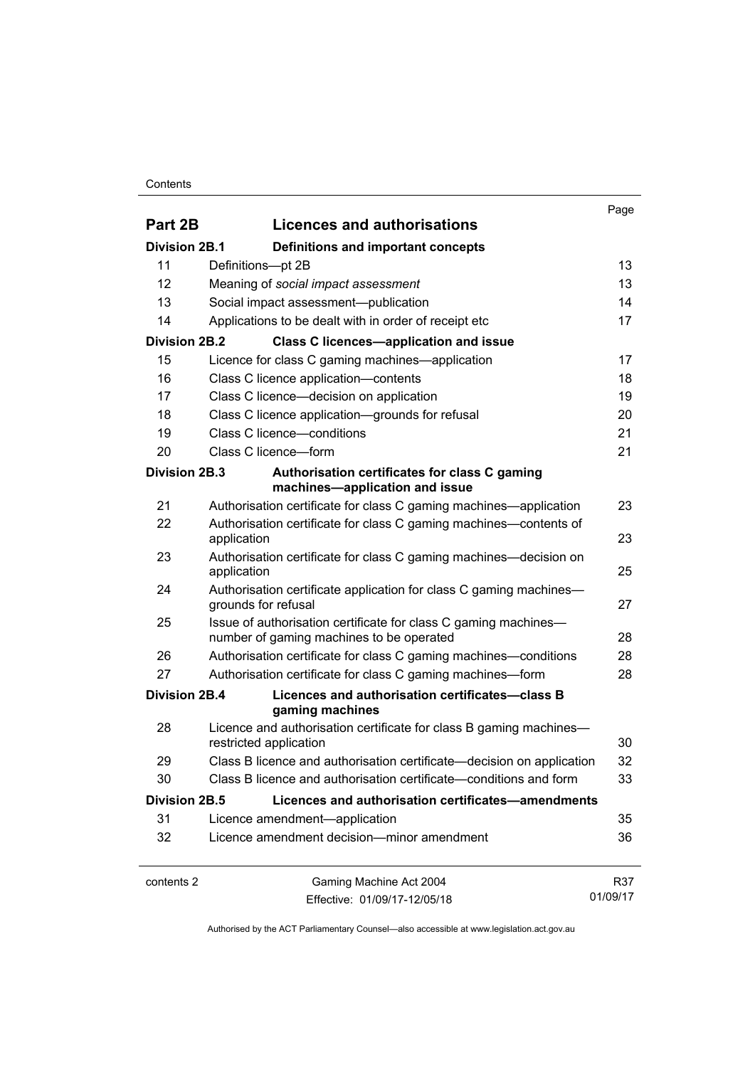| | | Page |
|---|---|---|
| **Part 2B** | **Licences and authorisations** | |
| **Division 2B.1** | **Definitions and important concepts** | |
| 11 | Definitions—pt 2B | 13 |
| 12 | Meaning of *social impact assessment* | 13 |
| 13 | Social impact assessment—publication | 14 |
| 14 | Applications to be dealt with in order of receipt etc | 17 |
| **Division 2B.2** | **Class C licences—application and issue** | |
| 15 | Licence for class C gaming machines—application | 17 |
| 16 | Class C licence application—contents | 18 |
| 17 | Class C licence—decision on application | 19 |
| 18 | Class C licence application—grounds for refusal | 20 |
| 19 | Class C licence—conditions | 21 |
| 20 | Class C licence—form | 21 |
| **Division 2B.3** | **Authorisation certificates for class C gaming machines—application and issue** | |
| 21 | Authorisation certificate for class C gaming machines—application | 23 |
| 22 | Authorisation certificate for class C gaming machines—contents of application | 23 |
| 23 | Authorisation certificate for class C gaming machines—decision on application | 25 |
| 24 | Authorisation certificate application for class C gaming machines—grounds for refusal | 27 |
| 25 | Issue of authorisation certificate for class C gaming machines—number of gaming machines to be operated | 28 |
| 26 | Authorisation certificate for class C gaming machines—conditions | 28 |
| 27 | Authorisation certificate for class C gaming machines—form | 28 |
| **Division 2B.4** | **Licences and authorisation certificates—class B gaming machines** | |
| 28 | Licence and authorisation certificate for class B gaming machines—restricted application | 30 |
| 29 | Class B licence and authorisation certificate—decision on application | 32 |
| 30 | Class B licence and authorisation certificate—conditions and form | 33 |
| **Division 2B.5** | **Licences and authorisation certificates—amendments** | |
| 31 | Licence amendment—application | 35 |
| 32 | Licence amendment decision—minor amendment | 36 |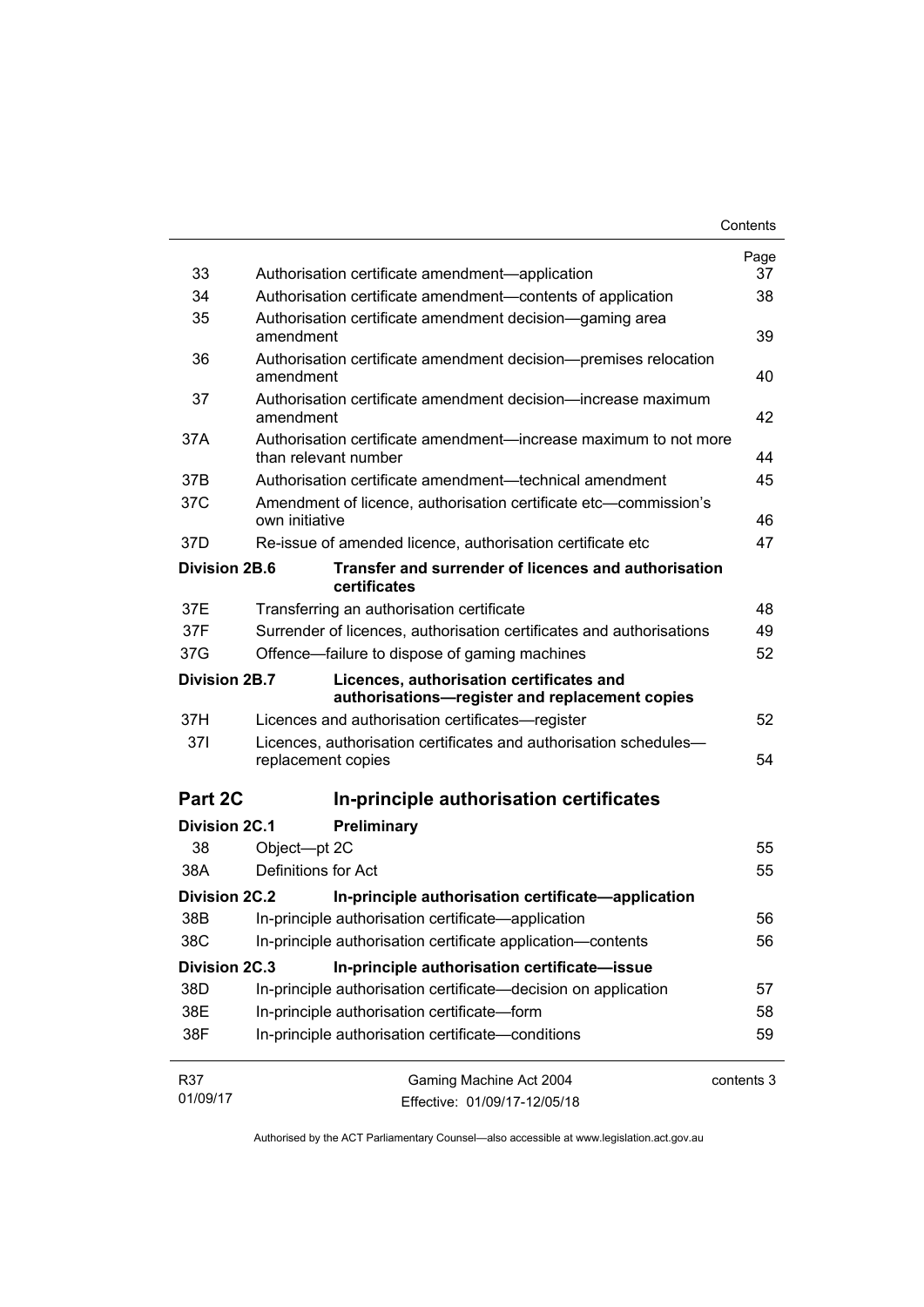| | | Page |
|---|---|---|
| 33 | Authorisation certificate amendment—application | 37 |
| 34 | Authorisation certificate amendment—contents of application | 38 |
| 35 | Authorisation certificate amendment decision—gaming area amendment | 39 |
| 36 | Authorisation certificate amendment decision—premises relocation amendment | 40 |
| 37 | Authorisation certificate amendment decision—increase maximum amendment | 42 |
| 37A | Authorisation certificate amendment—increase maximum to not more than relevant number | 44 |
| 37B | Authorisation certificate amendment—technical amendment | 45 |
| 37C | Amendment of licence, authorisation certificate etc—commission's own initiative | 46 |
| 37D | Re-issue of amended licence, authorisation certificate etc | 47 |
| **Division 2B.6** | **Transfer and surrender of licences and authorisation certificates** | |
| 37E | Transferring an authorisation certificate | 48 |
| 37F | Surrender of licences, authorisation certificates and authorisations | 49 |
| 37G | Offence—failure to dispose of gaming machines | 52 |
| **Division 2B.7** | **Licences, authorisation certificates and authorisations—register and replacement copies** | |
| 37H | Licences and authorisation certificates—register | 52 |
| 37I | Licences, authorisation certificates and authorisation schedules—replacement copies | 54 |
| **Part 2C** | **In-principle authorisation certificates** | |
| **Division 2C.1** | **Preliminary** | |
| 38 | Object—pt 2C | 55 |
| 38A | Definitions for Act | 55 |
| **Division 2C.2** | **In-principle authorisation certificate—application** | |
| 38B | In-principle authorisation certificate—application | 56 |
| 38C | In-principle authorisation certificate application—contents | 56 |
| **Division 2C.3** | **In-principle authorisation certificate—issue** | |
| 38D | In-principle authorisation certificate—decision on application | 57 |
| 38E | In-principle authorisation certificate—form | 58 |
| 38F | In-principle authorisation certificate—conditions | 59 |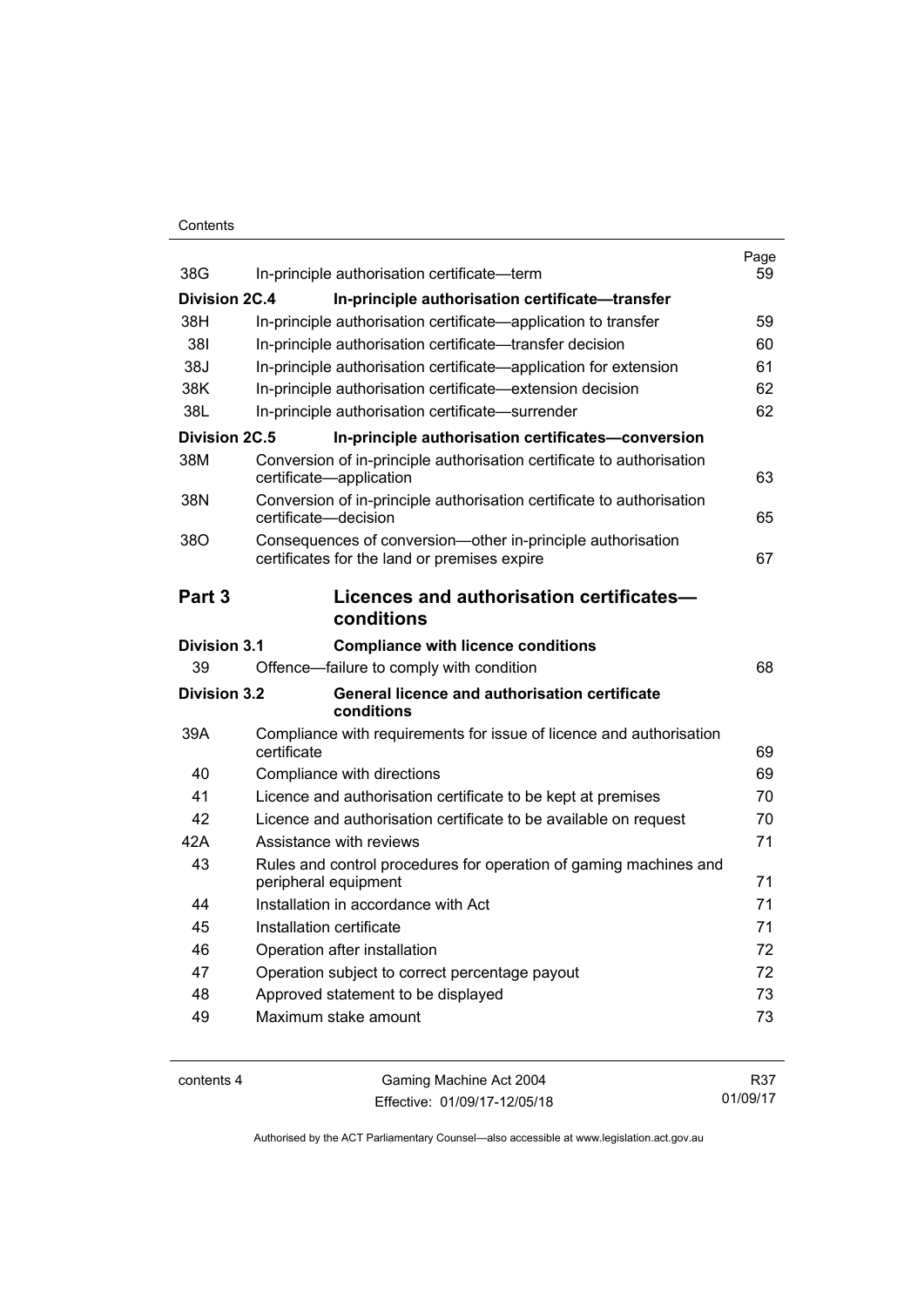| | | Page |
|---|---|---|
| 38G | In-principle authorisation certificate—term | 59 |
| **Division 2C.4** | **In-principle authorisation certificate—transfer** | |
| 38H | In-principle authorisation certificate—application to transfer | 59 |
| 38I | In-principle authorisation certificate—transfer decision | 60 |
| 38J | In-principle authorisation certificate—application for extension | 61 |
| 38K | In-principle authorisation certificate—extension decision | 62 |
| 38L | In-principle authorisation certificate—surrender | 62 |
| **Division 2C.5** | **In-principle authorisation certificates—conversion** | |
| 38M | Conversion of in-principle authorisation certificate to authorisation certificate—application | 63 |
| 38N | Conversion of in-principle authorisation certificate to authorisation certificate—decision | 65 |
| 38O | Consequences of conversion—other in-principle authorisation certificates for the land or premises expire | 67 |

## Part 3 Licences and authorisation certificates—conditions

| | | |
|---|---|---|
| **Division 3.1** | **Compliance with licence conditions** | |
| 39 | Offence—failure to comply with condition | 68 |
| **Division 3.2** | **General licence and authorisation certificate conditions** | |
| 39A | Compliance with requirements for issue of licence and authorisation certificate | 69 |
| 40 | Compliance with directions | 69 |
| 41 | Licence and authorisation certificate to be kept at premises | 70 |
| 42 | Licence and authorisation certificate to be available on request | 70 |
| 42A | Assistance with reviews | 71 |
| 43 | Rules and control procedures for operation of gaming machines and peripheral equipment | 71 |
| 44 | Installation in accordance with Act | 71 |
| 45 | Installation certificate | 71 |
| 46 | Operation after installation | 72 |
| 47 | Operation subject to correct percentage payout | 72 |
| 48 | Approved statement to be displayed | 73 |
| 49 | Maximum stake amount | 73 |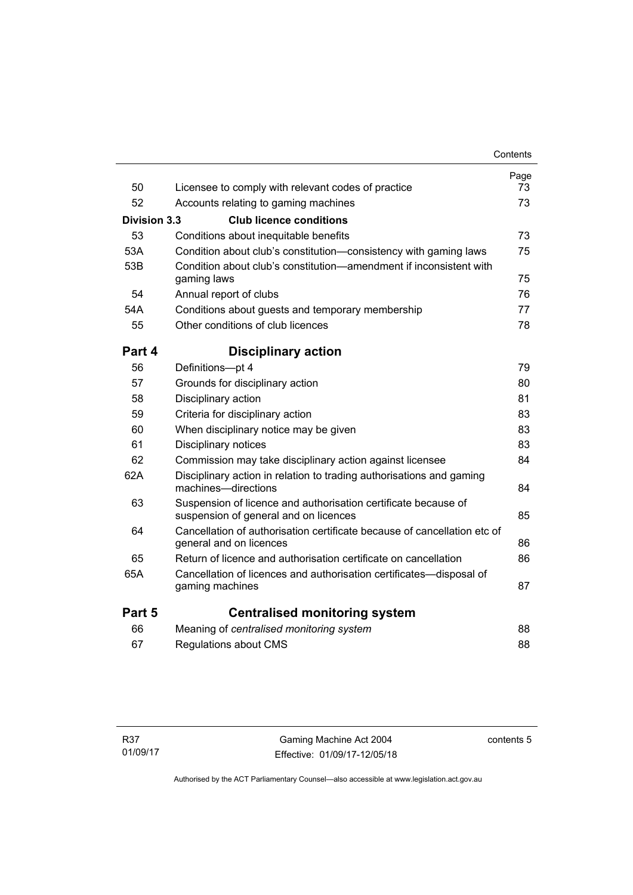| | | Page |
|---|---|---|
| 50 | Licensee to comply with relevant codes of practice | 73 |
| 52 | Accounts relating to gaming machines | 73 |
| **Division 3.3** | **Club licence conditions** | |
| 53 | Conditions about inequitable benefits | 73 |
| 53A | Condition about club's constitution—consistency with gaming laws | 75 |
| 53B | Condition about club's constitution—amendment if inconsistent with gaming laws | 75 |
| 54 | Annual report of clubs | 76 |
| 54A | Conditions about guests and temporary membership | 77 |
| 55 | Other conditions of club licences | 78 |
| **Part 4** | **Disciplinary action** | |
| 56 | Definitions—pt 4 | 79 |
| 57 | Grounds for disciplinary action | 80 |
| 58 | Disciplinary action | 81 |
| 59 | Criteria for disciplinary action | 83 |
| 60 | When disciplinary notice may be given | 83 |
| 61 | Disciplinary notices | 83 |
| 62 | Commission may take disciplinary action against licensee | 84 |
| 62A | Disciplinary action in relation to trading authorisations and gaming machines—directions | 84 |
| 63 | Suspension of licence and authorisation certificate because of suspension of general and on licences | 85 |
| 64 | Cancellation of authorisation certificate because of cancellation etc of general and on licences | 86 |
| 65 | Return of licence and authorisation certificate on cancellation | 86 |
| 65A | Cancellation of licences and authorisation certificates—disposal of gaming machines | 87 |
| **Part 5** | **Centralised monitoring system** | |
| 66 | Meaning of *centralised monitoring system* | 88 |
| 67 | Regulations about CMS | 88 |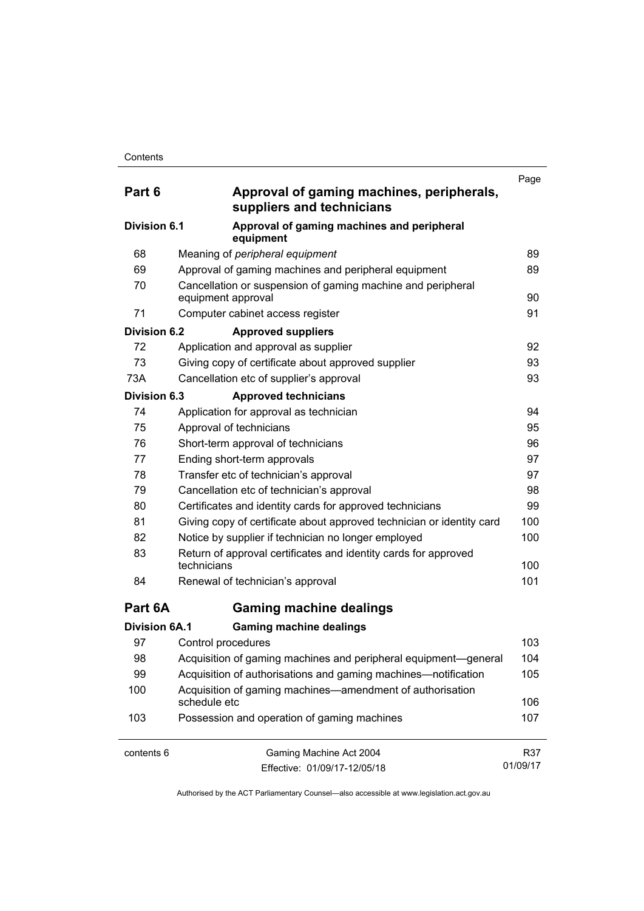| | | Page |
|---|---|---|
| **Part 6** | **Approval of gaming machines, peripherals, suppliers and technicians** | |
| **Division 6.1** | **Approval of gaming machines and peripheral equipment** | |
| 68 | Meaning of *peripheral equipment* | 89 |
| 69 | Approval of gaming machines and peripheral equipment | 89 |
| 70 | Cancellation or suspension of gaming machine and peripheral equipment approval | 90 |
| 71 | Computer cabinet access register | 91 |
| **Division 6.2** | **Approved suppliers** | |
| 72 | Application and approval as supplier | 92 |
| 73 | Giving copy of certificate about approved supplier | 93 |
| 73A | Cancellation etc of supplier's approval | 93 |
| **Division 6.3** | **Approved technicians** | |
| 74 | Application for approval as technician | 94 |
| 75 | Approval of technicians | 95 |
| 76 | Short-term approval of technicians | 96 |
| 77 | Ending short-term approvals | 97 |
| 78 | Transfer etc of technician's approval | 97 |
| 79 | Cancellation etc of technician's approval | 98 |
| 80 | Certificates and identity cards for approved technicians | 99 |
| 81 | Giving copy of certificate about approved technician or identity card | 100 |
| 82 | Notice by supplier if technician no longer employed | 100 |
| 83 | Return of approval certificates and identity cards for approved technicians | 100 |
| 84 | Renewal of technician's approval | 101 |
| **Part 6A** | **Gaming machine dealings** | |
| **Division 6A.1** | **Gaming machine dealings** | |
| 97 | Control procedures | 103 |
| 98 | Acquisition of gaming machines and peripheral equipment—general | 104 |
| 99 | Acquisition of authorisations and gaming machines—notification | 105 |
| 100 | Acquisition of gaming machines—amendment of authorisation schedule etc | 106 |
| 103 | Possession and operation of gaming machines | 107 |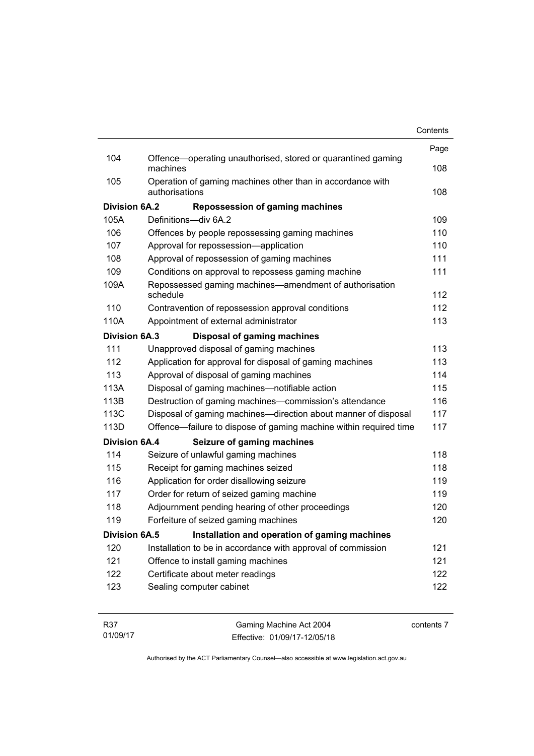| | | Page |
|---|---|---|
| 104 | Offence—operating unauthorised, stored or quarantined gaming machines | 108 |
| 105 | Operation of gaming machines other than in accordance with authorisations | 108 |
| **Division 6A.2** | **Repossession of gaming machines** | |
| 105A | Definitions—div 6A.2 | 109 |
| 106 | Offences by people repossessing gaming machines | 110 |
| 107 | Approval for repossession—application | 110 |
| 108 | Approval of repossession of gaming machines | 111 |
| 109 | Conditions on approval to repossess gaming machine | 111 |
| 109A | Repossessed gaming machines—amendment of authorisation schedule | 112 |
| 110 | Contravention of repossession approval conditions | 112 |
| 110A | Appointment of external administrator | 113 |
| **Division 6A.3** | **Disposal of gaming machines** | |
| 111 | Unapproved disposal of gaming machines | 113 |
| 112 | Application for approval for disposal of gaming machines | 113 |
| 113 | Approval of disposal of gaming machines | 114 |
| 113A | Disposal of gaming machines—notifiable action | 115 |
| 113B | Destruction of gaming machines—commission's attendance | 116 |
| 113C | Disposal of gaming machines—direction about manner of disposal | 117 |
| 113D | Offence—failure to dispose of gaming machine within required time | 117 |
| **Division 6A.4** | **Seizure of gaming machines** | |
| 114 | Seizure of unlawful gaming machines | 118 |
| 115 | Receipt for gaming machines seized | 118 |
| 116 | Application for order disallowing seizure | 119 |
| 117 | Order for return of seized gaming machine | 119 |
| 118 | Adjournment pending hearing of other proceedings | 120 |
| 119 | Forfeiture of seized gaming machines | 120 |
| **Division 6A.5** | **Installation and operation of gaming machines** | |
| 120 | Installation to be in accordance with approval of commission | 121 |
| 121 | Offence to install gaming machines | 121 |
| 122 | Certificate about meter readings | 122 |
| 123 | Sealing computer cabinet | 122 |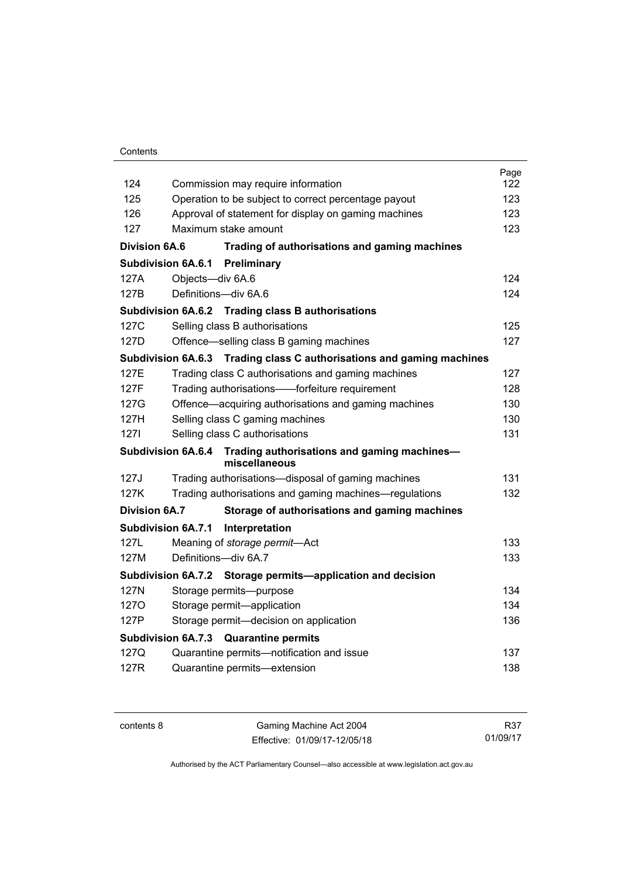| | | Page |
|---|---|---|
| 124 | Commission may require information | 122 |
| 125 | Operation to be subject to correct percentage payout | 123 |
| 126 | Approval of statement for display on gaming machines | 123 |
| 127 | Maximum stake amount | 123 |
| **Division 6A.6** | **Trading of authorisations and gaming machines** | |
| **Subdivision 6A.6.1** | **Preliminary** | |
| 127A | Objects—div 6A.6 | 124 |
| 127B | Definitions—div 6A.6 | 124 |
| **Subdivision 6A.6.2** | **Trading class B authorisations** | |
| 127C | Selling class B authorisations | 125 |
| 127D | Offence—selling class B gaming machines | 127 |
| **Subdivision 6A.6.3** | **Trading class C authorisations and gaming machines** | |
| 127E | Trading class C authorisations and gaming machines | 127 |
| 127F | Trading authorisations——forfeiture requirement | 128 |
| 127G | Offence—acquiring authorisations and gaming machines | 130 |
| 127H | Selling class C gaming machines | 130 |
| 127I | Selling class C authorisations | 131 |
| **Subdivision 6A.6.4** | **Trading authorisations and gaming machines—miscellaneous** | |
| 127J | Trading authorisations—disposal of gaming machines | 131 |
| 127K | Trading authorisations and gaming machines—regulations | 132 |
| **Division 6A.7** | **Storage of authorisations and gaming machines** | |
| **Subdivision 6A.7.1** | **Interpretation** | |
| 127L | Meaning of *storage permit*—Act | 133 |
| 127M | Definitions—div 6A.7 | 133 |
| **Subdivision 6A.7.2** | **Storage permits—application and decision** | |
| 127N | Storage permits—purpose | 134 |
| 127O | Storage permit—application | 134 |
| 127P | Storage permit—decision on application | 136 |
| **Subdivision 6A.7.3** | **Quarantine permits** | |
| 127Q | Quarantine permits—notification and issue | 137 |
| 127R | Quarantine permits—extension | 138 |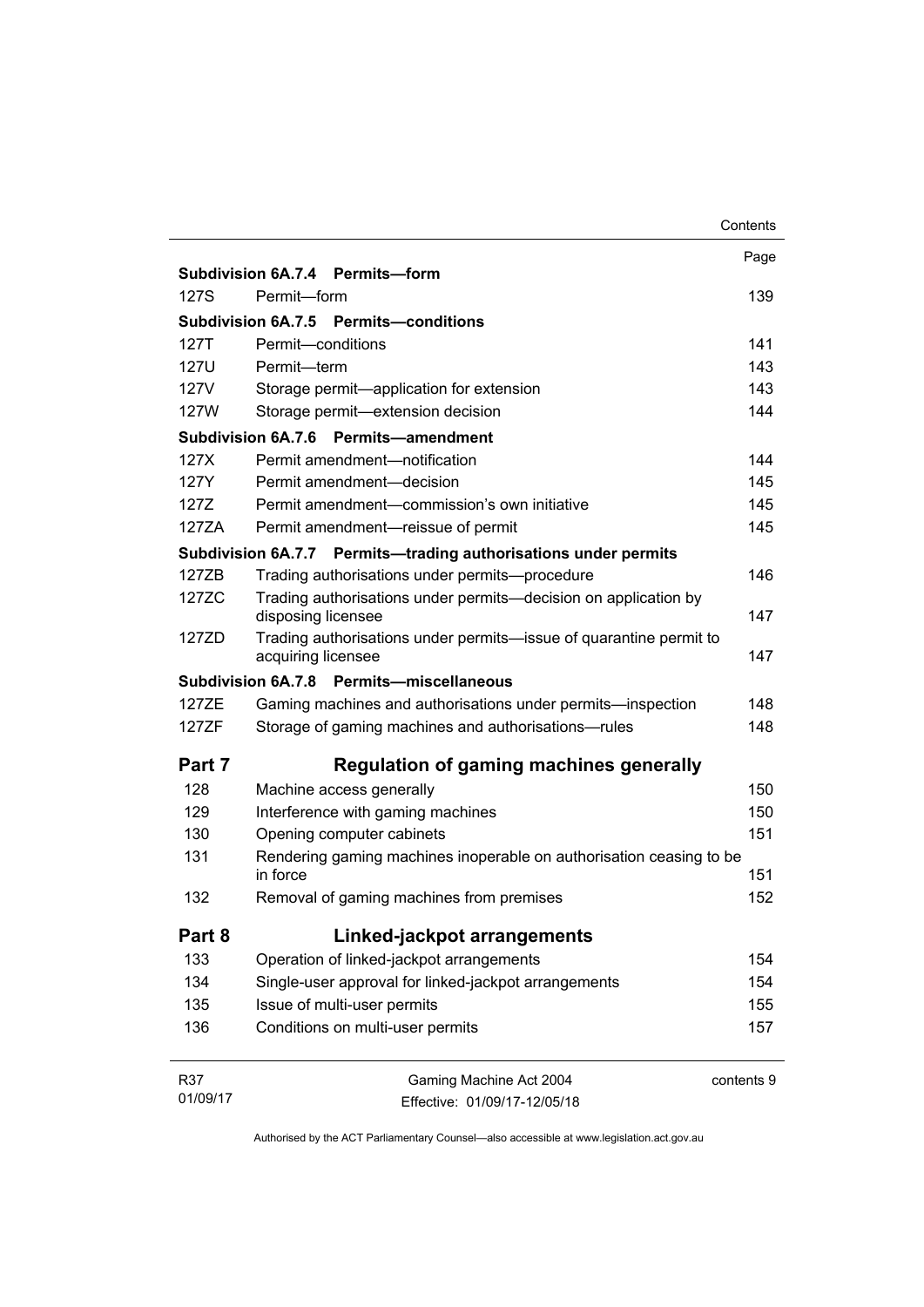| | | Page |
|---|---|---|
| **Subdivision 6A.7.4** | **Permits—form** | |
| 127S | Permit—form | 139 |
| **Subdivision 6A.7.5** | **Permits—conditions** | |
| 127T | Permit—conditions | 141 |
| 127U | Permit—term | 143 |
| 127V | Storage permit—application for extension | 143 |
| 127W | Storage permit—extension decision | 144 |
| **Subdivision 6A.7.6** | **Permits—amendment** | |
| 127X | Permit amendment—notification | 144 |
| 127Y | Permit amendment—decision | 145 |
| 127Z | Permit amendment—commission's own initiative | 145 |
| 127ZA | Permit amendment—reissue of permit | 145 |
| **Subdivision 6A.7.7** | **Permits—trading authorisations under permits** | |
| 127ZB | Trading authorisations under permits—procedure | 146 |
| 127ZC | Trading authorisations under permits—decision on application by disposing licensee | 147 |
| 127ZD | Trading authorisations under permits—issue of quarantine permit to acquiring licensee | 147 |
| **Subdivision 6A.7.8** | **Permits—miscellaneous** | |
| 127ZE | Gaming machines and authorisations under permits—inspection | 148 |
| 127ZF | Storage of gaming machines and authorisations—rules | 148 |
| **Part 7** | **Regulation of gaming machines generally** | |
| 128 | Machine access generally | 150 |
| 129 | Interference with gaming machines | 150 |
| 130 | Opening computer cabinets | 151 |
| 131 | Rendering gaming machines inoperable on authorisation ceasing to be in force | 151 |
| 132 | Removal of gaming machines from premises | 152 |
| **Part 8** | **Linked-jackpot arrangements** | |
| 133 | Operation of linked-jackpot arrangements | 154 |
| 134 | Single-user approval for linked-jackpot arrangements | 154 |
| 135 | Issue of multi-user permits | 155 |
| 136 | Conditions on multi-user permits | 157 |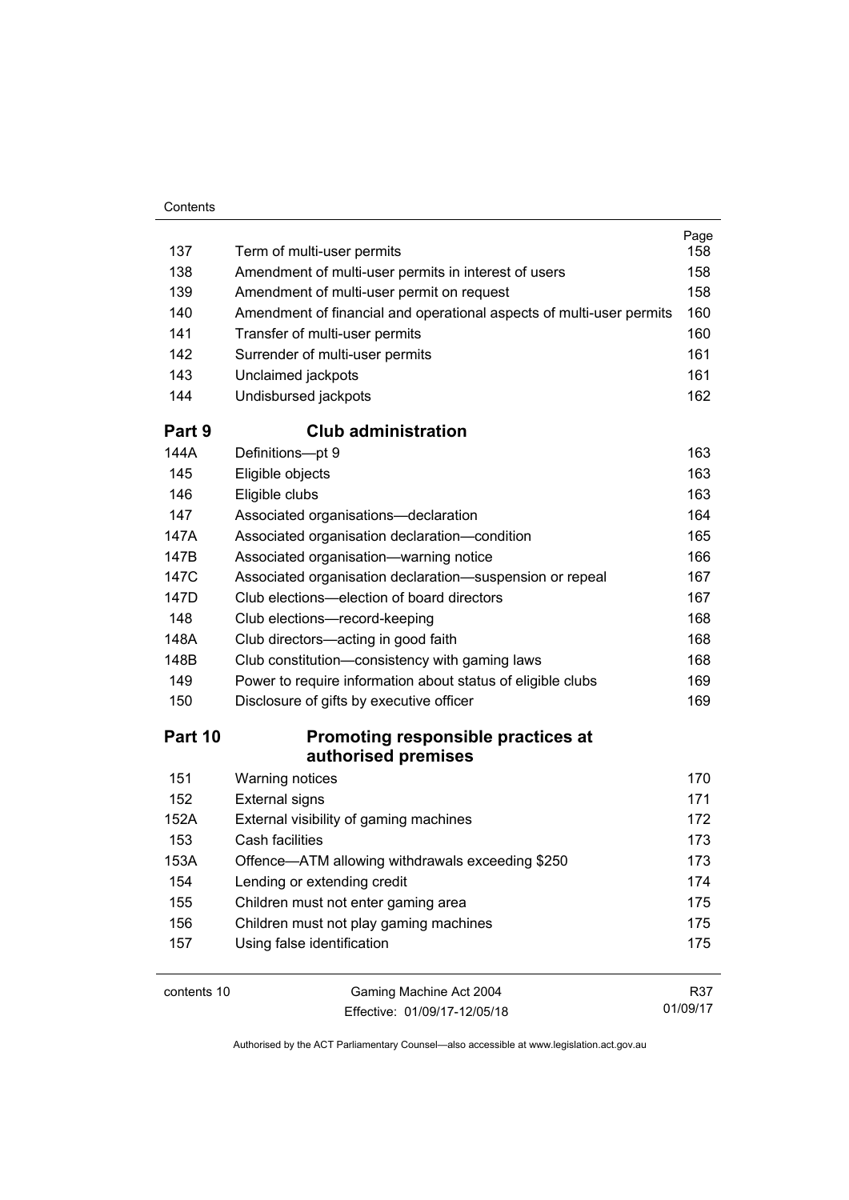| | | Page |
|---|---|---|
| 137 | Term of multi-user permits | 158 |
| 138 | Amendment of multi-user permits in interest of users | 158 |
| 139 | Amendment of multi-user permit on request | 158 |
| 140 | Amendment of financial and operational aspects of multi-user permits | 160 |
| 141 | Transfer of multi-user permits | 160 |
| 142 | Surrender of multi-user permits | 161 |
| 143 | Unclaimed jackpots | 161 |
| 144 | Undisbursed jackpots | 162 |

## Part 9 Club administration

| | | |
|---|---|---|
| 144A | Definitions—pt 9 | 163 |
| 145 | Eligible objects | 163 |
| 146 | Eligible clubs | 163 |
| 147 | Associated organisations—declaration | 164 |
| 147A | Associated organisation declaration—condition | 165 |
| 147B | Associated organisation—warning notice | 166 |
| 147C | Associated organisation declaration—suspension or repeal | 167 |
| 147D | Club elections—election of board directors | 167 |
| 148 | Club elections—record-keeping | 168 |
| 148A | Club directors—acting in good faith | 168 |
| 148B | Club constitution—consistency with gaming laws | 168 |
| 149 | Power to require information about status of eligible clubs | 169 |
| 150 | Disclosure of gifts by executive officer | 169 |

## Part 10 Promoting responsible practices at authorised premises

| | | |
|---|---|---|
| 151 | Warning notices | 170 |
| 152 | External signs | 171 |
| 152A | External visibility of gaming machines | 172 |
| 153 | Cash facilities | 173 |
| 153A | Offence—ATM allowing withdrawals exceeding $250 | 173 |
| 154 | Lending or extending credit | 174 |
| 155 | Children must not enter gaming area | 175 |
| 156 | Children must not play gaming machines | 175 |
| 157 | Using false identification | 175 |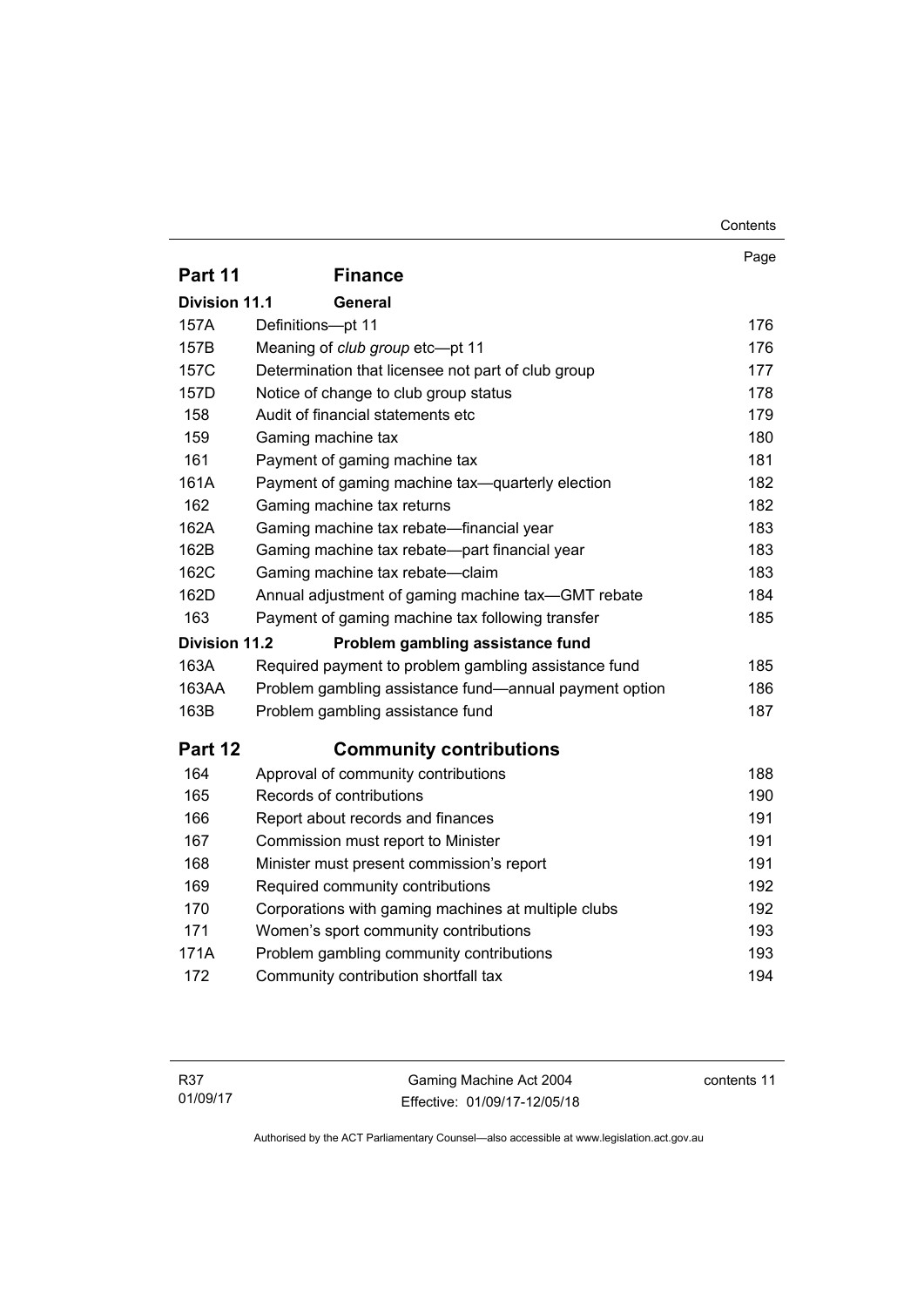| | | Page |
|---|---|---|
| **Part 11** | **Finance** | |
| **Division 11.1** | **General** | |
| 157A | Definitions—pt 11 | 176 |
| 157B | Meaning of *club group* etc—pt 11 | 176 |
| 157C | Determination that licensee not part of club group | 177 |
| 157D | Notice of change to club group status | 178 |
| 158 | Audit of financial statements etc | 179 |
| 159 | Gaming machine tax | 180 |
| 161 | Payment of gaming machine tax | 181 |
| 161A | Payment of gaming machine tax—quarterly election | 182 |
| 162 | Gaming machine tax returns | 182 |
| 162A | Gaming machine tax rebate—financial year | 183 |
| 162B | Gaming machine tax rebate—part financial year | 183 |
| 162C | Gaming machine tax rebate—claim | 183 |
| 162D | Annual adjustment of gaming machine tax—GMT rebate | 184 |
| 163 | Payment of gaming machine tax following transfer | 185 |
| **Division 11.2** | **Problem gambling assistance fund** | |
| 163A | Required payment to problem gambling assistance fund | 185 |
| 163AA | Problem gambling assistance fund—annual payment option | 186 |
| 163B | Problem gambling assistance fund | 187 |
| **Part 12** | **Community contributions** | |
| 164 | Approval of community contributions | 188 |
| 165 | Records of contributions | 190 |
| 166 | Report about records and finances | 191 |
| 167 | Commission must report to Minister | 191 |
| 168 | Minister must present commission's report | 191 |
| 169 | Required community contributions | 192 |
| 170 | Corporations with gaming machines at multiple clubs | 192 |
| 171 | Women's sport community contributions | 193 |
| 171A | Problem gambling community contributions | 193 |
| 172 | Community contribution shortfall tax | 194 |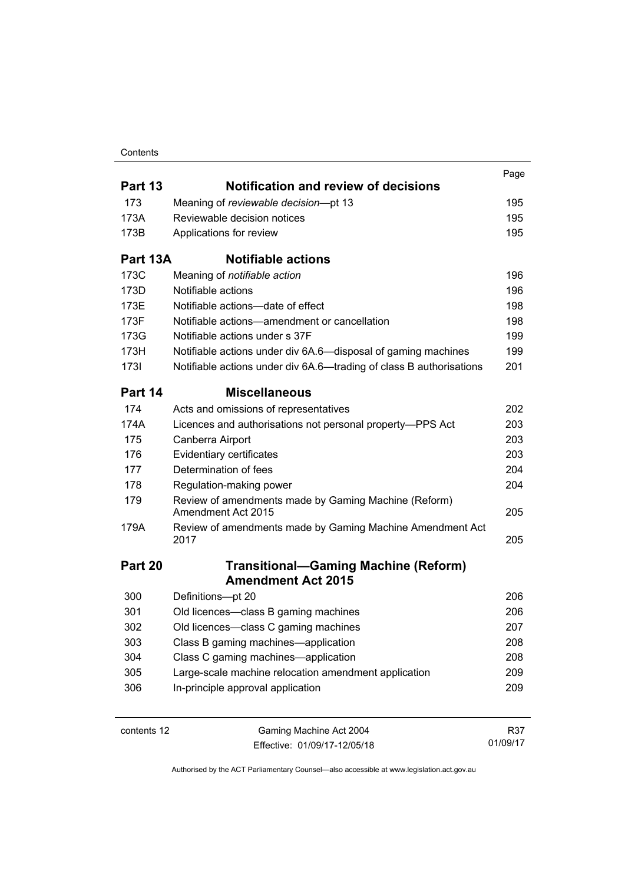| | | Page |
|---|---|---|
| **Part 13** | **Notification and review of decisions** | |
| 173 | Meaning of *reviewable decision*—pt 13 | 195 |
| 173A | Reviewable decision notices | 195 |
| 173B | Applications for review | 195 |
| **Part 13A** | **Notifiable actions** | |
| 173C | Meaning of *notifiable action* | 196 |
| 173D | Notifiable actions | 196 |
| 173E | Notifiable actions—date of effect | 198 |
| 173F | Notifiable actions—amendment or cancellation | 198 |
| 173G | Notifiable actions under s 37F | 199 |
| 173H | Notifiable actions under div 6A.6—disposal of gaming machines | 199 |
| 173I | Notifiable actions under div 6A.6—trading of class B authorisations | 201 |
| **Part 14** | **Miscellaneous** | |
| 174 | Acts and omissions of representatives | 202 |
| 174A | Licences and authorisations not personal property—PPS Act | 203 |
| 175 | Canberra Airport | 203 |
| 176 | Evidentiary certificates | 203 |
| 177 | Determination of fees | 204 |
| 178 | Regulation-making power | 204 |
| 179 | Review of amendments made by Gaming Machine (Reform) Amendment Act 2015 | 205 |
| 179A | Review of amendments made by Gaming Machine Amendment Act 2017 | 205 |
| **Part 20** | **Transitional—Gaming Machine (Reform) Amendment Act 2015** | |
| 300 | Definitions—pt 20 | 206 |
| 301 | Old licences—class B gaming machines | 206 |
| 302 | Old licences—class C gaming machines | 207 |
| 303 | Class B gaming machines—application | 208 |
| 304 | Class C gaming machines—application | 208 |
| 305 | Large-scale machine relocation amendment application | 209 |
| 306 | In-principle approval application | 209 |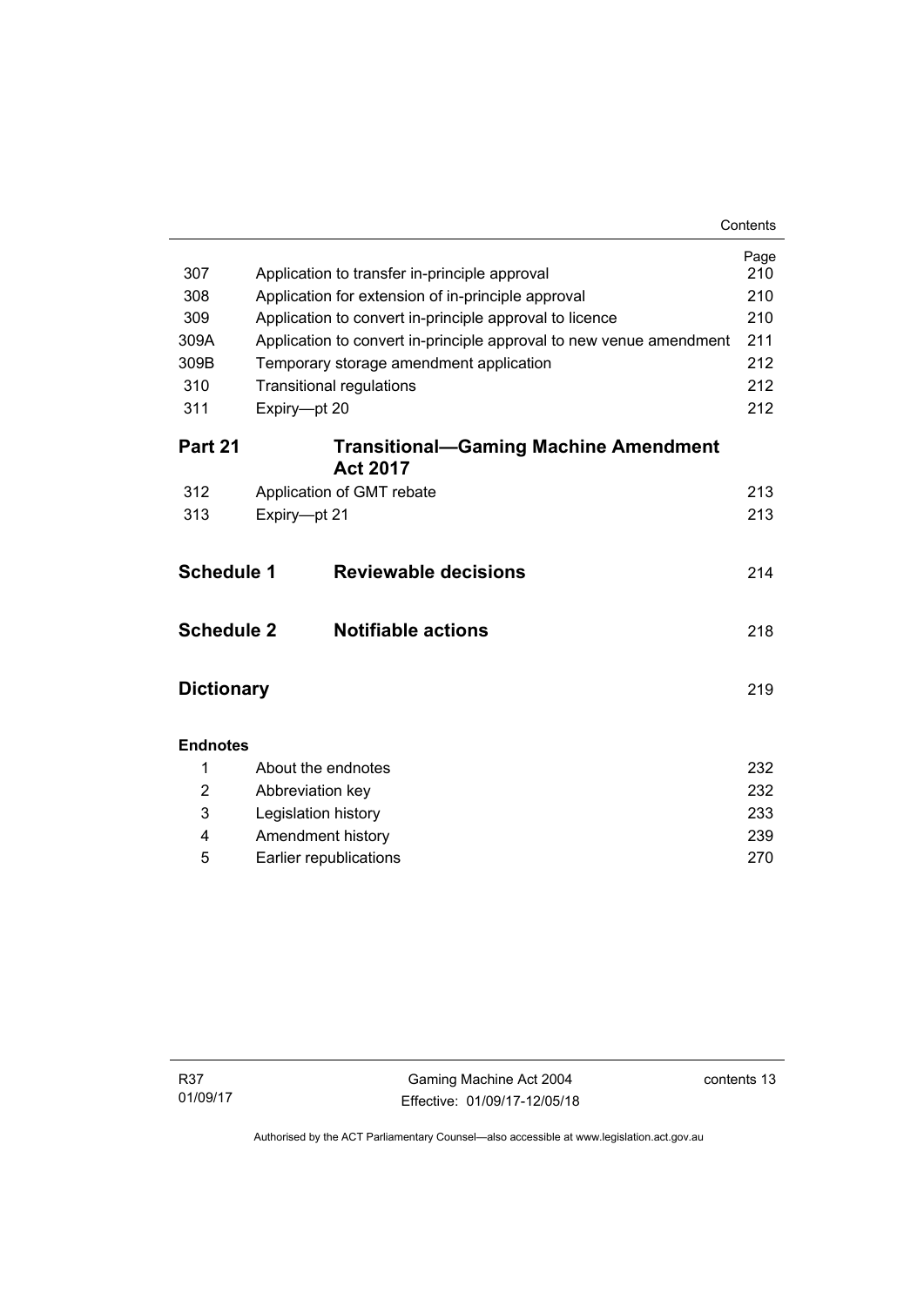| | | Page |
|---|---|---|
| 307 | Application to transfer in-principle approval | 210 |
| 308 | Application for extension of in-principle approval | 210 |
| 309 | Application to convert in-principle approval to licence | 210 |
| 309A | Application to convert in-principle approval to new venue amendment | 211 |
| 309B | Temporary storage amendment application | 212 |
| 310 | Transitional regulations | 212 |
| 311 | Expiry—pt 20 | 212 |

**Part 21 Transitional—Gaming Machine Amendment Act 2017**

| | | |
|---|---|---|
| 312 | Application of GMT rebate | 213 |
| 313 | Expiry—pt 21 | 213 |

**Schedule 1 Reviewable decisions** 214

**Schedule 2 Notifiable actions** 218

**Dictionary** 219

**Endnotes**

| | | |
|---|---|---|
| 1 | About the endnotes | 232 |
| 2 | Abbreviation key | 232 |
| 3 | Legislation history | 233 |
| 4 | Amendment history | 239 |
| 5 | Earlier republications | 270 |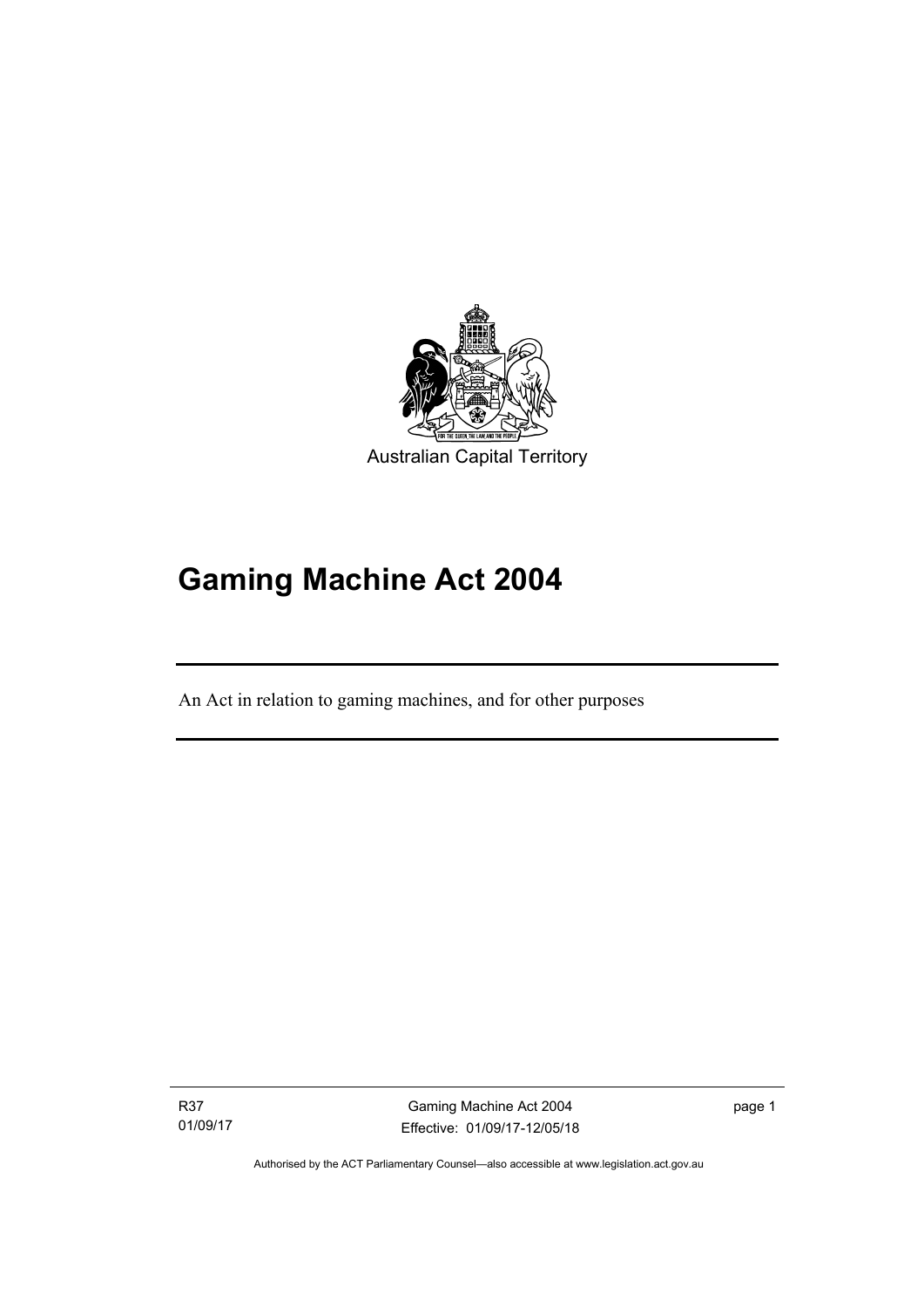Australian Capital Territory

# Gaming Machine Act 2004

An Act in relation to gaming machines, and for other purposes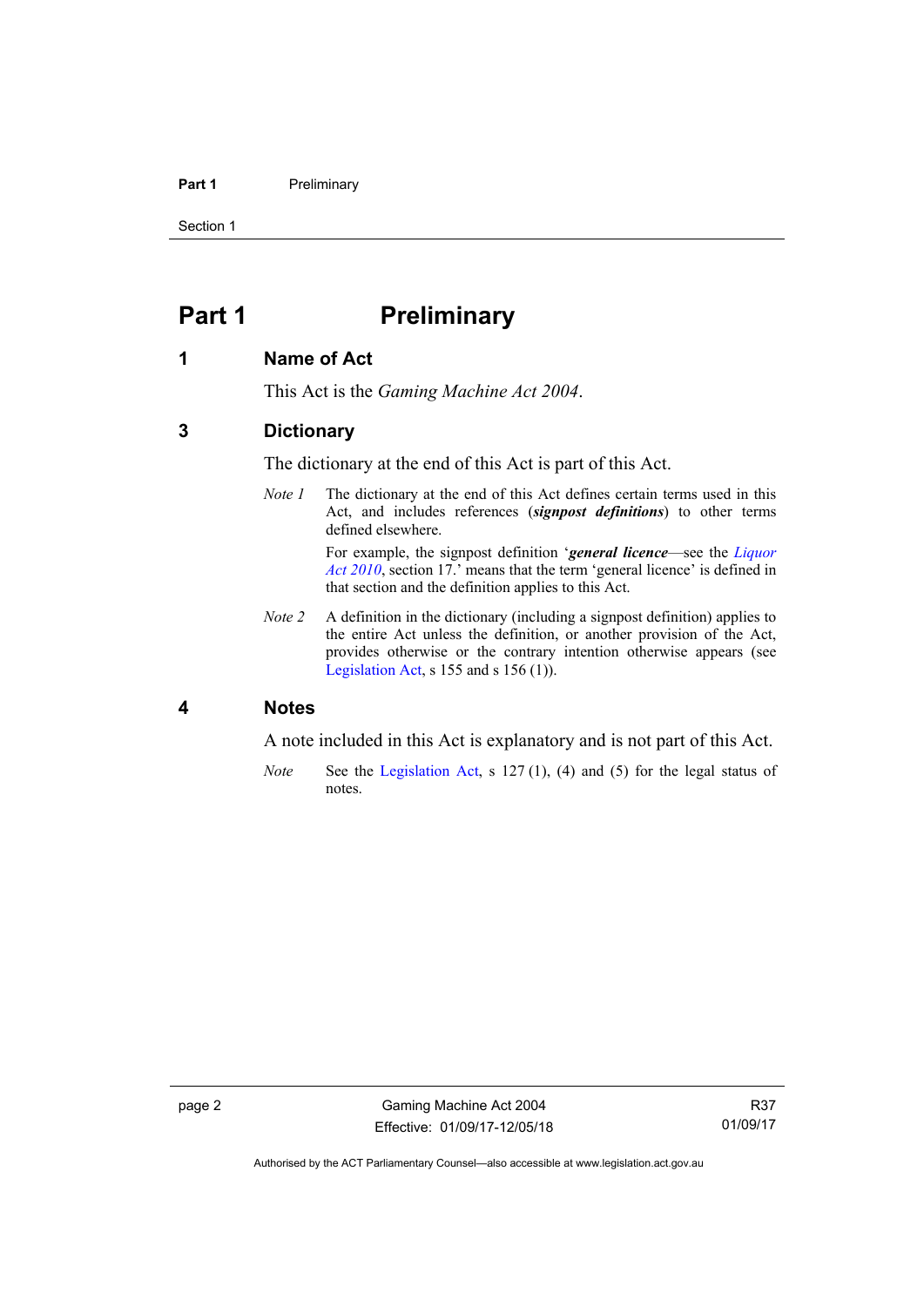# Part 1 Preliminary

## 1 Name of Act

This Act is the *Gaming Machine Act 2004*.

## 3 Dictionary

The dictionary at the end of this Act is part of this Act.

*Note 1* The dictionary at the end of this Act defines certain terms used in this Act, and includes references (***signpost definitions***) to other terms defined elsewhere.

For example, the signpost definition '***general licence***—see the *Liquor Act 2010*, section 17.' means that the term 'general licence' is defined in that section and the definition applies to this Act.

*Note 2* A definition in the dictionary (including a signpost definition) applies to the entire Act unless the definition, or another provision of the Act, provides otherwise or the contrary intention otherwise appears (see Legislation Act, s 155 and s 156 (1)).

## 4 Notes

A note included in this Act is explanatory and is not part of this Act.

*Note* See the Legislation Act, s 127 (1), (4) and (5) for the legal status of notes.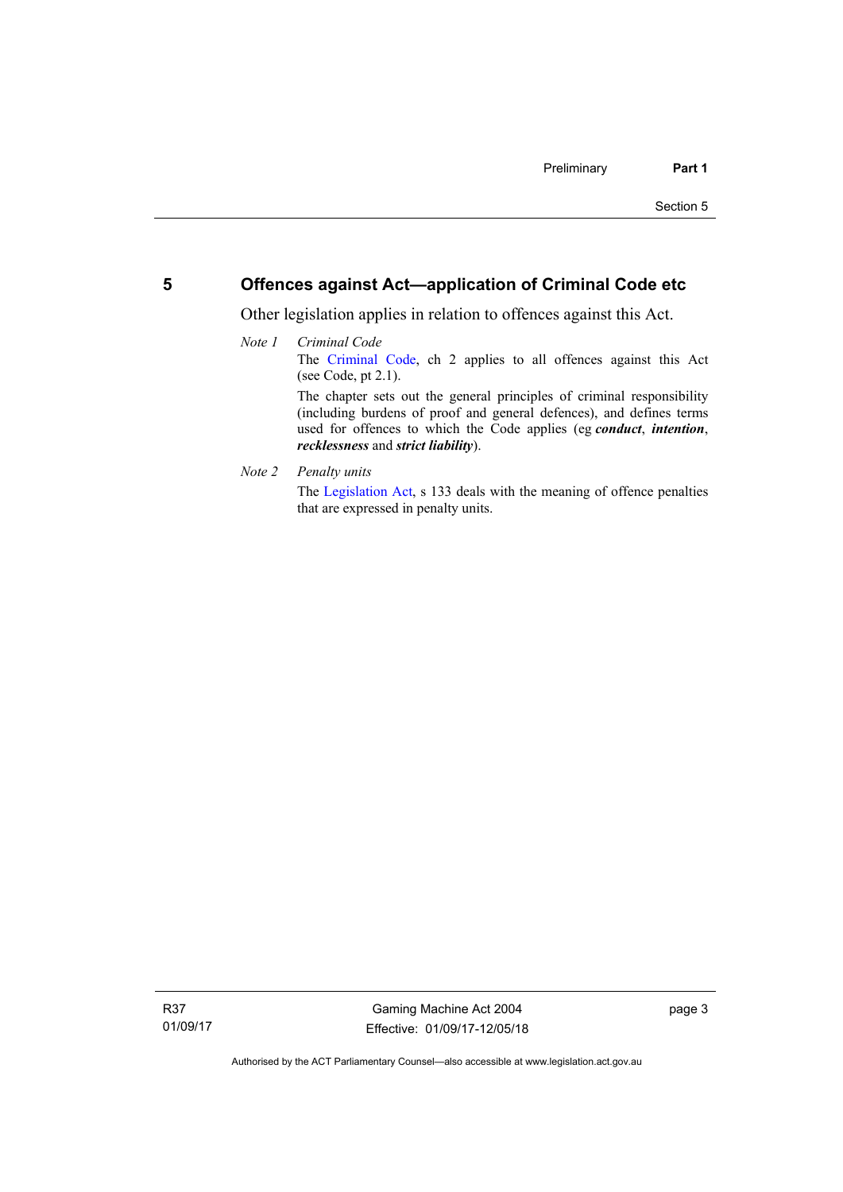## 5 Offences against Act—application of Criminal Code etc

Other legislation applies in relation to offences against this Act.

*Note 1* *Criminal Code*

The Criminal Code, ch 2 applies to all offences against this Act (see Code, pt 2.1).

The chapter sets out the general principles of criminal responsibility (including burdens of proof and general defences), and defines terms used for offences to which the Code applies (eg ***conduct***, ***intention***, ***recklessness*** and ***strict liability***).

*Note 2* *Penalty units*

The Legislation Act, s 133 deals with the meaning of offence penalties that are expressed in penalty units.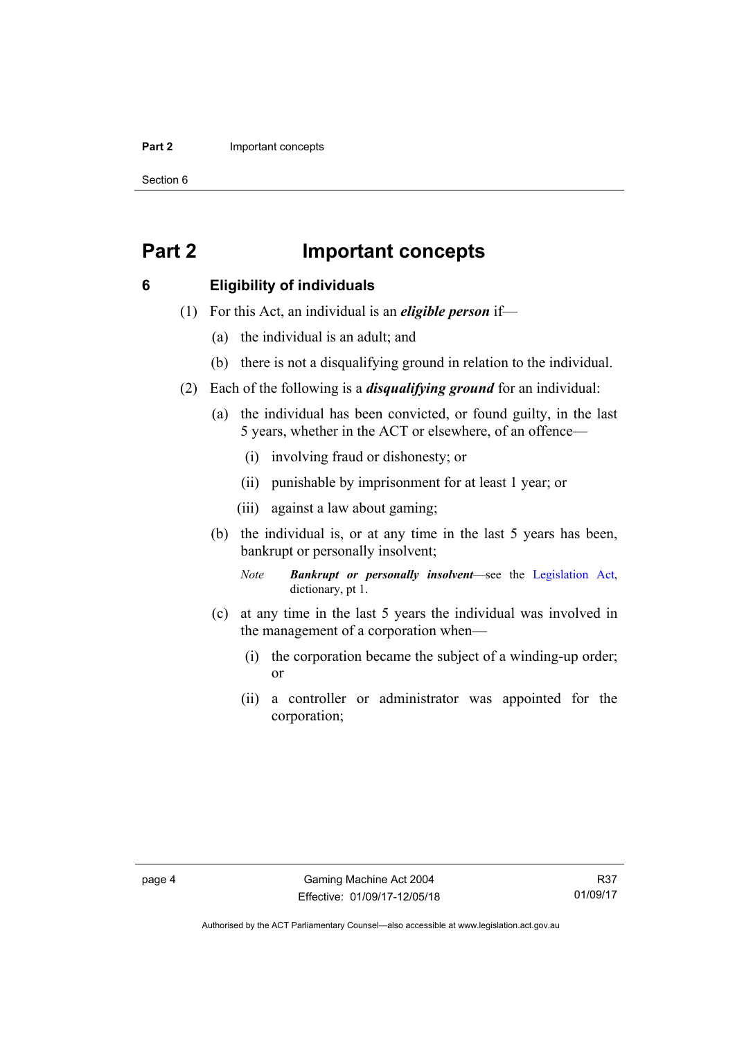# Part 2 Important concepts

## 6 Eligibility of individuals

(1) For this Act, an individual is an ***eligible person*** if—

(a) the individual is an adult; and

(b) there is not a disqualifying ground in relation to the individual.

(2) Each of the following is a ***disqualifying ground*** for an individual:

(a) the individual has been convicted, or found guilty, in the last 5 years, whether in the ACT or elsewhere, of an offence—

(i) involving fraud or dishonesty; or

(ii) punishable by imprisonment for at least 1 year; or

(iii) against a law about gaming;

(b) the individual is, or at any time in the last 5 years has been, bankrupt or personally insolvent;

*Note* ***Bankrupt or personally insolvent***—see the Legislation Act, dictionary, pt 1.

(c) at any time in the last 5 years the individual was involved in the management of a corporation when—

(i) the corporation became the subject of a winding-up order; or

(ii) a controller or administrator was appointed for the corporation;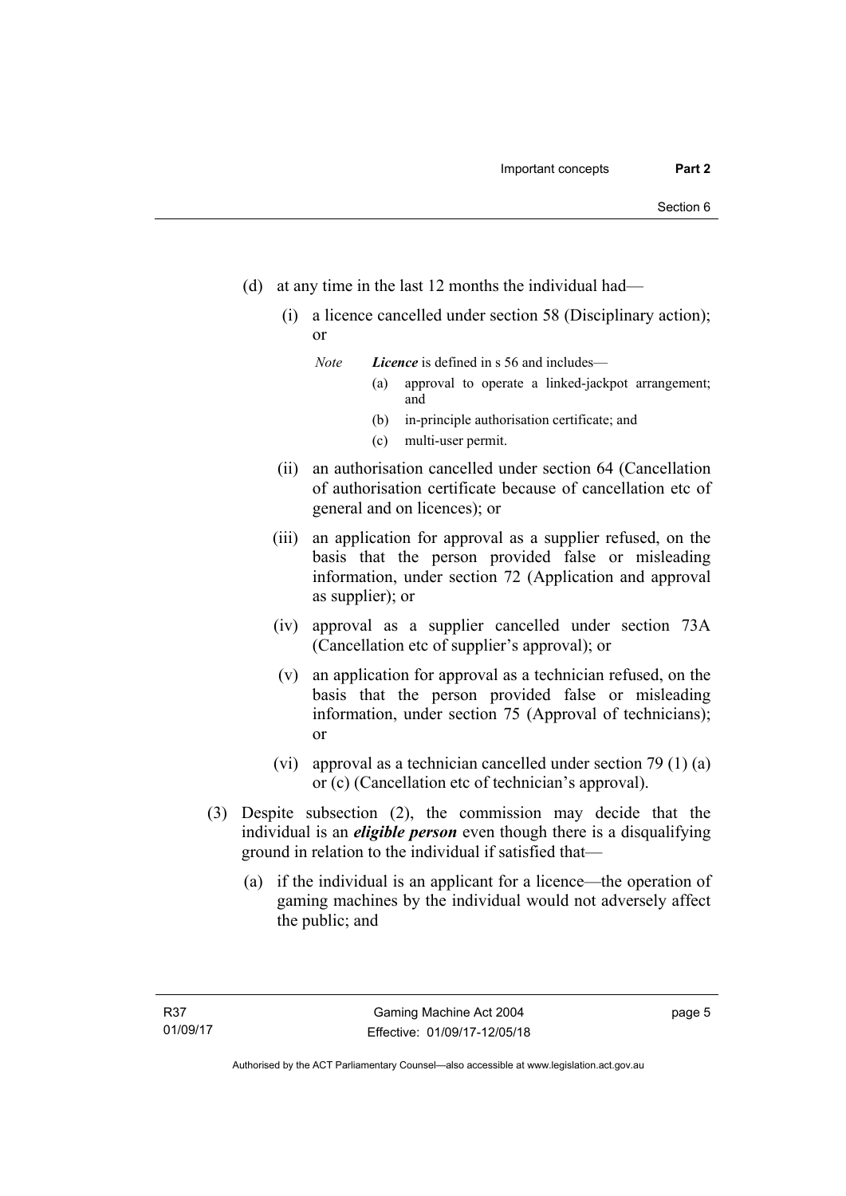(d) at any time in the last 12 months the individual had—

(i) a licence cancelled under section 58 (Disciplinary action); or

*Note* ***Licence*** is defined in s 56 and includes—

(a) approval to operate a linked-jackpot arrangement; and

(b) in-principle authorisation certificate; and

(c) multi-user permit.

(ii) an authorisation cancelled under section 64 (Cancellation of authorisation certificate because of cancellation etc of general and on licences); or

(iii) an application for approval as a supplier refused, on the basis that the person provided false or misleading information, under section 72 (Application and approval as supplier); or

(iv) approval as a supplier cancelled under section 73A (Cancellation etc of supplier's approval); or

(v) an application for approval as a technician refused, on the basis that the person provided false or misleading information, under section 75 (Approval of technicians); or

(vi) approval as a technician cancelled under section 79 (1) (a) or (c) (Cancellation etc of technician's approval).

(3) Despite subsection (2), the commission may decide that the individual is an ***eligible person*** even though there is a disqualifying ground in relation to the individual if satisfied that—

(a) if the individual is an applicant for a licence—the operation of gaming machines by the individual would not adversely affect the public; and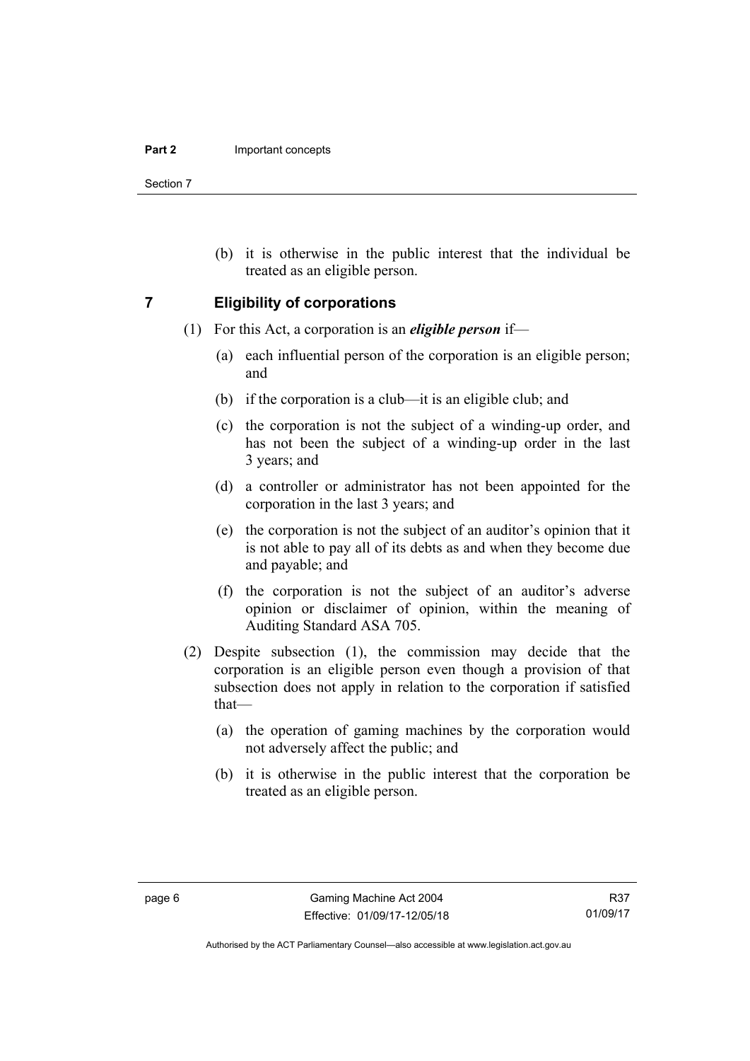(b) it is otherwise in the public interest that the individual be treated as an eligible person.

## 7 Eligibility of corporations

(1) For this Act, a corporation is an ***eligible person*** if—

(a) each influential person of the corporation is an eligible person; and

(b) if the corporation is a club—it is an eligible club; and

(c) the corporation is not the subject of a winding-up order, and has not been the subject of a winding-up order in the last 3 years; and

(d) a controller or administrator has not been appointed for the corporation in the last 3 years; and

(e) the corporation is not the subject of an auditor's opinion that it is not able to pay all of its debts as and when they become due and payable; and

(f) the corporation is not the subject of an auditor's adverse opinion or disclaimer of opinion, within the meaning of Auditing Standard ASA 705.

(2) Despite subsection (1), the commission may decide that the corporation is an eligible person even though a provision of that subsection does not apply in relation to the corporation if satisfied that—

(a) the operation of gaming machines by the corporation would not adversely affect the public; and

(b) it is otherwise in the public interest that the corporation be treated as an eligible person.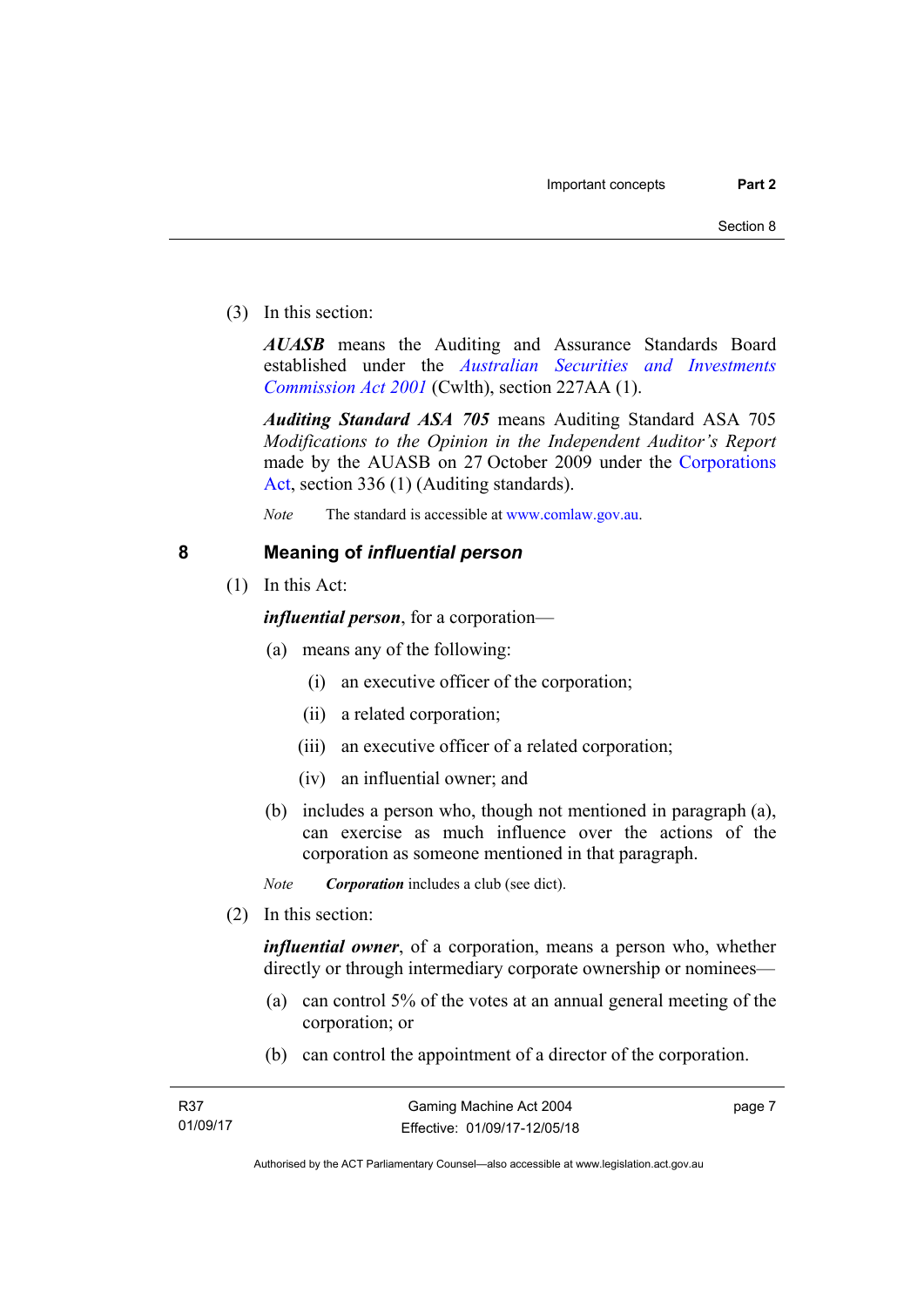(3) In this section:

***AUASB*** means the Auditing and Assurance Standards Board established under the *Australian Securities and Investments Commission Act 2001* (Cwlth), section 227AA (1).

***Auditing Standard ASA 705*** means Auditing Standard ASA 705 *Modifications to the Opinion in the Independent Auditor's Report* made by the AUASB on 27 October 2009 under the Corporations Act, section 336 (1) (Auditing standards).

*Note* The standard is accessible at www.comlaw.gov.au.

## 8 Meaning of *influential person*

(1) In this Act:

***influential person***, for a corporation—

(a) means any of the following:

(i) an executive officer of the corporation;

(ii) a related corporation;

(iii) an executive officer of a related corporation;

(iv) an influential owner; and

(b) includes a person who, though not mentioned in paragraph (a), can exercise as much influence over the actions of the corporation as someone mentioned in that paragraph.

*Note* ***Corporation*** includes a club (see dict).

(2) In this section:

***influential owner***, of a corporation, means a person who, whether directly or through intermediary corporate ownership or nominees—

(a) can control 5% of the votes at an annual general meeting of the corporation; or

(b) can control the appointment of a director of the corporation.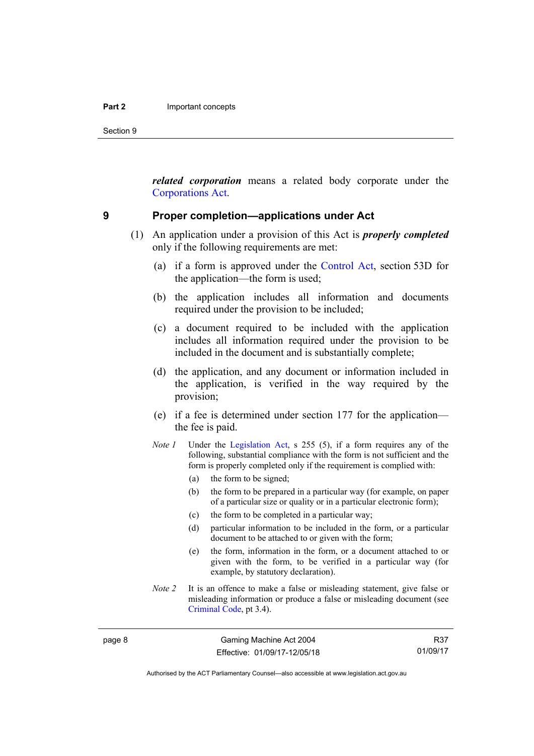***related corporation*** means a related body corporate under the Corporations Act.

## 9 Proper completion—applications under Act

(1) An application under a provision of this Act is ***properly completed*** only if the following requirements are met:

(a) if a form is approved under the Control Act, section 53D for the application—the form is used;

(b) the application includes all information and documents required under the provision to be included;

(c) a document required to be included with the application includes all information required under the provision to be included in the document and is substantially complete;

(d) the application, and any document or information included in the application, is verified in the way required by the provision;

(e) if a fee is determined under section 177 for the application—the fee is paid.

*Note 1* Under the Legislation Act, s 255 (5), if a form requires any of the following, substantial compliance with the form is not sufficient and the form is properly completed only if the requirement is complied with:

(a) the form to be signed;

(b) the form to be prepared in a particular way (for example, on paper of a particular size or quality or in a particular electronic form);

(c) the form to be completed in a particular way;

(d) particular information to be included in the form, or a particular document to be attached to or given with the form;

(e) the form, information in the form, or a document attached to or given with the form, to be verified in a particular way (for example, by statutory declaration).

*Note 2* It is an offence to make a false or misleading statement, give false or misleading information or produce a false or misleading document (see Criminal Code, pt 3.4).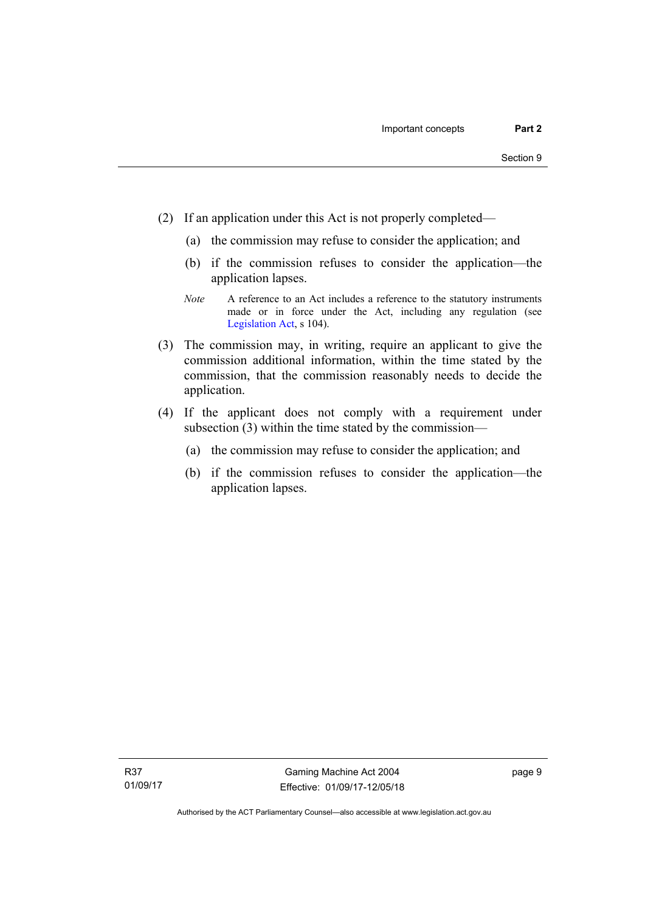(2) If an application under this Act is not properly completed—

(a) the commission may refuse to consider the application; and

(b) if the commission refuses to consider the application—the application lapses.

*Note* A reference to an Act includes a reference to the statutory instruments made or in force under the Act, including any regulation (see Legislation Act, s 104).

(3) The commission may, in writing, require an applicant to give the commission additional information, within the time stated by the commission, that the commission reasonably needs to decide the application.

(4) If the applicant does not comply with a requirement under subsection (3) within the time stated by the commission—

(a) the commission may refuse to consider the application; and

(b) if the commission refuses to consider the application—the application lapses.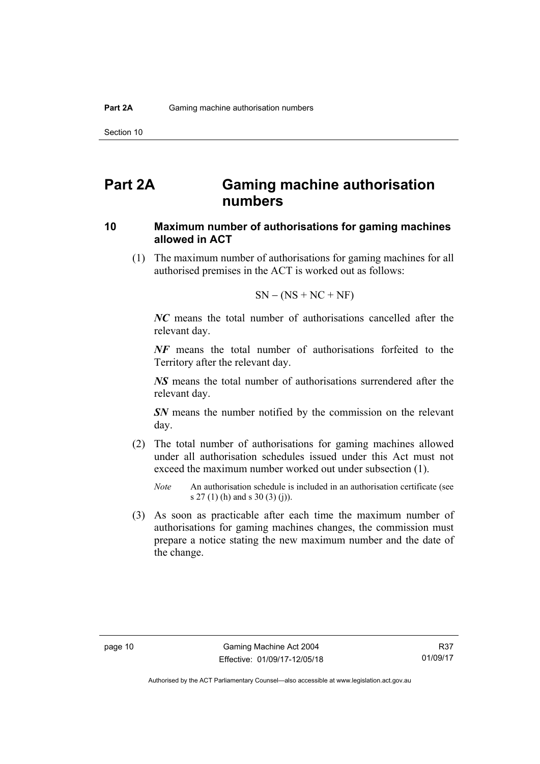# Part 2A Gaming machine authorisation numbers

## 10 Maximum number of authorisations for gaming machines allowed in ACT

(1) The maximum number of authorisations for gaming machines for all authorised premises in the ACT is worked out as follows:

$$SN - (NS + NC + NF)$$

***NC*** means the total number of authorisations cancelled after the relevant day.

***NF*** means the total number of authorisations forfeited to the Territory after the relevant day.

***NS*** means the total number of authorisations surrendered after the relevant day.

***SN*** means the number notified by the commission on the relevant day.

(2) The total number of authorisations for gaming machines allowed under all authorisation schedules issued under this Act must not exceed the maximum number worked out under subsection (1).

*Note* An authorisation schedule is included in an authorisation certificate (see s 27 (1) (h) and s 30 (3) (j)).

(3) As soon as practicable after each time the maximum number of authorisations for gaming machines changes, the commission must prepare a notice stating the new maximum number and the date of the change.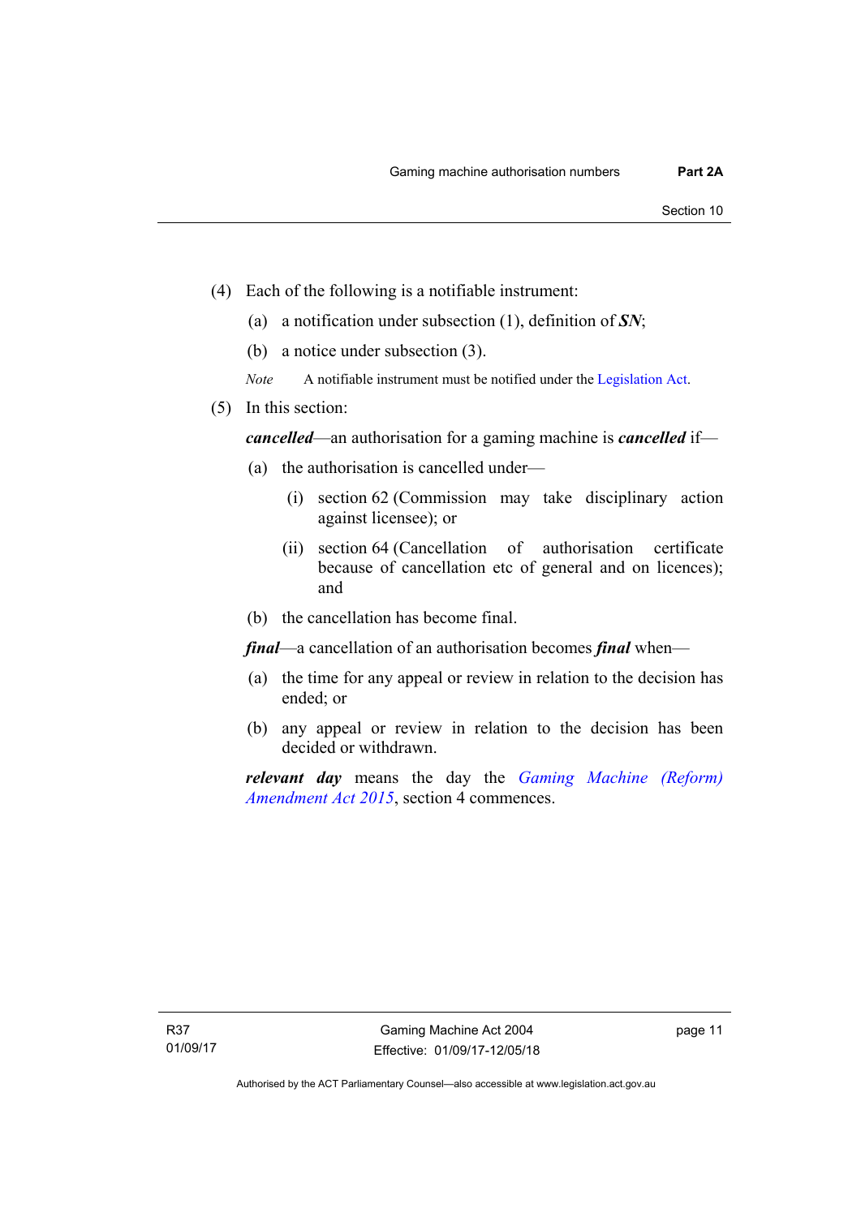(4) Each of the following is a notifiable instrument:

(a) a notification under subsection (1), definition of ***SN***;

(b) a notice under subsection (3).

*Note* A notifiable instrument must be notified under the Legislation Act.

(5) In this section:

***cancelled***—an authorisation for a gaming machine is ***cancelled*** if—

(a) the authorisation is cancelled under—

(i) section 62 (Commission may take disciplinary action against licensee); or

(ii) section 64 (Cancellation of authorisation certificate because of cancellation etc of general and on licences); and

(b) the cancellation has become final.

***final***—a cancellation of an authorisation becomes ***final*** when—

(a) the time for any appeal or review in relation to the decision has ended; or

(b) any appeal or review in relation to the decision has been decided or withdrawn.

***relevant day*** means the day the *Gaming Machine (Reform) Amendment Act 2015*, section 4 commences.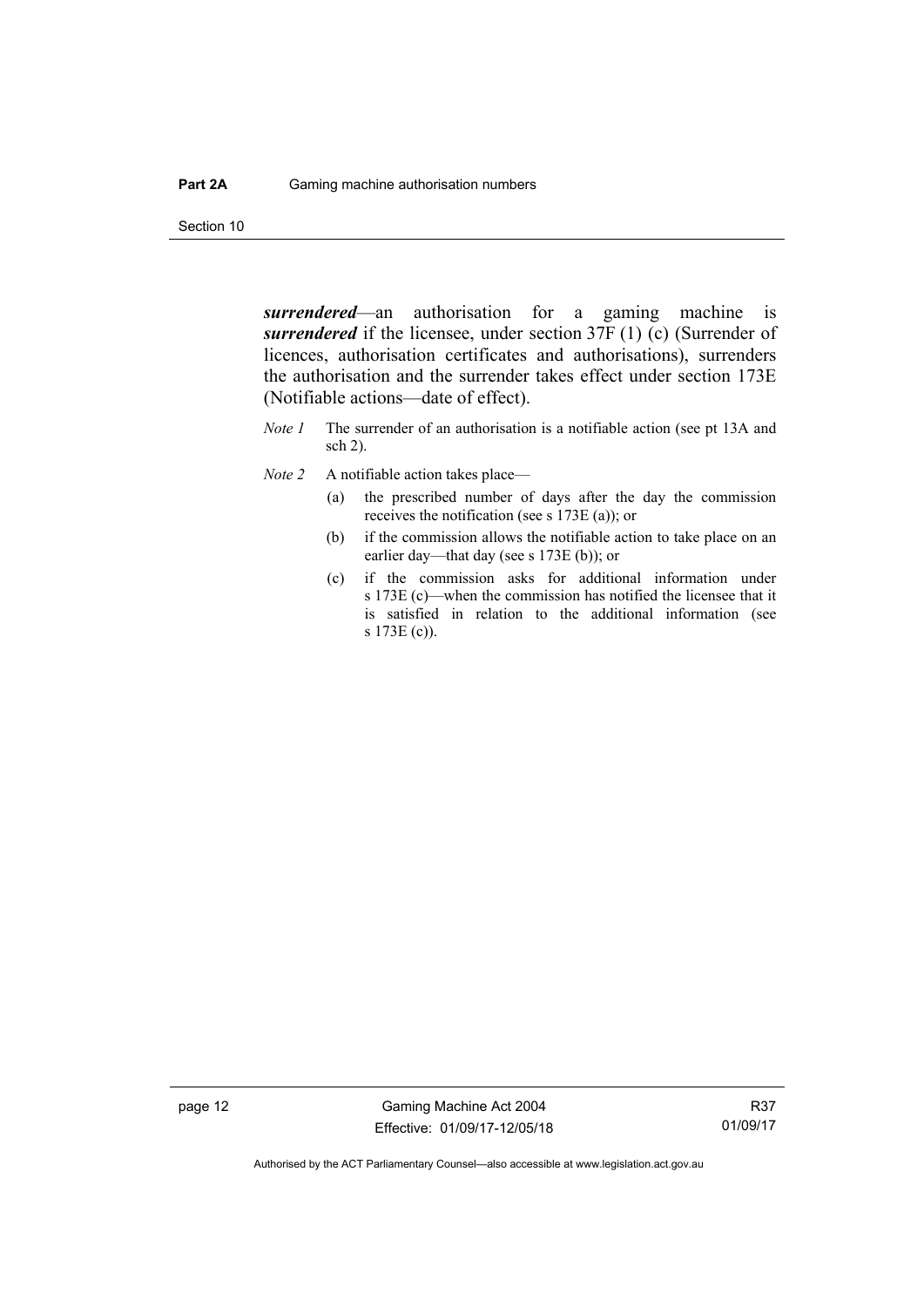***surrendered***—an authorisation for a gaming machine is ***surrendered*** if the licensee, under section 37F (1) (c) (Surrender of licences, authorisation certificates and authorisations), surrenders the authorisation and the surrender takes effect under section 173E (Notifiable actions—date of effect).

*Note 1* The surrender of an authorisation is a notifiable action (see pt 13A and sch 2).

*Note 2* A notifiable action takes place—

(a) the prescribed number of days after the day the commission receives the notification (see s 173E (a)); or

(b) if the commission allows the notifiable action to take place on an earlier day—that day (see s 173E (b)); or

(c) if the commission asks for additional information under s 173E (c)—when the commission has notified the licensee that it is satisfied in relation to the additional information (see s 173E (c)).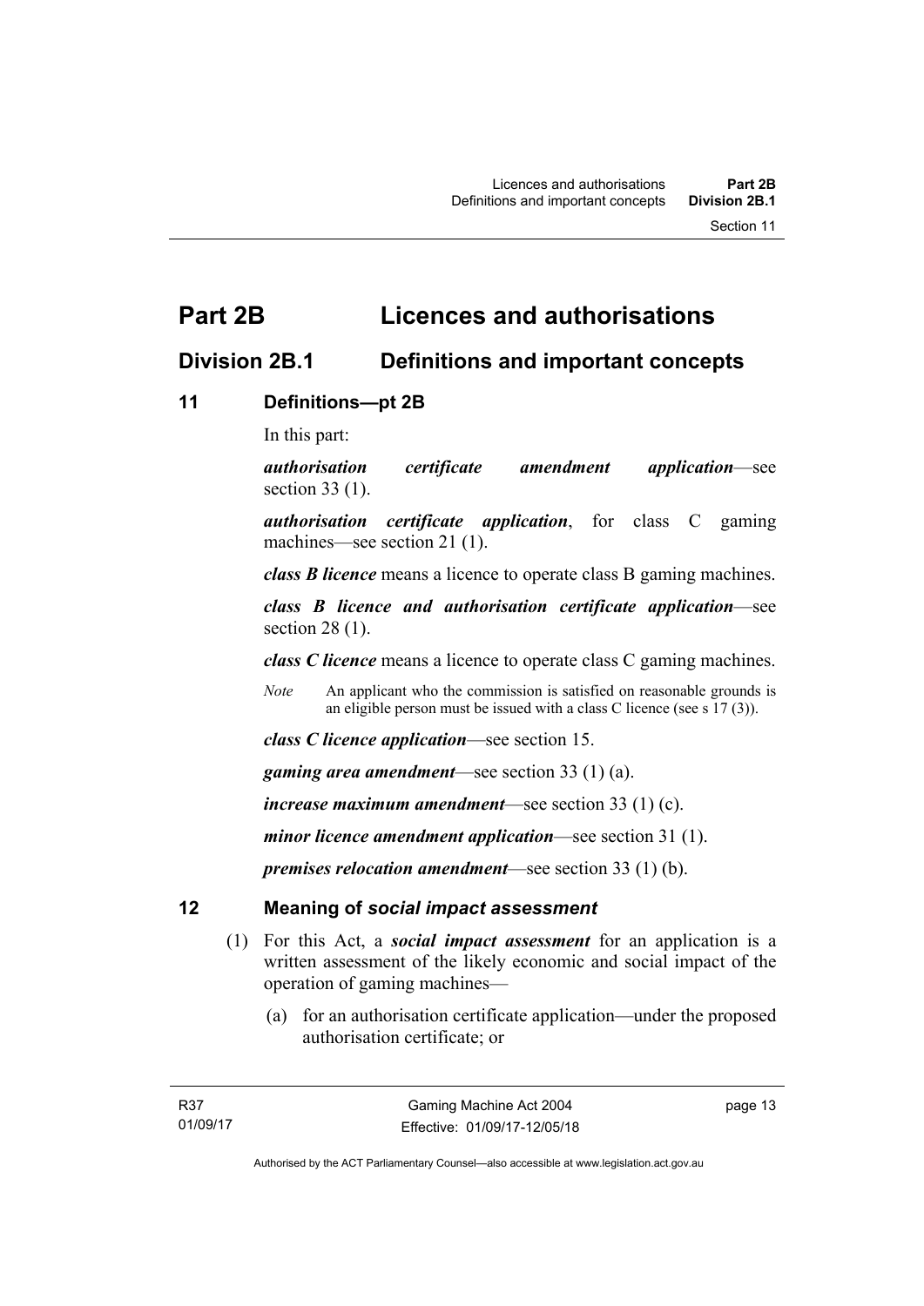# Part 2B Licences and authorisations

## Division 2B.1 Definitions and important concepts

### 11 Definitions—pt 2B

In this part:

***authorisation certificate amendment application***—see section 33 (1).

***authorisation certificate application***, for class C gaming machines—see section 21 (1).

***class B licence*** means a licence to operate class B gaming machines.

***class B licence and authorisation certificate application***—see section 28 (1).

***class C licence*** means a licence to operate class C gaming machines.

*Note* An applicant who the commission is satisfied on reasonable grounds is an eligible person must be issued with a class C licence (see s 17 (3)).

***class C licence application***—see section 15.

***gaming area amendment***—see section 33 (1) (a).

***increase maximum amendment***—see section 33 (1) (c).

***minor licence amendment application***—see section 31 (1).

***premises relocation amendment***—see section 33 (1) (b).

### 12 Meaning of *social impact assessment*

(1) For this Act, a ***social impact assessment*** for an application is a written assessment of the likely economic and social impact of the operation of gaming machines—

(a) for an authorisation certificate application—under the proposed authorisation certificate; or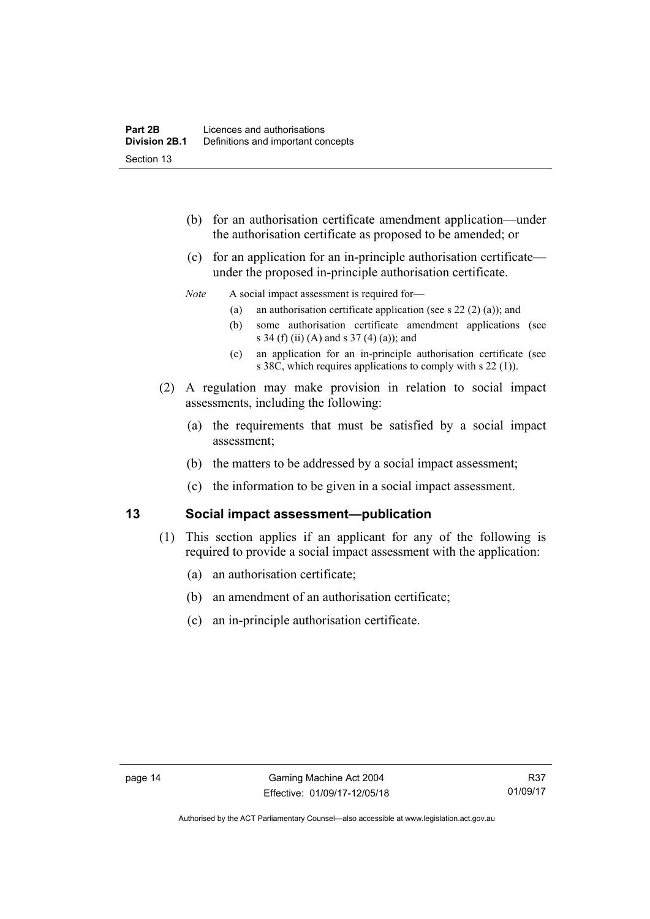(b) for an authorisation certificate amendment application—under the authorisation certificate as proposed to be amended; or

(c) for an application for an in-principle authorisation certificate—under the proposed in-principle authorisation certificate.

*Note* A social impact assessment is required for—

(a) an authorisation certificate application (see s 22 (2) (a)); and

(b) some authorisation certificate amendment applications (see s 34 (f) (ii) (A) and s 37 (4) (a)); and

(c) an application for an in-principle authorisation certificate (see s 38C, which requires applications to comply with s 22 (1)).

(2) A regulation may make provision in relation to social impact assessments, including the following:

(a) the requirements that must be satisfied by a social impact assessment;

(b) the matters to be addressed by a social impact assessment;

(c) the information to be given in a social impact assessment.

## 13 Social impact assessment—publication

(1) This section applies if an applicant for any of the following is required to provide a social impact assessment with the application:

(a) an authorisation certificate;

(b) an amendment of an authorisation certificate;

(c) an in-principle authorisation certificate.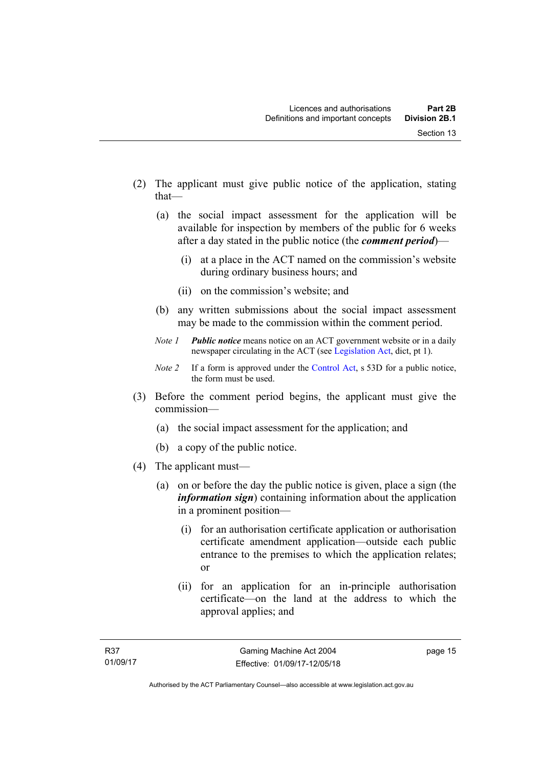(2) The applicant must give public notice of the application, stating that—

(a) the social impact assessment for the application will be available for inspection by members of the public for 6 weeks after a day stated in the public notice (the ***comment period***)—

(i) at a place in the ACT named on the commission's website during ordinary business hours; and

(ii) on the commission's website; and

(b) any written submissions about the social impact assessment may be made to the commission within the comment period.

*Note 1* ***Public notice*** means notice on an ACT government website or in a daily newspaper circulating in the ACT (see Legislation Act, dict, pt 1).

*Note 2* If a form is approved under the Control Act, s 53D for a public notice, the form must be used.

(3) Before the comment period begins, the applicant must give the commission—

(a) the social impact assessment for the application; and

(b) a copy of the public notice.

(4) The applicant must—

(a) on or before the day the public notice is given, place a sign (the ***information sign***) containing information about the application in a prominent position—

(i) for an authorisation certificate application or authorisation certificate amendment application—outside each public entrance to the premises to which the application relates; or

(ii) for an application for an in-principle authorisation certificate—on the land at the address to which the approval applies; and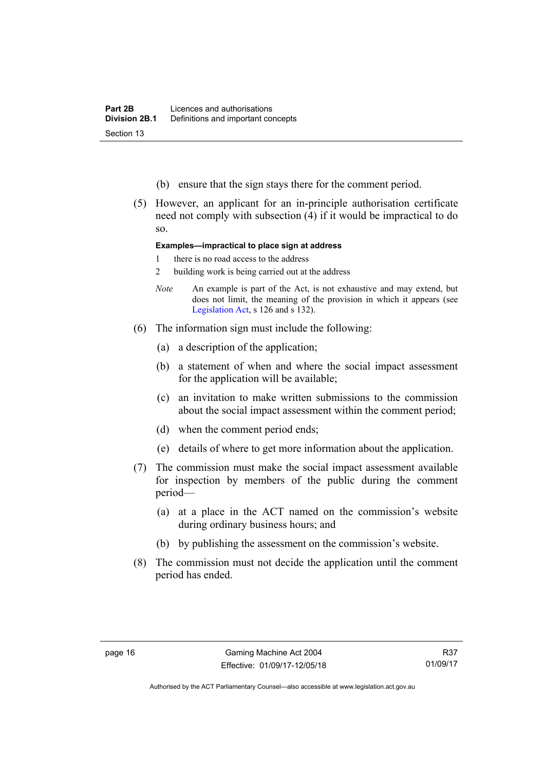(b) ensure that the sign stays there for the comment period.

(5) However, an applicant for an in-principle authorisation certificate need not comply with subsection (4) if it would be impractical to do so.

**Examples—impractical to place sign at address**

1 there is no road access to the address

2 building work is being carried out at the address

*Note* An example is part of the Act, is not exhaustive and may extend, but does not limit, the meaning of the provision in which it appears (see Legislation Act, s 126 and s 132).

(6) The information sign must include the following:

(a) a description of the application;

(b) a statement of when and where the social impact assessment for the application will be available;

(c) an invitation to make written submissions to the commission about the social impact assessment within the comment period;

(d) when the comment period ends;

(e) details of where to get more information about the application.

(7) The commission must make the social impact assessment available for inspection by members of the public during the comment period—

(a) at a place in the ACT named on the commission's website during ordinary business hours; and

(b) by publishing the assessment on the commission's website.

(8) The commission must not decide the application until the comment period has ended.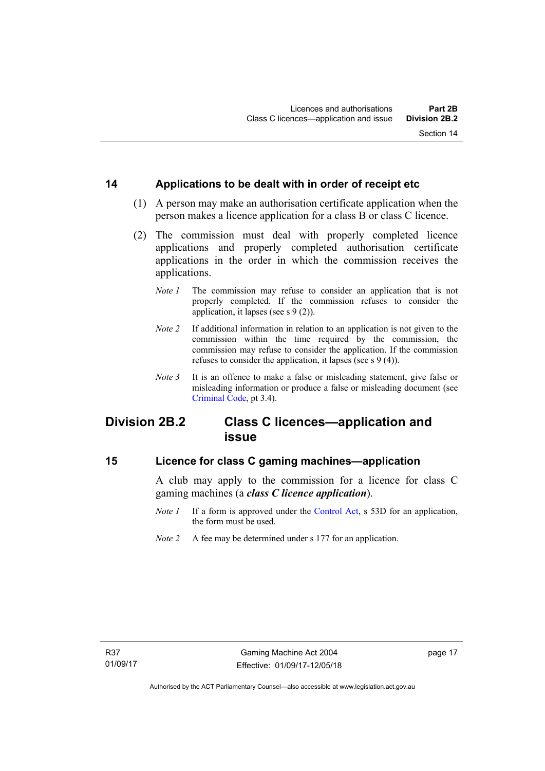### 14 Applications to be dealt with in order of receipt etc

(1) A person may make an authorisation certificate application when the person makes a licence application for a class B or class C licence.

(2) The commission must deal with properly completed licence applications and properly completed authorisation certificate applications in the order in which the commission receives the applications.

*Note 1* The commission may refuse to consider an application that is not properly completed. If the commission refuses to consider the application, it lapses (see s 9 (2)).

*Note 2* If additional information in relation to an application is not given to the commission within the time required by the commission, the commission may refuse to consider the application. If the commission refuses to consider the application, it lapses (see s 9 (4)).

*Note 3* It is an offence to make a false or misleading statement, give false or misleading information or produce a false or misleading document (see Criminal Code, pt 3.4).

## Division 2B.2 Class C licences—application and issue

### 15 Licence for class C gaming machines—application

A club may apply to the commission for a licence for class C gaming machines (a ***class C licence application***).

*Note 1* If a form is approved under the Control Act, s 53D for an application, the form must be used.

*Note 2* A fee may be determined under s 177 for an application.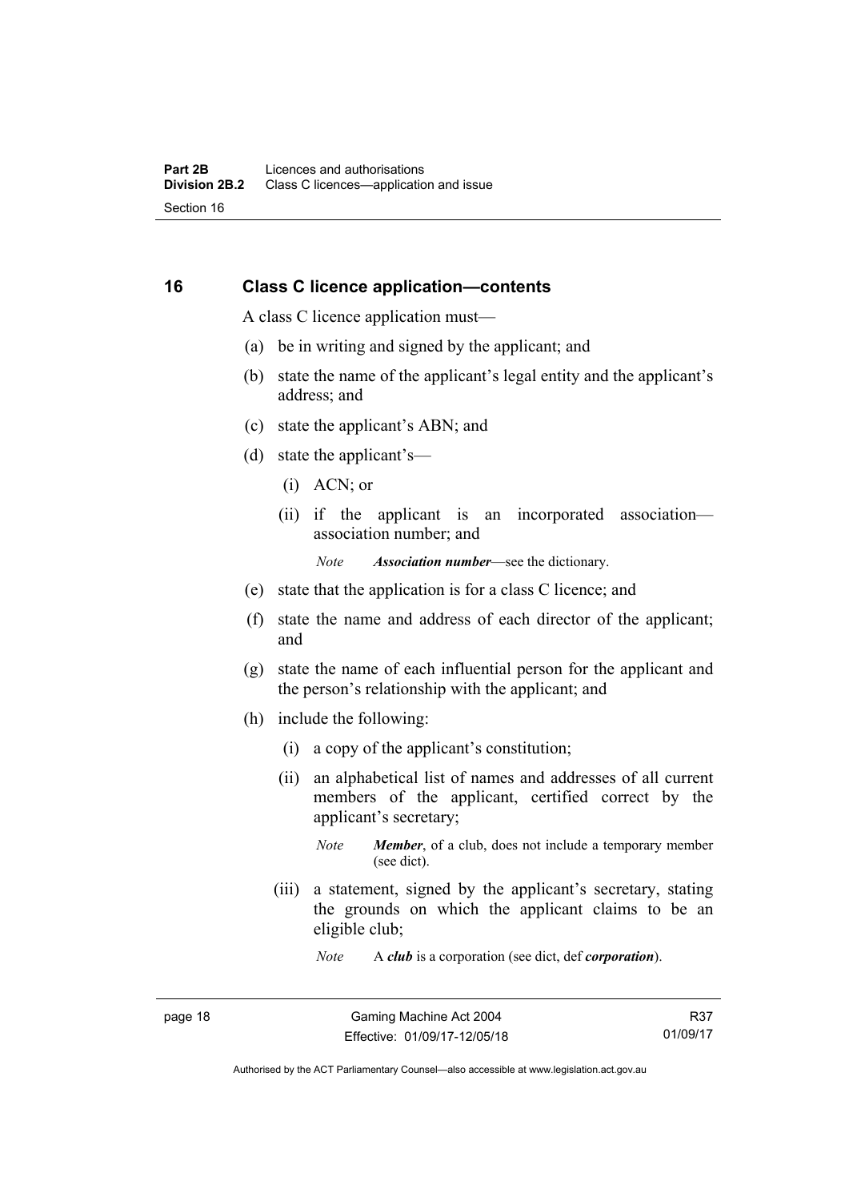## 16 Class C licence application—contents

A class C licence application must—

(a) be in writing and signed by the applicant; and

(b) state the name of the applicant's legal entity and the applicant's address; and

(c) state the applicant's ABN; and

(d) state the applicant's—

  (i) ACN; or

  (ii) if the applicant is an incorporated association—association number; and

  *Note* ***Association number***—see the dictionary.

(e) state that the application is for a class C licence; and

(f) state the name and address of each director of the applicant; and

(g) state the name of each influential person for the applicant and the person's relationship with the applicant; and

(h) include the following:

  (i) a copy of the applicant's constitution;

  (ii) an alphabetical list of names and addresses of all current members of the applicant, certified correct by the applicant's secretary;

  *Note* ***Member***, of a club, does not include a temporary member (see dict).

  (iii) a statement, signed by the applicant's secretary, stating the grounds on which the applicant claims to be an eligible club;

  *Note* A ***club*** is a corporation (see dict, def ***corporation***).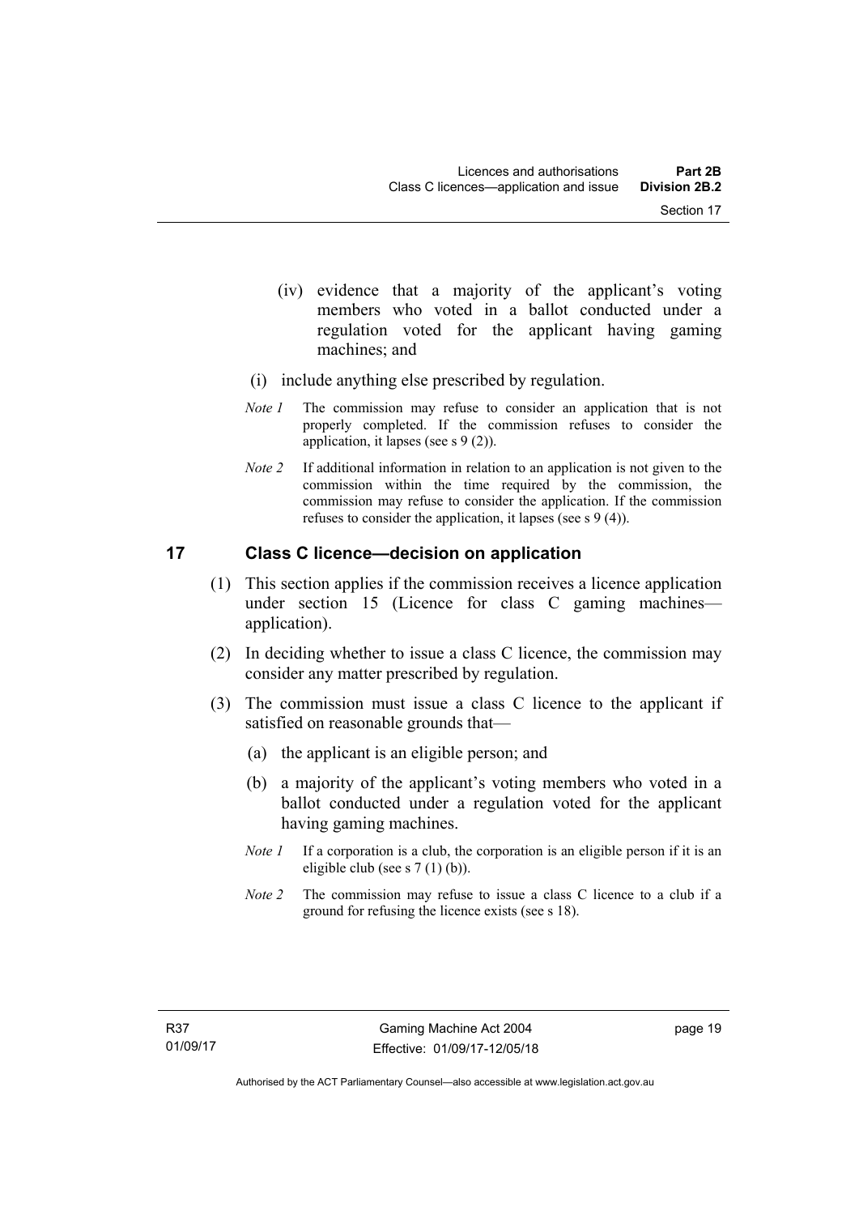(iv) evidence that a majority of the applicant's voting members who voted in a ballot conducted under a regulation voted for the applicant having gaming machines; and

(i) include anything else prescribed by regulation.

*Note 1* The commission may refuse to consider an application that is not properly completed. If the commission refuses to consider the application, it lapses (see s 9 (2)).

*Note 2* If additional information in relation to an application is not given to the commission within the time required by the commission, the commission may refuse to consider the application. If the commission refuses to consider the application, it lapses (see s 9 (4)).

## 17 Class C licence—decision on application

(1) This section applies if the commission receives a licence application under section 15 (Licence for class C gaming machines—application).

(2) In deciding whether to issue a class C licence, the commission may consider any matter prescribed by regulation.

(3) The commission must issue a class C licence to the applicant if satisfied on reasonable grounds that—

(a) the applicant is an eligible person; and

(b) a majority of the applicant's voting members who voted in a ballot conducted under a regulation voted for the applicant having gaming machines.

*Note 1* If a corporation is a club, the corporation is an eligible person if it is an eligible club (see s 7 (1) (b)).

*Note 2* The commission may refuse to issue a class C licence to a club if a ground for refusing the licence exists (see s 18).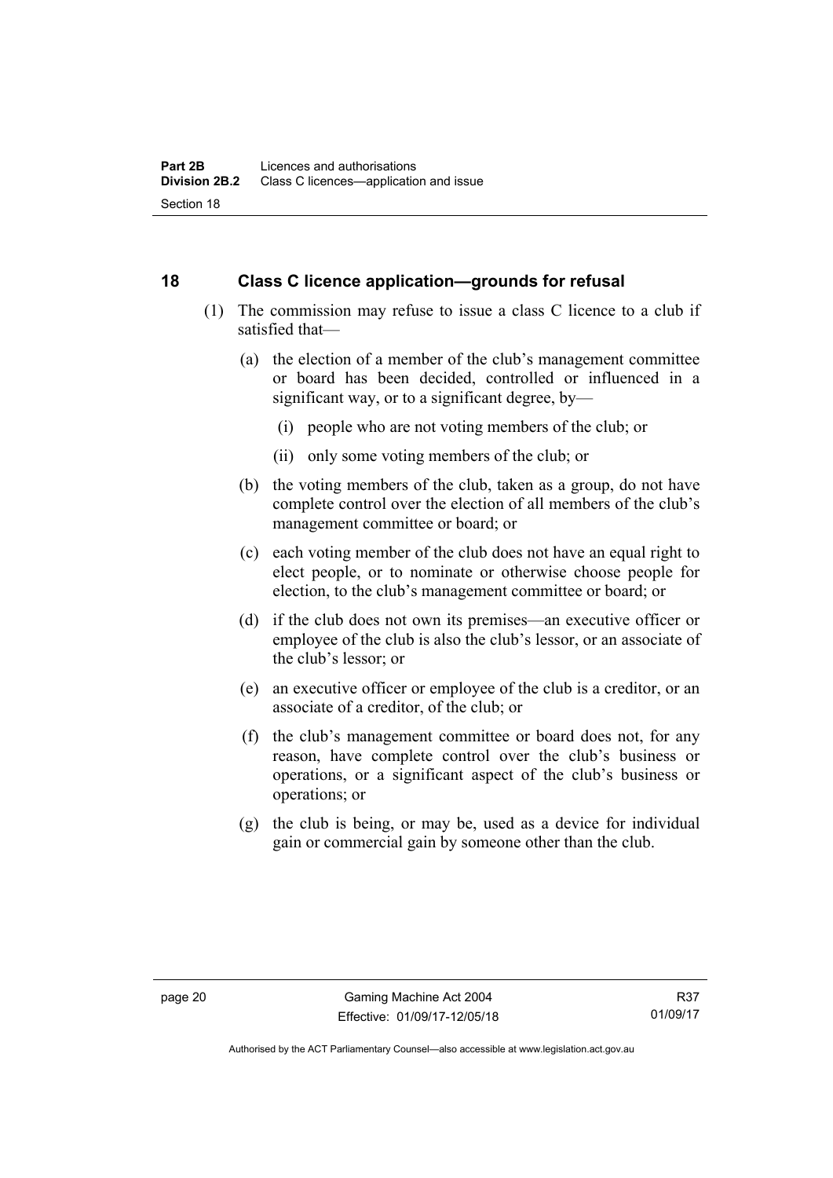## 18 Class C licence application—grounds for refusal

(1) The commission may refuse to issue a class C licence to a club if satisfied that—

(a) the election of a member of the club's management committee or board has been decided, controlled or influenced in a significant way, or to a significant degree, by—

(i) people who are not voting members of the club; or

(ii) only some voting members of the club; or

(b) the voting members of the club, taken as a group, do not have complete control over the election of all members of the club's management committee or board; or

(c) each voting member of the club does not have an equal right to elect people, or to nominate or otherwise choose people for election, to the club's management committee or board; or

(d) if the club does not own its premises—an executive officer or employee of the club is also the club's lessor, or an associate of the club's lessor; or

(e) an executive officer or employee of the club is a creditor, or an associate of a creditor, of the club; or

(f) the club's management committee or board does not, for any reason, have complete control over the club's business or operations, or a significant aspect of the club's business or operations; or

(g) the club is being, or may be, used as a device for individual gain or commercial gain by someone other than the club.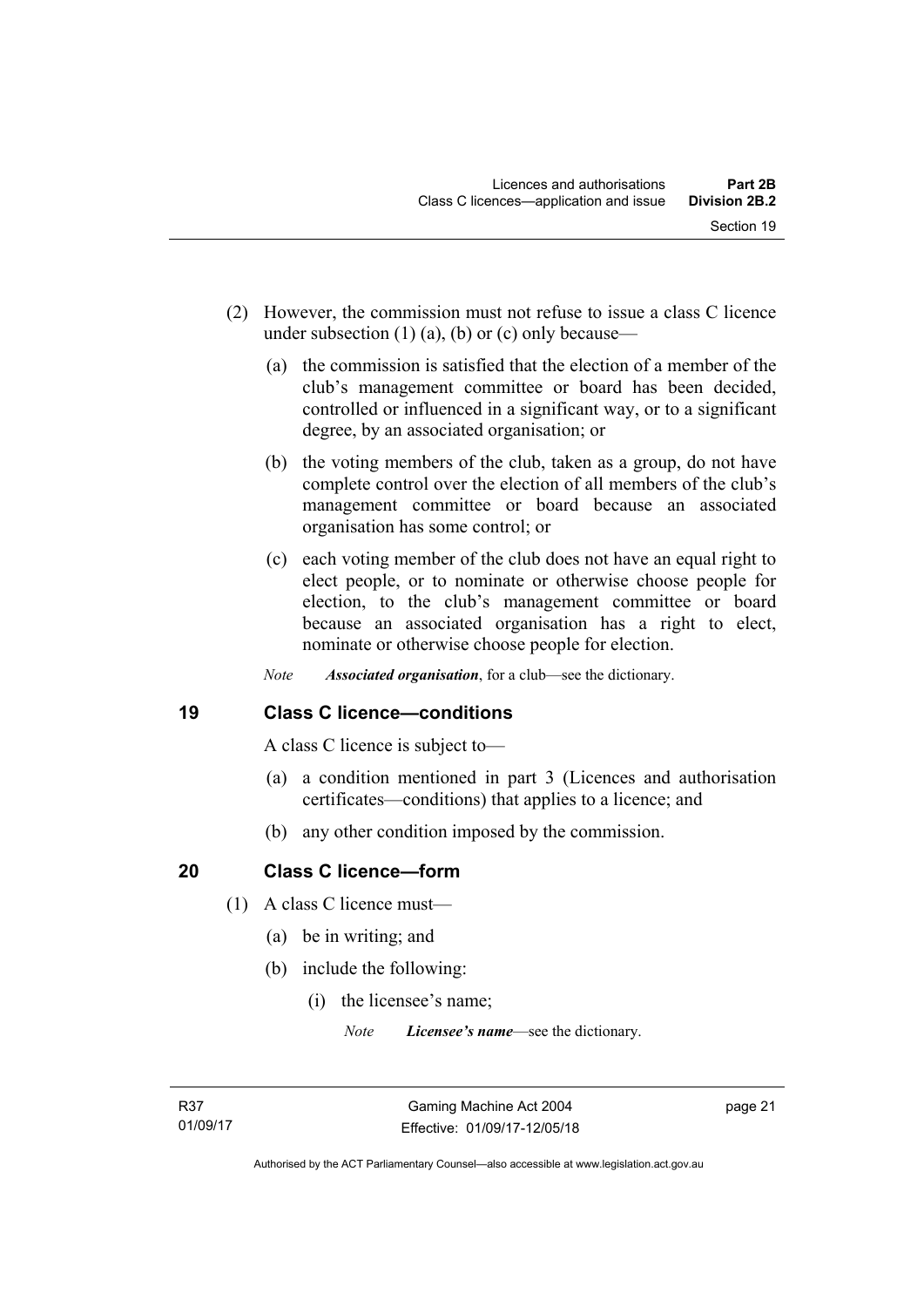(2) However, the commission must not refuse to issue a class C licence under subsection (1) (a), (b) or (c) only because—

(a) the commission is satisfied that the election of a member of the club's management committee or board has been decided, controlled or influenced in a significant way, or to a significant degree, by an associated organisation; or

(b) the voting members of the club, taken as a group, do not have complete control over the election of all members of the club's management committee or board because an associated organisation has some control; or

(c) each voting member of the club does not have an equal right to elect people, or to nominate or otherwise choose people for election, to the club's management committee or board because an associated organisation has a right to elect, nominate or otherwise choose people for election.

*Note* ***Associated organisation***, for a club—see the dictionary.

## 19 Class C licence—conditions

A class C licence is subject to—

(a) a condition mentioned in part 3 (Licences and authorisation certificates—conditions) that applies to a licence; and

(b) any other condition imposed by the commission.

## 20 Class C licence—form

(1) A class C licence must—

(a) be in writing; and

(b) include the following:

(i) the licensee's name;

*Note* ***Licensee's name***—see the dictionary.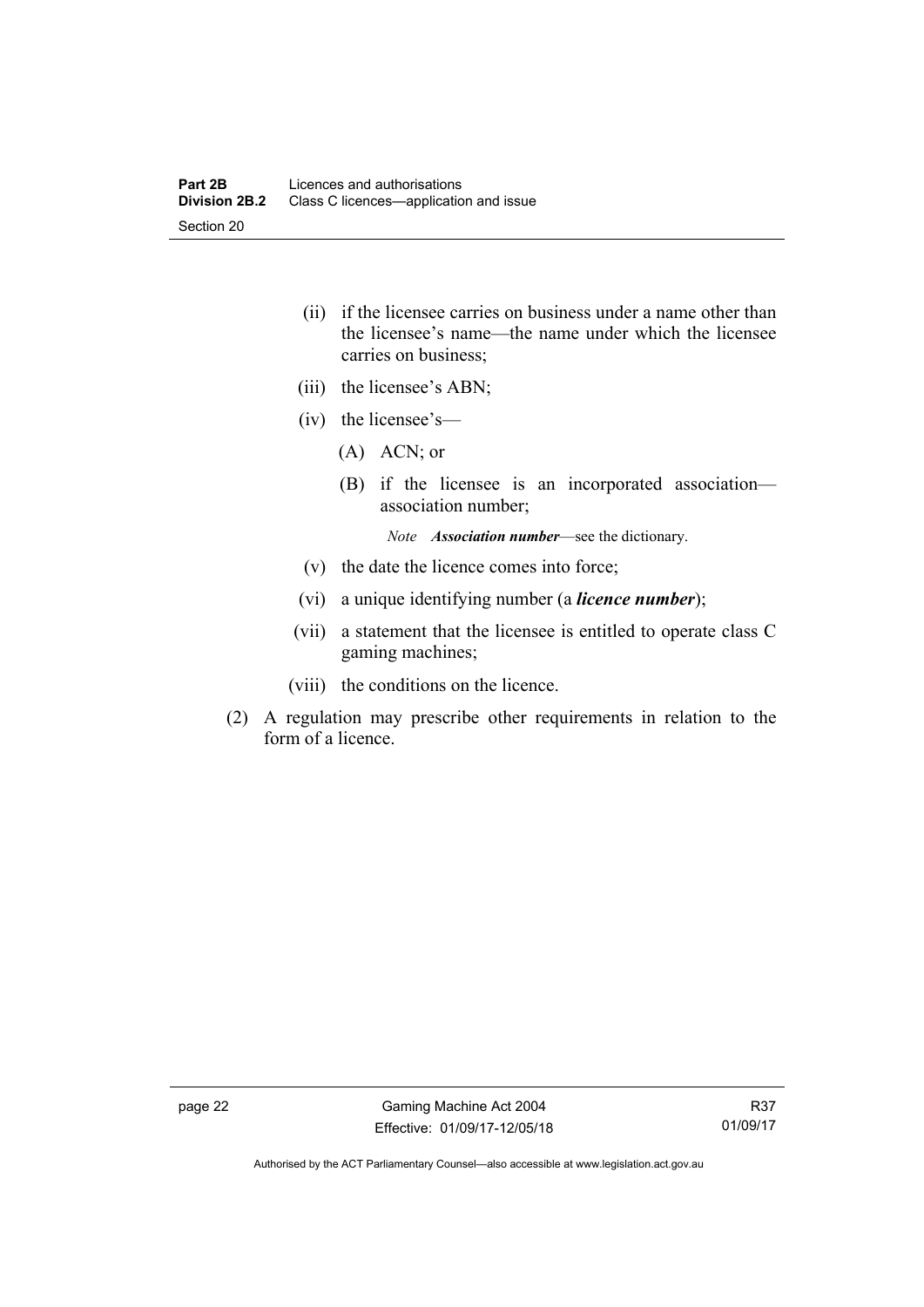(ii) if the licensee carries on business under a name other than the licensee's name—the name under which the licensee carries on business;

(iii) the licensee's ABN;

(iv) the licensee's—

(A) ACN; or

(B) if the licensee is an incorporated association—association number;

*Note* ***Association number***—see the dictionary.

(v) the date the licence comes into force;

(vi) a unique identifying number (a ***licence number***);

(vii) a statement that the licensee is entitled to operate class C gaming machines;

(viii) the conditions on the licence.

(2) A regulation may prescribe other requirements in relation to the form of a licence.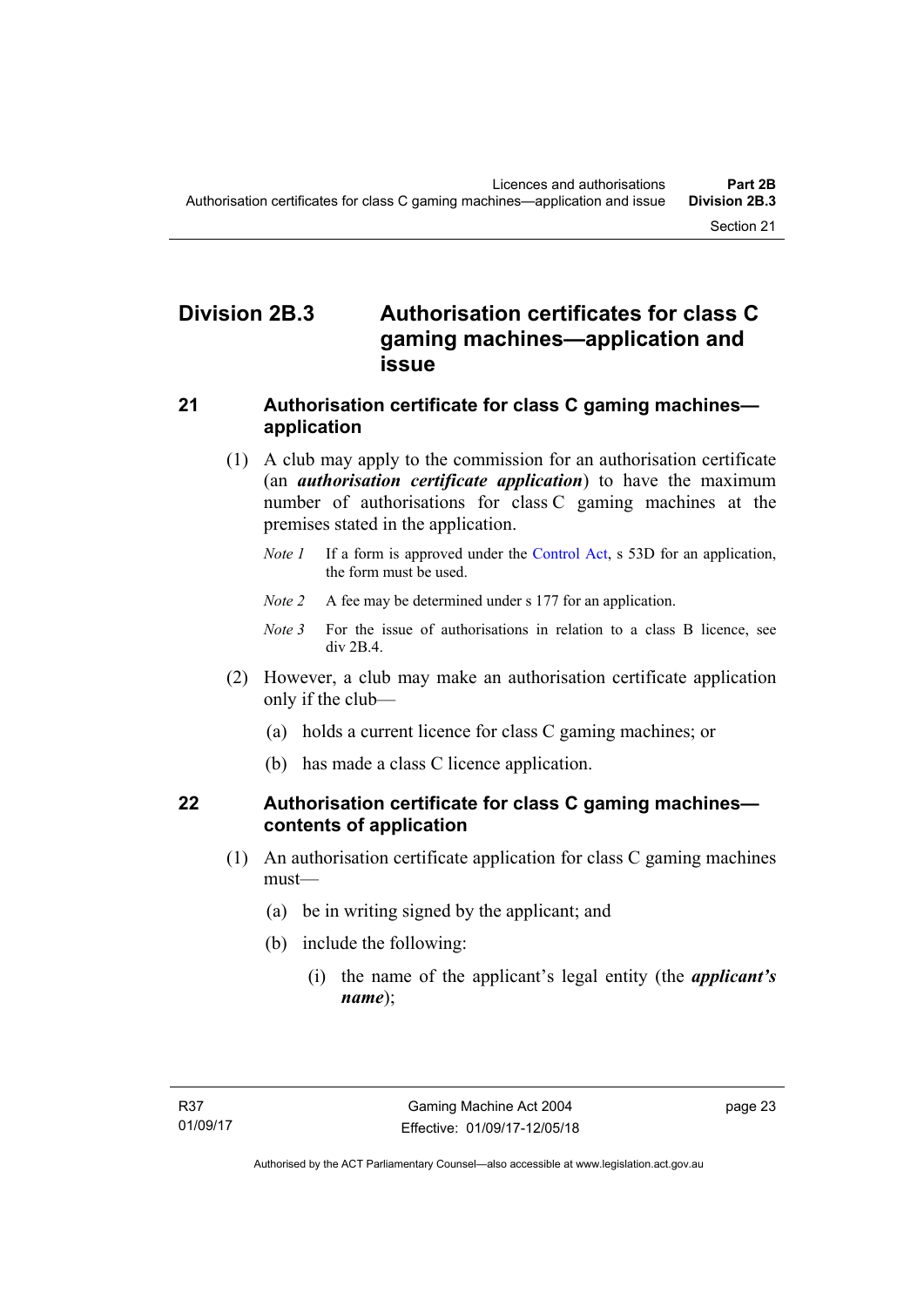## Division 2B.3 Authorisation certificates for class C gaming machines—application and issue

### 21 Authorisation certificate for class C gaming machines—application

(1) A club may apply to the commission for an authorisation certificate (an ***authorisation certificate application***) to have the maximum number of authorisations for class C gaming machines at the premises stated in the application.

*Note 1* If a form is approved under the Control Act, s 53D for an application, the form must be used.

*Note 2* A fee may be determined under s 177 for an application.

*Note 3* For the issue of authorisations in relation to a class B licence, see div 2B.4.

(2) However, a club may make an authorisation certificate application only if the club—

(a) holds a current licence for class C gaming machines; or

(b) has made a class C licence application.

### 22 Authorisation certificate for class C gaming machines—contents of application

(1) An authorisation certificate application for class C gaming machines must—

(a) be in writing signed by the applicant; and

(b) include the following:

(i) the name of the applicant's legal entity (the ***applicant's name***);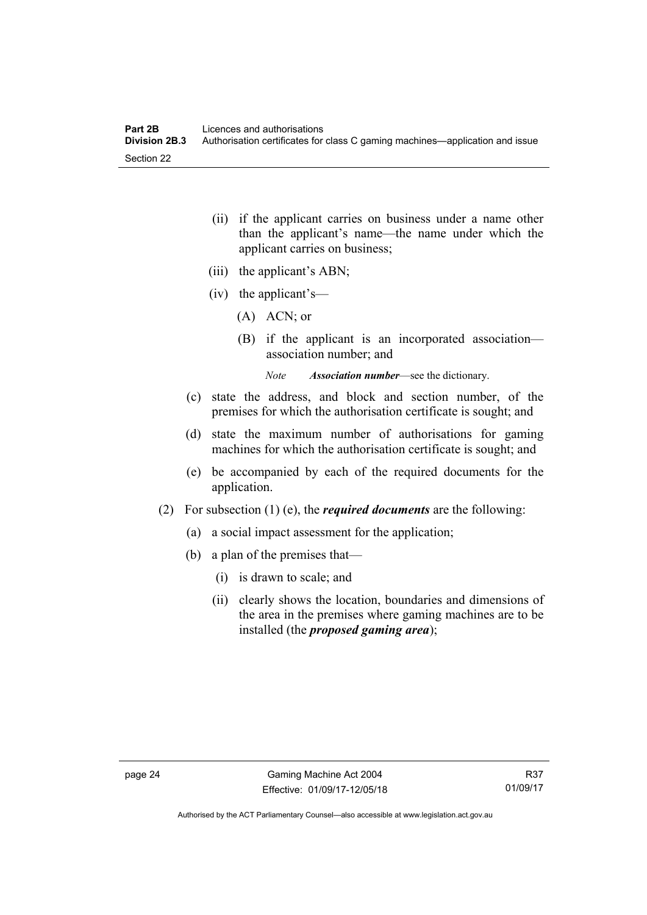(ii) if the applicant carries on business under a name other than the applicant's name—the name under which the applicant carries on business;

(iii) the applicant's ABN;

(iv) the applicant's—

(A) ACN; or

(B) if the applicant is an incorporated association—association number; and

*Note* ***Association number***—see the dictionary.

(c) state the address, and block and section number, of the premises for which the authorisation certificate is sought; and

(d) state the maximum number of authorisations for gaming machines for which the authorisation certificate is sought; and

(e) be accompanied by each of the required documents for the application.

(2) For subsection (1) (e), the ***required documents*** are the following:

(a) a social impact assessment for the application;

(b) a plan of the premises that—

(i) is drawn to scale; and

(ii) clearly shows the location, boundaries and dimensions of the area in the premises where gaming machines are to be installed (the ***proposed gaming area***);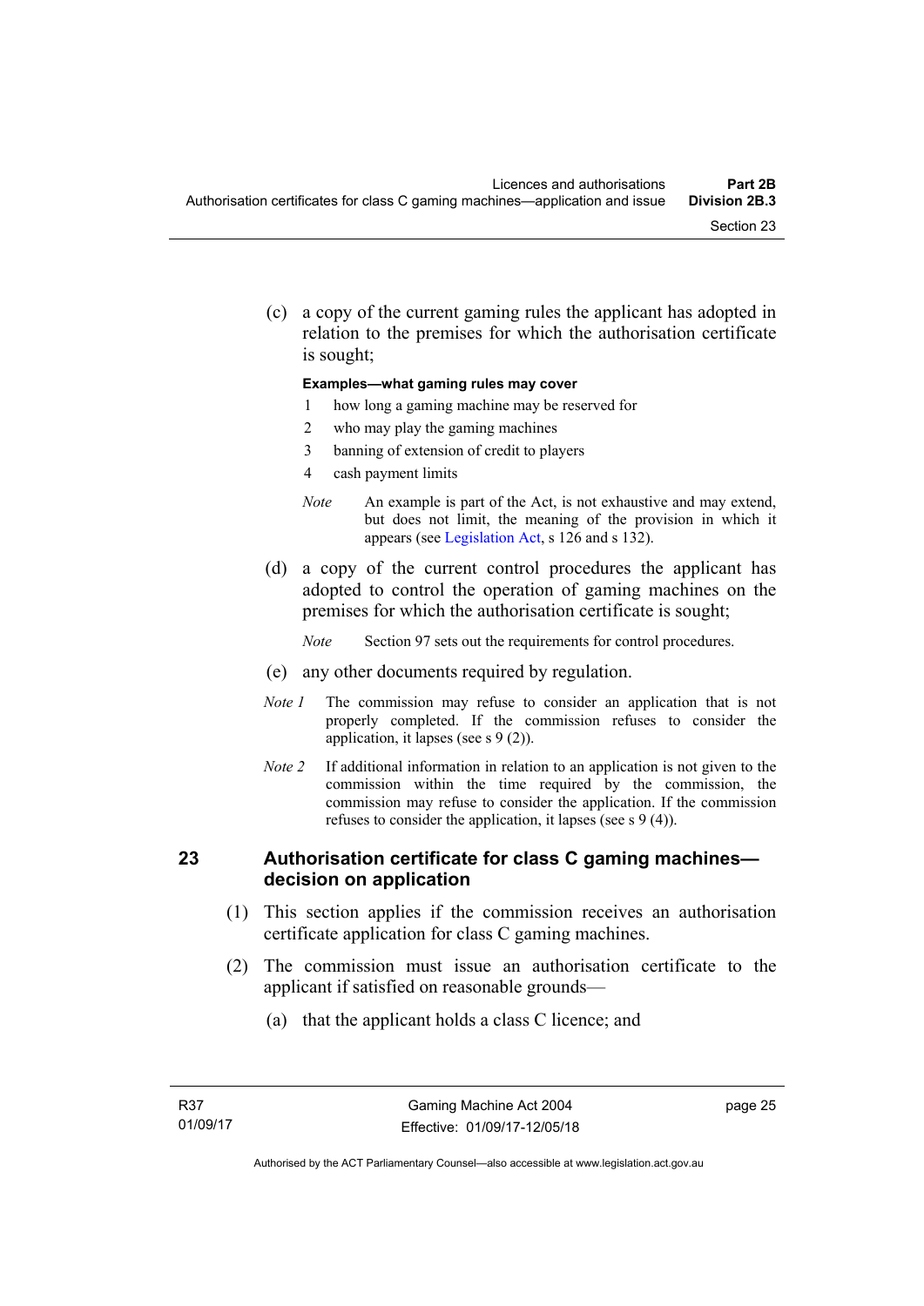(c) a copy of the current gaming rules the applicant has adopted in relation to the premises for which the authorisation certificate is sought;

**Examples—what gaming rules may cover**

1 how long a gaming machine may be reserved for

2 who may play the gaming machines

3 banning of extension of credit to players

4 cash payment limits

*Note* An example is part of the Act, is not exhaustive and may extend, but does not limit, the meaning of the provision in which it appears (see Legislation Act, s 126 and s 132).

(d) a copy of the current control procedures the applicant has adopted to control the operation of gaming machines on the premises for which the authorisation certificate is sought;

*Note* Section 97 sets out the requirements for control procedures.

(e) any other documents required by regulation.

*Note 1* The commission may refuse to consider an application that is not properly completed. If the commission refuses to consider the application, it lapses (see s 9 (2)).

*Note 2* If additional information in relation to an application is not given to the commission within the time required by the commission, the commission may refuse to consider the application. If the commission refuses to consider the application, it lapses (see s 9 (4)).

## 23 Authorisation certificate for class C gaming machines—decision on application

(1) This section applies if the commission receives an authorisation certificate application for class C gaming machines.

(2) The commission must issue an authorisation certificate to the applicant if satisfied on reasonable grounds—

(a) that the applicant holds a class C licence; and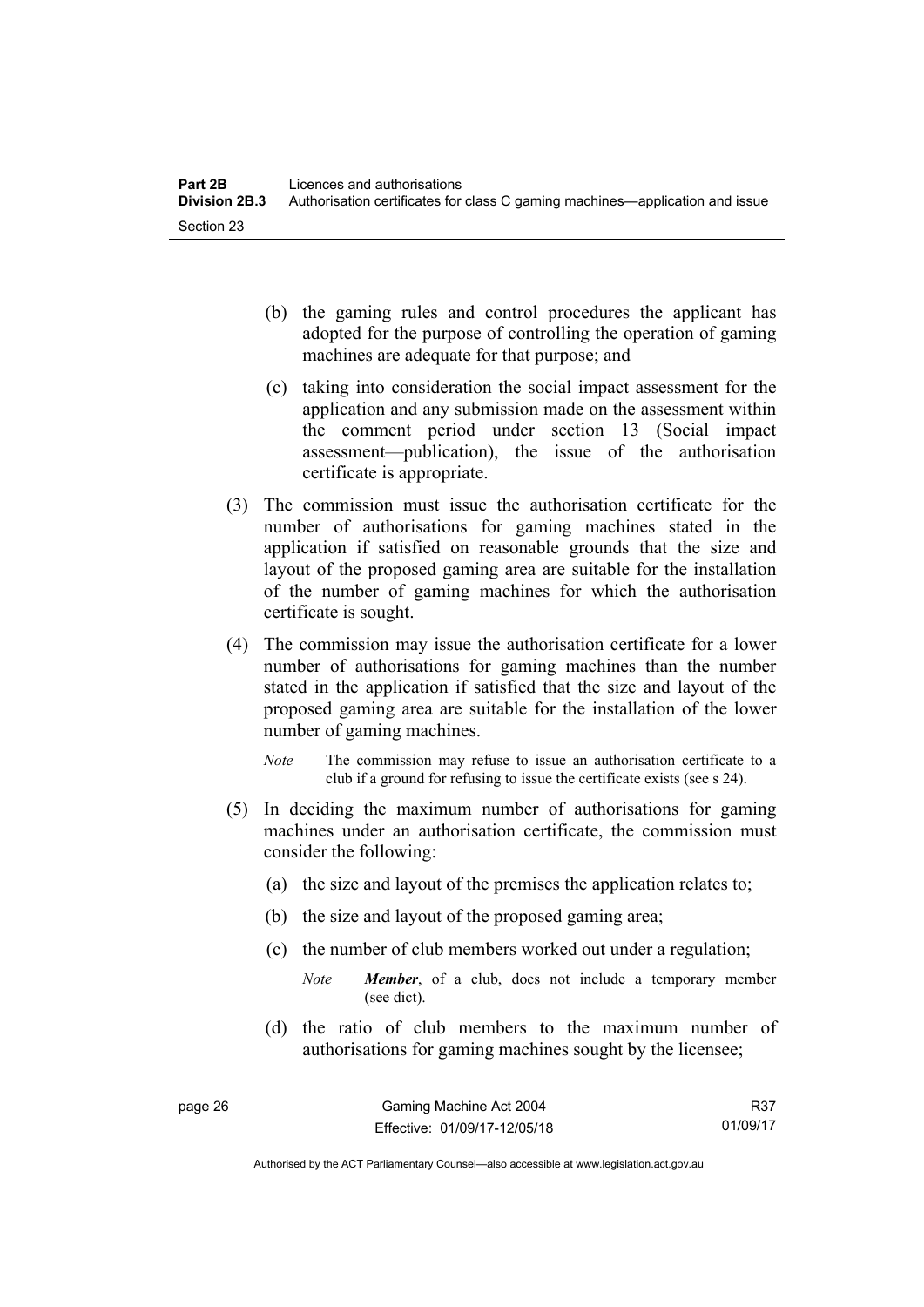(b) the gaming rules and control procedures the applicant has adopted for the purpose of controlling the operation of gaming machines are adequate for that purpose; and

(c) taking into consideration the social impact assessment for the application and any submission made on the assessment within the comment period under section 13 (Social impact assessment—publication), the issue of the authorisation certificate is appropriate.

(3) The commission must issue the authorisation certificate for the number of authorisations for gaming machines stated in the application if satisfied on reasonable grounds that the size and layout of the proposed gaming area are suitable for the installation of the number of gaming machines for which the authorisation certificate is sought.

(4) The commission may issue the authorisation certificate for a lower number of authorisations for gaming machines than the number stated in the application if satisfied that the size and layout of the proposed gaming area are suitable for the installation of the lower number of gaming machines.

*Note* The commission may refuse to issue an authorisation certificate to a club if a ground for refusing to issue the certificate exists (see s 24).

(5) In deciding the maximum number of authorisations for gaming machines under an authorisation certificate, the commission must consider the following:

(a) the size and layout of the premises the application relates to;

(b) the size and layout of the proposed gaming area;

(c) the number of club members worked out under a regulation;

*Note* ***Member***, of a club, does not include a temporary member (see dict).

(d) the ratio of club members to the maximum number of authorisations for gaming machines sought by the licensee;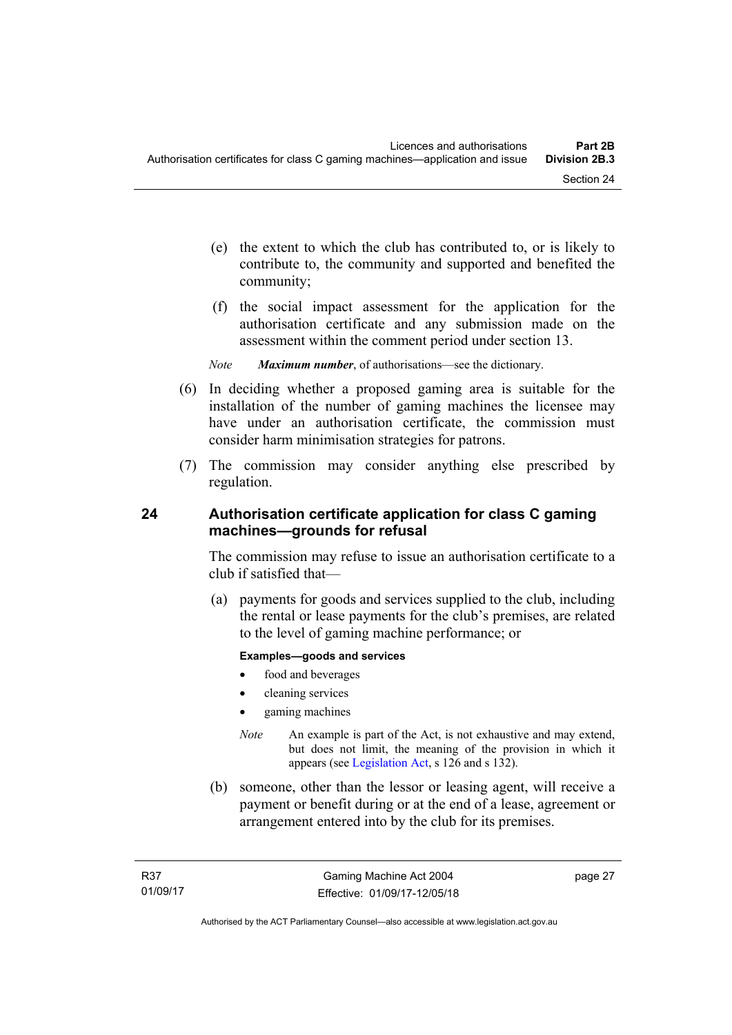(e) the extent to which the club has contributed to, or is likely to contribute to, the community and supported and benefited the community;

(f) the social impact assessment for the application for the authorisation certificate and any submission made on the assessment within the comment period under section 13.

*Note* ***Maximum number***, of authorisations—see the dictionary.

(6) In deciding whether a proposed gaming area is suitable for the installation of the number of gaming machines the licensee may have under an authorisation certificate, the commission must consider harm minimisation strategies for patrons.

(7) The commission may consider anything else prescribed by regulation.

## 24 Authorisation certificate application for class C gaming machines—grounds for refusal

The commission may refuse to issue an authorisation certificate to a club if satisfied that—

(a) payments for goods and services supplied to the club, including the rental or lease payments for the club's premises, are related to the level of gaming machine performance; or

**Examples—goods and services**

- food and beverages
- cleaning services
- gaming machines

*Note* An example is part of the Act, is not exhaustive and may extend, but does not limit, the meaning of the provision in which it appears (see Legislation Act, s 126 and s 132).

(b) someone, other than the lessor or leasing agent, will receive a payment or benefit during or at the end of a lease, agreement or arrangement entered into by the club for its premises.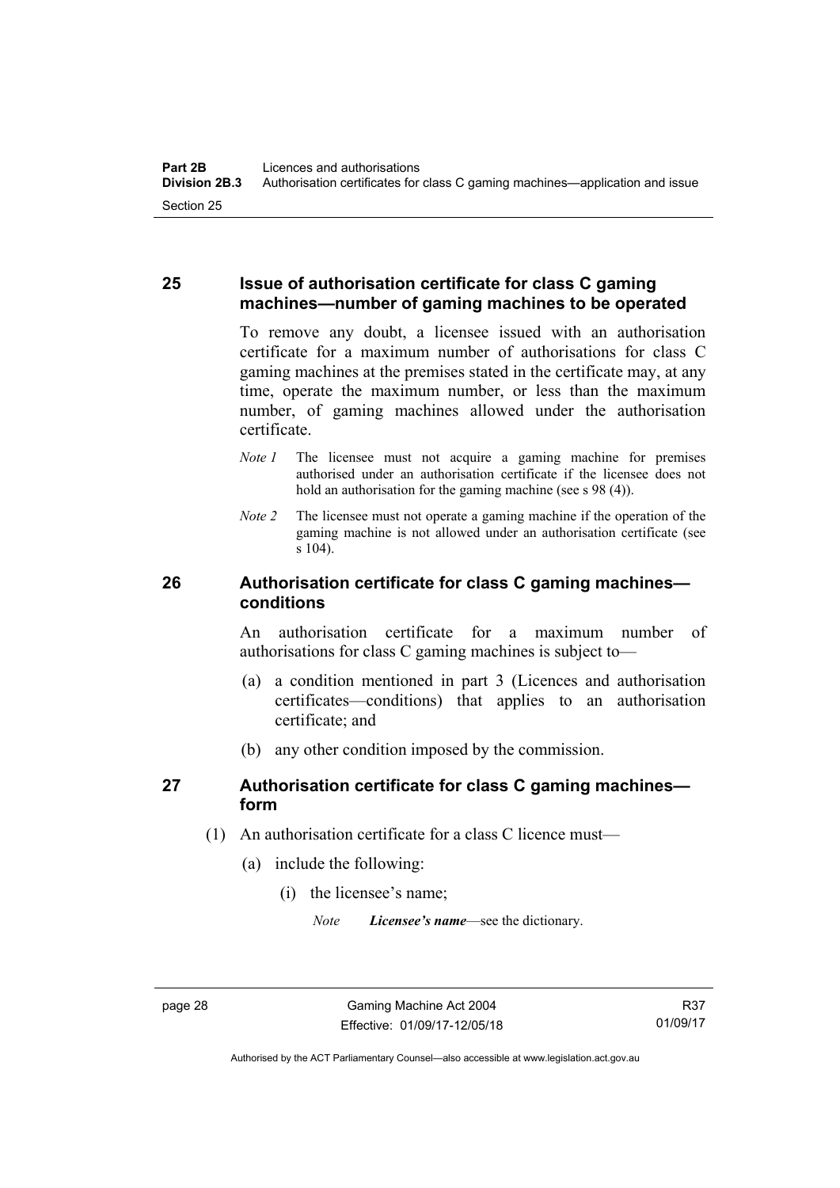## 25 Issue of authorisation certificate for class C gaming machines—number of gaming machines to be operated

To remove any doubt, a licensee issued with an authorisation certificate for a maximum number of authorisations for class C gaming machines at the premises stated in the certificate may, at any time, operate the maximum number, or less than the maximum number, of gaming machines allowed under the authorisation certificate.

*Note 1* The licensee must not acquire a gaming machine for premises authorised under an authorisation certificate if the licensee does not hold an authorisation for the gaming machine (see s 98 (4)).

*Note 2* The licensee must not operate a gaming machine if the operation of the gaming machine is not allowed under an authorisation certificate (see s 104).

## 26 Authorisation certificate for class C gaming machines—conditions

An authorisation certificate for a maximum number of authorisations for class C gaming machines is subject to—

(a) a condition mentioned in part 3 (Licences and authorisation certificates—conditions) that applies to an authorisation certificate; and

(b) any other condition imposed by the commission.

## 27 Authorisation certificate for class C gaming machines—form

(1) An authorisation certificate for a class C licence must—

(a) include the following:

(i) the licensee's name;

*Note* ***Licensee's name***—see the dictionary.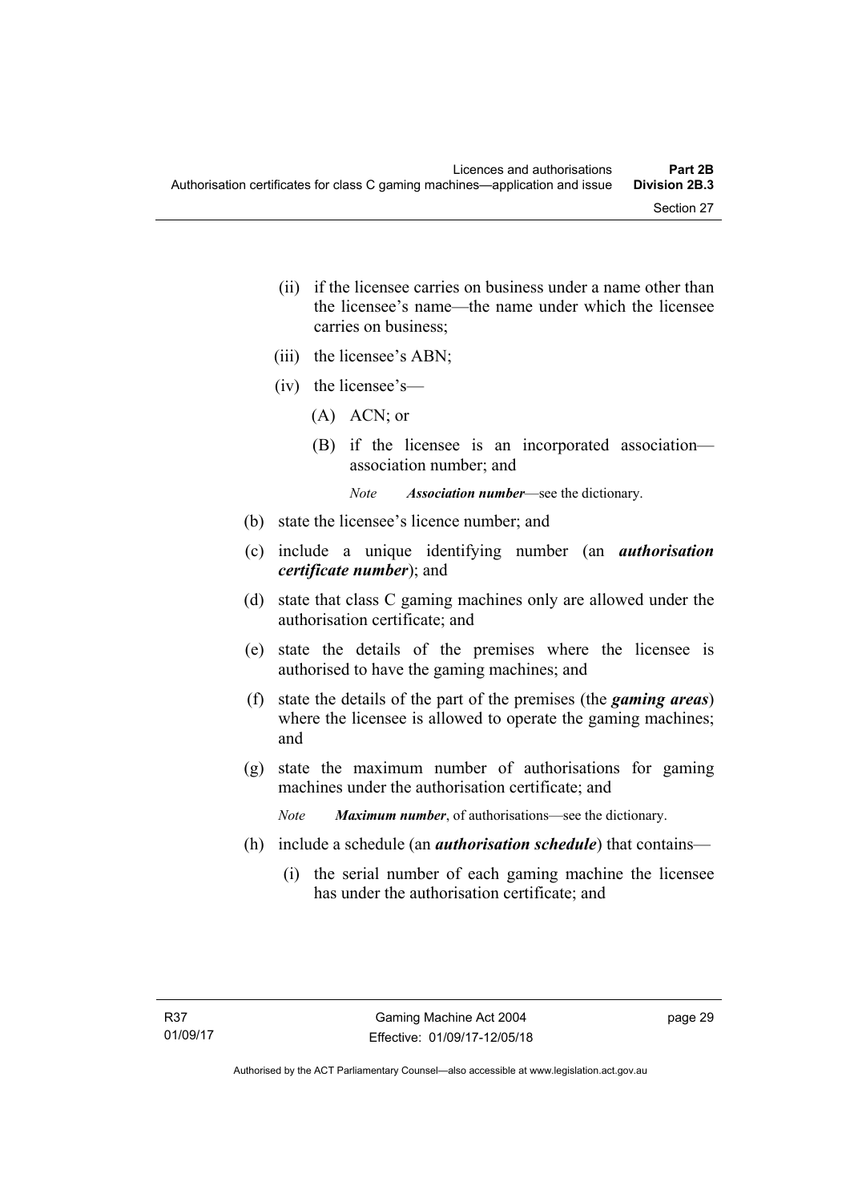(ii) if the licensee carries on business under a name other than the licensee's name—the name under which the licensee carries on business;

(iii) the licensee's ABN;

(iv) the licensee's—

(A) ACN; or

(B) if the licensee is an incorporated association—association number; and

*Note* ***Association number***—see the dictionary.

(b) state the licensee's licence number; and

(c) include a unique identifying number (an ***authorisation certificate number***); and

(d) state that class C gaming machines only are allowed under the authorisation certificate; and

(e) state the details of the premises where the licensee is authorised to have the gaming machines; and

(f) state the details of the part of the premises (the ***gaming areas***) where the licensee is allowed to operate the gaming machines; and

(g) state the maximum number of authorisations for gaming machines under the authorisation certificate; and

*Note* ***Maximum number***, of authorisations—see the dictionary.

(h) include a schedule (an ***authorisation schedule***) that contains—

(i) the serial number of each gaming machine the licensee has under the authorisation certificate; and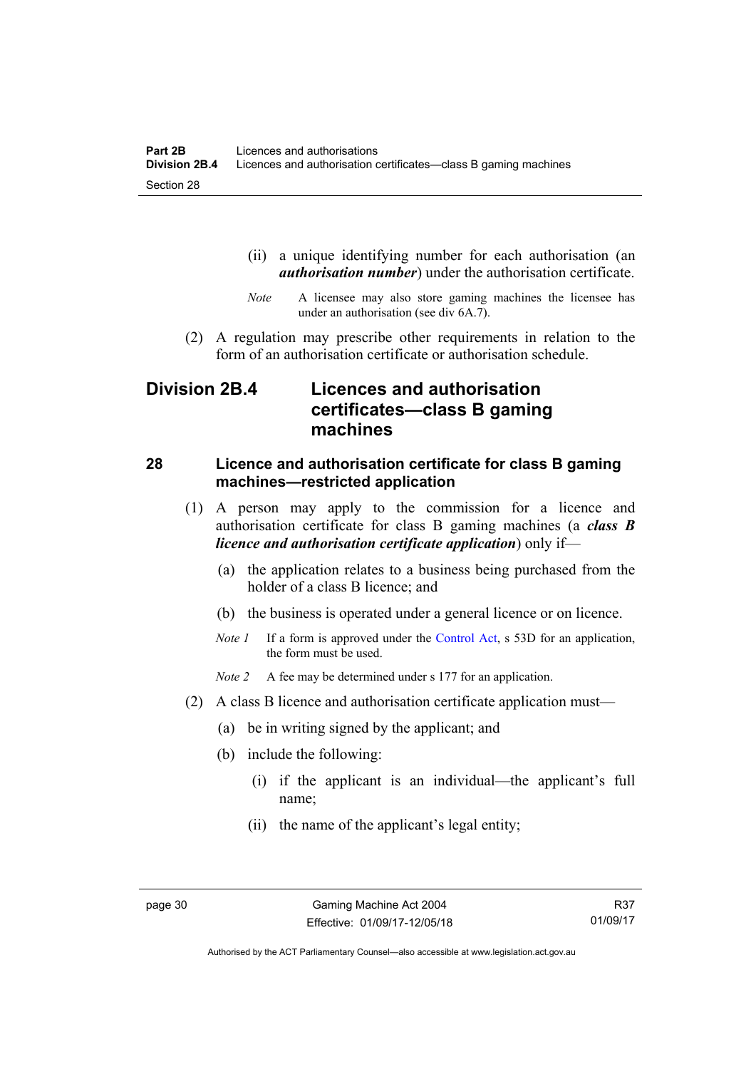(ii) a unique identifying number for each authorisation (an ***authorisation number***) under the authorisation certificate.

*Note* A licensee may also store gaming machines the licensee has under an authorisation (see div 6A.7).

(2) A regulation may prescribe other requirements in relation to the form of an authorisation certificate or authorisation schedule.

## Division 2B.4 Licences and authorisation certificates—class B gaming machines

### 28 Licence and authorisation certificate for class B gaming machines—restricted application

(1) A person may apply to the commission for a licence and authorisation certificate for class B gaming machines (a ***class B licence and authorisation certificate application***) only if—

(a) the application relates to a business being purchased from the holder of a class B licence; and

(b) the business is operated under a general licence or on licence.

*Note 1* If a form is approved under the Control Act, s 53D for an application, the form must be used.

*Note 2* A fee may be determined under s 177 for an application.

(2) A class B licence and authorisation certificate application must—

(a) be in writing signed by the applicant; and

(b) include the following:

(i) if the applicant is an individual—the applicant's full name;

(ii) the name of the applicant's legal entity;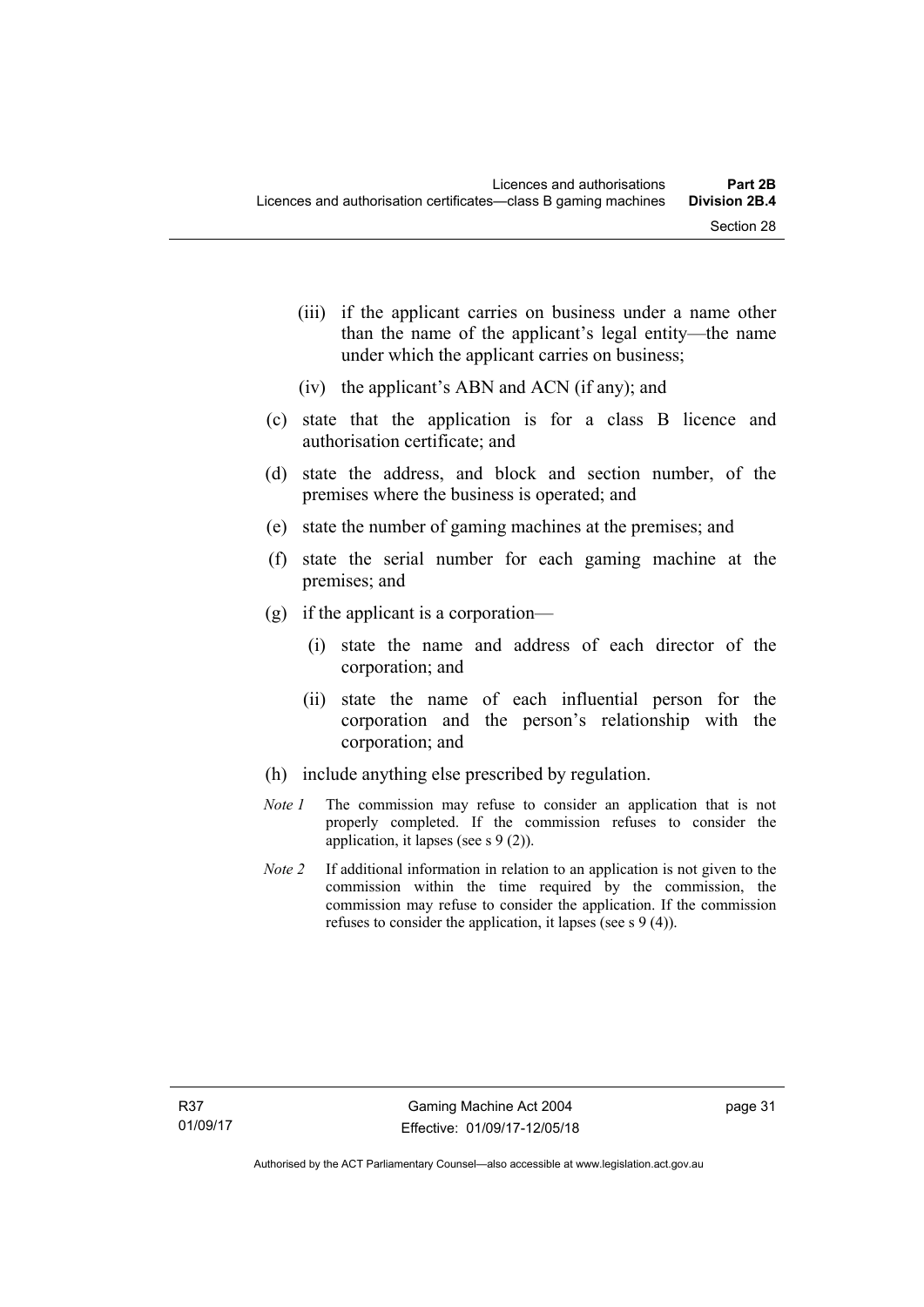(iii) if the applicant carries on business under a name other than the name of the applicant's legal entity—the name under which the applicant carries on business;

(iv) the applicant's ABN and ACN (if any); and

(c) state that the application is for a class B licence and authorisation certificate; and

(d) state the address, and block and section number, of the premises where the business is operated; and

(e) state the number of gaming machines at the premises; and

(f) state the serial number for each gaming machine at the premises; and

(g) if the applicant is a corporation—

(i) state the name and address of each director of the corporation; and

(ii) state the name of each influential person for the corporation and the person's relationship with the corporation; and

(h) include anything else prescribed by regulation.

*Note 1* The commission may refuse to consider an application that is not properly completed. If the commission refuses to consider the application, it lapses (see s 9 (2)).

*Note 2* If additional information in relation to an application is not given to the commission within the time required by the commission, the commission may refuse to consider the application. If the commission refuses to consider the application, it lapses (see s 9 (4)).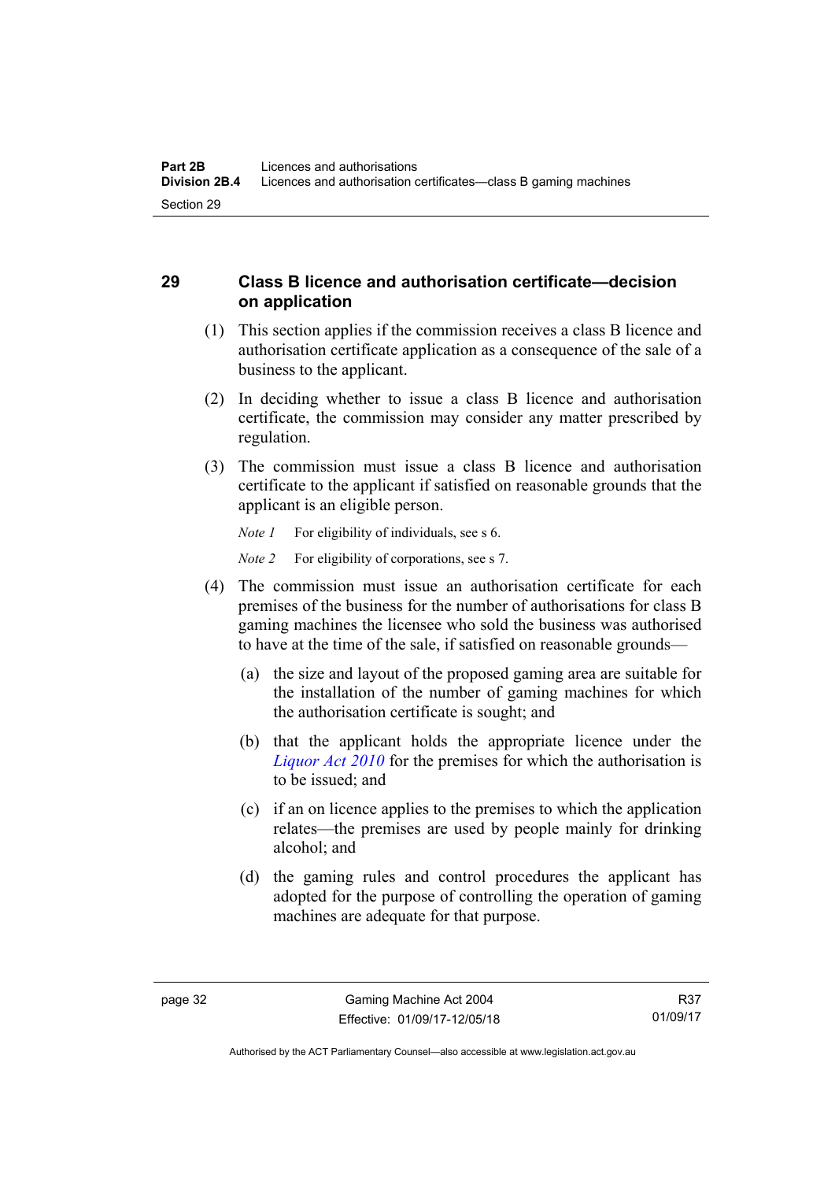## 29 Class B licence and authorisation certificate—decision on application

(1) This section applies if the commission receives a class B licence and authorisation certificate application as a consequence of the sale of a business to the applicant.

(2) In deciding whether to issue a class B licence and authorisation certificate, the commission may consider any matter prescribed by regulation.

(3) The commission must issue a class B licence and authorisation certificate to the applicant if satisfied on reasonable grounds that the applicant is an eligible person.

*Note 1* For eligibility of individuals, see s 6.

*Note 2* For eligibility of corporations, see s 7.

(4) The commission must issue an authorisation certificate for each premises of the business for the number of authorisations for class B gaming machines the licensee who sold the business was authorised to have at the time of the sale, if satisfied on reasonable grounds—

(a) the size and layout of the proposed gaming area are suitable for the installation of the number of gaming machines for which the authorisation certificate is sought; and

(b) that the applicant holds the appropriate licence under the *Liquor Act 2010* for the premises for which the authorisation is to be issued; and

(c) if an on licence applies to the premises to which the application relates—the premises are used by people mainly for drinking alcohol; and

(d) the gaming rules and control procedures the applicant has adopted for the purpose of controlling the operation of gaming machines are adequate for that purpose.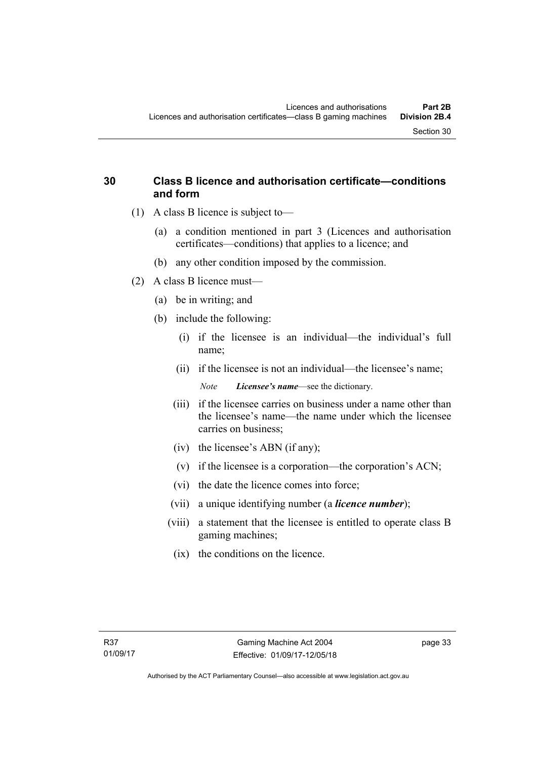### 30 Class B licence and authorisation certificate—conditions and form

(1) A class B licence is subject to—

(a) a condition mentioned in part 3 (Licences and authorisation certificates—conditions) that applies to a licence; and

(b) any other condition imposed by the commission.

(2) A class B licence must—

(a) be in writing; and

(b) include the following:

(i) if the licensee is an individual—the individual's full name;

(ii) if the licensee is not an individual—the licensee's name;

*Note* ***Licensee's name***—see the dictionary.

(iii) if the licensee carries on business under a name other than the licensee's name—the name under which the licensee carries on business;

(iv) the licensee's ABN (if any);

(v) if the licensee is a corporation—the corporation's ACN;

(vi) the date the licence comes into force;

(vii) a unique identifying number (a ***licence number***);

(viii) a statement that the licensee is entitled to operate class B gaming machines;

(ix) the conditions on the licence.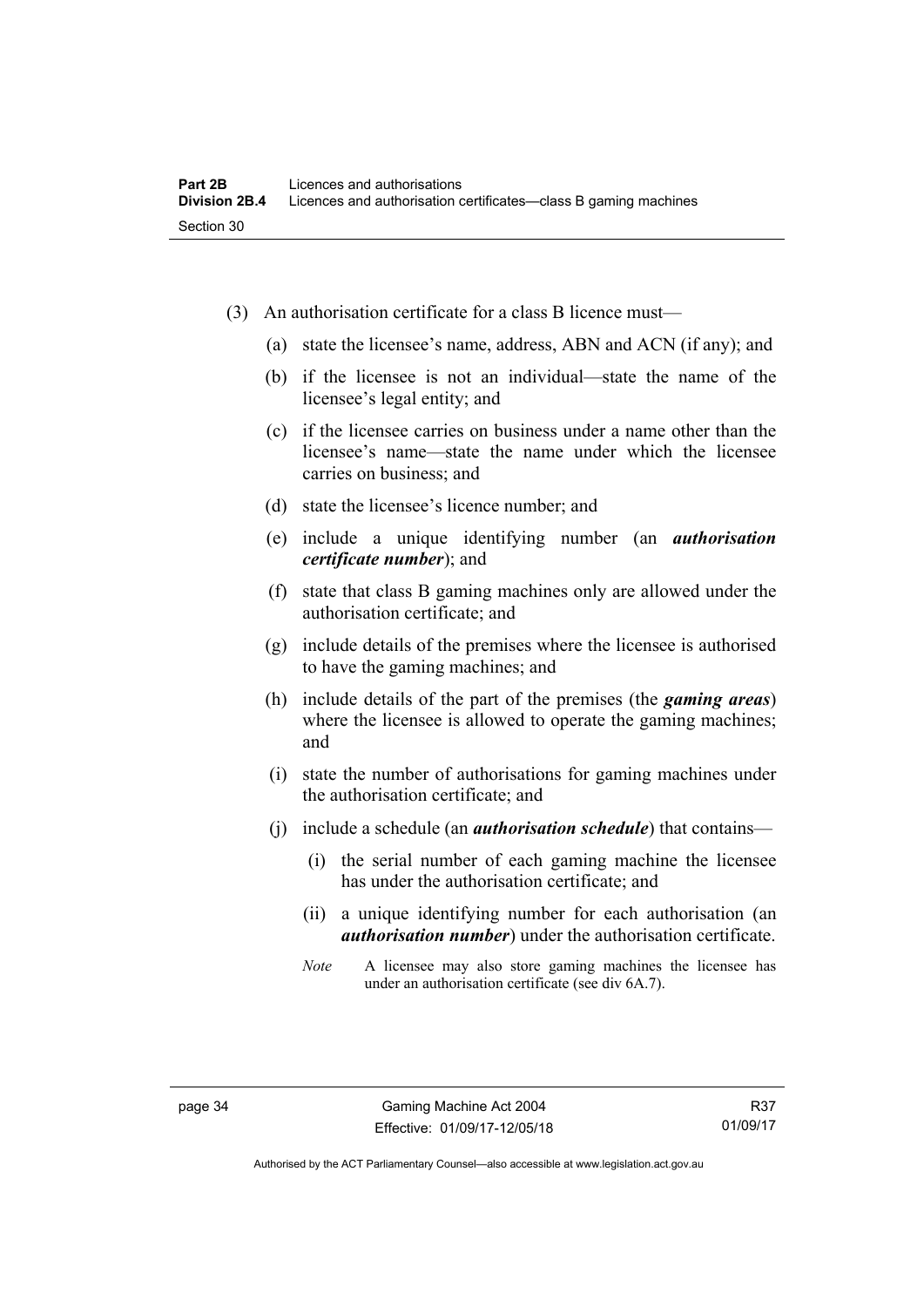(3) An authorisation certificate for a class B licence must—

(a) state the licensee's name, address, ABN and ACN (if any); and

(b) if the licensee is not an individual—state the name of the licensee's legal entity; and

(c) if the licensee carries on business under a name other than the licensee's name—state the name under which the licensee carries on business; and

(d) state the licensee's licence number; and

(e) include a unique identifying number (an ***authorisation certificate number***); and

(f) state that class B gaming machines only are allowed under the authorisation certificate; and

(g) include details of the premises where the licensee is authorised to have the gaming machines; and

(h) include details of the part of the premises (the ***gaming areas***) where the licensee is allowed to operate the gaming machines; and

(i) state the number of authorisations for gaming machines under the authorisation certificate; and

(j) include a schedule (an ***authorisation schedule***) that contains—

(i) the serial number of each gaming machine the licensee has under the authorisation certificate; and

(ii) a unique identifying number for each authorisation (an ***authorisation number***) under the authorisation certificate.

*Note* A licensee may also store gaming machines the licensee has under an authorisation certificate (see div 6A.7).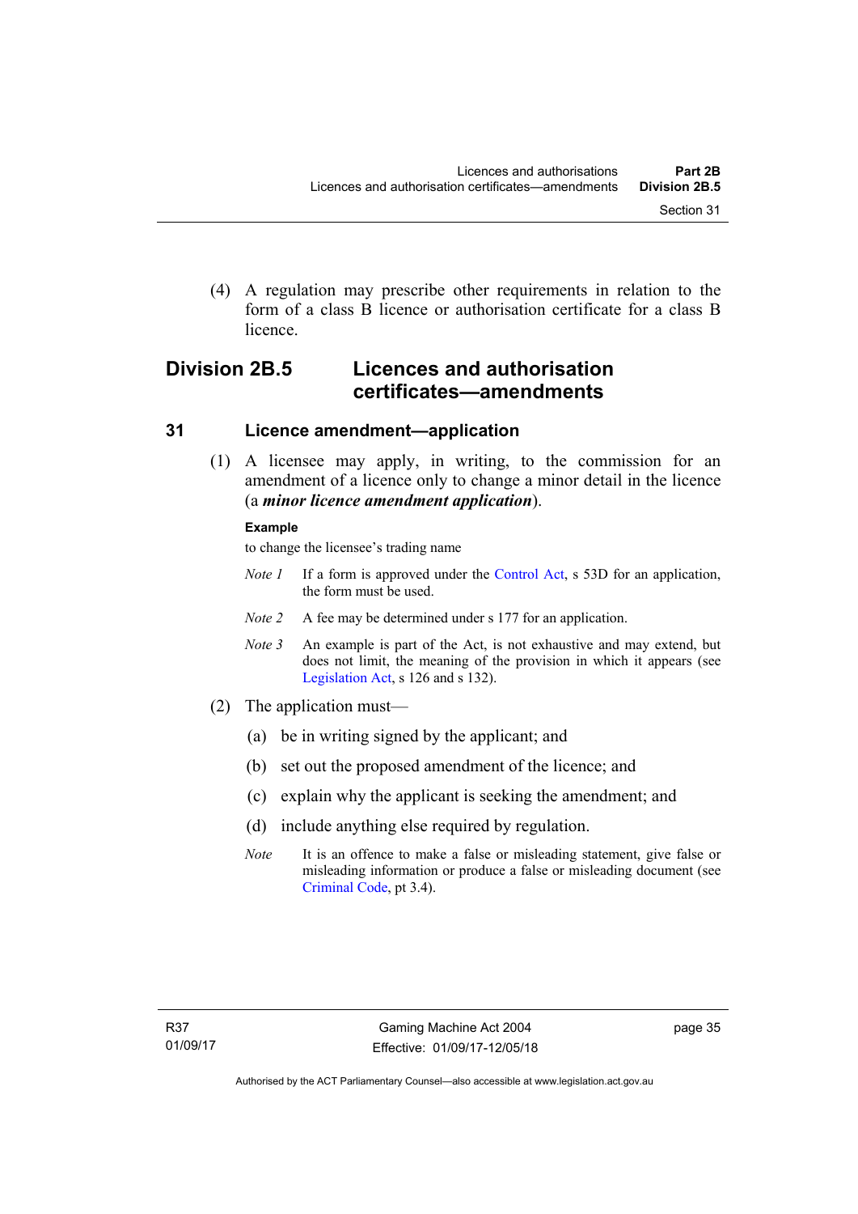(4) A regulation may prescribe other requirements in relation to the form of a class B licence or authorisation certificate for a class B licence.

## Division 2B.5 Licences and authorisation certificates—amendments

### 31 Licence amendment—application

(1) A licensee may apply, in writing, to the commission for an amendment of a licence only to change a minor detail in the licence (a ***minor licence amendment application***).

**Example**

to change the licensee's trading name

*Note 1* If a form is approved under the Control Act, s 53D for an application, the form must be used.

*Note 2* A fee may be determined under s 177 for an application.

*Note 3* An example is part of the Act, is not exhaustive and may extend, but does not limit, the meaning of the provision in which it appears (see Legislation Act, s 126 and s 132).

(2) The application must—

(a) be in writing signed by the applicant; and

(b) set out the proposed amendment of the licence; and

(c) explain why the applicant is seeking the amendment; and

(d) include anything else required by regulation.

*Note* It is an offence to make a false or misleading statement, give false or misleading information or produce a false or misleading document (see Criminal Code, pt 3.4).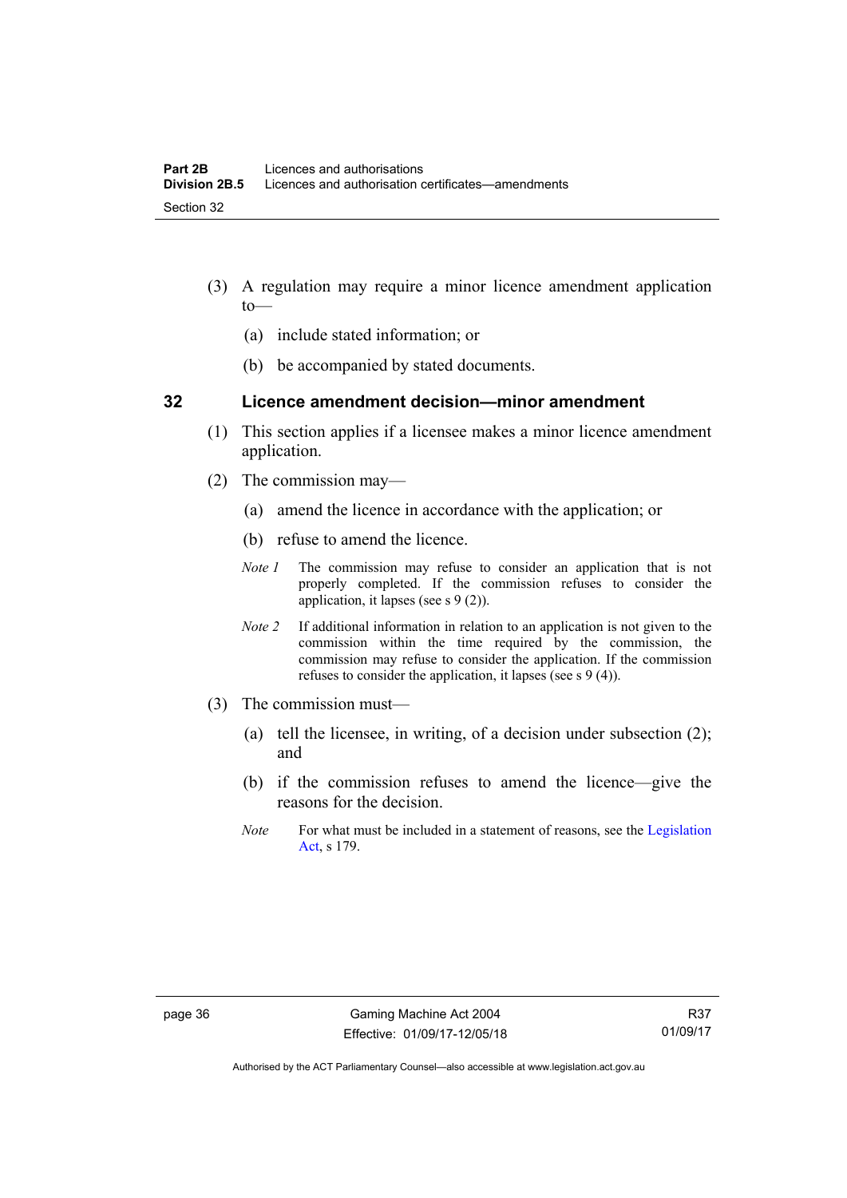(3) A regulation may require a minor licence amendment application to—

(a) include stated information; or

(b) be accompanied by stated documents.

### 32 Licence amendment decision—minor amendment

(1) This section applies if a licensee makes a minor licence amendment application.

(2) The commission may—

(a) amend the licence in accordance with the application; or

(b) refuse to amend the licence.

*Note 1* The commission may refuse to consider an application that is not properly completed. If the commission refuses to consider the application, it lapses (see s 9 (2)).

*Note 2* If additional information in relation to an application is not given to the commission within the time required by the commission, the commission may refuse to consider the application. If the commission refuses to consider the application, it lapses (see s 9 (4)).

(3) The commission must—

(a) tell the licensee, in writing, of a decision under subsection (2); and

(b) if the commission refuses to amend the licence—give the reasons for the decision.

*Note* For what must be included in a statement of reasons, see the Legislation Act, s 179.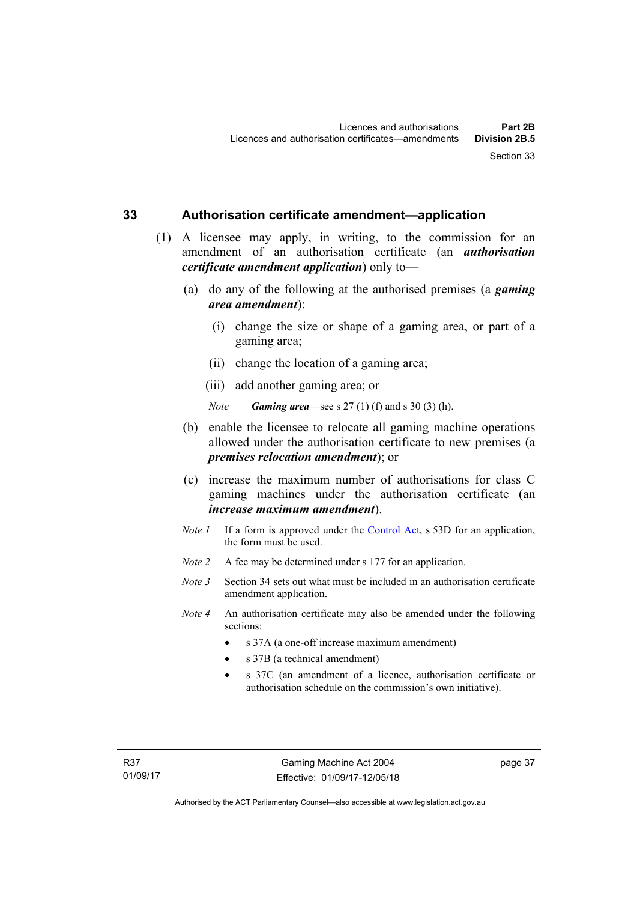## 33 Authorisation certificate amendment—application

(1) A licensee may apply, in writing, to the commission for an amendment of an authorisation certificate (an ***authorisation certificate amendment application***) only to—

(a) do any of the following at the authorised premises (a ***gaming area amendment***):

(i) change the size or shape of a gaming area, or part of a gaming area;

(ii) change the location of a gaming area;

(iii) add another gaming area; or

*Note* ***Gaming area***—see s 27 (1) (f) and s 30 (3) (h).

(b) enable the licensee to relocate all gaming machine operations allowed under the authorisation certificate to new premises (a ***premises relocation amendment***); or

(c) increase the maximum number of authorisations for class C gaming machines under the authorisation certificate (an ***increase maximum amendment***).

*Note 1* If a form is approved under the Control Act, s 53D for an application, the form must be used.

*Note 2* A fee may be determined under s 177 for an application.

*Note 3* Section 34 sets out what must be included in an authorisation certificate amendment application.

*Note 4* An authorisation certificate may also be amended under the following sections:

- s 37A (a one-off increase maximum amendment)
- s 37B (a technical amendment)
- s 37C (an amendment of a licence, authorisation certificate or authorisation schedule on the commission's own initiative).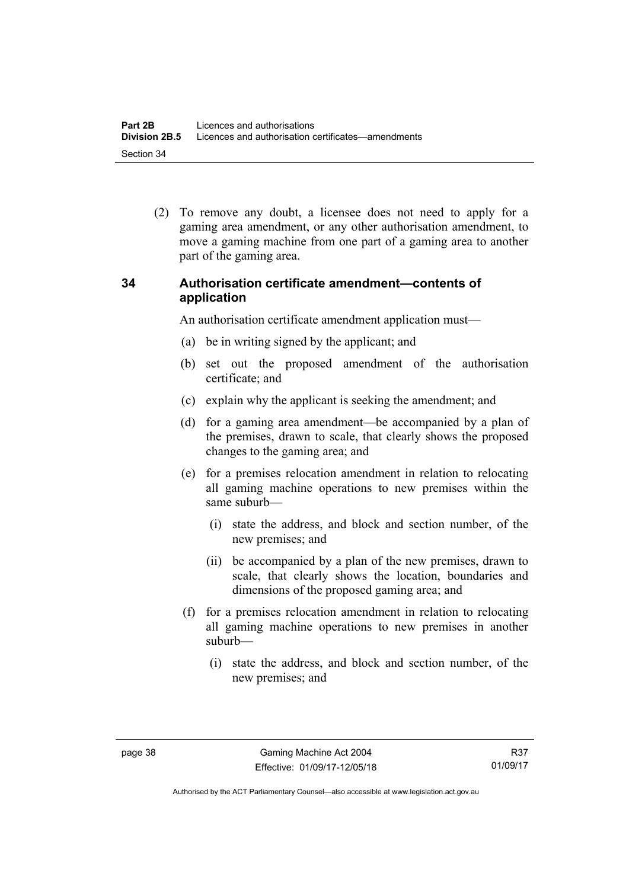(2) To remove any doubt, a licensee does not need to apply for a gaming area amendment, or any other authorisation amendment, to move a gaming machine from one part of a gaming area to another part of the gaming area.

## 34 Authorisation certificate amendment—contents of application

An authorisation certificate amendment application must—

(a) be in writing signed by the applicant; and

(b) set out the proposed amendment of the authorisation certificate; and

(c) explain why the applicant is seeking the amendment; and

(d) for a gaming area amendment—be accompanied by a plan of the premises, drawn to scale, that clearly shows the proposed changes to the gaming area; and

(e) for a premises relocation amendment in relation to relocating all gaming machine operations to new premises within the same suburb—

(i) state the address, and block and section number, of the new premises; and

(ii) be accompanied by a plan of the new premises, drawn to scale, that clearly shows the location, boundaries and dimensions of the proposed gaming area; and

(f) for a premises relocation amendment in relation to relocating all gaming machine operations to new premises in another suburb—

(i) state the address, and block and section number, of the new premises; and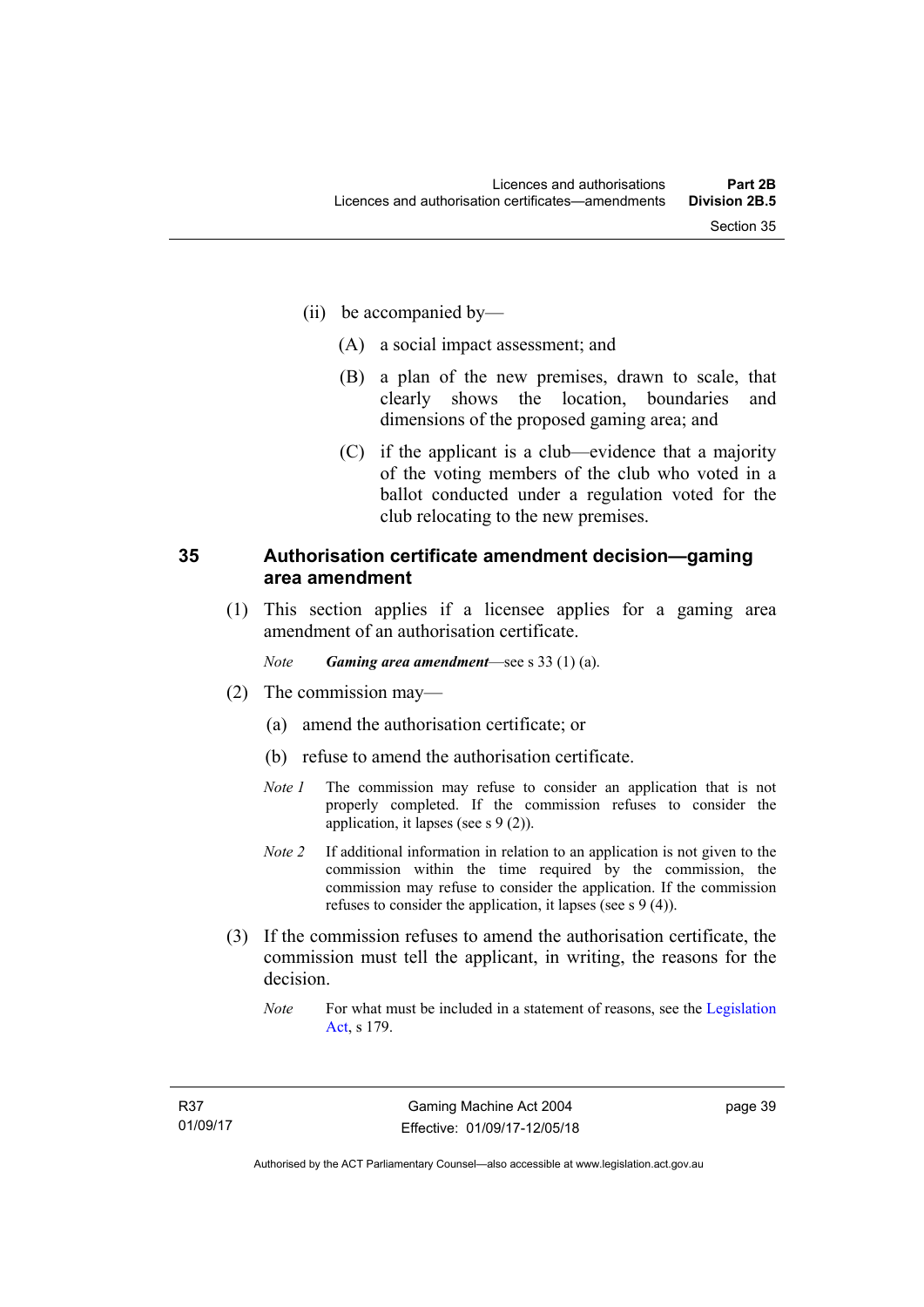(ii) be accompanied by—

(A) a social impact assessment; and

(B) a plan of the new premises, drawn to scale, that clearly shows the location, boundaries and dimensions of the proposed gaming area; and

(C) if the applicant is a club—evidence that a majority of the voting members of the club who voted in a ballot conducted under a regulation voted for the club relocating to the new premises.

## 35 Authorisation certificate amendment decision—gaming area amendment

(1) This section applies if a licensee applies for a gaming area amendment of an authorisation certificate.

*Note* ***Gaming area amendment***—see s 33 (1) (a).

(2) The commission may—

(a) amend the authorisation certificate; or

(b) refuse to amend the authorisation certificate.

*Note 1* The commission may refuse to consider an application that is not properly completed. If the commission refuses to consider the application, it lapses (see s 9 (2)).

*Note 2* If additional information in relation to an application is not given to the commission within the time required by the commission, the commission may refuse to consider the application. If the commission refuses to consider the application, it lapses (see s 9 (4)).

(3) If the commission refuses to amend the authorisation certificate, the commission must tell the applicant, in writing, the reasons for the decision.

*Note* For what must be included in a statement of reasons, see the Legislation Act, s 179.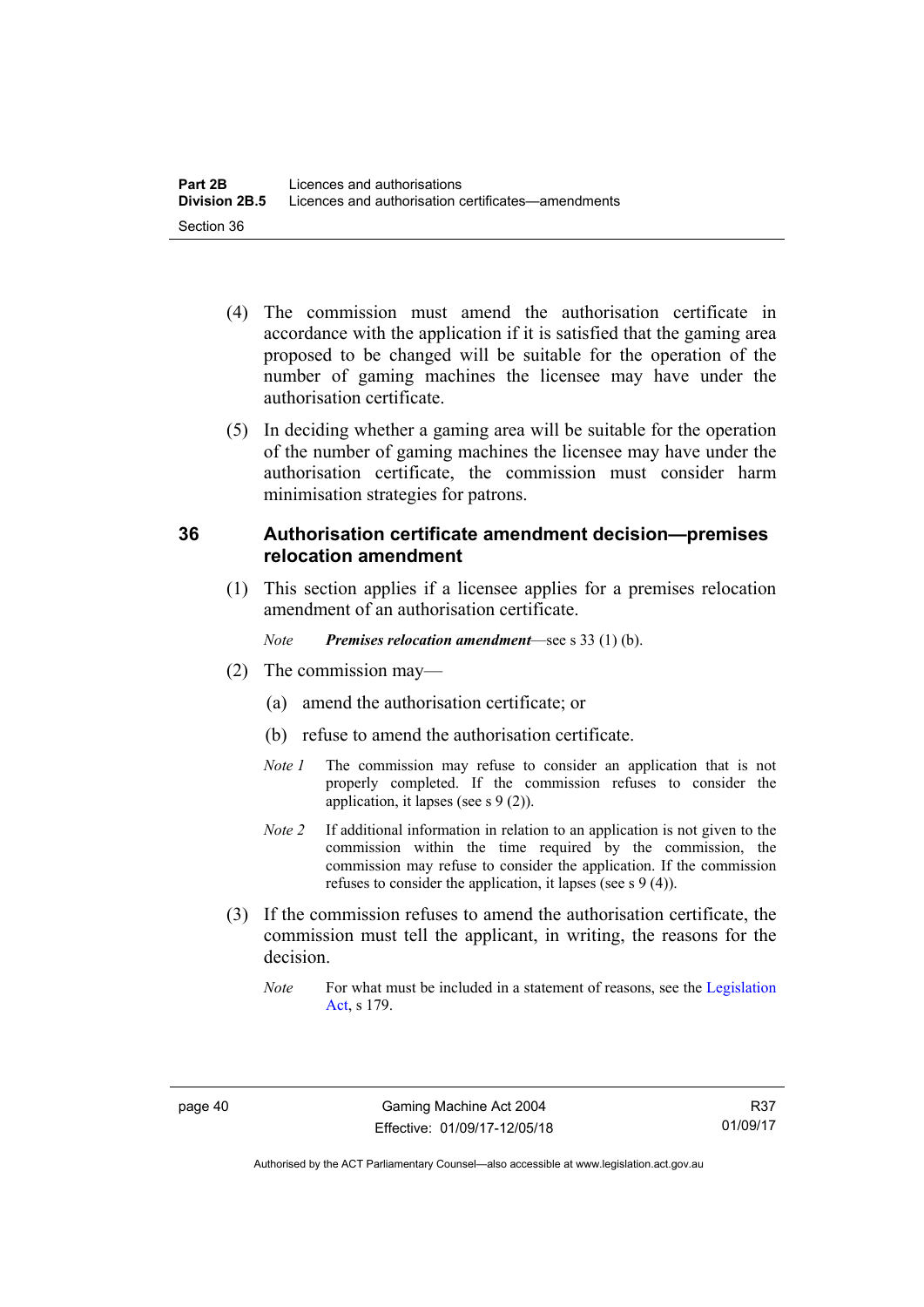(4) The commission must amend the authorisation certificate in accordance with the application if it is satisfied that the gaming area proposed to be changed will be suitable for the operation of the number of gaming machines the licensee may have under the authorisation certificate.

(5) In deciding whether a gaming area will be suitable for the operation of the number of gaming machines the licensee may have under the authorisation certificate, the commission must consider harm minimisation strategies for patrons.

## 36 Authorisation certificate amendment decision—premises relocation amendment

(1) This section applies if a licensee applies for a premises relocation amendment of an authorisation certificate.

*Note* ***Premises relocation amendment***—see s 33 (1) (b).

(2) The commission may—

(a) amend the authorisation certificate; or

(b) refuse to amend the authorisation certificate.

*Note 1* The commission may refuse to consider an application that is not properly completed. If the commission refuses to consider the application, it lapses (see s 9 (2)).

*Note 2* If additional information in relation to an application is not given to the commission within the time required by the commission, the commission may refuse to consider the application. If the commission refuses to consider the application, it lapses (see s 9 (4)).

(3) If the commission refuses to amend the authorisation certificate, the commission must tell the applicant, in writing, the reasons for the decision.

*Note* For what must be included in a statement of reasons, see the Legislation Act, s 179.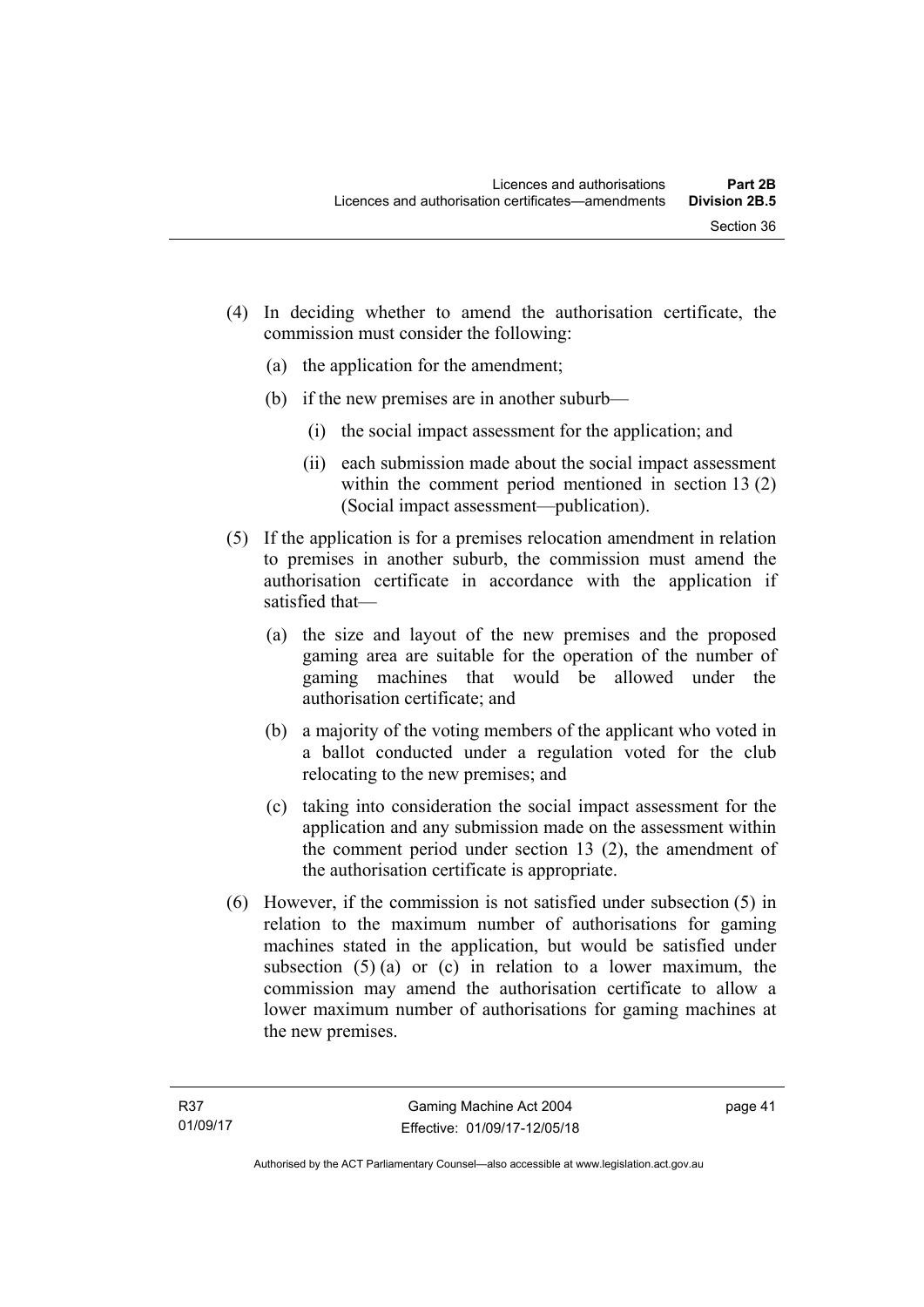(4) In deciding whether to amend the authorisation certificate, the commission must consider the following:

(a) the application for the amendment;

(b) if the new premises are in another suburb—

(i) the social impact assessment for the application; and

(ii) each submission made about the social impact assessment within the comment period mentioned in section 13 (2) (Social impact assessment—publication).

(5) If the application is for a premises relocation amendment in relation to premises in another suburb, the commission must amend the authorisation certificate in accordance with the application if satisfied that—

(a) the size and layout of the new premises and the proposed gaming area are suitable for the operation of the number of gaming machines that would be allowed under the authorisation certificate; and

(b) a majority of the voting members of the applicant who voted in a ballot conducted under a regulation voted for the club relocating to the new premises; and

(c) taking into consideration the social impact assessment for the application and any submission made on the assessment within the comment period under section 13 (2), the amendment of the authorisation certificate is appropriate.

(6) However, if the commission is not satisfied under subsection (5) in relation to the maximum number of authorisations for gaming machines stated in the application, but would be satisfied under subsection (5) (a) or (c) in relation to a lower maximum, the commission may amend the authorisation certificate to allow a lower maximum number of authorisations for gaming machines at the new premises.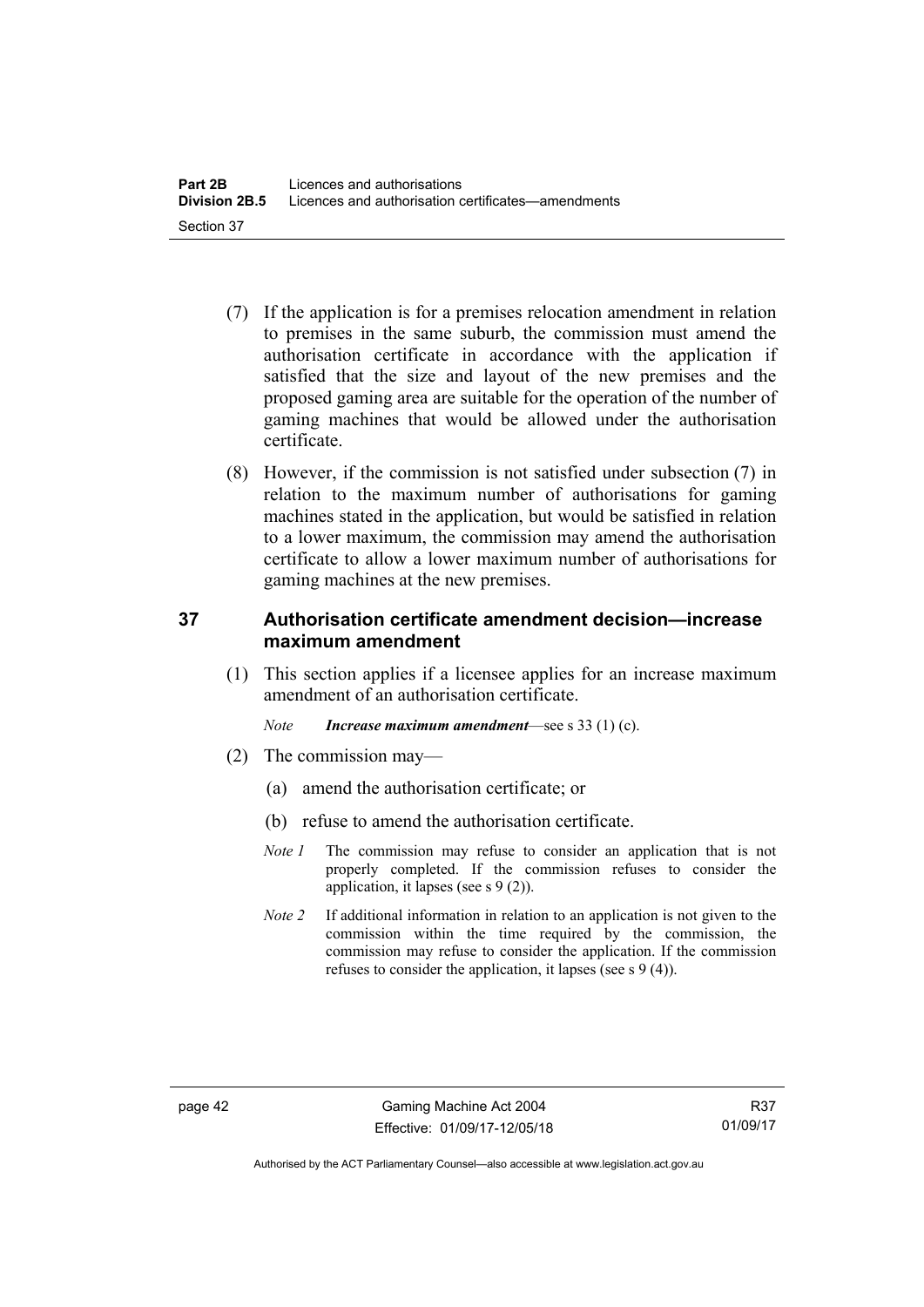(7) If the application is for a premises relocation amendment in relation to premises in the same suburb, the commission must amend the authorisation certificate in accordance with the application if satisfied that the size and layout of the new premises and the proposed gaming area are suitable for the operation of the number of gaming machines that would be allowed under the authorisation certificate.

(8) However, if the commission is not satisfied under subsection (7) in relation to the maximum number of authorisations for gaming machines stated in the application, but would be satisfied in relation to a lower maximum, the commission may amend the authorisation certificate to allow a lower maximum number of authorisations for gaming machines at the new premises.

## 37 Authorisation certificate amendment decision—increase maximum amendment

(1) This section applies if a licensee applies for an increase maximum amendment of an authorisation certificate.

*Note* ***Increase maximum amendment***—see s 33 (1) (c).

(2) The commission may—

(a) amend the authorisation certificate; or

(b) refuse to amend the authorisation certificate.

*Note 1* The commission may refuse to consider an application that is not properly completed. If the commission refuses to consider the application, it lapses (see s 9 (2)).

*Note 2* If additional information in relation to an application is not given to the commission within the time required by the commission, the commission may refuse to consider the application. If the commission refuses to consider the application, it lapses (see s 9 (4)).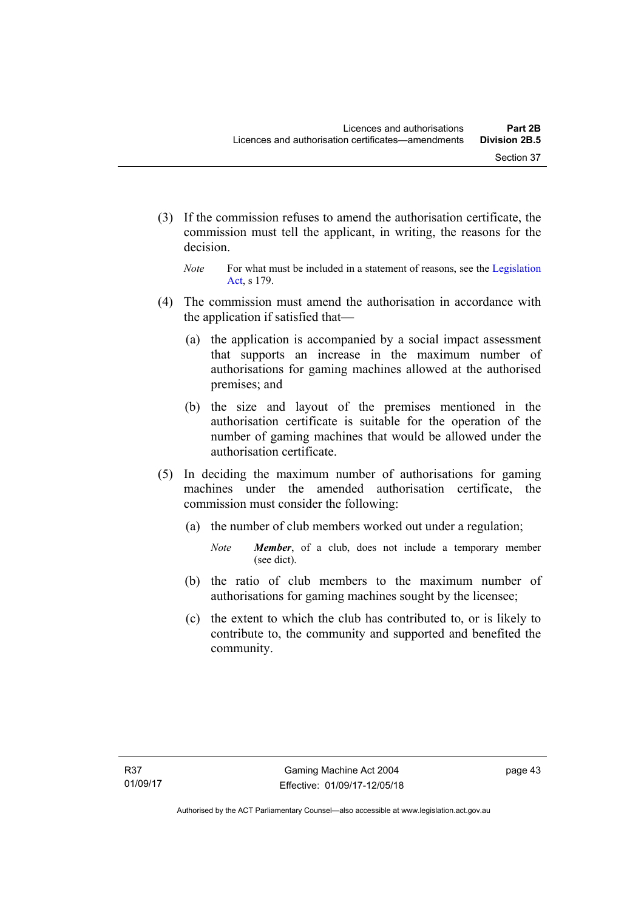(3) If the commission refuses to amend the authorisation certificate, the commission must tell the applicant, in writing, the reasons for the decision.

*Note* For what must be included in a statement of reasons, see the Legislation Act, s 179.

(4) The commission must amend the authorisation in accordance with the application if satisfied that—

(a) the application is accompanied by a social impact assessment that supports an increase in the maximum number of authorisations for gaming machines allowed at the authorised premises; and

(b) the size and layout of the premises mentioned in the authorisation certificate is suitable for the operation of the number of gaming machines that would be allowed under the authorisation certificate.

(5) In deciding the maximum number of authorisations for gaming machines under the amended authorisation certificate, the commission must consider the following:

(a) the number of club members worked out under a regulation;

*Note* ***Member***, of a club, does not include a temporary member (see dict).

(b) the ratio of club members to the maximum number of authorisations for gaming machines sought by the licensee;

(c) the extent to which the club has contributed to, or is likely to contribute to, the community and supported and benefited the community.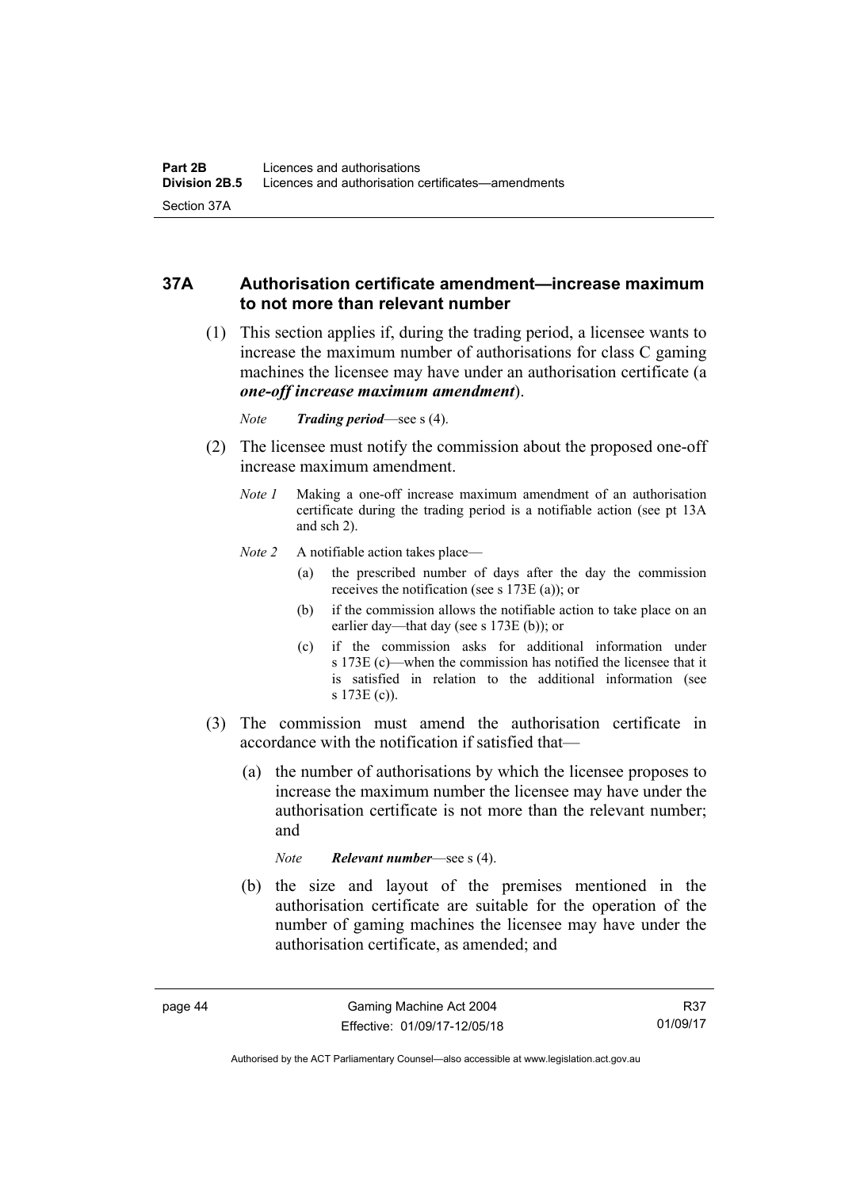## 37A Authorisation certificate amendment—increase maximum to not more than relevant number

(1) This section applies if, during the trading period, a licensee wants to increase the maximum number of authorisations for class C gaming machines the licensee may have under an authorisation certificate (a ***one-off increase maximum amendment***).

*Note* ***Trading period***—see s (4).

(2) The licensee must notify the commission about the proposed one-off increase maximum amendment.

*Note 1* Making a one-off increase maximum amendment of an authorisation certificate during the trading period is a notifiable action (see pt 13A and sch 2).

*Note 2* A notifiable action takes place—

(a) the prescribed number of days after the day the commission receives the notification (see s 173E (a)); or

(b) if the commission allows the notifiable action to take place on an earlier day—that day (see s 173E (b)); or

(c) if the commission asks for additional information under s 173E (c)—when the commission has notified the licensee that it is satisfied in relation to the additional information (see s 173E (c)).

(3) The commission must amend the authorisation certificate in accordance with the notification if satisfied that—

(a) the number of authorisations by which the licensee proposes to increase the maximum number the licensee may have under the authorisation certificate is not more than the relevant number; and

*Note* ***Relevant number***—see s (4).

(b) the size and layout of the premises mentioned in the authorisation certificate are suitable for the operation of the number of gaming machines the licensee may have under the authorisation certificate, as amended; and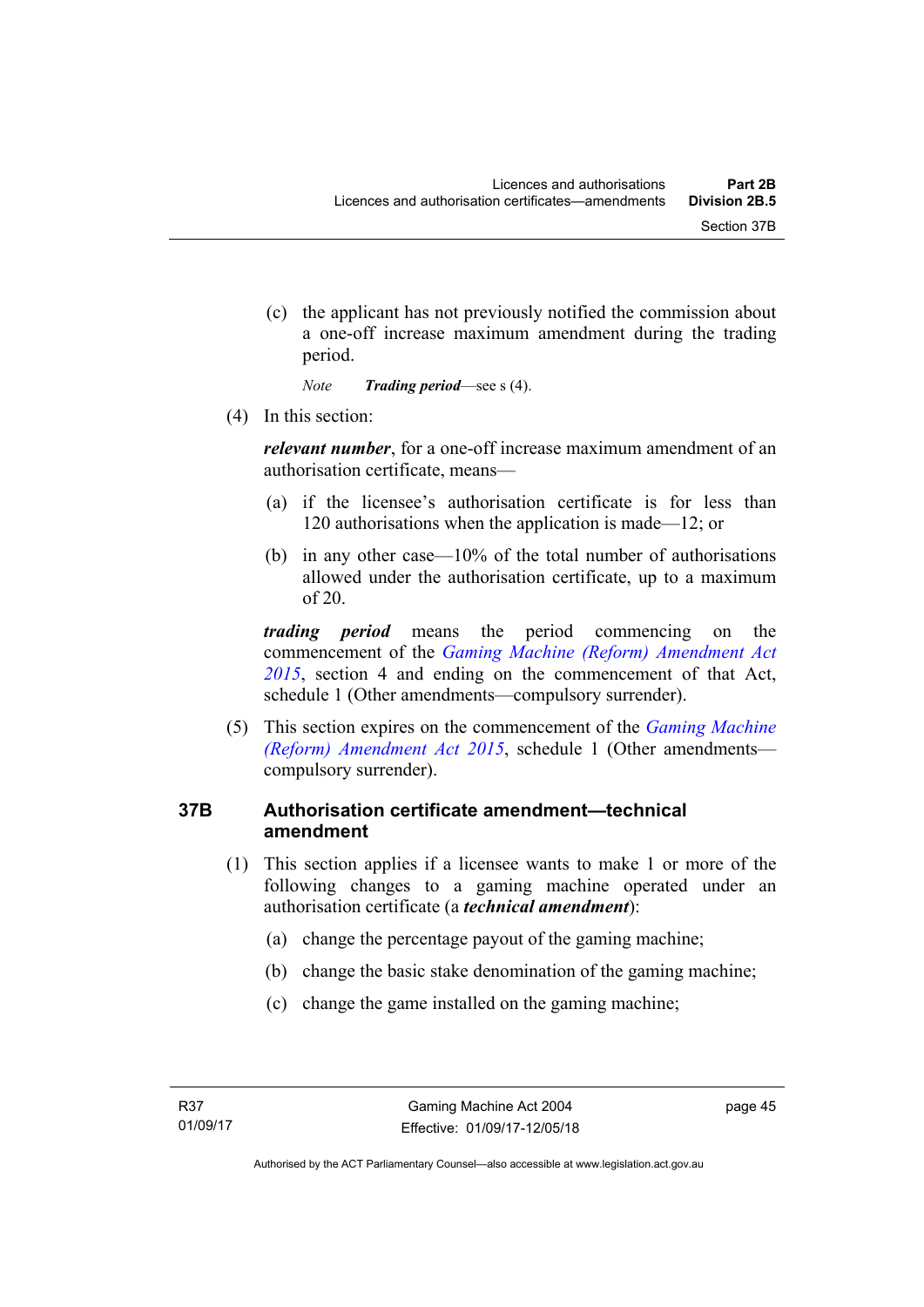(c) the applicant has not previously notified the commission about a one-off increase maximum amendment during the trading period.

*Note* ***Trading period***—see s (4).

(4) In this section:

***relevant number***, for a one-off increase maximum amendment of an authorisation certificate, means—

(a) if the licensee's authorisation certificate is for less than 120 authorisations when the application is made—12; or

(b) in any other case—10% of the total number of authorisations allowed under the authorisation certificate, up to a maximum of 20.

***trading period*** means the period commencing on the commencement of the *Gaming Machine (Reform) Amendment Act 2015*, section 4 and ending on the commencement of that Act, schedule 1 (Other amendments—compulsory surrender).

(5) This section expires on the commencement of the *Gaming Machine (Reform) Amendment Act 2015*, schedule 1 (Other amendments—compulsory surrender).

### 37B Authorisation certificate amendment—technical amendment

(1) This section applies if a licensee wants to make 1 or more of the following changes to a gaming machine operated under an authorisation certificate (a ***technical amendment***):

(a) change the percentage payout of the gaming machine;

(b) change the basic stake denomination of the gaming machine;

(c) change the game installed on the gaming machine;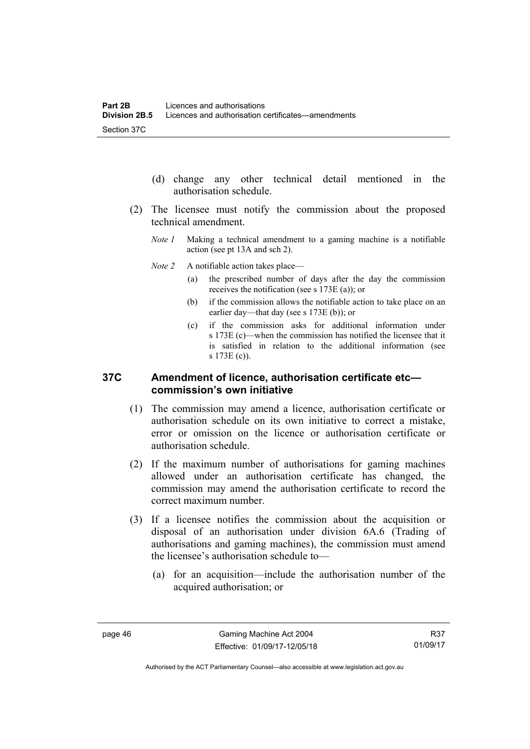(d) change any other technical detail mentioned in the authorisation schedule.

(2) The licensee must notify the commission about the proposed technical amendment.

*Note 1* Making a technical amendment to a gaming machine is a notifiable action (see pt 13A and sch 2).

*Note 2* A notifiable action takes place—

(a) the prescribed number of days after the day the commission receives the notification (see s 173E (a)); or

(b) if the commission allows the notifiable action to take place on an earlier day—that day (see s 173E (b)); or

(c) if the commission asks for additional information under s 173E (c)—when the commission has notified the licensee that it is satisfied in relation to the additional information (see s 173E (c)).

## 37C Amendment of licence, authorisation certificate etc—commission's own initiative

(1) The commission may amend a licence, authorisation certificate or authorisation schedule on its own initiative to correct a mistake, error or omission on the licence or authorisation certificate or authorisation schedule.

(2) If the maximum number of authorisations for gaming machines allowed under an authorisation certificate has changed, the commission may amend the authorisation certificate to record the correct maximum number.

(3) If a licensee notifies the commission about the acquisition or disposal of an authorisation under division 6A.6 (Trading of authorisations and gaming machines), the commission must amend the licensee's authorisation schedule to—

(a) for an acquisition—include the authorisation number of the acquired authorisation; or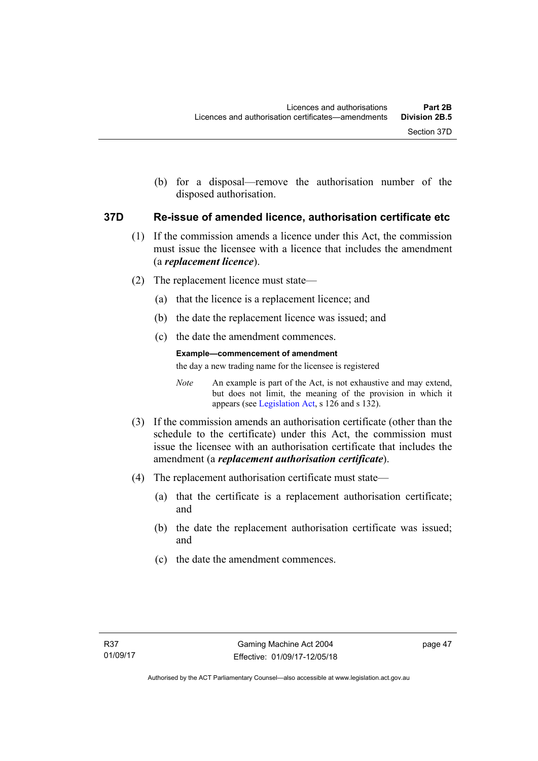(b) for a disposal—remove the authorisation number of the disposed authorisation.

## 37D Re-issue of amended licence, authorisation certificate etc

(1) If the commission amends a licence under this Act, the commission must issue the licensee with a licence that includes the amendment (a ***replacement licence***).

(2) The replacement licence must state—

(a) that the licence is a replacement licence; and

(b) the date the replacement licence was issued; and

(c) the date the amendment commences.

**Example—commencement of amendment**

the day a new trading name for the licensee is registered

*Note* An example is part of the Act, is not exhaustive and may extend, but does not limit, the meaning of the provision in which it appears (see Legislation Act, s 126 and s 132).

(3) If the commission amends an authorisation certificate (other than the schedule to the certificate) under this Act, the commission must issue the licensee with an authorisation certificate that includes the amendment (a ***replacement authorisation certificate***).

(4) The replacement authorisation certificate must state—

(a) that the certificate is a replacement authorisation certificate; and

(b) the date the replacement authorisation certificate was issued; and

(c) the date the amendment commences.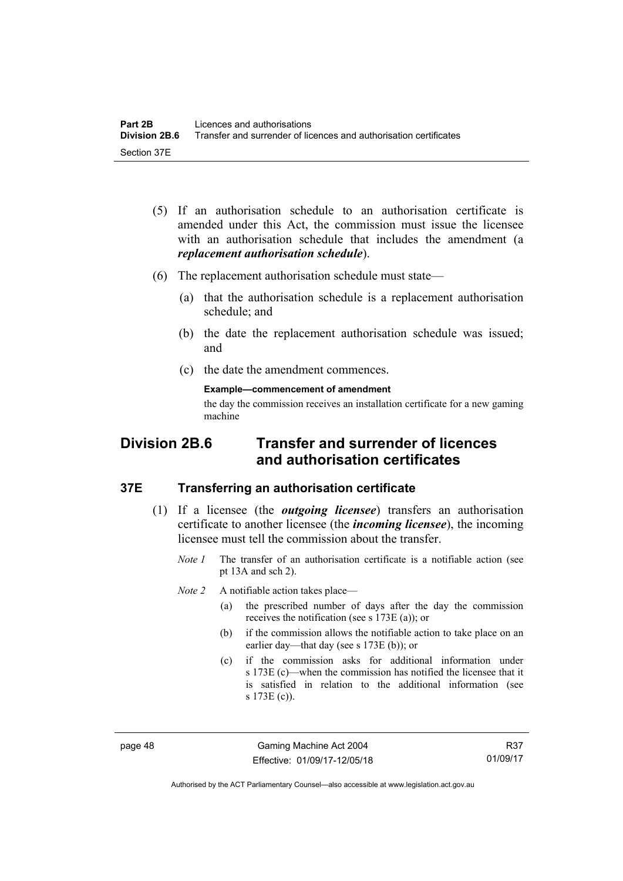(5) If an authorisation schedule to an authorisation certificate is amended under this Act, the commission must issue the licensee with an authorisation schedule that includes the amendment (a ***replacement authorisation schedule***).

(6) The replacement authorisation schedule must state—

(a) that the authorisation schedule is a replacement authorisation schedule; and

(b) the date the replacement authorisation schedule was issued; and

(c) the date the amendment commences.

**Example—commencement of amendment**

the day the commission receives an installation certificate for a new gaming machine

# Division 2B.6 Transfer and surrender of licences and authorisation certificates

## 37E Transferring an authorisation certificate

(1) If a licensee (the ***outgoing licensee***) transfers an authorisation certificate to another licensee (the ***incoming licensee***), the incoming licensee must tell the commission about the transfer.

*Note 1* The transfer of an authorisation certificate is a notifiable action (see pt 13A and sch 2).

*Note 2* A notifiable action takes place—

(a) the prescribed number of days after the day the commission receives the notification (see s 173E (a)); or

(b) if the commission allows the notifiable action to take place on an earlier day—that day (see s 173E (b)); or

(c) if the commission asks for additional information under s 173E (c)—when the commission has notified the licensee that it is satisfied in relation to the additional information (see s 173E (c)).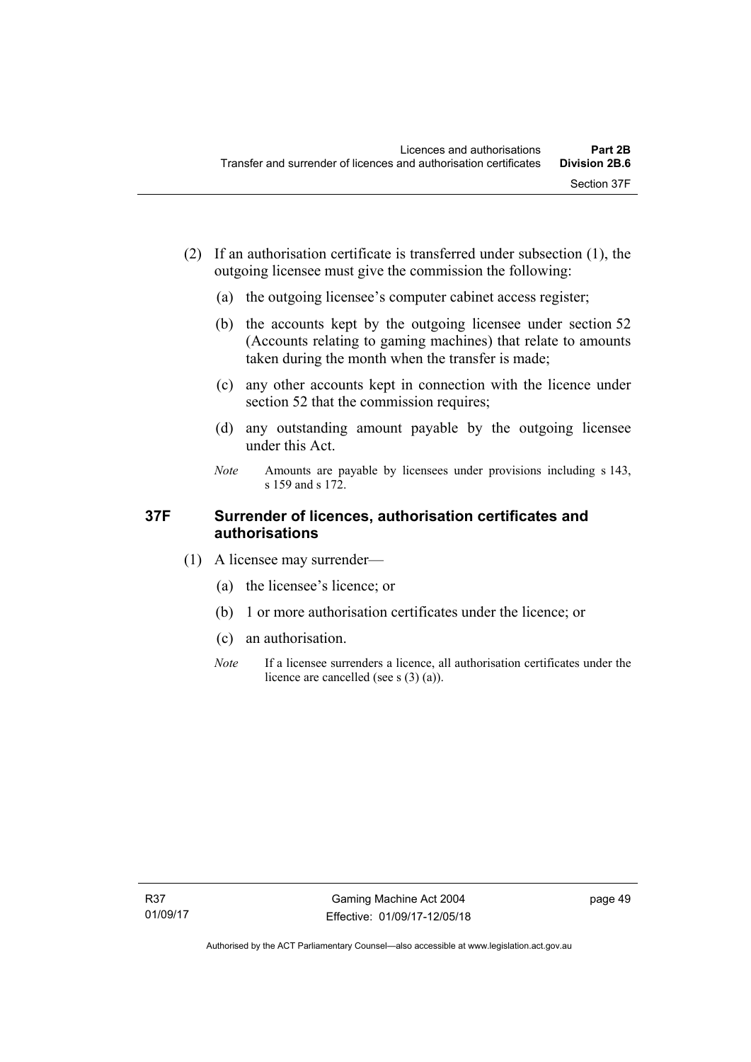(2) If an authorisation certificate is transferred under subsection (1), the outgoing licensee must give the commission the following:

(a) the outgoing licensee's computer cabinet access register;

(b) the accounts kept by the outgoing licensee under section 52 (Accounts relating to gaming machines) that relate to amounts taken during the month when the transfer is made;

(c) any other accounts kept in connection with the licence under section 52 that the commission requires;

(d) any outstanding amount payable by the outgoing licensee under this Act.

*Note* Amounts are payable by licensees under provisions including s 143, s 159 and s 172.

### 37F Surrender of licences, authorisation certificates and authorisations

(1) A licensee may surrender—

(a) the licensee's licence; or

(b) 1 or more authorisation certificates under the licence; or

(c) an authorisation.

*Note* If a licensee surrenders a licence, all authorisation certificates under the licence are cancelled (see s (3) (a)).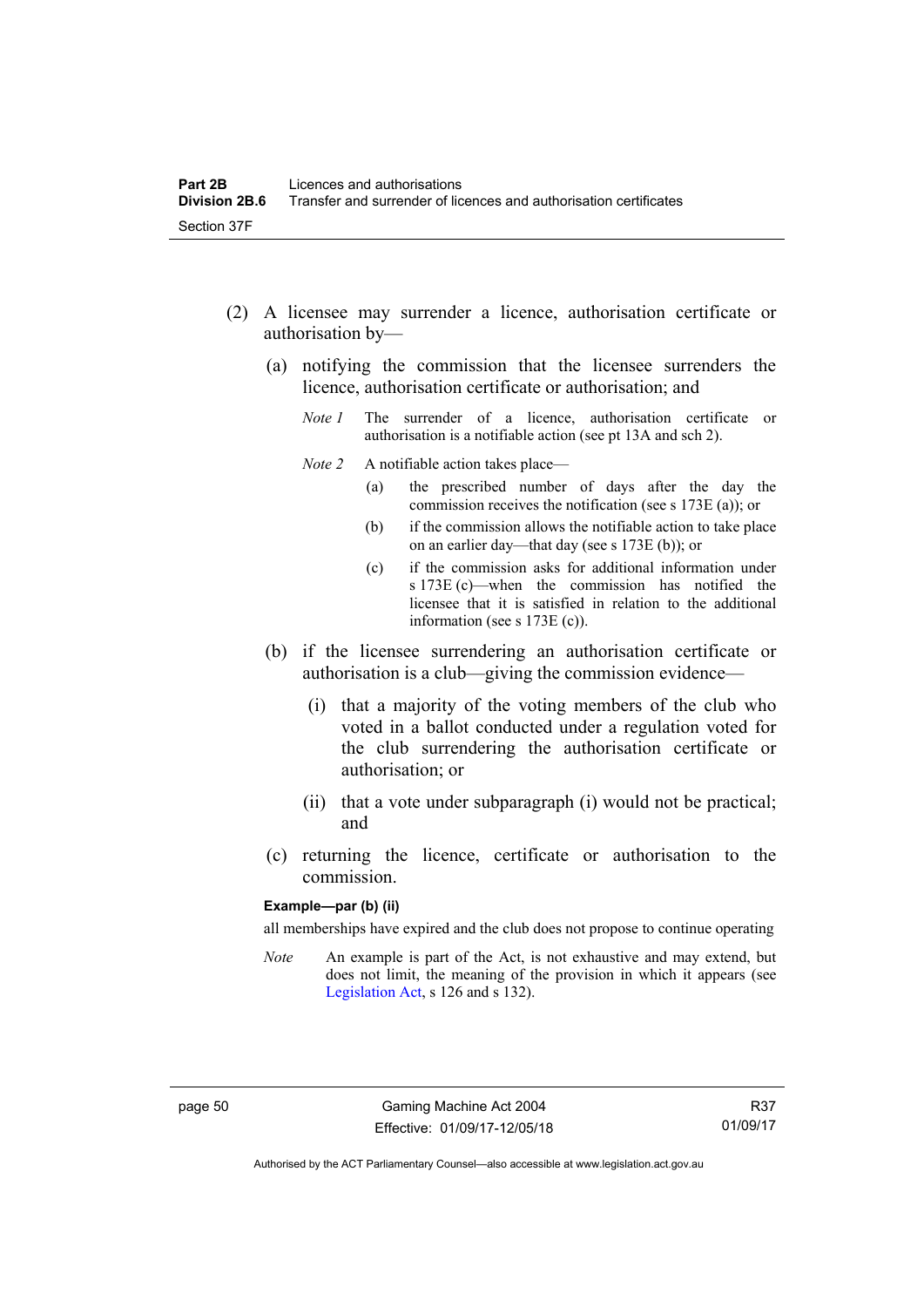(2) A licensee may surrender a licence, authorisation certificate or authorisation by—

(a) notifying the commission that the licensee surrenders the licence, authorisation certificate or authorisation; and

*Note 1* The surrender of a licence, authorisation certificate or authorisation is a notifiable action (see pt 13A and sch 2).

*Note 2* A notifiable action takes place—

(a) the prescribed number of days after the day the commission receives the notification (see s 173E (a)); or

(b) if the commission allows the notifiable action to take place on an earlier day—that day (see s 173E (b)); or

(c) if the commission asks for additional information under s 173E (c)—when the commission has notified the licensee that it is satisfied in relation to the additional information (see s 173E (c)).

(b) if the licensee surrendering an authorisation certificate or authorisation is a club—giving the commission evidence—

(i) that a majority of the voting members of the club who voted in a ballot conducted under a regulation voted for the club surrendering the authorisation certificate or authorisation; or

(ii) that a vote under subparagraph (i) would not be practical; and

(c) returning the licence, certificate or authorisation to the commission.

**Example—par (b) (ii)**

all memberships have expired and the club does not propose to continue operating

*Note* An example is part of the Act, is not exhaustive and may extend, but does not limit, the meaning of the provision in which it appears (see Legislation Act, s 126 and s 132).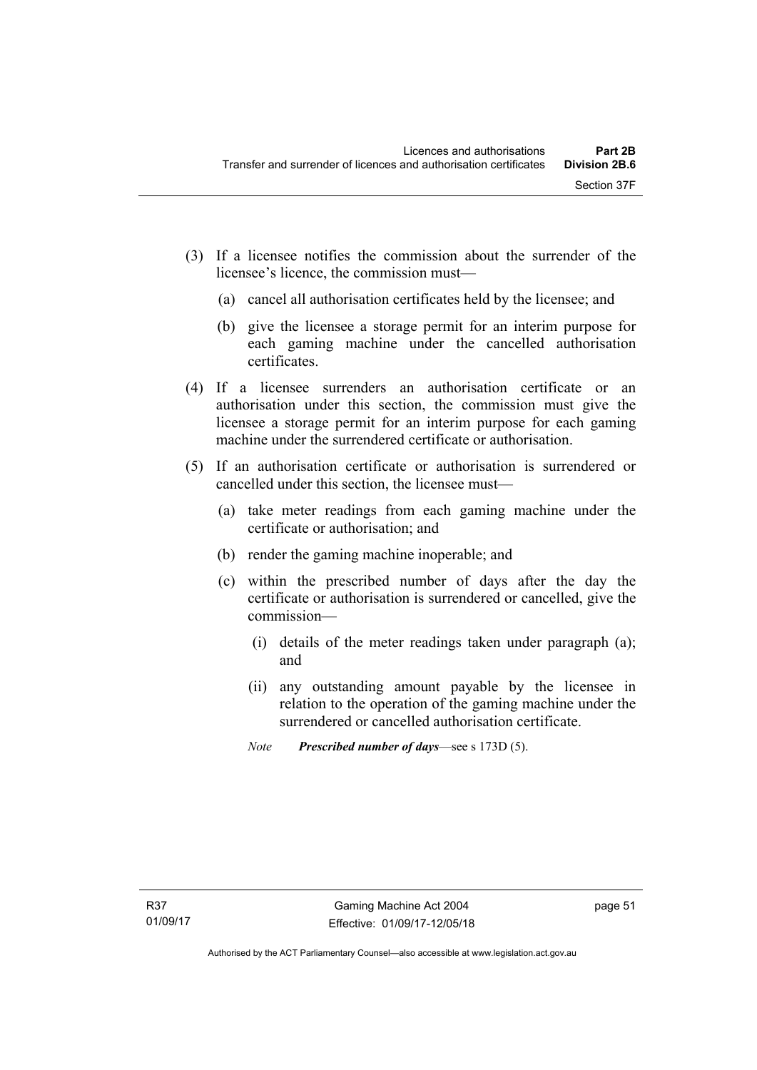(3) If a licensee notifies the commission about the surrender of the licensee's licence, the commission must—

(a) cancel all authorisation certificates held by the licensee; and

(b) give the licensee a storage permit for an interim purpose for each gaming machine under the cancelled authorisation certificates.

(4) If a licensee surrenders an authorisation certificate or an authorisation under this section, the commission must give the licensee a storage permit for an interim purpose for each gaming machine under the surrendered certificate or authorisation.

(5) If an authorisation certificate or authorisation is surrendered or cancelled under this section, the licensee must—

(a) take meter readings from each gaming machine under the certificate or authorisation; and

(b) render the gaming machine inoperable; and

(c) within the prescribed number of days after the day the certificate or authorisation is surrendered or cancelled, give the commission—

(i) details of the meter readings taken under paragraph (a); and

(ii) any outstanding amount payable by the licensee in relation to the operation of the gaming machine under the surrendered or cancelled authorisation certificate.

*Note* ***Prescribed number of days***—see s 173D (5).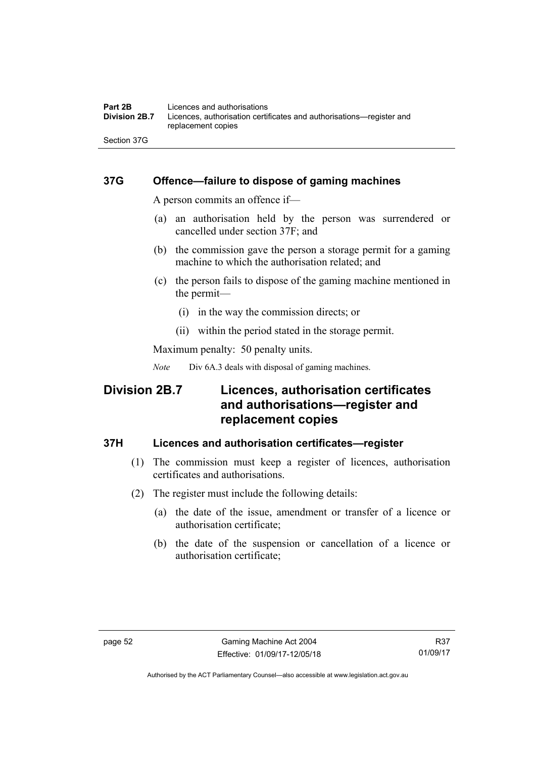### 37G Offence—failure to dispose of gaming machines

A person commits an offence if—

(a) an authorisation held by the person was surrendered or cancelled under section 37F; and

(b) the commission gave the person a storage permit for a gaming machine to which the authorisation related; and

(c) the person fails to dispose of the gaming machine mentioned in the permit—

  (i) in the way the commission directs; or

  (ii) within the period stated in the storage permit.

Maximum penalty: 50 penalty units.

*Note* Div 6A.3 deals with disposal of gaming machines.

## Division 2B.7 Licences, authorisation certificates and authorisations—register and replacement copies

### 37H Licences and authorisation certificates—register

(1) The commission must keep a register of licences, authorisation certificates and authorisations.

(2) The register must include the following details:

(a) the date of the issue, amendment or transfer of a licence or authorisation certificate;

(b) the date of the suspension or cancellation of a licence or authorisation certificate;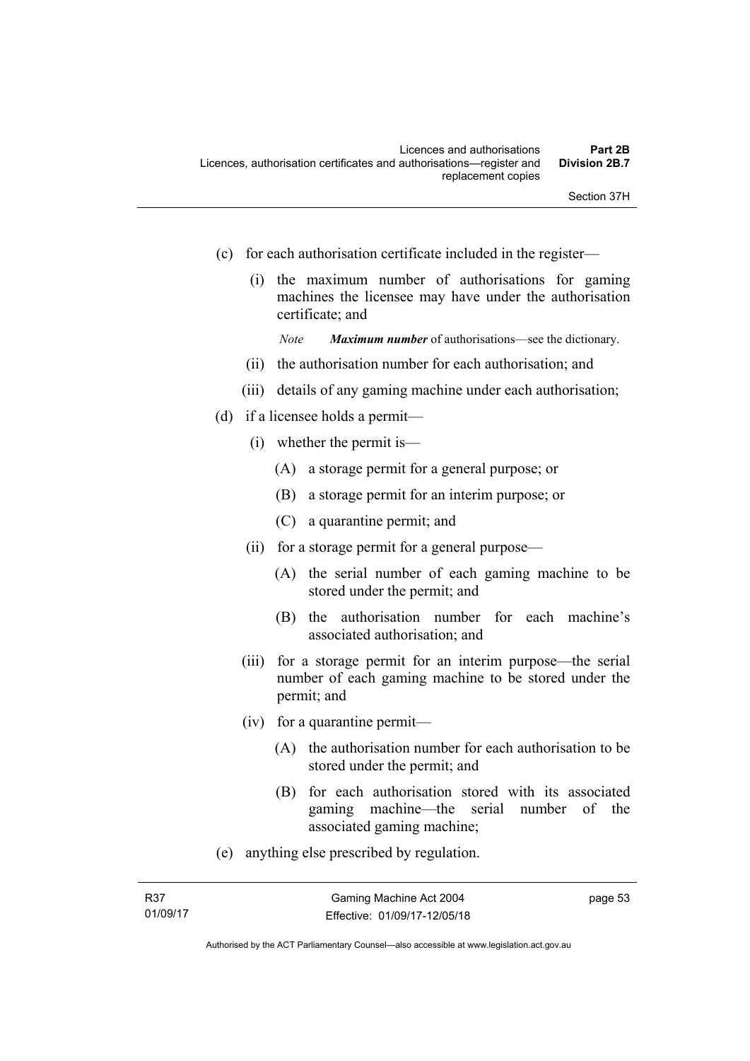(c) for each authorisation certificate included in the register—

  (i) the maximum number of authorisations for gaming machines the licensee may have under the authorisation certificate; and

    *Note* ***Maximum number*** of authorisations—see the dictionary.

  (ii) the authorisation number for each authorisation; and

  (iii) details of any gaming machine under each authorisation;

(d) if a licensee holds a permit—

  (i) whether the permit is—

    (A) a storage permit for a general purpose; or

    (B) a storage permit for an interim purpose; or

    (C) a quarantine permit; and

  (ii) for a storage permit for a general purpose—

    (A) the serial number of each gaming machine to be stored under the permit; and

    (B) the authorisation number for each machine's associated authorisation; and

  (iii) for a storage permit for an interim purpose—the serial number of each gaming machine to be stored under the permit; and

  (iv) for a quarantine permit—

    (A) the authorisation number for each authorisation to be stored under the permit; and

    (B) for each authorisation stored with its associated gaming machine—the serial number of the associated gaming machine;

(e) anything else prescribed by regulation.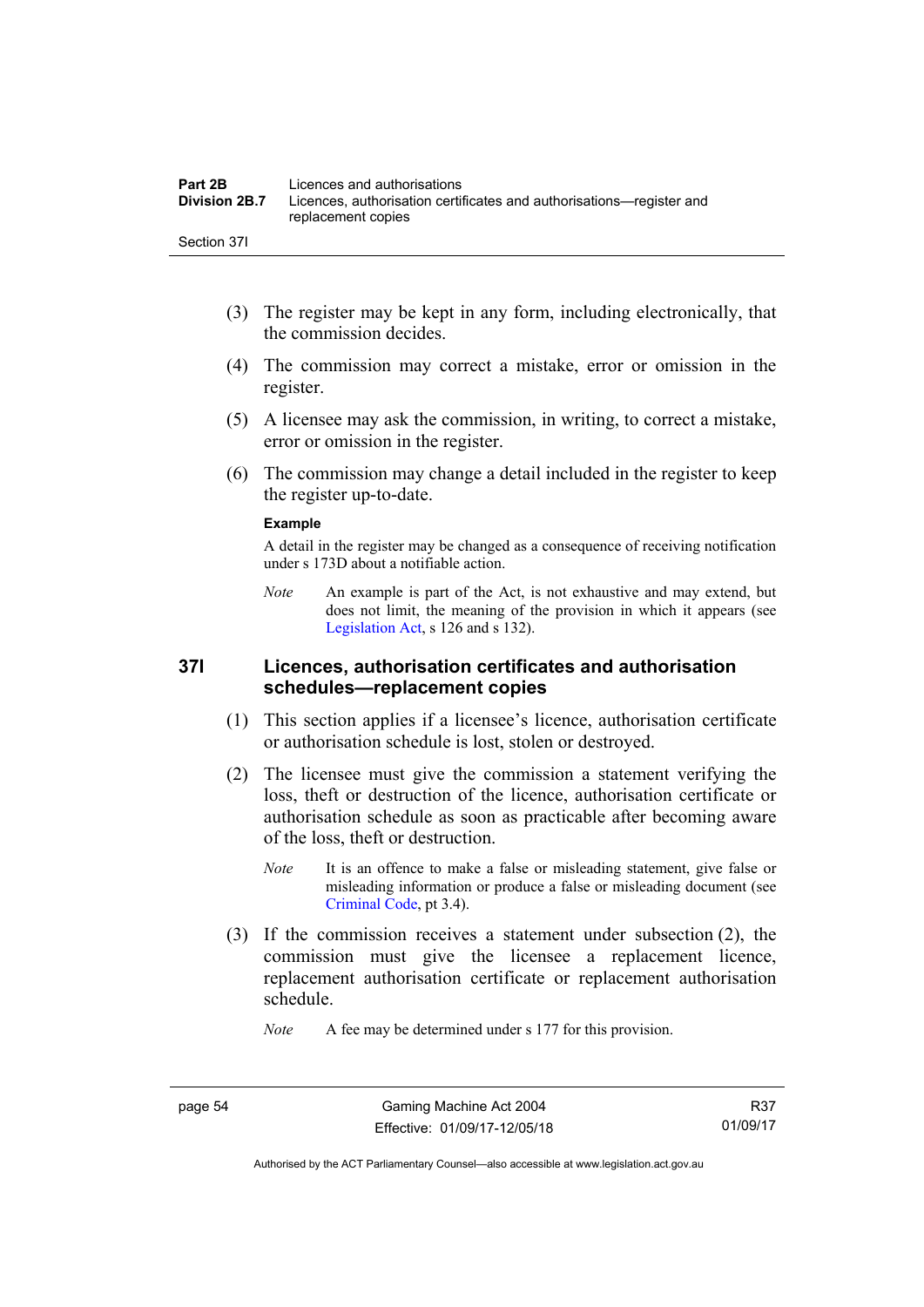(3) The register may be kept in any form, including electronically, that the commission decides.

(4) The commission may correct a mistake, error or omission in the register.

(5) A licensee may ask the commission, in writing, to correct a mistake, error or omission in the register.

(6) The commission may change a detail included in the register to keep the register up-to-date.

**Example**

A detail in the register may be changed as a consequence of receiving notification under s 173D about a notifiable action.

*Note* An example is part of the Act, is not exhaustive and may extend, but does not limit, the meaning of the provision in which it appears (see Legislation Act, s 126 and s 132).

## 37I Licences, authorisation certificates and authorisation schedules—replacement copies

(1) This section applies if a licensee's licence, authorisation certificate or authorisation schedule is lost, stolen or destroyed.

(2) The licensee must give the commission a statement verifying the loss, theft or destruction of the licence, authorisation certificate or authorisation schedule as soon as practicable after becoming aware of the loss, theft or destruction.

*Note* It is an offence to make a false or misleading statement, give false or misleading information or produce a false or misleading document (see Criminal Code, pt 3.4).

(3) If the commission receives a statement under subsection (2), the commission must give the licensee a replacement licence, replacement authorisation certificate or replacement authorisation schedule.

*Note* A fee may be determined under s 177 for this provision.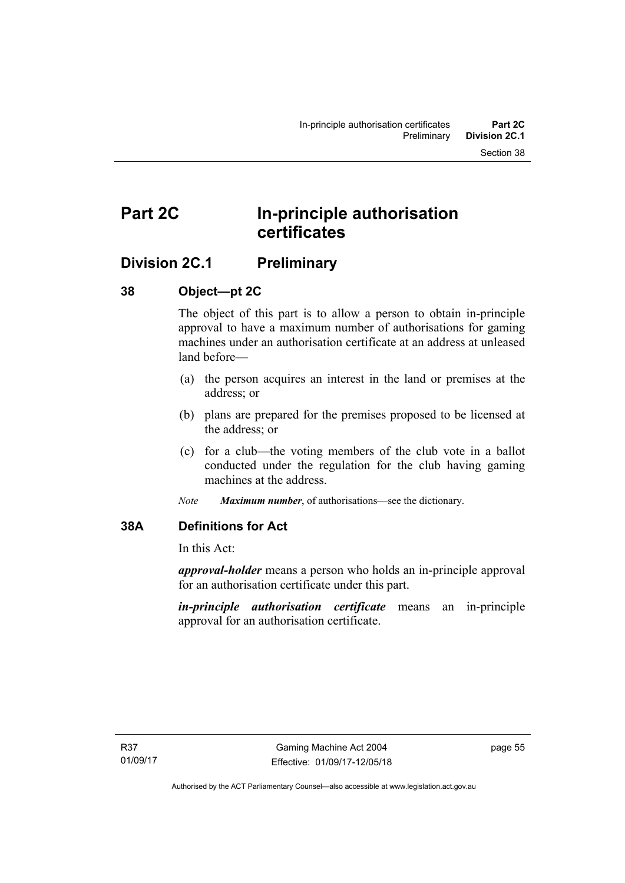# Part 2C In-principle authorisation certificates

## Division 2C.1 Preliminary

### 38 Object—pt 2C

The object of this part is to allow a person to obtain in-principle approval to have a maximum number of authorisations for gaming machines under an authorisation certificate at an address at unleased land before—

(a) the person acquires an interest in the land or premises at the address; or

(b) plans are prepared for the premises proposed to be licensed at the address; or

(c) for a club—the voting members of the club vote in a ballot conducted under the regulation for the club having gaming machines at the address.

*Note* ***Maximum number***, of authorisations—see the dictionary.

### 38A Definitions for Act

In this Act:

***approval-holder*** means a person who holds an in-principle approval for an authorisation certificate under this part.

***in-principle authorisation certificate*** means an in-principle approval for an authorisation certificate.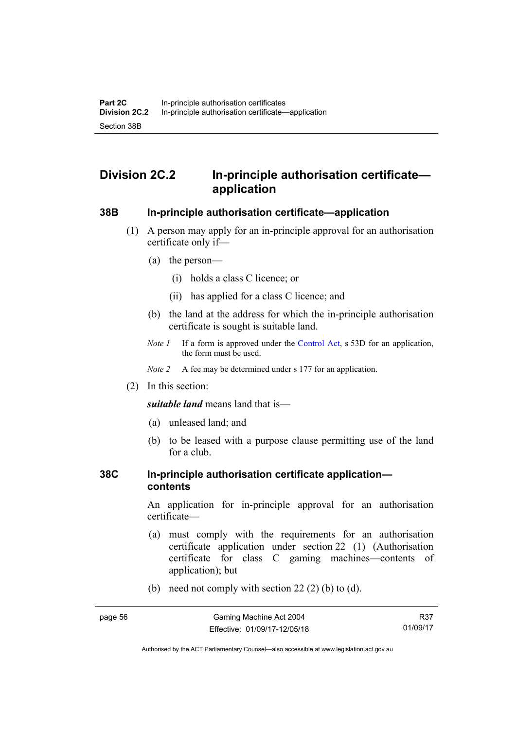## Division 2C.2 In-principle authorisation certificate—application

### 38B In-principle authorisation certificate—application

(1) A person may apply for an in-principle approval for an authorisation certificate only if—

(a) the person—

(i) holds a class C licence; or

(ii) has applied for a class C licence; and

(b) the land at the address for which the in-principle authorisation certificate is sought is suitable land.

*Note 1* If a form is approved under the Control Act, s 53D for an application, the form must be used.

*Note 2* A fee may be determined under s 177 for an application.

(2) In this section:

***suitable land*** means land that is—

(a) unleased land; and

(b) to be leased with a purpose clause permitting use of the land for a club.

### 38C In-principle authorisation certificate application—contents

An application for in-principle approval for an authorisation certificate—

(a) must comply with the requirements for an authorisation certificate application under section 22 (1) (Authorisation certificate for class C gaming machines—contents of application); but

(b) need not comply with section 22 (2) (b) to (d).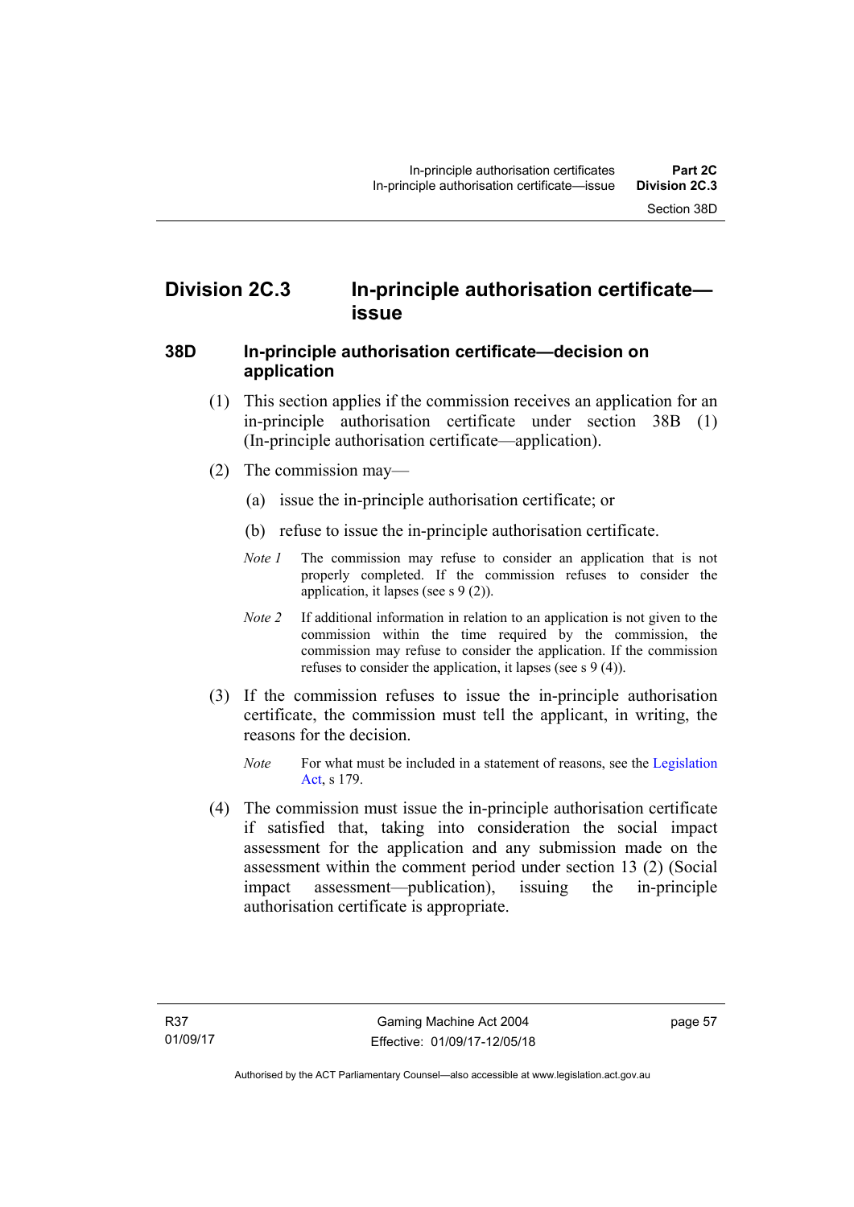## Division 2C.3 In-principle authorisation certificate—issue

### 38D In-principle authorisation certificate—decision on application

(1) This section applies if the commission receives an application for an in-principle authorisation certificate under section 38B (1) (In-principle authorisation certificate—application).

(2) The commission may—

(a) issue the in-principle authorisation certificate; or

(b) refuse to issue the in-principle authorisation certificate.

*Note 1* The commission may refuse to consider an application that is not properly completed. If the commission refuses to consider the application, it lapses (see s 9 (2)).

*Note 2* If additional information in relation to an application is not given to the commission within the time required by the commission, the commission may refuse to consider the application. If the commission refuses to consider the application, it lapses (see s 9 (4)).

(3) If the commission refuses to issue the in-principle authorisation certificate, the commission must tell the applicant, in writing, the reasons for the decision.

*Note* For what must be included in a statement of reasons, see the Legislation Act, s 179.

(4) The commission must issue the in-principle authorisation certificate if satisfied that, taking into consideration the social impact assessment for the application and any submission made on the assessment within the comment period under section 13 (2) (Social impact assessment—publication), issuing the in-principle authorisation certificate is appropriate.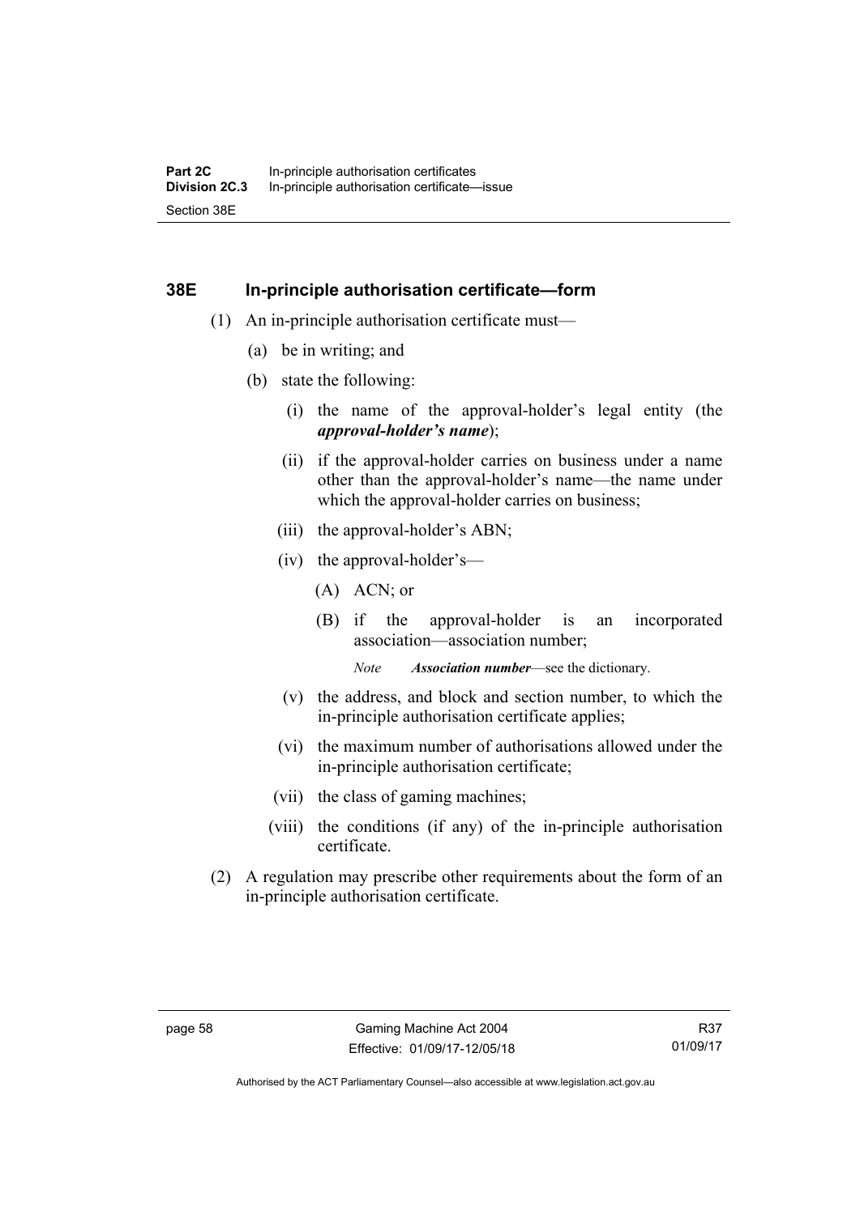## 38E In-principle authorisation certificate—form

(1) An in-principle authorisation certificate must—

(a) be in writing; and

(b) state the following:

(i) the name of the approval-holder's legal entity (the ***approval-holder's name***);

(ii) if the approval-holder carries on business under a name other than the approval-holder's name—the name under which the approval-holder carries on business;

(iii) the approval-holder's ABN;

(iv) the approval-holder's—

(A) ACN; or

(B) if the approval-holder is an incorporated association—association number;

*Note* ***Association number***—see the dictionary.

(v) the address, and block and section number, to which the in-principle authorisation certificate applies;

(vi) the maximum number of authorisations allowed under the in-principle authorisation certificate;

(vii) the class of gaming machines;

(viii) the conditions (if any) of the in-principle authorisation certificate.

(2) A regulation may prescribe other requirements about the form of an in-principle authorisation certificate.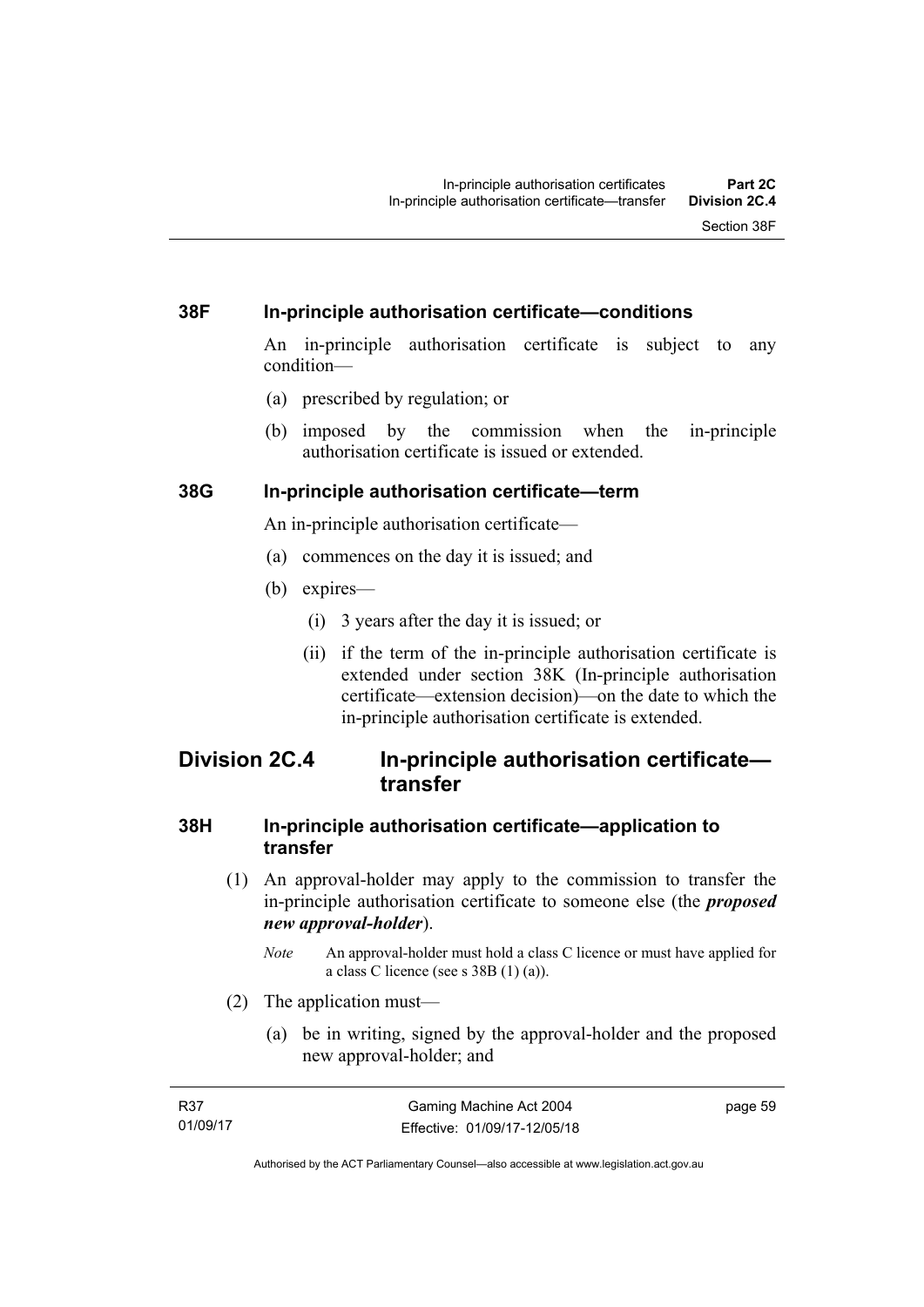### 38F In-principle authorisation certificate—conditions

An in-principle authorisation certificate is subject to any condition—

(a) prescribed by regulation; or

(b) imposed by the commission when the in-principle authorisation certificate is issued or extended.

### 38G In-principle authorisation certificate—term

An in-principle authorisation certificate—

(a) commences on the day it is issued; and

(b) expires—

(i) 3 years after the day it is issued; or

(ii) if the term of the in-principle authorisation certificate is extended under section 38K (In-principle authorisation certificate—extension decision)—on the date to which the in-principle authorisation certificate is extended.

## Division 2C.4 In-principle authorisation certificate—transfer

### 38H In-principle authorisation certificate—application to transfer

(1) An approval-holder may apply to the commission to transfer the in-principle authorisation certificate to someone else (the ***proposed new approval-holder***).

*Note* An approval-holder must hold a class C licence or must have applied for a class C licence (see s 38B (1) (a)).

(2) The application must—

(a) be in writing, signed by the approval-holder and the proposed new approval-holder; and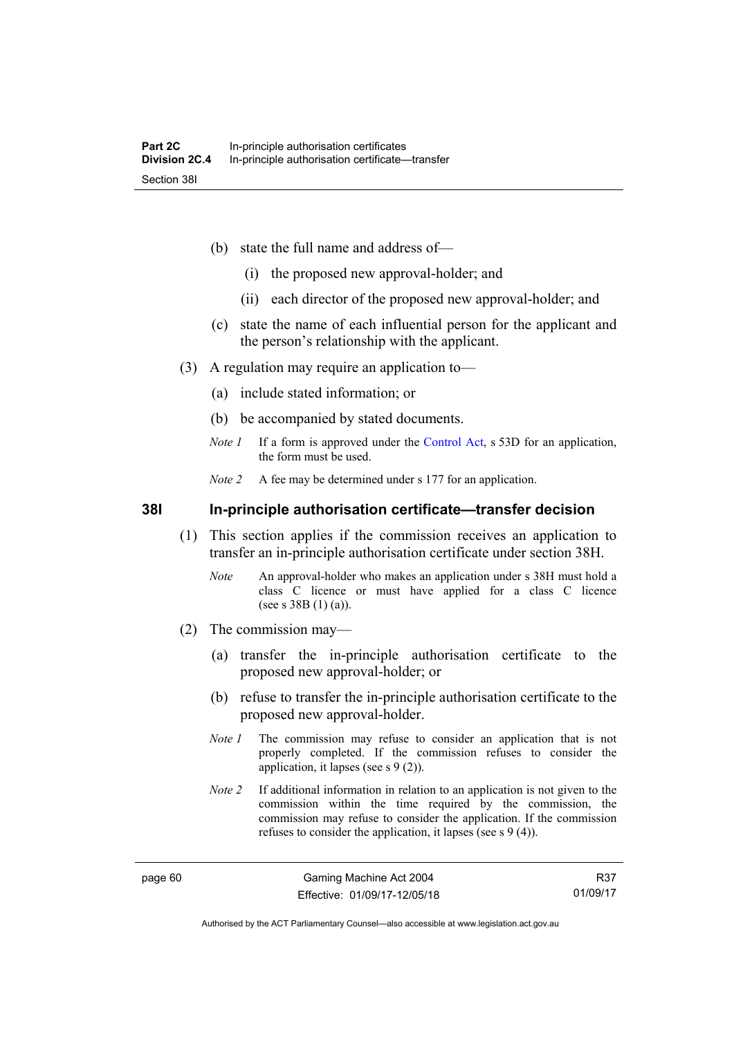(b) state the full name and address of—

  (i) the proposed new approval-holder; and

  (ii) each director of the proposed new approval-holder; and

(c) state the name of each influential person for the applicant and the person's relationship with the applicant.

(3) A regulation may require an application to—

  (a) include stated information; or

  (b) be accompanied by stated documents.

*Note 1* If a form is approved under the Control Act, s 53D for an application, the form must be used.

*Note 2* A fee may be determined under s 177 for an application.

### 38I In-principle authorisation certificate—transfer decision

(1) This section applies if the commission receives an application to transfer an in-principle authorisation certificate under section 38H.

*Note* An approval-holder who makes an application under s 38H must hold a class C licence or must have applied for a class C licence (see s 38B (1) (a)).

(2) The commission may—

  (a) transfer the in-principle authorisation certificate to the proposed new approval-holder; or

  (b) refuse to transfer the in-principle authorisation certificate to the proposed new approval-holder.

*Note 1* The commission may refuse to consider an application that is not properly completed. If the commission refuses to consider the application, it lapses (see s 9 (2)).

*Note 2* If additional information in relation to an application is not given to the commission within the time required by the commission, the commission may refuse to consider the application. If the commission refuses to consider the application, it lapses (see s 9 (4)).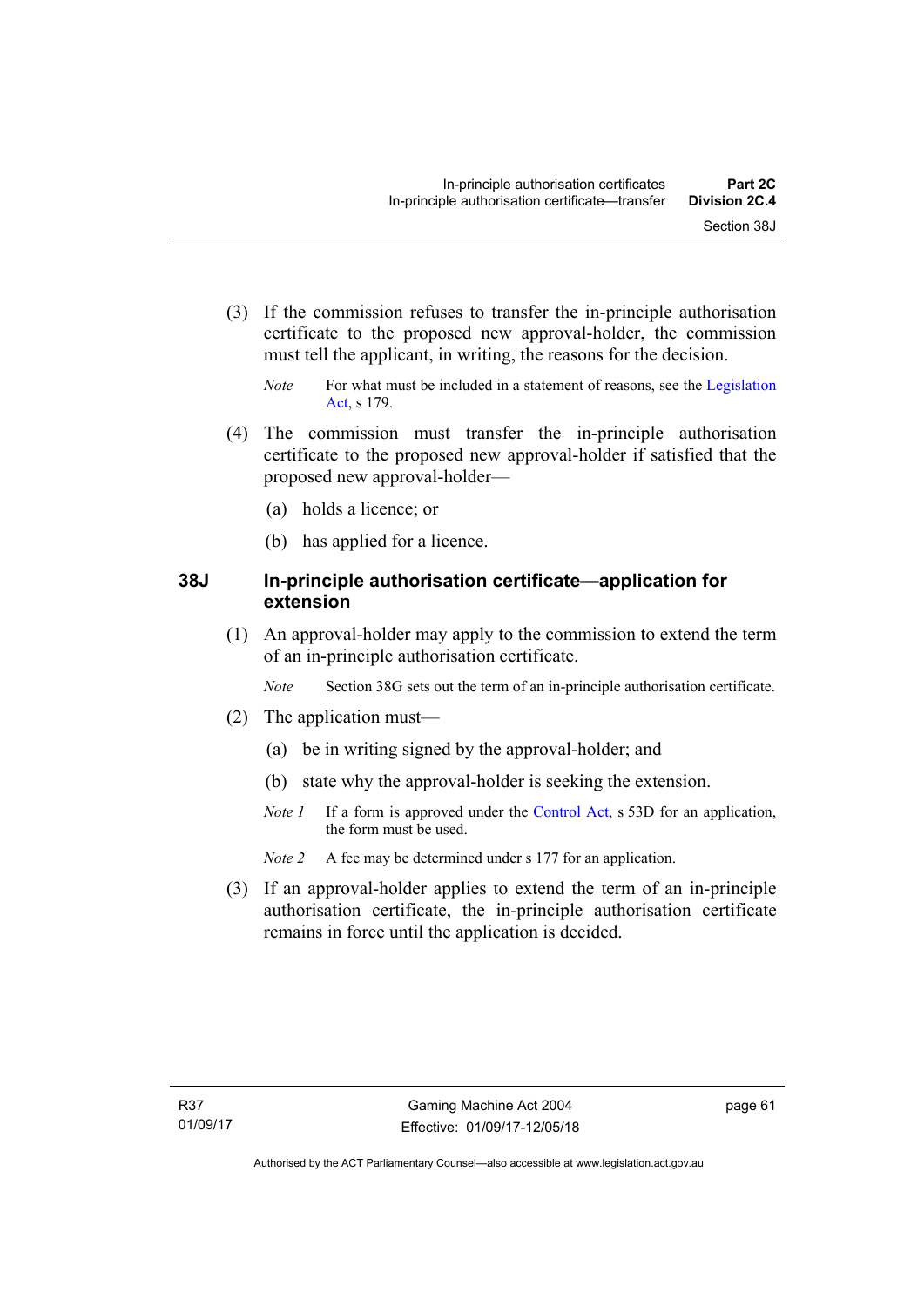(3) If the commission refuses to transfer the in-principle authorisation certificate to the proposed new approval-holder, the commission must tell the applicant, in writing, the reasons for the decision.

*Note* For what must be included in a statement of reasons, see the Legislation Act, s 179.

(4) The commission must transfer the in-principle authorisation certificate to the proposed new approval-holder if satisfied that the proposed new approval-holder—

(a) holds a licence; or

(b) has applied for a licence.

## 38J In-principle authorisation certificate—application for extension

(1) An approval-holder may apply to the commission to extend the term of an in-principle authorisation certificate.

*Note* Section 38G sets out the term of an in-principle authorisation certificate.

(2) The application must—

(a) be in writing signed by the approval-holder; and

(b) state why the approval-holder is seeking the extension.

*Note 1* If a form is approved under the Control Act, s 53D for an application, the form must be used.

*Note 2* A fee may be determined under s 177 for an application.

(3) If an approval-holder applies to extend the term of an in-principle authorisation certificate, the in-principle authorisation certificate remains in force until the application is decided.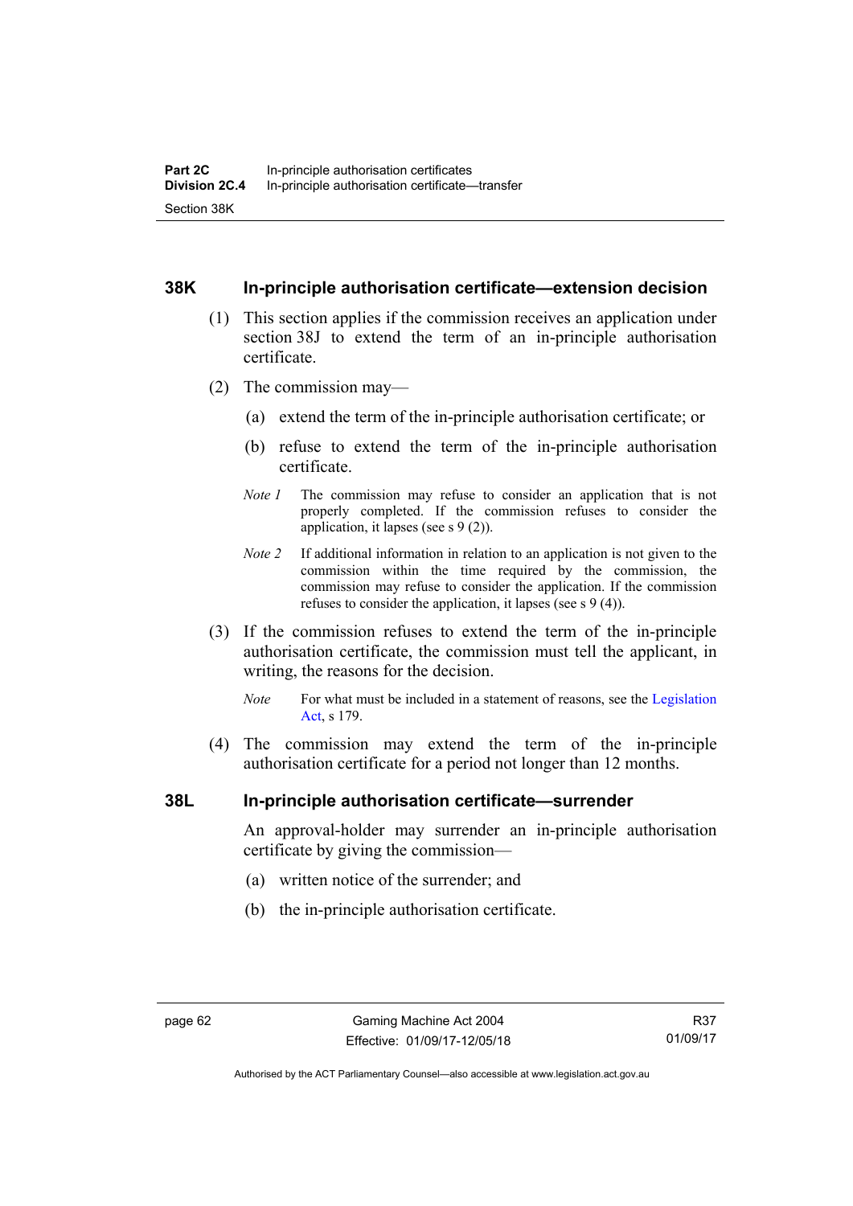## 38K In-principle authorisation certificate—extension decision

(1) This section applies if the commission receives an application under section 38J to extend the term of an in-principle authorisation certificate.

(2) The commission may—

(a) extend the term of the in-principle authorisation certificate; or

(b) refuse to extend the term of the in-principle authorisation certificate.

*Note 1* The commission may refuse to consider an application that is not properly completed. If the commission refuses to consider the application, it lapses (see s 9 (2)).

*Note 2* If additional information in relation to an application is not given to the commission within the time required by the commission, the commission may refuse to consider the application. If the commission refuses to consider the application, it lapses (see s 9 (4)).

(3) If the commission refuses to extend the term of the in-principle authorisation certificate, the commission must tell the applicant, in writing, the reasons for the decision.

*Note* For what must be included in a statement of reasons, see the Legislation Act, s 179.

(4) The commission may extend the term of the in-principle authorisation certificate for a period not longer than 12 months.

## 38L In-principle authorisation certificate—surrender

An approval-holder may surrender an in-principle authorisation certificate by giving the commission—

(a) written notice of the surrender; and

(b) the in-principle authorisation certificate.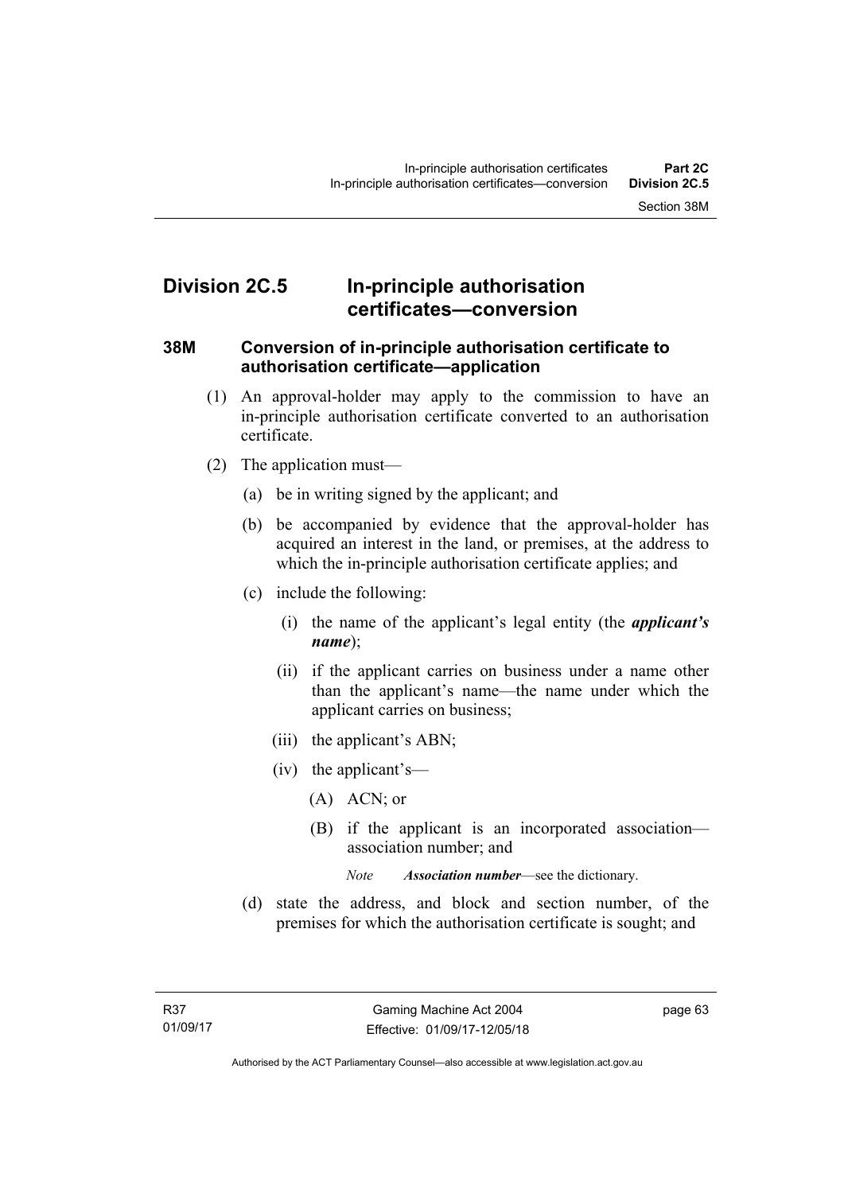## Division 2C.5 In-principle authorisation certificates—conversion

### 38M Conversion of in-principle authorisation certificate to authorisation certificate—application

(1) An approval-holder may apply to the commission to have an in-principle authorisation certificate converted to an authorisation certificate.

(2) The application must—

(a) be in writing signed by the applicant; and

(b) be accompanied by evidence that the approval-holder has acquired an interest in the land, or premises, at the address to which the in-principle authorisation certificate applies; and

(c) include the following:

(i) the name of the applicant's legal entity (the ***applicant's name***);

(ii) if the applicant carries on business under a name other than the applicant's name—the name under which the applicant carries on business;

(iii) the applicant's ABN;

(iv) the applicant's—

(A) ACN; or

(B) if the applicant is an incorporated association—association number; and

*Note* ***Association number***—see the dictionary.

(d) state the address, and block and section number, of the premises for which the authorisation certificate is sought; and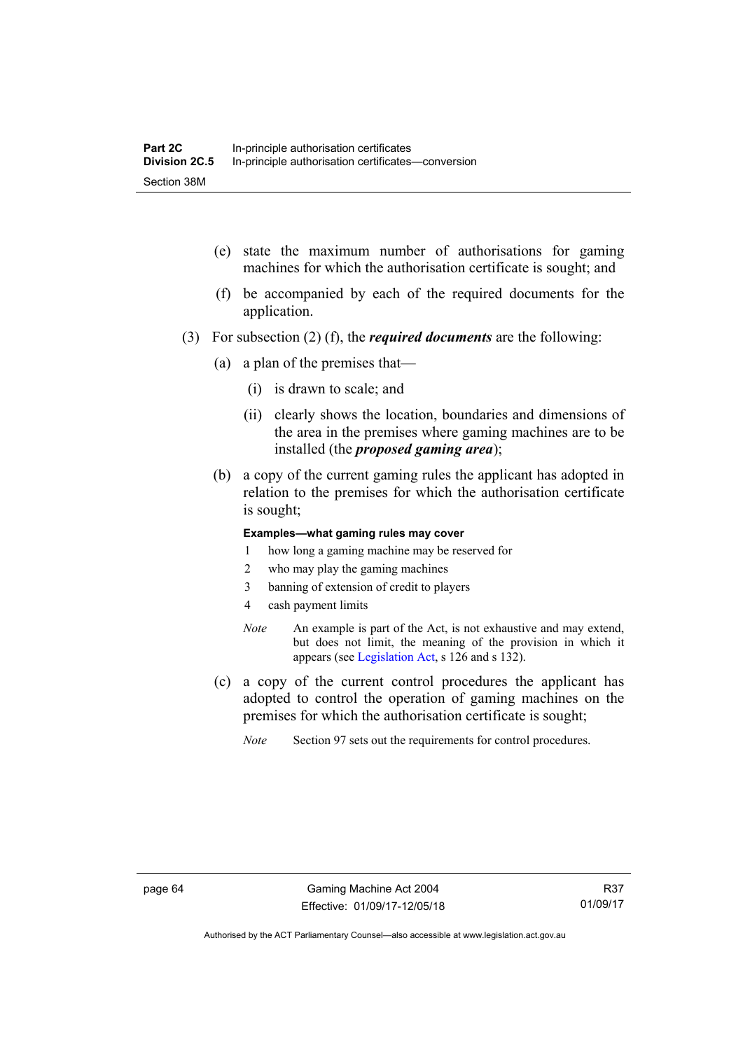(e) state the maximum number of authorisations for gaming machines for which the authorisation certificate is sought; and

(f) be accompanied by each of the required documents for the application.

(3) For subsection (2) (f), the ***required documents*** are the following:

(a) a plan of the premises that—

(i) is drawn to scale; and

(ii) clearly shows the location, boundaries and dimensions of the area in the premises where gaming machines are to be installed (the ***proposed gaming area***);

(b) a copy of the current gaming rules the applicant has adopted in relation to the premises for which the authorisation certificate is sought;

**Examples—what gaming rules may cover**

1 how long a gaming machine may be reserved for

2 who may play the gaming machines

3 banning of extension of credit to players

4 cash payment limits

*Note* An example is part of the Act, is not exhaustive and may extend, but does not limit, the meaning of the provision in which it appears (see Legislation Act, s 126 and s 132).

(c) a copy of the current control procedures the applicant has adopted to control the operation of gaming machines on the premises for which the authorisation certificate is sought;

*Note* Section 97 sets out the requirements for control procedures.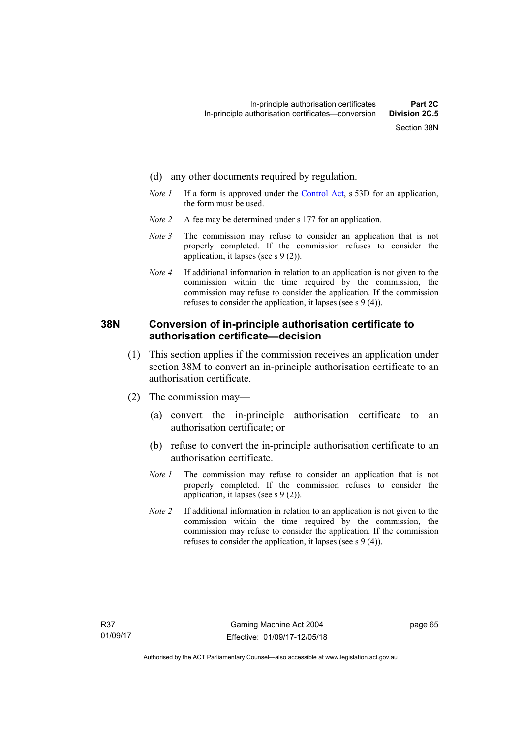(d) any other documents required by regulation.

*Note 1* If a form is approved under the Control Act, s 53D for an application, the form must be used.

*Note 2* A fee may be determined under s 177 for an application.

*Note 3* The commission may refuse to consider an application that is not properly completed. If the commission refuses to consider the application, it lapses (see s 9 (2)).

*Note 4* If additional information in relation to an application is not given to the commission within the time required by the commission, the commission may refuse to consider the application. If the commission refuses to consider the application, it lapses (see s 9 (4)).

## 38N Conversion of in-principle authorisation certificate to authorisation certificate—decision

(1) This section applies if the commission receives an application under section 38M to convert an in-principle authorisation certificate to an authorisation certificate.

(2) The commission may—

(a) convert the in-principle authorisation certificate to an authorisation certificate; or

(b) refuse to convert the in-principle authorisation certificate to an authorisation certificate.

*Note 1* The commission may refuse to consider an application that is not properly completed. If the commission refuses to consider the application, it lapses (see s 9 (2)).

*Note 2* If additional information in relation to an application is not given to the commission within the time required by the commission, the commission may refuse to consider the application. If the commission refuses to consider the application, it lapses (see s 9 (4)).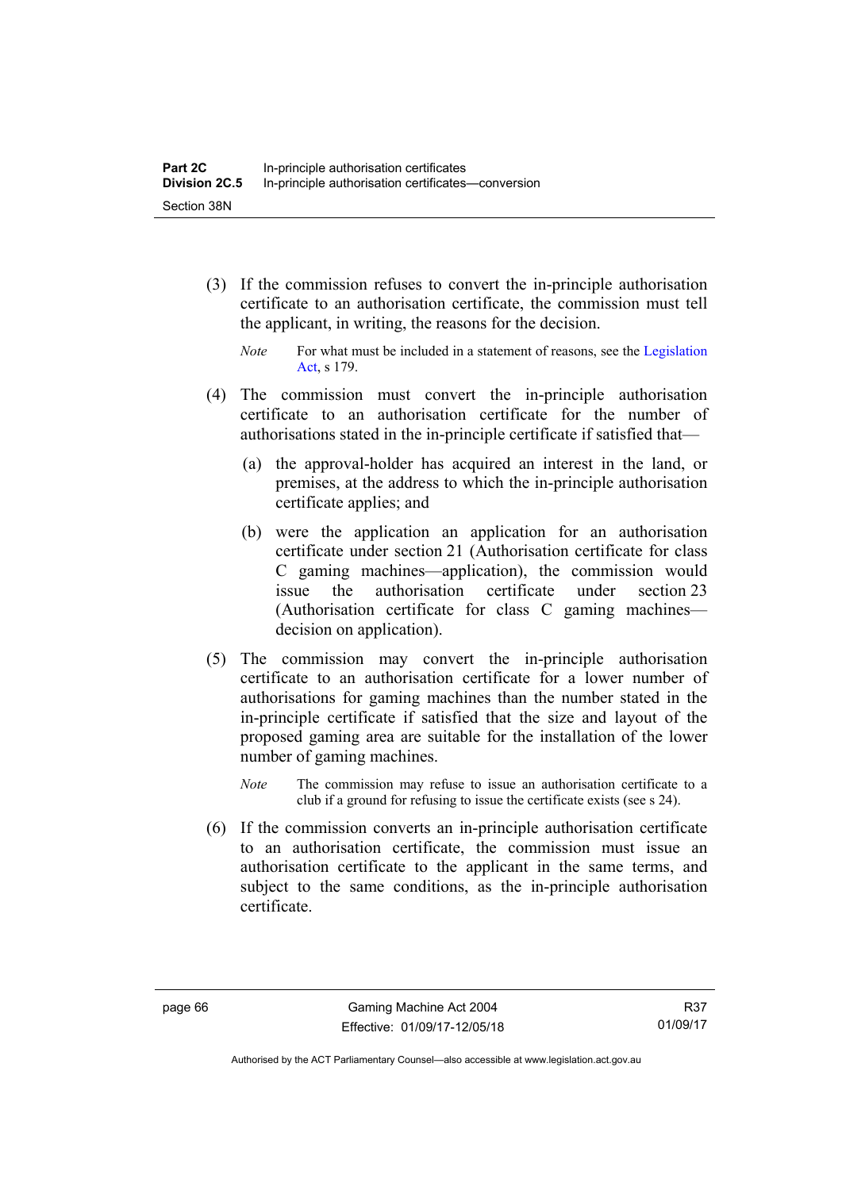(3) If the commission refuses to convert the in-principle authorisation certificate to an authorisation certificate, the commission must tell the applicant, in writing, the reasons for the decision.

*Note* For what must be included in a statement of reasons, see the Legislation Act, s 179.

(4) The commission must convert the in-principle authorisation certificate to an authorisation certificate for the number of authorisations stated in the in-principle certificate if satisfied that—

(a) the approval-holder has acquired an interest in the land, or premises, at the address to which the in-principle authorisation certificate applies; and

(b) were the application an application for an authorisation certificate under section 21 (Authorisation certificate for class C gaming machines—application), the commission would issue the authorisation certificate under section 23 (Authorisation certificate for class C gaming machines—decision on application).

(5) The commission may convert the in-principle authorisation certificate to an authorisation certificate for a lower number of authorisations for gaming machines than the number stated in the in-principle certificate if satisfied that the size and layout of the proposed gaming area are suitable for the installation of the lower number of gaming machines.

*Note* The commission may refuse to issue an authorisation certificate to a club if a ground for refusing to issue the certificate exists (see s 24).

(6) If the commission converts an in-principle authorisation certificate to an authorisation certificate, the commission must issue an authorisation certificate to the applicant in the same terms, and subject to the same conditions, as the in-principle authorisation certificate.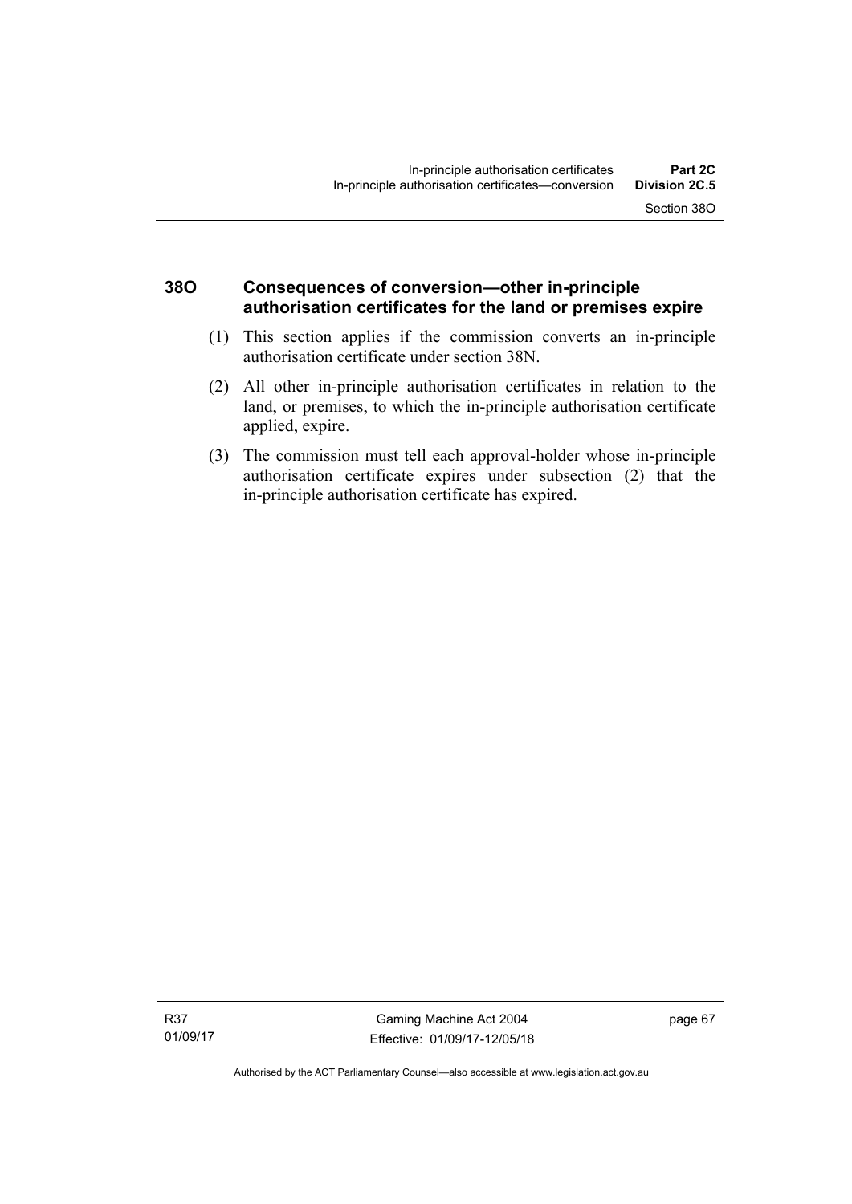## 38O Consequences of conversion—other in-principle authorisation certificates for the land or premises expire

(1) This section applies if the commission converts an in-principle authorisation certificate under section 38N.

(2) All other in-principle authorisation certificates in relation to the land, or premises, to which the in-principle authorisation certificate applied, expire.

(3) The commission must tell each approval-holder whose in-principle authorisation certificate expires under subsection (2) that the in-principle authorisation certificate has expired.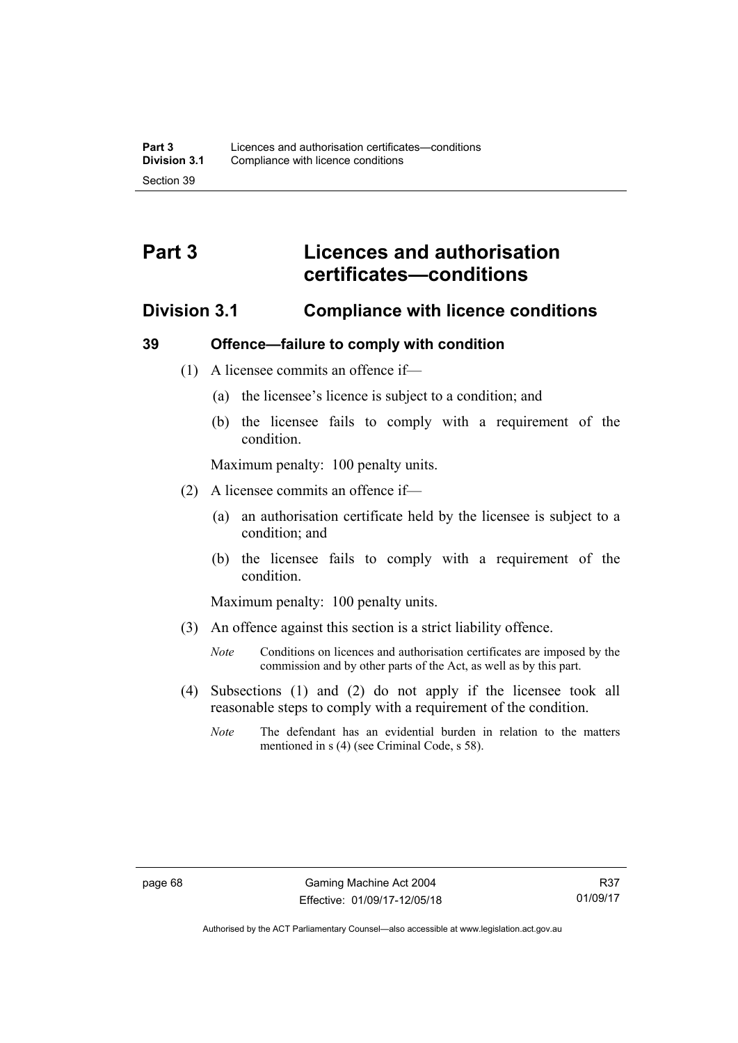# Part 3 Licences and authorisation certificates—conditions

## Division 3.1 Compliance with licence conditions

### 39 Offence—failure to comply with condition

(1) A licensee commits an offence if—

(a) the licensee's licence is subject to a condition; and

(b) the licensee fails to comply with a requirement of the condition.

Maximum penalty: 100 penalty units.

(2) A licensee commits an offence if—

(a) an authorisation certificate held by the licensee is subject to a condition; and

(b) the licensee fails to comply with a requirement of the condition.

Maximum penalty: 100 penalty units.

(3) An offence against this section is a strict liability offence.

*Note* Conditions on licences and authorisation certificates are imposed by the commission and by other parts of the Act, as well as by this part.

(4) Subsections (1) and (2) do not apply if the licensee took all reasonable steps to comply with a requirement of the condition.

*Note* The defendant has an evidential burden in relation to the matters mentioned in s (4) (see Criminal Code, s 58).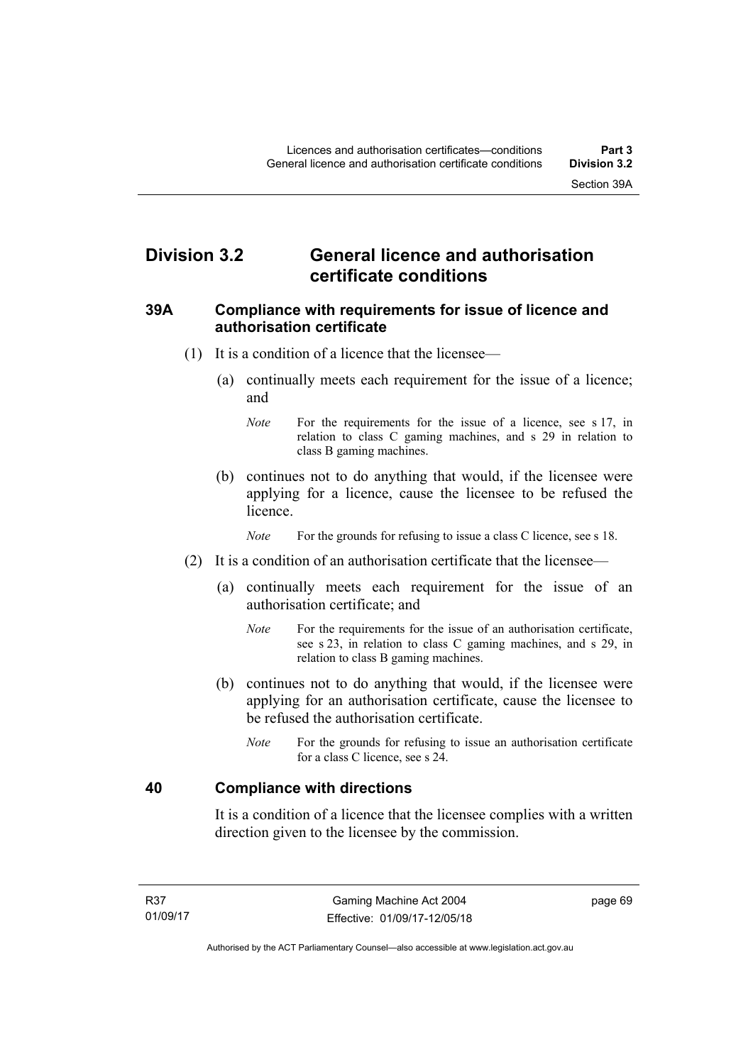## Division 3.2 General licence and authorisation certificate conditions

### 39A Compliance with requirements for issue of licence and authorisation certificate

(1) It is a condition of a licence that the licensee—

(a) continually meets each requirement for the issue of a licence; and

*Note* For the requirements for the issue of a licence, see s 17, in relation to class C gaming machines, and s 29 in relation to class B gaming machines.

(b) continues not to do anything that would, if the licensee were applying for a licence, cause the licensee to be refused the licence.

*Note* For the grounds for refusing to issue a class C licence, see s 18.

(2) It is a condition of an authorisation certificate that the licensee—

(a) continually meets each requirement for the issue of an authorisation certificate; and

*Note* For the requirements for the issue of an authorisation certificate, see s 23, in relation to class C gaming machines, and s 29, in relation to class B gaming machines.

(b) continues not to do anything that would, if the licensee were applying for an authorisation certificate, cause the licensee to be refused the authorisation certificate.

*Note* For the grounds for refusing to issue an authorisation certificate for a class C licence, see s 24.

### 40 Compliance with directions

It is a condition of a licence that the licensee complies with a written direction given to the licensee by the commission.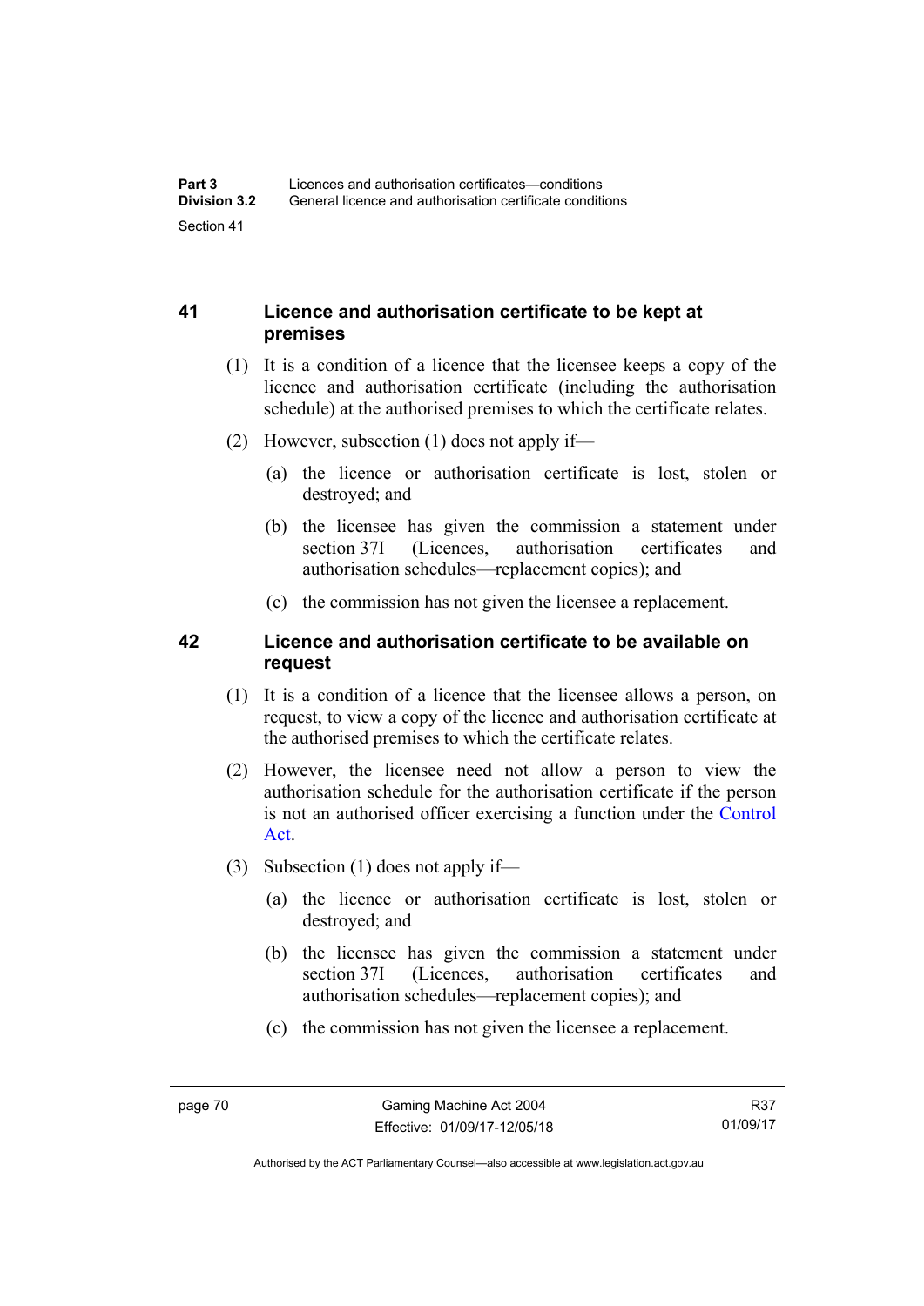## 41 Licence and authorisation certificate to be kept at premises

(1) It is a condition of a licence that the licensee keeps a copy of the licence and authorisation certificate (including the authorisation schedule) at the authorised premises to which the certificate relates.

(2) However, subsection (1) does not apply if—

(a) the licence or authorisation certificate is lost, stolen or destroyed; and

(b) the licensee has given the commission a statement under section 37I (Licences, authorisation certificates and authorisation schedules—replacement copies); and

(c) the commission has not given the licensee a replacement.

## 42 Licence and authorisation certificate to be available on request

(1) It is a condition of a licence that the licensee allows a person, on request, to view a copy of the licence and authorisation certificate at the authorised premises to which the certificate relates.

(2) However, the licensee need not allow a person to view the authorisation schedule for the authorisation certificate if the person is not an authorised officer exercising a function under the Control Act.

(3) Subsection (1) does not apply if—

(a) the licence or authorisation certificate is lost, stolen or destroyed; and

(b) the licensee has given the commission a statement under section 37I (Licences, authorisation certificates and authorisation schedules—replacement copies); and

(c) the commission has not given the licensee a replacement.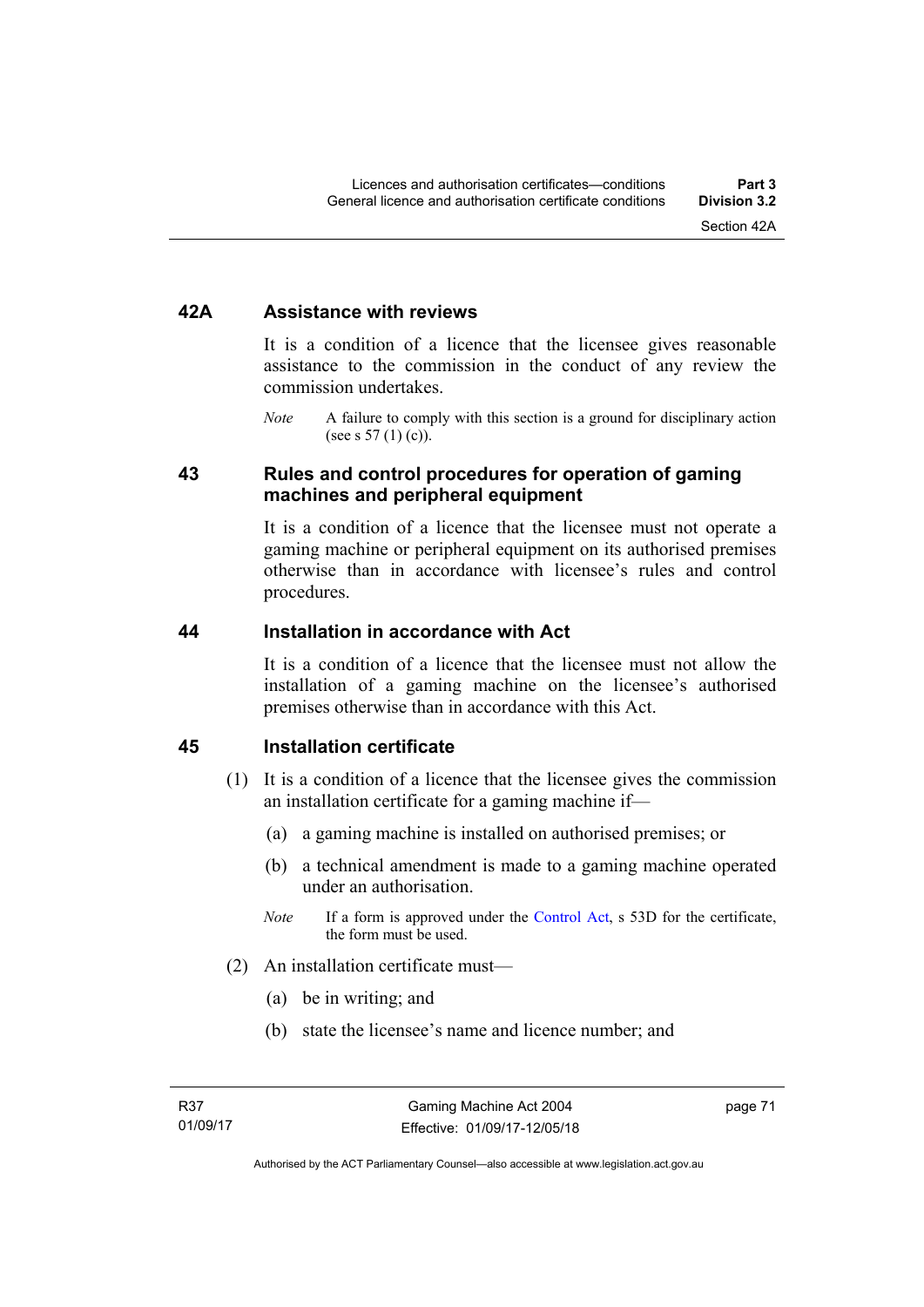### 42A Assistance with reviews

It is a condition of a licence that the licensee gives reasonable assistance to the commission in the conduct of any review the commission undertakes.

*Note* A failure to comply with this section is a ground for disciplinary action (see s 57 (1) (c)).

### 43 Rules and control procedures for operation of gaming machines and peripheral equipment

It is a condition of a licence that the licensee must not operate a gaming machine or peripheral equipment on its authorised premises otherwise than in accordance with licensee's rules and control procedures.

### 44 Installation in accordance with Act

It is a condition of a licence that the licensee must not allow the installation of a gaming machine on the licensee's authorised premises otherwise than in accordance with this Act.

### 45 Installation certificate

(1) It is a condition of a licence that the licensee gives the commission an installation certificate for a gaming machine if—

(a) a gaming machine is installed on authorised premises; or

(b) a technical amendment is made to a gaming machine operated under an authorisation.

*Note* If a form is approved under the Control Act, s 53D for the certificate, the form must be used.

(2) An installation certificate must—

(a) be in writing; and

(b) state the licensee's name and licence number; and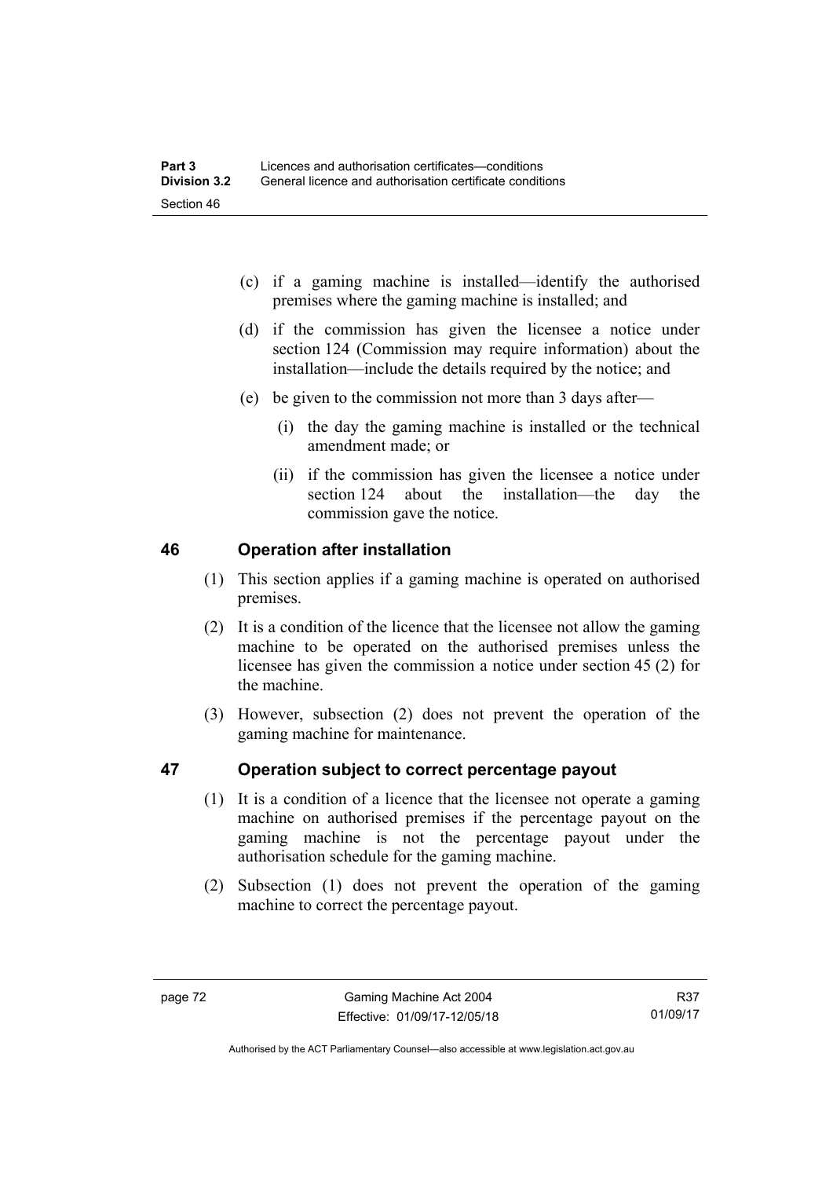(c) if a gaming machine is installed—identify the authorised premises where the gaming machine is installed; and

(d) if the commission has given the licensee a notice under section 124 (Commission may require information) about the installation—include the details required by the notice; and

(e) be given to the commission not more than 3 days after—

(i) the day the gaming machine is installed or the technical amendment made; or

(ii) if the commission has given the licensee a notice under section 124 about the installation—the day the commission gave the notice.

## 46 Operation after installation

(1) This section applies if a gaming machine is operated on authorised premises.

(2) It is a condition of the licence that the licensee not allow the gaming machine to be operated on the authorised premises unless the licensee has given the commission a notice under section 45 (2) for the machine.

(3) However, subsection (2) does not prevent the operation of the gaming machine for maintenance.

## 47 Operation subject to correct percentage payout

(1) It is a condition of a licence that the licensee not operate a gaming machine on authorised premises if the percentage payout on the gaming machine is not the percentage payout under the authorisation schedule for the gaming machine.

(2) Subsection (1) does not prevent the operation of the gaming machine to correct the percentage payout.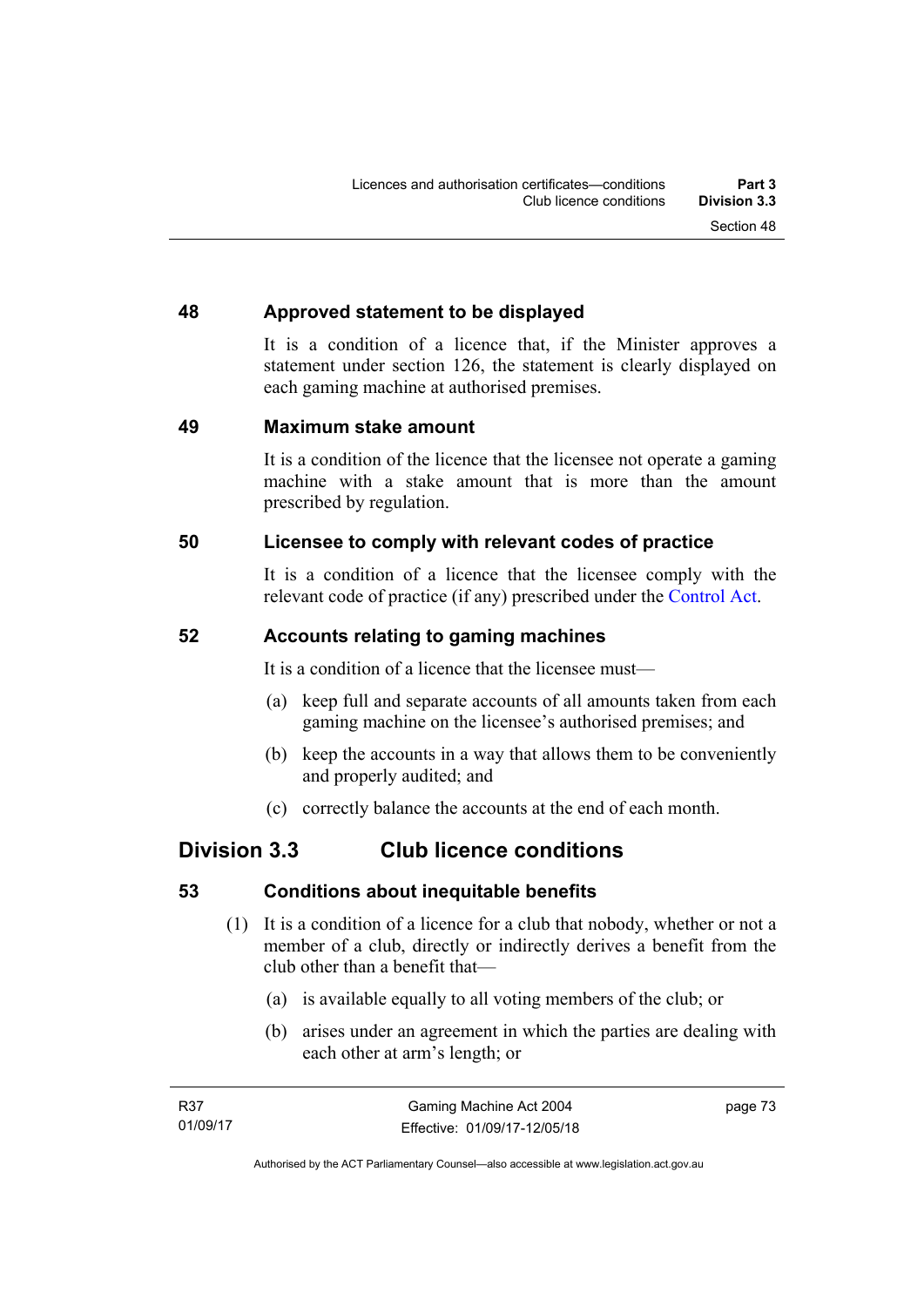### 48 Approved statement to be displayed

It is a condition of a licence that, if the Minister approves a statement under section 126, the statement is clearly displayed on each gaming machine at authorised premises.

### 49 Maximum stake amount

It is a condition of the licence that the licensee not operate a gaming machine with a stake amount that is more than the amount prescribed by regulation.

### 50 Licensee to comply with relevant codes of practice

It is a condition of a licence that the licensee comply with the relevant code of practice (if any) prescribed under the Control Act.

### 52 Accounts relating to gaming machines

It is a condition of a licence that the licensee must—

(a) keep full and separate accounts of all amounts taken from each gaming machine on the licensee's authorised premises; and

(b) keep the accounts in a way that allows them to be conveniently and properly audited; and

(c) correctly balance the accounts at the end of each month.

## Division 3.3 Club licence conditions

### 53 Conditions about inequitable benefits

(1) It is a condition of a licence for a club that nobody, whether or not a member of a club, directly or indirectly derives a benefit from the club other than a benefit that—

(a) is available equally to all voting members of the club; or

(b) arises under an agreement in which the parties are dealing with each other at arm's length; or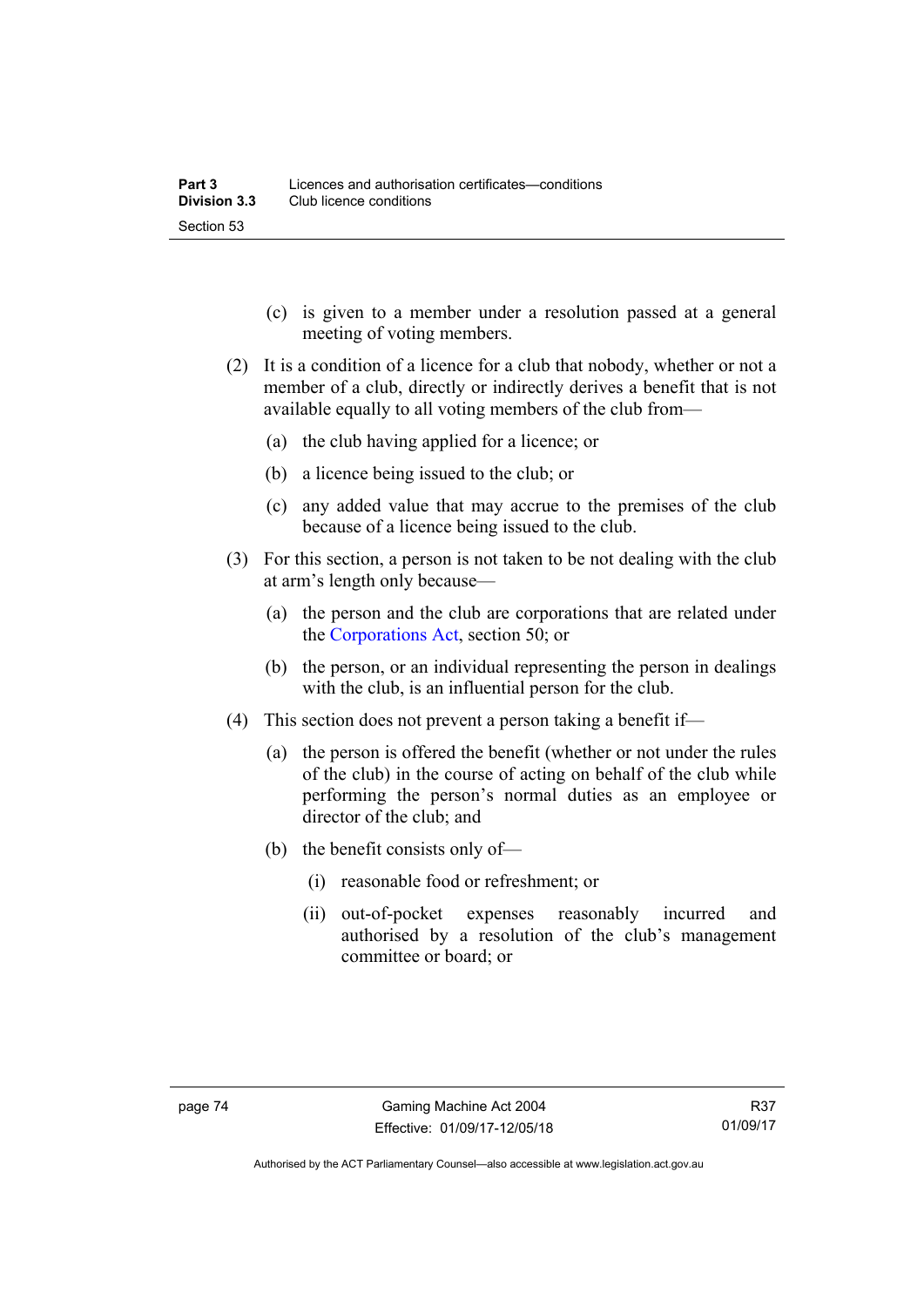(c) is given to a member under a resolution passed at a general meeting of voting members.

(2) It is a condition of a licence for a club that nobody, whether or not a member of a club, directly or indirectly derives a benefit that is not available equally to all voting members of the club from—

(a) the club having applied for a licence; or

(b) a licence being issued to the club; or

(c) any added value that may accrue to the premises of the club because of a licence being issued to the club.

(3) For this section, a person is not taken to be not dealing with the club at arm's length only because—

(a) the person and the club are corporations that are related under the Corporations Act, section 50; or

(b) the person, or an individual representing the person in dealings with the club, is an influential person for the club.

(4) This section does not prevent a person taking a benefit if—

(a) the person is offered the benefit (whether or not under the rules of the club) in the course of acting on behalf of the club while performing the person's normal duties as an employee or director of the club; and

(b) the benefit consists only of—

(i) reasonable food or refreshment; or

(ii) out-of-pocket expenses reasonably incurred and authorised by a resolution of the club's management committee or board; or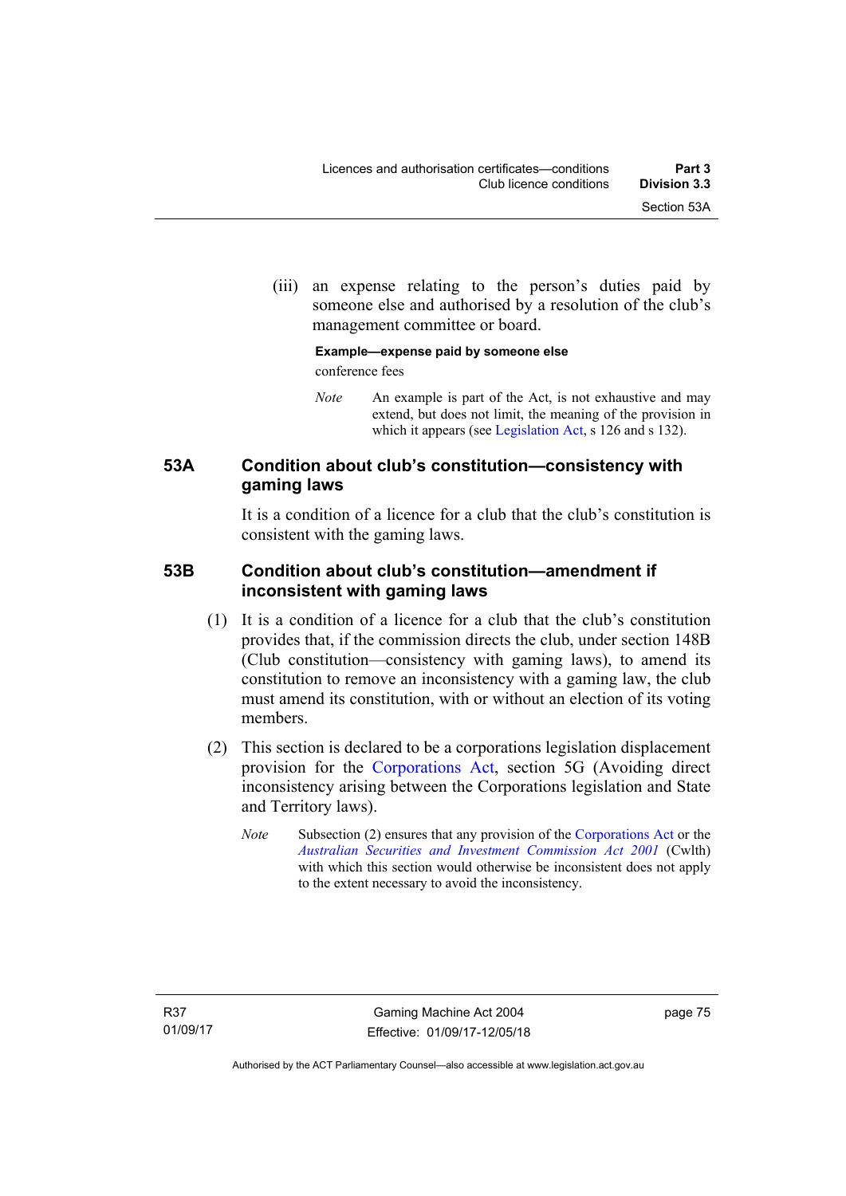(iii) an expense relating to the person's duties paid by someone else and authorised by a resolution of the club's management committee or board.

**Example—expense paid by someone else**

conference fees

*Note* An example is part of the Act, is not exhaustive and may extend, but does not limit, the meaning of the provision in which it appears (see Legislation Act, s 126 and s 132).

### 53A Condition about club's constitution—consistency with gaming laws

It is a condition of a licence for a club that the club's constitution is consistent with the gaming laws.

### 53B Condition about club's constitution—amendment if inconsistent with gaming laws

(1) It is a condition of a licence for a club that the club's constitution provides that, if the commission directs the club, under section 148B (Club constitution—consistency with gaming laws), to amend its constitution to remove an inconsistency with a gaming law, the club must amend its constitution, with or without an election of its voting members.

(2) This section is declared to be a corporations legislation displacement provision for the Corporations Act, section 5G (Avoiding direct inconsistency arising between the Corporations legislation and State and Territory laws).

*Note* Subsection (2) ensures that any provision of the Corporations Act or the *Australian Securities and Investment Commission Act 2001* (Cwlth) with which this section would otherwise be inconsistent does not apply to the extent necessary to avoid the inconsistency.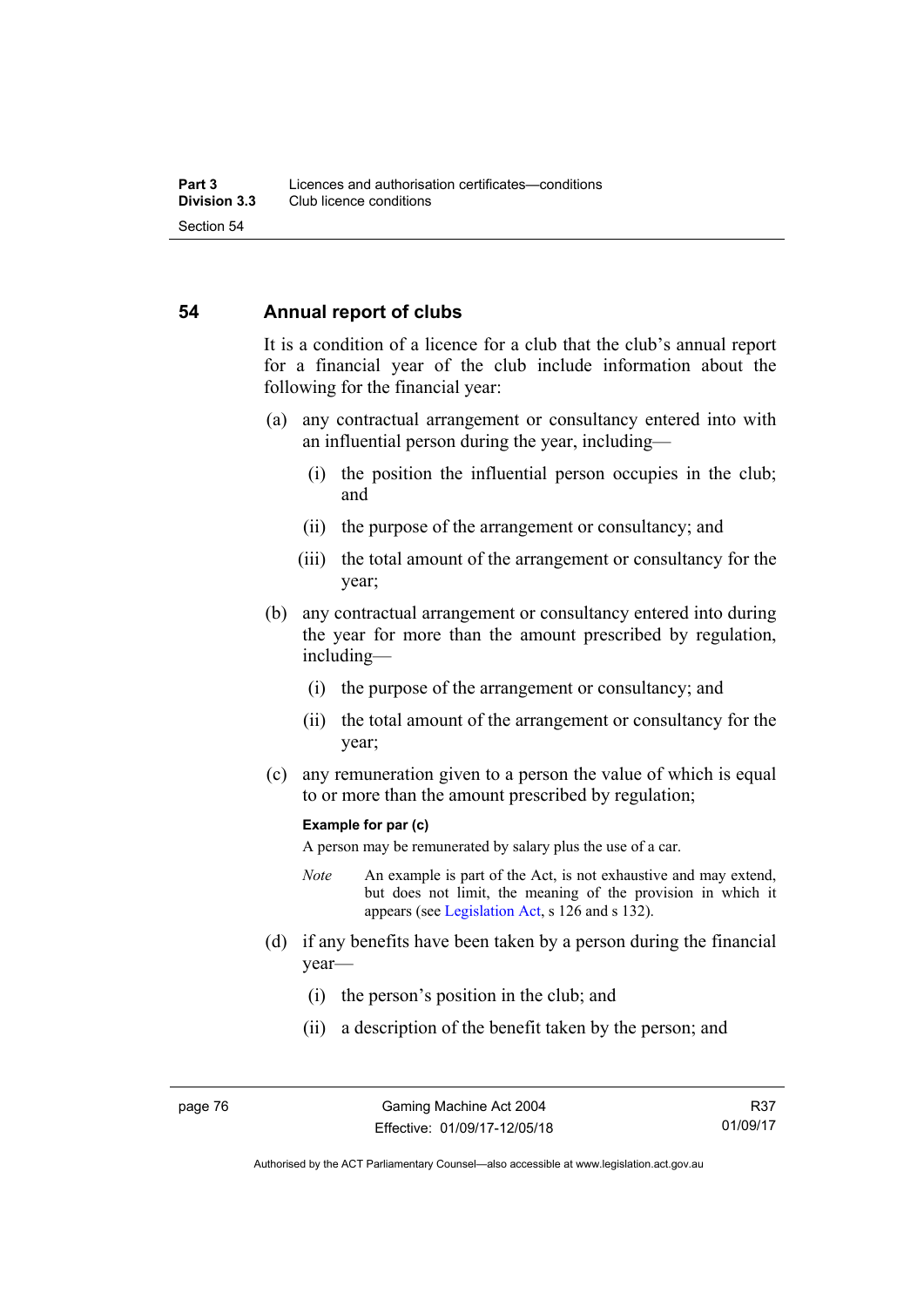## 54 Annual report of clubs

It is a condition of a licence for a club that the club's annual report for a financial year of the club include information about the following for the financial year:

(a) any contractual arrangement or consultancy entered into with an influential person during the year, including—

(i) the position the influential person occupies in the club; and

(ii) the purpose of the arrangement or consultancy; and

(iii) the total amount of the arrangement or consultancy for the year;

(b) any contractual arrangement or consultancy entered into during the year for more than the amount prescribed by regulation, including—

(i) the purpose of the arrangement or consultancy; and

(ii) the total amount of the arrangement or consultancy for the year;

(c) any remuneration given to a person the value of which is equal to or more than the amount prescribed by regulation;

**Example for par (c)**

A person may be remunerated by salary plus the use of a car.

*Note* An example is part of the Act, is not exhaustive and may extend, but does not limit, the meaning of the provision in which it appears (see Legislation Act, s 126 and s 132).

(d) if any benefits have been taken by a person during the financial year—

(i) the person's position in the club; and

(ii) a description of the benefit taken by the person; and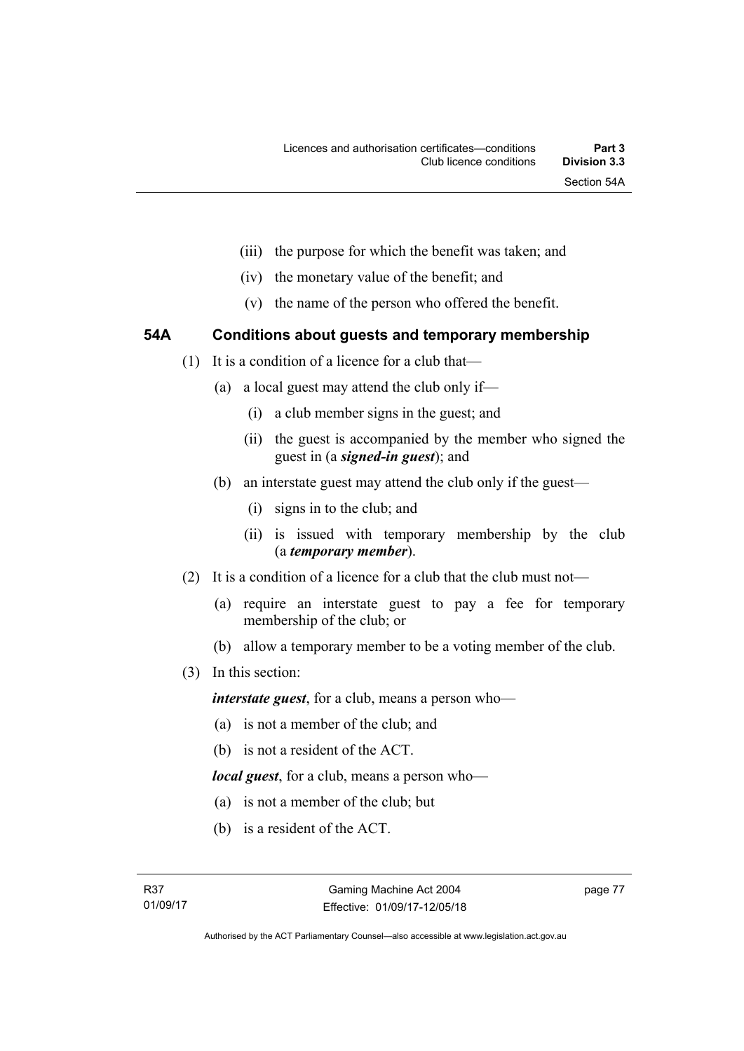(iii) the purpose for which the benefit was taken; and

(iv) the monetary value of the benefit; and

(v) the name of the person who offered the benefit.

## 54A Conditions about guests and temporary membership

(1) It is a condition of a licence for a club that—

(a) a local guest may attend the club only if—

(i) a club member signs in the guest; and

(ii) the guest is accompanied by the member who signed the guest in (a ***signed-in guest***); and

(b) an interstate guest may attend the club only if the guest—

(i) signs in to the club; and

(ii) is issued with temporary membership by the club (a ***temporary member***).

(2) It is a condition of a licence for a club that the club must not—

(a) require an interstate guest to pay a fee for temporary membership of the club; or

(b) allow a temporary member to be a voting member of the club.

(3) In this section:

***interstate guest***, for a club, means a person who—

(a) is not a member of the club; and

(b) is not a resident of the ACT.

***local guest***, for a club, means a person who—

(a) is not a member of the club; but

(b) is a resident of the ACT.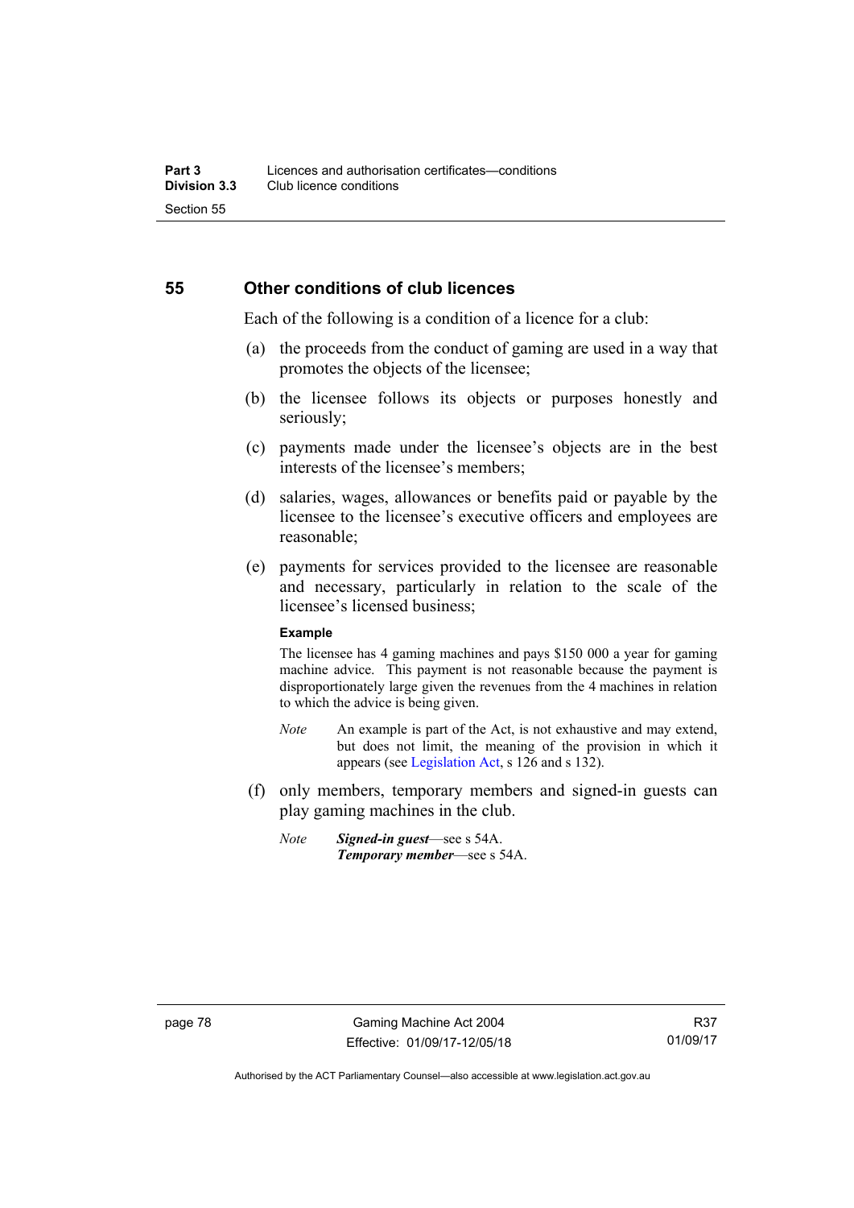## 55 Other conditions of club licences

Each of the following is a condition of a licence for a club:

(a) the proceeds from the conduct of gaming are used in a way that promotes the objects of the licensee;

(b) the licensee follows its objects or purposes honestly and seriously;

(c) payments made under the licensee's objects are in the best interests of the licensee's members;

(d) salaries, wages, allowances or benefits paid or payable by the licensee to the licensee's executive officers and employees are reasonable;

(e) payments for services provided to the licensee are reasonable and necessary, particularly in relation to the scale of the licensee's licensed business;

**Example**

The licensee has 4 gaming machines and pays $150 000 a year for gaming machine advice. This payment is not reasonable because the payment is disproportionately large given the revenues from the 4 machines in relation to which the advice is being given.

*Note* An example is part of the Act, is not exhaustive and may extend, but does not limit, the meaning of the provision in which it appears (see Legislation Act, s 126 and s 132).

(f) only members, temporary members and signed-in guests can play gaming machines in the club.

*Note* ***Signed-in guest***—see s 54A.
***Temporary member***—see s 54A.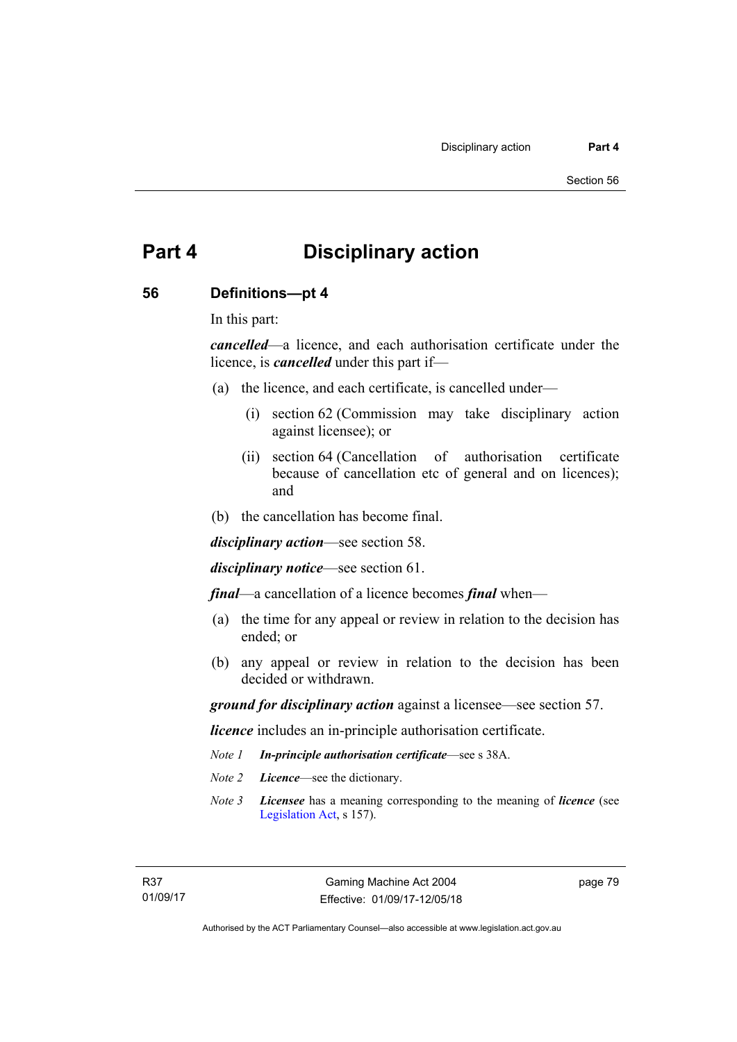# Part 4 Disciplinary action

## 56 Definitions—pt 4

In this part:

***cancelled***—a licence, and each authorisation certificate under the licence, is ***cancelled*** under this part if—

(a) the licence, and each certificate, is cancelled under—

(i) section 62 (Commission may take disciplinary action against licensee); or

(ii) section 64 (Cancellation of authorisation certificate because of cancellation etc of general and on licences); and

(b) the cancellation has become final.

***disciplinary action***—see section 58.

***disciplinary notice***—see section 61.

***final***—a cancellation of a licence becomes ***final*** when—

(a) the time for any appeal or review in relation to the decision has ended; or

(b) any appeal or review in relation to the decision has been decided or withdrawn.

***ground for disciplinary action*** against a licensee—see section 57.

***licence*** includes an in-principle authorisation certificate.

*Note 1* ***In-principle authorisation certificate***—see s 38A.

*Note 2* ***Licence***—see the dictionary.

*Note 3* ***Licensee*** has a meaning corresponding to the meaning of ***licence*** (see Legislation Act, s 157).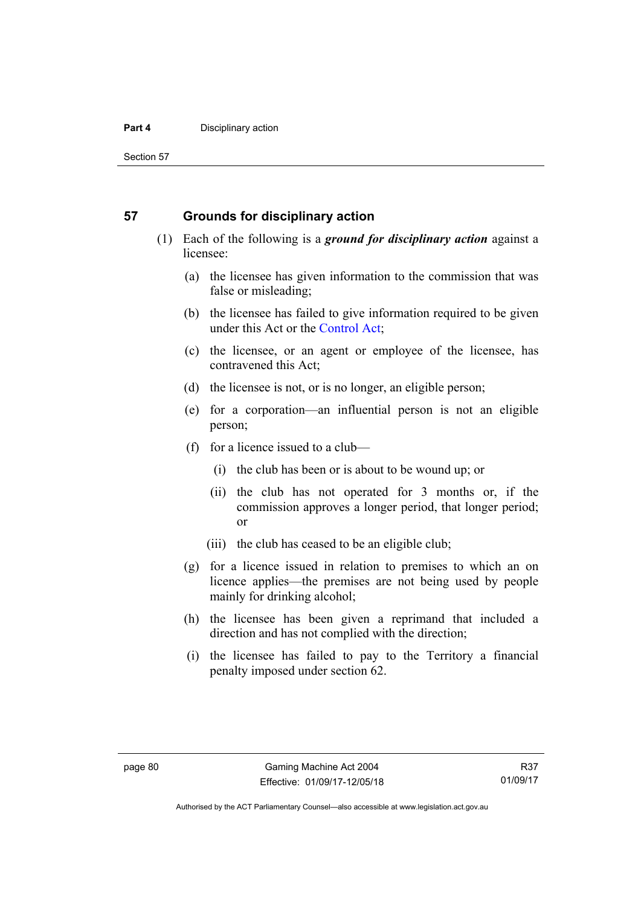## 57 Grounds for disciplinary action

(1) Each of the following is a ***ground for disciplinary action*** against a licensee:

(a) the licensee has given information to the commission that was false or misleading;

(b) the licensee has failed to give information required to be given under this Act or the Control Act;

(c) the licensee, or an agent or employee of the licensee, has contravened this Act;

(d) the licensee is not, or is no longer, an eligible person;

(e) for a corporation—an influential person is not an eligible person;

(f) for a licence issued to a club—

(i) the club has been or is about to be wound up; or

(ii) the club has not operated for 3 months or, if the commission approves a longer period, that longer period; or

(iii) the club has ceased to be an eligible club;

(g) for a licence issued in relation to premises to which an on licence applies—the premises are not being used by people mainly for drinking alcohol;

(h) the licensee has been given a reprimand that included a direction and has not complied with the direction;

(i) the licensee has failed to pay to the Territory a financial penalty imposed under section 62.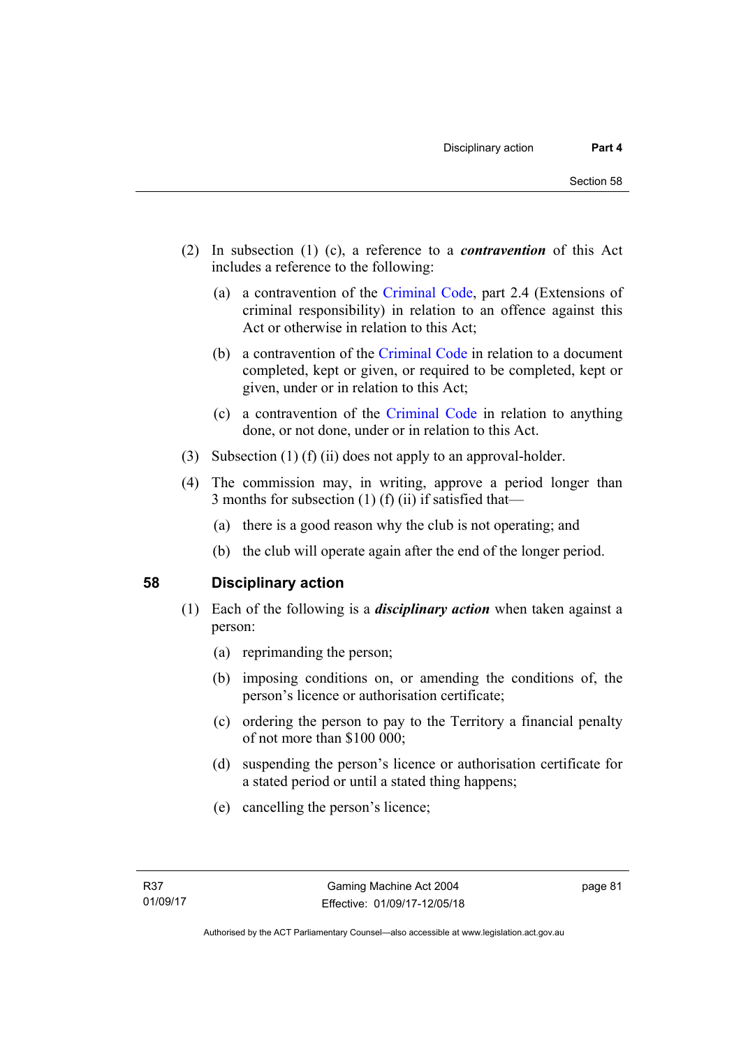(2) In subsection (1) (c), a reference to a ***contravention*** of this Act includes a reference to the following:

(a) a contravention of the Criminal Code, part 2.4 (Extensions of criminal responsibility) in relation to an offence against this Act or otherwise in relation to this Act;

(b) a contravention of the Criminal Code in relation to a document completed, kept or given, or required to be completed, kept or given, under or in relation to this Act;

(c) a contravention of the Criminal Code in relation to anything done, or not done, under or in relation to this Act.

(3) Subsection (1) (f) (ii) does not apply to an approval-holder.

(4) The commission may, in writing, approve a period longer than 3 months for subsection (1) (f) (ii) if satisfied that—

(a) there is a good reason why the club is not operating; and

(b) the club will operate again after the end of the longer period.

## 58 Disciplinary action

(1) Each of the following is a ***disciplinary action*** when taken against a person:

(a) reprimanding the person;

(b) imposing conditions on, or amending the conditions of, the person's licence or authorisation certificate;

(c) ordering the person to pay to the Territory a financial penalty of not more than $100 000;

(d) suspending the person's licence or authorisation certificate for a stated period or until a stated thing happens;

(e) cancelling the person's licence;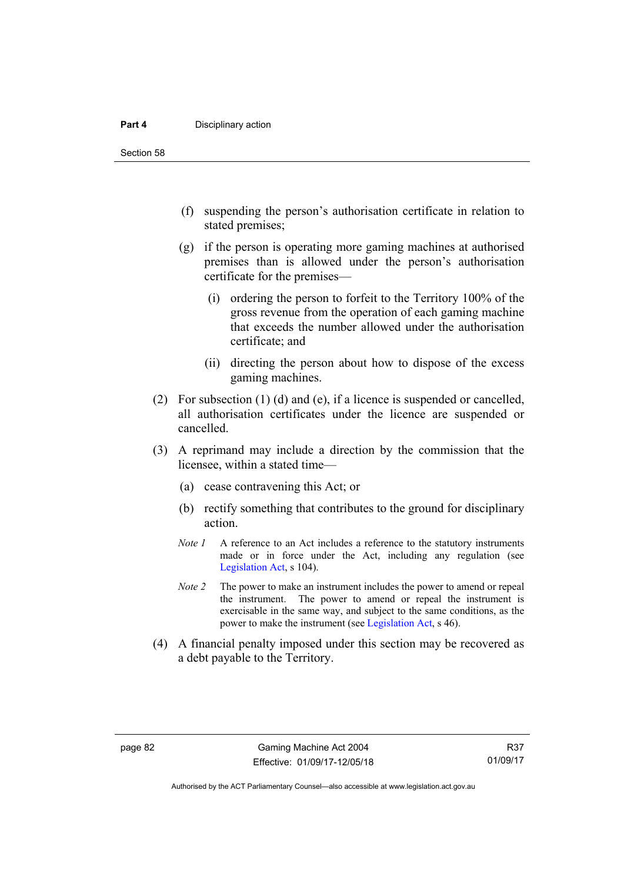(f) suspending the person's authorisation certificate in relation to stated premises;

(g) if the person is operating more gaming machines at authorised premises than is allowed under the person's authorisation certificate for the premises—

(i) ordering the person to forfeit to the Territory 100% of the gross revenue from the operation of each gaming machine that exceeds the number allowed under the authorisation certificate; and

(ii) directing the person about how to dispose of the excess gaming machines.

(2) For subsection (1) (d) and (e), if a licence is suspended or cancelled, all authorisation certificates under the licence are suspended or cancelled.

(3) A reprimand may include a direction by the commission that the licensee, within a stated time—

(a) cease contravening this Act; or

(b) rectify something that contributes to the ground for disciplinary action.

*Note 1* A reference to an Act includes a reference to the statutory instruments made or in force under the Act, including any regulation (see Legislation Act, s 104).

*Note 2* The power to make an instrument includes the power to amend or repeal the instrument. The power to amend or repeal the instrument is exercisable in the same way, and subject to the same conditions, as the power to make the instrument (see Legislation Act, s 46).

(4) A financial penalty imposed under this section may be recovered as a debt payable to the Territory.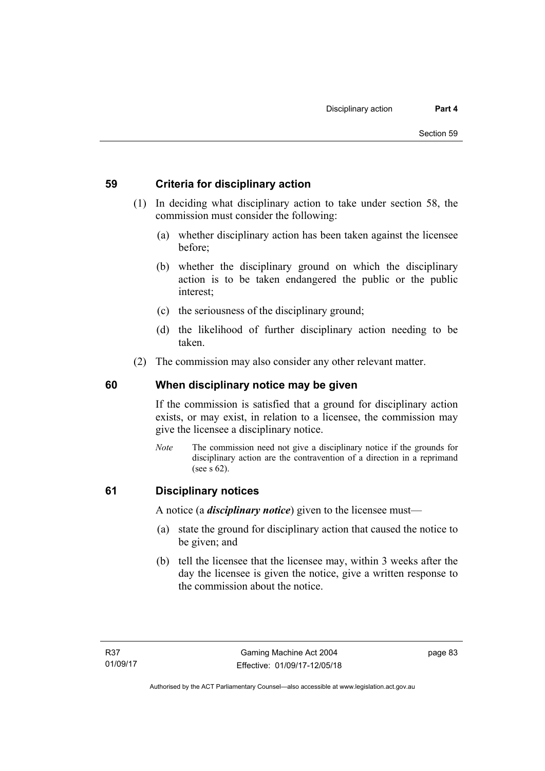## 59 Criteria for disciplinary action

(1) In deciding what disciplinary action to take under section 58, the commission must consider the following:

(a) whether disciplinary action has been taken against the licensee before;

(b) whether the disciplinary ground on which the disciplinary action is to be taken endangered the public or the public interest;

(c) the seriousness of the disciplinary ground;

(d) the likelihood of further disciplinary action needing to be taken.

(2) The commission may also consider any other relevant matter.

## 60 When disciplinary notice may be given

If the commission is satisfied that a ground for disciplinary action exists, or may exist, in relation to a licensee, the commission may give the licensee a disciplinary notice.

*Note* The commission need not give a disciplinary notice if the grounds for disciplinary action are the contravention of a direction in a reprimand (see s 62).

## 61 Disciplinary notices

A notice (a ***disciplinary notice***) given to the licensee must—

(a) state the ground for disciplinary action that caused the notice to be given; and

(b) tell the licensee that the licensee may, within 3 weeks after the day the licensee is given the notice, give a written response to the commission about the notice.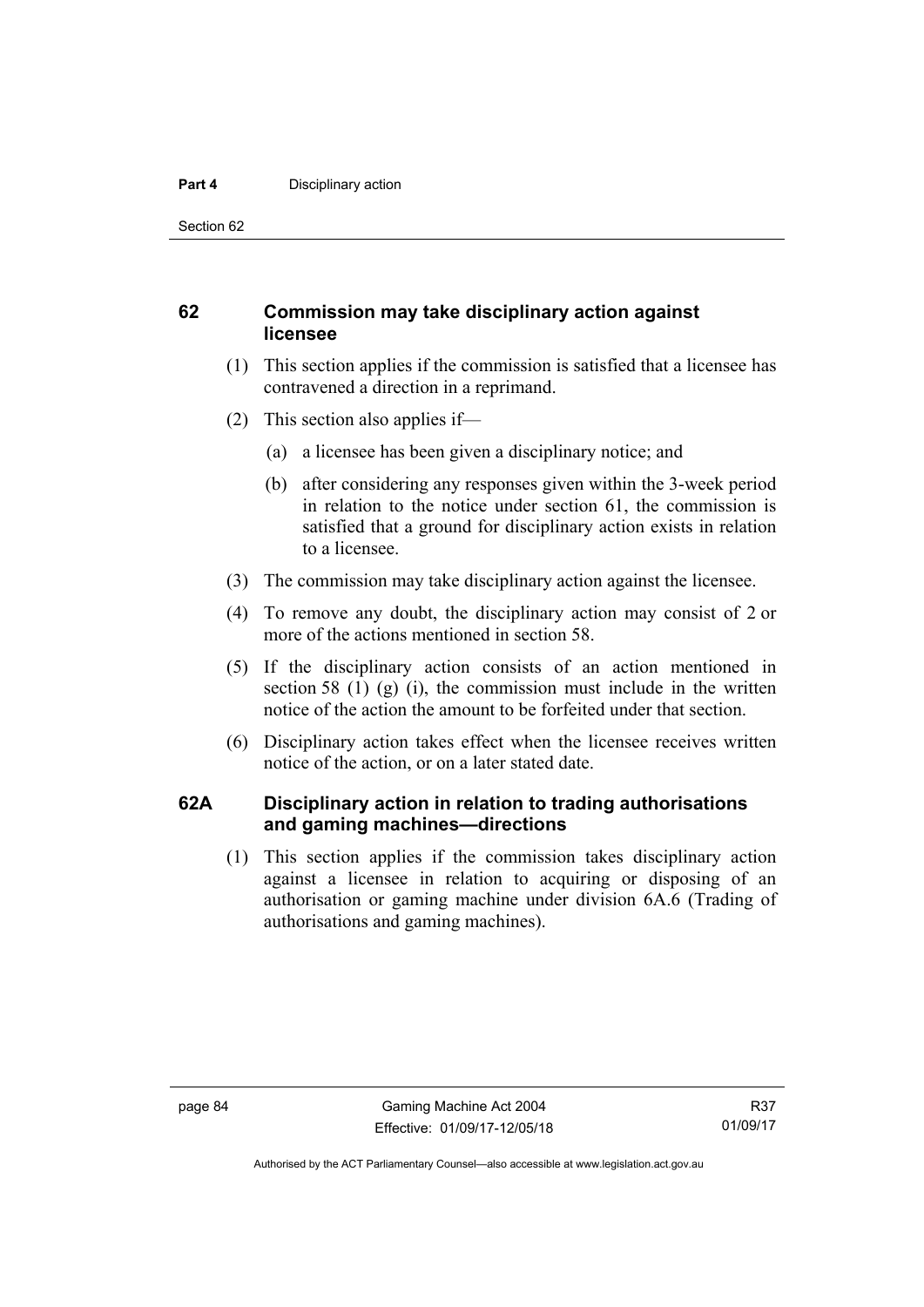## 62 Commission may take disciplinary action against licensee

(1) This section applies if the commission is satisfied that a licensee has contravened a direction in a reprimand.

(2) This section also applies if—

(a) a licensee has been given a disciplinary notice; and

(b) after considering any responses given within the 3-week period in relation to the notice under section 61, the commission is satisfied that a ground for disciplinary action exists in relation to a licensee.

(3) The commission may take disciplinary action against the licensee.

(4) To remove any doubt, the disciplinary action may consist of 2 or more of the actions mentioned in section 58.

(5) If the disciplinary action consists of an action mentioned in section 58 (1) (g) (i), the commission must include in the written notice of the action the amount to be forfeited under that section.

(6) Disciplinary action takes effect when the licensee receives written notice of the action, or on a later stated date.

## 62A Disciplinary action in relation to trading authorisations and gaming machines—directions

(1) This section applies if the commission takes disciplinary action against a licensee in relation to acquiring or disposing of an authorisation or gaming machine under division 6A.6 (Trading of authorisations and gaming machines).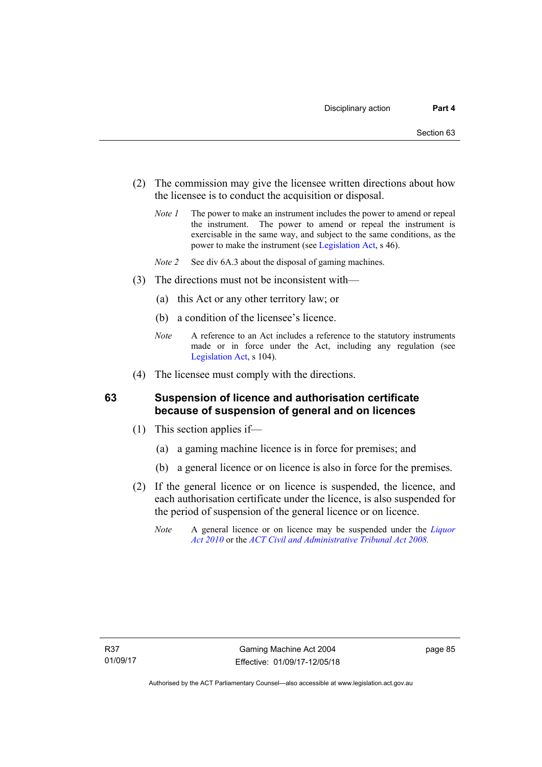(2) The commission may give the licensee written directions about how the licensee is to conduct the acquisition or disposal.

*Note 1* The power to make an instrument includes the power to amend or repeal the instrument. The power to amend or repeal the instrument is exercisable in the same way, and subject to the same conditions, as the power to make the instrument (see Legislation Act, s 46).

*Note 2* See div 6A.3 about the disposal of gaming machines.

(3) The directions must not be inconsistent with—

(a) this Act or any other territory law; or

(b) a condition of the licensee's licence.

*Note* A reference to an Act includes a reference to the statutory instruments made or in force under the Act, including any regulation (see Legislation Act, s 104).

(4) The licensee must comply with the directions.

## 63 Suspension of licence and authorisation certificate because of suspension of general and on licences

(1) This section applies if—

(a) a gaming machine licence is in force for premises; and

(b) a general licence or on licence is also in force for the premises.

(2) If the general licence or on licence is suspended, the licence, and each authorisation certificate under the licence, is also suspended for the period of suspension of the general licence or on licence.

*Note* A general licence or on licence may be suspended under the *Liquor Act 2010* or the *ACT Civil and Administrative Tribunal Act 2008*.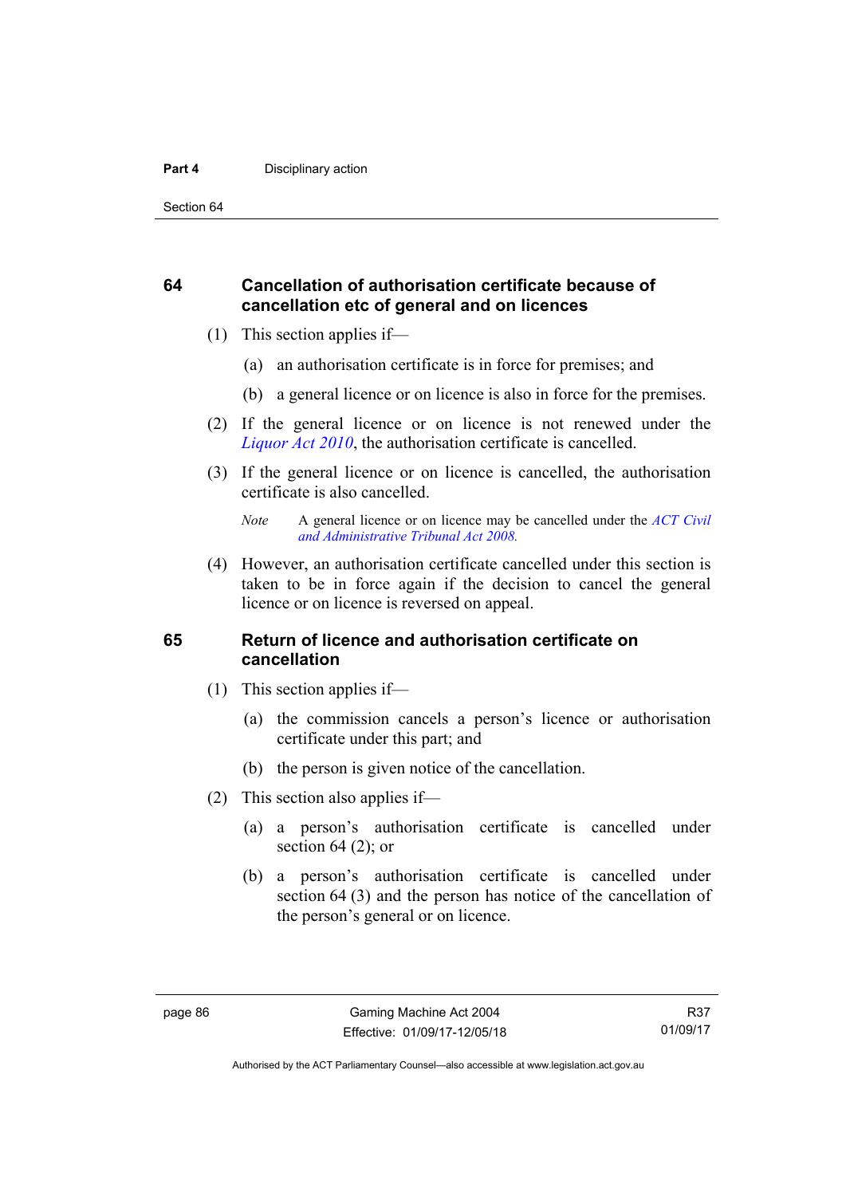## 64 Cancellation of authorisation certificate because of cancellation etc of general and on licences

(1) This section applies if—

(a) an authorisation certificate is in force for premises; and

(b) a general licence or on licence is also in force for the premises.

(2) If the general licence or on licence is not renewed under the *Liquor Act 2010*, the authorisation certificate is cancelled.

(3) If the general licence or on licence is cancelled, the authorisation certificate is also cancelled.

*Note* A general licence or on licence may be cancelled under the *ACT Civil and Administrative Tribunal Act 2008.*

(4) However, an authorisation certificate cancelled under this section is taken to be in force again if the decision to cancel the general licence or on licence is reversed on appeal.

## 65 Return of licence and authorisation certificate on cancellation

(1) This section applies if—

(a) the commission cancels a person's licence or authorisation certificate under this part; and

(b) the person is given notice of the cancellation.

(2) This section also applies if—

(a) a person's authorisation certificate is cancelled under section 64 (2); or

(b) a person's authorisation certificate is cancelled under section 64 (3) and the person has notice of the cancellation of the person's general or on licence.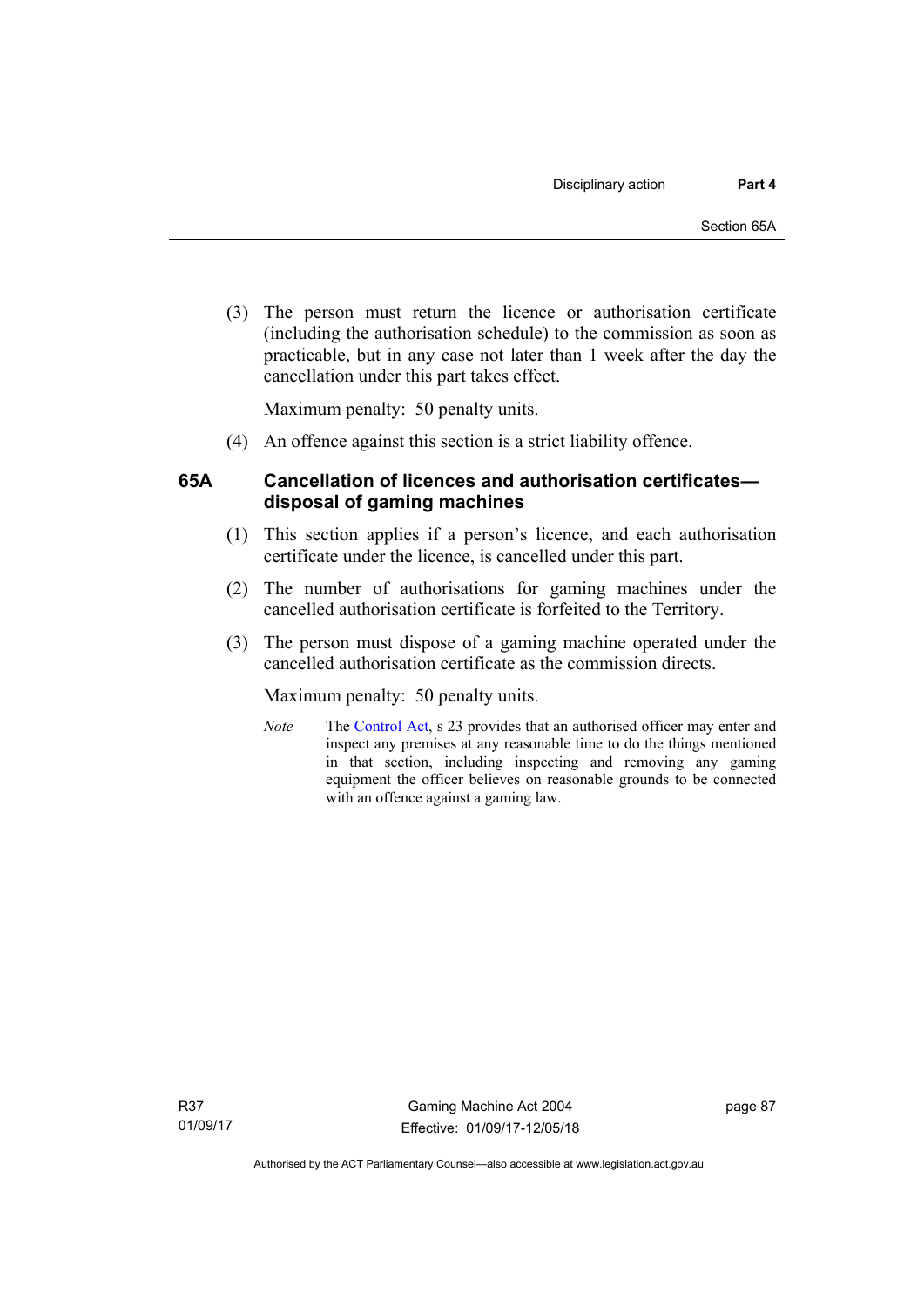(3) The person must return the licence or authorisation certificate (including the authorisation schedule) to the commission as soon as practicable, but in any case not later than 1 week after the day the cancellation under this part takes effect.

Maximum penalty: 50 penalty units.

(4) An offence against this section is a strict liability offence.

### 65A Cancellation of licences and authorisation certificates—disposal of gaming machines

(1) This section applies if a person's licence, and each authorisation certificate under the licence, is cancelled under this part.

(2) The number of authorisations for gaming machines under the cancelled authorisation certificate is forfeited to the Territory.

(3) The person must dispose of a gaming machine operated under the cancelled authorisation certificate as the commission directs.

Maximum penalty: 50 penalty units.

*Note* The Control Act, s 23 provides that an authorised officer may enter and inspect any premises at any reasonable time to do the things mentioned in that section, including inspecting and removing any gaming equipment the officer believes on reasonable grounds to be connected with an offence against a gaming law.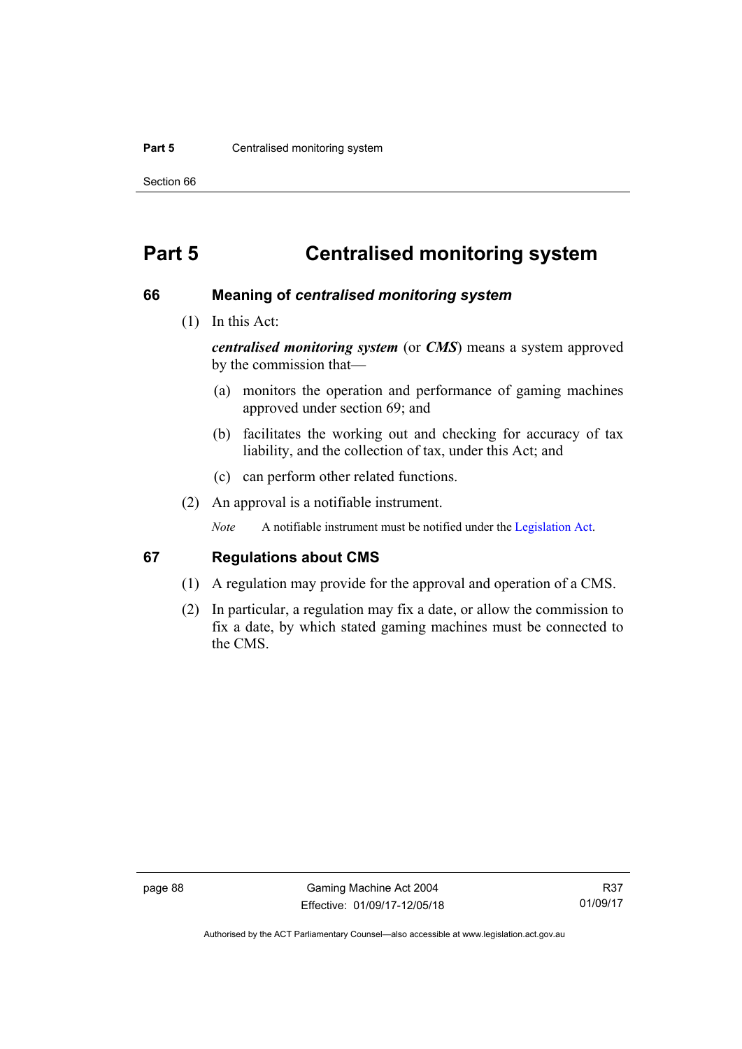# Part 5 Centralised monitoring system

## 66 Meaning of *centralised monitoring system*

(1) In this Act:

***centralised monitoring system*** (or ***CMS***) means a system approved by the commission that—

(a) monitors the operation and performance of gaming machines approved under section 69; and

(b) facilitates the working out and checking for accuracy of tax liability, and the collection of tax, under this Act; and

(c) can perform other related functions.

(2) An approval is a notifiable instrument.

*Note* A notifiable instrument must be notified under the Legislation Act.

## 67 Regulations about CMS

(1) A regulation may provide for the approval and operation of a CMS.

(2) In particular, a regulation may fix a date, or allow the commission to fix a date, by which stated gaming machines must be connected to the CMS.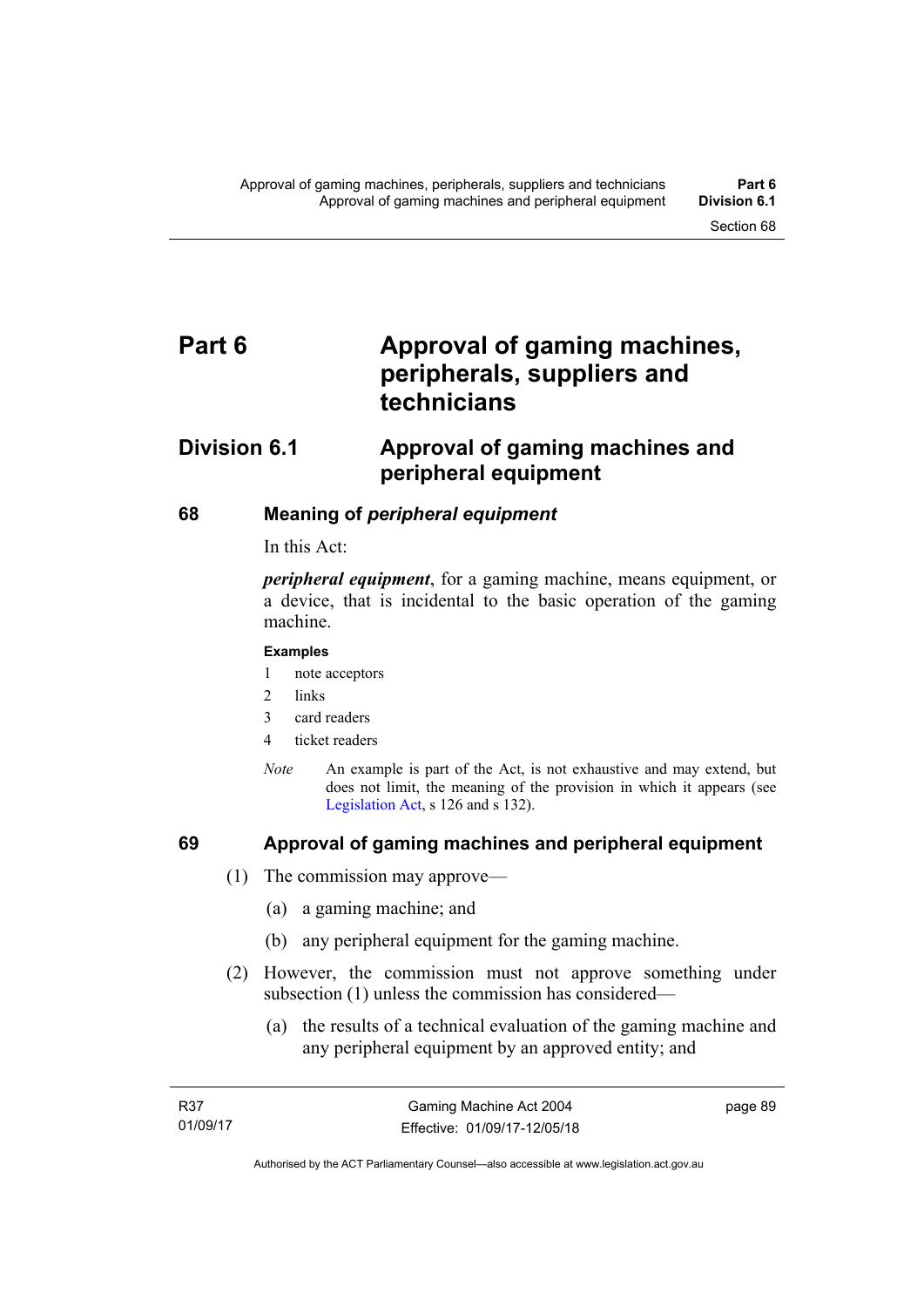# Part 6 Approval of gaming machines, peripherals, suppliers and technicians

## Division 6.1 Approval of gaming machines and peripheral equipment

### 68 Meaning of *peripheral equipment*

In this Act:

***peripheral equipment***, for a gaming machine, means equipment, or a device, that is incidental to the basic operation of the gaming machine.

**Examples**

1 note acceptors

2 links

3 card readers

4 ticket readers

*Note* An example is part of the Act, is not exhaustive and may extend, but does not limit, the meaning of the provision in which it appears (see Legislation Act, s 126 and s 132).

### 69 Approval of gaming machines and peripheral equipment

(1) The commission may approve—

(a) a gaming machine; and

(b) any peripheral equipment for the gaming machine.

(2) However, the commission must not approve something under subsection (1) unless the commission has considered—

(a) the results of a technical evaluation of the gaming machine and any peripheral equipment by an approved entity; and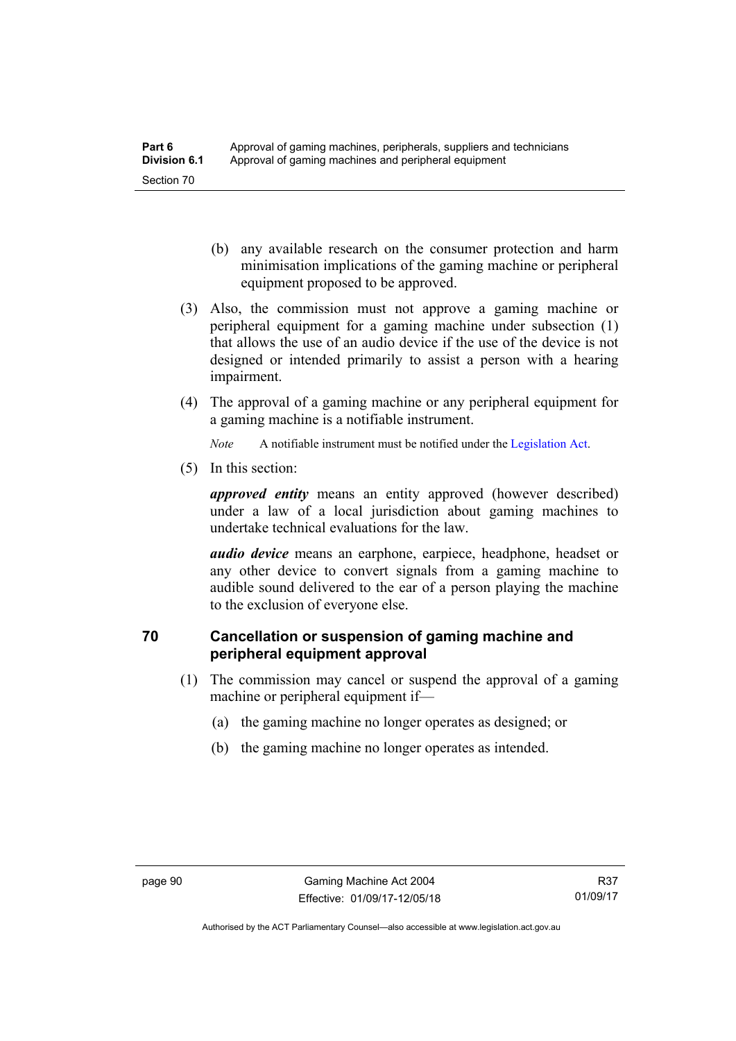(b) any available research on the consumer protection and harm minimisation implications of the gaming machine or peripheral equipment proposed to be approved.

(3) Also, the commission must not approve a gaming machine or peripheral equipment for a gaming machine under subsection (1) that allows the use of an audio device if the use of the device is not designed or intended primarily to assist a person with a hearing impairment.

(4) The approval of a gaming machine or any peripheral equipment for a gaming machine is a notifiable instrument.

*Note* A notifiable instrument must be notified under the Legislation Act.

(5) In this section:

***approved entity*** means an entity approved (however described) under a law of a local jurisdiction about gaming machines to undertake technical evaluations for the law.

***audio device*** means an earphone, earpiece, headphone, headset or any other device to convert signals from a gaming machine to audible sound delivered to the ear of a person playing the machine to the exclusion of everyone else.

## 70 Cancellation or suspension of gaming machine and peripheral equipment approval

(1) The commission may cancel or suspend the approval of a gaming machine or peripheral equipment if—

(a) the gaming machine no longer operates as designed; or

(b) the gaming machine no longer operates as intended.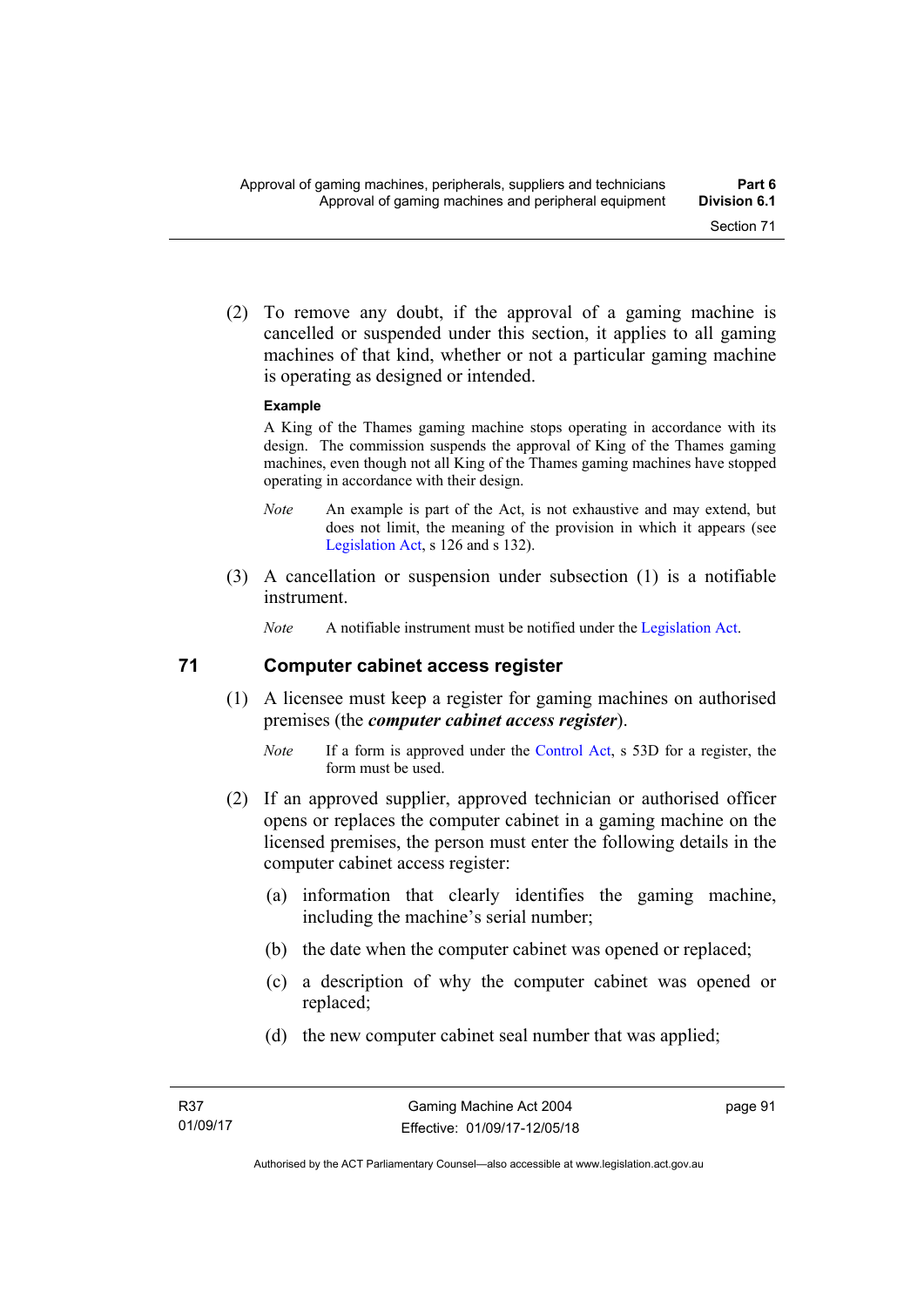(2) To remove any doubt, if the approval of a gaming machine is cancelled or suspended under this section, it applies to all gaming machines of that kind, whether or not a particular gaming machine is operating as designed or intended.

**Example**

A King of the Thames gaming machine stops operating in accordance with its design. The commission suspends the approval of King of the Thames gaming machines, even though not all King of the Thames gaming machines have stopped operating in accordance with their design.

*Note* An example is part of the Act, is not exhaustive and may extend, but does not limit, the meaning of the provision in which it appears (see Legislation Act, s 126 and s 132).

(3) A cancellation or suspension under subsection (1) is a notifiable instrument.

*Note* A notifiable instrument must be notified under the Legislation Act.

## 71 Computer cabinet access register

(1) A licensee must keep a register for gaming machines on authorised premises (the ***computer cabinet access register***).

*Note* If a form is approved under the Control Act, s 53D for a register, the form must be used.

(2) If an approved supplier, approved technician or authorised officer opens or replaces the computer cabinet in a gaming machine on the licensed premises, the person must enter the following details in the computer cabinet access register:

(a) information that clearly identifies the gaming machine, including the machine's serial number;

(b) the date when the computer cabinet was opened or replaced;

(c) a description of why the computer cabinet was opened or replaced;

(d) the new computer cabinet seal number that was applied;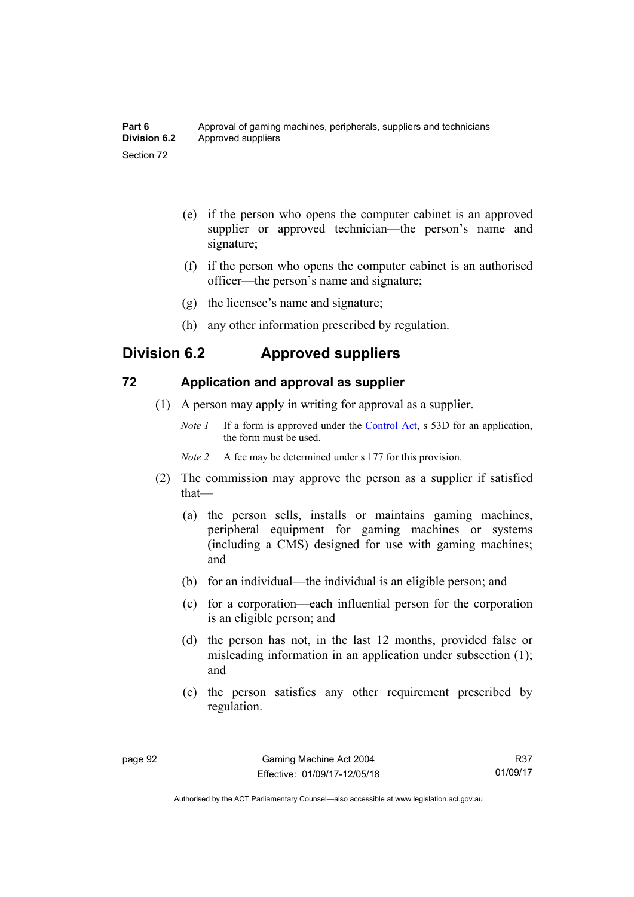(e) if the person who opens the computer cabinet is an approved supplier or approved technician—the person's name and signature;

(f) if the person who opens the computer cabinet is an authorised officer—the person's name and signature;

(g) the licensee's name and signature;

(h) any other information prescribed by regulation.

## Division 6.2 Approved suppliers

### 72 Application and approval as supplier

(1) A person may apply in writing for approval as a supplier.

*Note 1* If a form is approved under the Control Act, s 53D for an application, the form must be used.

*Note 2* A fee may be determined under s 177 for this provision.

(2) The commission may approve the person as a supplier if satisfied that—

(a) the person sells, installs or maintains gaming machines, peripheral equipment for gaming machines or systems (including a CMS) designed for use with gaming machines; and

(b) for an individual—the individual is an eligible person; and

(c) for a corporation—each influential person for the corporation is an eligible person; and

(d) the person has not, in the last 12 months, provided false or misleading information in an application under subsection (1); and

(e) the person satisfies any other requirement prescribed by regulation.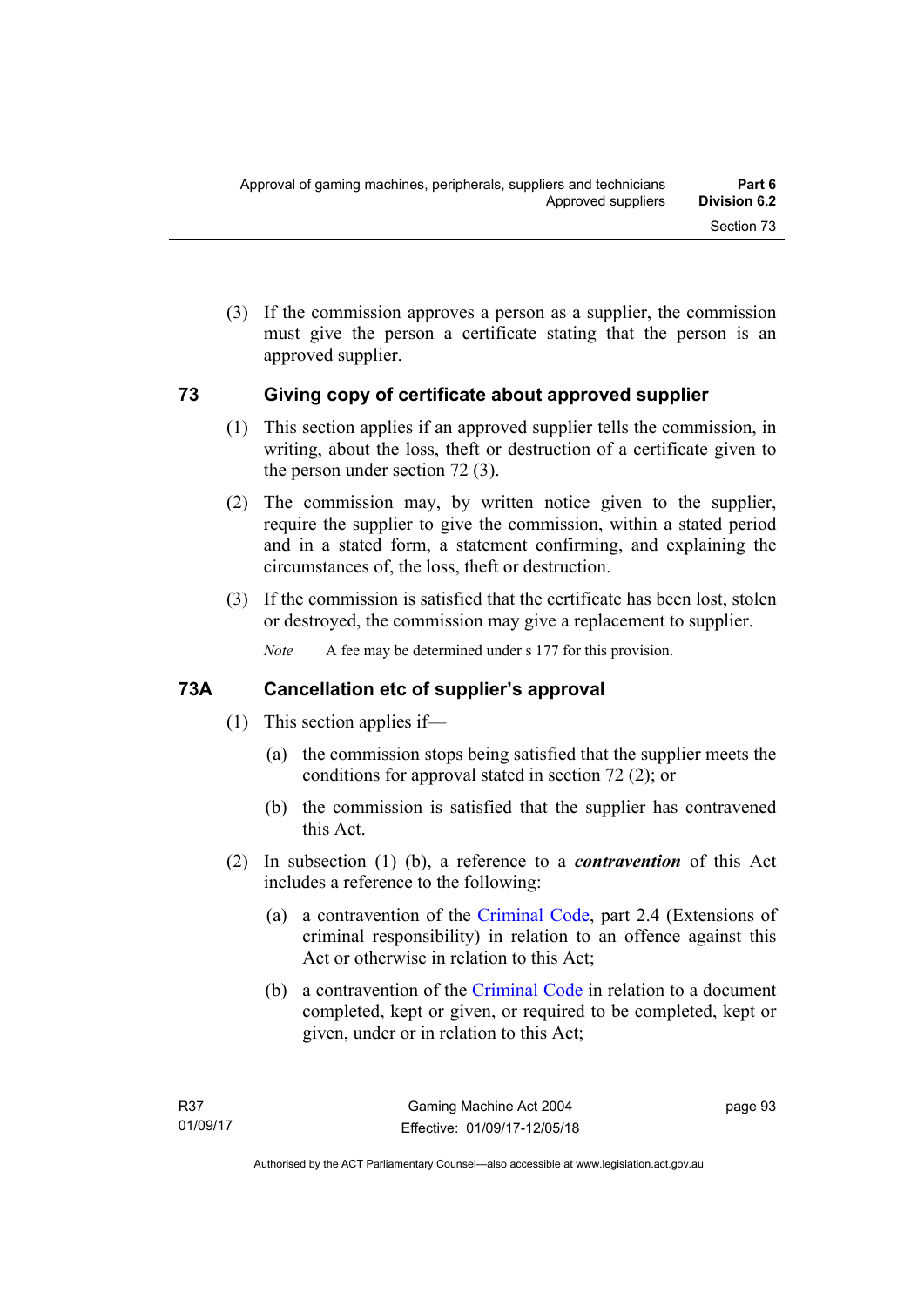(3) If the commission approves a person as a supplier, the commission must give the person a certificate stating that the person is an approved supplier.

## 73 Giving copy of certificate about approved supplier

(1) This section applies if an approved supplier tells the commission, in writing, about the loss, theft or destruction of a certificate given to the person under section 72 (3).

(2) The commission may, by written notice given to the supplier, require the supplier to give the commission, within a stated period and in a stated form, a statement confirming, and explaining the circumstances of, the loss, theft or destruction.

(3) If the commission is satisfied that the certificate has been lost, stolen or destroyed, the commission may give a replacement to supplier.

*Note* A fee may be determined under s 177 for this provision.

## 73A Cancellation etc of supplier's approval

(1) This section applies if—

(a) the commission stops being satisfied that the supplier meets the conditions for approval stated in section 72 (2); or

(b) the commission is satisfied that the supplier has contravened this Act.

(2) In subsection (1) (b), a reference to a ***contravention*** of this Act includes a reference to the following:

(a) a contravention of the Criminal Code, part 2.4 (Extensions of criminal responsibility) in relation to an offence against this Act or otherwise in relation to this Act;

(b) a contravention of the Criminal Code in relation to a document completed, kept or given, or required to be completed, kept or given, under or in relation to this Act;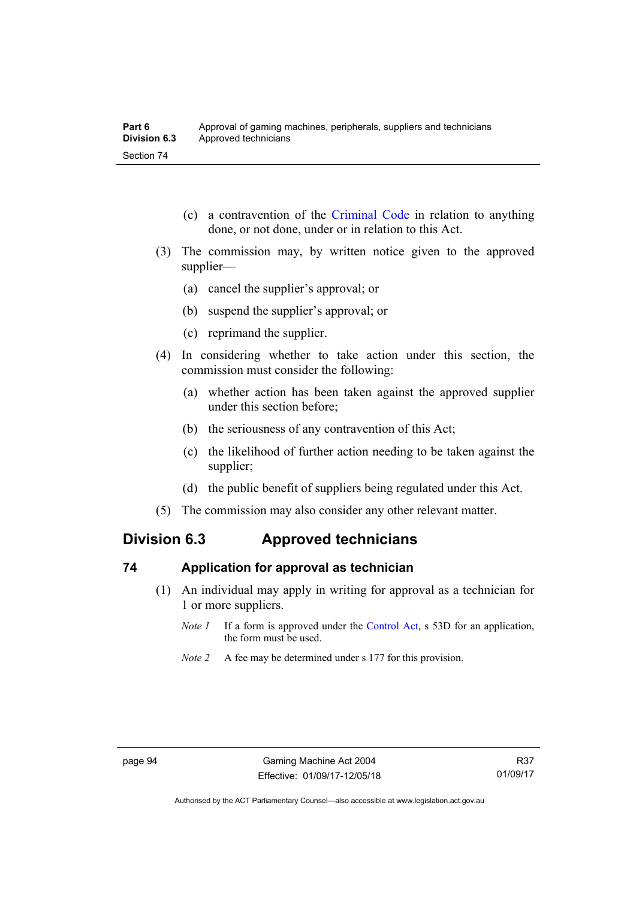(c) a contravention of the Criminal Code in relation to anything done, or not done, under or in relation to this Act.

(3) The commission may, by written notice given to the approved supplier—

(a) cancel the supplier's approval; or

(b) suspend the supplier's approval; or

(c) reprimand the supplier.

(4) In considering whether to take action under this section, the commission must consider the following:

(a) whether action has been taken against the approved supplier under this section before;

(b) the seriousness of any contravention of this Act;

(c) the likelihood of further action needing to be taken against the supplier;

(d) the public benefit of suppliers being regulated under this Act.

(5) The commission may also consider any other relevant matter.

## Division 6.3 Approved technicians

### 74 Application for approval as technician

(1) An individual may apply in writing for approval as a technician for 1 or more suppliers.

*Note 1* If a form is approved under the Control Act, s 53D for an application, the form must be used.

*Note 2* A fee may be determined under s 177 for this provision.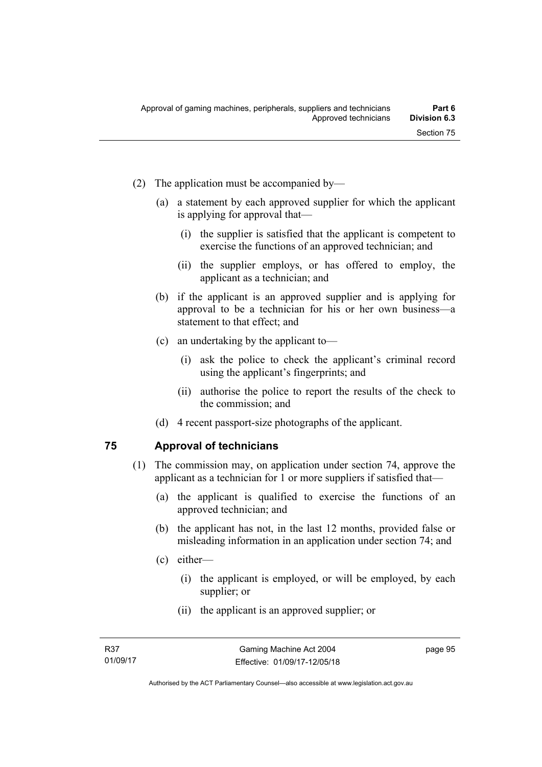(2) The application must be accompanied by—

(a) a statement by each approved supplier for which the applicant is applying for approval that—

(i) the supplier is satisfied that the applicant is competent to exercise the functions of an approved technician; and

(ii) the supplier employs, or has offered to employ, the applicant as a technician; and

(b) if the applicant is an approved supplier and is applying for approval to be a technician for his or her own business—a statement to that effect; and

(c) an undertaking by the applicant to—

(i) ask the police to check the applicant's criminal record using the applicant's fingerprints; and

(ii) authorise the police to report the results of the check to the commission; and

(d) 4 recent passport-size photographs of the applicant.

## 75 Approval of technicians

(1) The commission may, on application under section 74, approve the applicant as a technician for 1 or more suppliers if satisfied that—

(a) the applicant is qualified to exercise the functions of an approved technician; and

(b) the applicant has not, in the last 12 months, provided false or misleading information in an application under section 74; and

(c) either—

(i) the applicant is employed, or will be employed, by each supplier; or

(ii) the applicant is an approved supplier; or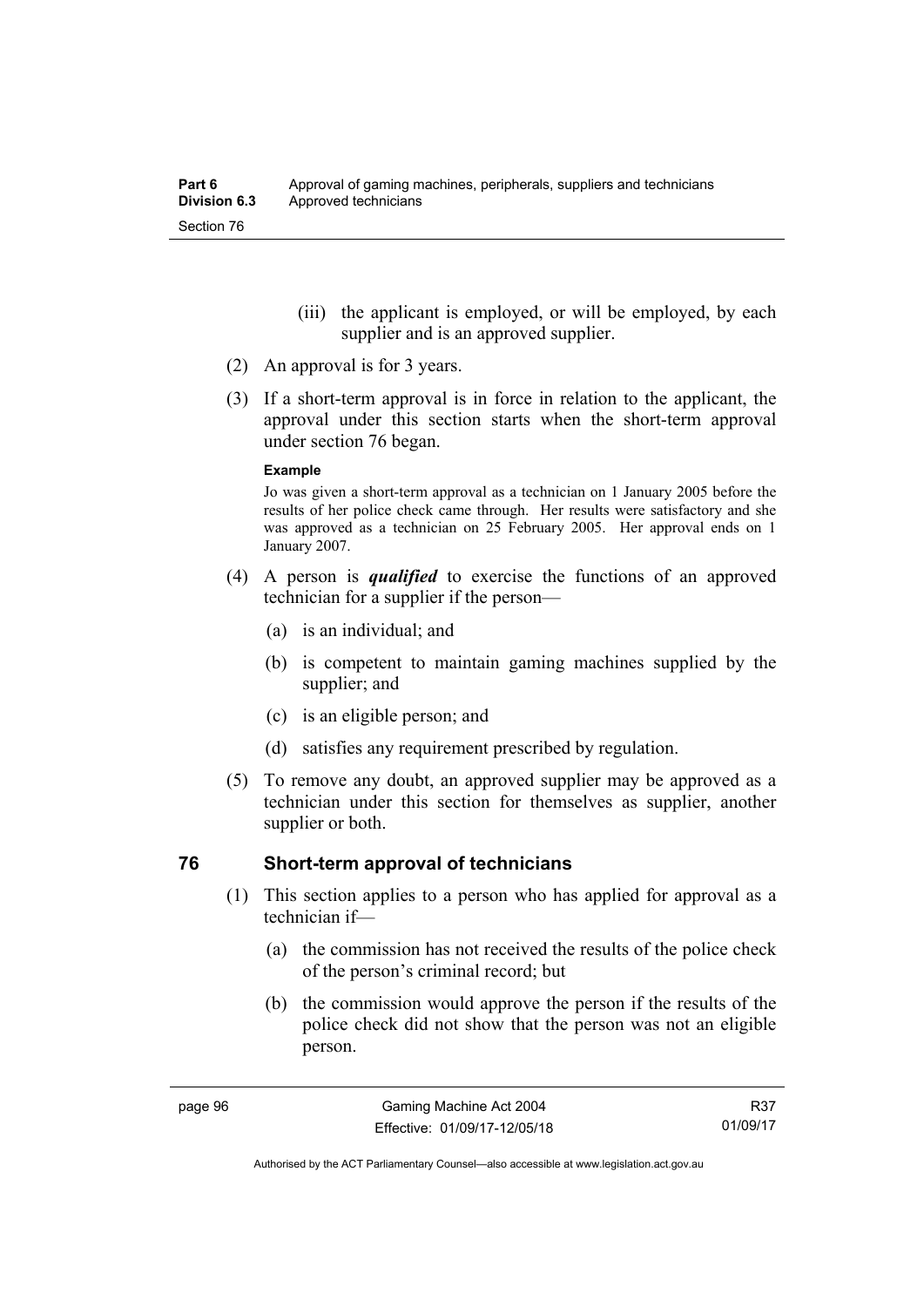(iii) the applicant is employed, or will be employed, by each supplier and is an approved supplier.

(2) An approval is for 3 years.

(3) If a short-term approval is in force in relation to the applicant, the approval under this section starts when the short-term approval under section 76 began.

**Example**

Jo was given a short-term approval as a technician on 1 January 2005 before the results of her police check came through. Her results were satisfactory and she was approved as a technician on 25 February 2005. Her approval ends on 1 January 2007.

(4) A person is ***qualified*** to exercise the functions of an approved technician for a supplier if the person—

(a) is an individual; and

(b) is competent to maintain gaming machines supplied by the supplier; and

(c) is an eligible person; and

(d) satisfies any requirement prescribed by regulation.

(5) To remove any doubt, an approved supplier may be approved as a technician under this section for themselves as supplier, another supplier or both.

## 76 Short-term approval of technicians

(1) This section applies to a person who has applied for approval as a technician if—

(a) the commission has not received the results of the police check of the person's criminal record; but

(b) the commission would approve the person if the results of the police check did not show that the person was not an eligible person.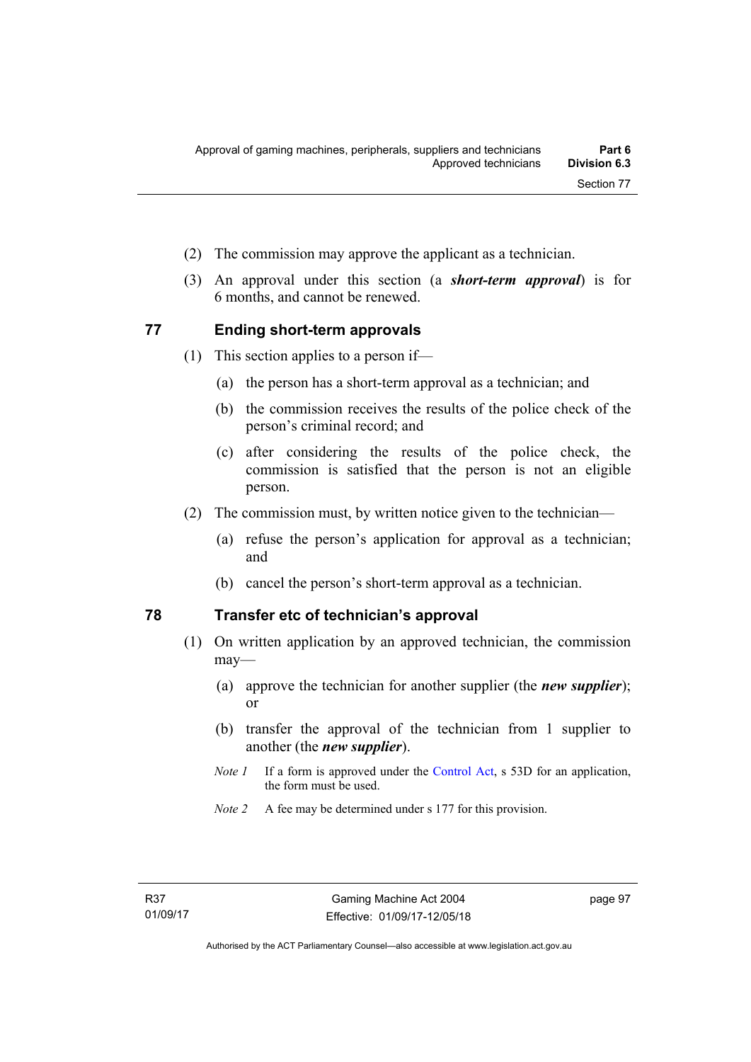(2) The commission may approve the applicant as a technician.

(3) An approval under this section (a ***short-term approval***) is for 6 months, and cannot be renewed.

## 77 Ending short-term approvals

(1) This section applies to a person if—

(a) the person has a short-term approval as a technician; and

(b) the commission receives the results of the police check of the person's criminal record; and

(c) after considering the results of the police check, the commission is satisfied that the person is not an eligible person.

(2) The commission must, by written notice given to the technician—

(a) refuse the person's application for approval as a technician; and

(b) cancel the person's short-term approval as a technician.

## 78 Transfer etc of technician's approval

(1) On written application by an approved technician, the commission may—

(a) approve the technician for another supplier (the ***new supplier***); or

(b) transfer the approval of the technician from 1 supplier to another (the ***new supplier***).

*Note 1* If a form is approved under the Control Act, s 53D for an application, the form must be used.

*Note 2* A fee may be determined under s 177 for this provision.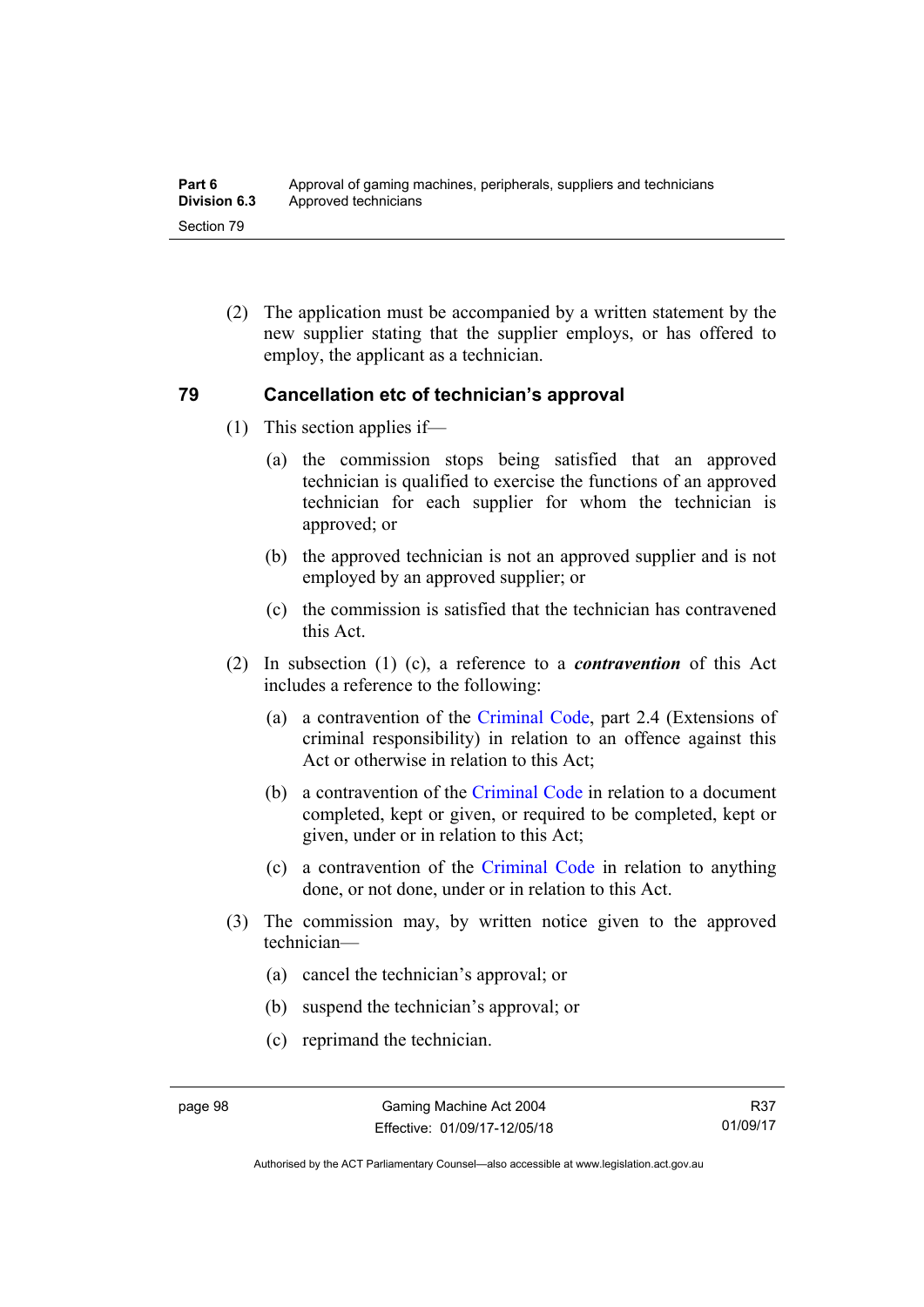(2) The application must be accompanied by a written statement by the new supplier stating that the supplier employs, or has offered to employ, the applicant as a technician.

## 79 Cancellation etc of technician's approval

(1) This section applies if—

(a) the commission stops being satisfied that an approved technician is qualified to exercise the functions of an approved technician for each supplier for whom the technician is approved; or

(b) the approved technician is not an approved supplier and is not employed by an approved supplier; or

(c) the commission is satisfied that the technician has contravened this Act.

(2) In subsection (1) (c), a reference to a ***contravention*** of this Act includes a reference to the following:

(a) a contravention of the Criminal Code, part 2.4 (Extensions of criminal responsibility) in relation to an offence against this Act or otherwise in relation to this Act;

(b) a contravention of the Criminal Code in relation to a document completed, kept or given, or required to be completed, kept or given, under or in relation to this Act;

(c) a contravention of the Criminal Code in relation to anything done, or not done, under or in relation to this Act.

(3) The commission may, by written notice given to the approved technician—

(a) cancel the technician's approval; or

(b) suspend the technician's approval; or

(c) reprimand the technician.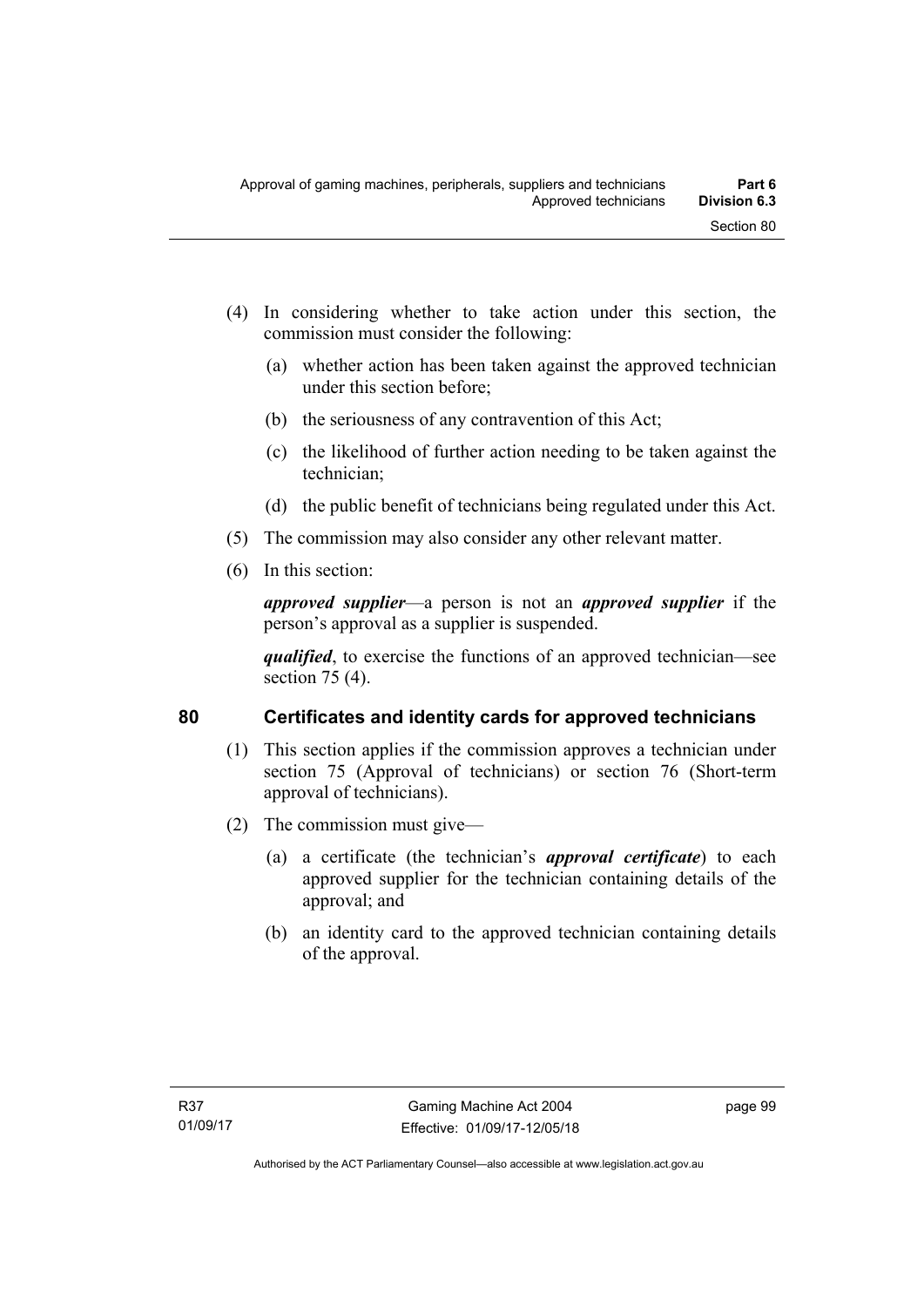(4) In considering whether to take action under this section, the commission must consider the following:

(a) whether action has been taken against the approved technician under this section before;

(b) the seriousness of any contravention of this Act;

(c) the likelihood of further action needing to be taken against the technician;

(d) the public benefit of technicians being regulated under this Act.

(5) The commission may also consider any other relevant matter.

(6) In this section:

***approved supplier***—a person is not an ***approved supplier*** if the person's approval as a supplier is suspended.

***qualified***, to exercise the functions of an approved technician—see section 75 (4).

## 80 Certificates and identity cards for approved technicians

(1) This section applies if the commission approves a technician under section 75 (Approval of technicians) or section 76 (Short-term approval of technicians).

(2) The commission must give—

(a) a certificate (the technician's ***approval certificate***) to each approved supplier for the technician containing details of the approval; and

(b) an identity card to the approved technician containing details of the approval.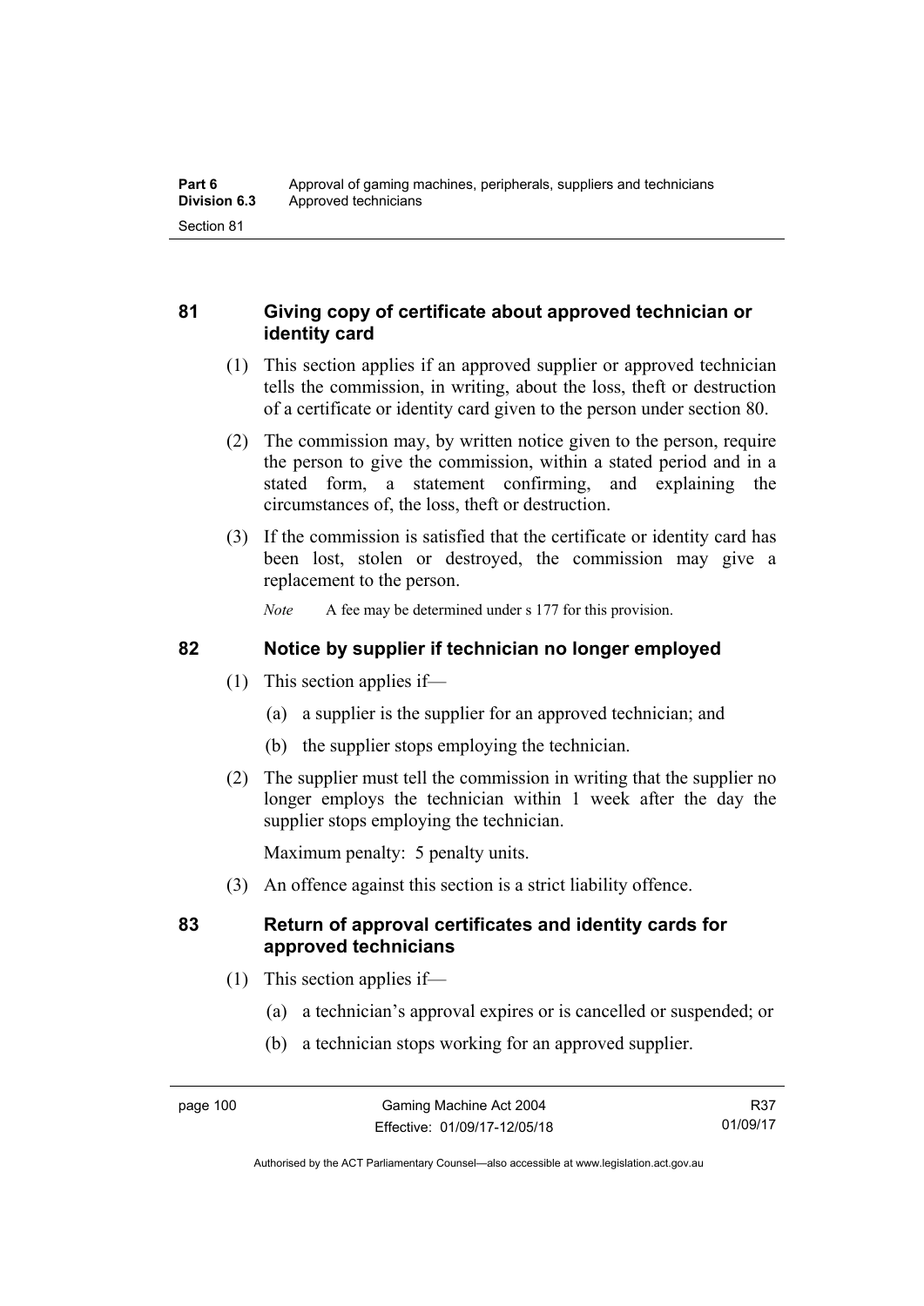## 81 Giving copy of certificate about approved technician or identity card

(1) This section applies if an approved supplier or approved technician tells the commission, in writing, about the loss, theft or destruction of a certificate or identity card given to the person under section 80.

(2) The commission may, by written notice given to the person, require the person to give the commission, within a stated period and in a stated form, a statement confirming, and explaining the circumstances of, the loss, theft or destruction.

(3) If the commission is satisfied that the certificate or identity card has been lost, stolen or destroyed, the commission may give a replacement to the person.

*Note* A fee may be determined under s 177 for this provision.

## 82 Notice by supplier if technician no longer employed

(1) This section applies if—

(a) a supplier is the supplier for an approved technician; and

(b) the supplier stops employing the technician.

(2) The supplier must tell the commission in writing that the supplier no longer employs the technician within 1 week after the day the supplier stops employing the technician.

Maximum penalty: 5 penalty units.

(3) An offence against this section is a strict liability offence.

## 83 Return of approval certificates and identity cards for approved technicians

(1) This section applies if—

(a) a technician's approval expires or is cancelled or suspended; or

(b) a technician stops working for an approved supplier.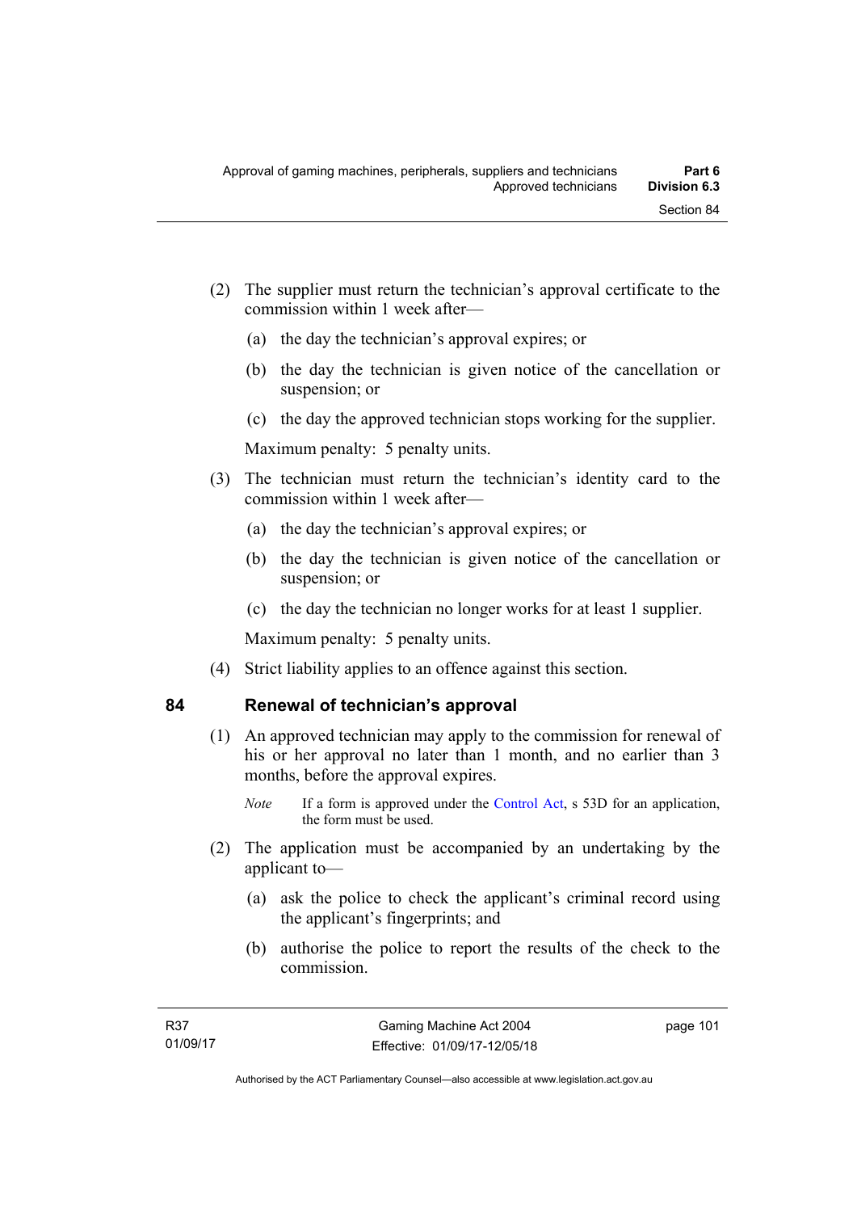(2) The supplier must return the technician's approval certificate to the commission within 1 week after—

(a) the day the technician's approval expires; or

(b) the day the technician is given notice of the cancellation or suspension; or

(c) the day the approved technician stops working for the supplier.

Maximum penalty: 5 penalty units.

(3) The technician must return the technician's identity card to the commission within 1 week after—

(a) the day the technician's approval expires; or

(b) the day the technician is given notice of the cancellation or suspension; or

(c) the day the technician no longer works for at least 1 supplier.

Maximum penalty: 5 penalty units.

(4) Strict liability applies to an offence against this section.

## 84 Renewal of technician's approval

(1) An approved technician may apply to the commission for renewal of his or her approval no later than 1 month, and no earlier than 3 months, before the approval expires.

*Note* If a form is approved under the Control Act, s 53D for an application, the form must be used.

(2) The application must be accompanied by an undertaking by the applicant to—

(a) ask the police to check the applicant's criminal record using the applicant's fingerprints; and

(b) authorise the police to report the results of the check to the commission.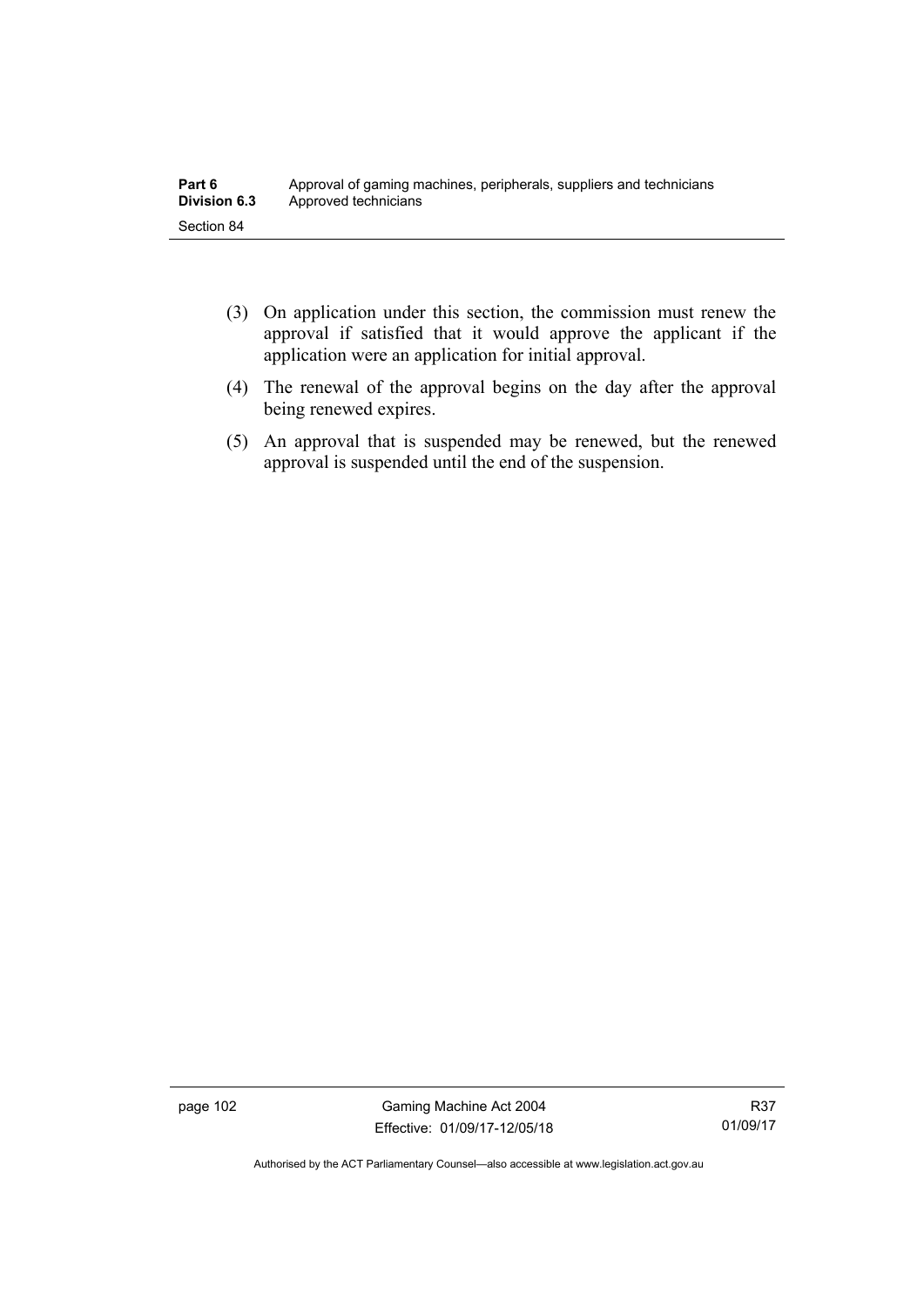(3) On application under this section, the commission must renew the approval if satisfied that it would approve the applicant if the application were an application for initial approval.

(4) The renewal of the approval begins on the day after the approval being renewed expires.

(5) An approval that is suspended may be renewed, but the renewed approval is suspended until the end of the suspension.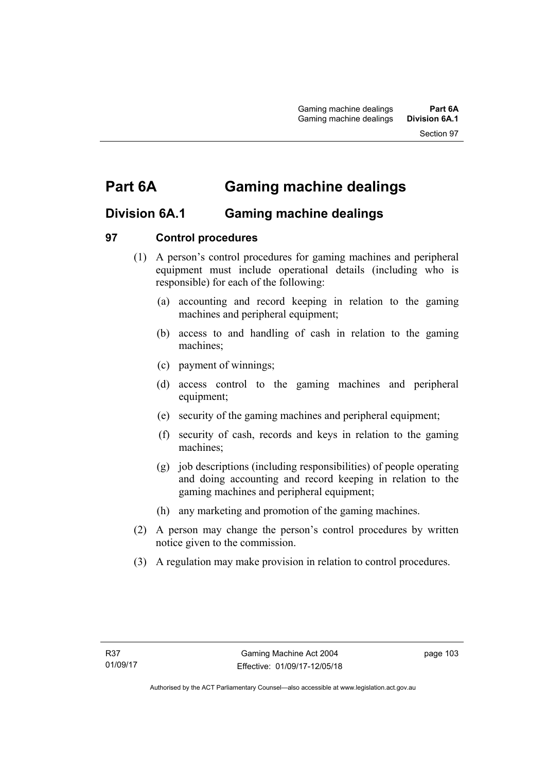# Part 6A Gaming machine dealings

## Division 6A.1 Gaming machine dealings

### 97 Control procedures

(1) A person's control procedures for gaming machines and peripheral equipment must include operational details (including who is responsible) for each of the following:

(a) accounting and record keeping in relation to the gaming machines and peripheral equipment;

(b) access to and handling of cash in relation to the gaming machines;

(c) payment of winnings;

(d) access control to the gaming machines and peripheral equipment;

(e) security of the gaming machines and peripheral equipment;

(f) security of cash, records and keys in relation to the gaming machines;

(g) job descriptions (including responsibilities) of people operating and doing accounting and record keeping in relation to the gaming machines and peripheral equipment;

(h) any marketing and promotion of the gaming machines.

(2) A person may change the person's control procedures by written notice given to the commission.

(3) A regulation may make provision in relation to control procedures.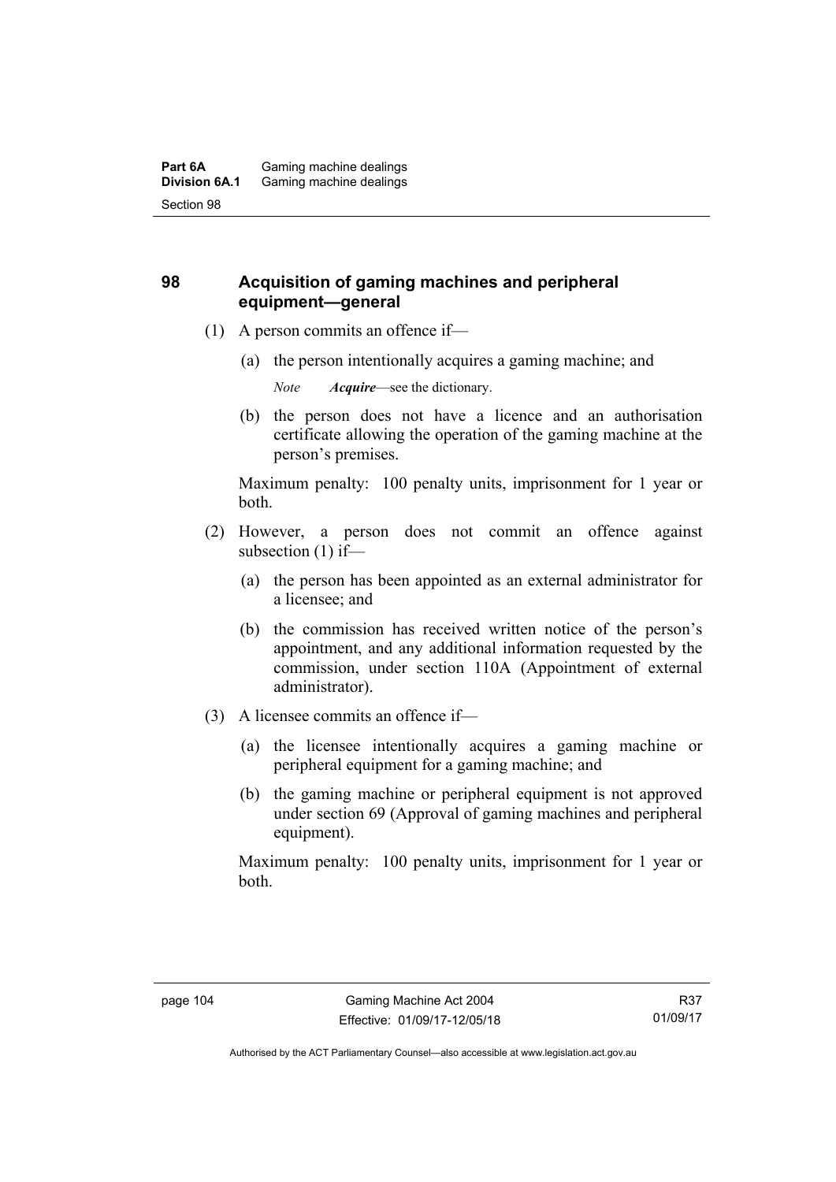## 98 Acquisition of gaming machines and peripheral equipment—general

(1) A person commits an offence if—

(a) the person intentionally acquires a gaming machine; and

*Note* ***Acquire***—see the dictionary.

(b) the person does not have a licence and an authorisation certificate allowing the operation of the gaming machine at the person's premises.

Maximum penalty: 100 penalty units, imprisonment for 1 year or both.

(2) However, a person does not commit an offence against subsection (1) if—

(a) the person has been appointed as an external administrator for a licensee; and

(b) the commission has received written notice of the person's appointment, and any additional information requested by the commission, under section 110A (Appointment of external administrator).

(3) A licensee commits an offence if—

(a) the licensee intentionally acquires a gaming machine or peripheral equipment for a gaming machine; and

(b) the gaming machine or peripheral equipment is not approved under section 69 (Approval of gaming machines and peripheral equipment).

Maximum penalty: 100 penalty units, imprisonment for 1 year or both.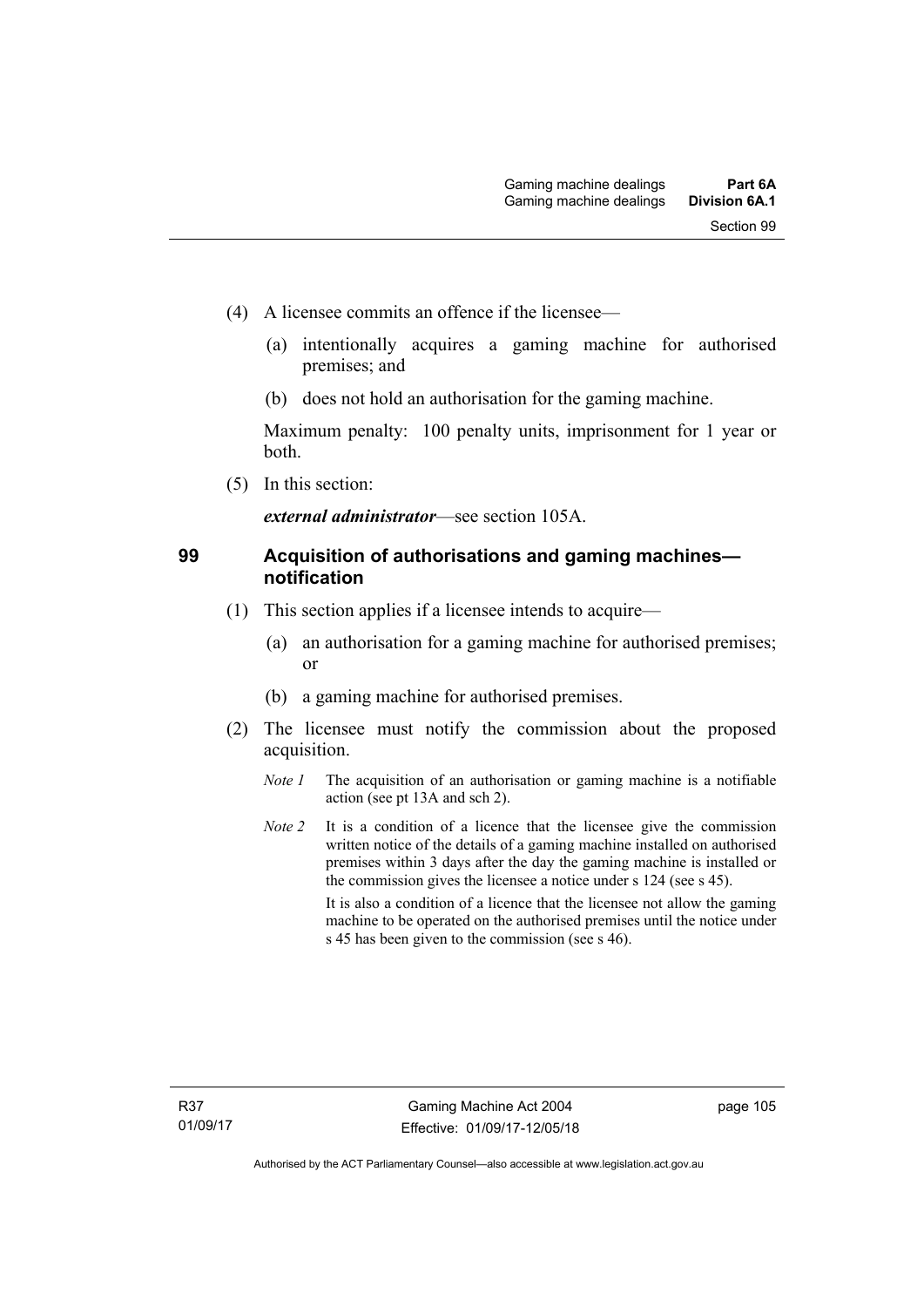(4) A licensee commits an offence if the licensee—

(a) intentionally acquires a gaming machine for authorised premises; and

(b) does not hold an authorisation for the gaming machine.

Maximum penalty: 100 penalty units, imprisonment for 1 year or both.

(5) In this section:

***external administrator***—see section 105A.

## 99 Acquisition of authorisations and gaming machines—notification

(1) This section applies if a licensee intends to acquire—

(a) an authorisation for a gaming machine for authorised premises; or

(b) a gaming machine for authorised premises.

(2) The licensee must notify the commission about the proposed acquisition.

*Note 1* The acquisition of an authorisation or gaming machine is a notifiable action (see pt 13A and sch 2).

*Note 2* It is a condition of a licence that the licensee give the commission written notice of the details of a gaming machine installed on authorised premises within 3 days after the day the gaming machine is installed or the commission gives the licensee a notice under s 124 (see s 45).

It is also a condition of a licence that the licensee not allow the gaming machine to be operated on the authorised premises until the notice under s 45 has been given to the commission (see s 46).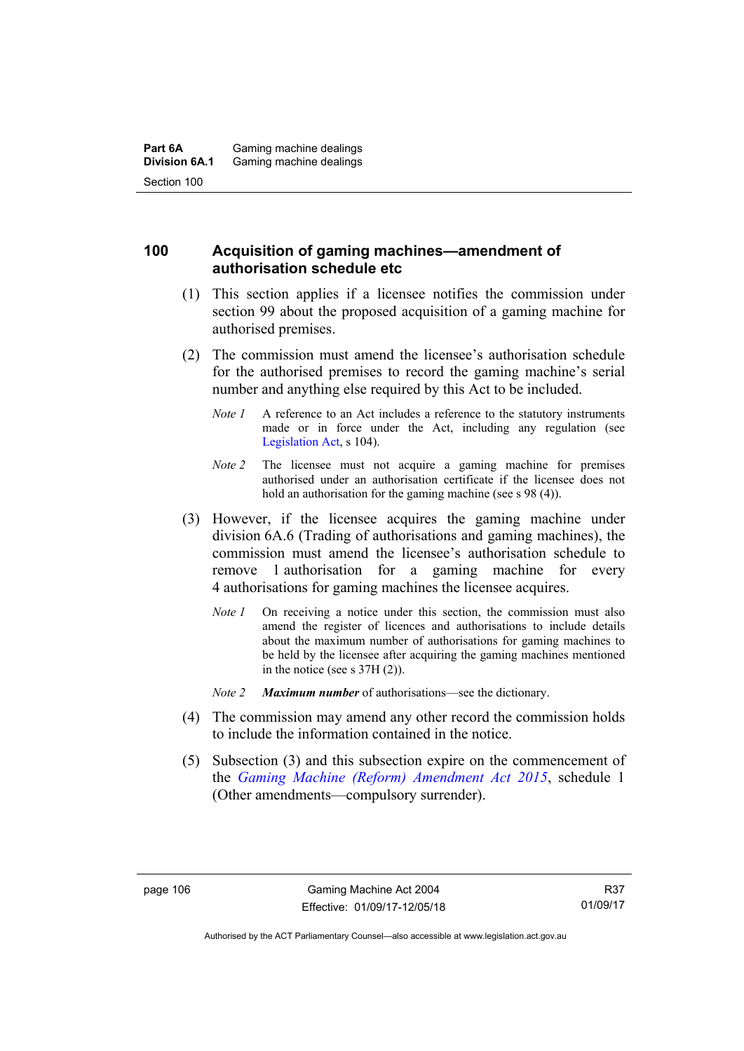## 100 Acquisition of gaming machines—amendment of authorisation schedule etc

(1) This section applies if a licensee notifies the commission under section 99 about the proposed acquisition of a gaming machine for authorised premises.

(2) The commission must amend the licensee's authorisation schedule for the authorised premises to record the gaming machine's serial number and anything else required by this Act to be included.

*Note 1* A reference to an Act includes a reference to the statutory instruments made or in force under the Act, including any regulation (see Legislation Act, s 104).

*Note 2* The licensee must not acquire a gaming machine for premises authorised under an authorisation certificate if the licensee does not hold an authorisation for the gaming machine (see s 98 (4)).

(3) However, if the licensee acquires the gaming machine under division 6A.6 (Trading of authorisations and gaming machines), the commission must amend the licensee's authorisation schedule to remove 1 authorisation for a gaming machine for every 4 authorisations for gaming machines the licensee acquires.

*Note 1* On receiving a notice under this section, the commission must also amend the register of licences and authorisations to include details about the maximum number of authorisations for gaming machines to be held by the licensee after acquiring the gaming machines mentioned in the notice (see s 37H (2)).

*Note 2* ***Maximum number*** of authorisations—see the dictionary.

(4) The commission may amend any other record the commission holds to include the information contained in the notice.

(5) Subsection (3) and this subsection expire on the commencement of the *Gaming Machine (Reform) Amendment Act 2015*, schedule 1 (Other amendments—compulsory surrender).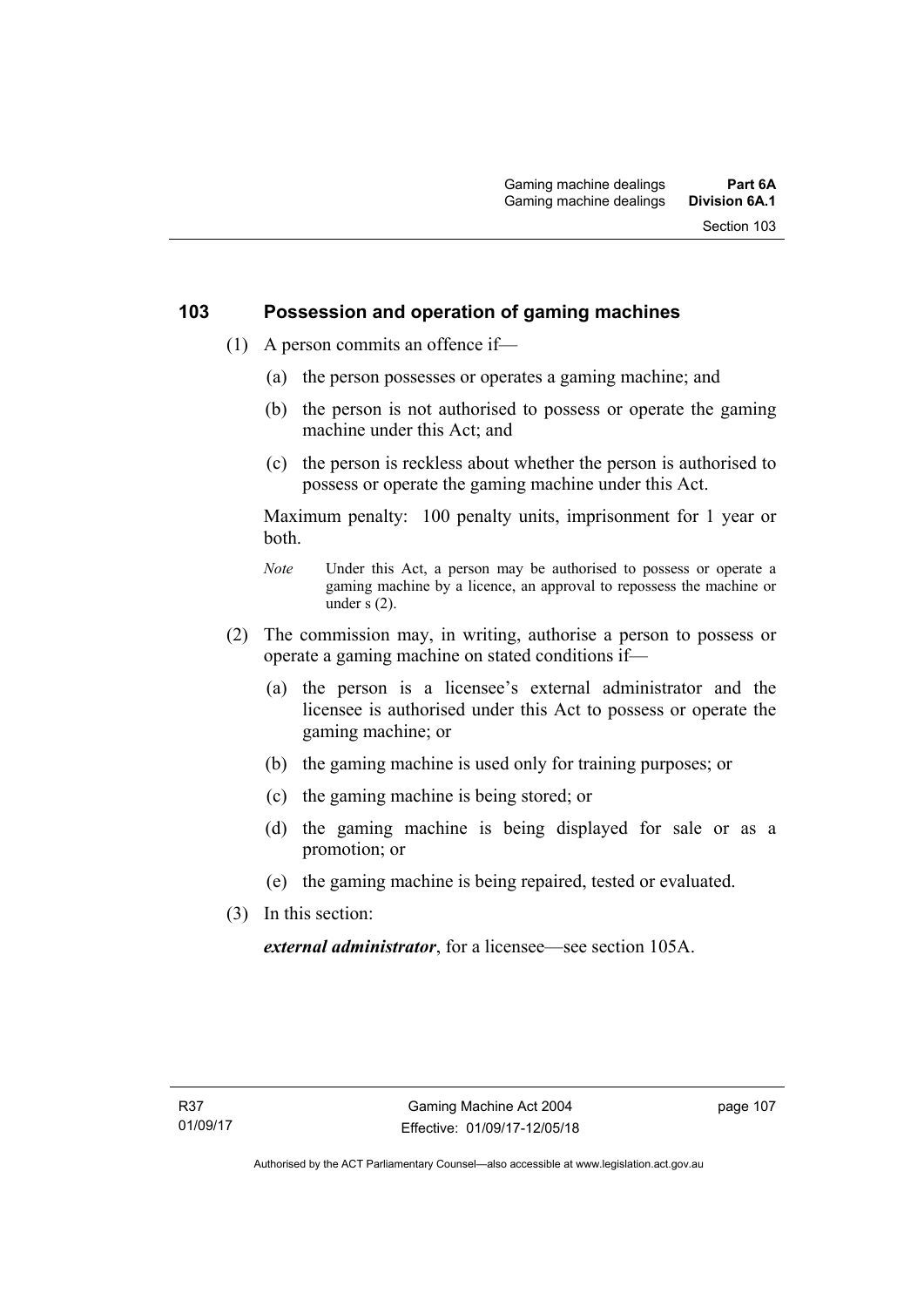## 103 Possession and operation of gaming machines

(1) A person commits an offence if—

(a) the person possesses or operates a gaming machine; and

(b) the person is not authorised to possess or operate the gaming machine under this Act; and

(c) the person is reckless about whether the person is authorised to possess or operate the gaming machine under this Act.

Maximum penalty: 100 penalty units, imprisonment for 1 year or both.

*Note* Under this Act, a person may be authorised to possess or operate a gaming machine by a licence, an approval to repossess the machine or under s (2).

(2) The commission may, in writing, authorise a person to possess or operate a gaming machine on stated conditions if—

(a) the person is a licensee's external administrator and the licensee is authorised under this Act to possess or operate the gaming machine; or

(b) the gaming machine is used only for training purposes; or

(c) the gaming machine is being stored; or

(d) the gaming machine is being displayed for sale or as a promotion; or

(e) the gaming machine is being repaired, tested or evaluated.

(3) In this section:

***external administrator***, for a licensee—see section 105A.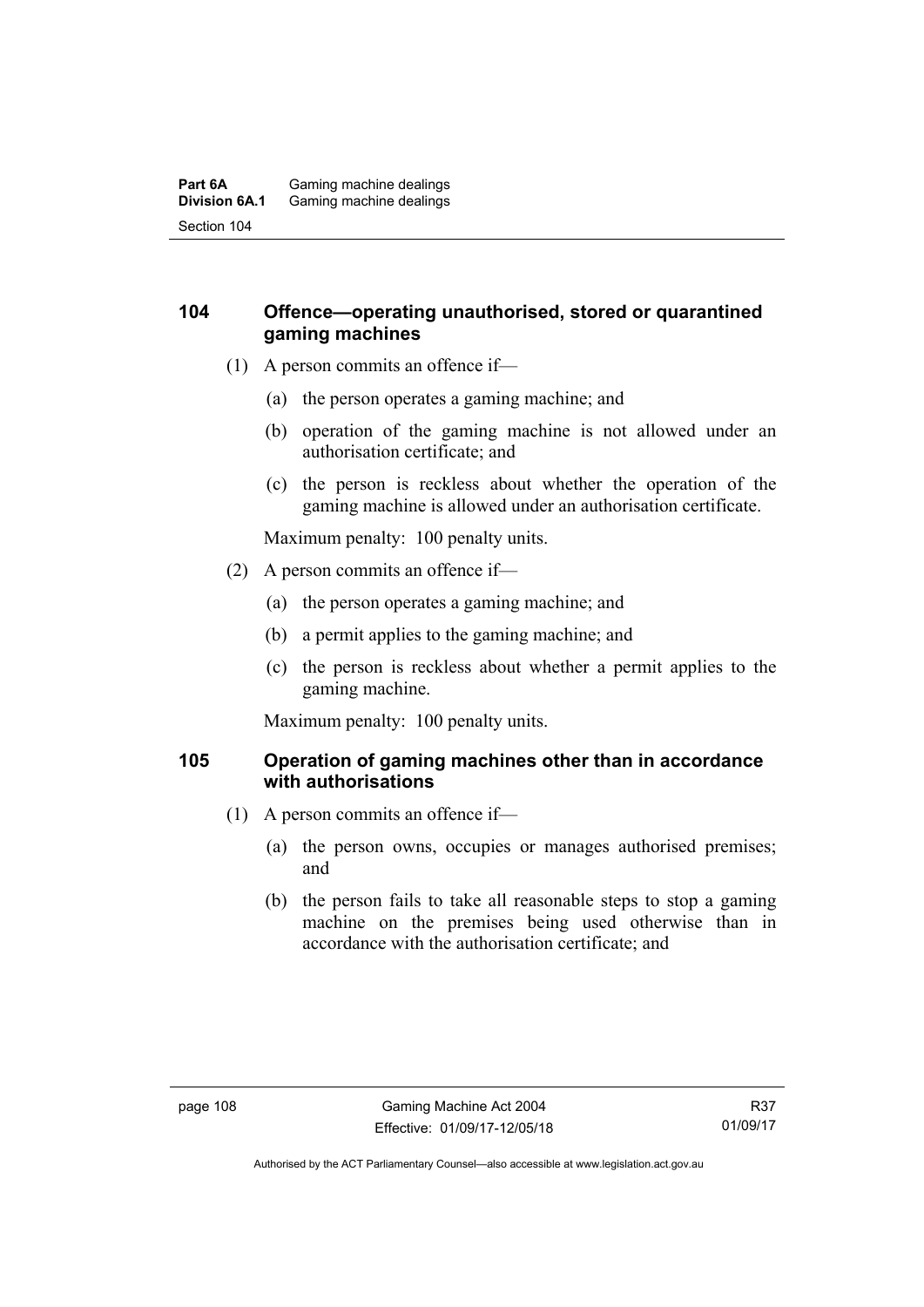## 104 Offence—operating unauthorised, stored or quarantined gaming machines

(1) A person commits an offence if—

(a) the person operates a gaming machine; and

(b) operation of the gaming machine is not allowed under an authorisation certificate; and

(c) the person is reckless about whether the operation of the gaming machine is allowed under an authorisation certificate.

Maximum penalty: 100 penalty units.

(2) A person commits an offence if—

(a) the person operates a gaming machine; and

(b) a permit applies to the gaming machine; and

(c) the person is reckless about whether a permit applies to the gaming machine.

Maximum penalty: 100 penalty units.

## 105 Operation of gaming machines other than in accordance with authorisations

(1) A person commits an offence if—

(a) the person owns, occupies or manages authorised premises; and

(b) the person fails to take all reasonable steps to stop a gaming machine on the premises being used otherwise than in accordance with the authorisation certificate; and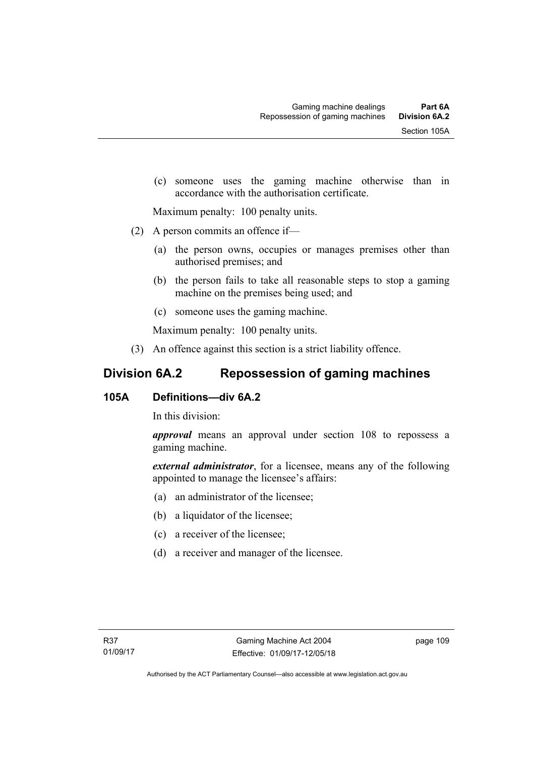(c) someone uses the gaming machine otherwise than in accordance with the authorisation certificate.

Maximum penalty: 100 penalty units.

(2) A person commits an offence if—

(a) the person owns, occupies or manages premises other than authorised premises; and

(b) the person fails to take all reasonable steps to stop a gaming machine on the premises being used; and

(c) someone uses the gaming machine.

Maximum penalty: 100 penalty units.

(3) An offence against this section is a strict liability offence.

## Division 6A.2 Repossession of gaming machines

### 105A Definitions—div 6A.2

In this division:

***approval*** means an approval under section 108 to repossess a gaming machine.

***external administrator***, for a licensee, means any of the following appointed to manage the licensee's affairs:

(a) an administrator of the licensee;

(b) a liquidator of the licensee;

(c) a receiver of the licensee;

(d) a receiver and manager of the licensee.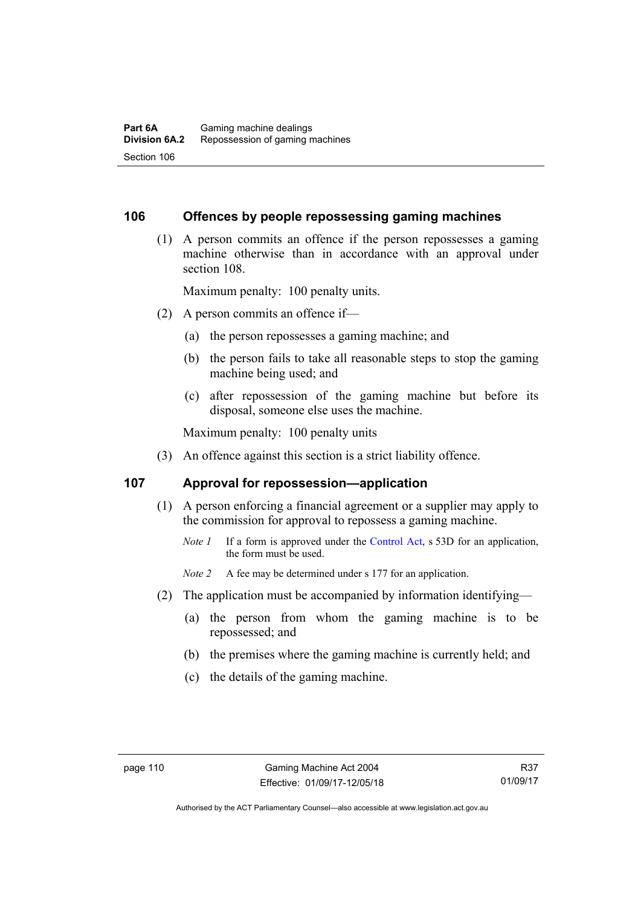## 106 Offences by people repossessing gaming machines

(1) A person commits an offence if the person repossesses a gaming machine otherwise than in accordance with an approval under section 108.

Maximum penalty: 100 penalty units.

(2) A person commits an offence if—

(a) the person repossesses a gaming machine; and

(b) the person fails to take all reasonable steps to stop the gaming machine being used; and

(c) after repossession of the gaming machine but before its disposal, someone else uses the machine.

Maximum penalty: 100 penalty units

(3) An offence against this section is a strict liability offence.

## 107 Approval for repossession—application

(1) A person enforcing a financial agreement or a supplier may apply to the commission for approval to repossess a gaming machine.

*Note 1* If a form is approved under the Control Act, s 53D for an application, the form must be used.

*Note 2* A fee may be determined under s 177 for an application.

(2) The application must be accompanied by information identifying—

(a) the person from whom the gaming machine is to be repossessed; and

(b) the premises where the gaming machine is currently held; and

(c) the details of the gaming machine.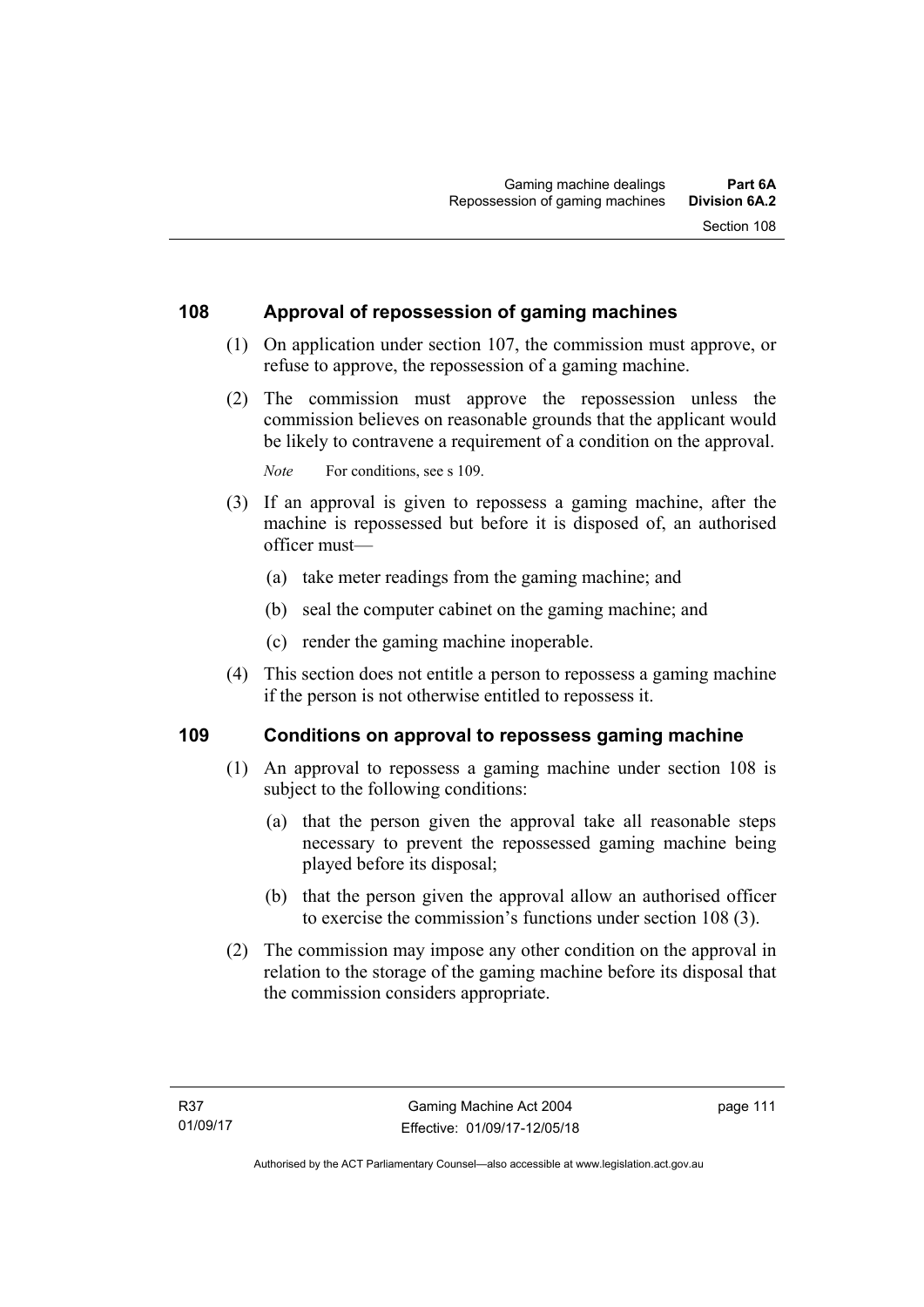## 108 Approval of repossession of gaming machines

(1) On application under section 107, the commission must approve, or refuse to approve, the repossession of a gaming machine.

(2) The commission must approve the repossession unless the commission believes on reasonable grounds that the applicant would be likely to contravene a requirement of a condition on the approval.

*Note* For conditions, see s 109.

(3) If an approval is given to repossess a gaming machine, after the machine is repossessed but before it is disposed of, an authorised officer must—

(a) take meter readings from the gaming machine; and

(b) seal the computer cabinet on the gaming machine; and

(c) render the gaming machine inoperable.

(4) This section does not entitle a person to repossess a gaming machine if the person is not otherwise entitled to repossess it.

## 109 Conditions on approval to repossess gaming machine

(1) An approval to repossess a gaming machine under section 108 is subject to the following conditions:

(a) that the person given the approval take all reasonable steps necessary to prevent the repossessed gaming machine being played before its disposal;

(b) that the person given the approval allow an authorised officer to exercise the commission's functions under section 108 (3).

(2) The commission may impose any other condition on the approval in relation to the storage of the gaming machine before its disposal that the commission considers appropriate.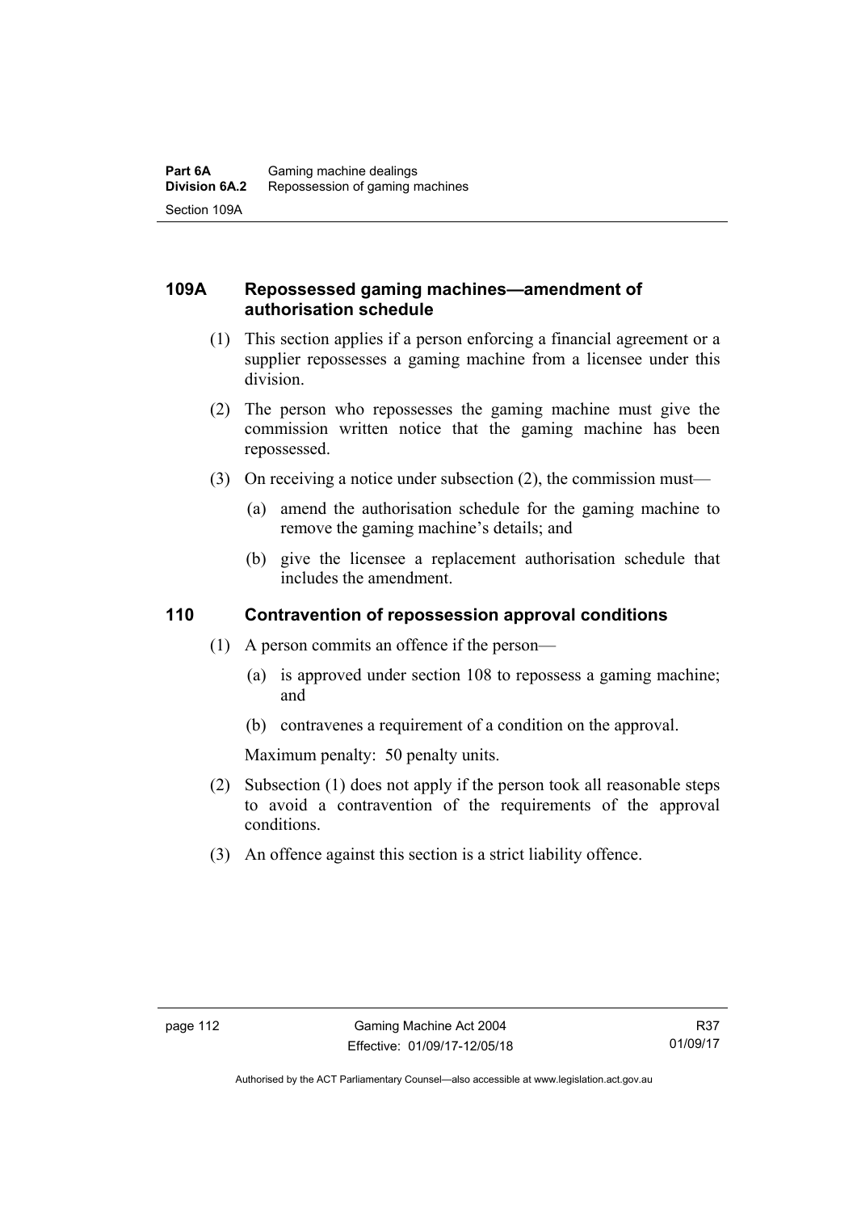## 109A Repossessed gaming machines—amendment of authorisation schedule

(1) This section applies if a person enforcing a financial agreement or a supplier repossesses a gaming machine from a licensee under this division.

(2) The person who repossesses the gaming machine must give the commission written notice that the gaming machine has been repossessed.

(3) On receiving a notice under subsection (2), the commission must—

(a) amend the authorisation schedule for the gaming machine to remove the gaming machine's details; and

(b) give the licensee a replacement authorisation schedule that includes the amendment.

## 110 Contravention of repossession approval conditions

(1) A person commits an offence if the person—

(a) is approved under section 108 to repossess a gaming machine; and

(b) contravenes a requirement of a condition on the approval.

Maximum penalty: 50 penalty units.

(2) Subsection (1) does not apply if the person took all reasonable steps to avoid a contravention of the requirements of the approval conditions.

(3) An offence against this section is a strict liability offence.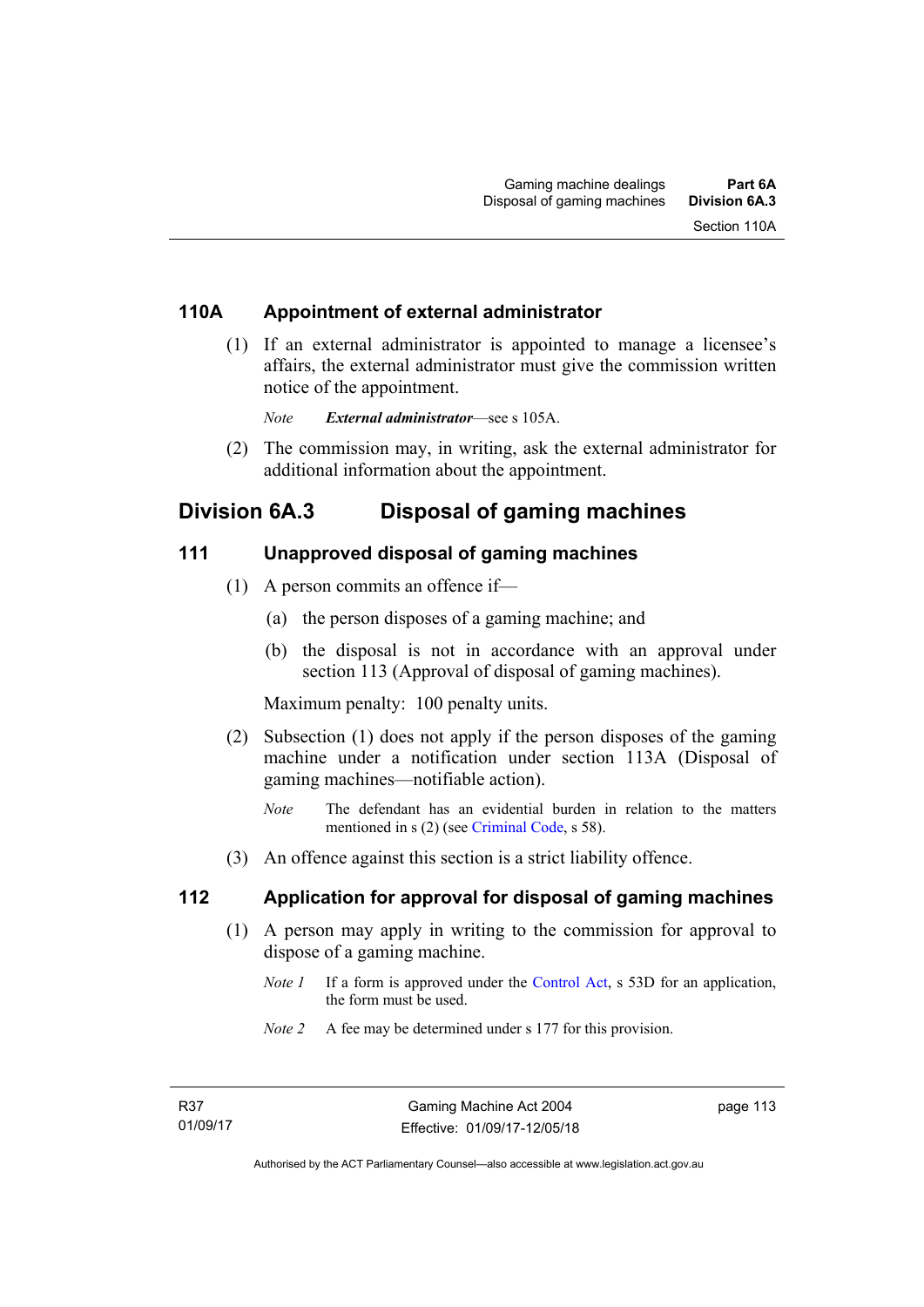## 110A Appointment of external administrator

(1) If an external administrator is appointed to manage a licensee's affairs, the external administrator must give the commission written notice of the appointment.

*Note* ***External administrator***—see s 105A.

(2) The commission may, in writing, ask the external administrator for additional information about the appointment.

# Division 6A.3 Disposal of gaming machines

## 111 Unapproved disposal of gaming machines

(1) A person commits an offence if—

(a) the person disposes of a gaming machine; and

(b) the disposal is not in accordance with an approval under section 113 (Approval of disposal of gaming machines).

Maximum penalty: 100 penalty units.

(2) Subsection (1) does not apply if the person disposes of the gaming machine under a notification under section 113A (Disposal of gaming machines—notifiable action).

*Note* The defendant has an evidential burden in relation to the matters mentioned in s (2) (see Criminal Code, s 58).

(3) An offence against this section is a strict liability offence.

## 112 Application for approval for disposal of gaming machines

(1) A person may apply in writing to the commission for approval to dispose of a gaming machine.

*Note 1* If a form is approved under the Control Act, s 53D for an application, the form must be used.

*Note 2* A fee may be determined under s 177 for this provision.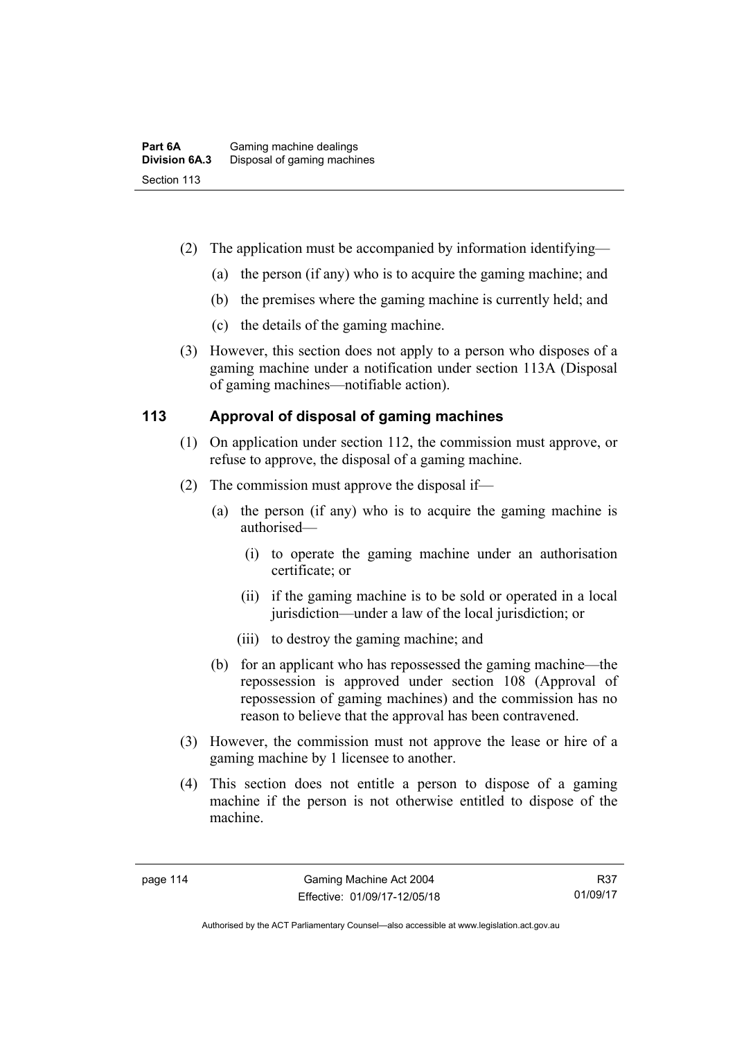(2) The application must be accompanied by information identifying—

(a) the person (if any) who is to acquire the gaming machine; and

(b) the premises where the gaming machine is currently held; and

(c) the details of the gaming machine.

(3) However, this section does not apply to a person who disposes of a gaming machine under a notification under section 113A (Disposal of gaming machines—notifiable action).

## 113 Approval of disposal of gaming machines

(1) On application under section 112, the commission must approve, or refuse to approve, the disposal of a gaming machine.

(2) The commission must approve the disposal if—

(a) the person (if any) who is to acquire the gaming machine is authorised—

(i) to operate the gaming machine under an authorisation certificate; or

(ii) if the gaming machine is to be sold or operated in a local jurisdiction—under a law of the local jurisdiction; or

(iii) to destroy the gaming machine; and

(b) for an applicant who has repossessed the gaming machine—the repossession is approved under section 108 (Approval of repossession of gaming machines) and the commission has no reason to believe that the approval has been contravened.

(3) However, the commission must not approve the lease or hire of a gaming machine by 1 licensee to another.

(4) This section does not entitle a person to dispose of a gaming machine if the person is not otherwise entitled to dispose of the machine.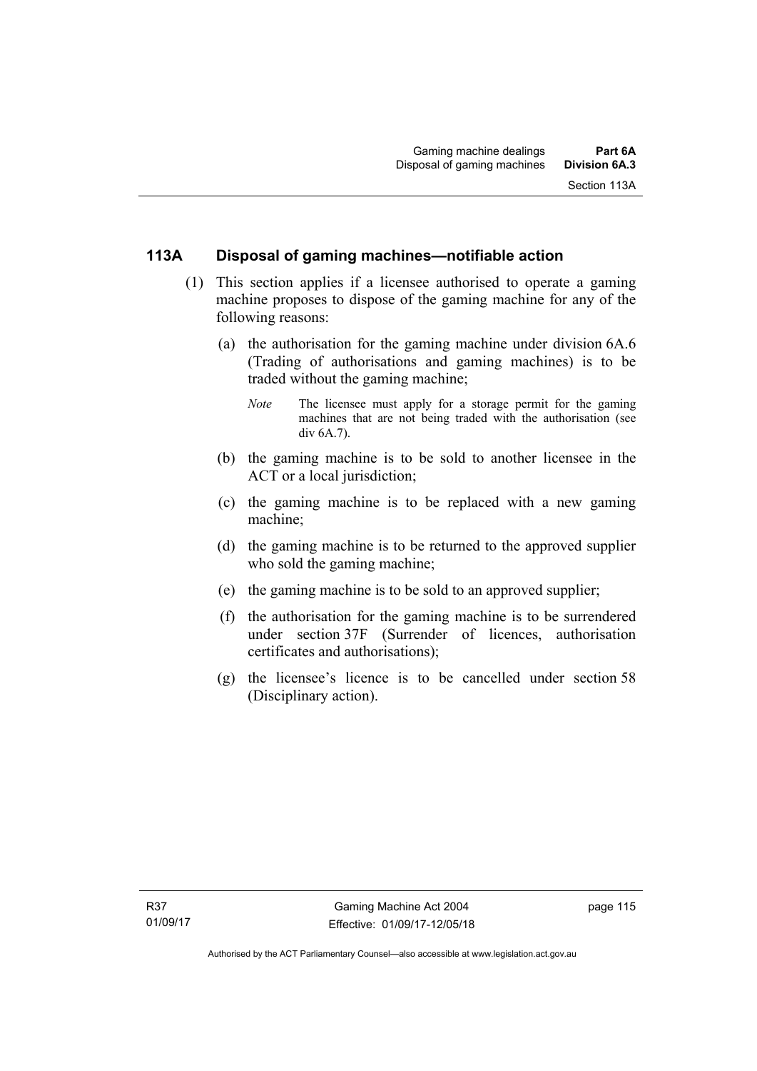### 113A Disposal of gaming machines—notifiable action

(1) This section applies if a licensee authorised to operate a gaming machine proposes to dispose of the gaming machine for any of the following reasons:

(a) the authorisation for the gaming machine under division 6A.6 (Trading of authorisations and gaming machines) is to be traded without the gaming machine;

*Note* The licensee must apply for a storage permit for the gaming machines that are not being traded with the authorisation (see div 6A.7).

(b) the gaming machine is to be sold to another licensee in the ACT or a local jurisdiction;

(c) the gaming machine is to be replaced with a new gaming machine;

(d) the gaming machine is to be returned to the approved supplier who sold the gaming machine;

(e) the gaming machine is to be sold to an approved supplier;

(f) the authorisation for the gaming machine is to be surrendered under section 37F (Surrender of licences, authorisation certificates and authorisations);

(g) the licensee's licence is to be cancelled under section 58 (Disciplinary action).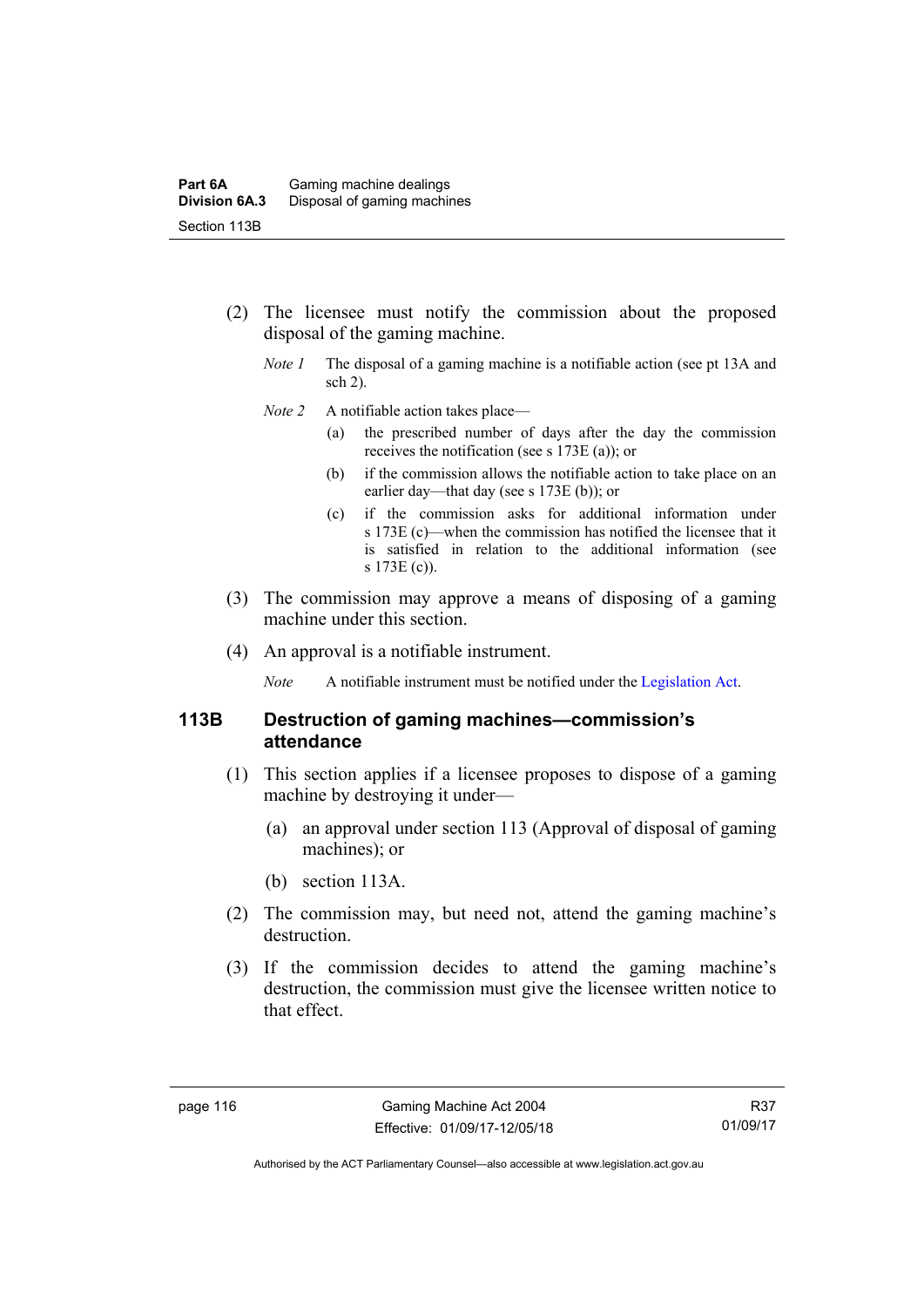(2) The licensee must notify the commission about the proposed disposal of the gaming machine.

*Note 1* The disposal of a gaming machine is a notifiable action (see pt 13A and sch 2).

*Note 2* A notifiable action takes place—

(a) the prescribed number of days after the day the commission receives the notification (see s 173E (a)); or

(b) if the commission allows the notifiable action to take place on an earlier day—that day (see s 173E (b)); or

(c) if the commission asks for additional information under s 173E (c)—when the commission has notified the licensee that it is satisfied in relation to the additional information (see s 173E (c)).

(3) The commission may approve a means of disposing of a gaming machine under this section.

(4) An approval is a notifiable instrument.

*Note* A notifiable instrument must be notified under the Legislation Act.

### 113B Destruction of gaming machines—commission's attendance

(1) This section applies if a licensee proposes to dispose of a gaming machine by destroying it under—

(a) an approval under section 113 (Approval of disposal of gaming machines); or

(b) section 113A.

(2) The commission may, but need not, attend the gaming machine's destruction.

(3) If the commission decides to attend the gaming machine's destruction, the commission must give the licensee written notice to that effect.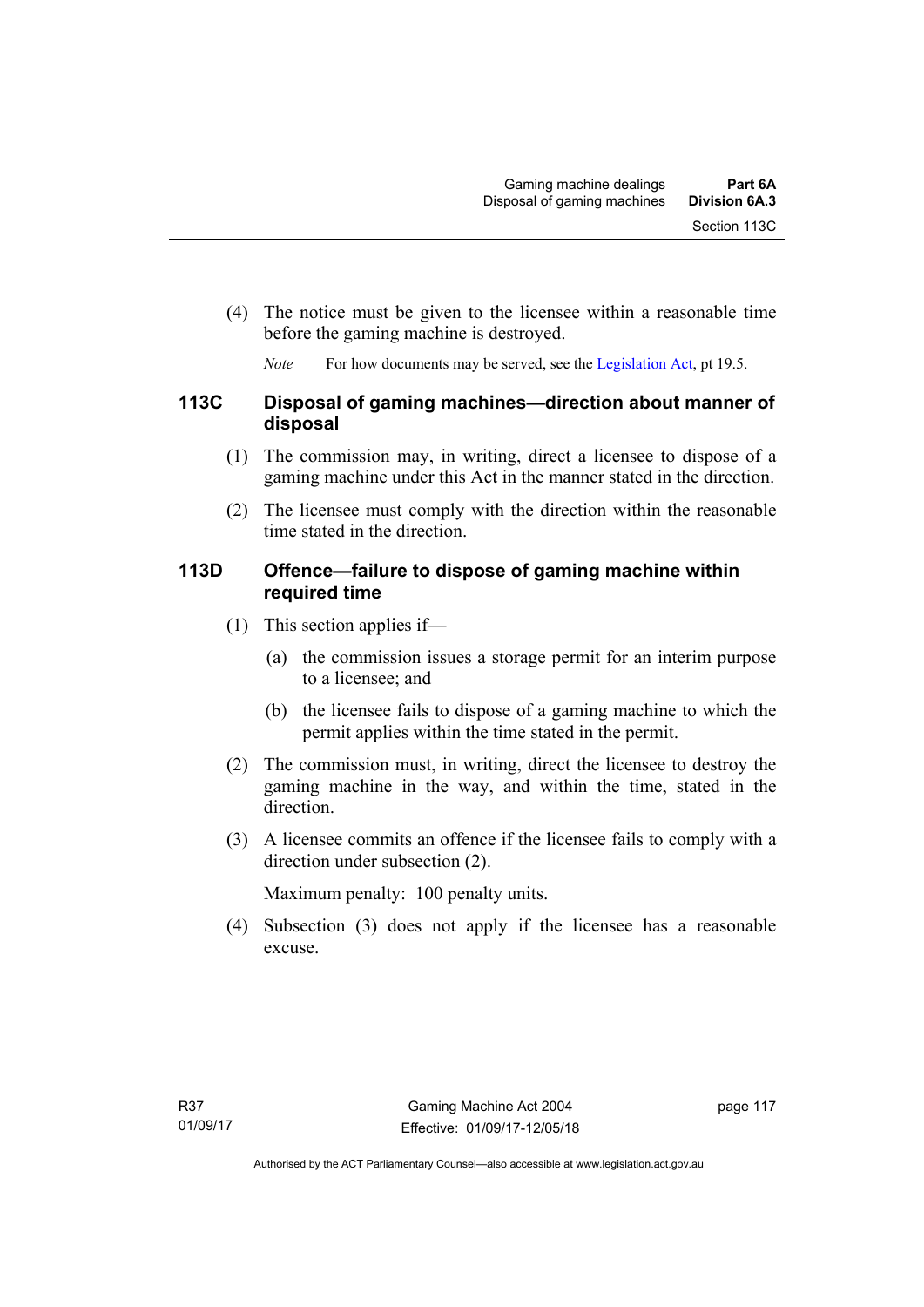(4) The notice must be given to the licensee within a reasonable time before the gaming machine is destroyed.

*Note* For how documents may be served, see the Legislation Act, pt 19.5.

### 113C Disposal of gaming machines—direction about manner of disposal

(1) The commission may, in writing, direct a licensee to dispose of a gaming machine under this Act in the manner stated in the direction.

(2) The licensee must comply with the direction within the reasonable time stated in the direction.

### 113D Offence—failure to dispose of gaming machine within required time

(1) This section applies if—

(a) the commission issues a storage permit for an interim purpose to a licensee; and

(b) the licensee fails to dispose of a gaming machine to which the permit applies within the time stated in the permit.

(2) The commission must, in writing, direct the licensee to destroy the gaming machine in the way, and within the time, stated in the direction.

(3) A licensee commits an offence if the licensee fails to comply with a direction under subsection (2).

Maximum penalty: 100 penalty units.

(4) Subsection (3) does not apply if the licensee has a reasonable excuse.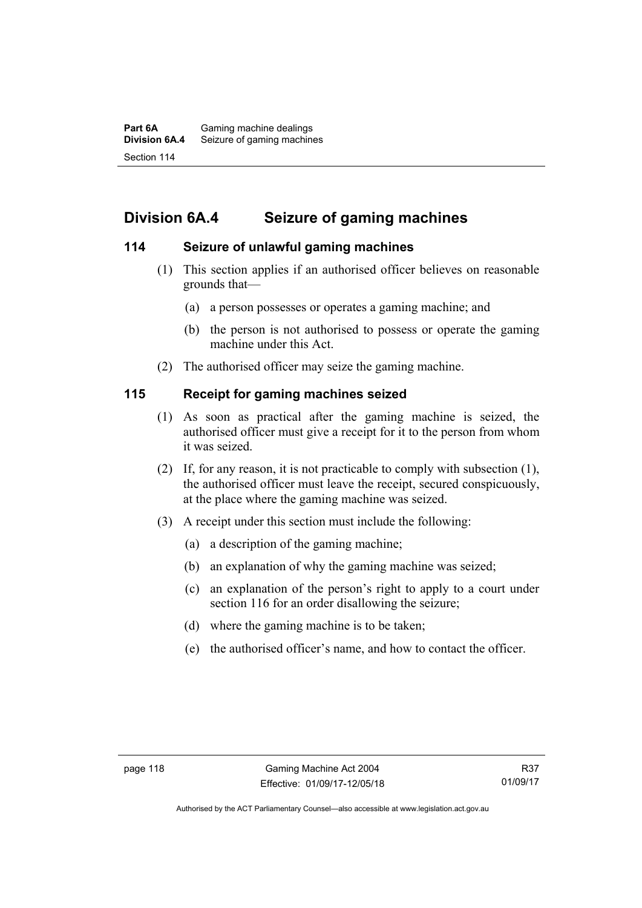## Division 6A.4 Seizure of gaming machines

### 114 Seizure of unlawful gaming machines

(1) This section applies if an authorised officer believes on reasonable grounds that—

(a) a person possesses or operates a gaming machine; and

(b) the person is not authorised to possess or operate the gaming machine under this Act.

(2) The authorised officer may seize the gaming machine.

### 115 Receipt for gaming machines seized

(1) As soon as practical after the gaming machine is seized, the authorised officer must give a receipt for it to the person from whom it was seized.

(2) If, for any reason, it is not practicable to comply with subsection (1), the authorised officer must leave the receipt, secured conspicuously, at the place where the gaming machine was seized.

(3) A receipt under this section must include the following:

(a) a description of the gaming machine;

(b) an explanation of why the gaming machine was seized;

(c) an explanation of the person's right to apply to a court under section 116 for an order disallowing the seizure;

(d) where the gaming machine is to be taken;

(e) the authorised officer's name, and how to contact the officer.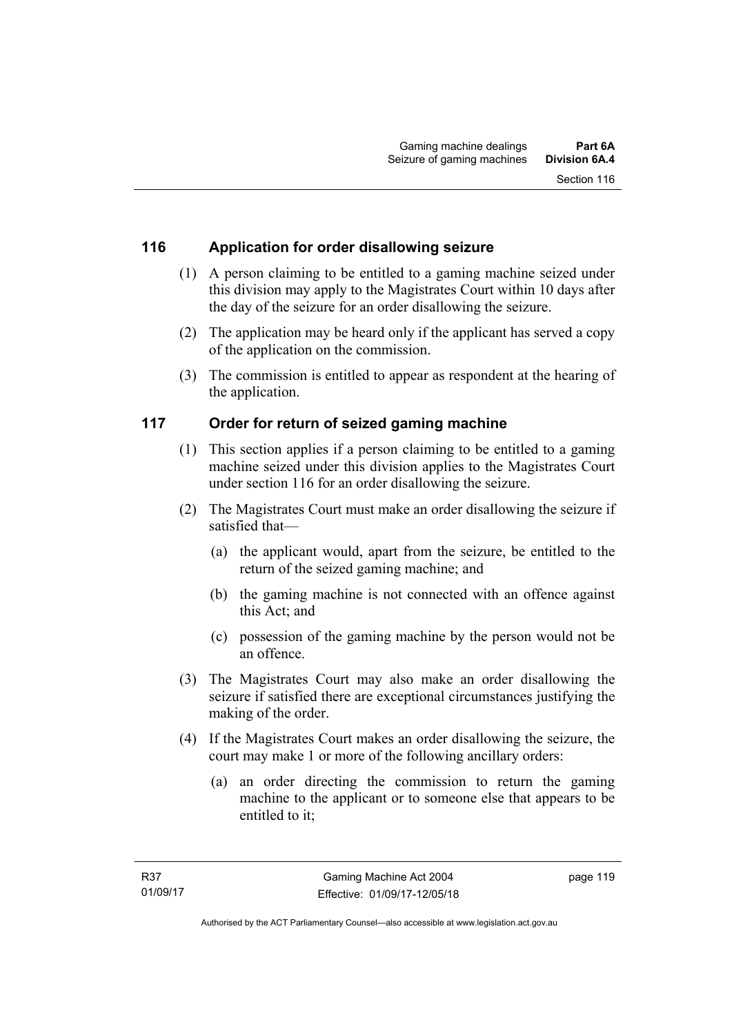## 116 Application for order disallowing seizure

(1) A person claiming to be entitled to a gaming machine seized under this division may apply to the Magistrates Court within 10 days after the day of the seizure for an order disallowing the seizure.

(2) The application may be heard only if the applicant has served a copy of the application on the commission.

(3) The commission is entitled to appear as respondent at the hearing of the application.

## 117 Order for return of seized gaming machine

(1) This section applies if a person claiming to be entitled to a gaming machine seized under this division applies to the Magistrates Court under section 116 for an order disallowing the seizure.

(2) The Magistrates Court must make an order disallowing the seizure if satisfied that—

(a) the applicant would, apart from the seizure, be entitled to the return of the seized gaming machine; and

(b) the gaming machine is not connected with an offence against this Act; and

(c) possession of the gaming machine by the person would not be an offence.

(3) The Magistrates Court may also make an order disallowing the seizure if satisfied there are exceptional circumstances justifying the making of the order.

(4) If the Magistrates Court makes an order disallowing the seizure, the court may make 1 or more of the following ancillary orders:

(a) an order directing the commission to return the gaming machine to the applicant or to someone else that appears to be entitled to it;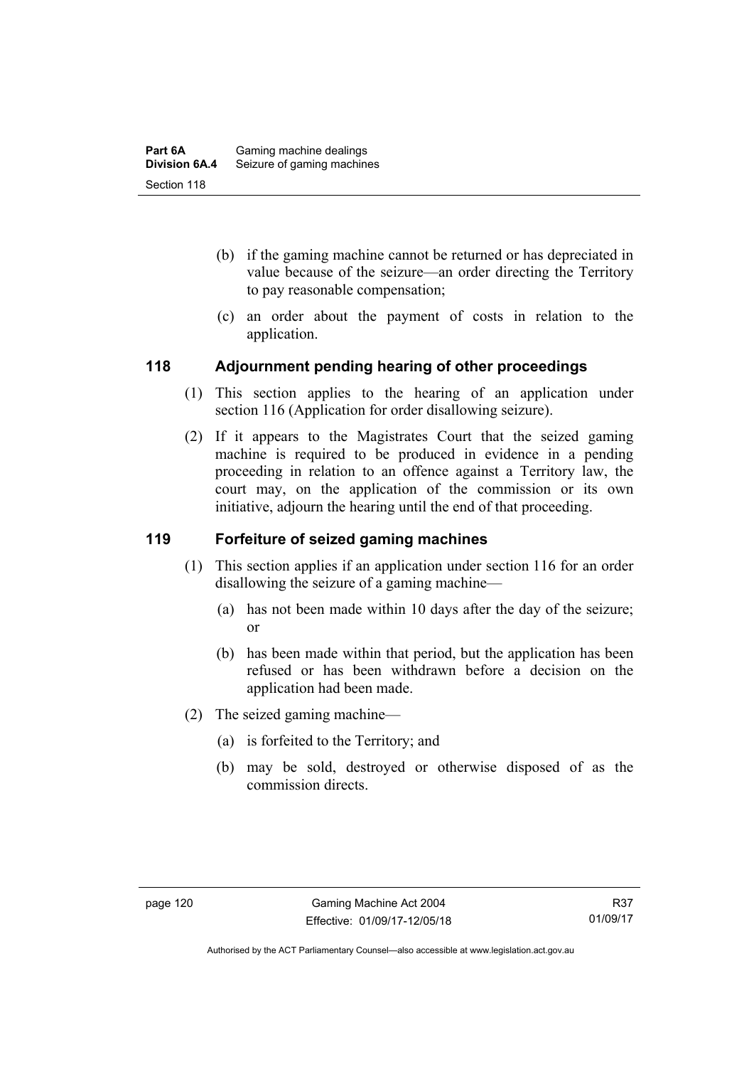(b) if the gaming machine cannot be returned or has depreciated in value because of the seizure—an order directing the Territory to pay reasonable compensation;

(c) an order about the payment of costs in relation to the application.

## 118 Adjournment pending hearing of other proceedings

(1) This section applies to the hearing of an application under section 116 (Application for order disallowing seizure).

(2) If it appears to the Magistrates Court that the seized gaming machine is required to be produced in evidence in a pending proceeding in relation to an offence against a Territory law, the court may, on the application of the commission or its own initiative, adjourn the hearing until the end of that proceeding.

## 119 Forfeiture of seized gaming machines

(1) This section applies if an application under section 116 for an order disallowing the seizure of a gaming machine—

(a) has not been made within 10 days after the day of the seizure; or

(b) has been made within that period, but the application has been refused or has been withdrawn before a decision on the application had been made.

(2) The seized gaming machine—

(a) is forfeited to the Territory; and

(b) may be sold, destroyed or otherwise disposed of as the commission directs.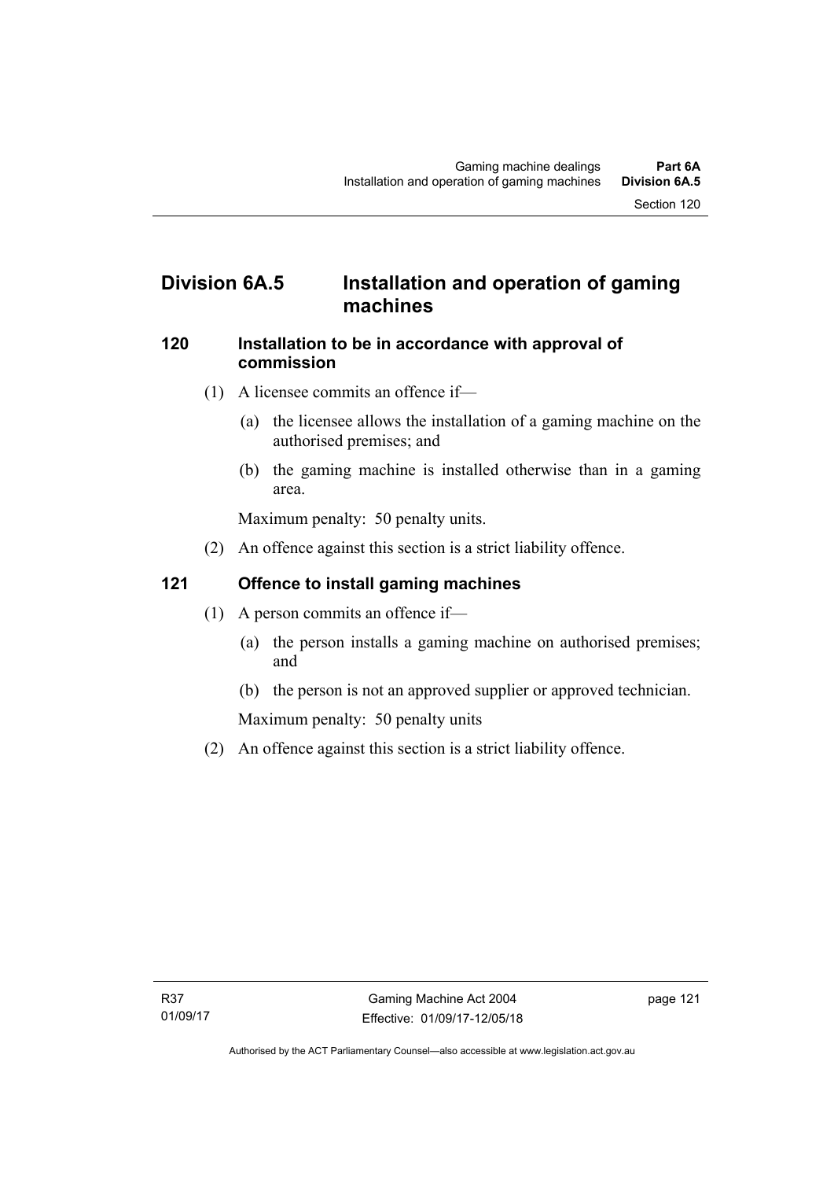## Division 6A.5 Installation and operation of gaming machines

### 120 Installation to be in accordance with approval of commission

(1) A licensee commits an offence if—

(a) the licensee allows the installation of a gaming machine on the authorised premises; and

(b) the gaming machine is installed otherwise than in a gaming area.

Maximum penalty: 50 penalty units.

(2) An offence against this section is a strict liability offence.

### 121 Offence to install gaming machines

(1) A person commits an offence if—

(a) the person installs a gaming machine on authorised premises; and

(b) the person is not an approved supplier or approved technician.

Maximum penalty: 50 penalty units

(2) An offence against this section is a strict liability offence.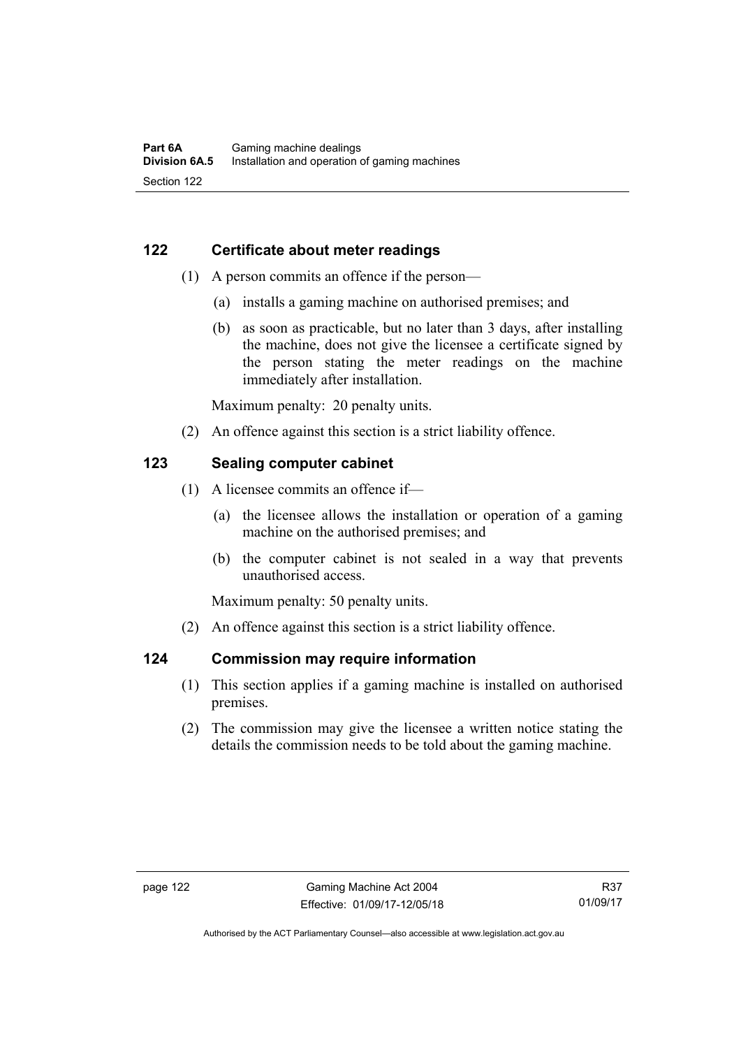## 122 Certificate about meter readings

(1) A person commits an offence if the person—

(a) installs a gaming machine on authorised premises; and

(b) as soon as practicable, but no later than 3 days, after installing the machine, does not give the licensee a certificate signed by the person stating the meter readings on the machine immediately after installation.

Maximum penalty: 20 penalty units.

(2) An offence against this section is a strict liability offence.

## 123 Sealing computer cabinet

(1) A licensee commits an offence if—

(a) the licensee allows the installation or operation of a gaming machine on the authorised premises; and

(b) the computer cabinet is not sealed in a way that prevents unauthorised access.

Maximum penalty: 50 penalty units.

(2) An offence against this section is a strict liability offence.

## 124 Commission may require information

(1) This section applies if a gaming machine is installed on authorised premises.

(2) The commission may give the licensee a written notice stating the details the commission needs to be told about the gaming machine.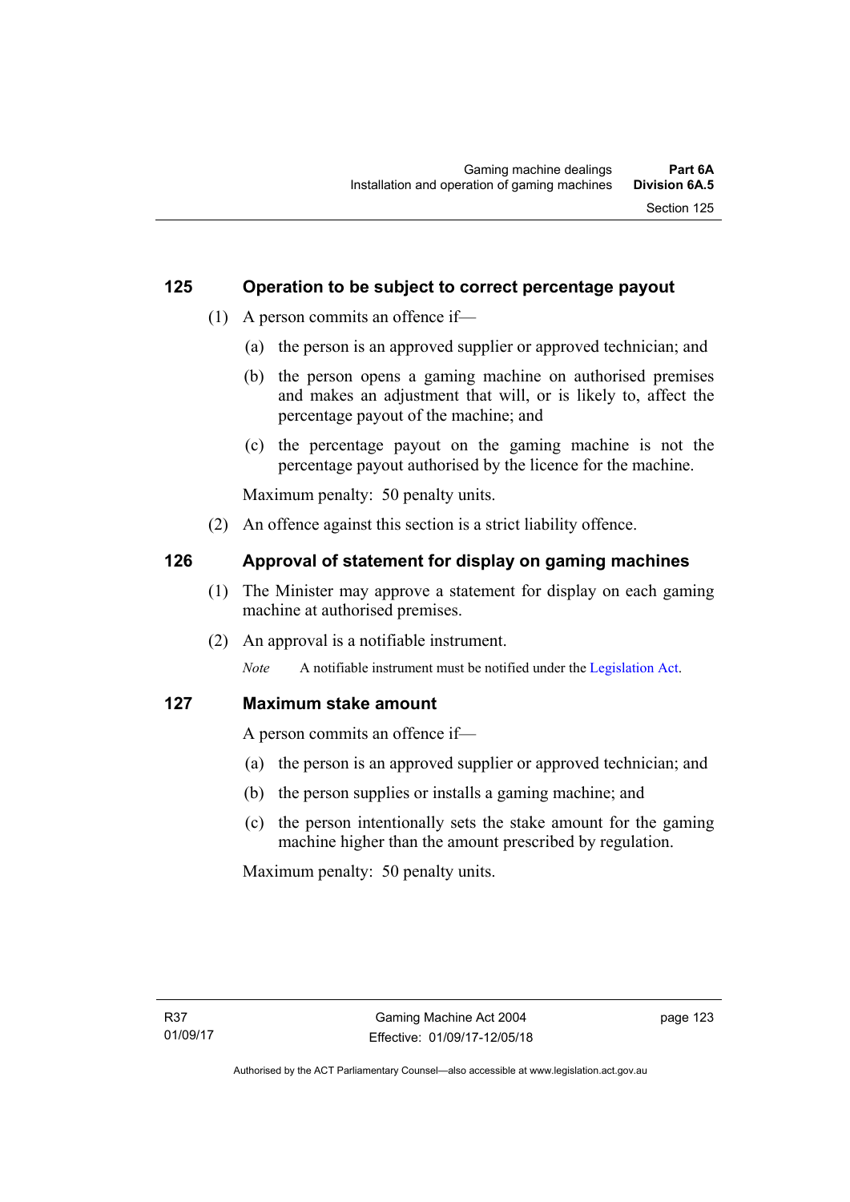## 125 Operation to be subject to correct percentage payout

(1) A person commits an offence if—

(a) the person is an approved supplier or approved technician; and

(b) the person opens a gaming machine on authorised premises and makes an adjustment that will, or is likely to, affect the percentage payout of the machine; and

(c) the percentage payout on the gaming machine is not the percentage payout authorised by the licence for the machine.

Maximum penalty: 50 penalty units.

(2) An offence against this section is a strict liability offence.

## 126 Approval of statement for display on gaming machines

(1) The Minister may approve a statement for display on each gaming machine at authorised premises.

(2) An approval is a notifiable instrument.

*Note* A notifiable instrument must be notified under the Legislation Act.

## 127 Maximum stake amount

A person commits an offence if—

(a) the person is an approved supplier or approved technician; and

(b) the person supplies or installs a gaming machine; and

(c) the person intentionally sets the stake amount for the gaming machine higher than the amount prescribed by regulation.

Maximum penalty: 50 penalty units.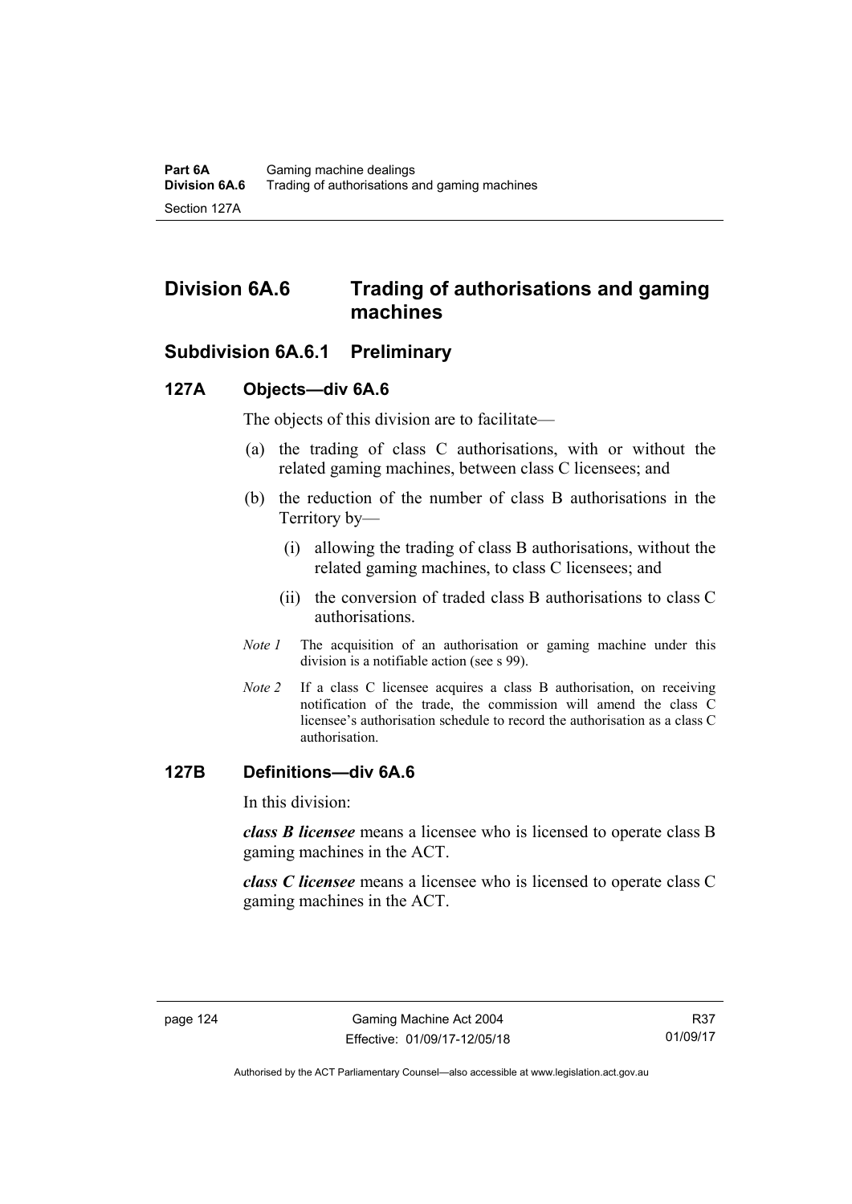## Division 6A.6 Trading of authorisations and gaming machines

### Subdivision 6A.6.1 Preliminary

#### 127A Objects—div 6A.6

The objects of this division are to facilitate—

(a) the trading of class C authorisations, with or without the related gaming machines, between class C licensees; and

(b) the reduction of the number of class B authorisations in the Territory by—

(i) allowing the trading of class B authorisations, without the related gaming machines, to class C licensees; and

(ii) the conversion of traded class B authorisations to class C authorisations.

*Note 1* The acquisition of an authorisation or gaming machine under this division is a notifiable action (see s 99).

*Note 2* If a class C licensee acquires a class B authorisation, on receiving notification of the trade, the commission will amend the class C licensee's authorisation schedule to record the authorisation as a class C authorisation.

#### 127B Definitions—div 6A.6

In this division:

***class B licensee*** means a licensee who is licensed to operate class B gaming machines in the ACT.

***class C licensee*** means a licensee who is licensed to operate class C gaming machines in the ACT.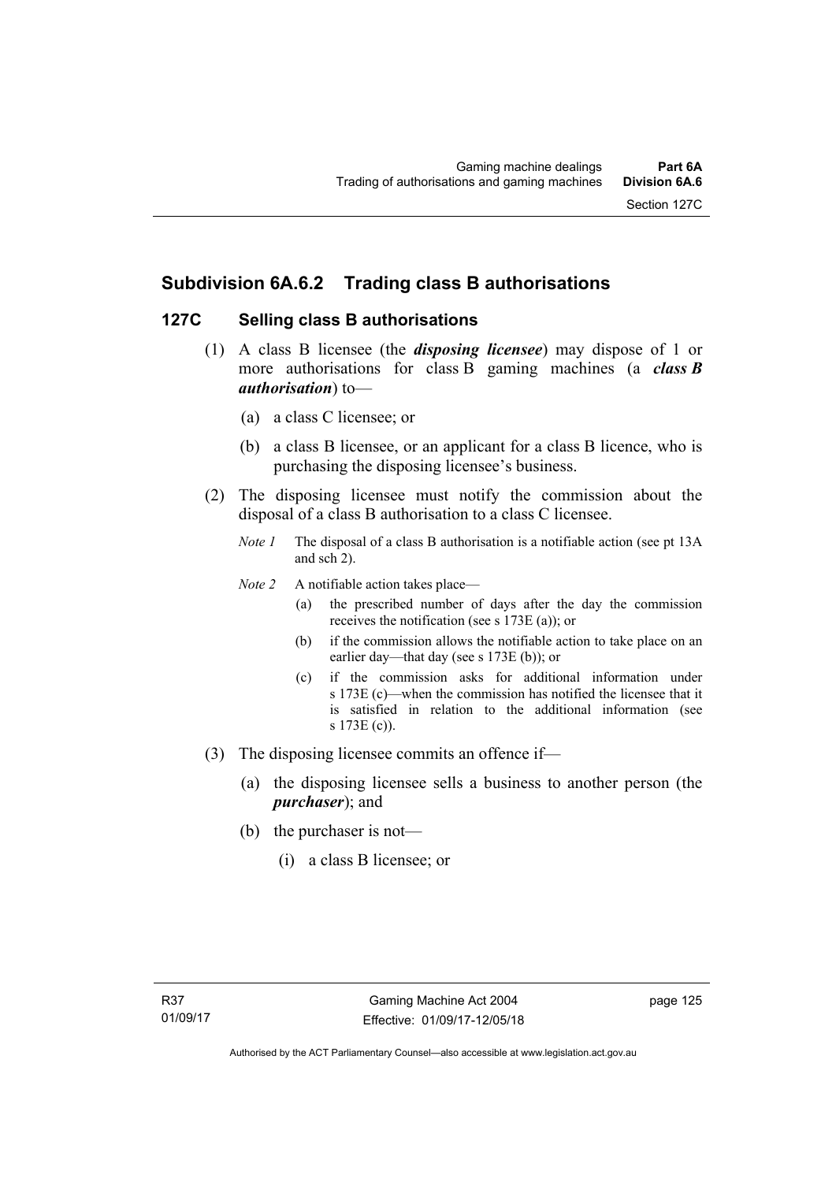## Subdivision 6A.6.2 Trading class B authorisations

### 127C Selling class B authorisations

(1) A class B licensee (the ***disposing licensee***) may dispose of 1 or more authorisations for class B gaming machines (a ***class B authorisation***) to—

(a) a class C licensee; or

(b) a class B licensee, or an applicant for a class B licence, who is purchasing the disposing licensee's business.

(2) The disposing licensee must notify the commission about the disposal of a class B authorisation to a class C licensee.

*Note 1* The disposal of a class B authorisation is a notifiable action (see pt 13A and sch 2).

*Note 2* A notifiable action takes place—

(a) the prescribed number of days after the day the commission receives the notification (see s 173E (a)); or

(b) if the commission allows the notifiable action to take place on an earlier day—that day (see s 173E (b)); or

(c) if the commission asks for additional information under s 173E (c)—when the commission has notified the licensee that it is satisfied in relation to the additional information (see s 173E (c)).

(3) The disposing licensee commits an offence if—

(a) the disposing licensee sells a business to another person (the ***purchaser***); and

(b) the purchaser is not—

(i) a class B licensee; or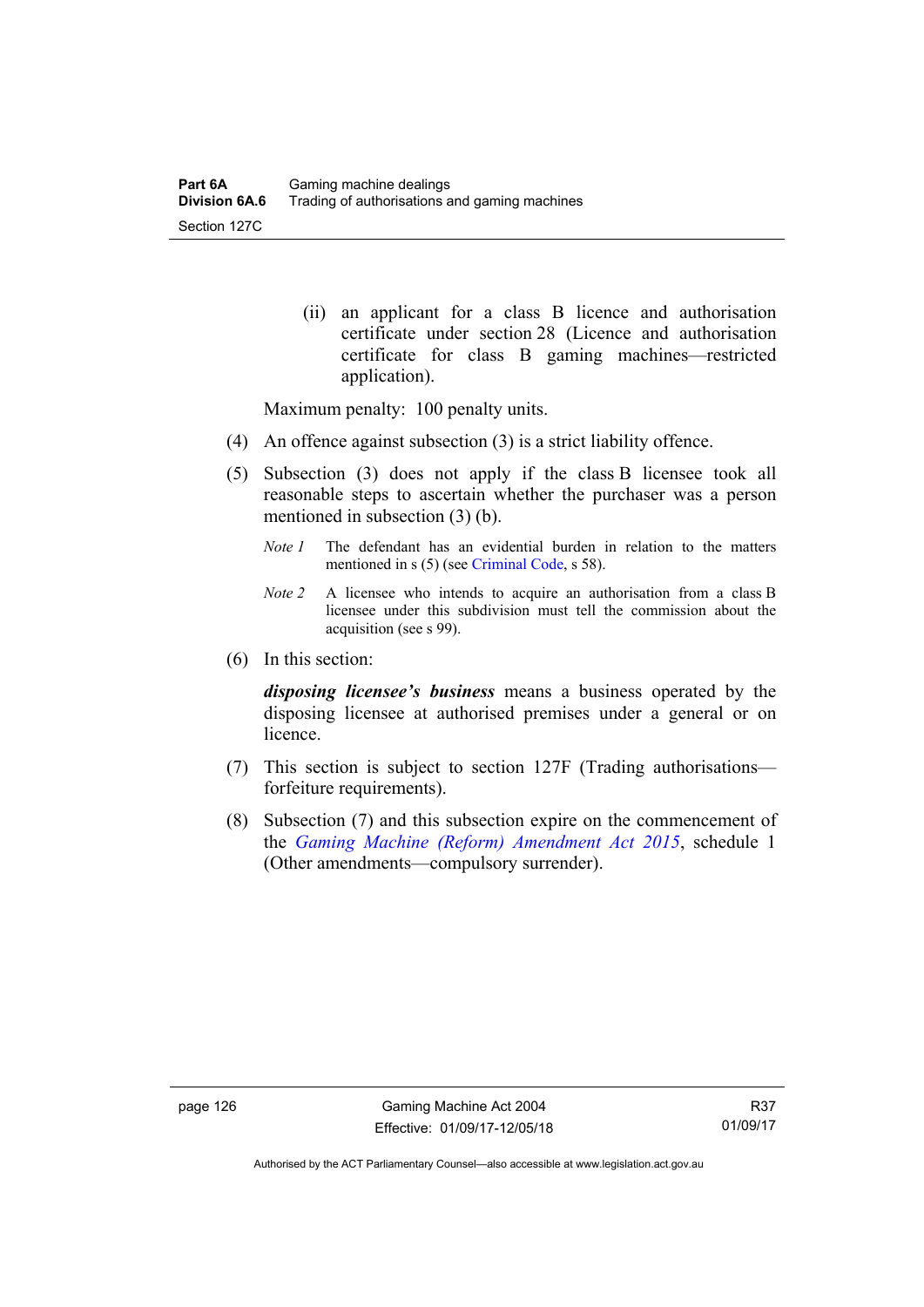(ii) an applicant for a class B licence and authorisation certificate under section 28 (Licence and authorisation certificate for class B gaming machines—restricted application).

Maximum penalty: 100 penalty units.

(4) An offence against subsection (3) is a strict liability offence.

(5) Subsection (3) does not apply if the class B licensee took all reasonable steps to ascertain whether the purchaser was a person mentioned in subsection (3) (b).

*Note 1* The defendant has an evidential burden in relation to the matters mentioned in s (5) (see Criminal Code, s 58).

*Note 2* A licensee who intends to acquire an authorisation from a class B licensee under this subdivision must tell the commission about the acquisition (see s 99).

(6) In this section:

***disposing licensee's business*** means a business operated by the disposing licensee at authorised premises under a general or on licence.

(7) This section is subject to section 127F (Trading authorisations—forfeiture requirements).

(8) Subsection (7) and this subsection expire on the commencement of the *Gaming Machine (Reform) Amendment Act 2015*, schedule 1 (Other amendments—compulsory surrender).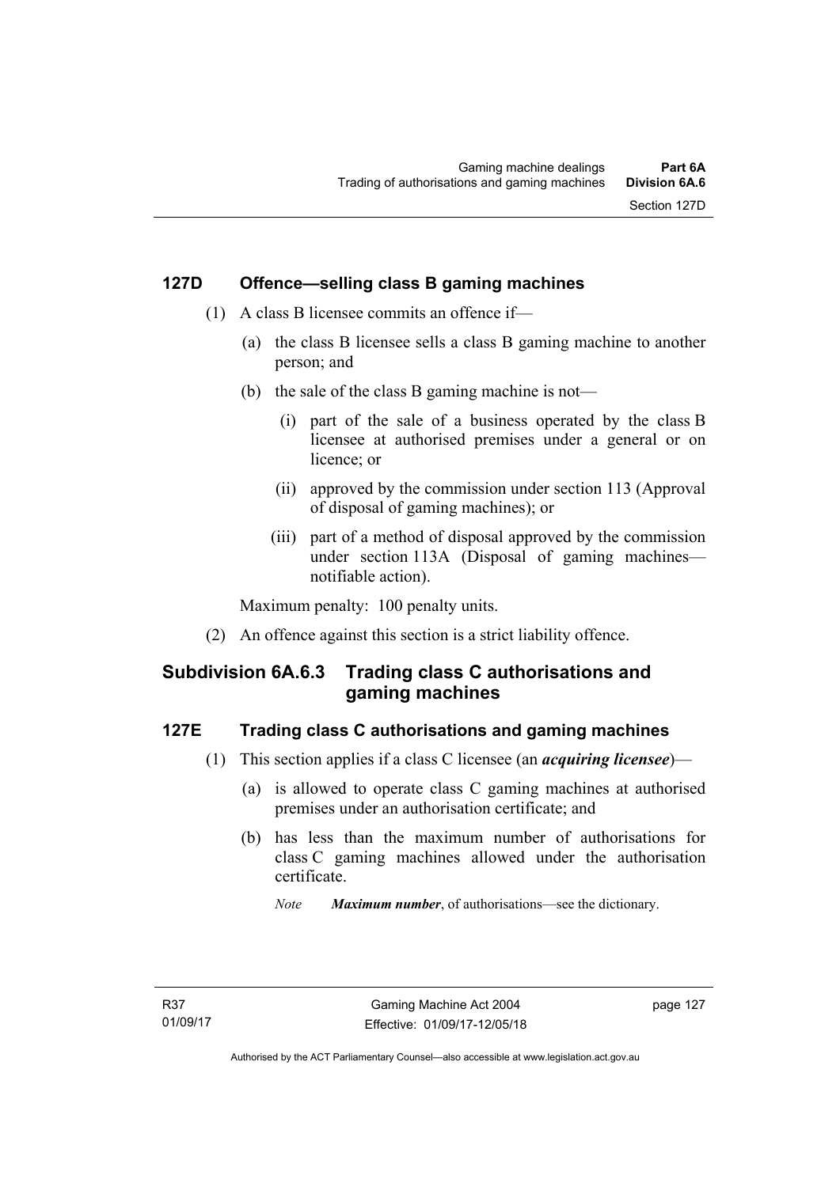### 127D Offence—selling class B gaming machines

(1) A class B licensee commits an offence if—

(a) the class B licensee sells a class B gaming machine to another person; and

(b) the sale of the class B gaming machine is not—

(i) part of the sale of a business operated by the class B licensee at authorised premises under a general or on licence; or

(ii) approved by the commission under section 113 (Approval of disposal of gaming machines); or

(iii) part of a method of disposal approved by the commission under section 113A (Disposal of gaming machines—notifiable action).

Maximum penalty: 100 penalty units.

(2) An offence against this section is a strict liability offence.

## Subdivision 6A.6.3 Trading class C authorisations and gaming machines

### 127E Trading class C authorisations and gaming machines

(1) This section applies if a class C licensee (an ***acquiring licensee***)—

(a) is allowed to operate class C gaming machines at authorised premises under an authorisation certificate; and

(b) has less than the maximum number of authorisations for class C gaming machines allowed under the authorisation certificate.

*Note* ***Maximum number***, of authorisations—see the dictionary.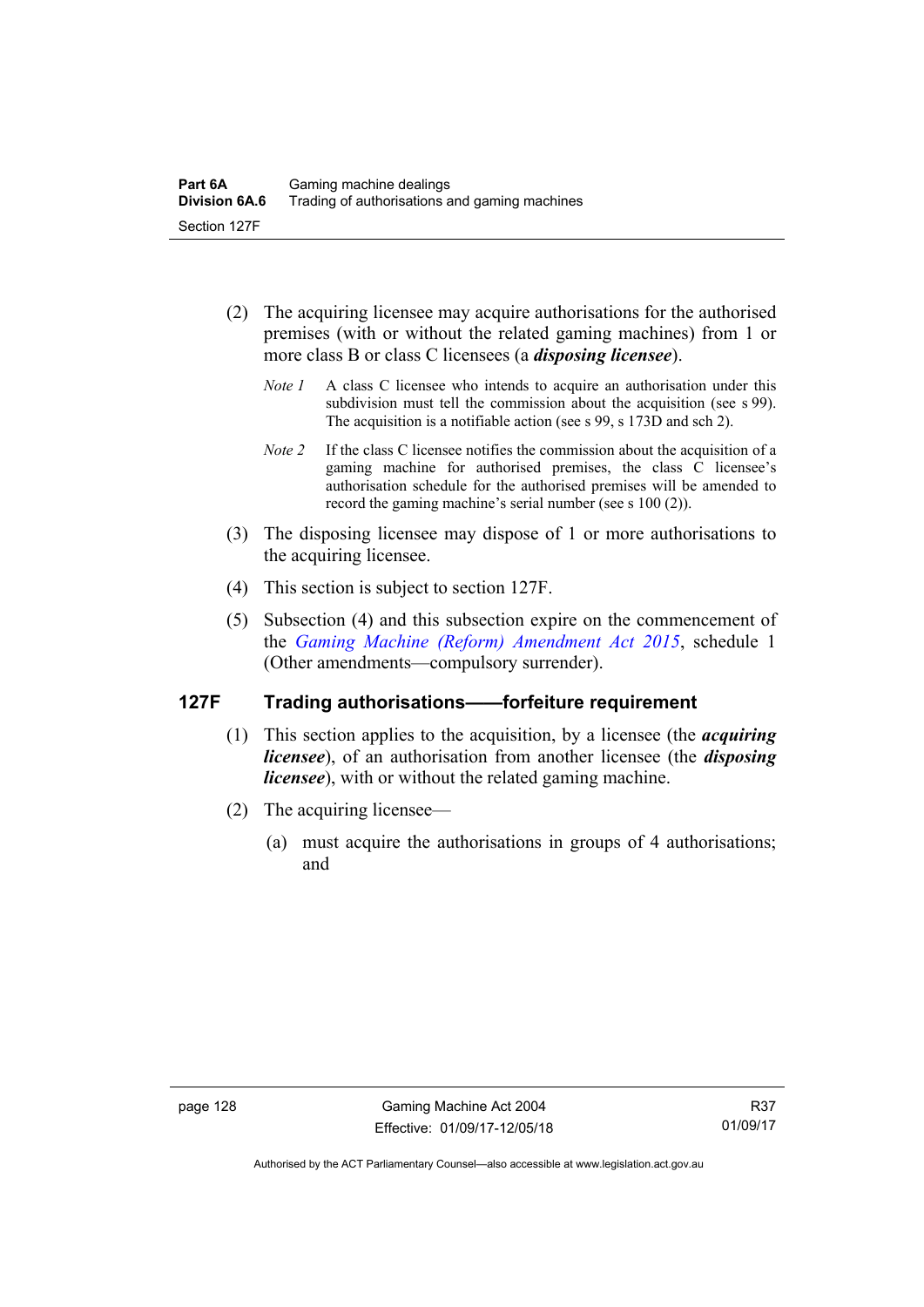(2) The acquiring licensee may acquire authorisations for the authorised premises (with or without the related gaming machines) from 1 or more class B or class C licensees (a ***disposing licensee***).

*Note 1* A class C licensee who intends to acquire an authorisation under this subdivision must tell the commission about the acquisition (see s 99). The acquisition is a notifiable action (see s 99, s 173D and sch 2).

*Note 2* If the class C licensee notifies the commission about the acquisition of a gaming machine for authorised premises, the class C licensee's authorisation schedule for the authorised premises will be amended to record the gaming machine's serial number (see s 100 (2)).

(3) The disposing licensee may dispose of 1 or more authorisations to the acquiring licensee.

(4) This section is subject to section 127F.

(5) Subsection (4) and this subsection expire on the commencement of the *Gaming Machine (Reform) Amendment Act 2015*, schedule 1 (Other amendments—compulsory surrender).

## 127F Trading authorisations——forfeiture requirement

(1) This section applies to the acquisition, by a licensee (the ***acquiring licensee***), of an authorisation from another licensee (the ***disposing licensee***), with or without the related gaming machine.

(2) The acquiring licensee—

(a) must acquire the authorisations in groups of 4 authorisations; and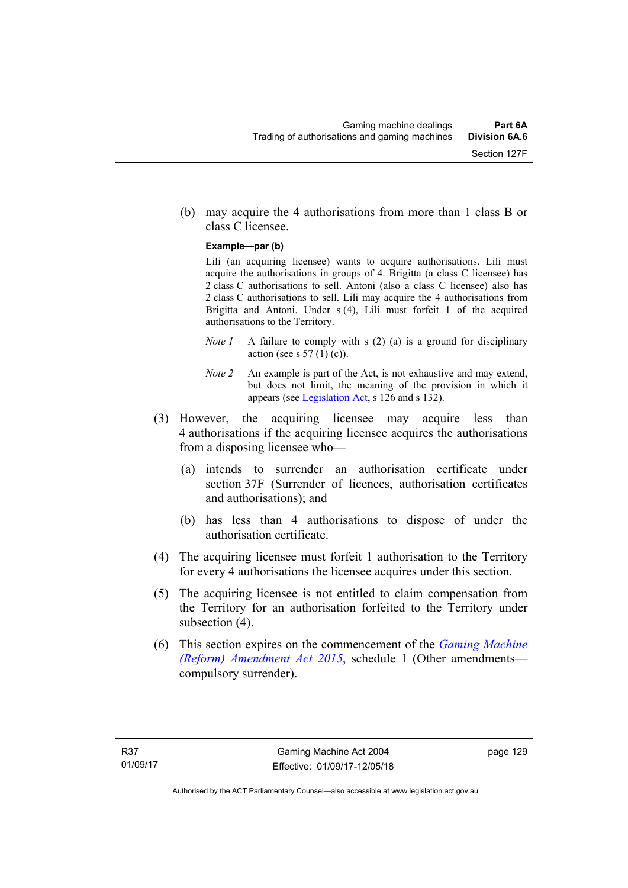(b) may acquire the 4 authorisations from more than 1 class B or class C licensee.

**Example—par (b)**

Lili (an acquiring licensee) wants to acquire authorisations. Lili must acquire the authorisations in groups of 4. Brigitta (a class C licensee) has 2 class C authorisations to sell. Antoni (also a class C licensee) also has 2 class C authorisations to sell. Lili may acquire the 4 authorisations from Brigitta and Antoni. Under s (4), Lili must forfeit 1 of the acquired authorisations to the Territory.

*Note 1* A failure to comply with s (2) (a) is a ground for disciplinary action (see s 57 (1) (c)).

*Note 2* An example is part of the Act, is not exhaustive and may extend, but does not limit, the meaning of the provision in which it appears (see Legislation Act, s 126 and s 132).

(3) However, the acquiring licensee may acquire less than 4 authorisations if the acquiring licensee acquires the authorisations from a disposing licensee who—

(a) intends to surrender an authorisation certificate under section 37F (Surrender of licences, authorisation certificates and authorisations); and

(b) has less than 4 authorisations to dispose of under the authorisation certificate.

(4) The acquiring licensee must forfeit 1 authorisation to the Territory for every 4 authorisations the licensee acquires under this section.

(5) The acquiring licensee is not entitled to claim compensation from the Territory for an authorisation forfeited to the Territory under subsection (4).

(6) This section expires on the commencement of the *Gaming Machine (Reform) Amendment Act 2015*, schedule 1 (Other amendments—compulsory surrender).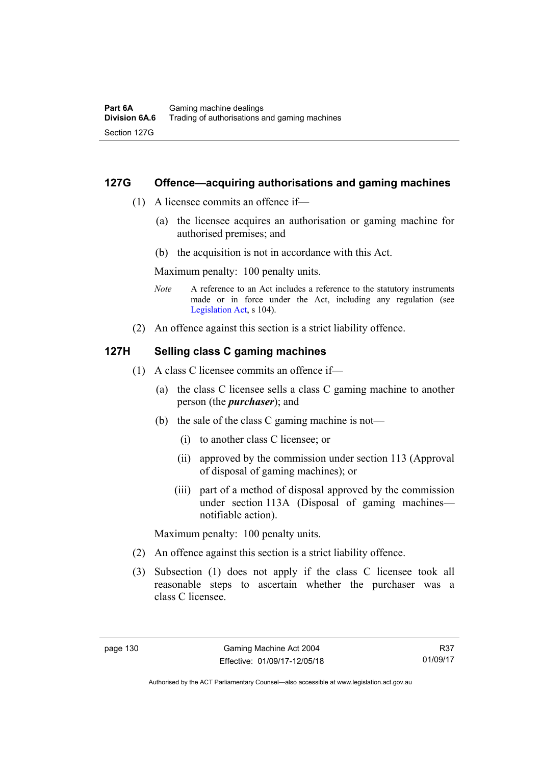## 127G Offence—acquiring authorisations and gaming machines

(1) A licensee commits an offence if—

(a) the licensee acquires an authorisation or gaming machine for authorised premises; and

(b) the acquisition is not in accordance with this Act.

Maximum penalty: 100 penalty units.

*Note* A reference to an Act includes a reference to the statutory instruments made or in force under the Act, including any regulation (see Legislation Act, s 104).

(2) An offence against this section is a strict liability offence.

## 127H Selling class C gaming machines

(1) A class C licensee commits an offence if—

(a) the class C licensee sells a class C gaming machine to another person (the ***purchaser***); and

(b) the sale of the class C gaming machine is not—

(i) to another class C licensee; or

(ii) approved by the commission under section 113 (Approval of disposal of gaming machines); or

(iii) part of a method of disposal approved by the commission under section 113A (Disposal of gaming machines—notifiable action).

Maximum penalty: 100 penalty units.

(2) An offence against this section is a strict liability offence.

(3) Subsection (1) does not apply if the class C licensee took all reasonable steps to ascertain whether the purchaser was a class C licensee.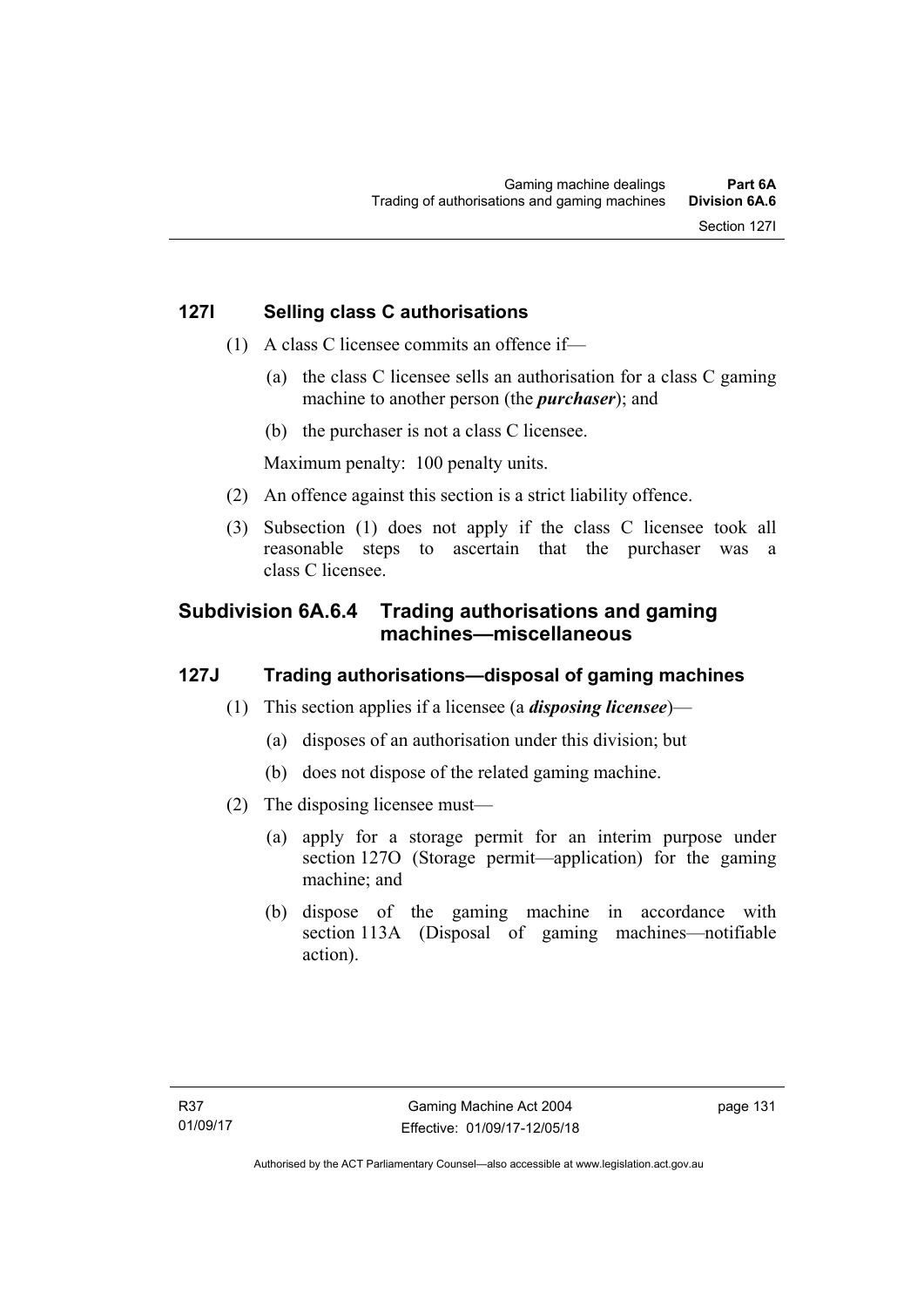### 127I Selling class C authorisations

(1) A class C licensee commits an offence if—

(a) the class C licensee sells an authorisation for a class C gaming machine to another person (the ***purchaser***); and

(b) the purchaser is not a class C licensee.

Maximum penalty: 100 penalty units.

(2) An offence against this section is a strict liability offence.

(3) Subsection (1) does not apply if the class C licensee took all reasonable steps to ascertain that the purchaser was a class C licensee.

## Subdivision 6A.6.4 Trading authorisations and gaming machines—miscellaneous

### 127J Trading authorisations—disposal of gaming machines

(1) This section applies if a licensee (a ***disposing licensee***)—

(a) disposes of an authorisation under this division; but

(b) does not dispose of the related gaming machine.

(2) The disposing licensee must—

(a) apply for a storage permit for an interim purpose under section 127O (Storage permit—application) for the gaming machine; and

(b) dispose of the gaming machine in accordance with section 113A (Disposal of gaming machines—notifiable action).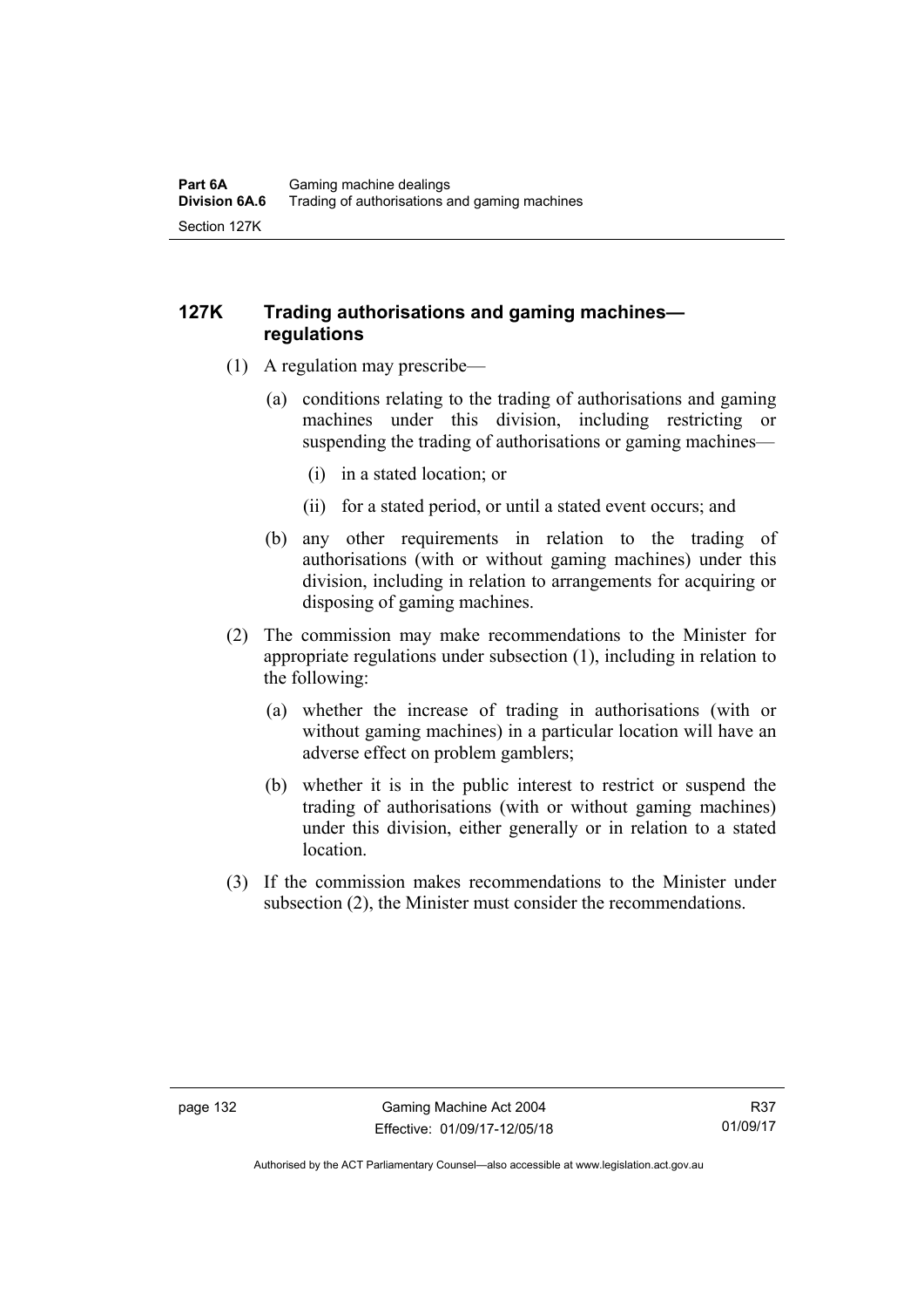## 127K Trading authorisations and gaming machines—regulations

(1) A regulation may prescribe—

(a) conditions relating to the trading of authorisations and gaming machines under this division, including restricting or suspending the trading of authorisations or gaming machines—

(i) in a stated location; or

(ii) for a stated period, or until a stated event occurs; and

(b) any other requirements in relation to the trading of authorisations (with or without gaming machines) under this division, including in relation to arrangements for acquiring or disposing of gaming machines.

(2) The commission may make recommendations to the Minister for appropriate regulations under subsection (1), including in relation to the following:

(a) whether the increase of trading in authorisations (with or without gaming machines) in a particular location will have an adverse effect on problem gamblers;

(b) whether it is in the public interest to restrict or suspend the trading of authorisations (with or without gaming machines) under this division, either generally or in relation to a stated location.

(3) If the commission makes recommendations to the Minister under subsection (2), the Minister must consider the recommendations.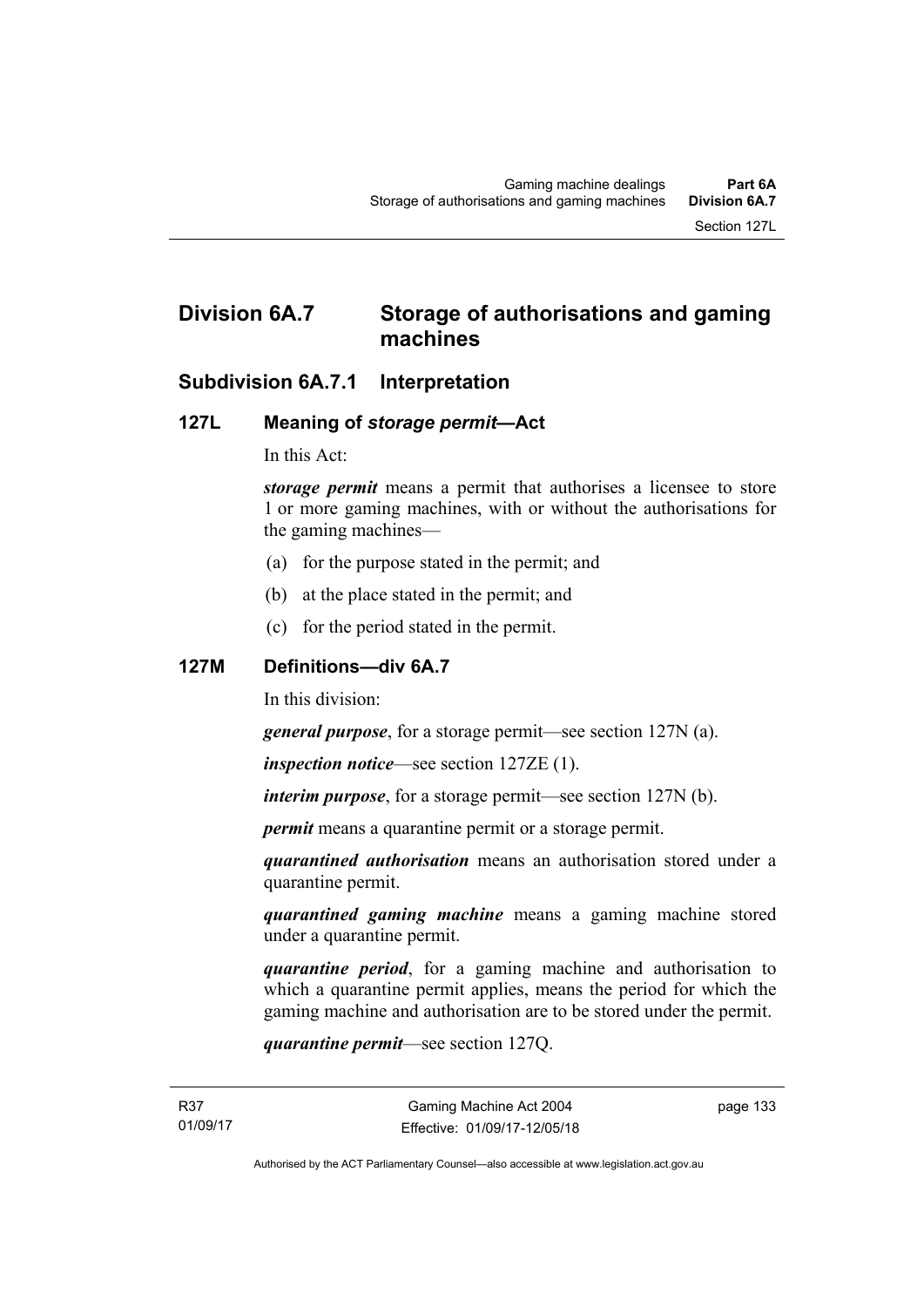## Division 6A.7 Storage of authorisations and gaming machines

### Subdivision 6A.7.1 Interpretation

#### 127L Meaning of *storage permit*—Act

In this Act:

***storage permit*** means a permit that authorises a licensee to store 1 or more gaming machines, with or without the authorisations for the gaming machines—

(a) for the purpose stated in the permit; and

(b) at the place stated in the permit; and

(c) for the period stated in the permit.

#### 127M Definitions—div 6A.7

In this division:

***general purpose***, for a storage permit—see section 127N (a).

***inspection notice***—see section 127ZE (1).

***interim purpose***, for a storage permit—see section 127N (b).

***permit*** means a quarantine permit or a storage permit.

***quarantined authorisation*** means an authorisation stored under a quarantine permit.

***quarantined gaming machine*** means a gaming machine stored under a quarantine permit.

***quarantine period***, for a gaming machine and authorisation to which a quarantine permit applies, means the period for which the gaming machine and authorisation are to be stored under the permit.

***quarantine permit***—see section 127Q.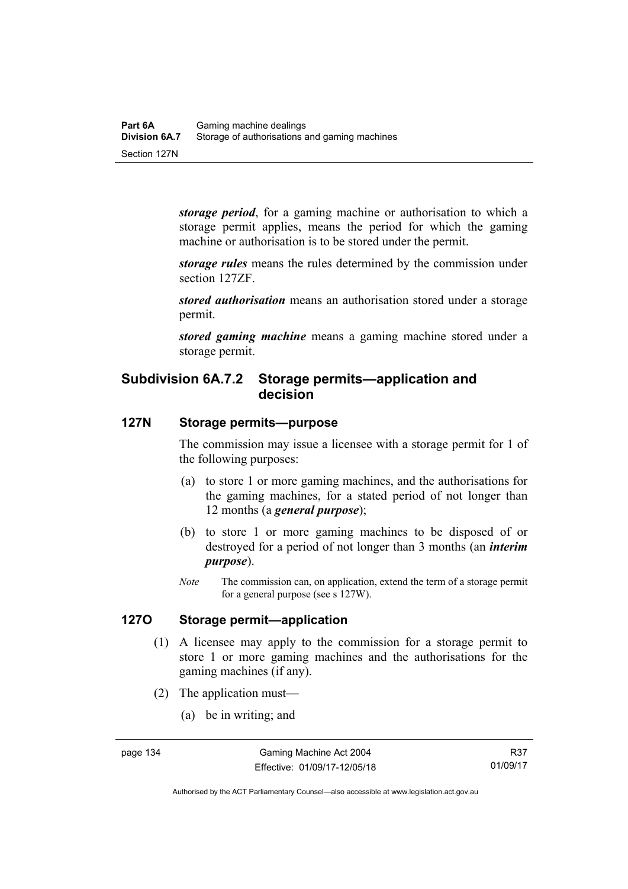***storage period***, for a gaming machine or authorisation to which a storage permit applies, means the period for which the gaming machine or authorisation is to be stored under the permit.

***storage rules*** means the rules determined by the commission under section 127ZF.

***stored authorisation*** means an authorisation stored under a storage permit.

***stored gaming machine*** means a gaming machine stored under a storage permit.

## Subdivision 6A.7.2 Storage permits—application and decision

### 127N Storage permits—purpose

The commission may issue a licensee with a storage permit for 1 of the following purposes:

(a) to store 1 or more gaming machines, and the authorisations for the gaming machines, for a stated period of not longer than 12 months (a ***general purpose***);

(b) to store 1 or more gaming machines to be disposed of or destroyed for a period of not longer than 3 months (an ***interim purpose***).

*Note* The commission can, on application, extend the term of a storage permit for a general purpose (see s 127W).

### 127O Storage permit—application

(1) A licensee may apply to the commission for a storage permit to store 1 or more gaming machines and the authorisations for the gaming machines (if any).

(2) The application must—

(a) be in writing; and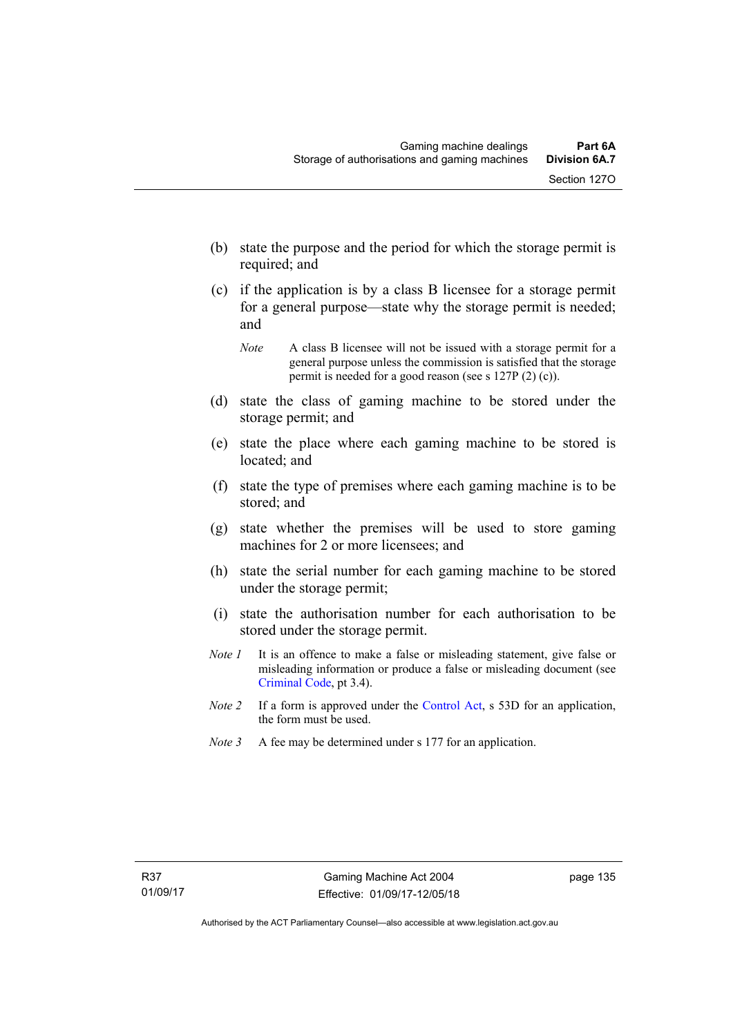(b) state the purpose and the period for which the storage permit is required; and

(c) if the application is by a class B licensee for a storage permit for a general purpose—state why the storage permit is needed; and

*Note* A class B licensee will not be issued with a storage permit for a general purpose unless the commission is satisfied that the storage permit is needed for a good reason (see s 127P (2) (c)).

(d) state the class of gaming machine to be stored under the storage permit; and

(e) state the place where each gaming machine to be stored is located; and

(f) state the type of premises where each gaming machine is to be stored; and

(g) state whether the premises will be used to store gaming machines for 2 or more licensees; and

(h) state the serial number for each gaming machine to be stored under the storage permit;

(i) state the authorisation number for each authorisation to be stored under the storage permit.

*Note 1* It is an offence to make a false or misleading statement, give false or misleading information or produce a false or misleading document (see Criminal Code, pt 3.4).

*Note 2* If a form is approved under the Control Act, s 53D for an application, the form must be used.

*Note 3* A fee may be determined under s 177 for an application.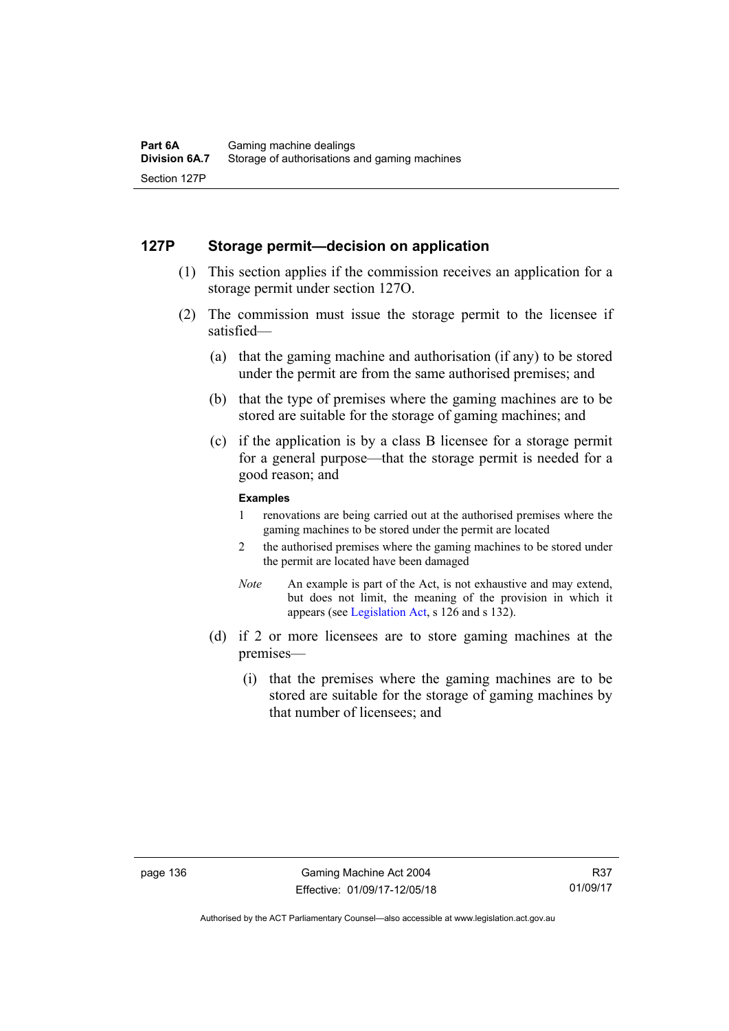## 127P Storage permit—decision on application

(1) This section applies if the commission receives an application for a storage permit under section 127O.

(2) The commission must issue the storage permit to the licensee if satisfied—

(a) that the gaming machine and authorisation (if any) to be stored under the permit are from the same authorised premises; and

(b) that the type of premises where the gaming machines are to be stored are suitable for the storage of gaming machines; and

(c) if the application is by a class B licensee for a storage permit for a general purpose—that the storage permit is needed for a good reason; and

**Examples**

1 renovations are being carried out at the authorised premises where the gaming machines to be stored under the permit are located

2 the authorised premises where the gaming machines to be stored under the permit are located have been damaged

*Note* An example is part of the Act, is not exhaustive and may extend, but does not limit, the meaning of the provision in which it appears (see Legislation Act, s 126 and s 132).

(d) if 2 or more licensees are to store gaming machines at the premises—

(i) that the premises where the gaming machines are to be stored are suitable for the storage of gaming machines by that number of licensees; and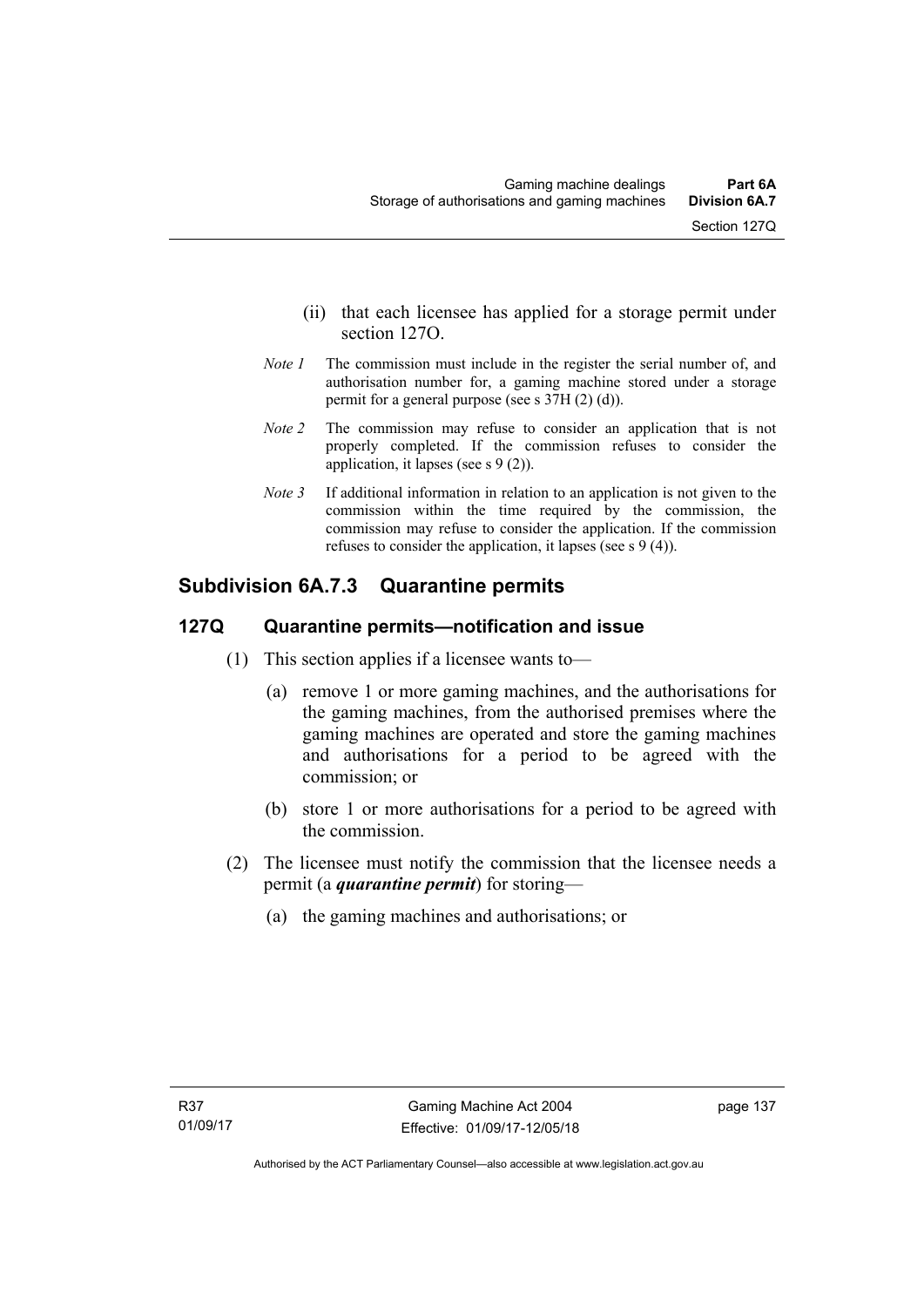(ii) that each licensee has applied for a storage permit under section 127O.

*Note 1* The commission must include in the register the serial number of, and authorisation number for, a gaming machine stored under a storage permit for a general purpose (see s 37H (2) (d)).

*Note 2* The commission may refuse to consider an application that is not properly completed. If the commission refuses to consider the application, it lapses (see s 9 (2)).

*Note 3* If additional information in relation to an application is not given to the commission within the time required by the commission, the commission may refuse to consider the application. If the commission refuses to consider the application, it lapses (see s 9 (4)).

## Subdivision 6A.7.3 Quarantine permits

### 127Q Quarantine permits—notification and issue

(1) This section applies if a licensee wants to—

(a) remove 1 or more gaming machines, and the authorisations for the gaming machines, from the authorised premises where the gaming machines are operated and store the gaming machines and authorisations for a period to be agreed with the commission; or

(b) store 1 or more authorisations for a period to be agreed with the commission.

(2) The licensee must notify the commission that the licensee needs a permit (a ***quarantine permit***) for storing—

(a) the gaming machines and authorisations; or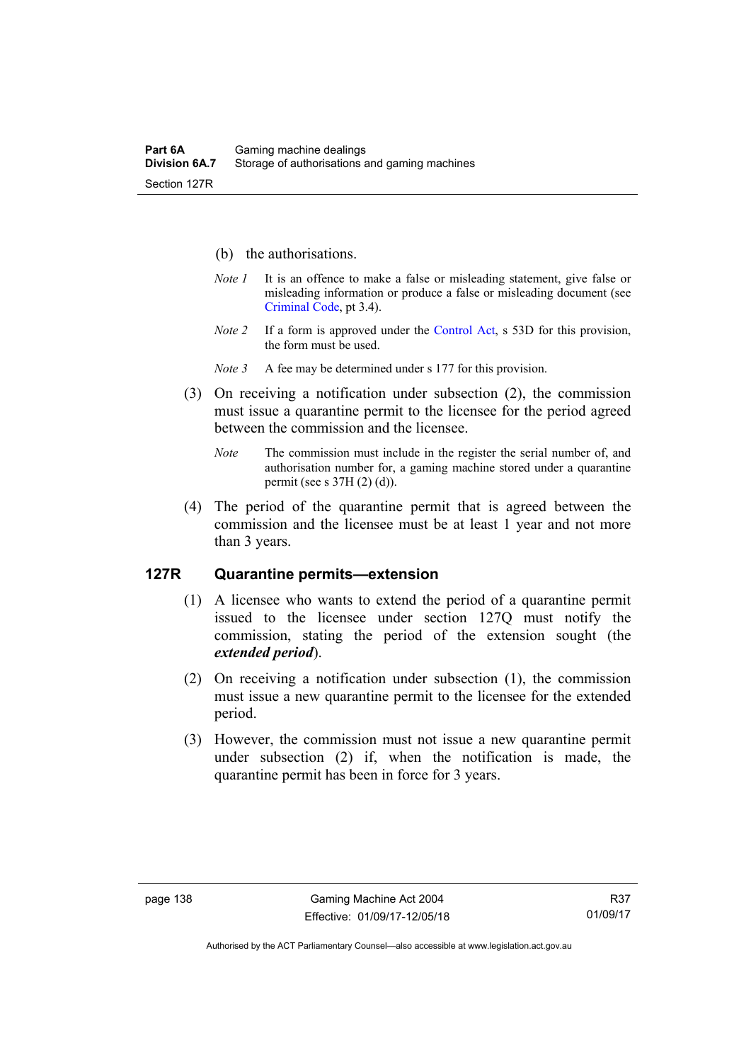(b) the authorisations.

*Note 1* It is an offence to make a false or misleading statement, give false or misleading information or produce a false or misleading document (see Criminal Code, pt 3.4).

*Note 2* If a form is approved under the Control Act, s 53D for this provision, the form must be used.

*Note 3* A fee may be determined under s 177 for this provision.

(3) On receiving a notification under subsection (2), the commission must issue a quarantine permit to the licensee for the period agreed between the commission and the licensee.

*Note* The commission must include in the register the serial number of, and authorisation number for, a gaming machine stored under a quarantine permit (see s 37H (2) (d)).

(4) The period of the quarantine permit that is agreed between the commission and the licensee must be at least 1 year and not more than 3 years.

### 127R Quarantine permits—extension

(1) A licensee who wants to extend the period of a quarantine permit issued to the licensee under section 127Q must notify the commission, stating the period of the extension sought (the ***extended period***).

(2) On receiving a notification under subsection (1), the commission must issue a new quarantine permit to the licensee for the extended period.

(3) However, the commission must not issue a new quarantine permit under subsection (2) if, when the notification is made, the quarantine permit has been in force for 3 years.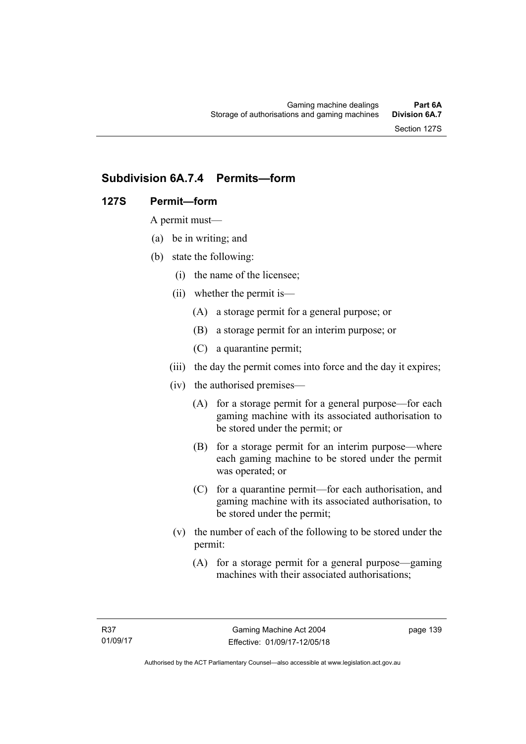## Subdivision 6A.7.4 Permits—form

### 127S Permit—form

A permit must—

(a) be in writing; and

(b) state the following:

(i) the name of the licensee;

(ii) whether the permit is—

(A) a storage permit for a general purpose; or

(B) a storage permit for an interim purpose; or

(C) a quarantine permit;

(iii) the day the permit comes into force and the day it expires;

(iv) the authorised premises—

(A) for a storage permit for a general purpose—for each gaming machine with its associated authorisation to be stored under the permit; or

(B) for a storage permit for an interim purpose—where each gaming machine to be stored under the permit was operated; or

(C) for a quarantine permit—for each authorisation, and gaming machine with its associated authorisation, to be stored under the permit;

(v) the number of each of the following to be stored under the permit:

(A) for a storage permit for a general purpose—gaming machines with their associated authorisations;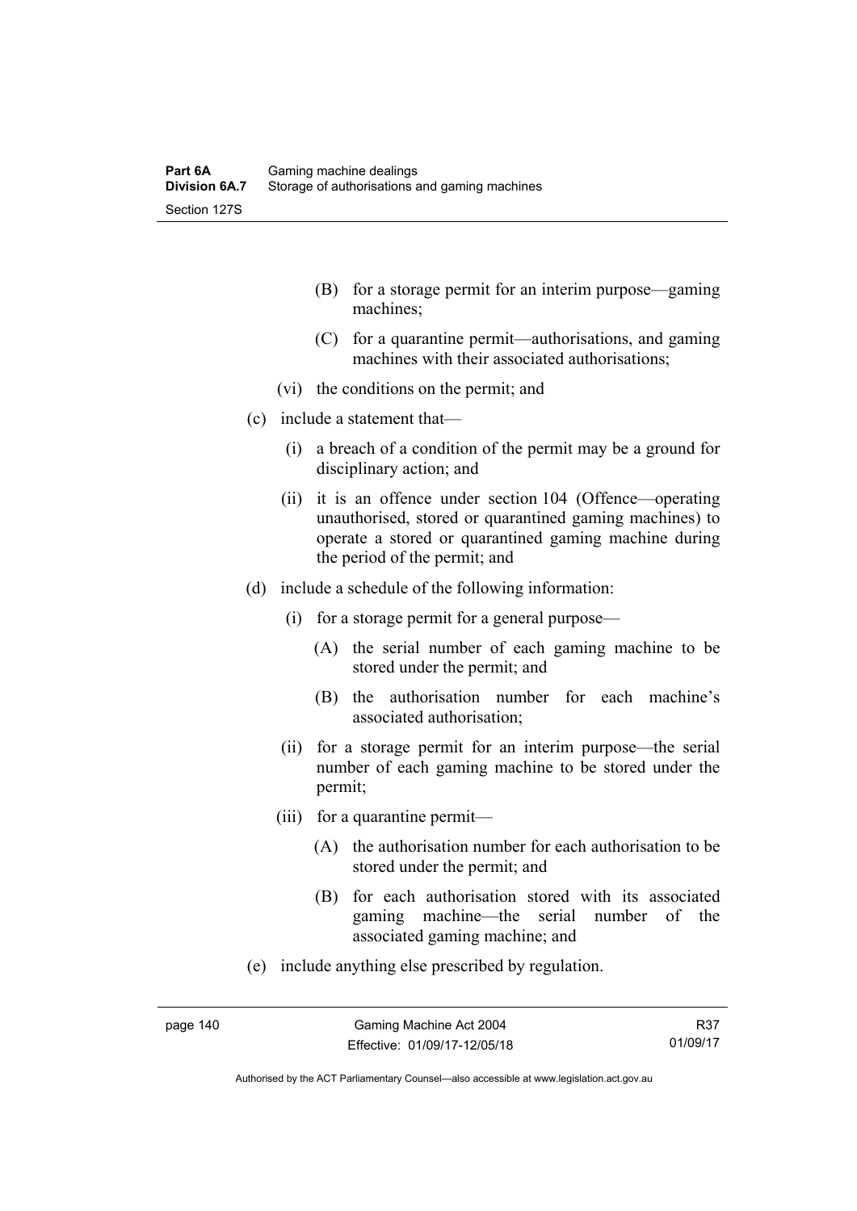(B) for a storage permit for an interim purpose—gaming machines;

(C) for a quarantine permit—authorisations, and gaming machines with their associated authorisations;

(vi) the conditions on the permit; and

(c) include a statement that—

(i) a breach of a condition of the permit may be a ground for disciplinary action; and

(ii) it is an offence under section 104 (Offence—operating unauthorised, stored or quarantined gaming machines) to operate a stored or quarantined gaming machine during the period of the permit; and

(d) include a schedule of the following information:

(i) for a storage permit for a general purpose—

(A) the serial number of each gaming machine to be stored under the permit; and

(B) the authorisation number for each machine's associated authorisation;

(ii) for a storage permit for an interim purpose—the serial number of each gaming machine to be stored under the permit;

(iii) for a quarantine permit—

(A) the authorisation number for each authorisation to be stored under the permit; and

(B) for each authorisation stored with its associated gaming machine—the serial number of the associated gaming machine; and

(e) include anything else prescribed by regulation.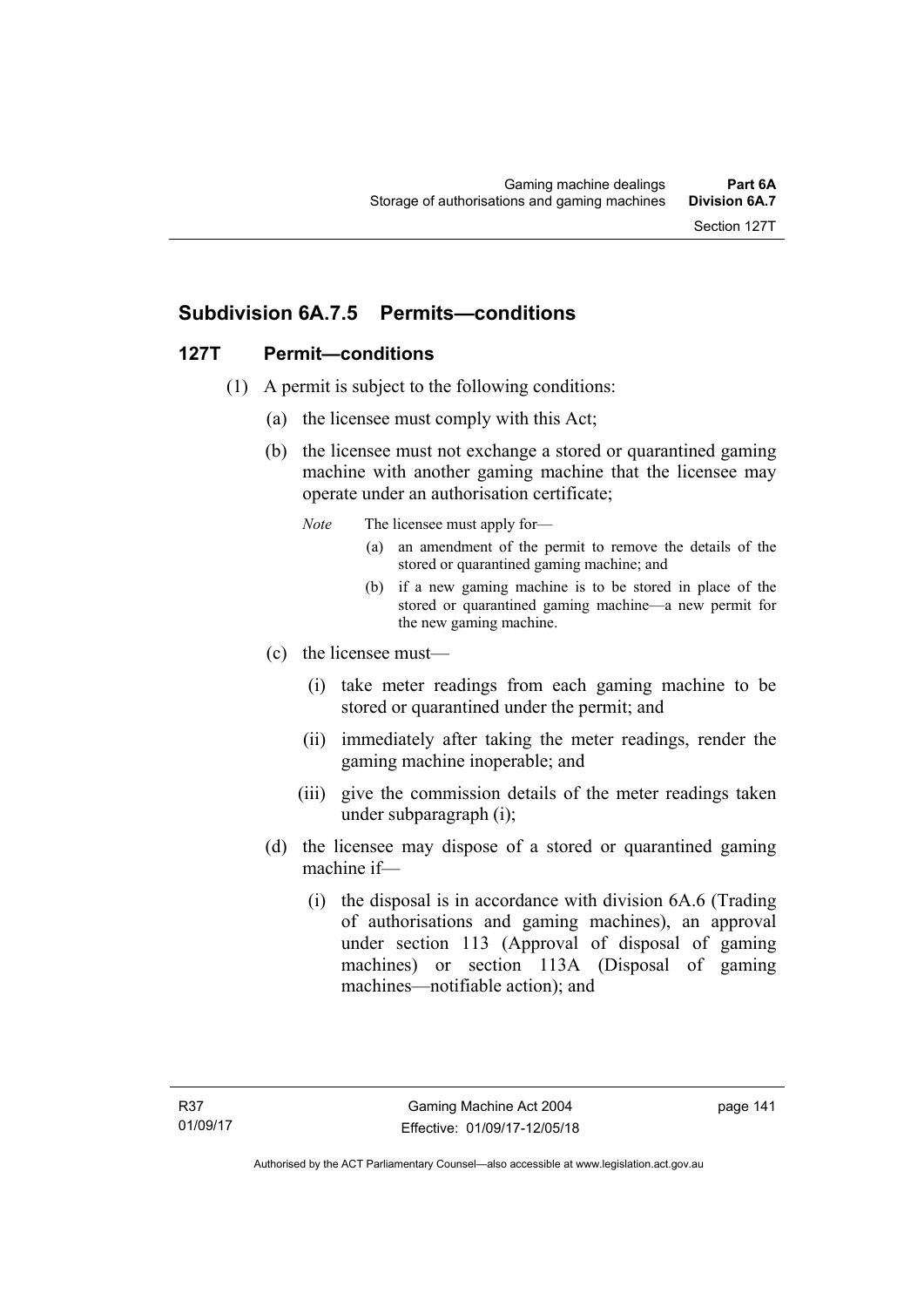## Subdivision 6A.7.5 Permits—conditions

### 127T Permit—conditions

(1) A permit is subject to the following conditions:

(a) the licensee must comply with this Act;

(b) the licensee must not exchange a stored or quarantined gaming machine with another gaming machine that the licensee may operate under an authorisation certificate;

*Note* The licensee must apply for—

(a) an amendment of the permit to remove the details of the stored or quarantined gaming machine; and

(b) if a new gaming machine is to be stored in place of the stored or quarantined gaming machine—a new permit for the new gaming machine.

(c) the licensee must—

(i) take meter readings from each gaming machine to be stored or quarantined under the permit; and

(ii) immediately after taking the meter readings, render the gaming machine inoperable; and

(iii) give the commission details of the meter readings taken under subparagraph (i);

(d) the licensee may dispose of a stored or quarantined gaming machine if—

(i) the disposal is in accordance with division 6A.6 (Trading of authorisations and gaming machines), an approval under section 113 (Approval of disposal of gaming machines) or section 113A (Disposal of gaming machines—notifiable action); and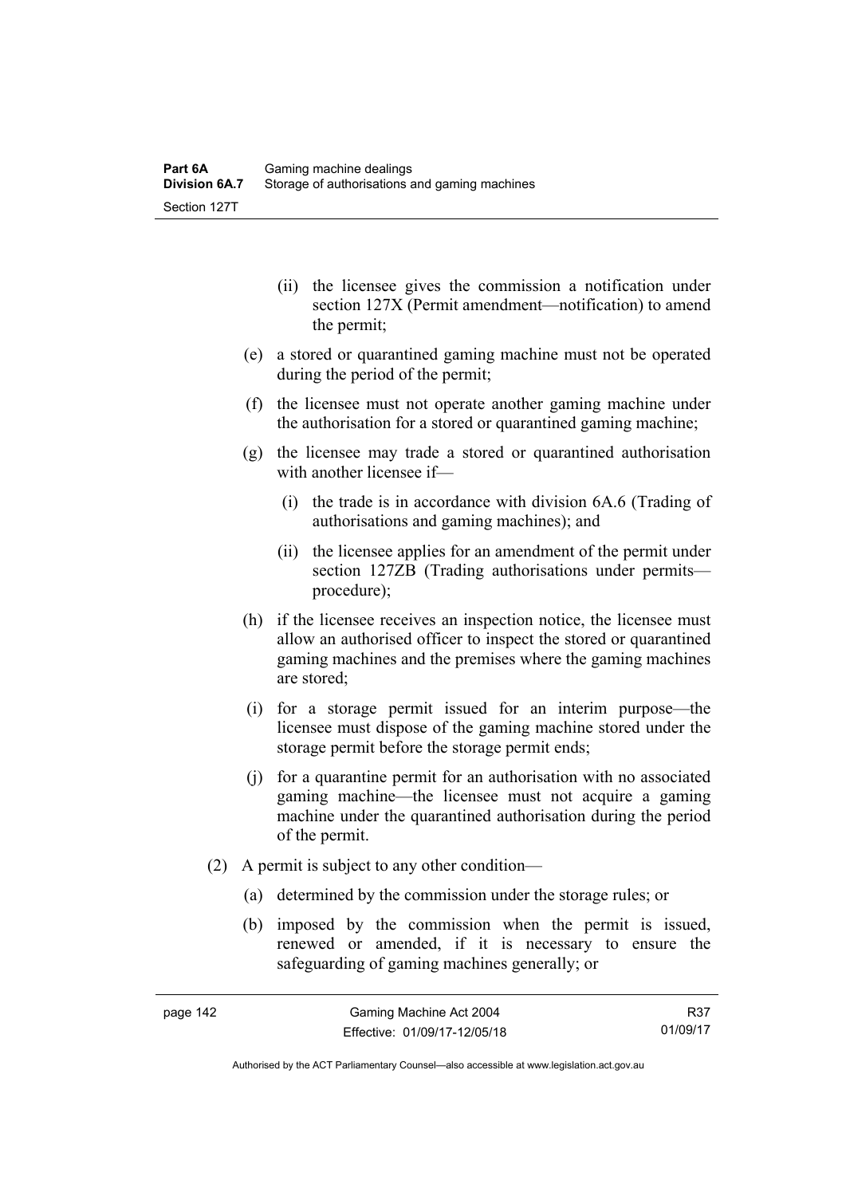(ii) the licensee gives the commission a notification under section 127X (Permit amendment—notification) to amend the permit;

(e) a stored or quarantined gaming machine must not be operated during the period of the permit;

(f) the licensee must not operate another gaming machine under the authorisation for a stored or quarantined gaming machine;

(g) the licensee may trade a stored or quarantined authorisation with another licensee if—

(i) the trade is in accordance with division 6A.6 (Trading of authorisations and gaming machines); and

(ii) the licensee applies for an amendment of the permit under section 127ZB (Trading authorisations under permits—procedure);

(h) if the licensee receives an inspection notice, the licensee must allow an authorised officer to inspect the stored or quarantined gaming machines and the premises where the gaming machines are stored;

(i) for a storage permit issued for an interim purpose—the licensee must dispose of the gaming machine stored under the storage permit before the storage permit ends;

(j) for a quarantine permit for an authorisation with no associated gaming machine—the licensee must not acquire a gaming machine under the quarantined authorisation during the period of the permit.

(2) A permit is subject to any other condition—

(a) determined by the commission under the storage rules; or

(b) imposed by the commission when the permit is issued, renewed or amended, if it is necessary to ensure the safeguarding of gaming machines generally; or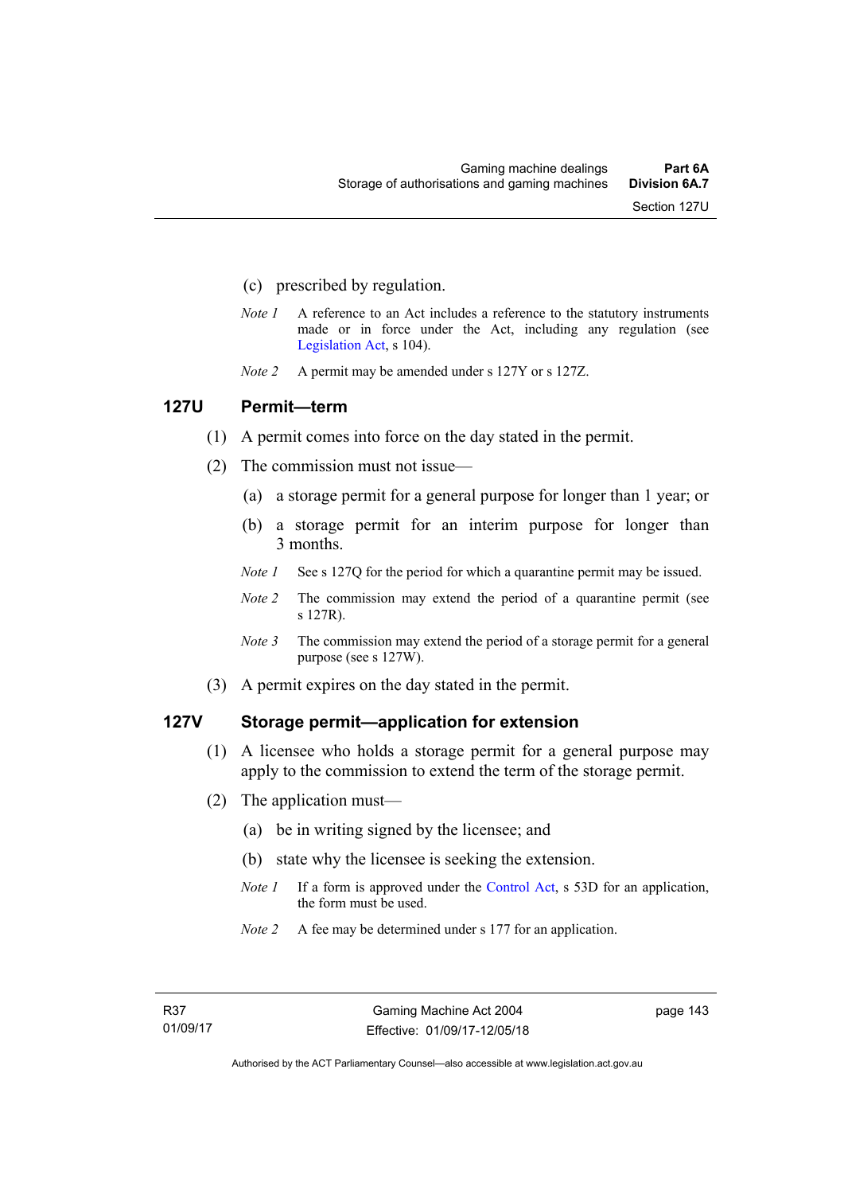(c) prescribed by regulation.

*Note 1* A reference to an Act includes a reference to the statutory instruments made or in force under the Act, including any regulation (see Legislation Act, s 104).

*Note 2* A permit may be amended under s 127Y or s 127Z.

## 127U Permit—term

(1) A permit comes into force on the day stated in the permit.

(2) The commission must not issue—

(a) a storage permit for a general purpose for longer than 1 year; or

(b) a storage permit for an interim purpose for longer than 3 months.

*Note 1* See s 127Q for the period for which a quarantine permit may be issued.

*Note 2* The commission may extend the period of a quarantine permit (see s 127R).

*Note 3* The commission may extend the period of a storage permit for a general purpose (see s 127W).

(3) A permit expires on the day stated in the permit.

## 127V Storage permit—application for extension

(1) A licensee who holds a storage permit for a general purpose may apply to the commission to extend the term of the storage permit.

(2) The application must—

(a) be in writing signed by the licensee; and

(b) state why the licensee is seeking the extension.

*Note 1* If a form is approved under the Control Act, s 53D for an application, the form must be used.

*Note 2* A fee may be determined under s 177 for an application.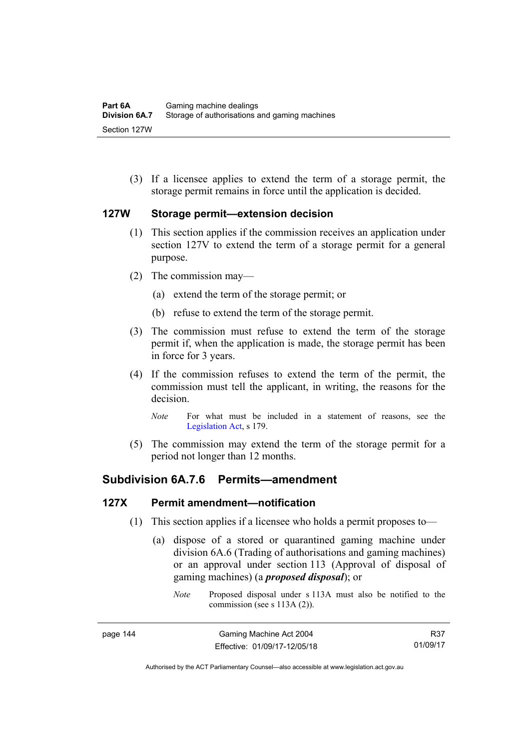(3) If a licensee applies to extend the term of a storage permit, the storage permit remains in force until the application is decided.

### 127W Storage permit—extension decision

(1) This section applies if the commission receives an application under section 127V to extend the term of a storage permit for a general purpose.

(2) The commission may—

(a) extend the term of the storage permit; or

(b) refuse to extend the term of the storage permit.

(3) The commission must refuse to extend the term of the storage permit if, when the application is made, the storage permit has been in force for 3 years.

(4) If the commission refuses to extend the term of the permit, the commission must tell the applicant, in writing, the reasons for the decision.

*Note* For what must be included in a statement of reasons, see the Legislation Act, s 179.

(5) The commission may extend the term of the storage permit for a period not longer than 12 months.

## Subdivision 6A.7.6 Permits—amendment

### 127X Permit amendment—notification

(1) This section applies if a licensee who holds a permit proposes to—

(a) dispose of a stored or quarantined gaming machine under division 6A.6 (Trading of authorisations and gaming machines) or an approval under section 113 (Approval of disposal of gaming machines) (a ***proposed disposal***); or

*Note* Proposed disposal under s 113A must also be notified to the commission (see s 113A (2)).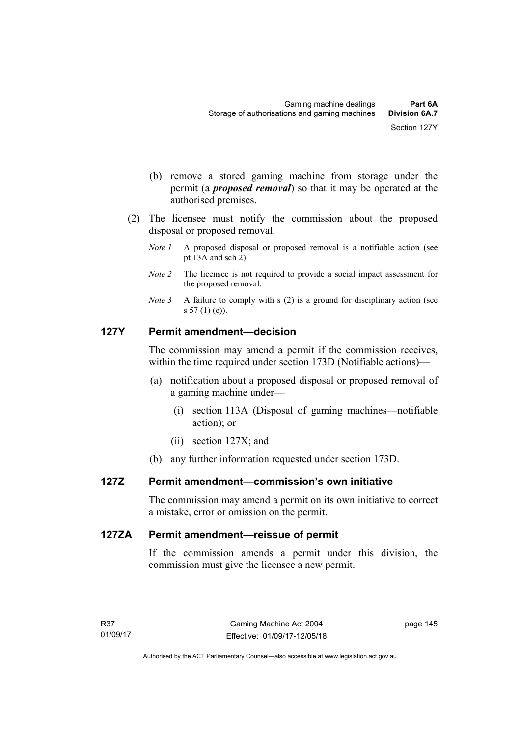(b) remove a stored gaming machine from storage under the permit (a ***proposed removal***) so that it may be operated at the authorised premises.

(2) The licensee must notify the commission about the proposed disposal or proposed removal.

*Note 1* A proposed disposal or proposed removal is a notifiable action (see pt 13A and sch 2).

*Note 2* The licensee is not required to provide a social impact assessment for the proposed removal.

*Note 3* A failure to comply with s (2) is a ground for disciplinary action (see s 57 (1) (c)).

## 127Y Permit amendment—decision

The commission may amend a permit if the commission receives, within the time required under section 173D (Notifiable actions)—

(a) notification about a proposed disposal or proposed removal of a gaming machine under—

(i) section 113A (Disposal of gaming machines—notifiable action); or

(ii) section 127X; and

(b) any further information requested under section 173D.

## 127Z Permit amendment—commission's own initiative

The commission may amend a permit on its own initiative to correct a mistake, error or omission on the permit.

## 127ZA Permit amendment—reissue of permit

If the commission amends a permit under this division, the commission must give the licensee a new permit.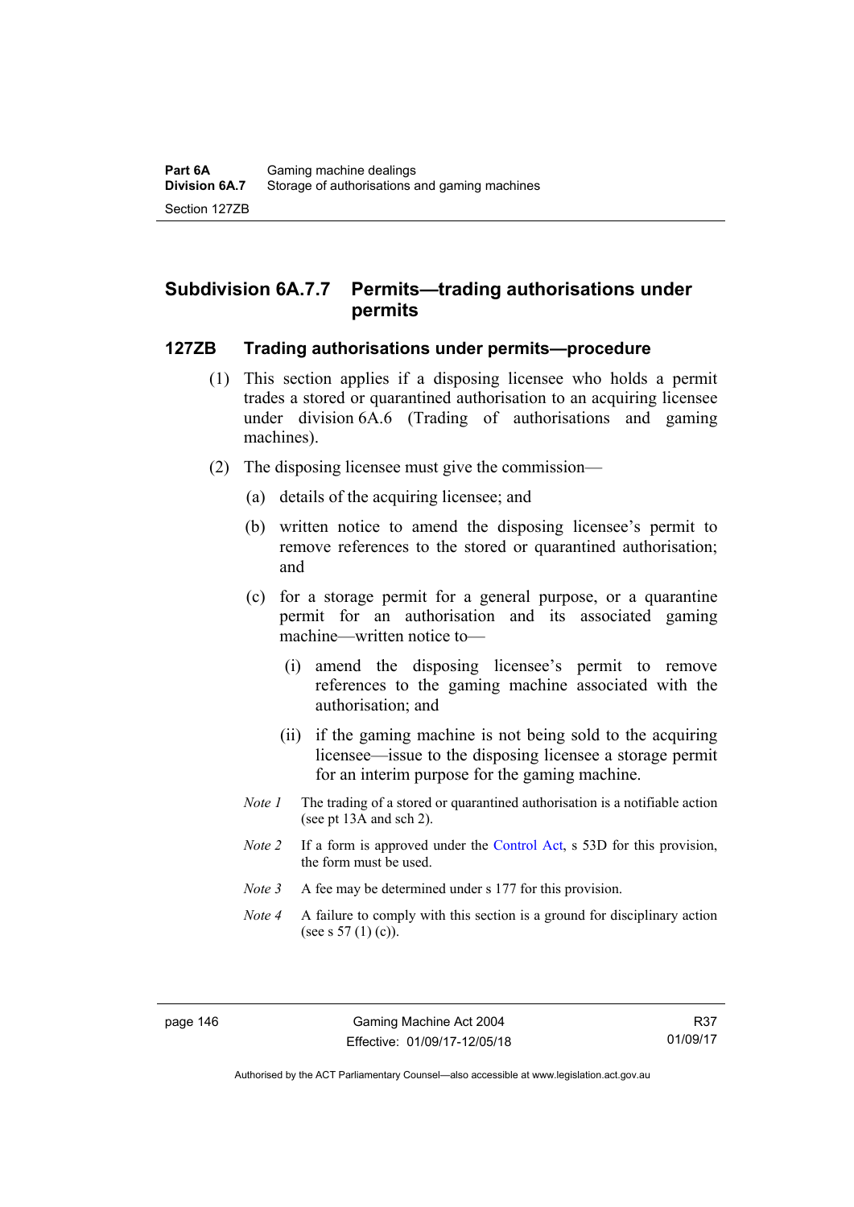## Subdivision 6A.7.7 Permits—trading authorisations under permits

### 127ZB Trading authorisations under permits—procedure

(1) This section applies if a disposing licensee who holds a permit trades a stored or quarantined authorisation to an acquiring licensee under division 6A.6 (Trading of authorisations and gaming machines).

(2) The disposing licensee must give the commission—

(a) details of the acquiring licensee; and

(b) written notice to amend the disposing licensee's permit to remove references to the stored or quarantined authorisation; and

(c) for a storage permit for a general purpose, or a quarantine permit for an authorisation and its associated gaming machine—written notice to—

(i) amend the disposing licensee's permit to remove references to the gaming machine associated with the authorisation; and

(ii) if the gaming machine is not being sold to the acquiring licensee—issue to the disposing licensee a storage permit for an interim purpose for the gaming machine.

*Note 1* The trading of a stored or quarantined authorisation is a notifiable action (see pt 13A and sch 2).

*Note 2* If a form is approved under the Control Act, s 53D for this provision, the form must be used.

*Note 3* A fee may be determined under s 177 for this provision.

*Note 4* A failure to comply with this section is a ground for disciplinary action (see s 57 (1) (c)).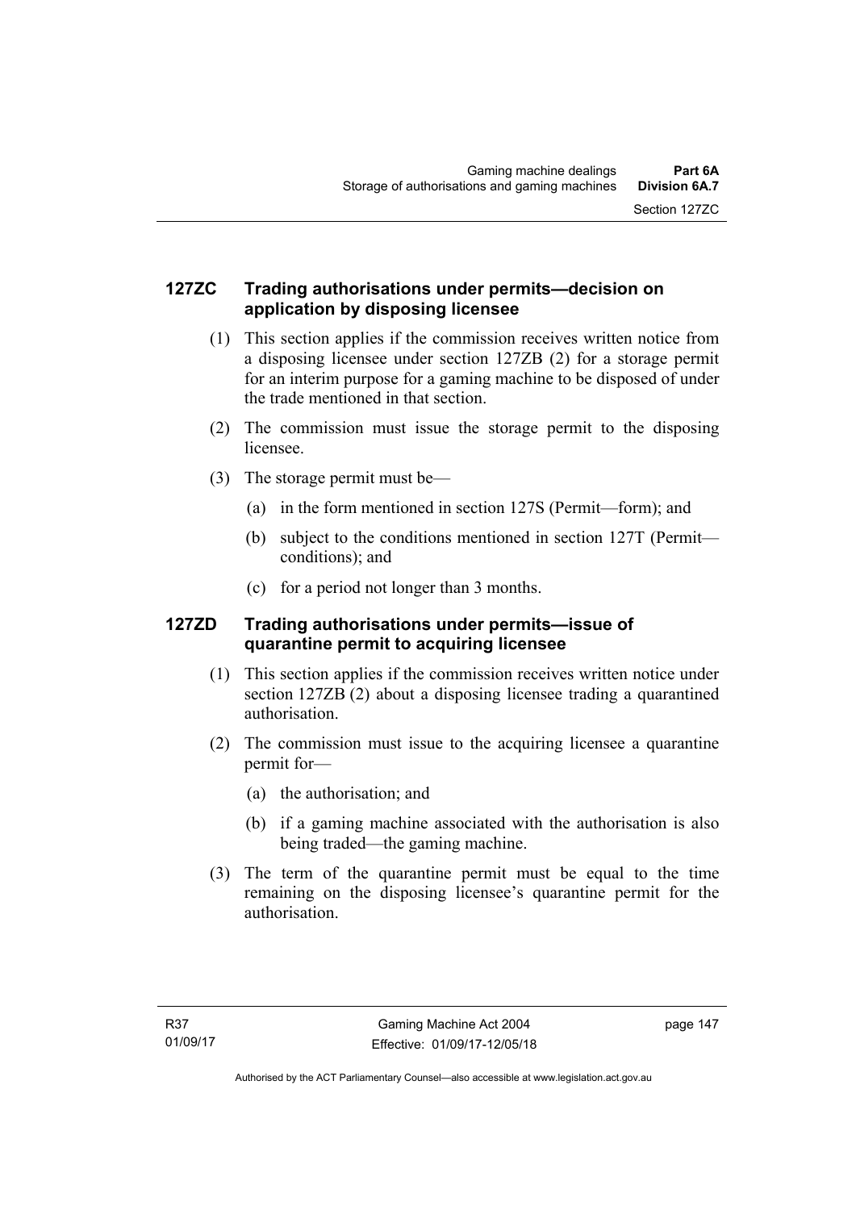## 127ZC Trading authorisations under permits—decision on application by disposing licensee

(1) This section applies if the commission receives written notice from a disposing licensee under section 127ZB (2) for a storage permit for an interim purpose for a gaming machine to be disposed of under the trade mentioned in that section.

(2) The commission must issue the storage permit to the disposing licensee.

(3) The storage permit must be—

(a) in the form mentioned in section 127S (Permit—form); and

(b) subject to the conditions mentioned in section 127T (Permit—conditions); and

(c) for a period not longer than 3 months.

## 127ZD Trading authorisations under permits—issue of quarantine permit to acquiring licensee

(1) This section applies if the commission receives written notice under section 127ZB (2) about a disposing licensee trading a quarantined authorisation.

(2) The commission must issue to the acquiring licensee a quarantine permit for—

(a) the authorisation; and

(b) if a gaming machine associated with the authorisation is also being traded—the gaming machine.

(3) The term of the quarantine permit must be equal to the time remaining on the disposing licensee's quarantine permit for the authorisation.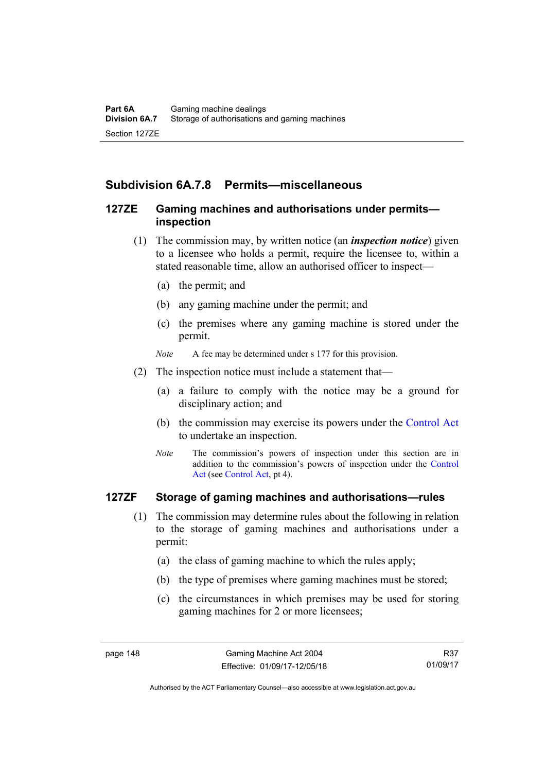## Subdivision 6A.7.8 Permits—miscellaneous

### 127ZE Gaming machines and authorisations under permits—inspection

(1) The commission may, by written notice (an ***inspection notice***) given to a licensee who holds a permit, require the licensee to, within a stated reasonable time, allow an authorised officer to inspect—

(a) the permit; and

(b) any gaming machine under the permit; and

(c) the premises where any gaming machine is stored under the permit.

*Note* A fee may be determined under s 177 for this provision.

(2) The inspection notice must include a statement that—

(a) a failure to comply with the notice may be a ground for disciplinary action; and

(b) the commission may exercise its powers under the Control Act to undertake an inspection.

*Note* The commission's powers of inspection under this section are in addition to the commission's powers of inspection under the Control Act (see Control Act, pt 4).

### 127ZF Storage of gaming machines and authorisations—rules

(1) The commission may determine rules about the following in relation to the storage of gaming machines and authorisations under a permit:

(a) the class of gaming machine to which the rules apply;

(b) the type of premises where gaming machines must be stored;

(c) the circumstances in which premises may be used for storing gaming machines for 2 or more licensees;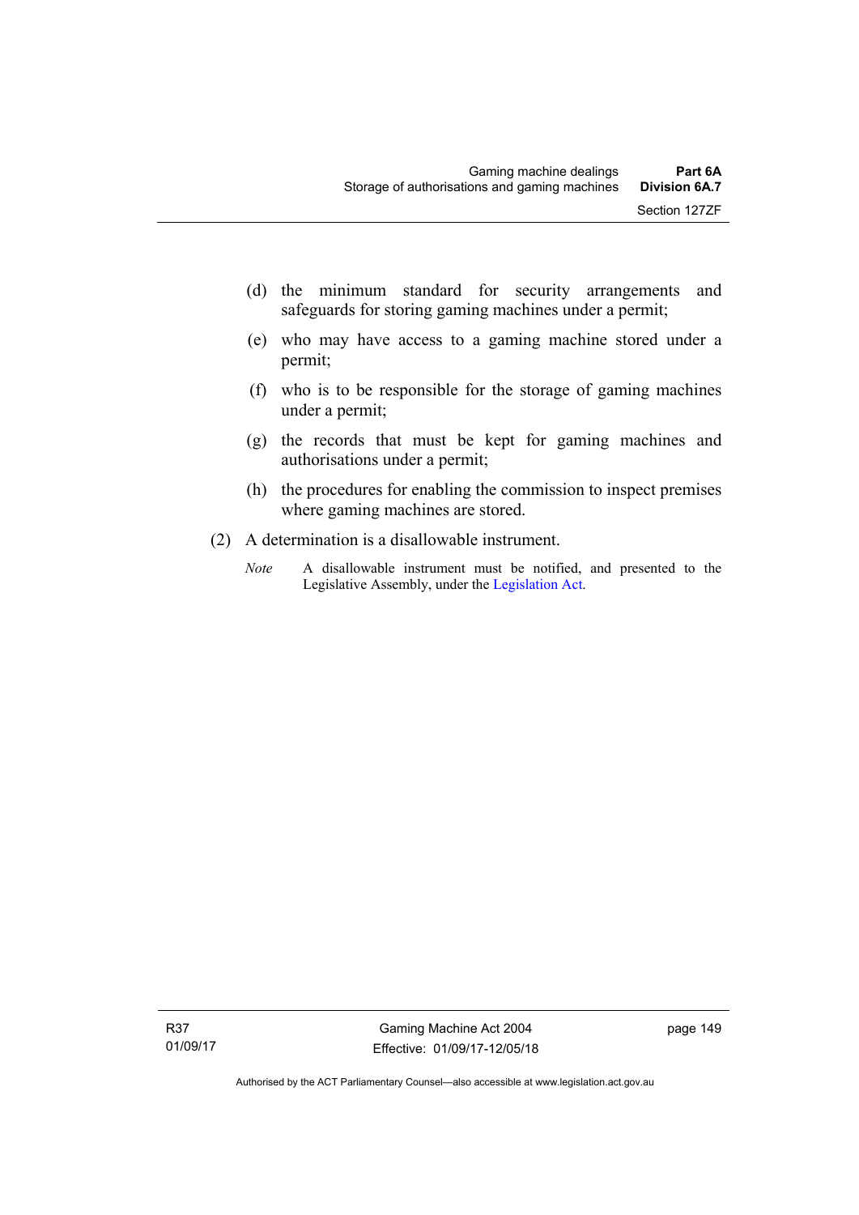(d) the minimum standard for security arrangements and safeguards for storing gaming machines under a permit;

(e) who may have access to a gaming machine stored under a permit;

(f) who is to be responsible for the storage of gaming machines under a permit;

(g) the records that must be kept for gaming machines and authorisations under a permit;

(h) the procedures for enabling the commission to inspect premises where gaming machines are stored.

(2) A determination is a disallowable instrument.

*Note* A disallowable instrument must be notified, and presented to the Legislative Assembly, under the Legislation Act.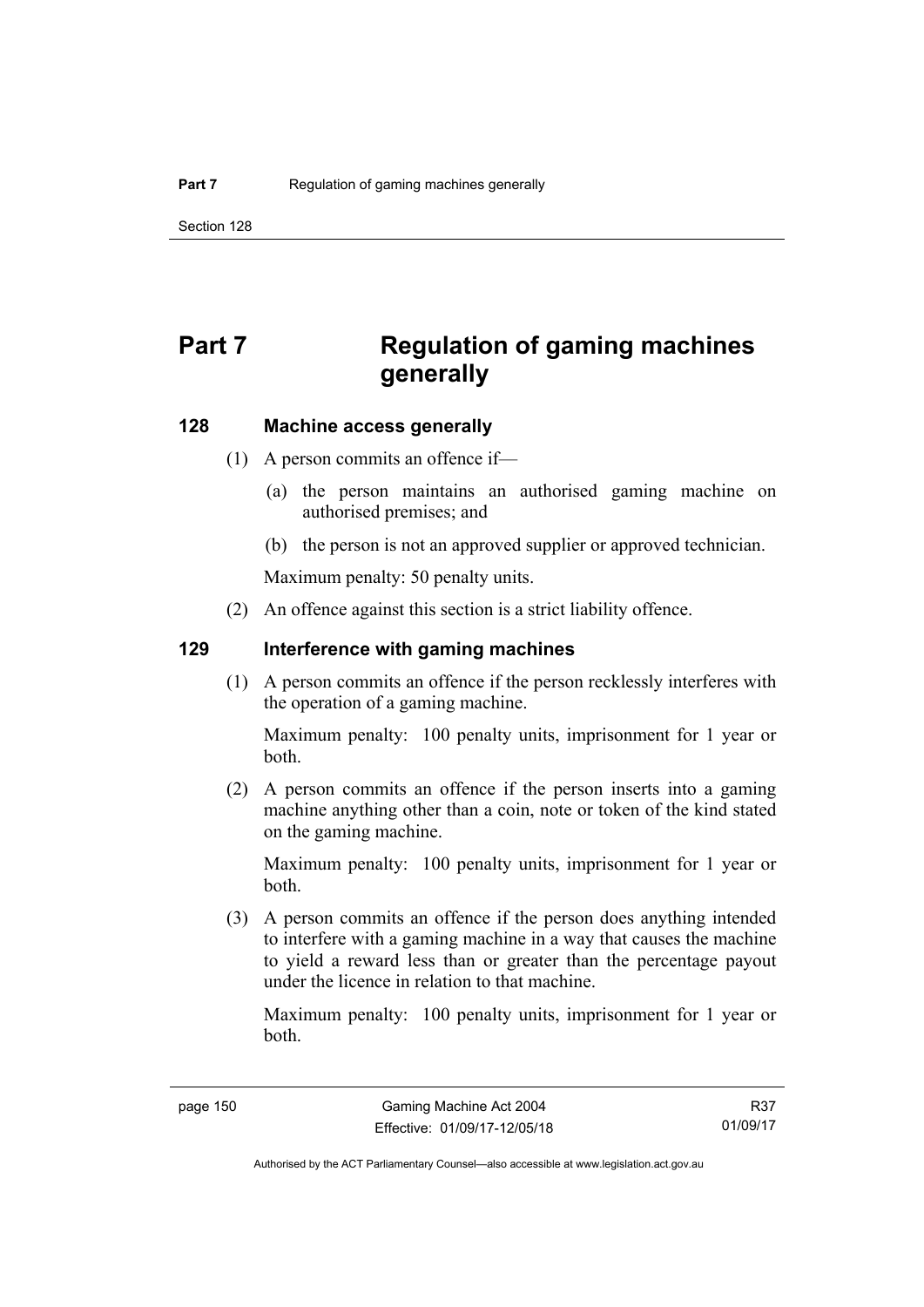# Part 7 Regulation of gaming machines generally

### 128 Machine access generally

(1) A person commits an offence if—

(a) the person maintains an authorised gaming machine on authorised premises; and

(b) the person is not an approved supplier or approved technician.

Maximum penalty: 50 penalty units.

(2) An offence against this section is a strict liability offence.

### 129 Interference with gaming machines

(1) A person commits an offence if the person recklessly interferes with the operation of a gaming machine.

Maximum penalty: 100 penalty units, imprisonment for 1 year or both.

(2) A person commits an offence if the person inserts into a gaming machine anything other than a coin, note or token of the kind stated on the gaming machine.

Maximum penalty: 100 penalty units, imprisonment for 1 year or both.

(3) A person commits an offence if the person does anything intended to interfere with a gaming machine in a way that causes the machine to yield a reward less than or greater than the percentage payout under the licence in relation to that machine.

Maximum penalty: 100 penalty units, imprisonment for 1 year or both.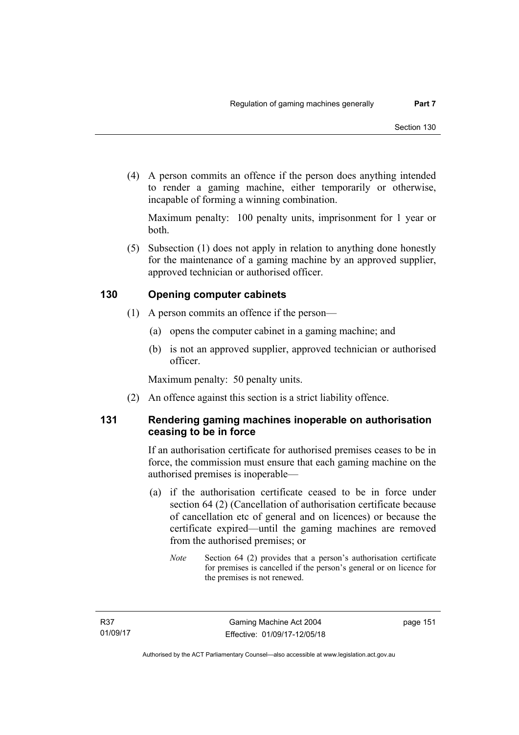(4) A person commits an offence if the person does anything intended to render a gaming machine, either temporarily or otherwise, incapable of forming a winning combination.

Maximum penalty: 100 penalty units, imprisonment for 1 year or both.

(5) Subsection (1) does not apply in relation to anything done honestly for the maintenance of a gaming machine by an approved supplier, approved technician or authorised officer.

## 130 Opening computer cabinets

(1) A person commits an offence if the person—

(a) opens the computer cabinet in a gaming machine; and

(b) is not an approved supplier, approved technician or authorised officer.

Maximum penalty: 50 penalty units.

(2) An offence against this section is a strict liability offence.

## 131 Rendering gaming machines inoperable on authorisation ceasing to be in force

If an authorisation certificate for authorised premises ceases to be in force, the commission must ensure that each gaming machine on the authorised premises is inoperable—

(a) if the authorisation certificate ceased to be in force under section 64 (2) (Cancellation of authorisation certificate because of cancellation etc of general and on licences) or because the certificate expired—until the gaming machines are removed from the authorised premises; or

*Note* Section 64 (2) provides that a person's authorisation certificate for premises is cancelled if the person's general or on licence for the premises is not renewed.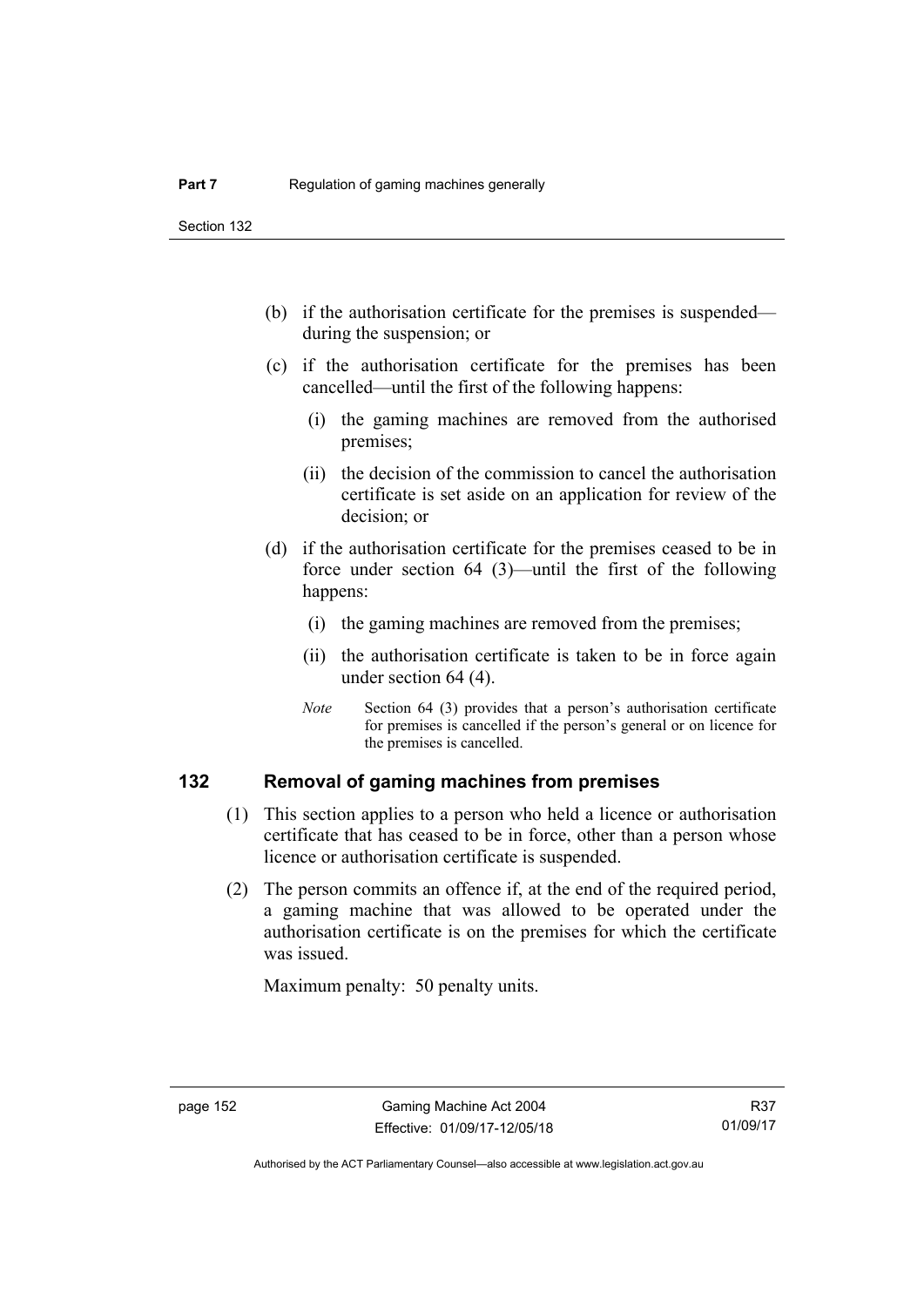(b) if the authorisation certificate for the premises is suspended—during the suspension; or

(c) if the authorisation certificate for the premises has been cancelled—until the first of the following happens:

   (i) the gaming machines are removed from the authorised premises;

   (ii) the decision of the commission to cancel the authorisation certificate is set aside on an application for review of the decision; or

(d) if the authorisation certificate for the premises ceased to be in force under section 64 (3)—until the first of the following happens:

   (i) the gaming machines are removed from the premises;

   (ii) the authorisation certificate is taken to be in force again under section 64 (4).

*Note* Section 64 (3) provides that a person's authorisation certificate for premises is cancelled if the person's general or on licence for the premises is cancelled.

## 132 Removal of gaming machines from premises

(1) This section applies to a person who held a licence or authorisation certificate that has ceased to be in force, other than a person whose licence or authorisation certificate is suspended.

(2) The person commits an offence if, at the end of the required period, a gaming machine that was allowed to be operated under the authorisation certificate is on the premises for which the certificate was issued.

Maximum penalty: 50 penalty units.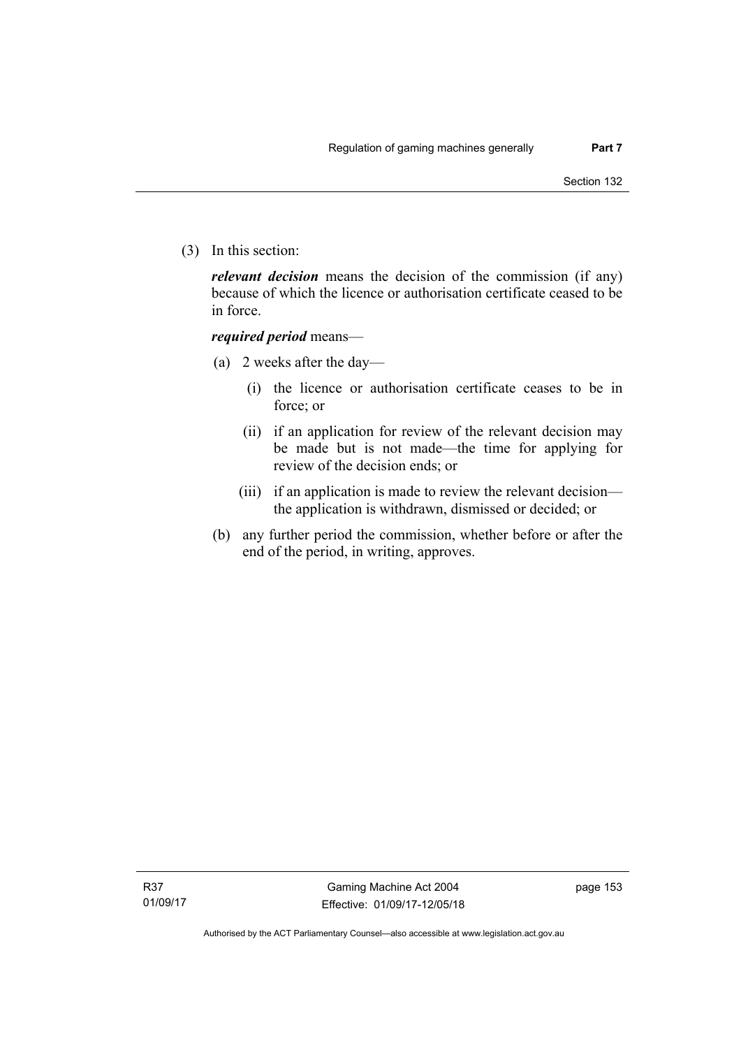(3) In this section:

***relevant decision*** means the decision of the commission (if any) because of which the licence or authorisation certificate ceased to be in force.

***required period*** means—

(a) 2 weeks after the day—

(i) the licence or authorisation certificate ceases to be in force; or

(ii) if an application for review of the relevant decision may be made but is not made—the time for applying for review of the decision ends; or

(iii) if an application is made to review the relevant decision—the application is withdrawn, dismissed or decided; or

(b) any further period the commission, whether before or after the end of the period, in writing, approves.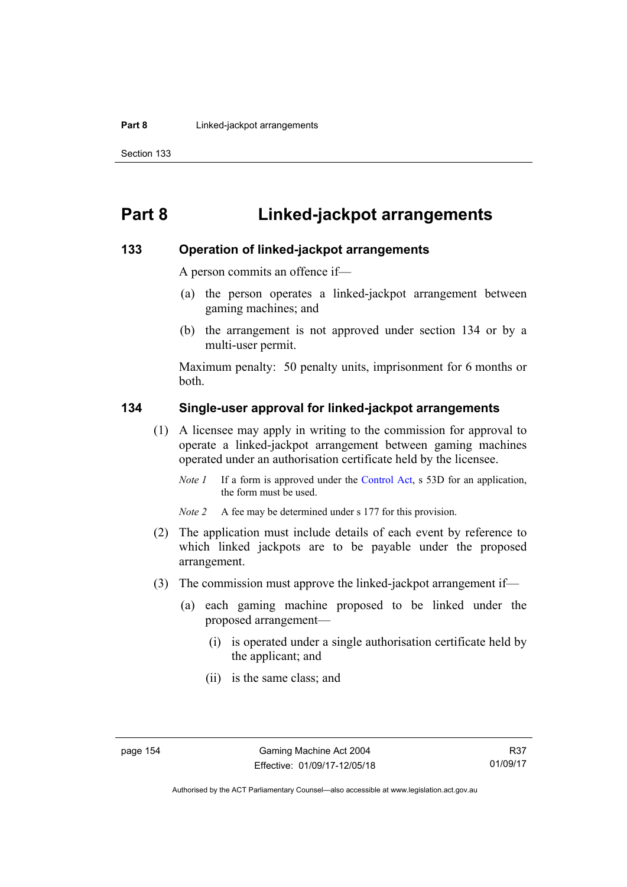# Part 8 Linked-jackpot arrangements

## 133 Operation of linked-jackpot arrangements

A person commits an offence if—

(a) the person operates a linked-jackpot arrangement between gaming machines; and

(b) the arrangement is not approved under section 134 or by a multi-user permit.

Maximum penalty: 50 penalty units, imprisonment for 6 months or both.

## 134 Single-user approval for linked-jackpot arrangements

(1) A licensee may apply in writing to the commission for approval to operate a linked-jackpot arrangement between gaming machines operated under an authorisation certificate held by the licensee.

*Note 1* If a form is approved under the Control Act, s 53D for an application, the form must be used.

*Note 2* A fee may be determined under s 177 for this provision.

(2) The application must include details of each event by reference to which linked jackpots are to be payable under the proposed arrangement.

(3) The commission must approve the linked-jackpot arrangement if—

(a) each gaming machine proposed to be linked under the proposed arrangement—

(i) is operated under a single authorisation certificate held by the applicant; and

(ii) is the same class; and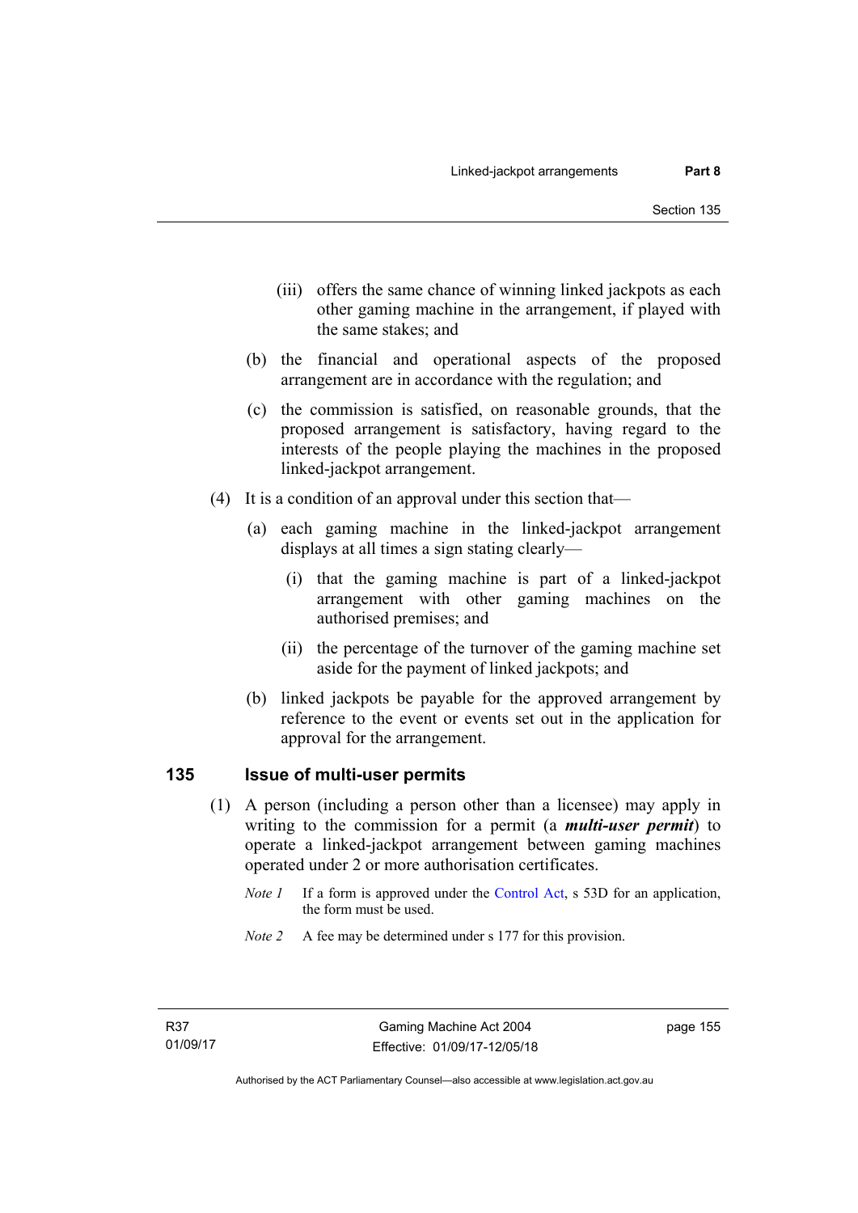(iii) offers the same chance of winning linked jackpots as each other gaming machine in the arrangement, if played with the same stakes; and

(b) the financial and operational aspects of the proposed arrangement are in accordance with the regulation; and

(c) the commission is satisfied, on reasonable grounds, that the proposed arrangement is satisfactory, having regard to the interests of the people playing the machines in the proposed linked-jackpot arrangement.

(4) It is a condition of an approval under this section that—

(a) each gaming machine in the linked-jackpot arrangement displays at all times a sign stating clearly—

(i) that the gaming machine is part of a linked-jackpot arrangement with other gaming machines on the authorised premises; and

(ii) the percentage of the turnover of the gaming machine set aside for the payment of linked jackpots; and

(b) linked jackpots be payable for the approved arrangement by reference to the event or events set out in the application for approval for the arrangement.

## 135 Issue of multi-user permits

(1) A person (including a person other than a licensee) may apply in writing to the commission for a permit (a ***multi-user permit***) to operate a linked-jackpot arrangement between gaming machines operated under 2 or more authorisation certificates.

*Note 1* If a form is approved under the Control Act, s 53D for an application, the form must be used.

*Note 2* A fee may be determined under s 177 for this provision.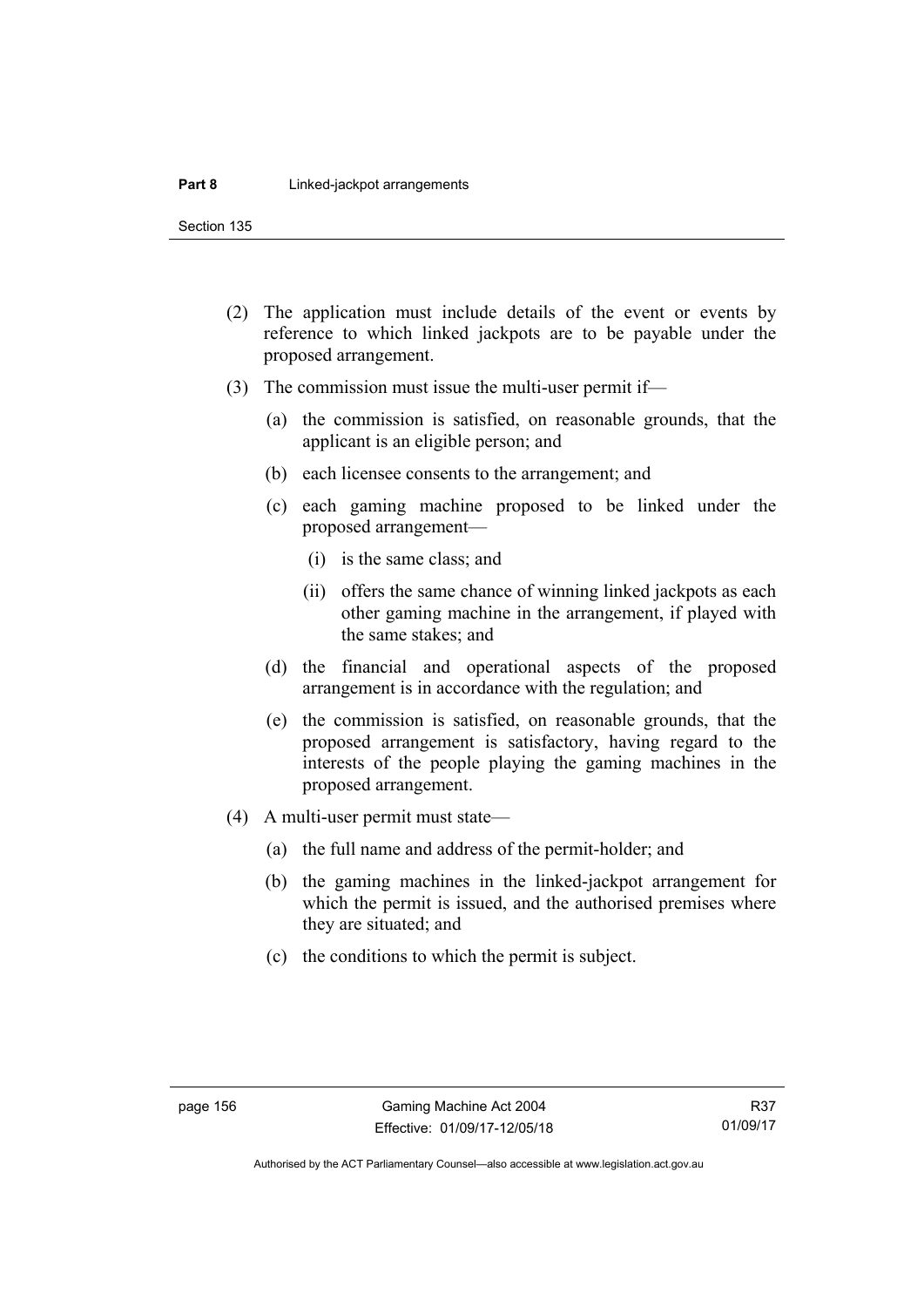(2) The application must include details of the event or events by reference to which linked jackpots are to be payable under the proposed arrangement.

(3) The commission must issue the multi-user permit if—

(a) the commission is satisfied, on reasonable grounds, that the applicant is an eligible person; and

(b) each licensee consents to the arrangement; and

(c) each gaming machine proposed to be linked under the proposed arrangement—

(i) is the same class; and

(ii) offers the same chance of winning linked jackpots as each other gaming machine in the arrangement, if played with the same stakes; and

(d) the financial and operational aspects of the proposed arrangement is in accordance with the regulation; and

(e) the commission is satisfied, on reasonable grounds, that the proposed arrangement is satisfactory, having regard to the interests of the people playing the gaming machines in the proposed arrangement.

(4) A multi-user permit must state—

(a) the full name and address of the permit-holder; and

(b) the gaming machines in the linked-jackpot arrangement for which the permit is issued, and the authorised premises where they are situated; and

(c) the conditions to which the permit is subject.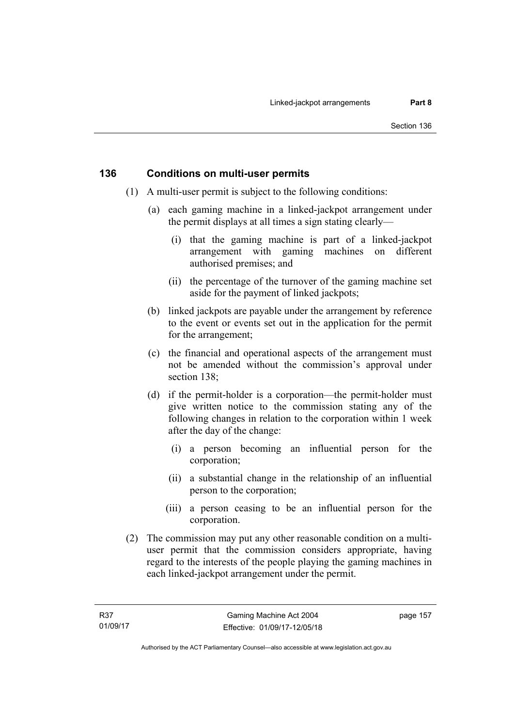## 136 Conditions on multi-user permits

(1) A multi-user permit is subject to the following conditions:

(a) each gaming machine in a linked-jackpot arrangement under the permit displays at all times a sign stating clearly—

(i) that the gaming machine is part of a linked-jackpot arrangement with gaming machines on different authorised premises; and

(ii) the percentage of the turnover of the gaming machine set aside for the payment of linked jackpots;

(b) linked jackpots are payable under the arrangement by reference to the event or events set out in the application for the permit for the arrangement;

(c) the financial and operational aspects of the arrangement must not be amended without the commission's approval under section 138;

(d) if the permit-holder is a corporation—the permit-holder must give written notice to the commission stating any of the following changes in relation to the corporation within 1 week after the day of the change:

(i) a person becoming an influential person for the corporation;

(ii) a substantial change in the relationship of an influential person to the corporation;

(iii) a person ceasing to be an influential person for the corporation.

(2) The commission may put any other reasonable condition on a multi-user permit that the commission considers appropriate, having regard to the interests of the people playing the gaming machines in each linked-jackpot arrangement under the permit.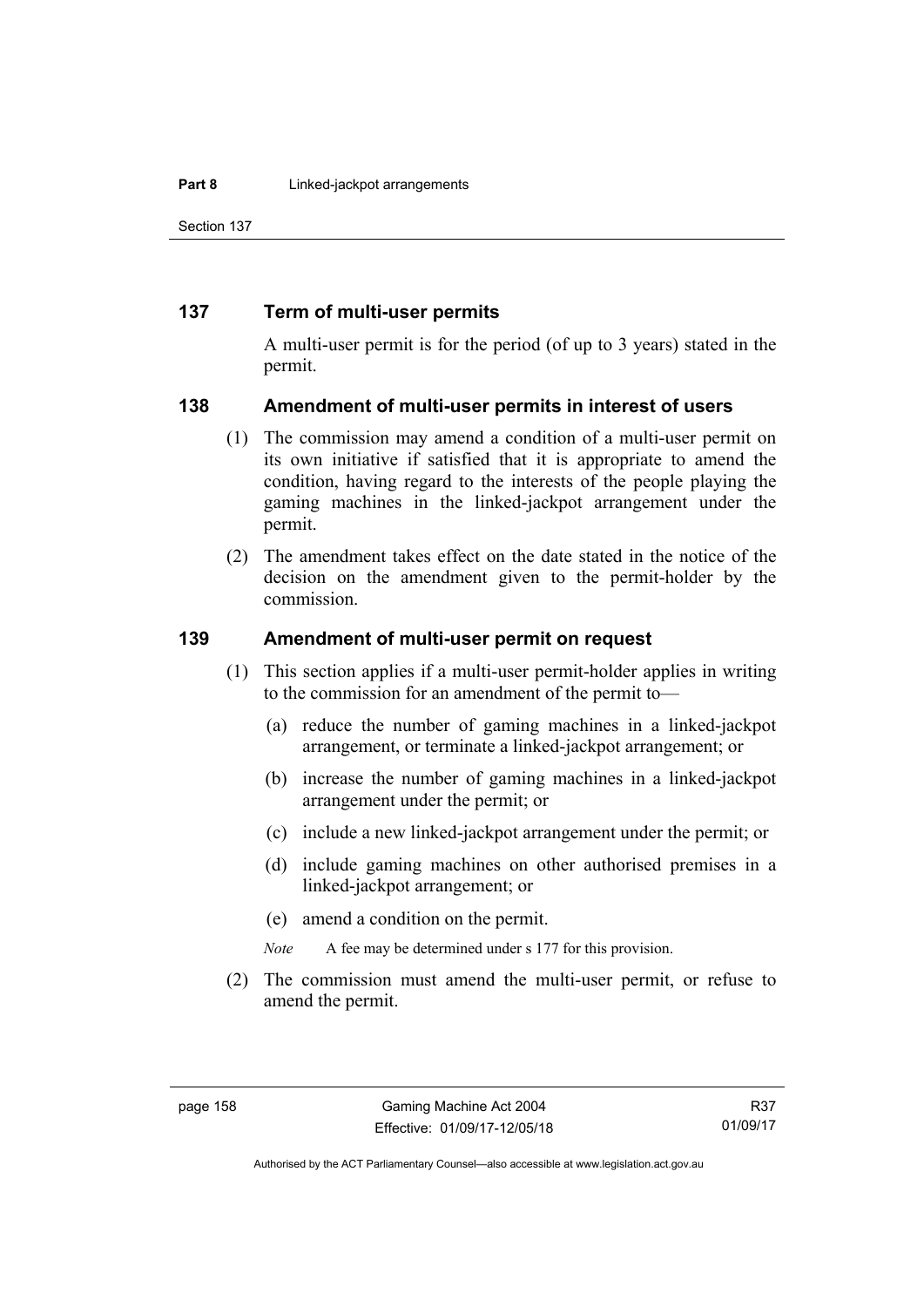## 137 Term of multi-user permits

A multi-user permit is for the period (of up to 3 years) stated in the permit.

## 138 Amendment of multi-user permits in interest of users

(1) The commission may amend a condition of a multi-user permit on its own initiative if satisfied that it is appropriate to amend the condition, having regard to the interests of the people playing the gaming machines in the linked-jackpot arrangement under the permit.

(2) The amendment takes effect on the date stated in the notice of the decision on the amendment given to the permit-holder by the commission.

## 139 Amendment of multi-user permit on request

(1) This section applies if a multi-user permit-holder applies in writing to the commission for an amendment of the permit to—

(a) reduce the number of gaming machines in a linked-jackpot arrangement, or terminate a linked-jackpot arrangement; or

(b) increase the number of gaming machines in a linked-jackpot arrangement under the permit; or

(c) include a new linked-jackpot arrangement under the permit; or

(d) include gaming machines on other authorised premises in a linked-jackpot arrangement; or

(e) amend a condition on the permit.

*Note* A fee may be determined under s 177 for this provision.

(2) The commission must amend the multi-user permit, or refuse to amend the permit.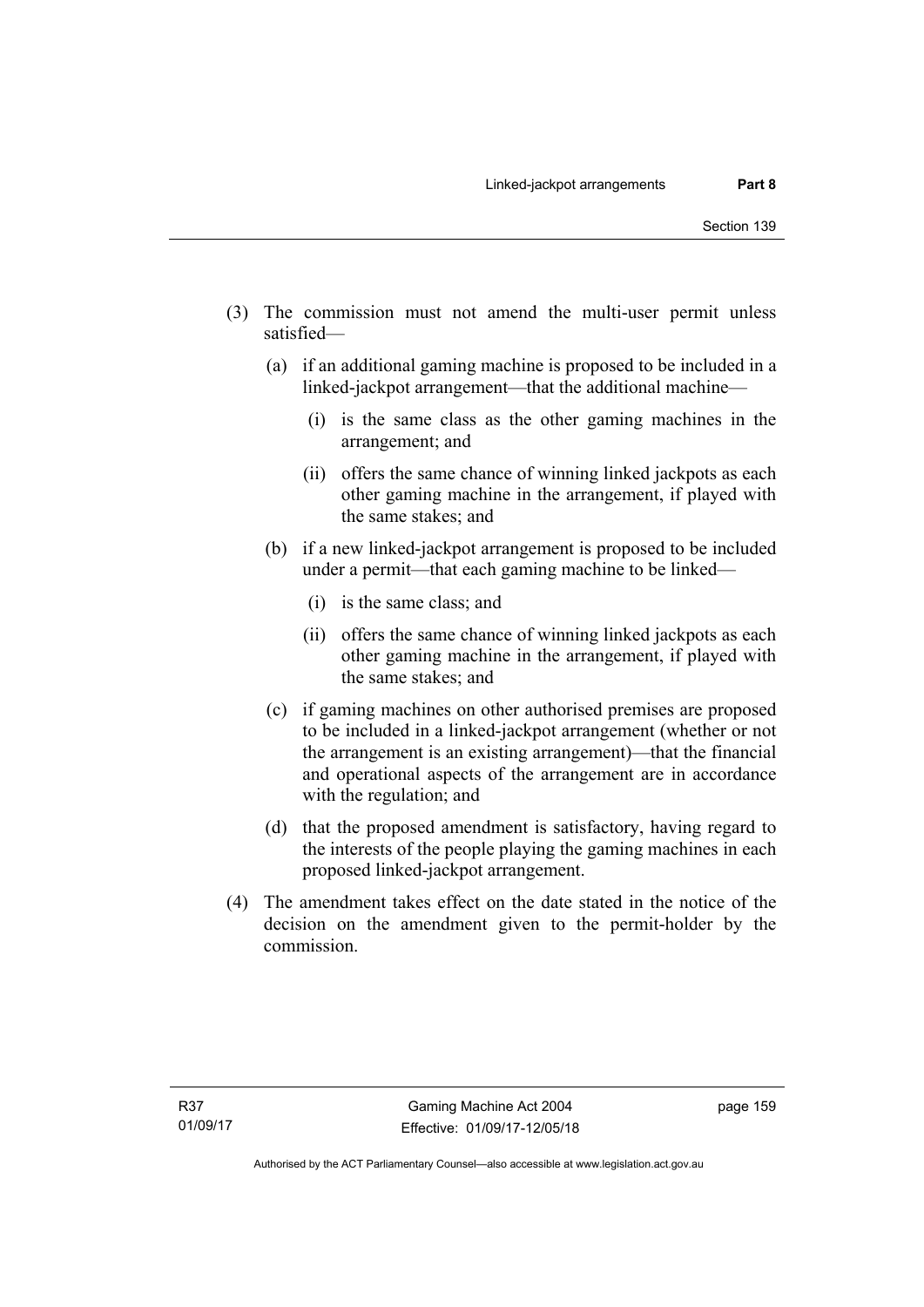(3) The commission must not amend the multi-user permit unless satisfied—

(a) if an additional gaming machine is proposed to be included in a linked-jackpot arrangement—that the additional machine—

(i) is the same class as the other gaming machines in the arrangement; and

(ii) offers the same chance of winning linked jackpots as each other gaming machine in the arrangement, if played with the same stakes; and

(b) if a new linked-jackpot arrangement is proposed to be included under a permit—that each gaming machine to be linked—

(i) is the same class; and

(ii) offers the same chance of winning linked jackpots as each other gaming machine in the arrangement, if played with the same stakes; and

(c) if gaming machines on other authorised premises are proposed to be included in a linked-jackpot arrangement (whether or not the arrangement is an existing arrangement)—that the financial and operational aspects of the arrangement are in accordance with the regulation; and

(d) that the proposed amendment is satisfactory, having regard to the interests of the people playing the gaming machines in each proposed linked-jackpot arrangement.

(4) The amendment takes effect on the date stated in the notice of the decision on the amendment given to the permit-holder by the commission.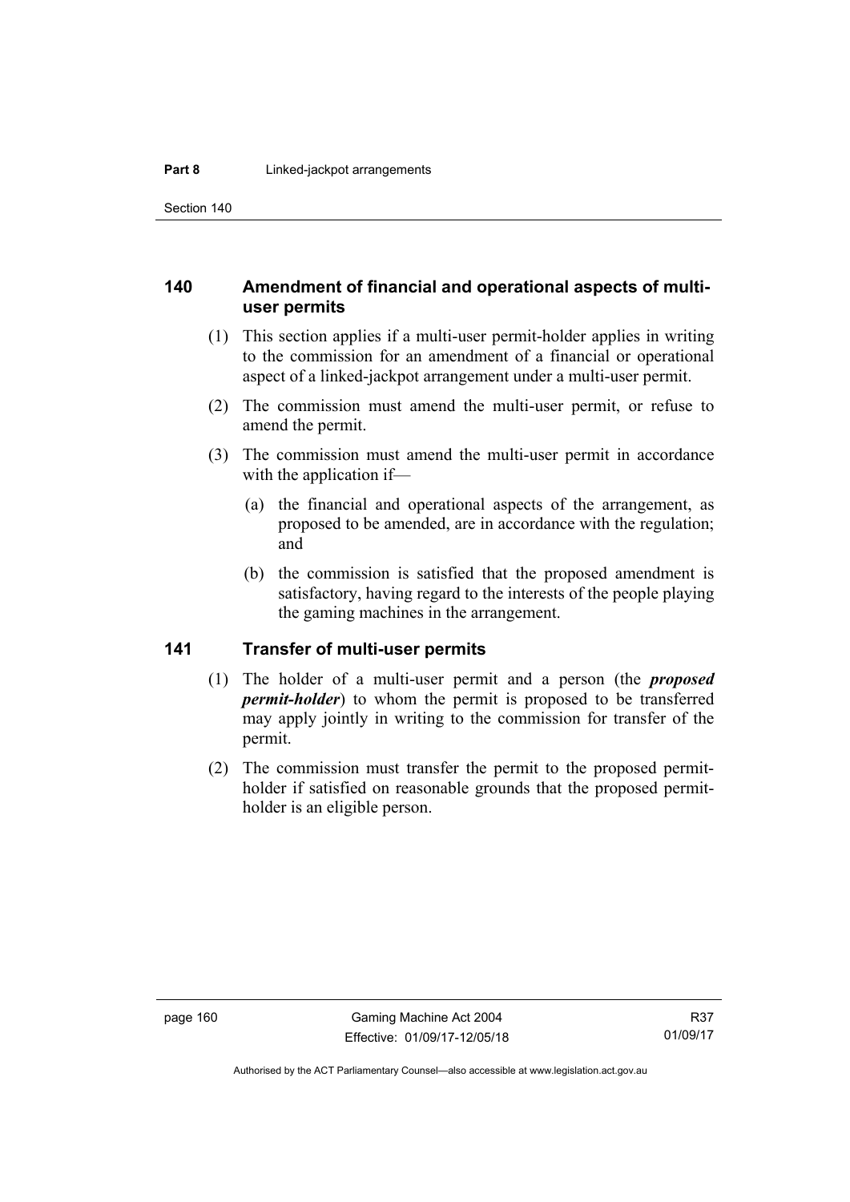## 140 Amendment of financial and operational aspects of multi-user permits

(1) This section applies if a multi-user permit-holder applies in writing to the commission for an amendment of a financial or operational aspect of a linked-jackpot arrangement under a multi-user permit.

(2) The commission must amend the multi-user permit, or refuse to amend the permit.

(3) The commission must amend the multi-user permit in accordance with the application if—

(a) the financial and operational aspects of the arrangement, as proposed to be amended, are in accordance with the regulation; and

(b) the commission is satisfied that the proposed amendment is satisfactory, having regard to the interests of the people playing the gaming machines in the arrangement.

## 141 Transfer of multi-user permits

(1) The holder of a multi-user permit and a person (the ***proposed permit-holder***) to whom the permit is proposed to be transferred may apply jointly in writing to the commission for transfer of the permit.

(2) The commission must transfer the permit to the proposed permit-holder if satisfied on reasonable grounds that the proposed permit-holder is an eligible person.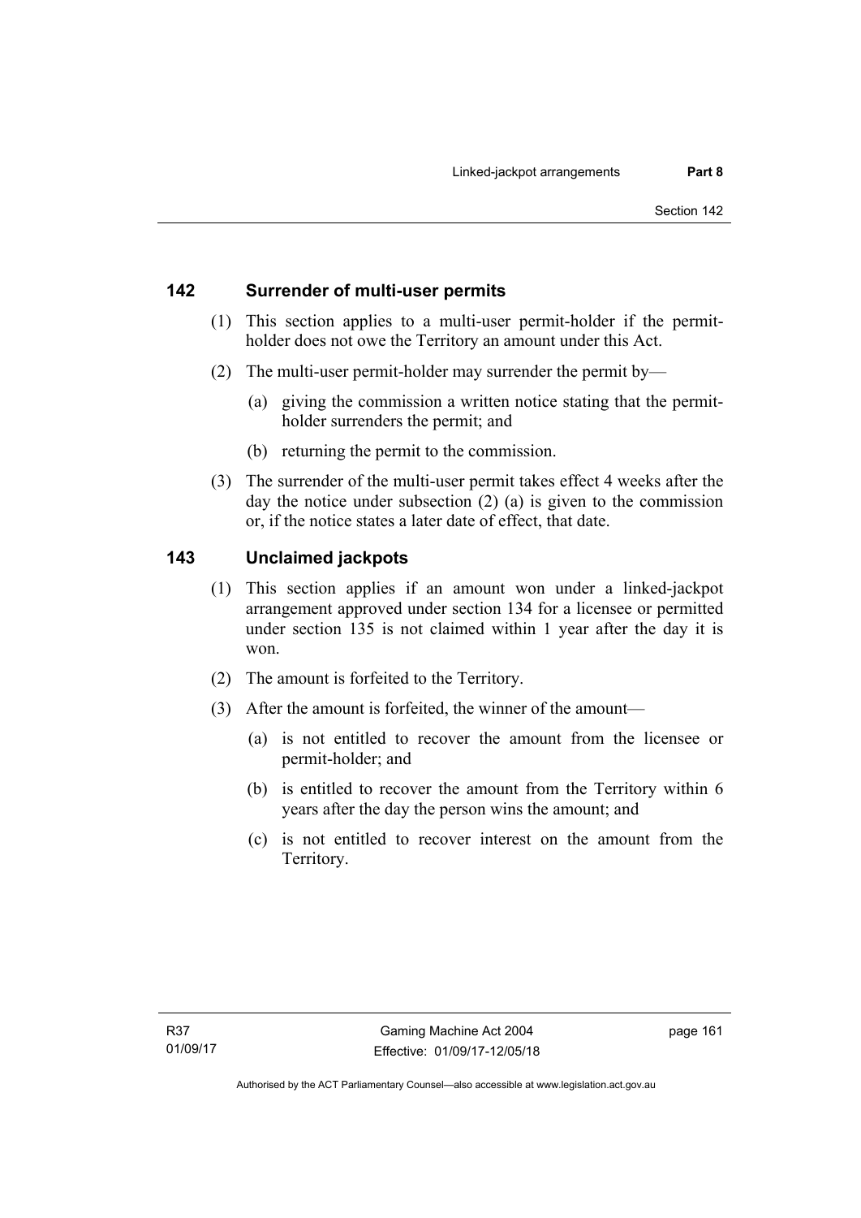## 142 Surrender of multi-user permits

(1) This section applies to a multi-user permit-holder if the permit-holder does not owe the Territory an amount under this Act.

(2) The multi-user permit-holder may surrender the permit by—

(a) giving the commission a written notice stating that the permit-holder surrenders the permit; and

(b) returning the permit to the commission.

(3) The surrender of the multi-user permit takes effect 4 weeks after the day the notice under subsection (2) (a) is given to the commission or, if the notice states a later date of effect, that date.

## 143 Unclaimed jackpots

(1) This section applies if an amount won under a linked-jackpot arrangement approved under section 134 for a licensee or permitted under section 135 is not claimed within 1 year after the day it is won.

(2) The amount is forfeited to the Territory.

(3) After the amount is forfeited, the winner of the amount—

(a) is not entitled to recover the amount from the licensee or permit-holder; and

(b) is entitled to recover the amount from the Territory within 6 years after the day the person wins the amount; and

(c) is not entitled to recover interest on the amount from the Territory.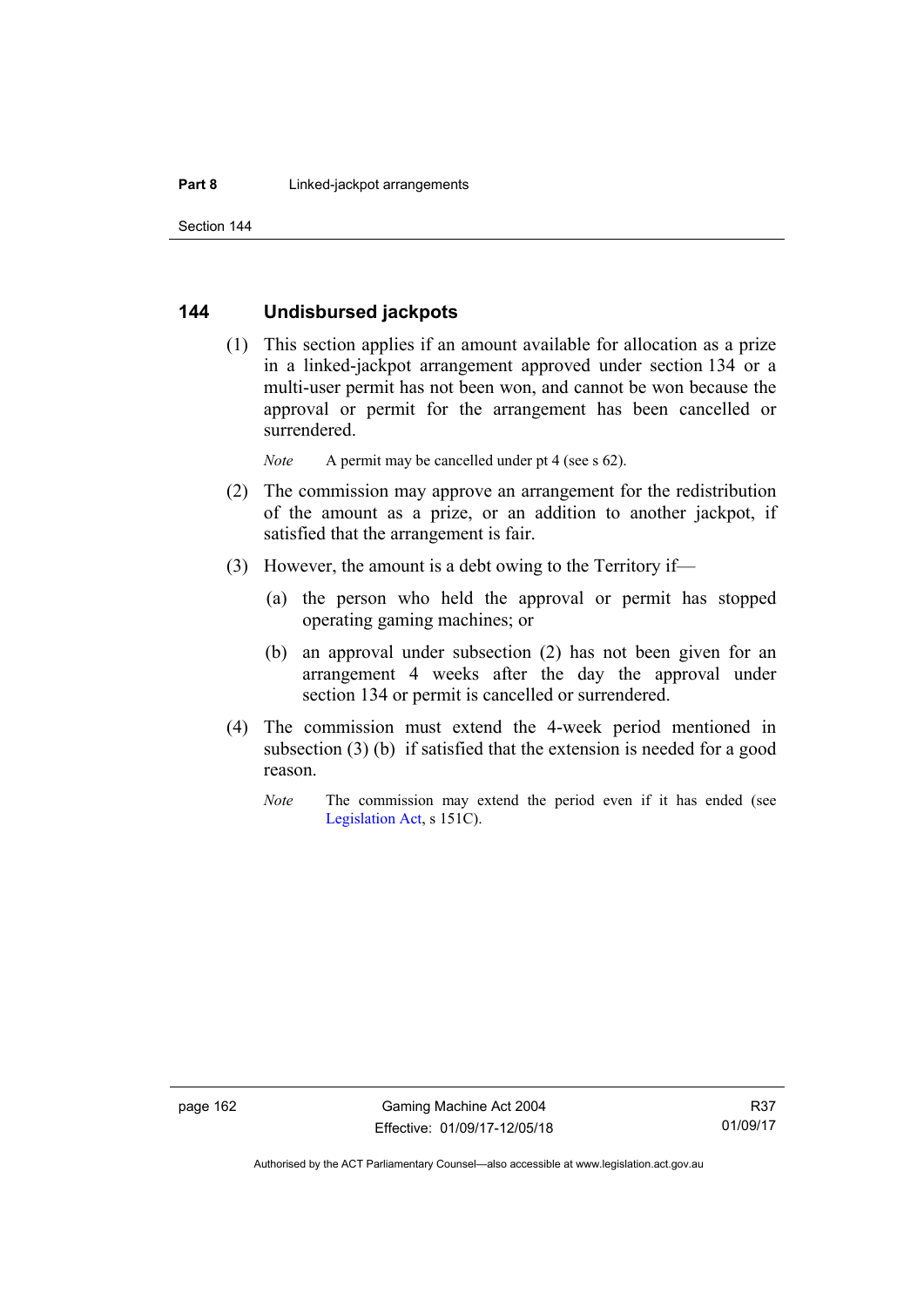## 144 Undisbursed jackpots

(1) This section applies if an amount available for allocation as a prize in a linked-jackpot arrangement approved under section 134 or a multi-user permit has not been won, and cannot be won because the approval or permit for the arrangement has been cancelled or surrendered.

*Note* A permit may be cancelled under pt 4 (see s 62).

(2) The commission may approve an arrangement for the redistribution of the amount as a prize, or an addition to another jackpot, if satisfied that the arrangement is fair.

(3) However, the amount is a debt owing to the Territory if—

(a) the person who held the approval or permit has stopped operating gaming machines; or

(b) an approval under subsection (2) has not been given for an arrangement 4 weeks after the day the approval under section 134 or permit is cancelled or surrendered.

(4) The commission must extend the 4-week period mentioned in subsection (3) (b) if satisfied that the extension is needed for a good reason.

*Note* The commission may extend the period even if it has ended (see Legislation Act, s 151C).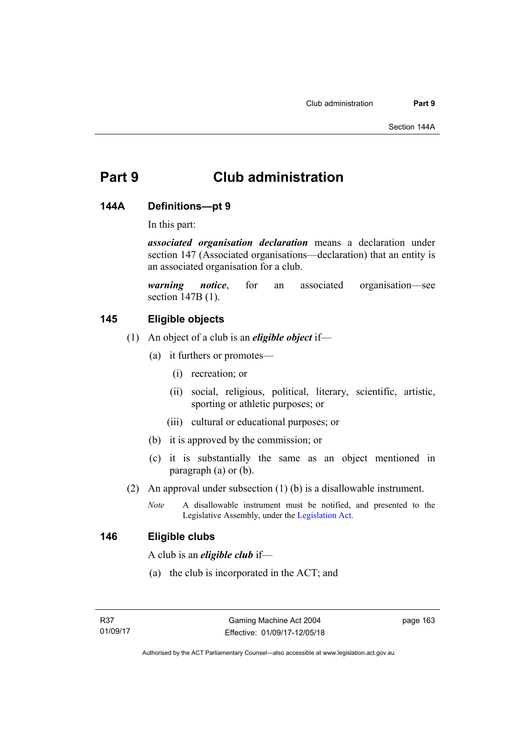# Part 9 Club administration

## 144A Definitions—pt 9

In this part:

***associated organisation declaration*** means a declaration under section 147 (Associated organisations—declaration) that an entity is an associated organisation for a club.

***warning notice***, for an associated organisation—see section 147B (1).

## 145 Eligible objects

(1) An object of a club is an ***eligible object*** if—

(a) it furthers or promotes—

(i) recreation; or

(ii) social, religious, political, literary, scientific, artistic, sporting or athletic purposes; or

(iii) cultural or educational purposes; or

(b) it is approved by the commission; or

(c) it is substantially the same as an object mentioned in paragraph (a) or (b).

(2) An approval under subsection (1) (b) is a disallowable instrument.

*Note* A disallowable instrument must be notified, and presented to the Legislative Assembly, under the Legislation Act.

## 146 Eligible clubs

A club is an ***eligible club*** if—

(a) the club is incorporated in the ACT; and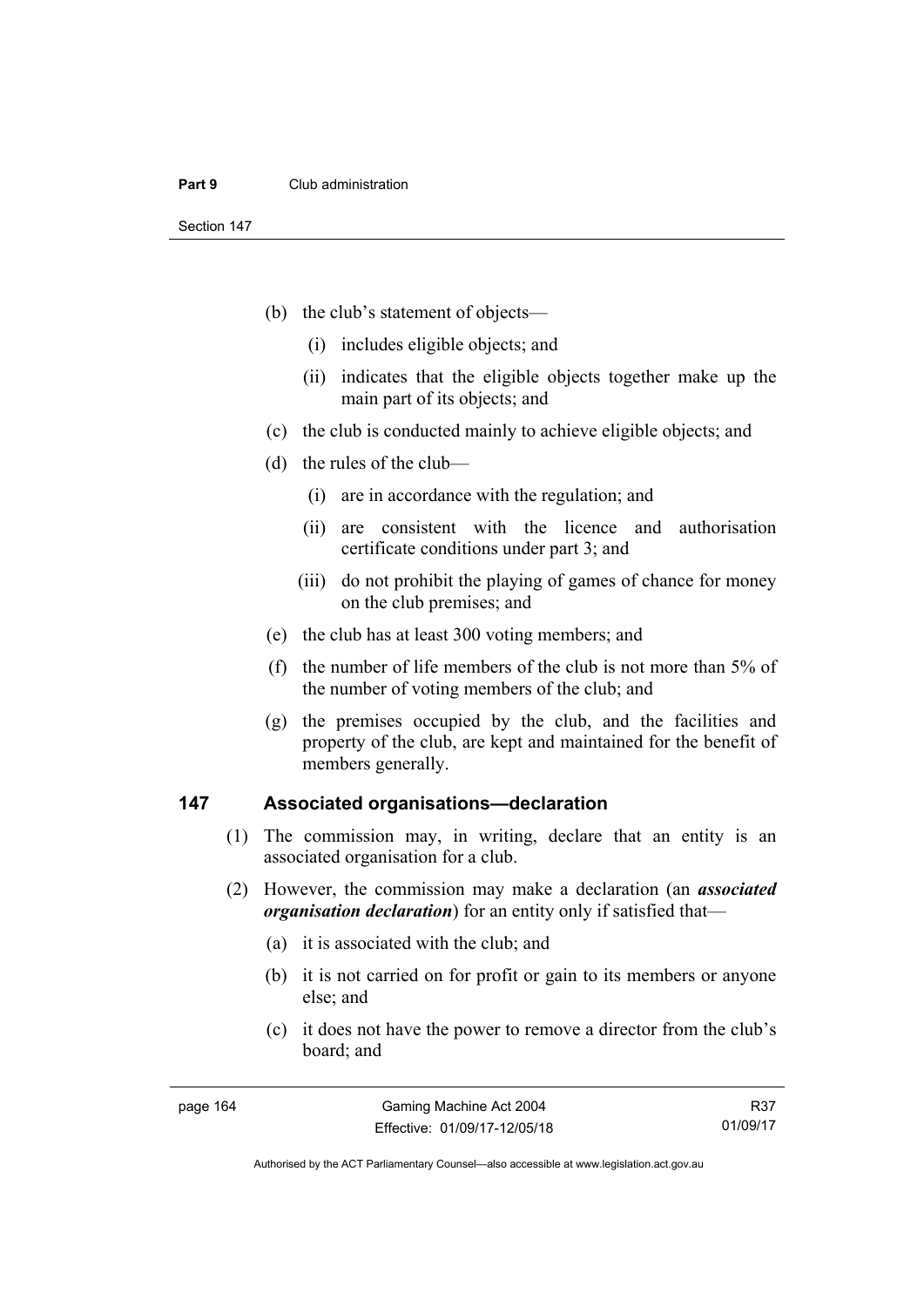(b) the club's statement of objects—

   (i) includes eligible objects; and

   (ii) indicates that the eligible objects together make up the main part of its objects; and

(c) the club is conducted mainly to achieve eligible objects; and

(d) the rules of the club—

   (i) are in accordance with the regulation; and

   (ii) are consistent with the licence and authorisation certificate conditions under part 3; and

   (iii) do not prohibit the playing of games of chance for money on the club premises; and

(e) the club has at least 300 voting members; and

(f) the number of life members of the club is not more than 5% of the number of voting members of the club; and

(g) the premises occupied by the club, and the facilities and property of the club, are kept and maintained for the benefit of members generally.

## 147 Associated organisations—declaration

(1) The commission may, in writing, declare that an entity is an associated organisation for a club.

(2) However, the commission may make a declaration (an ***associated organisation declaration***) for an entity only if satisfied that—

   (a) it is associated with the club; and

   (b) it is not carried on for profit or gain to its members or anyone else; and

   (c) it does not have the power to remove a director from the club's board; and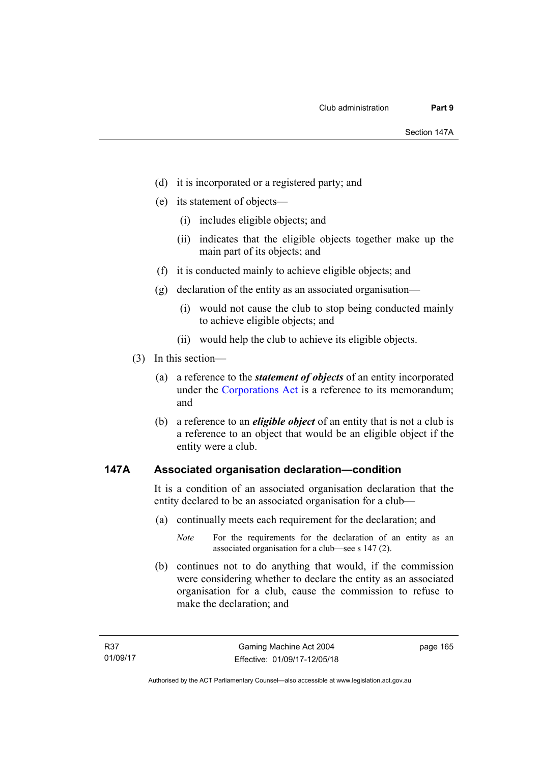(d) it is incorporated or a registered party; and

(e) its statement of objects—

  (i) includes eligible objects; and

  (ii) indicates that the eligible objects together make up the main part of its objects; and

(f) it is conducted mainly to achieve eligible objects; and

(g) declaration of the entity as an associated organisation—

  (i) would not cause the club to stop being conducted mainly to achieve eligible objects; and

  (ii) would help the club to achieve its eligible objects.

(3) In this section—

(a) a reference to the ***statement of objects*** of an entity incorporated under the Corporations Act is a reference to its memorandum; and

(b) a reference to an ***eligible object*** of an entity that is not a club is a reference to an object that would be an eligible object if the entity were a club.

## 147A Associated organisation declaration—condition

It is a condition of an associated organisation declaration that the entity declared to be an associated organisation for a club—

(a) continually meets each requirement for the declaration; and

*Note* For the requirements for the declaration of an entity as an associated organisation for a club—see s 147 (2).

(b) continues not to do anything that would, if the commission were considering whether to declare the entity as an associated organisation for a club, cause the commission to refuse to make the declaration; and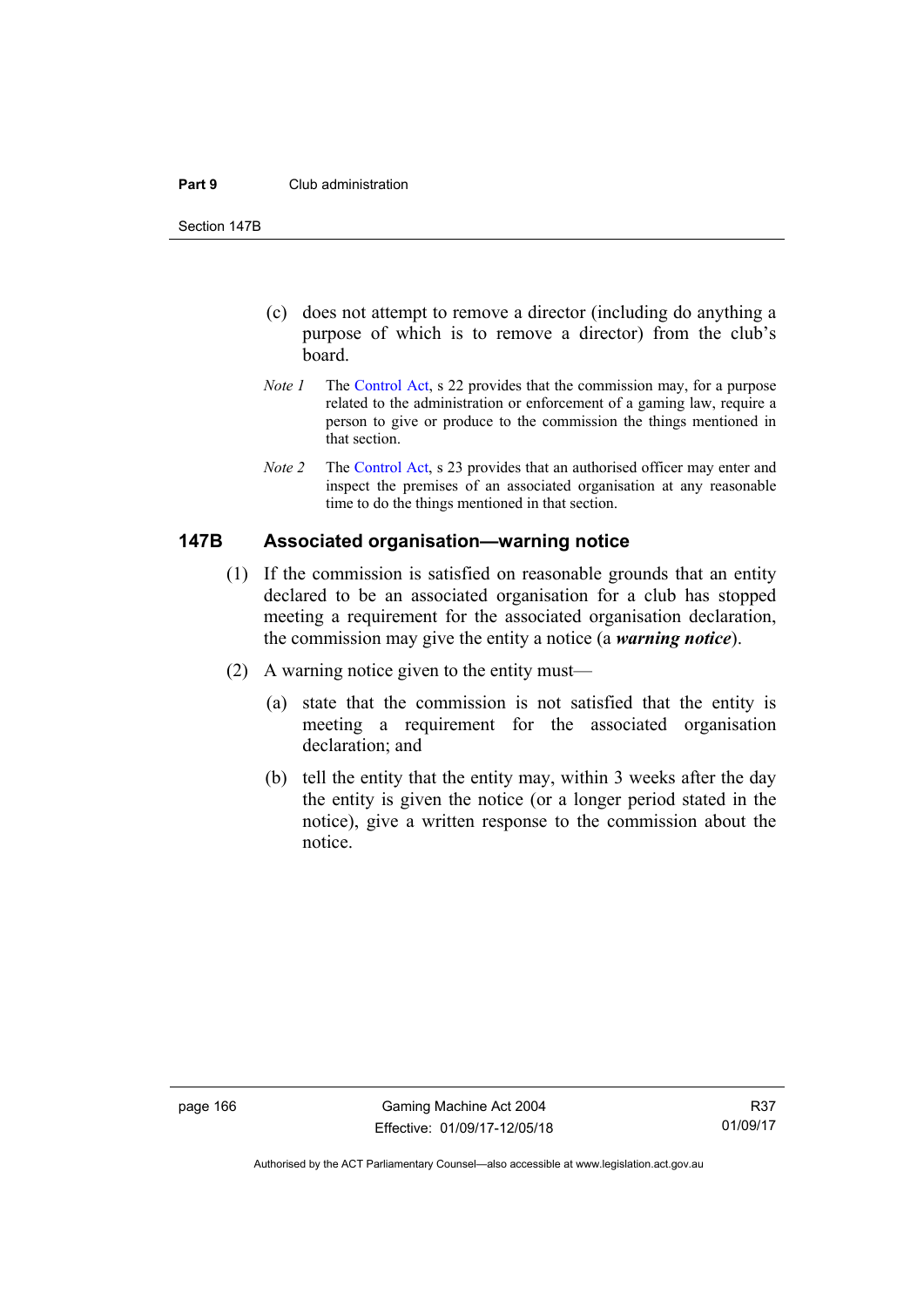(c) does not attempt to remove a director (including do anything a purpose of which is to remove a director) from the club's board.

*Note 1* The Control Act, s 22 provides that the commission may, for a purpose related to the administration or enforcement of a gaming law, require a person to give or produce to the commission the things mentioned in that section.

*Note 2* The Control Act, s 23 provides that an authorised officer may enter and inspect the premises of an associated organisation at any reasonable time to do the things mentioned in that section.

## 147B Associated organisation—warning notice

(1) If the commission is satisfied on reasonable grounds that an entity declared to be an associated organisation for a club has stopped meeting a requirement for the associated organisation declaration, the commission may give the entity a notice (a ***warning notice***).

(2) A warning notice given to the entity must—

(a) state that the commission is not satisfied that the entity is meeting a requirement for the associated organisation declaration; and

(b) tell the entity that the entity may, within 3 weeks after the day the entity is given the notice (or a longer period stated in the notice), give a written response to the commission about the notice.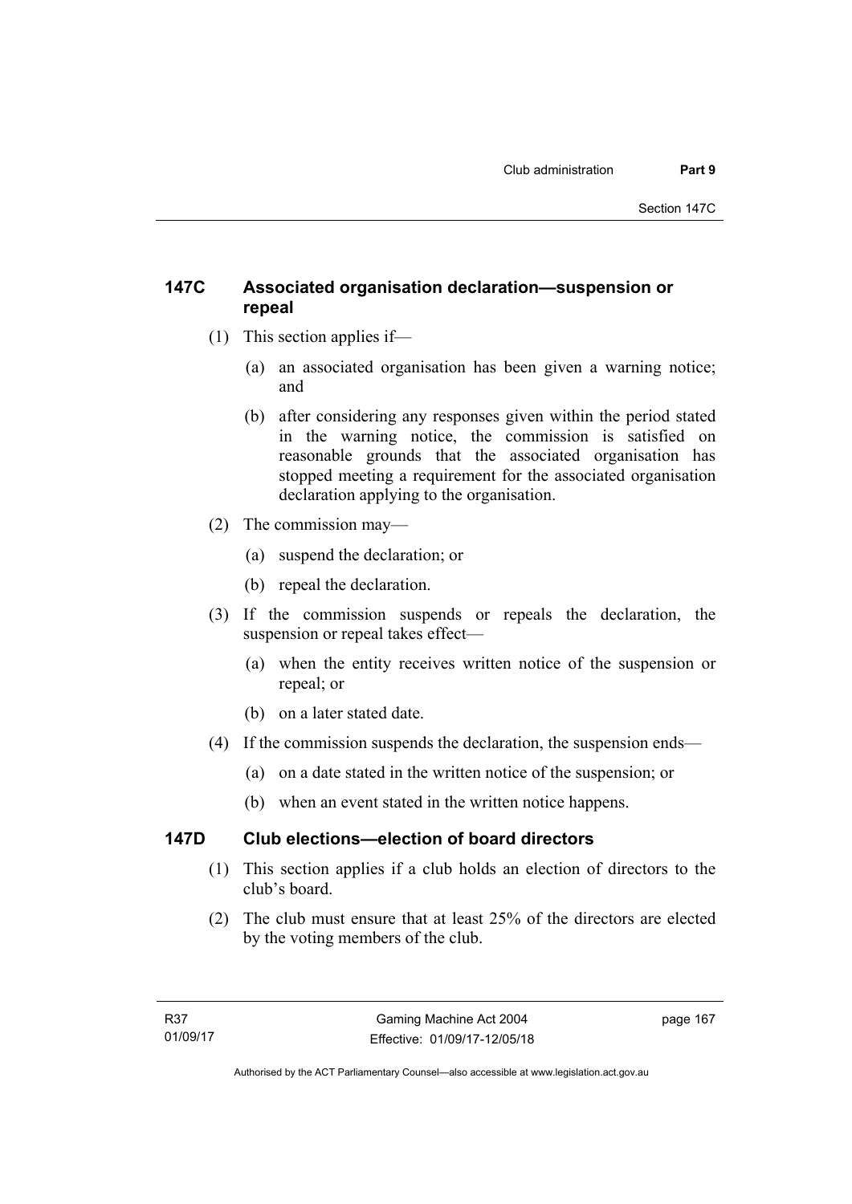## 147C Associated organisation declaration—suspension or repeal

(1) This section applies if—

(a) an associated organisation has been given a warning notice; and

(b) after considering any responses given within the period stated in the warning notice, the commission is satisfied on reasonable grounds that the associated organisation has stopped meeting a requirement for the associated organisation declaration applying to the organisation.

(2) The commission may—

(a) suspend the declaration; or

(b) repeal the declaration.

(3) If the commission suspends or repeals the declaration, the suspension or repeal takes effect—

(a) when the entity receives written notice of the suspension or repeal; or

(b) on a later stated date.

(4) If the commission suspends the declaration, the suspension ends—

(a) on a date stated in the written notice of the suspension; or

(b) when an event stated in the written notice happens.

## 147D Club elections—election of board directors

(1) This section applies if a club holds an election of directors to the club's board.

(2) The club must ensure that at least 25% of the directors are elected by the voting members of the club.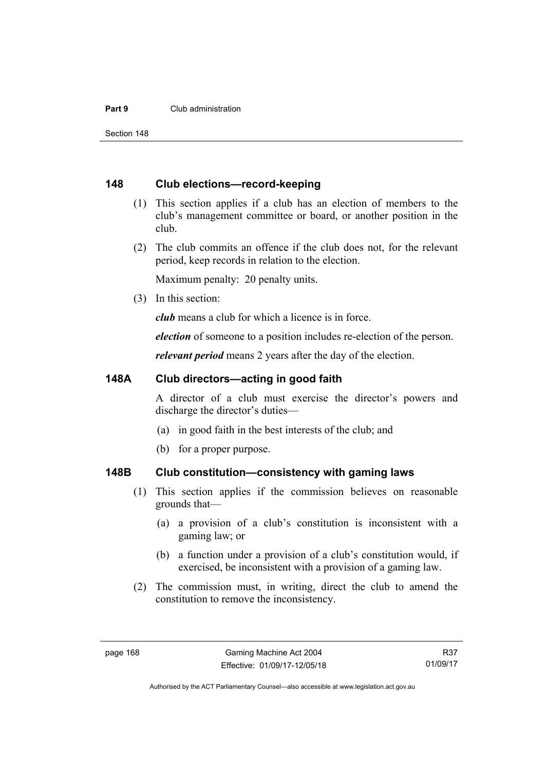### 148 Club elections—record-keeping

(1) This section applies if a club has an election of members to the club's management committee or board, or another position in the club.

(2) The club commits an offence if the club does not, for the relevant period, keep records in relation to the election.

Maximum penalty: 20 penalty units.

(3) In this section:

***club*** means a club for which a licence is in force.

***election*** of someone to a position includes re-election of the person.

***relevant period*** means 2 years after the day of the election.

### 148A Club directors—acting in good faith

A director of a club must exercise the director's powers and discharge the director's duties—

(a) in good faith in the best interests of the club; and

(b) for a proper purpose.

### 148B Club constitution—consistency with gaming laws

(1) This section applies if the commission believes on reasonable grounds that—

(a) a provision of a club's constitution is inconsistent with a gaming law; or

(b) a function under a provision of a club's constitution would, if exercised, be inconsistent with a provision of a gaming law.

(2) The commission must, in writing, direct the club to amend the constitution to remove the inconsistency.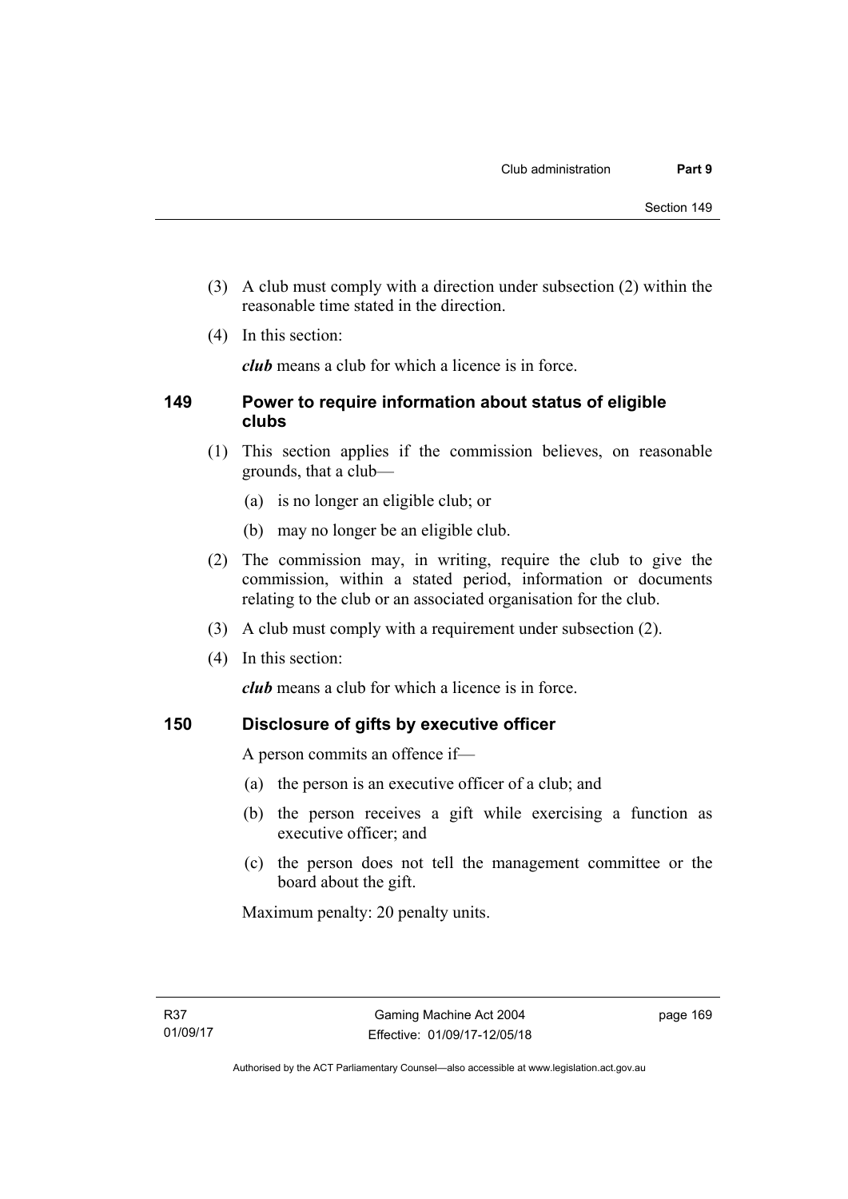(3) A club must comply with a direction under subsection (2) within the reasonable time stated in the direction.

(4) In this section:

***club*** means a club for which a licence is in force.

## 149 Power to require information about status of eligible clubs

(1) This section applies if the commission believes, on reasonable grounds, that a club—

(a) is no longer an eligible club; or

(b) may no longer be an eligible club.

(2) The commission may, in writing, require the club to give the commission, within a stated period, information or documents relating to the club or an associated organisation for the club.

(3) A club must comply with a requirement under subsection (2).

(4) In this section:

***club*** means a club for which a licence is in force.

## 150 Disclosure of gifts by executive officer

A person commits an offence if—

(a) the person is an executive officer of a club; and

(b) the person receives a gift while exercising a function as executive officer; and

(c) the person does not tell the management committee or the board about the gift.

Maximum penalty: 20 penalty units.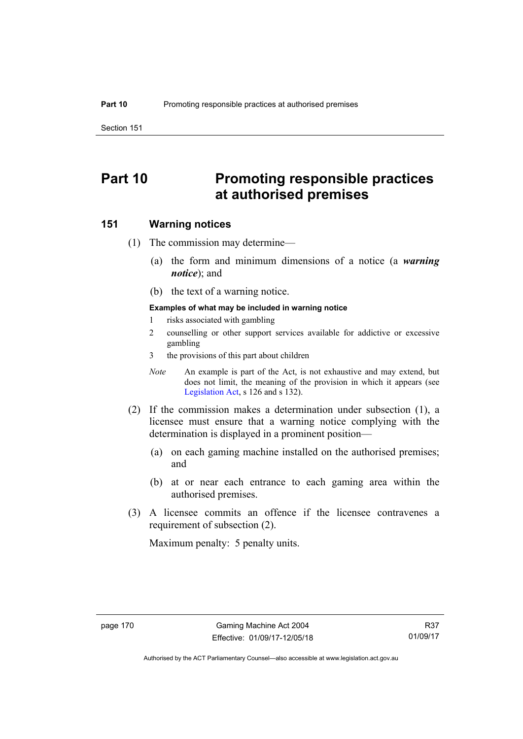# Part 10 Promoting responsible practices at authorised premises

## 151 Warning notices

(1) The commission may determine—

(a) the form and minimum dimensions of a notice (a ***warning notice***); and

(b) the text of a warning notice.

**Examples of what may be included in warning notice**

1 risks associated with gambling

2 counselling or other support services available for addictive or excessive gambling

3 the provisions of this part about children

*Note* An example is part of the Act, is not exhaustive and may extend, but does not limit, the meaning of the provision in which it appears (see Legislation Act, s 126 and s 132).

(2) If the commission makes a determination under subsection (1), a licensee must ensure that a warning notice complying with the determination is displayed in a prominent position—

(a) on each gaming machine installed on the authorised premises; and

(b) at or near each entrance to each gaming area within the authorised premises.

(3) A licensee commits an offence if the licensee contravenes a requirement of subsection (2).

Maximum penalty: 5 penalty units.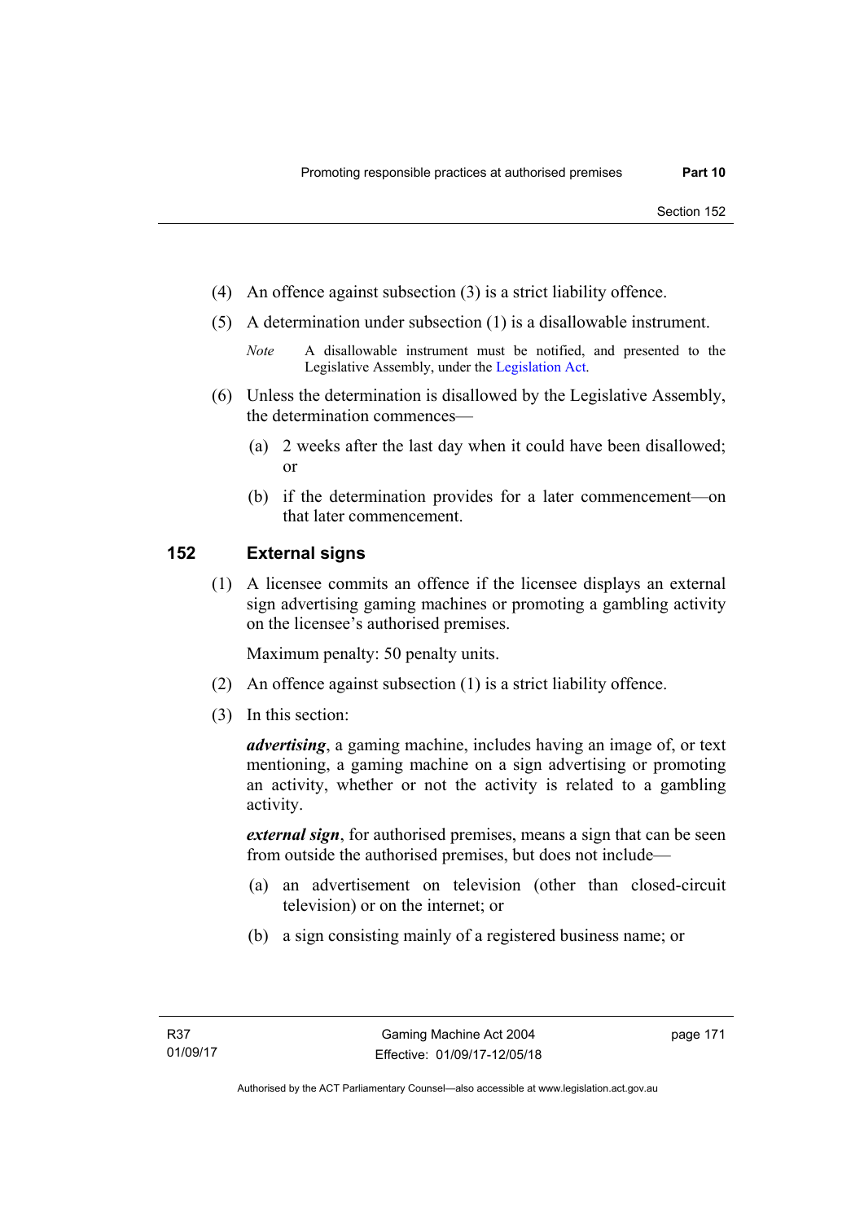(4) An offence against subsection (3) is a strict liability offence.

(5) A determination under subsection (1) is a disallowable instrument.

*Note* A disallowable instrument must be notified, and presented to the Legislative Assembly, under the Legislation Act.

(6) Unless the determination is disallowed by the Legislative Assembly, the determination commences—

(a) 2 weeks after the last day when it could have been disallowed; or

(b) if the determination provides for a later commencement—on that later commencement.

## 152 External signs

(1) A licensee commits an offence if the licensee displays an external sign advertising gaming machines or promoting a gambling activity on the licensee's authorised premises.

Maximum penalty: 50 penalty units.

(2) An offence against subsection (1) is a strict liability offence.

(3) In this section:

***advertising***, a gaming machine, includes having an image of, or text mentioning, a gaming machine on a sign advertising or promoting an activity, whether or not the activity is related to a gambling activity.

***external sign***, for authorised premises, means a sign that can be seen from outside the authorised premises, but does not include—

(a) an advertisement on television (other than closed-circuit television) or on the internet; or

(b) a sign consisting mainly of a registered business name; or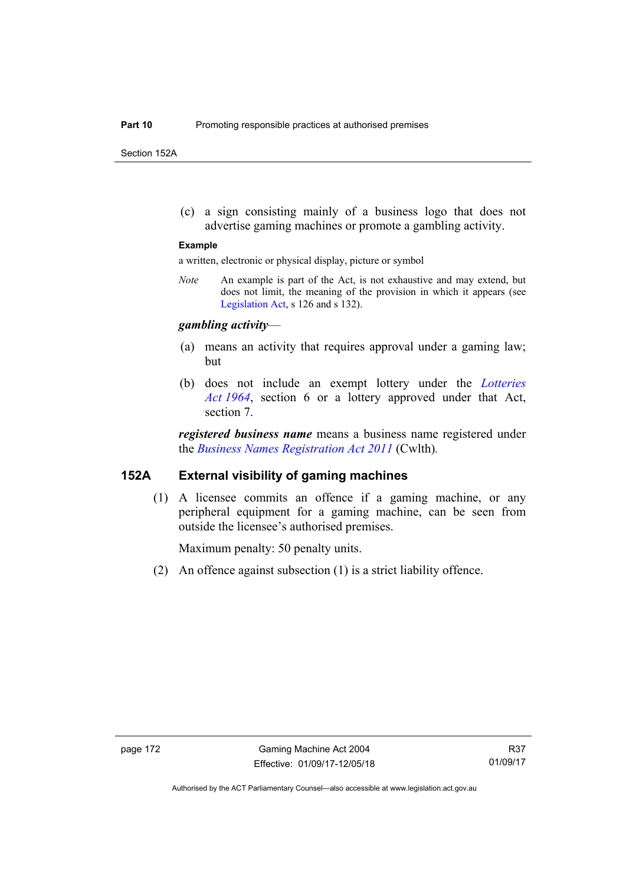(c) a sign consisting mainly of a business logo that does not advertise gaming machines or promote a gambling activity.

**Example**

a written, electronic or physical display, picture or symbol

*Note* An example is part of the Act, is not exhaustive and may extend, but does not limit, the meaning of the provision in which it appears (see Legislation Act, s 126 and s 132).

***gambling activity***—

(a) means an activity that requires approval under a gaming law; but

(b) does not include an exempt lottery under the *Lotteries Act 1964*, section 6 or a lottery approved under that Act, section 7.

***registered business name*** means a business name registered under the *Business Names Registration Act 2011* (Cwlth).

## 152A External visibility of gaming machines

(1) A licensee commits an offence if a gaming machine, or any peripheral equipment for a gaming machine, can be seen from outside the licensee's authorised premises.

Maximum penalty: 50 penalty units.

(2) An offence against subsection (1) is a strict liability offence.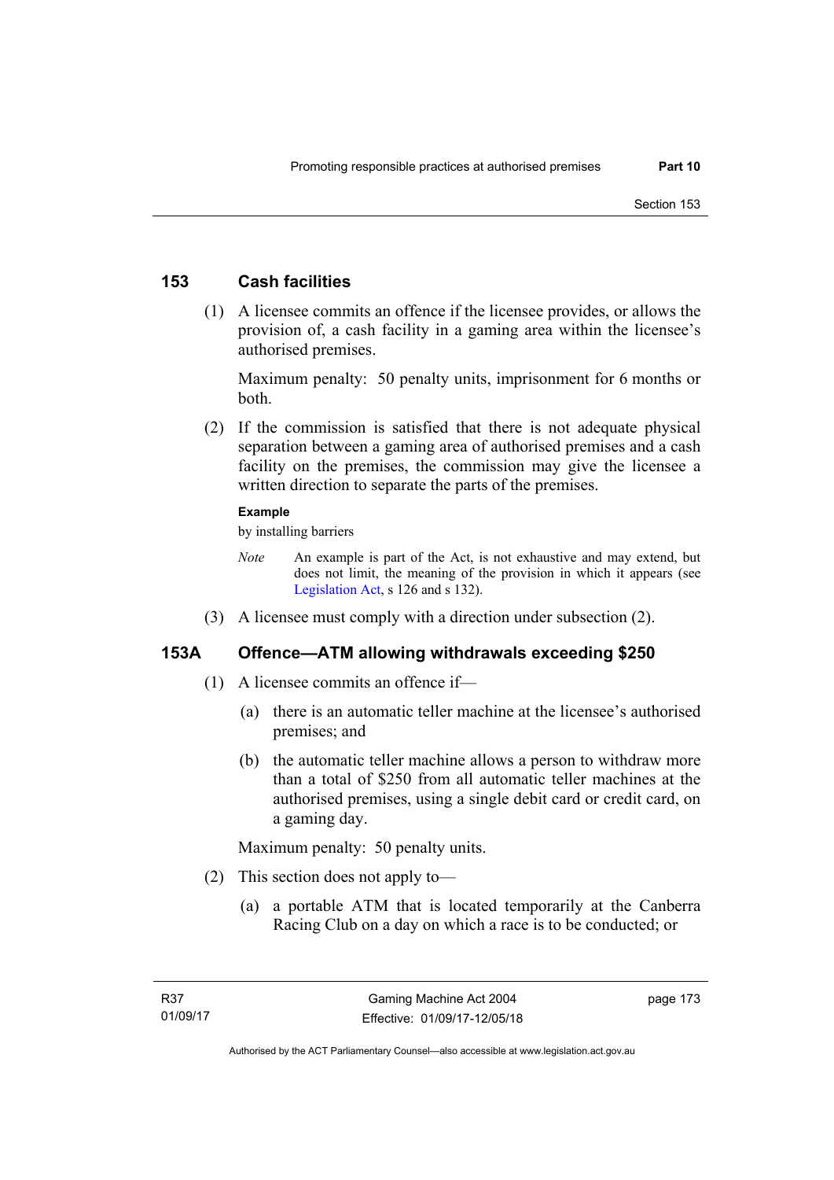### 153 Cash facilities

(1) A licensee commits an offence if the licensee provides, or allows the provision of, a cash facility in a gaming area within the licensee's authorised premises.

Maximum penalty: 50 penalty units, imprisonment for 6 months or both.

(2) If the commission is satisfied that there is not adequate physical separation between a gaming area of authorised premises and a cash facility on the premises, the commission may give the licensee a written direction to separate the parts of the premises.

**Example**

by installing barriers

*Note* An example is part of the Act, is not exhaustive and may extend, but does not limit, the meaning of the provision in which it appears (see Legislation Act, s 126 and s 132).

(3) A licensee must comply with a direction under subsection (2).

### 153A Offence—ATM allowing withdrawals exceeding $250

(1) A licensee commits an offence if—

(a) there is an automatic teller machine at the licensee's authorised premises; and

(b) the automatic teller machine allows a person to withdraw more than a total of $250 from all automatic teller machines at the authorised premises, using a single debit card or credit card, on a gaming day.

Maximum penalty: 50 penalty units.

(2) This section does not apply to—

(a) a portable ATM that is located temporarily at the Canberra Racing Club on a day on which a race is to be conducted; or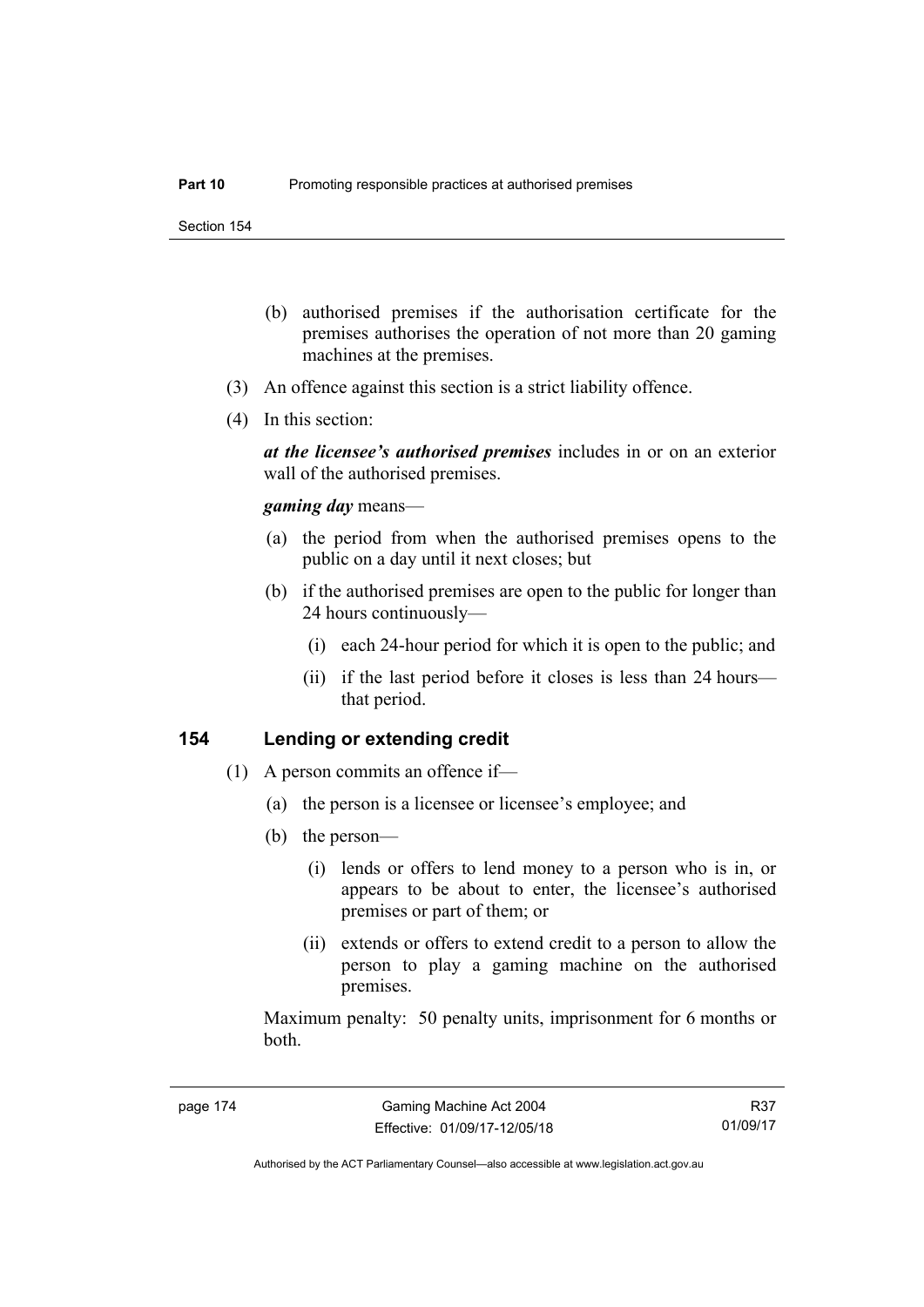(b) authorised premises if the authorisation certificate for the premises authorises the operation of not more than 20 gaming machines at the premises.

(3) An offence against this section is a strict liability offence.

(4) In this section:

***at the licensee's authorised premises*** includes in or on an exterior wall of the authorised premises.

***gaming day*** means—

(a) the period from when the authorised premises opens to the public on a day until it next closes; but

(b) if the authorised premises are open to the public for longer than 24 hours continuously—

(i) each 24-hour period for which it is open to the public; and

(ii) if the last period before it closes is less than 24 hours—that period.

## 154 Lending or extending credit

(1) A person commits an offence if—

(a) the person is a licensee or licensee's employee; and

(b) the person—

(i) lends or offers to lend money to a person who is in, or appears to be about to enter, the licensee's authorised premises or part of them; or

(ii) extends or offers to extend credit to a person to allow the person to play a gaming machine on the authorised premises.

Maximum penalty: 50 penalty units, imprisonment for 6 months or both.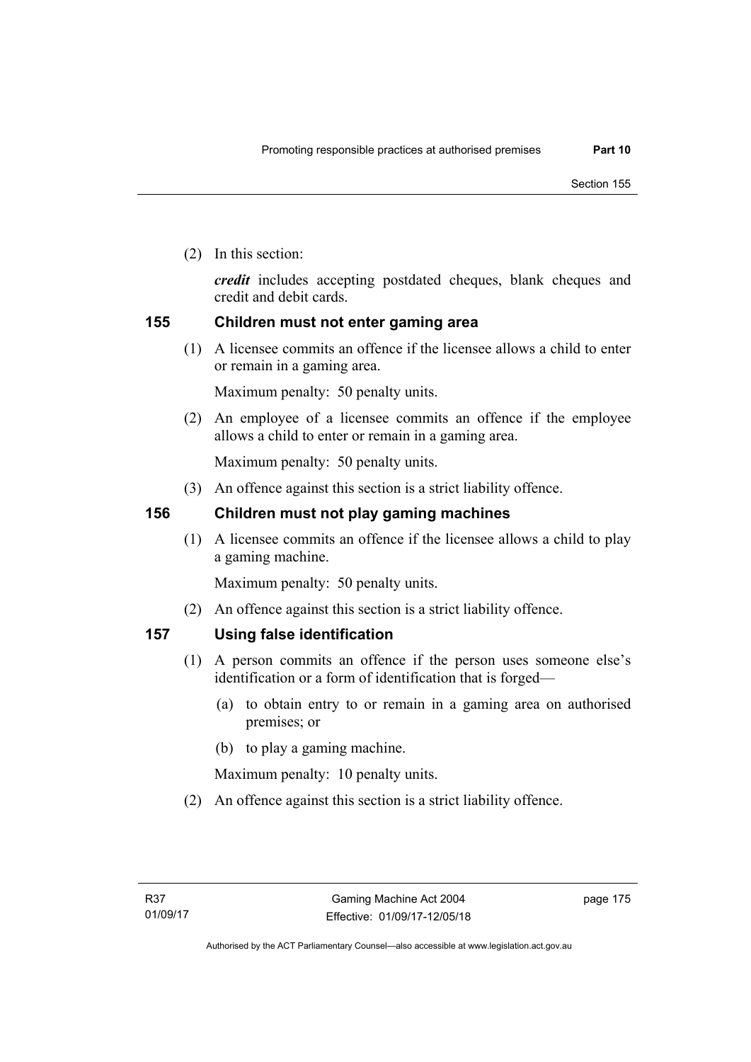(2) In this section:

*credit* includes accepting postdated cheques, blank cheques and credit and debit cards.

### 155 Children must not enter gaming area

(1) A licensee commits an offence if the licensee allows a child to enter or remain in a gaming area.

Maximum penalty: 50 penalty units.

(2) An employee of a licensee commits an offence if the employee allows a child to enter or remain in a gaming area.

Maximum penalty: 50 penalty units.

(3) An offence against this section is a strict liability offence.

### 156 Children must not play gaming machines

(1) A licensee commits an offence if the licensee allows a child to play a gaming machine.

Maximum penalty: 50 penalty units.

(2) An offence against this section is a strict liability offence.

### 157 Using false identification

(1) A person commits an offence if the person uses someone else's identification or a form of identification that is forged—

(a) to obtain entry to or remain in a gaming area on authorised premises; or

(b) to play a gaming machine.

Maximum penalty: 10 penalty units.

(2) An offence against this section is a strict liability offence.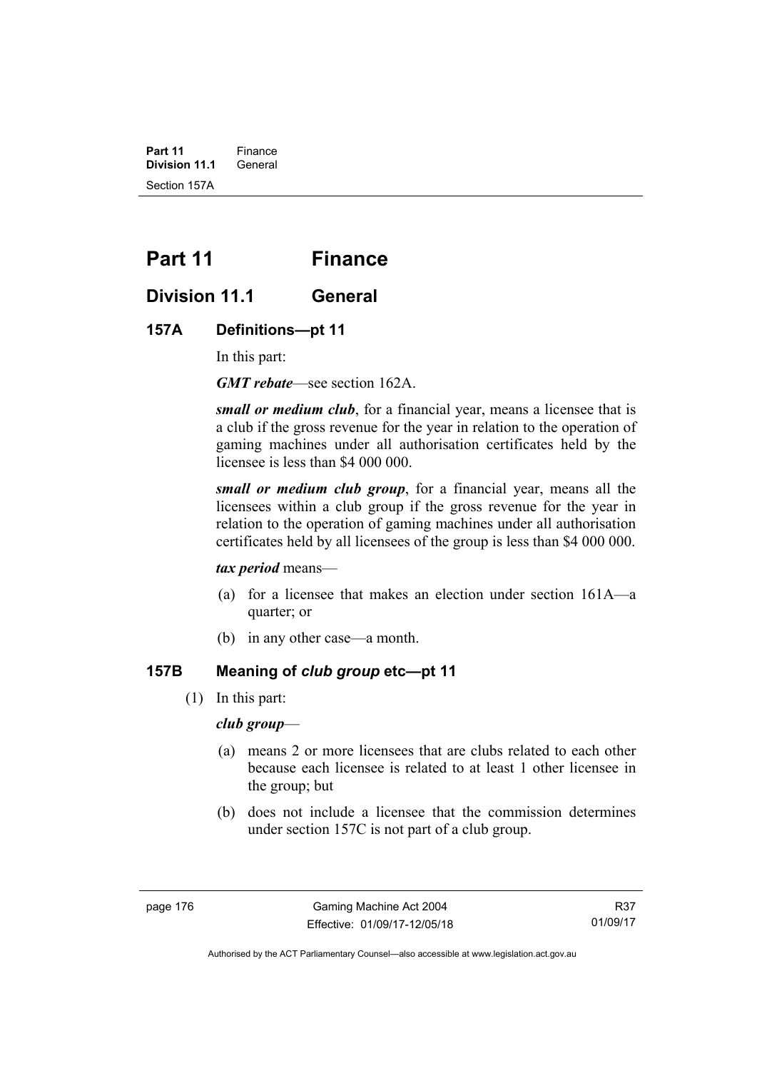# Part 11 Finance

## Division 11.1 General

### 157A Definitions—pt 11

In this part:

***GMT rebate***—see section 162A.

***small or medium club***, for a financial year, means a licensee that is a club if the gross revenue for the year in relation to the operation of gaming machines under all authorisation certificates held by the licensee is less than $4 000 000.

***small or medium club group***, for a financial year, means all the licensees within a club group if the gross revenue for the year in relation to the operation of gaming machines under all authorisation certificates held by all licensees of the group is less than $4 000 000.

***tax period*** means—

(a) for a licensee that makes an election under section 161A—a quarter; or

(b) in any other case—a month.

### 157B Meaning of *club group* etc—pt 11

(1) In this part:

***club group***—

(a) means 2 or more licensees that are clubs related to each other because each licensee is related to at least 1 other licensee in the group; but

(b) does not include a licensee that the commission determines under section 157C is not part of a club group.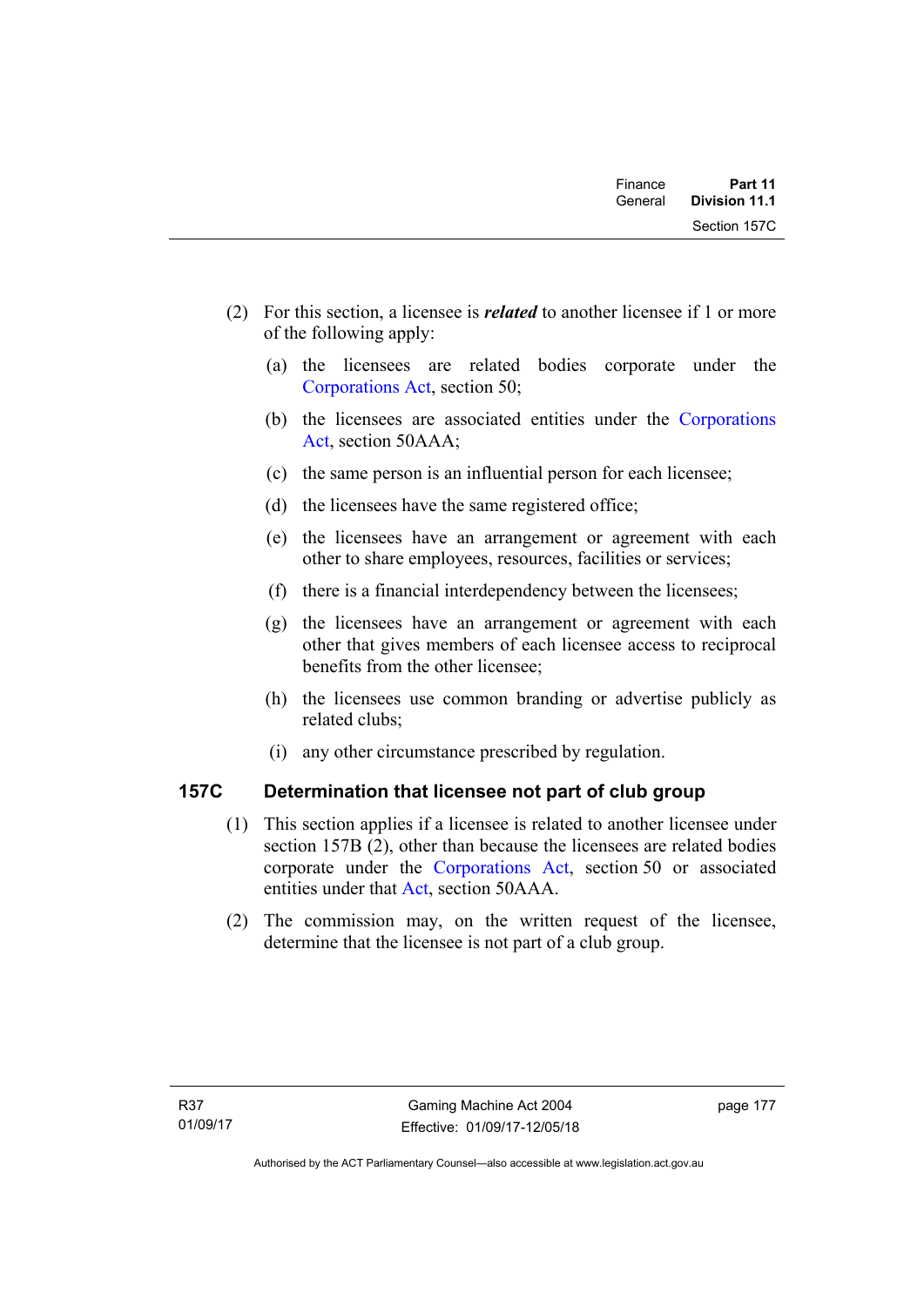(2) For this section, a licensee is ***related*** to another licensee if 1 or more of the following apply:

(a) the licensees are related bodies corporate under the Corporations Act, section 50;

(b) the licensees are associated entities under the Corporations Act, section 50AAA;

(c) the same person is an influential person for each licensee;

(d) the licensees have the same registered office;

(e) the licensees have an arrangement or agreement with each other to share employees, resources, facilities or services;

(f) there is a financial interdependency between the licensees;

(g) the licensees have an arrangement or agreement with each other that gives members of each licensee access to reciprocal benefits from the other licensee;

(h) the licensees use common branding or advertise publicly as related clubs;

(i) any other circumstance prescribed by regulation.

### 157C Determination that licensee not part of club group

(1) This section applies if a licensee is related to another licensee under section 157B (2), other than because the licensees are related bodies corporate under the Corporations Act, section 50 or associated entities under that Act, section 50AAA.

(2) The commission may, on the written request of the licensee, determine that the licensee is not part of a club group.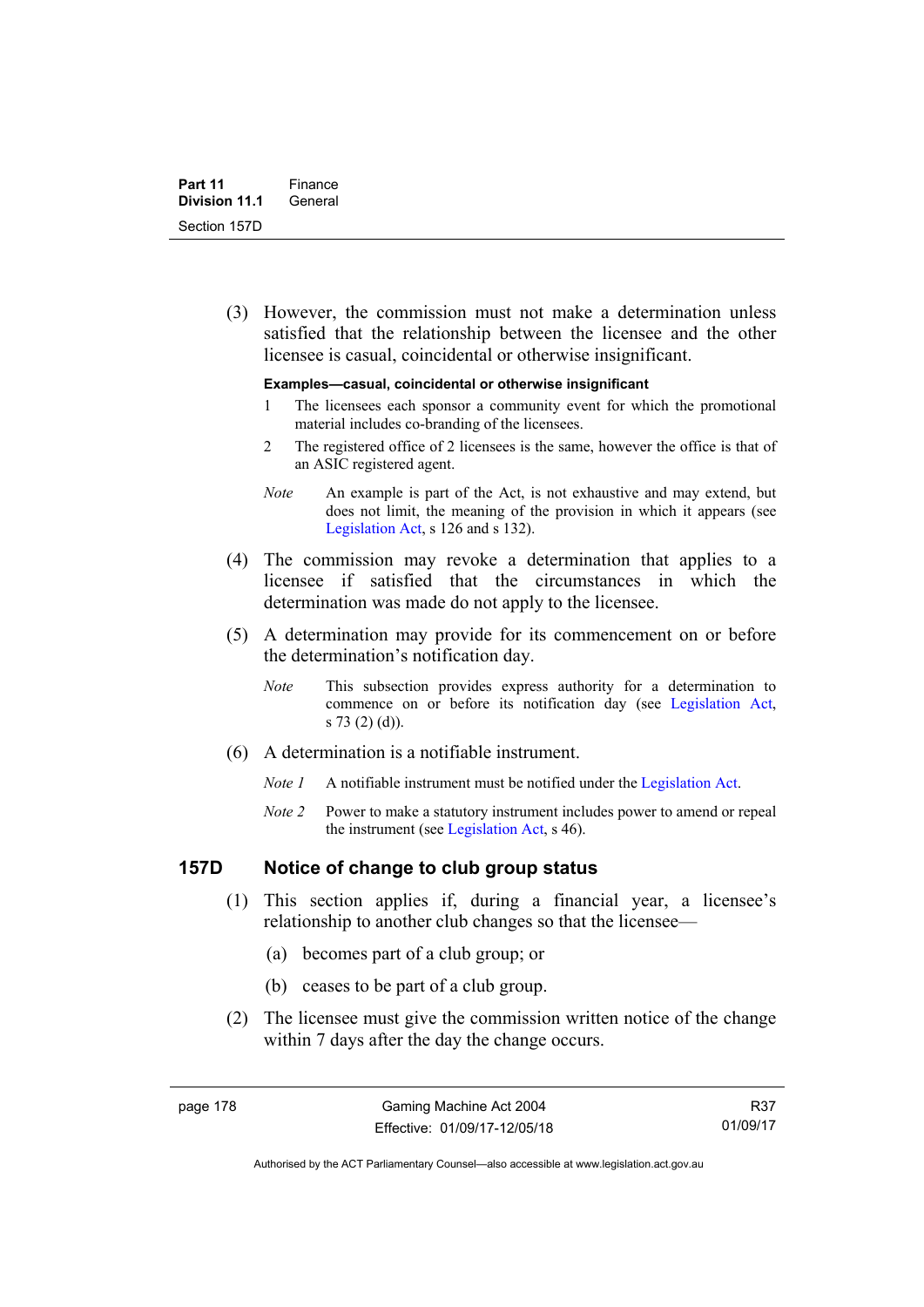(3) However, the commission must not make a determination unless satisfied that the relationship between the licensee and the other licensee is casual, coincidental or otherwise insignificant.

**Examples—casual, coincidental or otherwise insignificant**

1. The licensees each sponsor a community event for which the promotional material includes co-branding of the licensees.
2. The registered office of 2 licensees is the same, however the office is that of an ASIC registered agent.

*Note* An example is part of the Act, is not exhaustive and may extend, but does not limit, the meaning of the provision in which it appears (see Legislation Act, s 126 and s 132).

(4) The commission may revoke a determination that applies to a licensee if satisfied that the circumstances in which the determination was made do not apply to the licensee.

(5) A determination may provide for its commencement on or before the determination's notification day.

*Note* This subsection provides express authority for a determination to commence on or before its notification day (see Legislation Act, s 73 (2) (d)).

(6) A determination is a notifiable instrument.

*Note 1* A notifiable instrument must be notified under the Legislation Act.

*Note 2* Power to make a statutory instrument includes power to amend or repeal the instrument (see Legislation Act, s 46).

## 157D Notice of change to club group status

(1) This section applies if, during a financial year, a licensee's relationship to another club changes so that the licensee—

(a) becomes part of a club group; or

(b) ceases to be part of a club group.

(2) The licensee must give the commission written notice of the change within 7 days after the day the change occurs.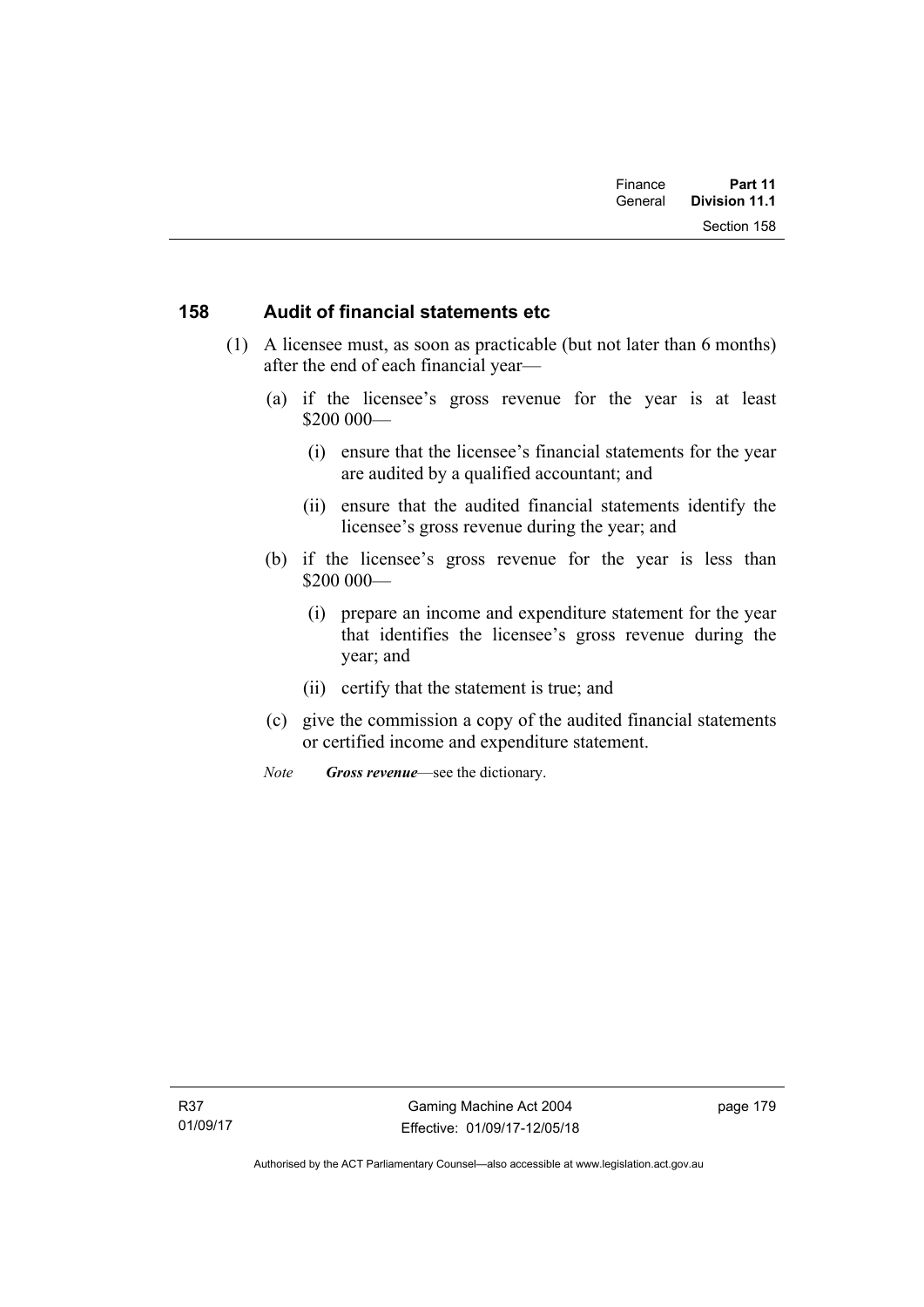## 158 Audit of financial statements etc

(1) A licensee must, as soon as practicable (but not later than 6 months) after the end of each financial year—

(a) if the licensee's gross revenue for the year is at least $200 000—

(i) ensure that the licensee's financial statements for the year are audited by a qualified accountant; and

(ii) ensure that the audited financial statements identify the licensee's gross revenue during the year; and

(b) if the licensee's gross revenue for the year is less than $200 000—

(i) prepare an income and expenditure statement for the year that identifies the licensee's gross revenue during the year; and

(ii) certify that the statement is true; and

(c) give the commission a copy of the audited financial statements or certified income and expenditure statement.

*Note* ***Gross revenue***—see the dictionary.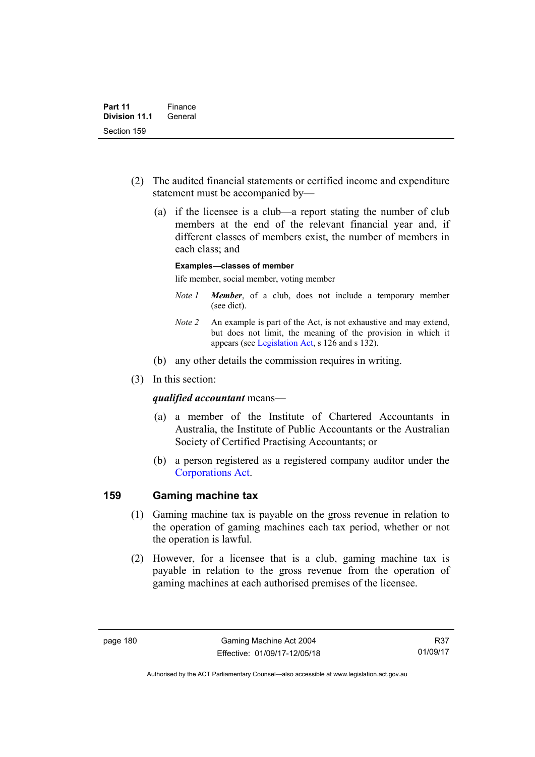(2) The audited financial statements or certified income and expenditure statement must be accompanied by—

(a) if the licensee is a club—a report stating the number of club members at the end of the relevant financial year and, if different classes of members exist, the number of members in each class; and

**Examples—classes of member**

life member, social member, voting member

*Note 1* ***Member***, of a club, does not include a temporary member (see dict).

*Note 2* An example is part of the Act, is not exhaustive and may extend, but does not limit, the meaning of the provision in which it appears (see Legislation Act, s 126 and s 132).

(b) any other details the commission requires in writing.

(3) In this section:

***qualified accountant*** means—

(a) a member of the Institute of Chartered Accountants in Australia, the Institute of Public Accountants or the Australian Society of Certified Practising Accountants; or

(b) a person registered as a registered company auditor under the Corporations Act.

## 159 Gaming machine tax

(1) Gaming machine tax is payable on the gross revenue in relation to the operation of gaming machines each tax period, whether or not the operation is lawful.

(2) However, for a licensee that is a club, gaming machine tax is payable in relation to the gross revenue from the operation of gaming machines at each authorised premises of the licensee.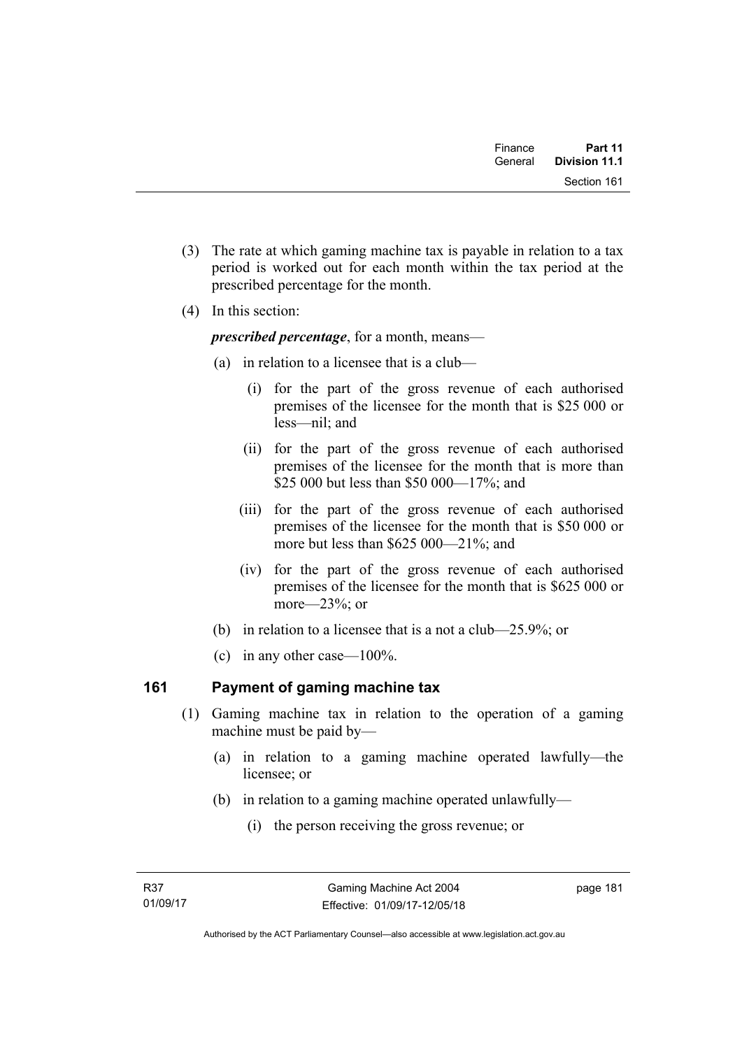(3) The rate at which gaming machine tax is payable in relation to a tax period is worked out for each month within the tax period at the prescribed percentage for the month.

(4) In this section:

***prescribed percentage***, for a month, means—

(a) in relation to a licensee that is a club—

(i) for the part of the gross revenue of each authorised premises of the licensee for the month that is $25 000 or less—nil; and

(ii) for the part of the gross revenue of each authorised premises of the licensee for the month that is more than $25 000 but less than $50 000—17%; and

(iii) for the part of the gross revenue of each authorised premises of the licensee for the month that is $50 000 or more but less than $625 000—21%; and

(iv) for the part of the gross revenue of each authorised premises of the licensee for the month that is $625 000 or more—23%; or

(b) in relation to a licensee that is a not a club—25.9%; or

(c) in any other case—100%.

## 161 Payment of gaming machine tax

(1) Gaming machine tax in relation to the operation of a gaming machine must be paid by—

(a) in relation to a gaming machine operated lawfully—the licensee; or

(b) in relation to a gaming machine operated unlawfully—

(i) the person receiving the gross revenue; or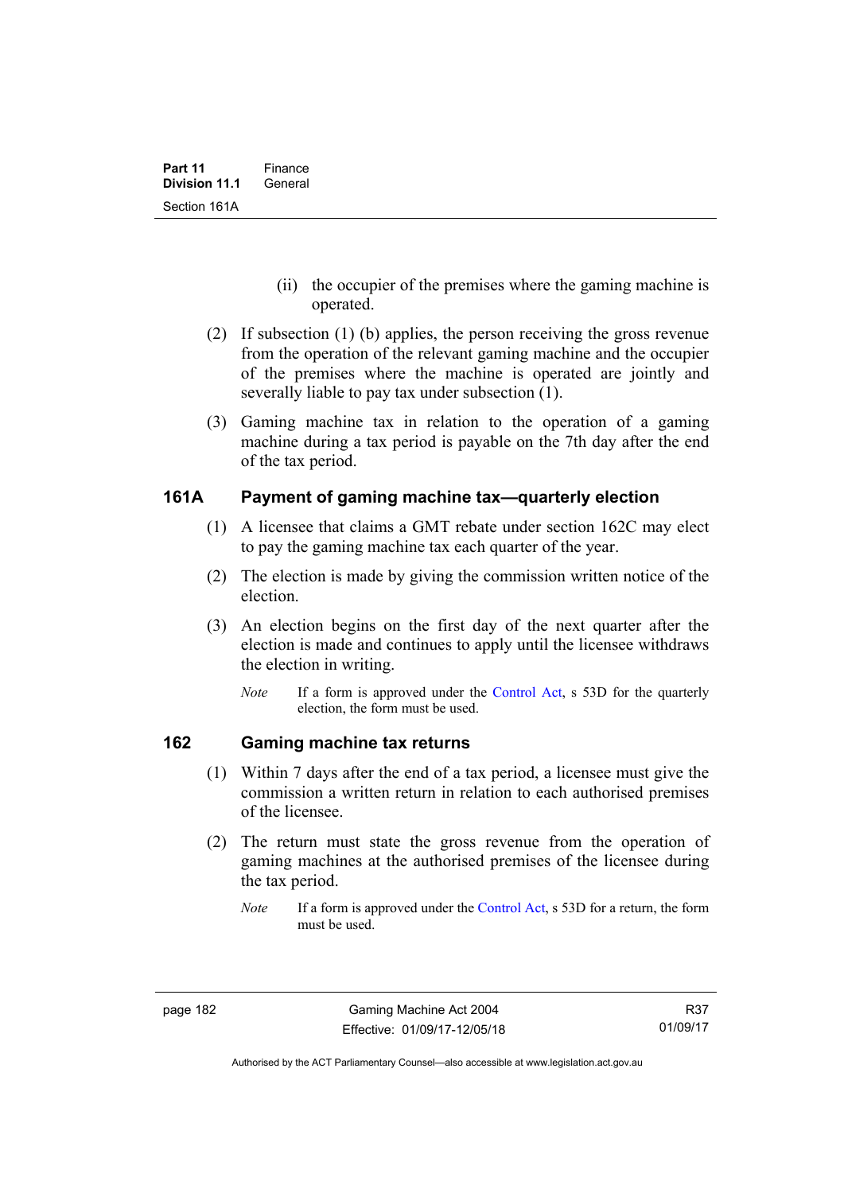(ii) the occupier of the premises where the gaming machine is operated.

(2) If subsection (1) (b) applies, the person receiving the gross revenue from the operation of the relevant gaming machine and the occupier of the premises where the machine is operated are jointly and severally liable to pay tax under subsection (1).

(3) Gaming machine tax in relation to the operation of a gaming machine during a tax period is payable on the 7th day after the end of the tax period.

### 161A Payment of gaming machine tax—quarterly election

(1) A licensee that claims a GMT rebate under section 162C may elect to pay the gaming machine tax each quarter of the year.

(2) The election is made by giving the commission written notice of the election.

(3) An election begins on the first day of the next quarter after the election is made and continues to apply until the licensee withdraws the election in writing.

*Note* If a form is approved under the Control Act, s 53D for the quarterly election, the form must be used.

### 162 Gaming machine tax returns

(1) Within 7 days after the end of a tax period, a licensee must give the commission a written return in relation to each authorised premises of the licensee.

(2) The return must state the gross revenue from the operation of gaming machines at the authorised premises of the licensee during the tax period.

*Note* If a form is approved under the Control Act, s 53D for a return, the form must be used.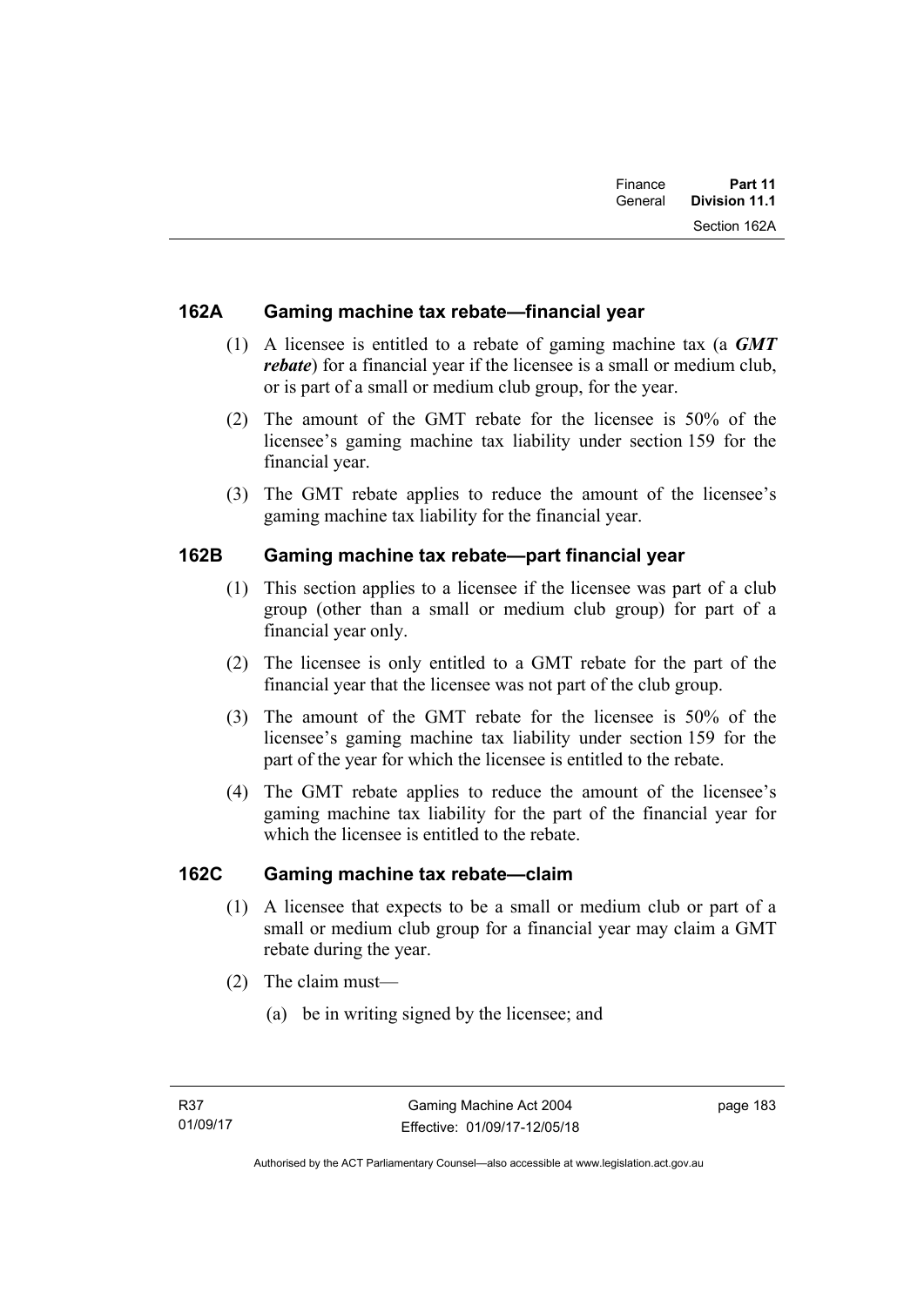## 162A Gaming machine tax rebate—financial year

(1) A licensee is entitled to a rebate of gaming machine tax (a ***GMT rebate***) for a financial year if the licensee is a small or medium club, or is part of a small or medium club group, for the year.

(2) The amount of the GMT rebate for the licensee is 50% of the licensee's gaming machine tax liability under section 159 for the financial year.

(3) The GMT rebate applies to reduce the amount of the licensee's gaming machine tax liability for the financial year.

## 162B Gaming machine tax rebate—part financial year

(1) This section applies to a licensee if the licensee was part of a club group (other than a small or medium club group) for part of a financial year only.

(2) The licensee is only entitled to a GMT rebate for the part of the financial year that the licensee was not part of the club group.

(3) The amount of the GMT rebate for the licensee is 50% of the licensee's gaming machine tax liability under section 159 for the part of the year for which the licensee is entitled to the rebate.

(4) The GMT rebate applies to reduce the amount of the licensee's gaming machine tax liability for the part of the financial year for which the licensee is entitled to the rebate.

## 162C Gaming machine tax rebate—claim

(1) A licensee that expects to be a small or medium club or part of a small or medium club group for a financial year may claim a GMT rebate during the year.

(2) The claim must—

(a) be in writing signed by the licensee; and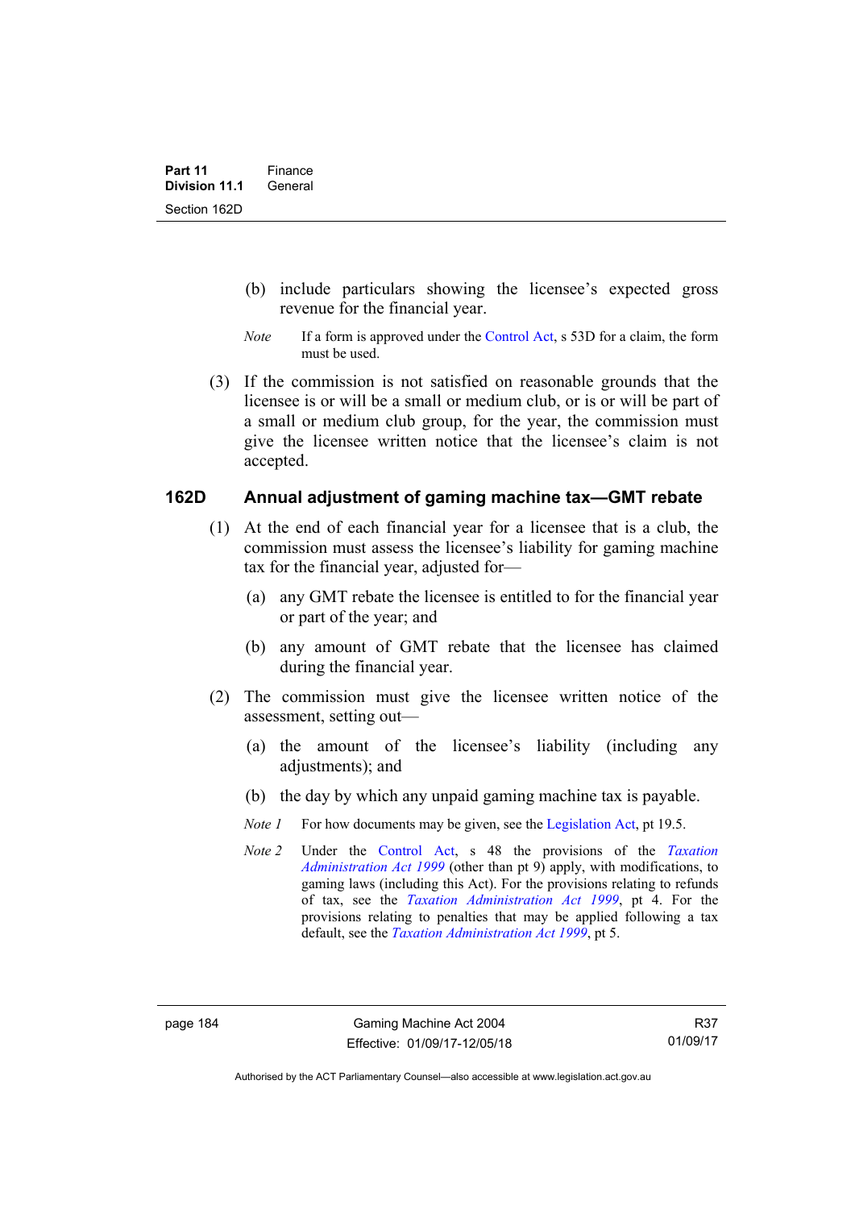(b) include particulars showing the licensee's expected gross revenue for the financial year.

*Note* If a form is approved under the Control Act, s 53D for a claim, the form must be used.

(3) If the commission is not satisfied on reasonable grounds that the licensee is or will be a small or medium club, or is or will be part of a small or medium club group, for the year, the commission must give the licensee written notice that the licensee's claim is not accepted.

### 162D Annual adjustment of gaming machine tax—GMT rebate

(1) At the end of each financial year for a licensee that is a club, the commission must assess the licensee's liability for gaming machine tax for the financial year, adjusted for—

(a) any GMT rebate the licensee is entitled to for the financial year or part of the year; and

(b) any amount of GMT rebate that the licensee has claimed during the financial year.

(2) The commission must give the licensee written notice of the assessment, setting out—

(a) the amount of the licensee's liability (including any adjustments); and

(b) the day by which any unpaid gaming machine tax is payable.

*Note 1* For how documents may be given, see the Legislation Act, pt 19.5.

*Note 2* Under the Control Act, s 48 the provisions of the *Taxation Administration Act 1999* (other than pt 9) apply, with modifications, to gaming laws (including this Act). For the provisions relating to refunds of tax, see the *Taxation Administration Act 1999*, pt 4. For the provisions relating to penalties that may be applied following a tax default, see the *Taxation Administration Act 1999*, pt 5.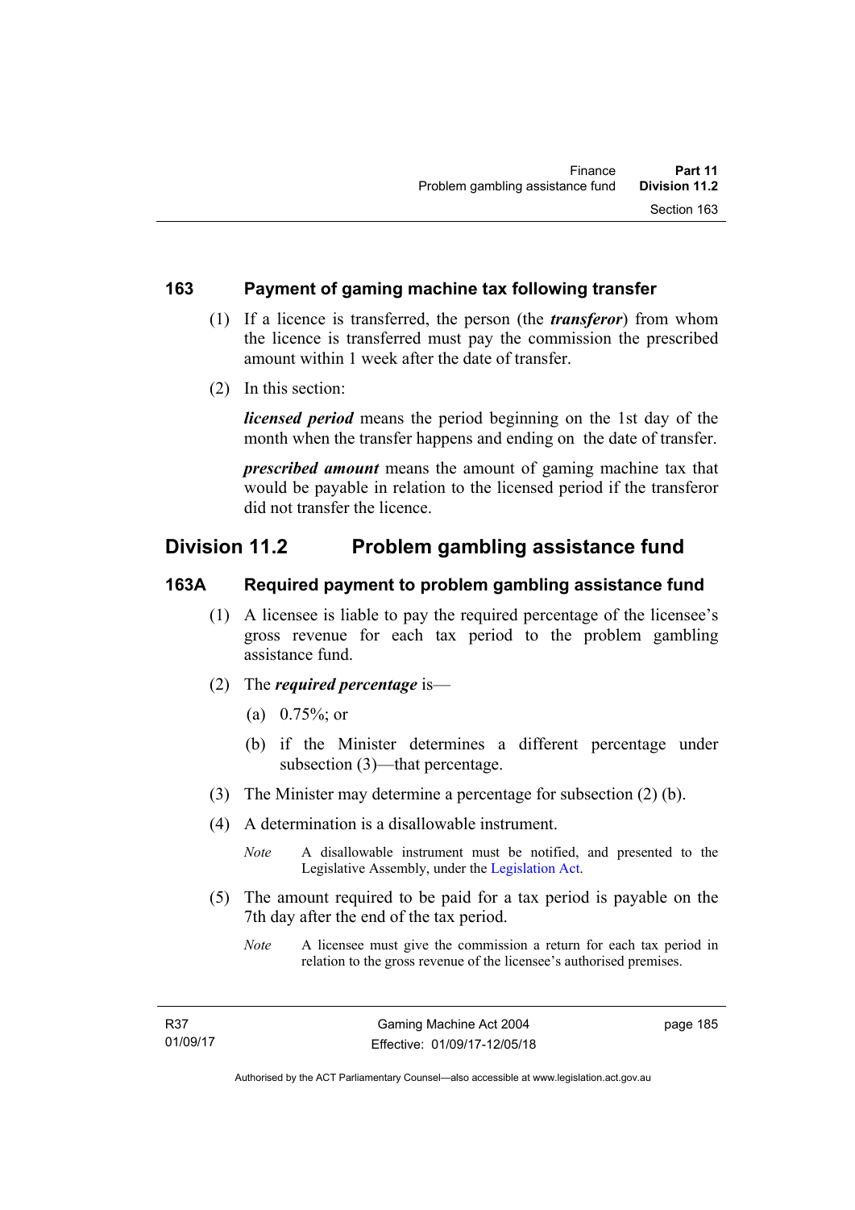### 163 Payment of gaming machine tax following transfer

(1) If a licence is transferred, the person (the ***transferor***) from whom the licence is transferred must pay the commission the prescribed amount within 1 week after the date of transfer.

(2) In this section:

***licensed period*** means the period beginning on the 1st day of the month when the transfer happens and ending on the date of transfer.

***prescribed amount*** means the amount of gaming machine tax that would be payable in relation to the licensed period if the transferor did not transfer the licence.

## Division 11.2 Problem gambling assistance fund

### 163A Required payment to problem gambling assistance fund

(1) A licensee is liable to pay the required percentage of the licensee's gross revenue for each tax period to the problem gambling assistance fund.

(2) The ***required percentage*** is—

(a) 0.75%; or

(b) if the Minister determines a different percentage under subsection (3)—that percentage.

(3) The Minister may determine a percentage for subsection (2) (b).

(4) A determination is a disallowable instrument.

*Note* A disallowable instrument must be notified, and presented to the Legislative Assembly, under the Legislation Act.

(5) The amount required to be paid for a tax period is payable on the 7th day after the end of the tax period.

*Note* A licensee must give the commission a return for each tax period in relation to the gross revenue of the licensee's authorised premises.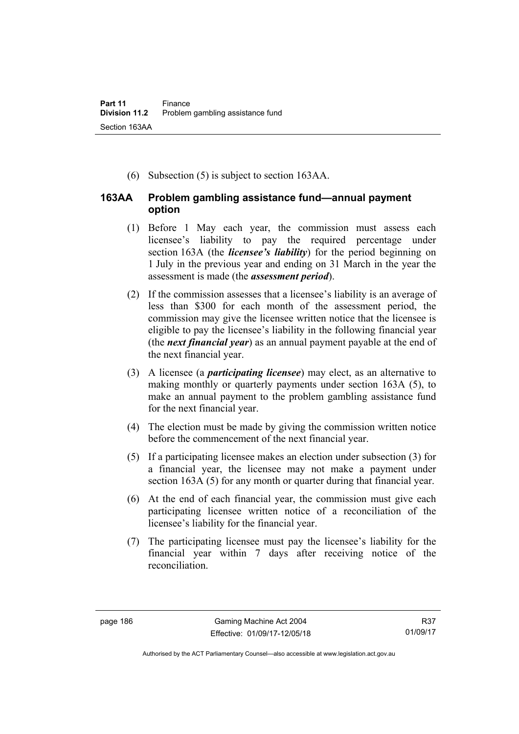(6) Subsection (5) is subject to section 163AA.

### 163AA Problem gambling assistance fund—annual payment option

(1) Before 1 May each year, the commission must assess each licensee's liability to pay the required percentage under section 163A (the ***licensee's liability***) for the period beginning on 1 July in the previous year and ending on 31 March in the year the assessment is made (the ***assessment period***).

(2) If the commission assesses that a licensee's liability is an average of less than $300 for each month of the assessment period, the commission may give the licensee written notice that the licensee is eligible to pay the licensee's liability in the following financial year (the ***next financial year***) as an annual payment payable at the end of the next financial year.

(3) A licensee (a ***participating licensee***) may elect, as an alternative to making monthly or quarterly payments under section 163A (5), to make an annual payment to the problem gambling assistance fund for the next financial year.

(4) The election must be made by giving the commission written notice before the commencement of the next financial year.

(5) If a participating licensee makes an election under subsection (3) for a financial year, the licensee may not make a payment under section 163A (5) for any month or quarter during that financial year.

(6) At the end of each financial year, the commission must give each participating licensee written notice of a reconciliation of the licensee's liability for the financial year.

(7) The participating licensee must pay the licensee's liability for the financial year within 7 days after receiving notice of the reconciliation.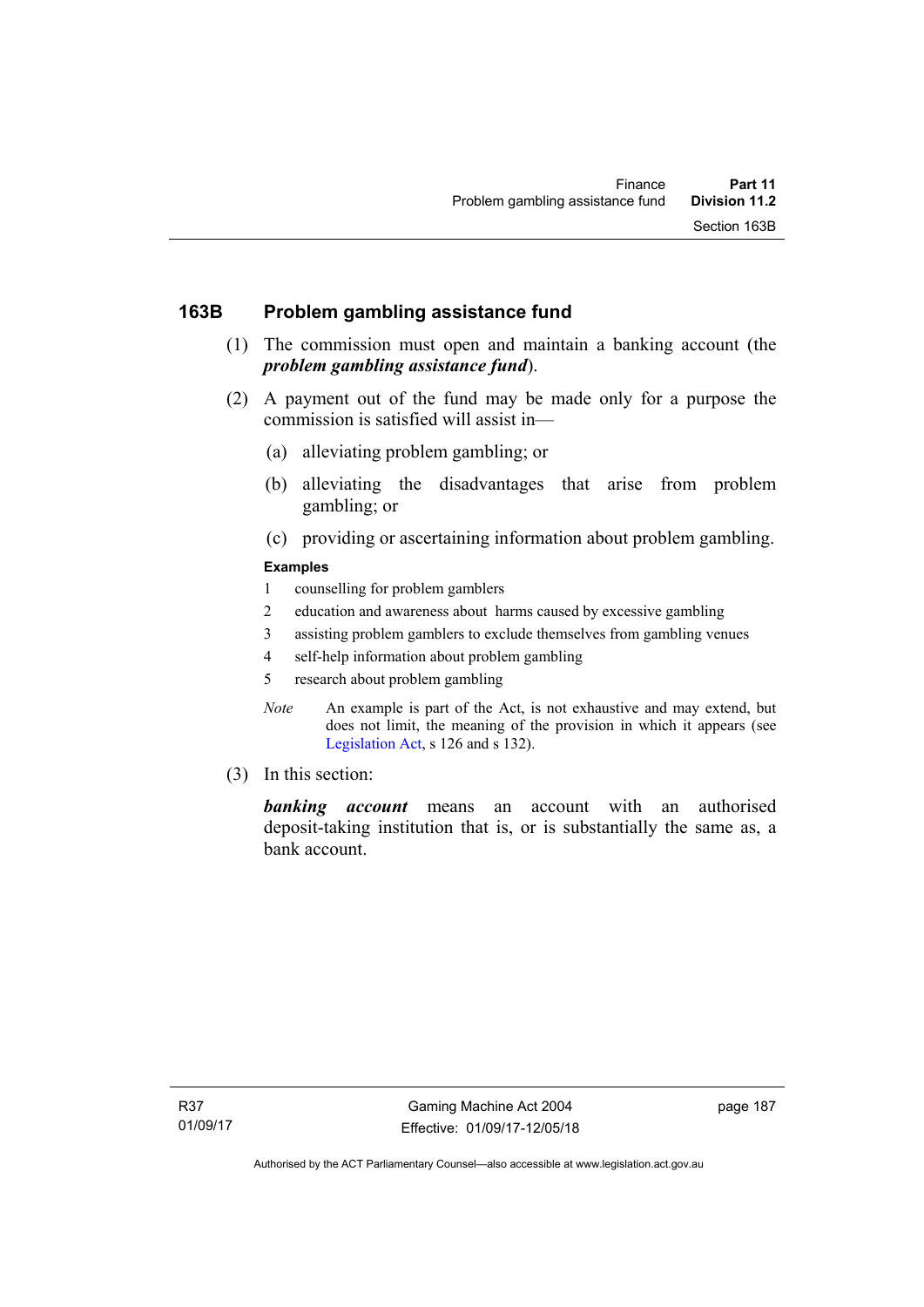## 163B Problem gambling assistance fund

(1) The commission must open and maintain a banking account (the ***problem gambling assistance fund***).

(2) A payment out of the fund may be made only for a purpose the commission is satisfied will assist in—

(a) alleviating problem gambling; or

(b) alleviating the disadvantages that arise from problem gambling; or

(c) providing or ascertaining information about problem gambling.

**Examples**

1 counselling for problem gamblers

2 education and awareness about harms caused by excessive gambling

3 assisting problem gamblers to exclude themselves from gambling venues

4 self-help information about problem gambling

5 research about problem gambling

*Note* An example is part of the Act, is not exhaustive and may extend, but does not limit, the meaning of the provision in which it appears (see Legislation Act, s 126 and s 132).

(3) In this section:

***banking account*** means an account with an authorised deposit-taking institution that is, or is substantially the same as, a bank account.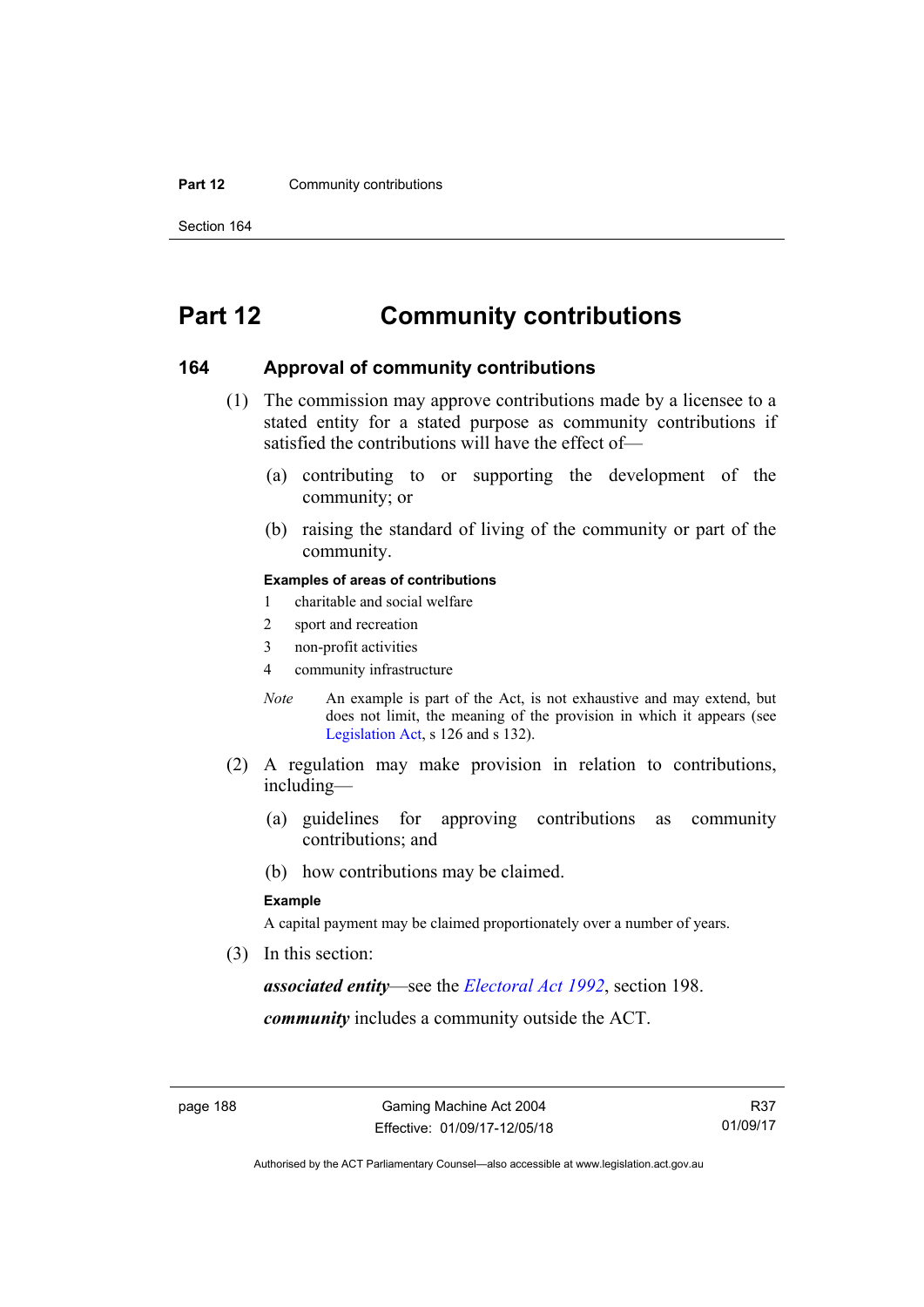# Part 12 Community contributions

## 164 Approval of community contributions

(1) The commission may approve contributions made by a licensee to a stated entity for a stated purpose as community contributions if satisfied the contributions will have the effect of—

(a) contributing to or supporting the development of the community; or

(b) raising the standard of living of the community or part of the community.

**Examples of areas of contributions**

1 charitable and social welfare

2 sport and recreation

3 non-profit activities

4 community infrastructure

*Note* An example is part of the Act, is not exhaustive and may extend, but does not limit, the meaning of the provision in which it appears (see Legislation Act, s 126 and s 132).

(2) A regulation may make provision in relation to contributions, including—

(a) guidelines for approving contributions as community contributions; and

(b) how contributions may be claimed.

**Example**

A capital payment may be claimed proportionately over a number of years.

(3) In this section:

***associated entity***—see the *Electoral Act 1992*, section 198.

***community*** includes a community outside the ACT.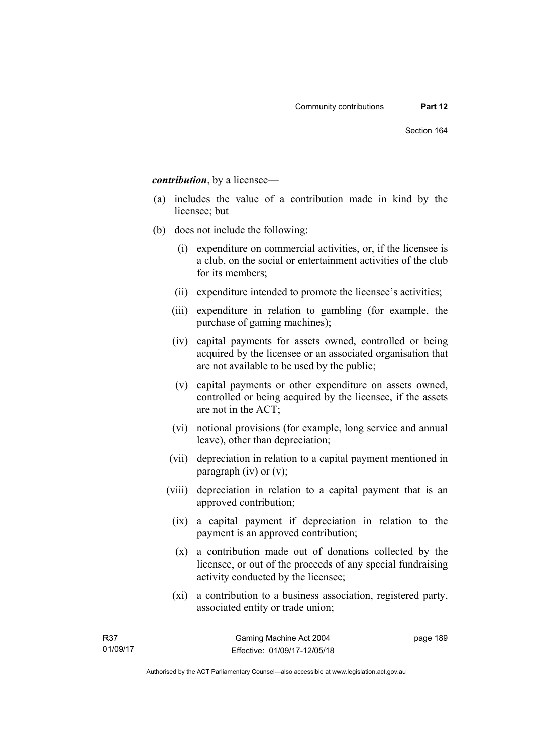***contribution***, by a licensee—

(a) includes the value of a contribution made in kind by the licensee; but

(b) does not include the following:

  (i) expenditure on commercial activities, or, if the licensee is a club, on the social or entertainment activities of the club for its members;

  (ii) expenditure intended to promote the licensee's activities;

  (iii) expenditure in relation to gambling (for example, the purchase of gaming machines);

  (iv) capital payments for assets owned, controlled or being acquired by the licensee or an associated organisation that are not available to be used by the public;

  (v) capital payments or other expenditure on assets owned, controlled or being acquired by the licensee, if the assets are not in the ACT;

  (vi) notional provisions (for example, long service and annual leave), other than depreciation;

  (vii) depreciation in relation to a capital payment mentioned in paragraph (iv) or (v);

  (viii) depreciation in relation to a capital payment that is an approved contribution;

  (ix) a capital payment if depreciation in relation to the payment is an approved contribution;

  (x) a contribution made out of donations collected by the licensee, or out of the proceeds of any special fundraising activity conducted by the licensee;

  (xi) a contribution to a business association, registered party, associated entity or trade union;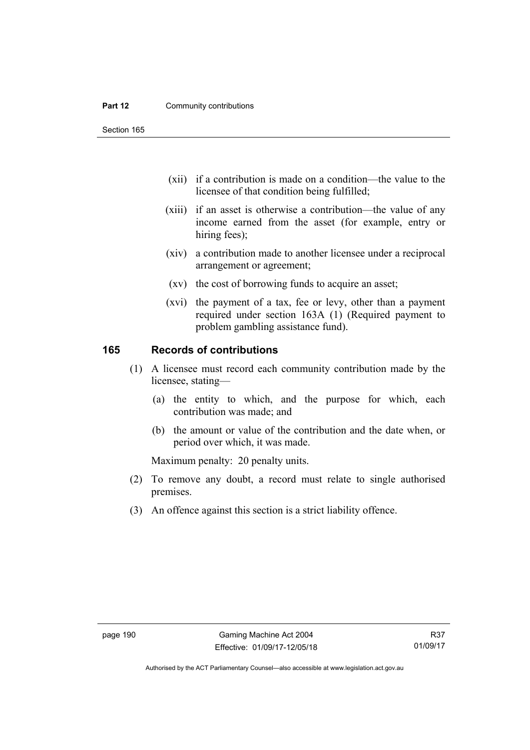(xii) if a contribution is made on a condition—the value to the licensee of that condition being fulfilled;

(xiii) if an asset is otherwise a contribution—the value of any income earned from the asset (for example, entry or hiring fees);

(xiv) a contribution made to another licensee under a reciprocal arrangement or agreement;

(xv) the cost of borrowing funds to acquire an asset;

(xvi) the payment of a tax, fee or levy, other than a payment required under section 163A (1) (Required payment to problem gambling assistance fund).

### 165 Records of contributions

(1) A licensee must record each community contribution made by the licensee, stating—

(a) the entity to which, and the purpose for which, each contribution was made; and

(b) the amount or value of the contribution and the date when, or period over which, it was made.

Maximum penalty: 20 penalty units.

(2) To remove any doubt, a record must relate to single authorised premises.

(3) An offence against this section is a strict liability offence.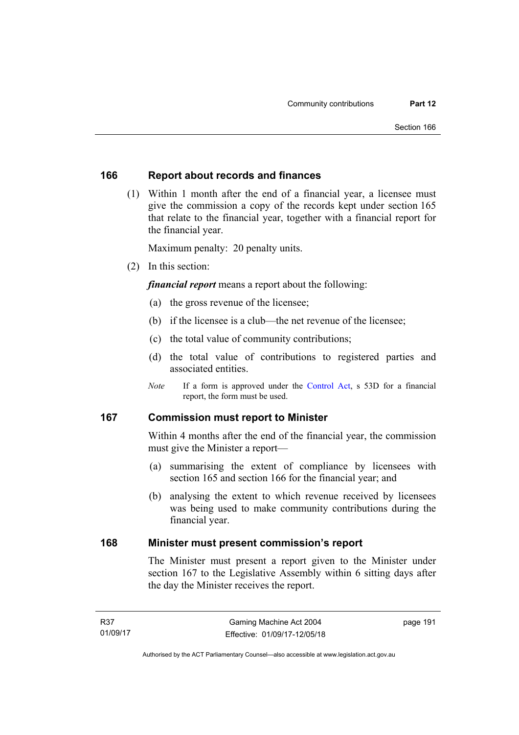## 166 Report about records and finances

(1) Within 1 month after the end of a financial year, a licensee must give the commission a copy of the records kept under section 165 that relate to the financial year, together with a financial report for the financial year.

Maximum penalty: 20 penalty units.

(2) In this section:

***financial report*** means a report about the following:

(a) the gross revenue of the licensee;

(b) if the licensee is a club—the net revenue of the licensee;

(c) the total value of community contributions;

(d) the total value of contributions to registered parties and associated entities.

*Note* If a form is approved under the Control Act, s 53D for a financial report, the form must be used.

## 167 Commission must report to Minister

Within 4 months after the end of the financial year, the commission must give the Minister a report—

(a) summarising the extent of compliance by licensees with section 165 and section 166 for the financial year; and

(b) analysing the extent to which revenue received by licensees was being used to make community contributions during the financial year.

## 168 Minister must present commission's report

The Minister must present a report given to the Minister under section 167 to the Legislative Assembly within 6 sitting days after the day the Minister receives the report.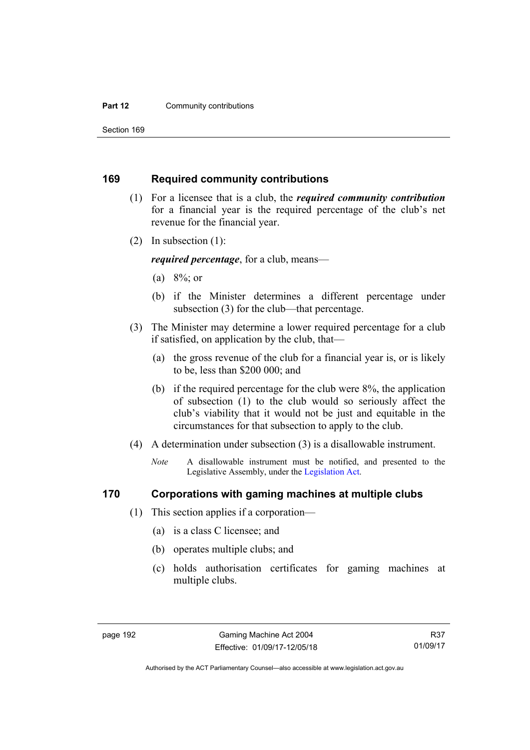## 169 Required community contributions

(1) For a licensee that is a club, the ***required community contribution*** for a financial year is the required percentage of the club's net revenue for the financial year.

(2) In subsection (1):

***required percentage***, for a club, means—

(a) 8%; or

(b) if the Minister determines a different percentage under subsection (3) for the club—that percentage.

(3) The Minister may determine a lower required percentage for a club if satisfied, on application by the club, that—

(a) the gross revenue of the club for a financial year is, or is likely to be, less than $200 000; and

(b) if the required percentage for the club were 8%, the application of subsection (1) to the club would so seriously affect the club's viability that it would not be just and equitable in the circumstances for that subsection to apply to the club.

(4) A determination under subsection (3) is a disallowable instrument.

*Note* A disallowable instrument must be notified, and presented to the Legislative Assembly, under the Legislation Act.

## 170 Corporations with gaming machines at multiple clubs

(1) This section applies if a corporation—

(a) is a class C licensee; and

(b) operates multiple clubs; and

(c) holds authorisation certificates for gaming machines at multiple clubs.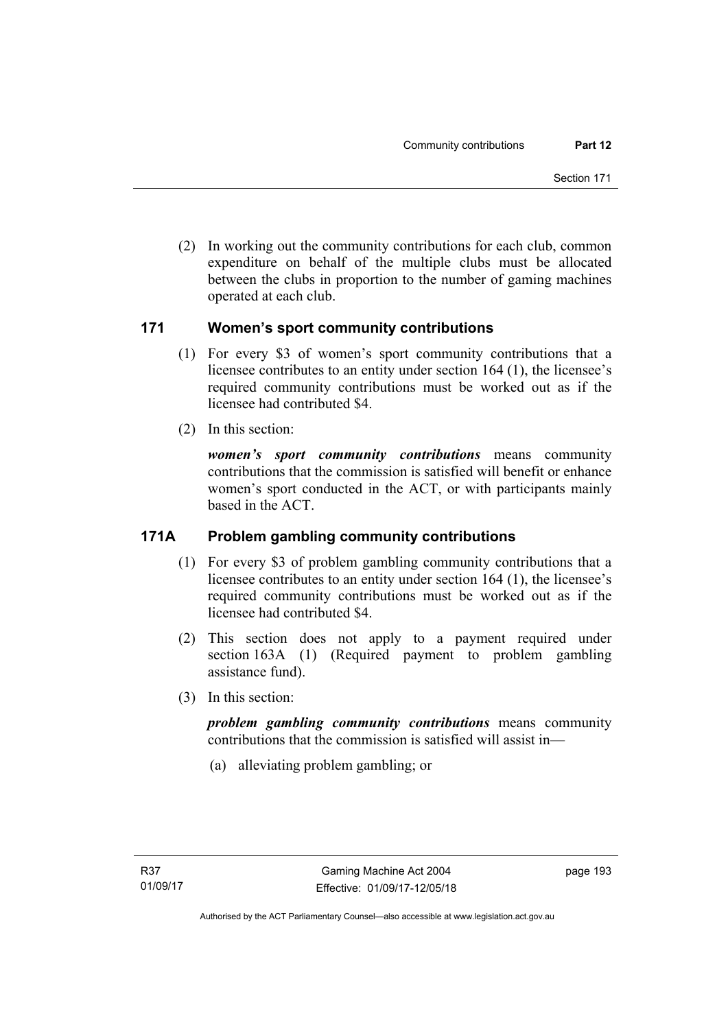(2) In working out the community contributions for each club, common expenditure on behalf of the multiple clubs must be allocated between the clubs in proportion to the number of gaming machines operated at each club.

## 171 Women's sport community contributions

(1) For every $3 of women's sport community contributions that a licensee contributes to an entity under section 164 (1), the licensee's required community contributions must be worked out as if the licensee had contributed $4.

(2) In this section:

***women's sport community contributions*** means community contributions that the commission is satisfied will benefit or enhance women's sport conducted in the ACT, or with participants mainly based in the ACT.

## 171A Problem gambling community contributions

(1) For every $3 of problem gambling community contributions that a licensee contributes to an entity under section 164 (1), the licensee's required community contributions must be worked out as if the licensee had contributed $4.

(2) This section does not apply to a payment required under section 163A (1) (Required payment to problem gambling assistance fund).

(3) In this section:

***problem gambling community contributions*** means community contributions that the commission is satisfied will assist in—

(a) alleviating problem gambling; or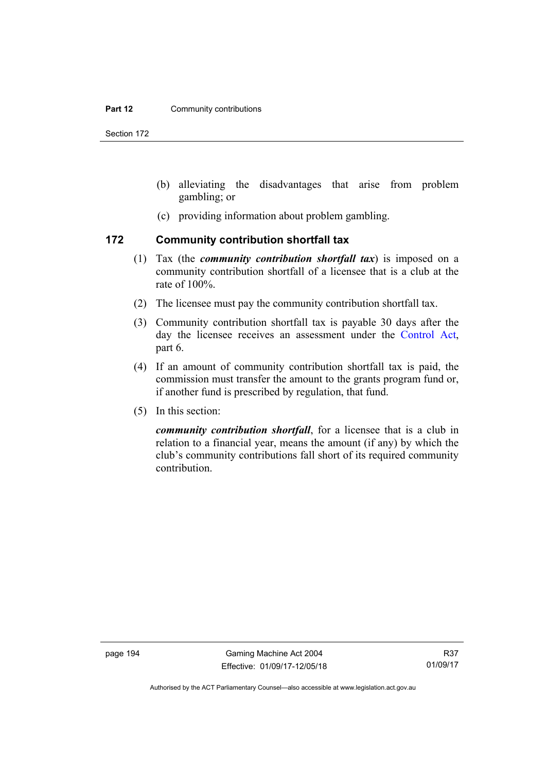(b) alleviating the disadvantages that arise from problem gambling; or

(c) providing information about problem gambling.

## 172 Community contribution shortfall tax

(1) Tax (the ***community contribution shortfall tax***) is imposed on a community contribution shortfall of a licensee that is a club at the rate of 100%.

(2) The licensee must pay the community contribution shortfall tax.

(3) Community contribution shortfall tax is payable 30 days after the day the licensee receives an assessment under the Control Act, part 6.

(4) If an amount of community contribution shortfall tax is paid, the commission must transfer the amount to the grants program fund or, if another fund is prescribed by regulation, that fund.

(5) In this section:

***community contribution shortfall***, for a licensee that is a club in relation to a financial year, means the amount (if any) by which the club's community contributions fall short of its required community contribution.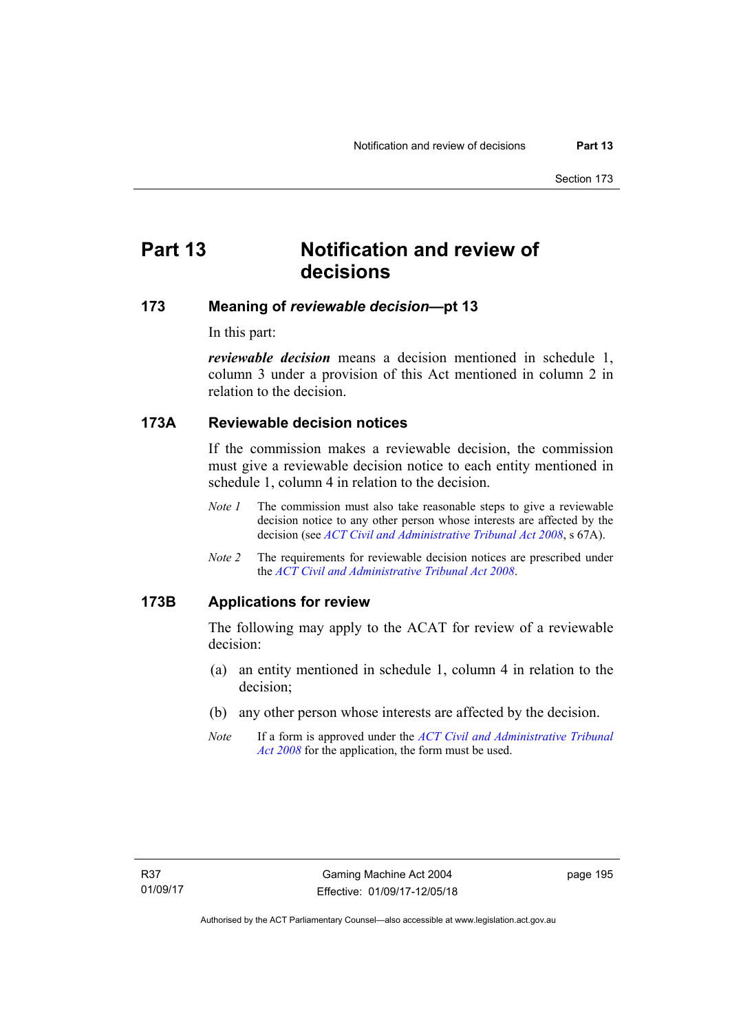# Part 13 Notification and review of decisions

## 173 Meaning of *reviewable decision*—pt 13

In this part:

***reviewable decision*** means a decision mentioned in schedule 1, column 3 under a provision of this Act mentioned in column 2 in relation to the decision.

## 173A Reviewable decision notices

If the commission makes a reviewable decision, the commission must give a reviewable decision notice to each entity mentioned in schedule 1, column 4 in relation to the decision.

*Note 1* The commission must also take reasonable steps to give a reviewable decision notice to any other person whose interests are affected by the decision (see *ACT Civil and Administrative Tribunal Act 2008*, s 67A).

*Note 2* The requirements for reviewable decision notices are prescribed under the *ACT Civil and Administrative Tribunal Act 2008*.

## 173B Applications for review

The following may apply to the ACAT for review of a reviewable decision:

(a) an entity mentioned in schedule 1, column 4 in relation to the decision;

(b) any other person whose interests are affected by the decision.

*Note* If a form is approved under the *ACT Civil and Administrative Tribunal Act 2008* for the application, the form must be used.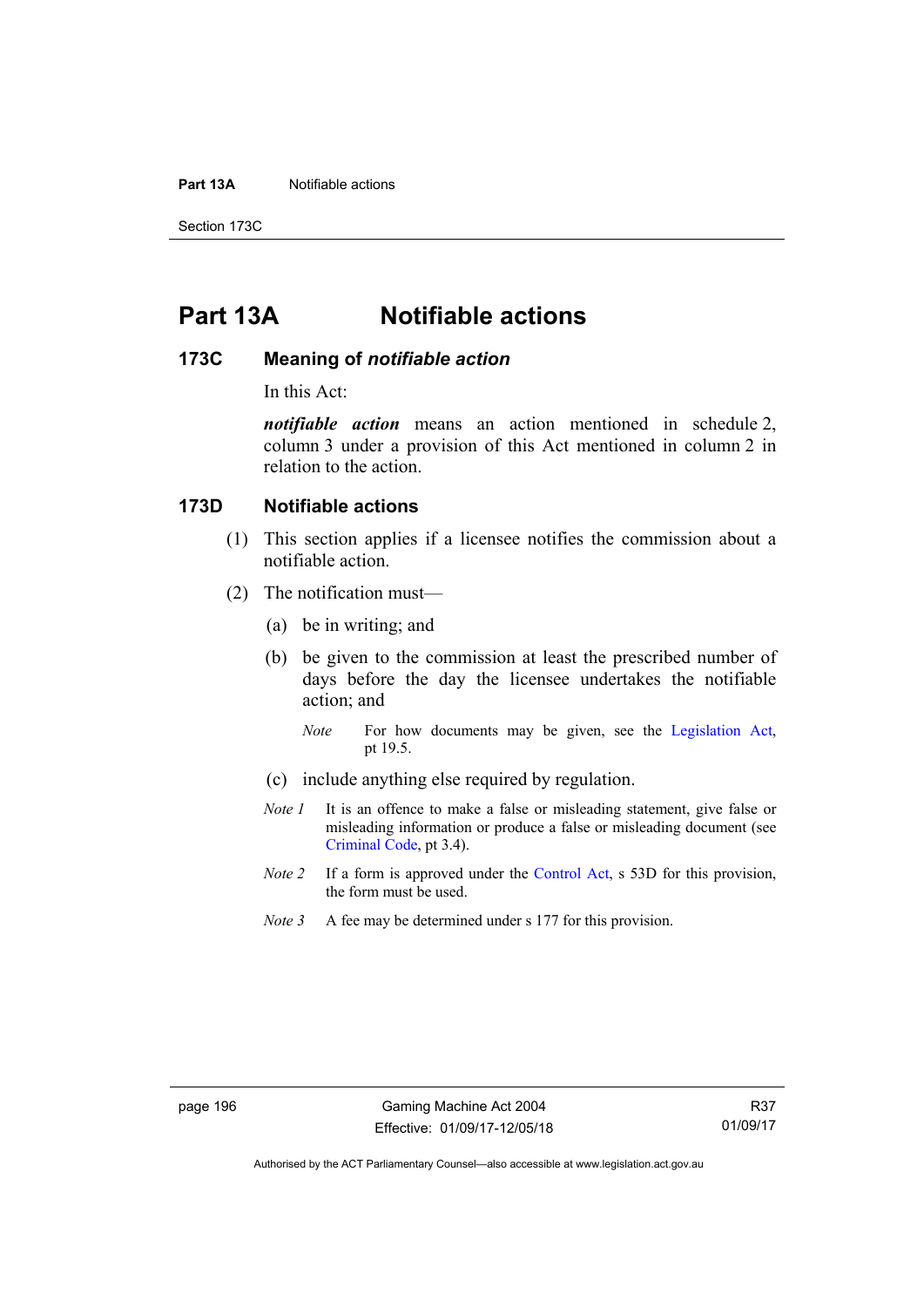# Part 13A Notifiable actions

## 173C Meaning of *notifiable action*

In this Act:

***notifiable action*** means an action mentioned in schedule 2, column 3 under a provision of this Act mentioned in column 2 in relation to the action.

## 173D Notifiable actions

(1) This section applies if a licensee notifies the commission about a notifiable action.

(2) The notification must—

(a) be in writing; and

(b) be given to the commission at least the prescribed number of days before the day the licensee undertakes the notifiable action; and

*Note* For how documents may be given, see the Legislation Act, pt 19.5.

(c) include anything else required by regulation.

*Note 1* It is an offence to make a false or misleading statement, give false or misleading information or produce a false or misleading document (see Criminal Code, pt 3.4).

*Note 2* If a form is approved under the Control Act, s 53D for this provision, the form must be used.

*Note 3* A fee may be determined under s 177 for this provision.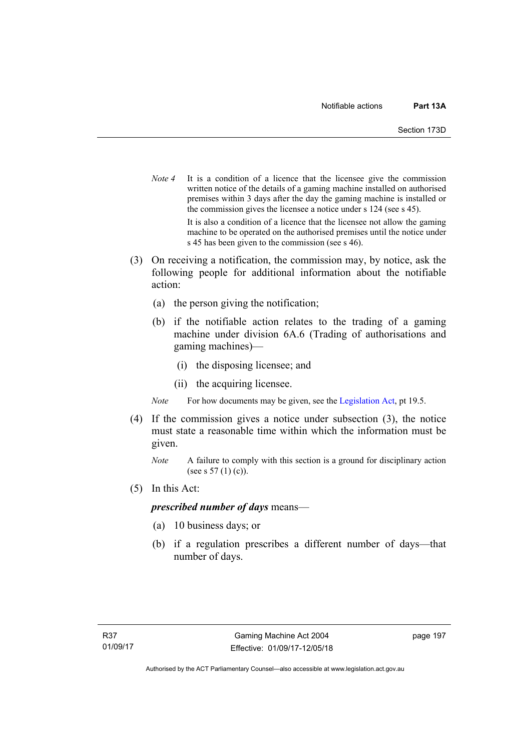*Note 4* It is a condition of a licence that the licensee give the commission written notice of the details of a gaming machine installed on authorised premises within 3 days after the day the gaming machine is installed or the commission gives the licensee a notice under s 124 (see s 45).

It is also a condition of a licence that the licensee not allow the gaming machine to be operated on the authorised premises until the notice under s 45 has been given to the commission (see s 46).

(3) On receiving a notification, the commission may, by notice, ask the following people for additional information about the notifiable action:

(a) the person giving the notification;

(b) if the notifiable action relates to the trading of a gaming machine under division 6A.6 (Trading of authorisations and gaming machines)—

(i) the disposing licensee; and

(ii) the acquiring licensee.

*Note* For how documents may be given, see the Legislation Act, pt 19.5.

(4) If the commission gives a notice under subsection (3), the notice must state a reasonable time within which the information must be given.

*Note* A failure to comply with this section is a ground for disciplinary action (see s 57 (1) (c)).

(5) In this Act:

***prescribed number of days*** means—

(a) 10 business days; or

(b) if a regulation prescribes a different number of days—that number of days.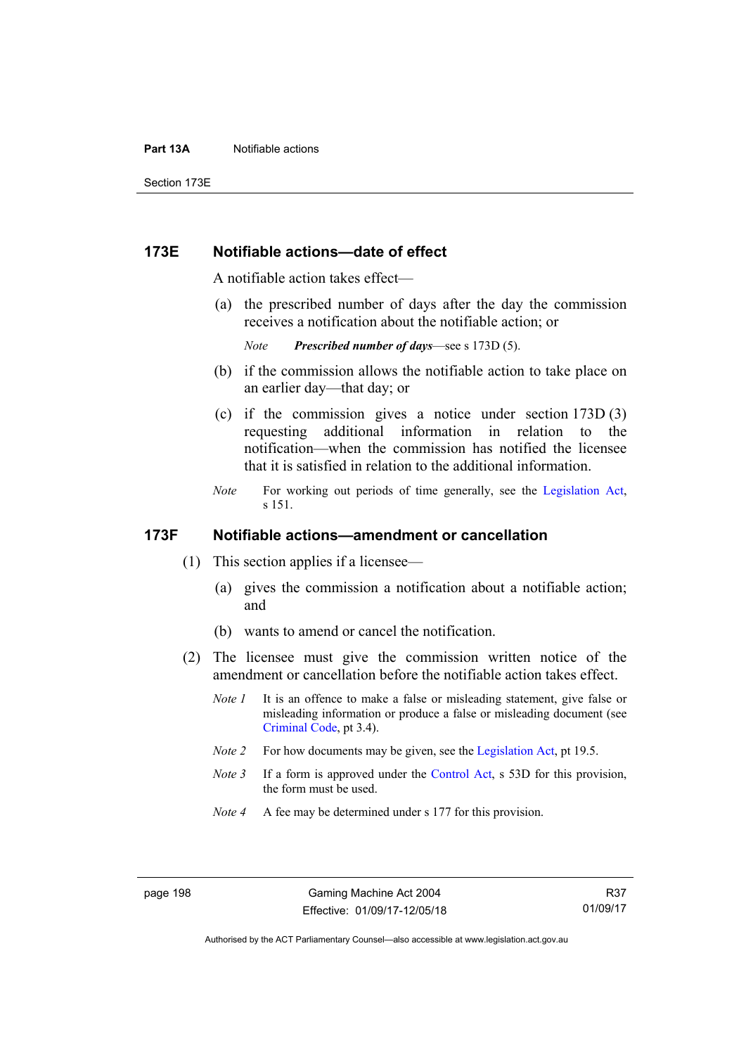### 173E Notifiable actions—date of effect

A notifiable action takes effect—

(a) the prescribed number of days after the day the commission receives a notification about the notifiable action; or

*Note* ***Prescribed number of days***—see s 173D (5).

(b) if the commission allows the notifiable action to take place on an earlier day—that day; or

(c) if the commission gives a notice under section 173D (3) requesting additional information in relation to the notification—when the commission has notified the licensee that it is satisfied in relation to the additional information.

*Note* For working out periods of time generally, see the Legislation Act, s 151.

### 173F Notifiable actions—amendment or cancellation

(1) This section applies if a licensee—

(a) gives the commission a notification about a notifiable action; and

(b) wants to amend or cancel the notification.

(2) The licensee must give the commission written notice of the amendment or cancellation before the notifiable action takes effect.

*Note 1* It is an offence to make a false or misleading statement, give false or misleading information or produce a false or misleading document (see Criminal Code, pt 3.4).

*Note 2* For how documents may be given, see the Legislation Act, pt 19.5.

*Note 3* If a form is approved under the Control Act, s 53D for this provision, the form must be used.

*Note 4* A fee may be determined under s 177 for this provision.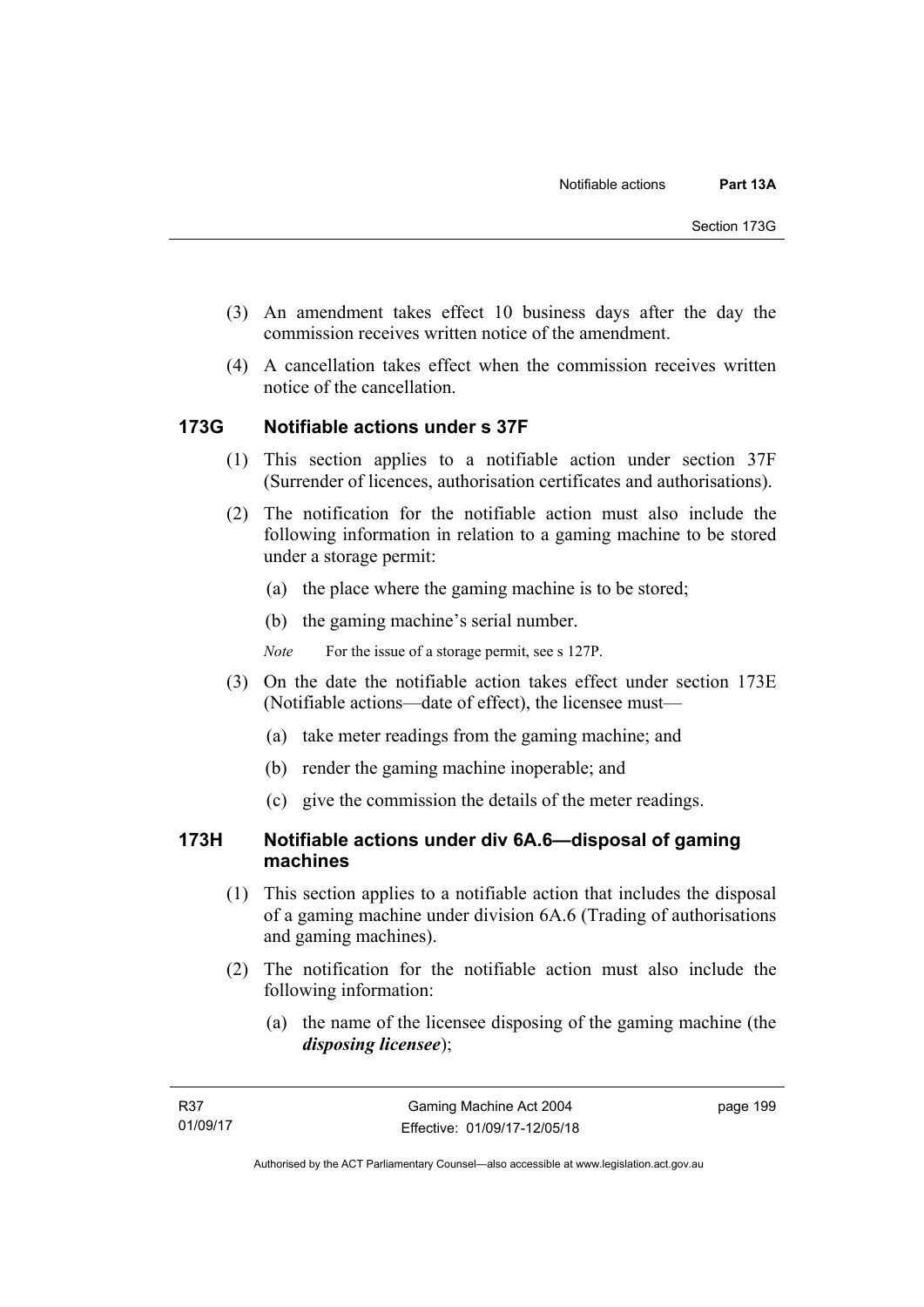(3) An amendment takes effect 10 business days after the day the commission receives written notice of the amendment.

(4) A cancellation takes effect when the commission receives written notice of the cancellation.

### 173G Notifiable actions under s 37F

(1) This section applies to a notifiable action under section 37F (Surrender of licences, authorisation certificates and authorisations).

(2) The notification for the notifiable action must also include the following information in relation to a gaming machine to be stored under a storage permit:

(a) the place where the gaming machine is to be stored;

(b) the gaming machine's serial number.

*Note* For the issue of a storage permit, see s 127P.

(3) On the date the notifiable action takes effect under section 173E (Notifiable actions—date of effect), the licensee must—

(a) take meter readings from the gaming machine; and

(b) render the gaming machine inoperable; and

(c) give the commission the details of the meter readings.

### 173H Notifiable actions under div 6A.6—disposal of gaming machines

(1) This section applies to a notifiable action that includes the disposal of a gaming machine under division 6A.6 (Trading of authorisations and gaming machines).

(2) The notification for the notifiable action must also include the following information:

(a) the name of the licensee disposing of the gaming machine (the ***disposing licensee***);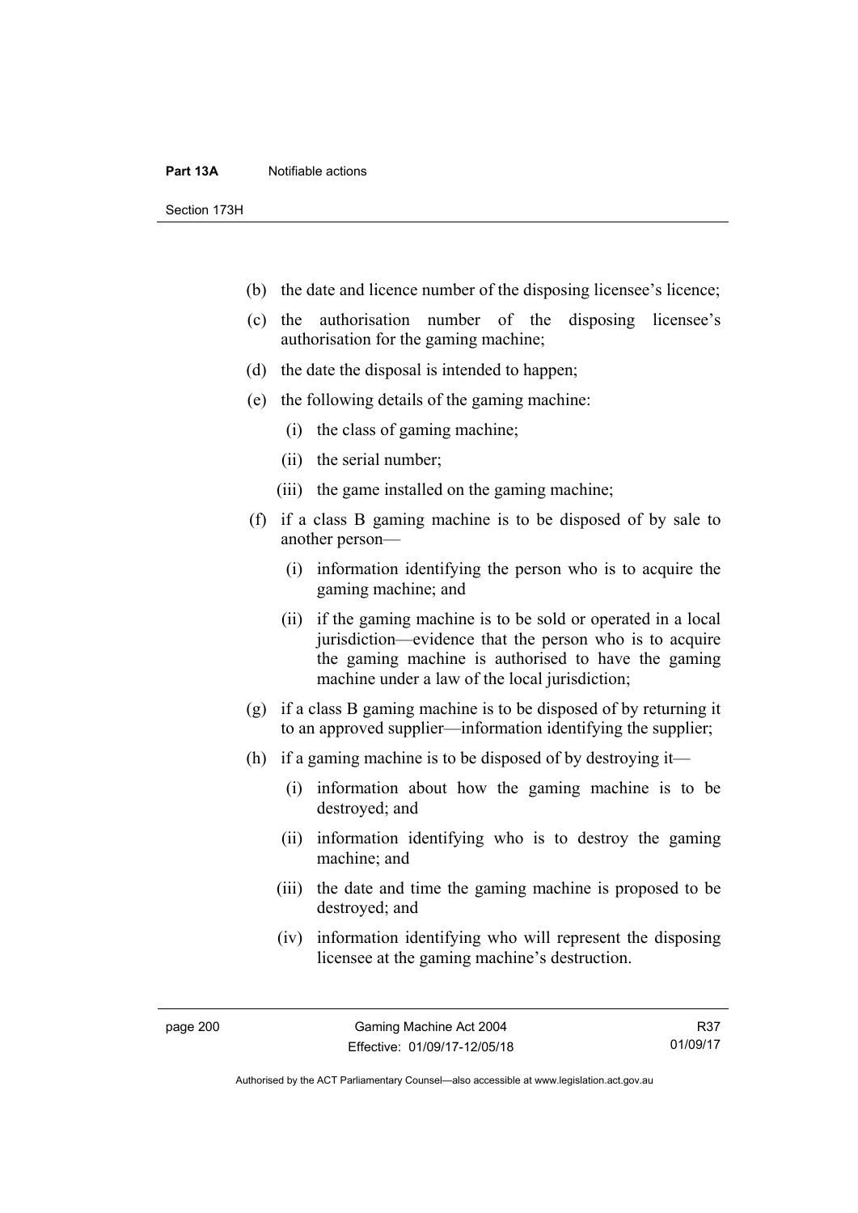(b) the date and licence number of the disposing licensee's licence;

(c) the authorisation number of the disposing licensee's authorisation for the gaming machine;

(d) the date the disposal is intended to happen;

(e) the following details of the gaming machine:

   (i) the class of gaming machine;

   (ii) the serial number;

   (iii) the game installed on the gaming machine;

(f) if a class B gaming machine is to be disposed of by sale to another person—

   (i) information identifying the person who is to acquire the gaming machine; and

   (ii) if the gaming machine is to be sold or operated in a local jurisdiction—evidence that the person who is to acquire the gaming machine is authorised to have the gaming machine under a law of the local jurisdiction;

(g) if a class B gaming machine is to be disposed of by returning it to an approved supplier—information identifying the supplier;

(h) if a gaming machine is to be disposed of by destroying it—

   (i) information about how the gaming machine is to be destroyed; and

   (ii) information identifying who is to destroy the gaming machine; and

   (iii) the date and time the gaming machine is proposed to be destroyed; and

   (iv) information identifying who will represent the disposing licensee at the gaming machine's destruction.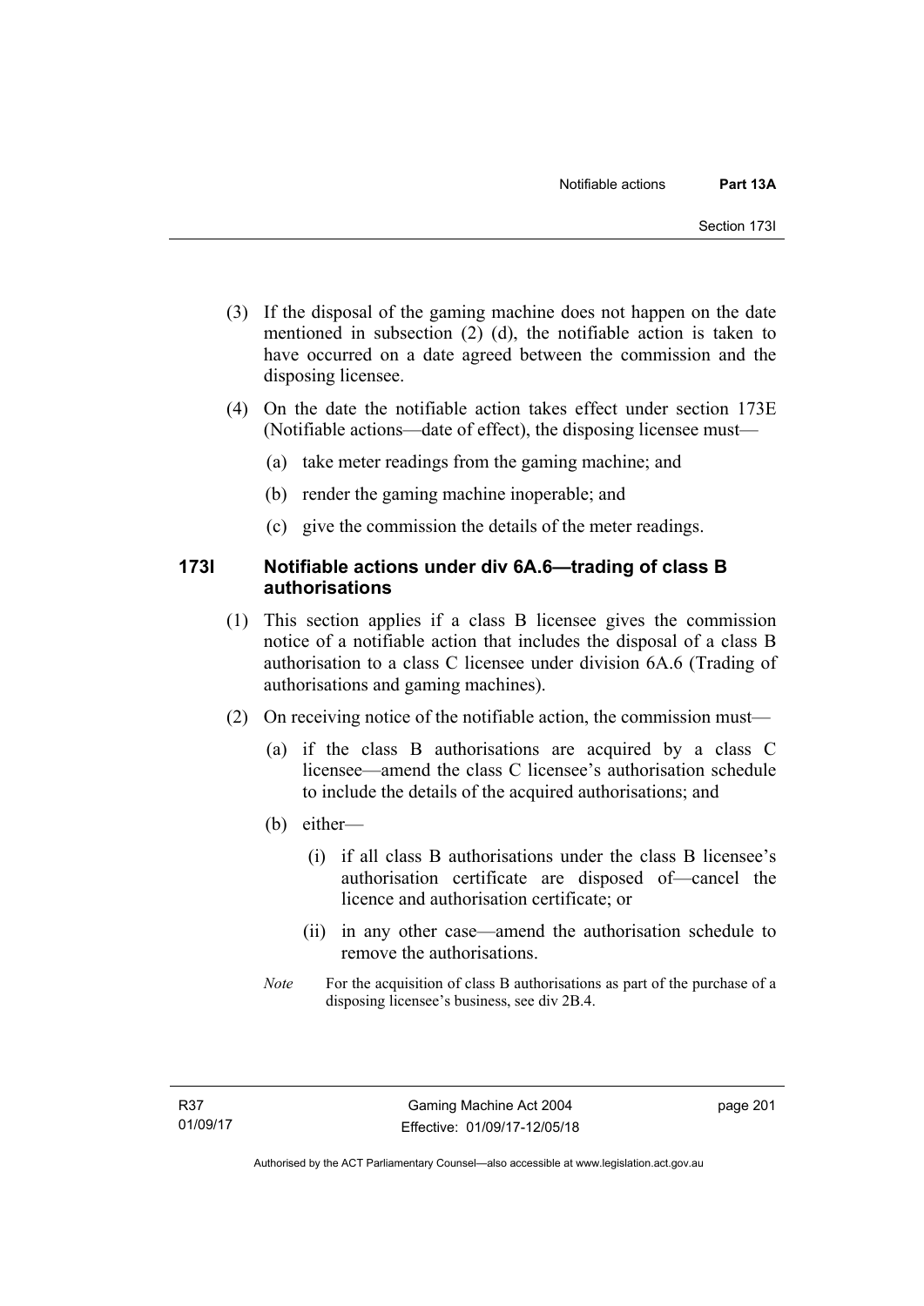(3) If the disposal of the gaming machine does not happen on the date mentioned in subsection (2) (d), the notifiable action is taken to have occurred on a date agreed between the commission and the disposing licensee.

(4) On the date the notifiable action takes effect under section 173E (Notifiable actions—date of effect), the disposing licensee must—

(a) take meter readings from the gaming machine; and

(b) render the gaming machine inoperable; and

(c) give the commission the details of the meter readings.

## 173I Notifiable actions under div 6A.6—trading of class B authorisations

(1) This section applies if a class B licensee gives the commission notice of a notifiable action that includes the disposal of a class B authorisation to a class C licensee under division 6A.6 (Trading of authorisations and gaming machines).

(2) On receiving notice of the notifiable action, the commission must—

(a) if the class B authorisations are acquired by a class C licensee—amend the class C licensee's authorisation schedule to include the details of the acquired authorisations; and

(b) either—

(i) if all class B authorisations under the class B licensee's authorisation certificate are disposed of—cancel the licence and authorisation certificate; or

(ii) in any other case—amend the authorisation schedule to remove the authorisations.

*Note* For the acquisition of class B authorisations as part of the purchase of a disposing licensee's business, see div 2B.4.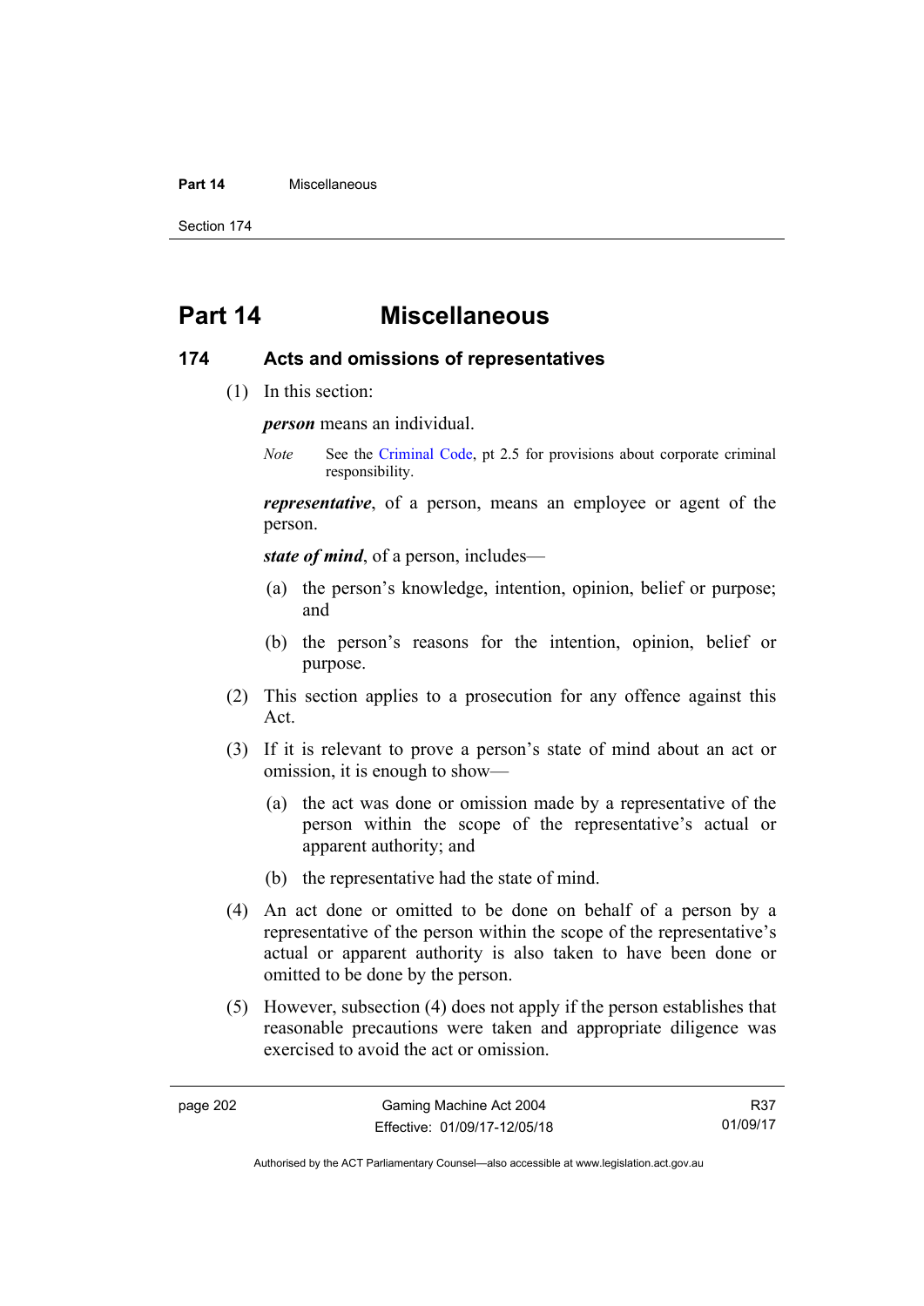# Part 14 Miscellaneous

## 174 Acts and omissions of representatives

(1) In this section:

***person*** means an individual.

*Note* See the Criminal Code, pt 2.5 for provisions about corporate criminal responsibility.

***representative***, of a person, means an employee or agent of the person.

***state of mind***, of a person, includes—

(a) the person's knowledge, intention, opinion, belief or purpose; and

(b) the person's reasons for the intention, opinion, belief or purpose.

(2) This section applies to a prosecution for any offence against this Act.

(3) If it is relevant to prove a person's state of mind about an act or omission, it is enough to show—

(a) the act was done or omission made by a representative of the person within the scope of the representative's actual or apparent authority; and

(b) the representative had the state of mind.

(4) An act done or omitted to be done on behalf of a person by a representative of the person within the scope of the representative's actual or apparent authority is also taken to have been done or omitted to be done by the person.

(5) However, subsection (4) does not apply if the person establishes that reasonable precautions were taken and appropriate diligence was exercised to avoid the act or omission.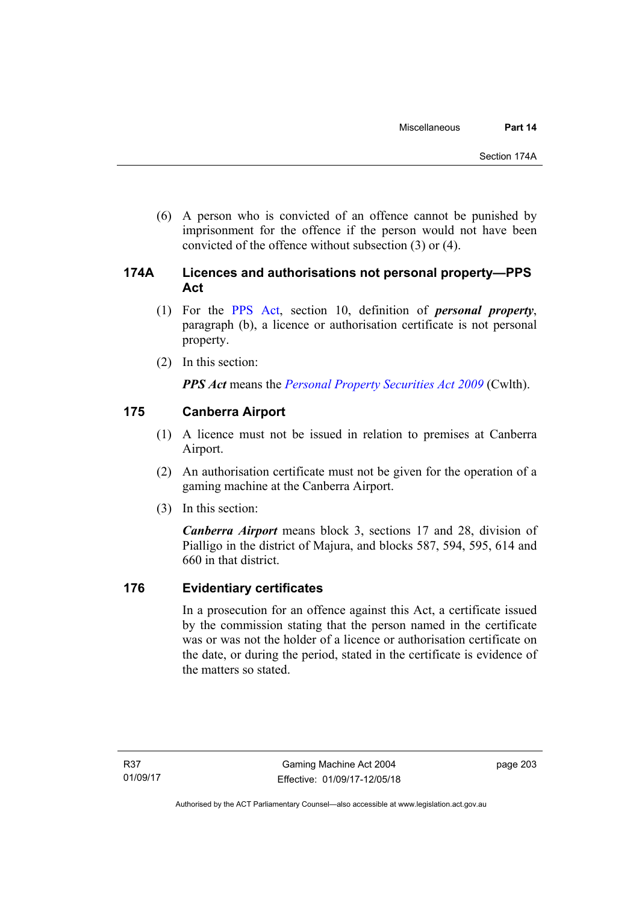(6) A person who is convicted of an offence cannot be punished by imprisonment for the offence if the person would not have been convicted of the offence without subsection (3) or (4).

### 174A Licences and authorisations not personal property—PPS Act

(1) For the PPS Act, section 10, definition of ***personal property***, paragraph (b), a licence or authorisation certificate is not personal property.

(2) In this section:

***PPS Act*** means the *Personal Property Securities Act 2009* (Cwlth).

### 175 Canberra Airport

(1) A licence must not be issued in relation to premises at Canberra Airport.

(2) An authorisation certificate must not be given for the operation of a gaming machine at the Canberra Airport.

(3) In this section:

***Canberra Airport*** means block 3, sections 17 and 28, division of Pialligo in the district of Majura, and blocks 587, 594, 595, 614 and 660 in that district.

### 176 Evidentiary certificates

In a prosecution for an offence against this Act, a certificate issued by the commission stating that the person named in the certificate was or was not the holder of a licence or authorisation certificate on the date, or during the period, stated in the certificate is evidence of the matters so stated.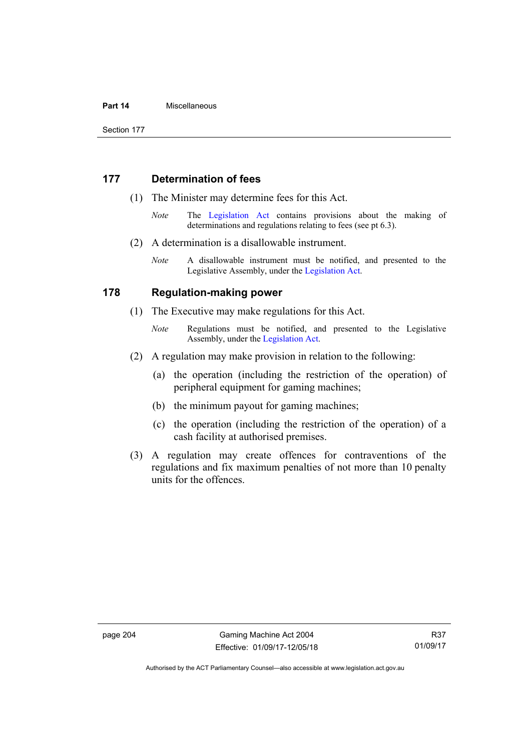## 177 Determination of fees

(1) The Minister may determine fees for this Act.

*Note* The Legislation Act contains provisions about the making of determinations and regulations relating to fees (see pt 6.3).

(2) A determination is a disallowable instrument.

*Note* A disallowable instrument must be notified, and presented to the Legislative Assembly, under the Legislation Act.

## 178 Regulation-making power

(1) The Executive may make regulations for this Act.

*Note* Regulations must be notified, and presented to the Legislative Assembly, under the Legislation Act.

(2) A regulation may make provision in relation to the following:

(a) the operation (including the restriction of the operation) of peripheral equipment for gaming machines;

(b) the minimum payout for gaming machines;

(c) the operation (including the restriction of the operation) of a cash facility at authorised premises.

(3) A regulation may create offences for contraventions of the regulations and fix maximum penalties of not more than 10 penalty units for the offences.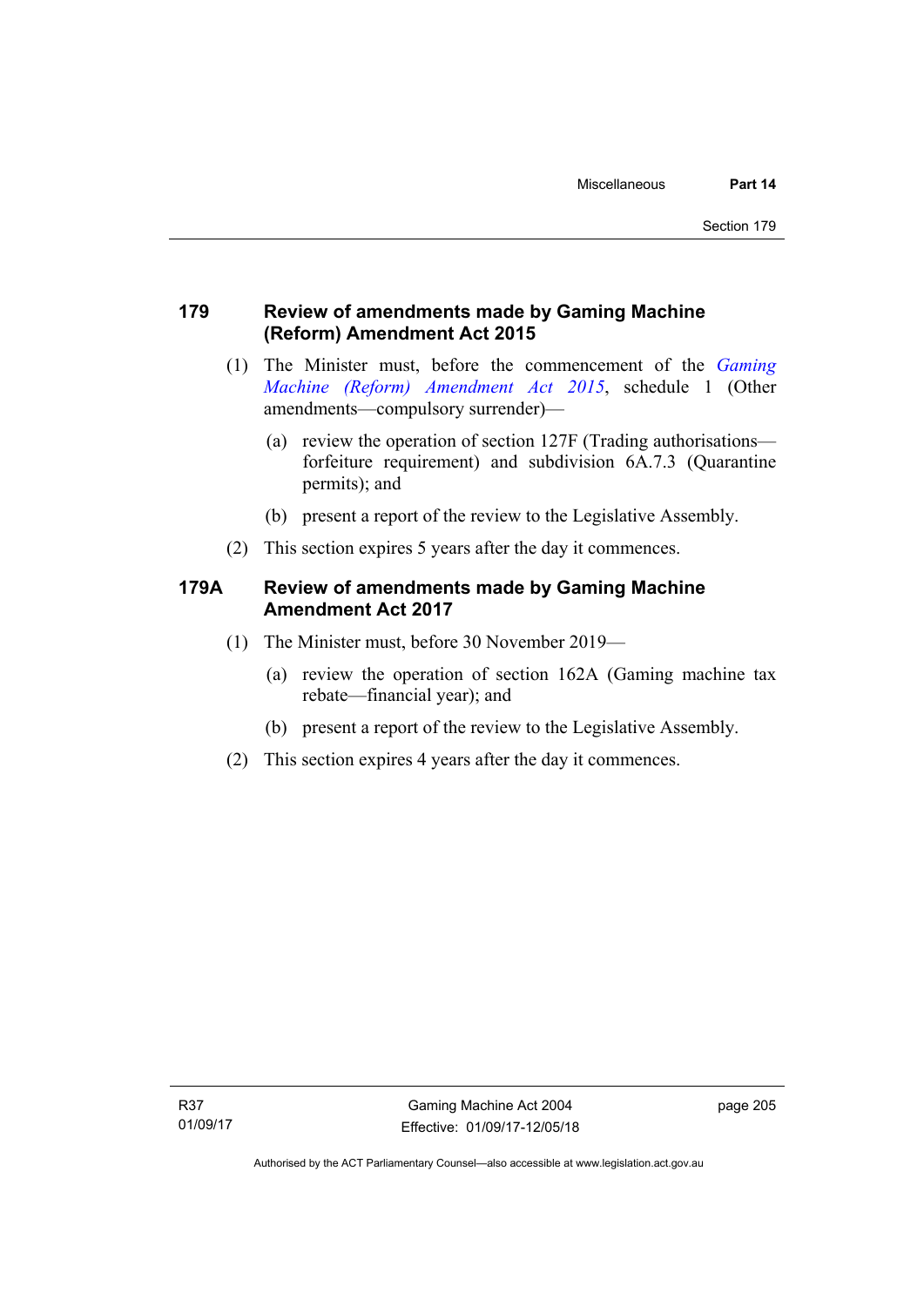## 179 Review of amendments made by Gaming Machine (Reform) Amendment Act 2015

(1) The Minister must, before the commencement of the *Gaming Machine (Reform) Amendment Act 2015*, schedule 1 (Other amendments—compulsory surrender)—

(a) review the operation of section 127F (Trading authorisations—forfeiture requirement) and subdivision 6A.7.3 (Quarantine permits); and

(b) present a report of the review to the Legislative Assembly.

(2) This section expires 5 years after the day it commences.

## 179A Review of amendments made by Gaming Machine Amendment Act 2017

(1) The Minister must, before 30 November 2019—

(a) review the operation of section 162A (Gaming machine tax rebate—financial year); and

(b) present a report of the review to the Legislative Assembly.

(2) This section expires 4 years after the day it commences.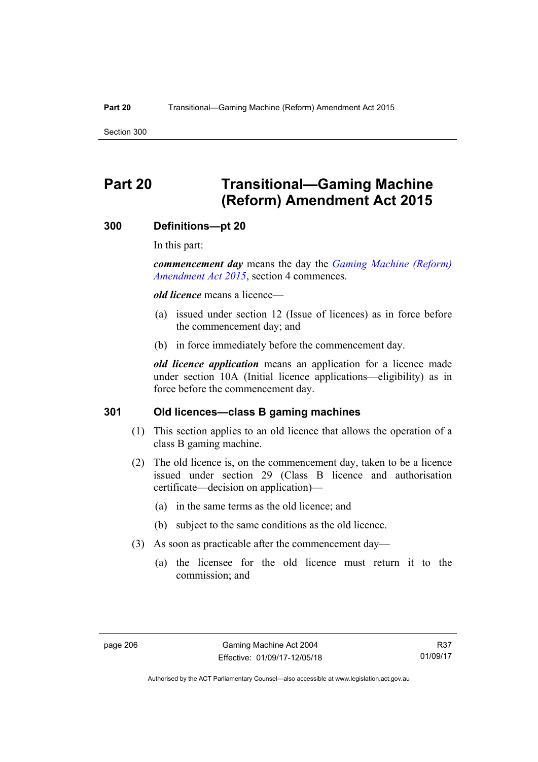# Part 20 Transitional—Gaming Machine (Reform) Amendment Act 2015

### 300 Definitions—pt 20

In this part:

***commencement day*** means the day the *Gaming Machine (Reform) Amendment Act 2015*, section 4 commences.

***old licence*** means a licence—

(a) issued under section 12 (Issue of licences) as in force before the commencement day; and

(b) in force immediately before the commencement day.

***old licence application*** means an application for a licence made under section 10A (Initial licence applications—eligibility) as in force before the commencement day.

### 301 Old licences—class B gaming machines

(1) This section applies to an old licence that allows the operation of a class B gaming machine.

(2) The old licence is, on the commencement day, taken to be a licence issued under section 29 (Class B licence and authorisation certificate—decision on application)—

(a) in the same terms as the old licence; and

(b) subject to the same conditions as the old licence.

(3) As soon as practicable after the commencement day—

(a) the licensee for the old licence must return it to the commission; and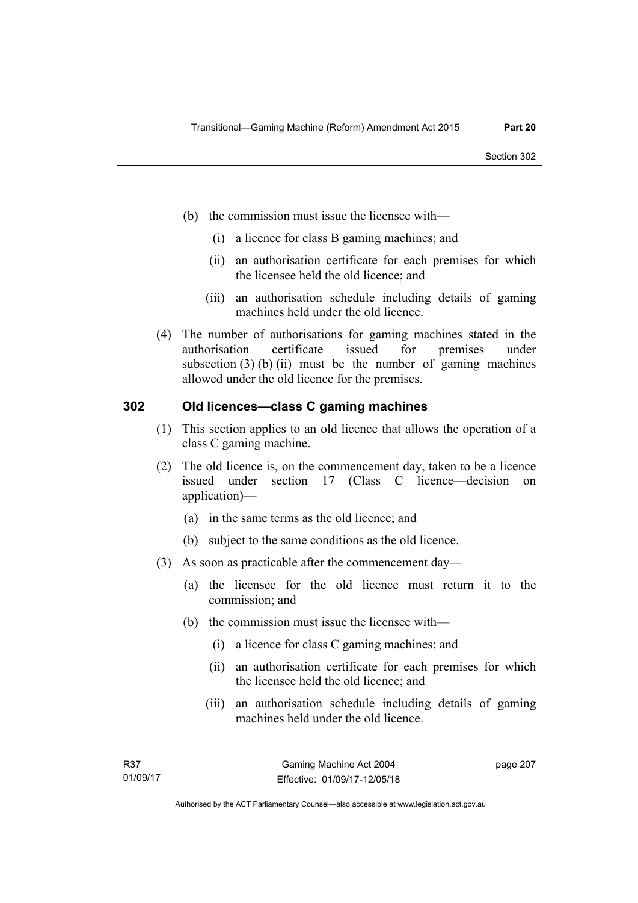(b) the commission must issue the licensee with—

   (i) a licence for class B gaming machines; and

   (ii) an authorisation certificate for each premises for which the licensee held the old licence; and

   (iii) an authorisation schedule including details of gaming machines held under the old licence.

(4) The number of authorisations for gaming machines stated in the authorisation certificate issued for premises under subsection (3) (b) (ii) must be the number of gaming machines allowed under the old licence for the premises.

## 302 Old licences—class C gaming machines

(1) This section applies to an old licence that allows the operation of a class C gaming machine.

(2) The old licence is, on the commencement day, taken to be a licence issued under section 17 (Class C licence—decision on application)—

   (a) in the same terms as the old licence; and

   (b) subject to the same conditions as the old licence.

(3) As soon as practicable after the commencement day—

   (a) the licensee for the old licence must return it to the commission; and

   (b) the commission must issue the licensee with—

      (i) a licence for class C gaming machines; and

      (ii) an authorisation certificate for each premises for which the licensee held the old licence; and

      (iii) an authorisation schedule including details of gaming machines held under the old licence.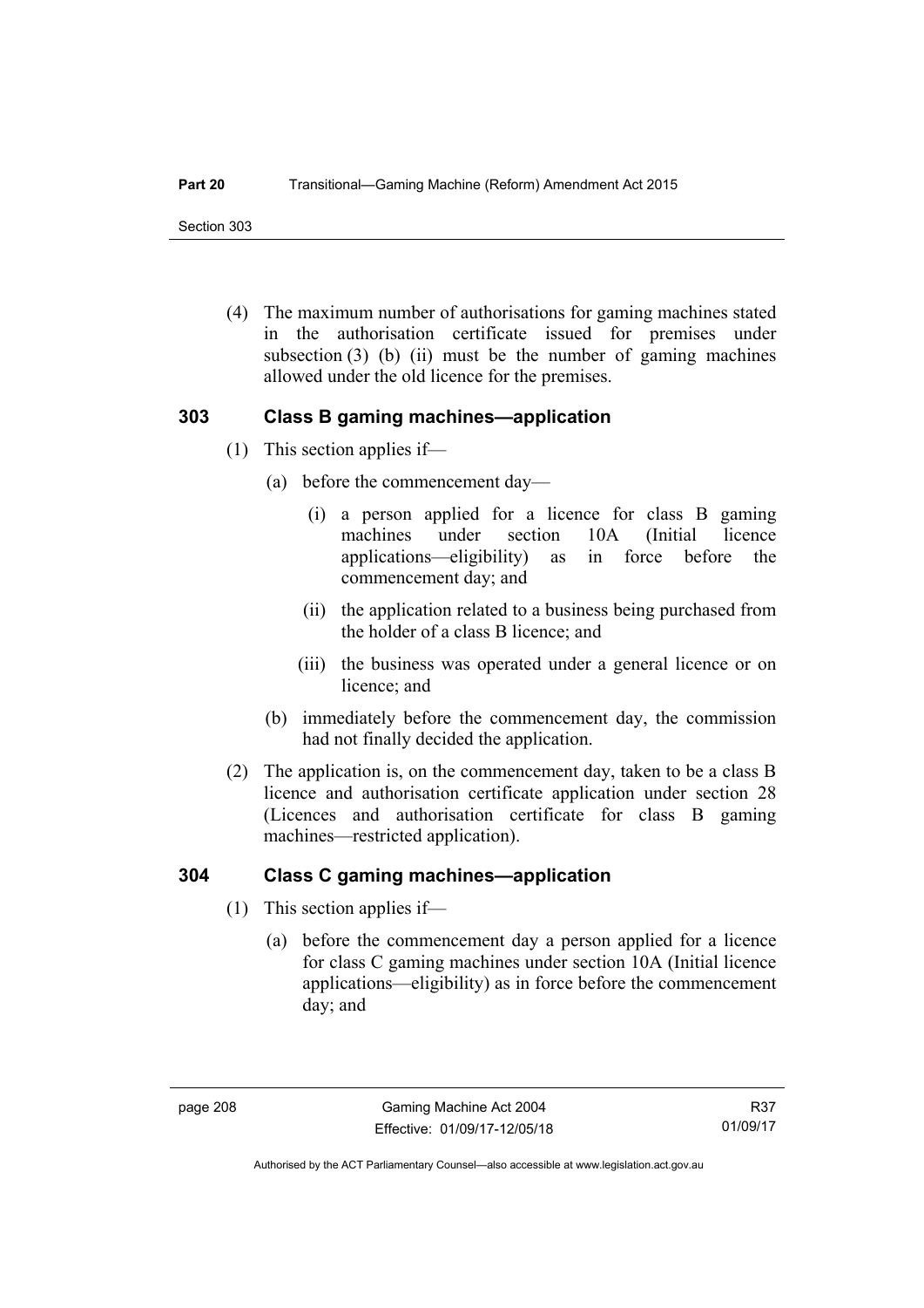(4) The maximum number of authorisations for gaming machines stated in the authorisation certificate issued for premises under subsection (3) (b) (ii) must be the number of gaming machines allowed under the old licence for the premises.

### 303 Class B gaming machines—application

(1) This section applies if—

(a) before the commencement day—

(i) a person applied for a licence for class B gaming machines under section 10A (Initial licence applications—eligibility) as in force before the commencement day; and

(ii) the application related to a business being purchased from the holder of a class B licence; and

(iii) the business was operated under a general licence or on licence; and

(b) immediately before the commencement day, the commission had not finally decided the application.

(2) The application is, on the commencement day, taken to be a class B licence and authorisation certificate application under section 28 (Licences and authorisation certificate for class B gaming machines—restricted application).

### 304 Class C gaming machines—application

(1) This section applies if—

(a) before the commencement day a person applied for a licence for class C gaming machines under section 10A (Initial licence applications—eligibility) as in force before the commencement day; and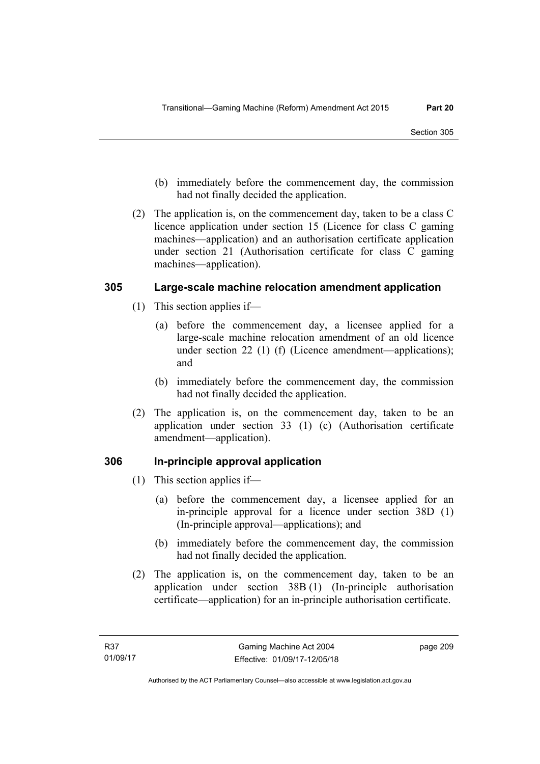(b) immediately before the commencement day, the commission had not finally decided the application.

(2) The application is, on the commencement day, taken to be a class C licence application under section 15 (Licence for class C gaming machines—application) and an authorisation certificate application under section 21 (Authorisation certificate for class C gaming machines—application).

## 305 Large-scale machine relocation amendment application

(1) This section applies if—

(a) before the commencement day, a licensee applied for a large-scale machine relocation amendment of an old licence under section 22 (1) (f) (Licence amendment—applications); and

(b) immediately before the commencement day, the commission had not finally decided the application.

(2) The application is, on the commencement day, taken to be an application under section 33 (1) (c) (Authorisation certificate amendment—application).

## 306 In-principle approval application

(1) This section applies if—

(a) before the commencement day, a licensee applied for an in-principle approval for a licence under section 38D (1) (In-principle approval—applications); and

(b) immediately before the commencement day, the commission had not finally decided the application.

(2) The application is, on the commencement day, taken to be an application under section 38B (1) (In-principle authorisation certificate—application) for an in-principle authorisation certificate.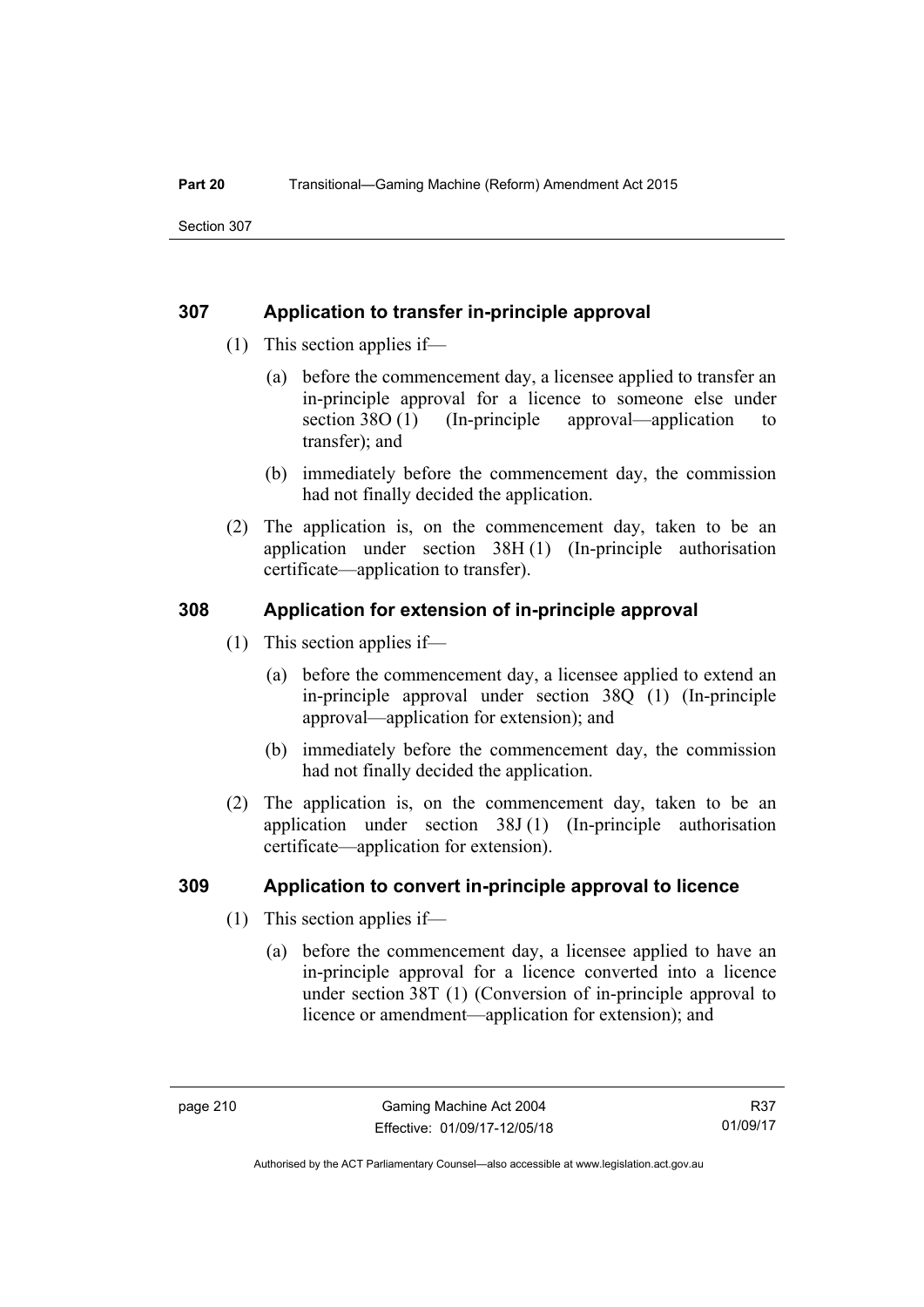## 307 Application to transfer in-principle approval

(1) This section applies if—

(a) before the commencement day, a licensee applied to transfer an in-principle approval for a licence to someone else under section 38O (1) (In-principle approval—application to transfer); and

(b) immediately before the commencement day, the commission had not finally decided the application.

(2) The application is, on the commencement day, taken to be an application under section 38H (1) (In-principle authorisation certificate—application to transfer).

## 308 Application for extension of in-principle approval

(1) This section applies if—

(a) before the commencement day, a licensee applied to extend an in-principle approval under section 38Q (1) (In-principle approval—application for extension); and

(b) immediately before the commencement day, the commission had not finally decided the application.

(2) The application is, on the commencement day, taken to be an application under section 38J (1) (In-principle authorisation certificate—application for extension).

## 309 Application to convert in-principle approval to licence

(1) This section applies if—

(a) before the commencement day, a licensee applied to have an in-principle approval for a licence converted into a licence under section 38T (1) (Conversion of in-principle approval to licence or amendment—application for extension); and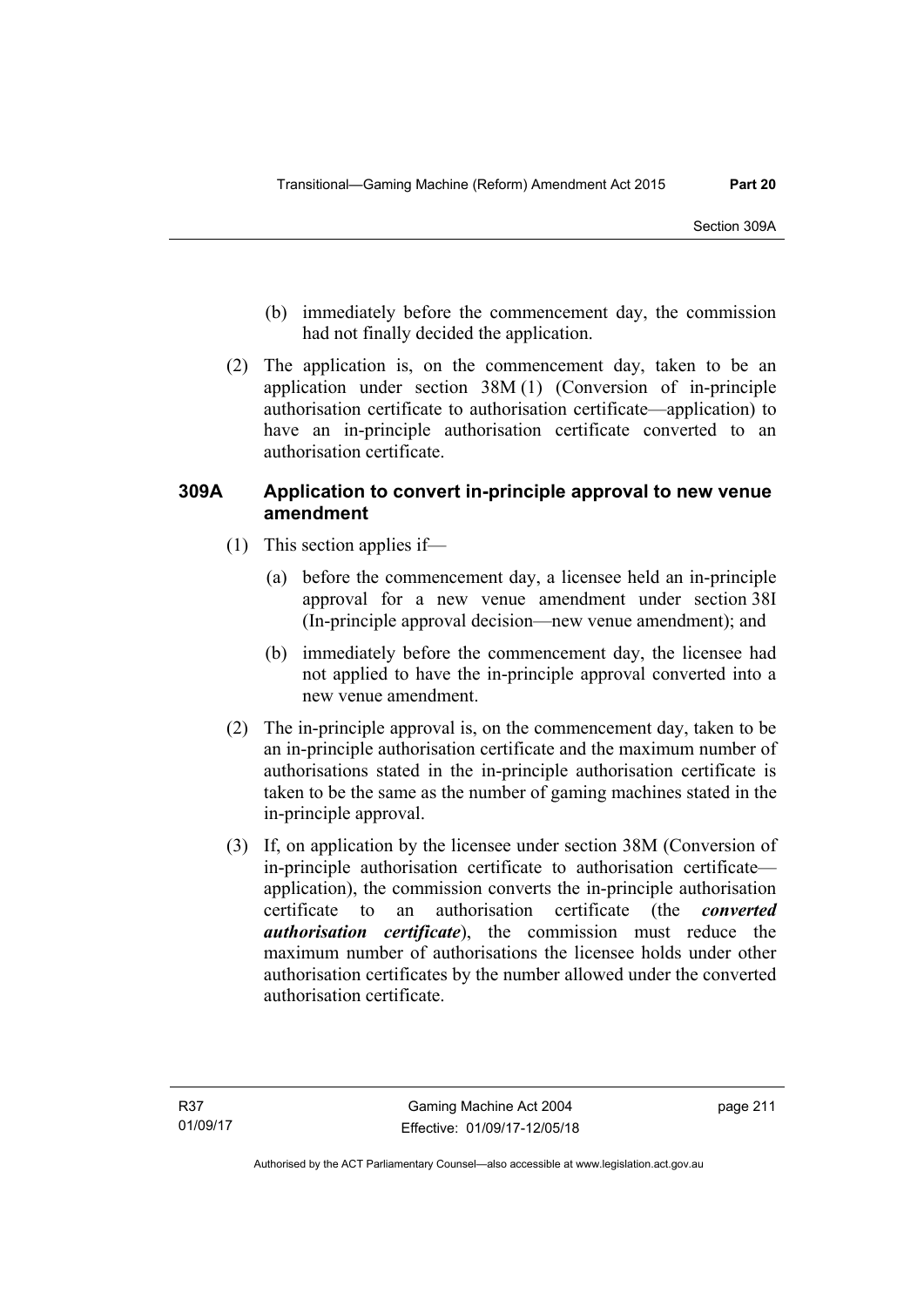(b) immediately before the commencement day, the commission had not finally decided the application.

(2) The application is, on the commencement day, taken to be an application under section 38M (1) (Conversion of in-principle authorisation certificate to authorisation certificate—application) to have an in-principle authorisation certificate converted to an authorisation certificate.

### 309A Application to convert in-principle approval to new venue amendment

(1) This section applies if—

(a) before the commencement day, a licensee held an in-principle approval for a new venue amendment under section 38I (In-principle approval decision—new venue amendment); and

(b) immediately before the commencement day, the licensee had not applied to have the in-principle approval converted into a new venue amendment.

(2) The in-principle approval is, on the commencement day, taken to be an in-principle authorisation certificate and the maximum number of authorisations stated in the in-principle authorisation certificate is taken to be the same as the number of gaming machines stated in the in-principle approval.

(3) If, on application by the licensee under section 38M (Conversion of in-principle authorisation certificate to authorisation certificate—application), the commission converts the in-principle authorisation certificate to an authorisation certificate (the ***converted authorisation certificate***), the commission must reduce the maximum number of authorisations the licensee holds under other authorisation certificates by the number allowed under the converted authorisation certificate.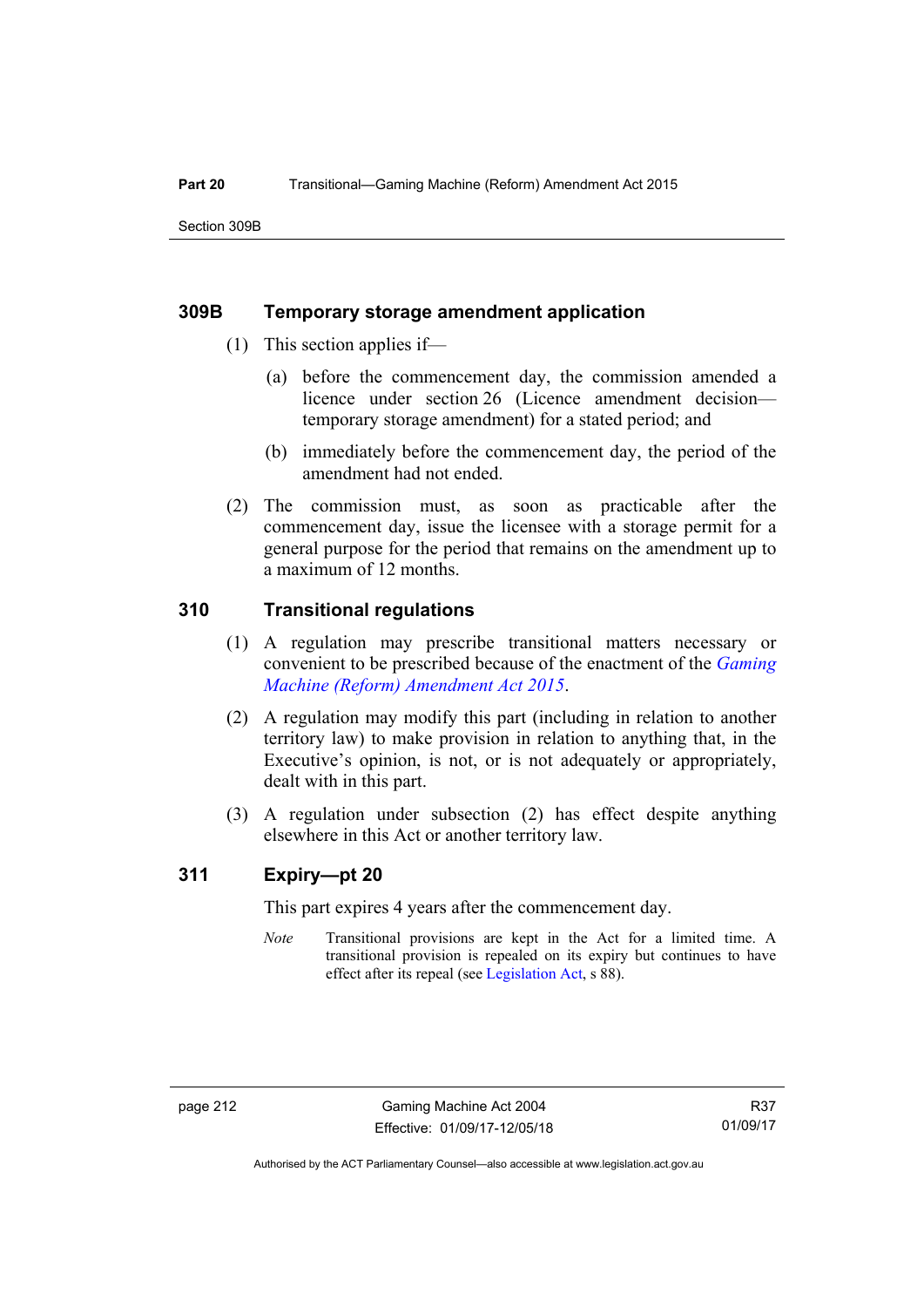### 309B Temporary storage amendment application

(1) This section applies if—

(a) before the commencement day, the commission amended a licence under section 26 (Licence amendment decision—temporary storage amendment) for a stated period; and

(b) immediately before the commencement day, the period of the amendment had not ended.

(2) The commission must, as soon as practicable after the commencement day, issue the licensee with a storage permit for a general purpose for the period that remains on the amendment up to a maximum of 12 months.

### 310 Transitional regulations

(1) A regulation may prescribe transitional matters necessary or convenient to be prescribed because of the enactment of the *Gaming Machine (Reform) Amendment Act 2015*.

(2) A regulation may modify this part (including in relation to another territory law) to make provision in relation to anything that, in the Executive's opinion, is not, or is not adequately or appropriately, dealt with in this part.

(3) A regulation under subsection (2) has effect despite anything elsewhere in this Act or another territory law.

### 311 Expiry—pt 20

This part expires 4 years after the commencement day.

*Note* Transitional provisions are kept in the Act for a limited time. A transitional provision is repealed on its expiry but continues to have effect after its repeal (see Legislation Act, s 88).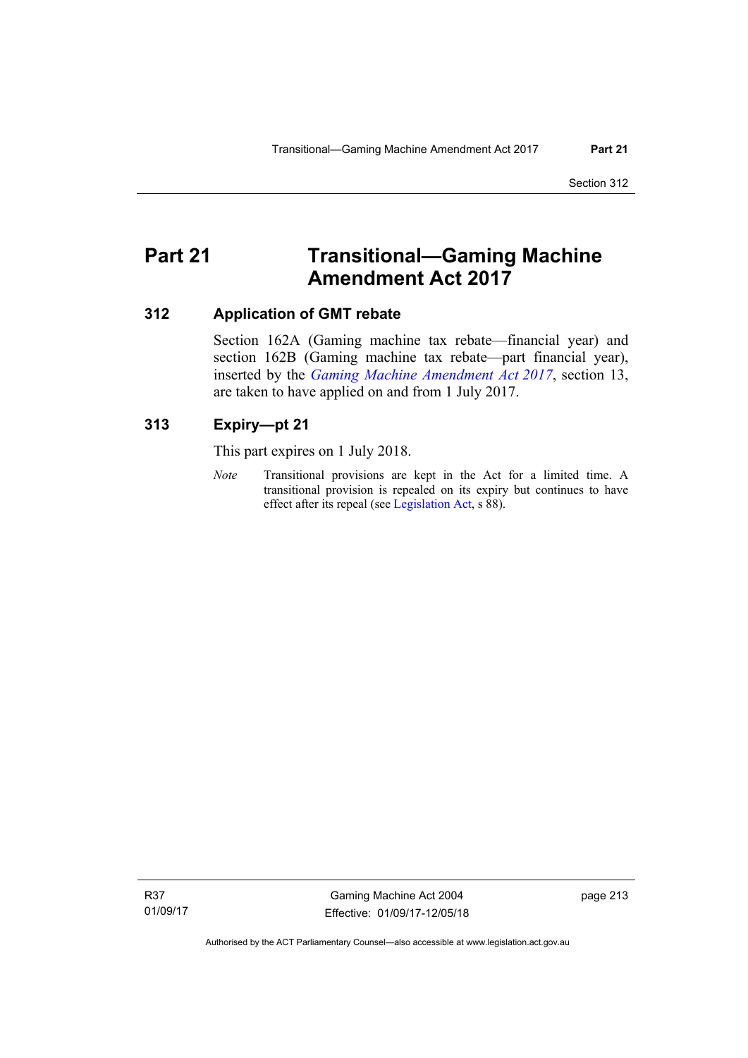# Part 21 Transitional—Gaming Machine Amendment Act 2017

## 312 Application of GMT rebate

Section 162A (Gaming machine tax rebate—financial year) and section 162B (Gaming machine tax rebate—part financial year), inserted by the *Gaming Machine Amendment Act 2017*, section 13, are taken to have applied on and from 1 July 2017.

## 313 Expiry—pt 21

This part expires on 1 July 2018.

*Note* Transitional provisions are kept in the Act for a limited time. A transitional provision is repealed on its expiry but continues to have effect after its repeal (see Legislation Act, s 88).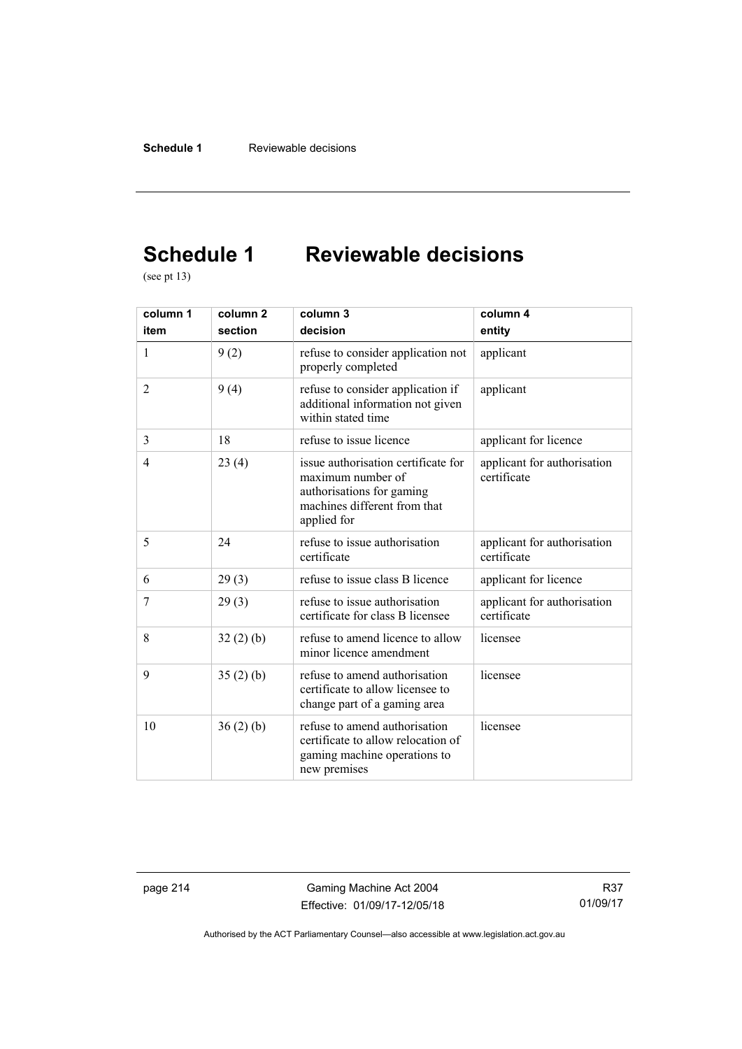# Schedule 1 Reviewable decisions

(see pt 13)

| column 1<br>item | column 2<br>section | column 3<br>decision | column 4<br>entity |
|---|---|---|---|
| 1 | 9 (2) | refuse to consider application not properly completed | applicant |
| 2 | 9 (4) | refuse to consider application if additional information not given within stated time | applicant |
| 3 | 18 | refuse to issue licence | applicant for licence |
| 4 | 23 (4) | issue authorisation certificate for maximum number of authorisations for gaming machines different from that applied for | applicant for authorisation certificate |
| 5 | 24 | refuse to issue authorisation certificate | applicant for authorisation certificate |
| 6 | 29 (3) | refuse to issue class B licence | applicant for licence |
| 7 | 29 (3) | refuse to issue authorisation certificate for class B licensee | applicant for authorisation certificate |
| 8 | 32 (2) (b) | refuse to amend licence to allow minor licence amendment | licensee |
| 9 | 35 (2) (b) | refuse to amend authorisation certificate to allow licensee to change part of a gaming area | licensee |
| 10 | 36 (2) (b) | refuse to amend authorisation certificate to allow relocation of gaming machine operations to new premises | licensee |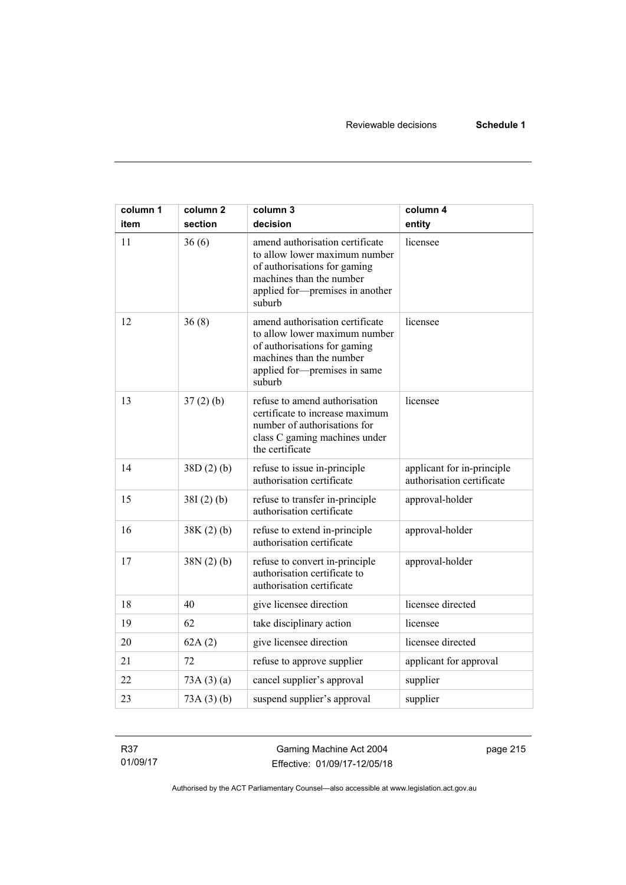| column 1 item | column 2 section | column 3 decision | column 4 entity |
|---|---|---|---|
| 11 | 36 (6) | amend authorisation certificate to allow lower maximum number of authorisations for gaming machines than the number applied for—premises in another suburb | licensee |
| 12 | 36 (8) | amend authorisation certificate to allow lower maximum number of authorisations for gaming machines than the number applied for—premises in same suburb | licensee |
| 13 | 37 (2) (b) | refuse to amend authorisation certificate to increase maximum number of authorisations for class C gaming machines under the certificate | licensee |
| 14 | 38D (2) (b) | refuse to issue in-principle authorisation certificate | applicant for in-principle authorisation certificate |
| 15 | 38I (2) (b) | refuse to transfer in-principle authorisation certificate | approval-holder |
| 16 | 38K (2) (b) | refuse to extend in-principle authorisation certificate | approval-holder |
| 17 | 38N (2) (b) | refuse to convert in-principle authorisation certificate to authorisation certificate | approval-holder |
| 18 | 40 | give licensee direction | licensee directed |
| 19 | 62 | take disciplinary action | licensee |
| 20 | 62A (2) | give licensee direction | licensee directed |
| 21 | 72 | refuse to approve supplier | applicant for approval |
| 22 | 73A (3) (a) | cancel supplier's approval | supplier |
| 23 | 73A (3) (b) | suspend supplier's approval | supplier |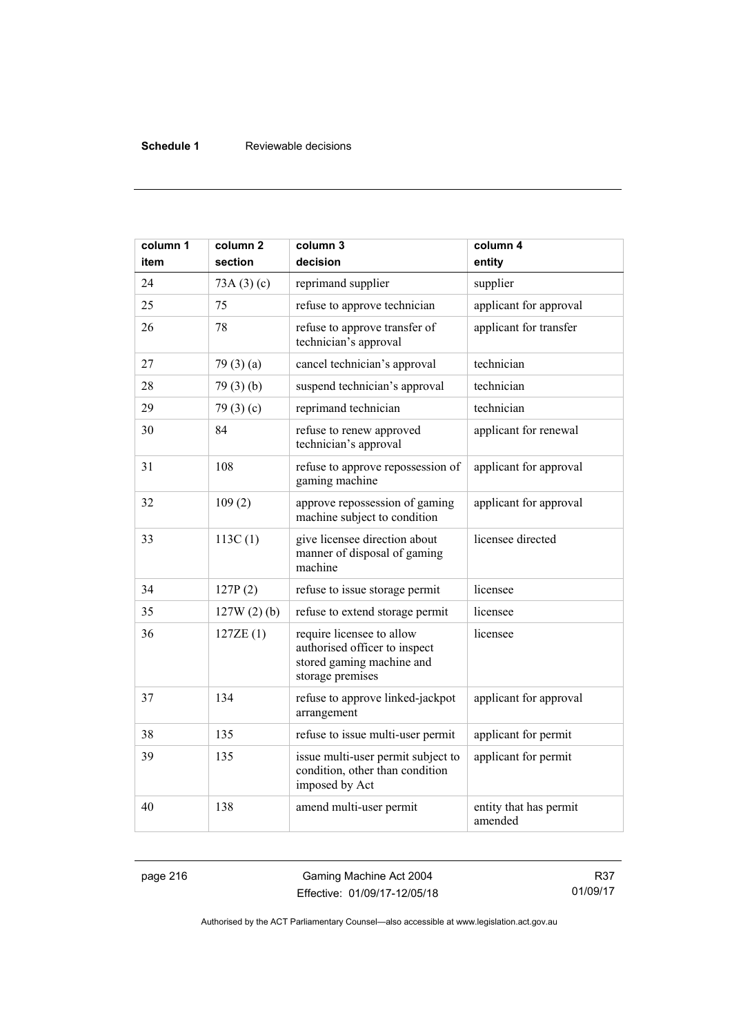| column 1<br>item | column 2<br>section | column 3<br>decision | column 4<br>entity |
|---|---|---|---|
| 24 | 73A (3) (c) | reprimand supplier | supplier |
| 25 | 75 | refuse to approve technician | applicant for approval |
| 26 | 78 | refuse to approve transfer of technician's approval | applicant for transfer |
| 27 | 79 (3) (a) | cancel technician's approval | technician |
| 28 | 79 (3) (b) | suspend technician's approval | technician |
| 29 | 79 (3) (c) | reprimand technician | technician |
| 30 | 84 | refuse to renew approved technician's approval | applicant for renewal |
| 31 | 108 | refuse to approve repossession of gaming machine | applicant for approval |
| 32 | 109 (2) | approve repossession of gaming machine subject to condition | applicant for approval |
| 33 | 113C (1) | give licensee direction about manner of disposal of gaming machine | licensee directed |
| 34 | 127P (2) | refuse to issue storage permit | licensee |
| 35 | 127W (2) (b) | refuse to extend storage permit | licensee |
| 36 | 127ZE (1) | require licensee to allow authorised officer to inspect stored gaming machine and storage premises | licensee |
| 37 | 134 | refuse to approve linked-jackpot arrangement | applicant for approval |
| 38 | 135 | refuse to issue multi-user permit | applicant for permit |
| 39 | 135 | issue multi-user permit subject to condition, other than condition imposed by Act | applicant for permit |
| 40 | 138 | amend multi-user permit | entity that has permit amended |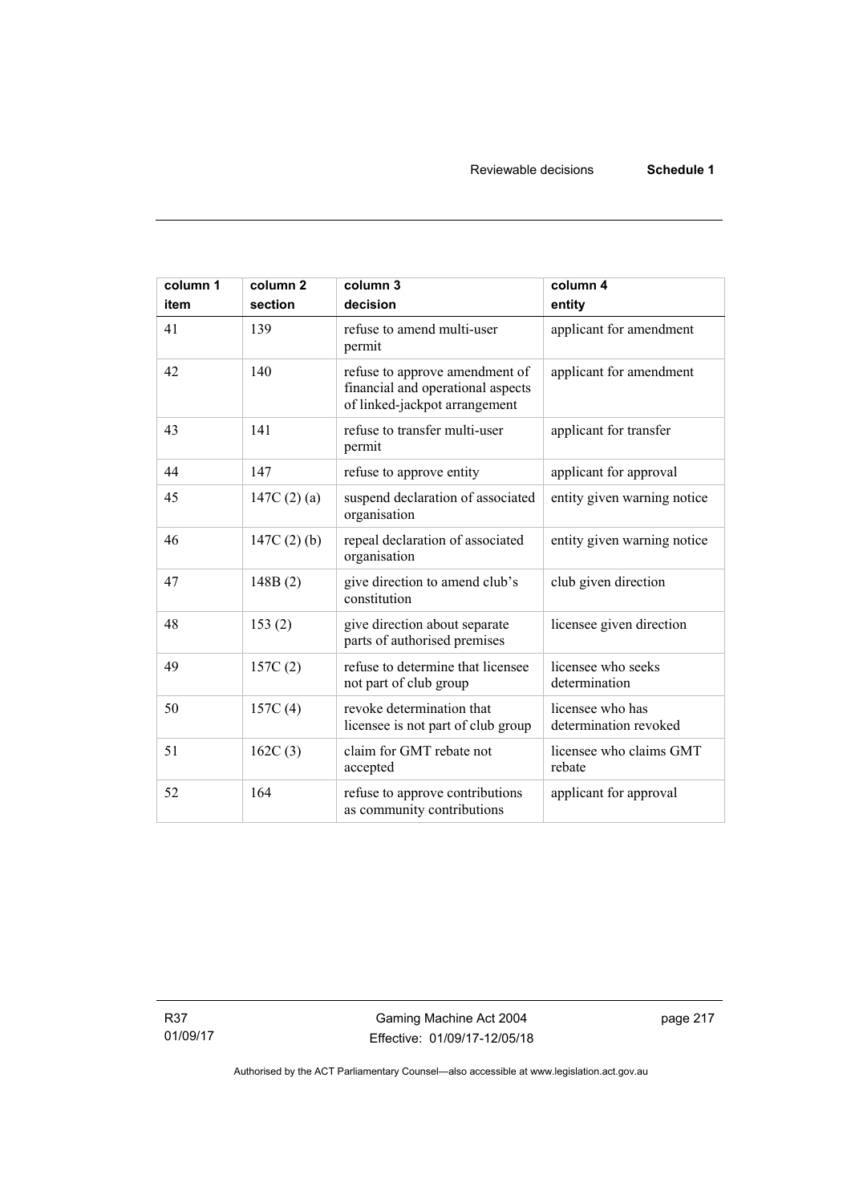| column 1<br>item | column 2<br>section | column 3<br>decision | column 4<br>entity |
|---|---|---|---|
| 41 | 139 | refuse to amend multi-user permit | applicant for amendment |
| 42 | 140 | refuse to approve amendment of financial and operational aspects of linked-jackpot arrangement | applicant for amendment |
| 43 | 141 | refuse to transfer multi-user permit | applicant for transfer |
| 44 | 147 | refuse to approve entity | applicant for approval |
| 45 | 147C (2) (a) | suspend declaration of associated organisation | entity given warning notice |
| 46 | 147C (2) (b) | repeal declaration of associated organisation | entity given warning notice |
| 47 | 148B (2) | give direction to amend club's constitution | club given direction |
| 48 | 153 (2) | give direction about separate parts of authorised premises | licensee given direction |
| 49 | 157C (2) | refuse to determine that licensee not part of club group | licensee who seeks determination |
| 50 | 157C (4) | revoke determination that licensee is not part of club group | licensee who has determination revoked |
| 51 | 162C (3) | claim for GMT rebate not accepted | licensee who claims GMT rebate |
| 52 | 164 | refuse to approve contributions as community contributions | applicant for approval |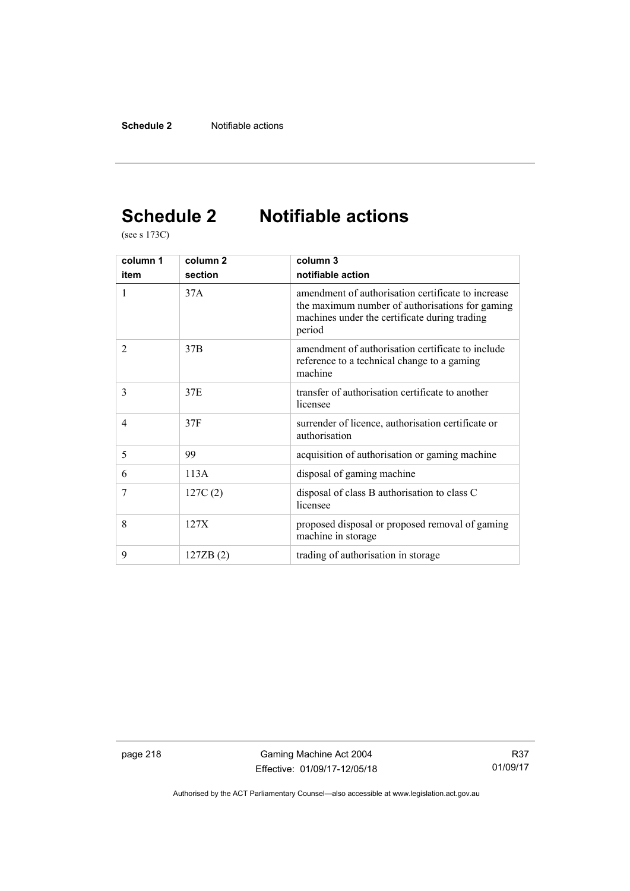# Schedule 2 Notifiable actions

(see s 173C)

| column 1<br>item | column 2<br>section | column 3<br>notifiable action |
|---|---|---|
| 1 | 37A | amendment of authorisation certificate to increase the maximum number of authorisations for gaming machines under the certificate during trading period |
| 2 | 37B | amendment of authorisation certificate to include reference to a technical change to a gaming machine |
| 3 | 37E | transfer of authorisation certificate to another licensee |
| 4 | 37F | surrender of licence, authorisation certificate or authorisation |
| 5 | 99 | acquisition of authorisation or gaming machine |
| 6 | 113A | disposal of gaming machine |
| 7 | 127C (2) | disposal of class B authorisation to class C licensee |
| 8 | 127X | proposed disposal or proposed removal of gaming machine in storage |
| 9 | 127ZB (2) | trading of authorisation in storage |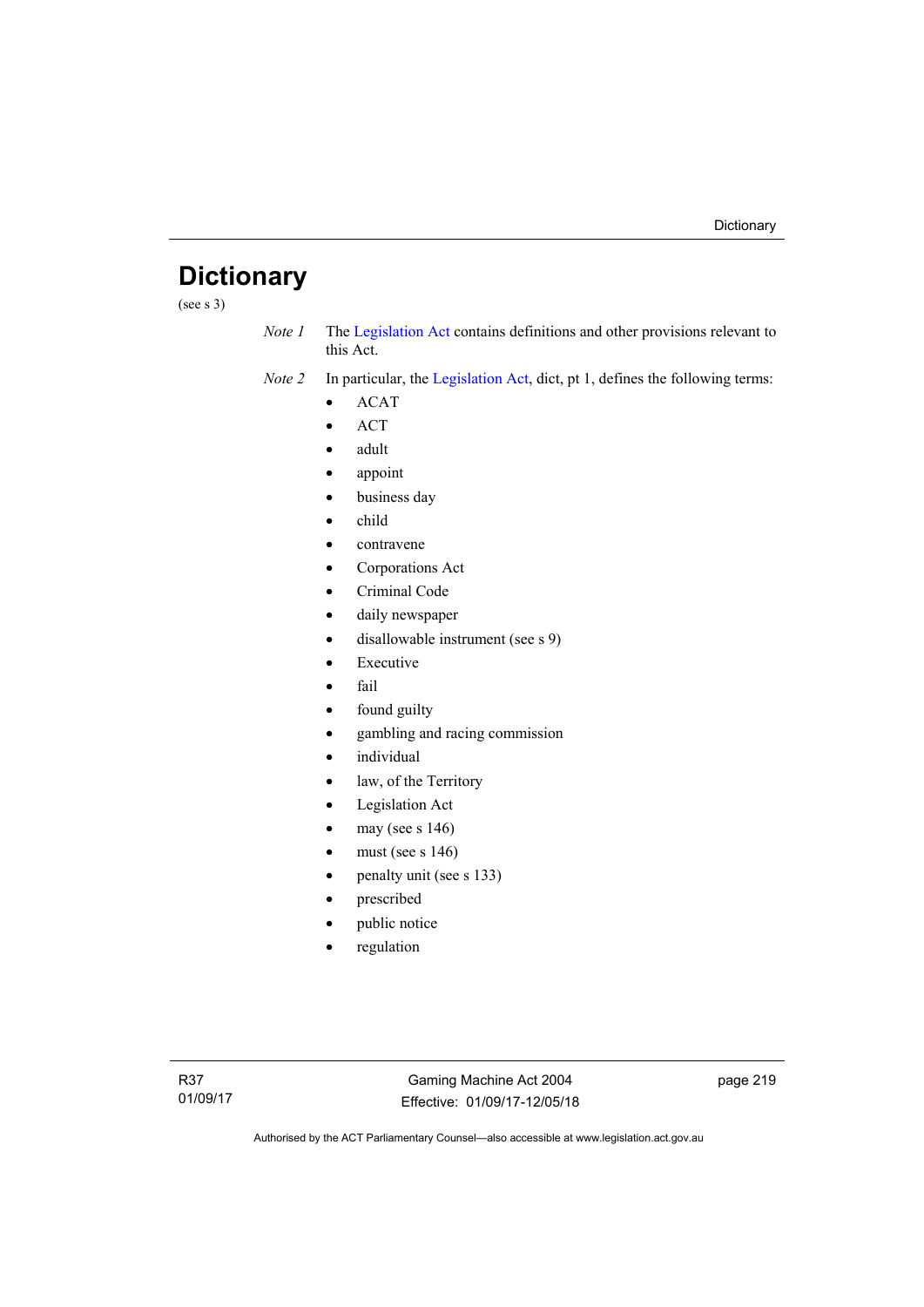# Dictionary

(see s 3)

*Note 1* The Legislation Act contains definitions and other provisions relevant to this Act.

*Note 2* In particular, the Legislation Act, dict, pt 1, defines the following terms:

- ACAT
- ACT
- adult
- appoint
- business day
- child
- contravene
- Corporations Act
- Criminal Code
- daily newspaper
- disallowable instrument (see s 9)
- Executive
- fail
- found guilty
- gambling and racing commission
- individual
- law, of the Territory
- Legislation Act
- may (see s 146)
- must (see s 146)
- penalty unit (see s 133)
- prescribed
- public notice
- regulation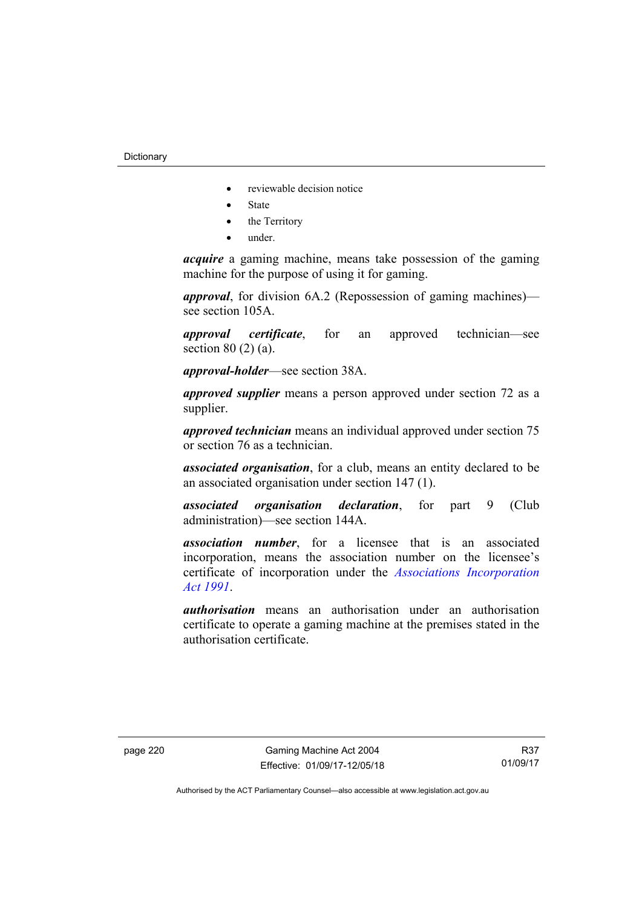- reviewable decision notice
- State
- the Territory
- under.

***acquire*** a gaming machine, means take possession of the gaming machine for the purpose of using it for gaming.

***approval***, for division 6A.2 (Repossession of gaming machines)—see section 105A.

***approval certificate***, for an approved technician—see section 80 (2) (a).

***approval-holder***—see section 38A.

***approved supplier*** means a person approved under section 72 as a supplier.

***approved technician*** means an individual approved under section 75 or section 76 as a technician.

***associated organisation***, for a club, means an entity declared to be an associated organisation under section 147 (1).

***associated organisation declaration***, for part 9 (Club administration)—see section 144A.

***association number***, for a licensee that is an associated incorporation, means the association number on the licensee's certificate of incorporation under the *Associations Incorporation Act 1991*.

***authorisation*** means an authorisation under an authorisation certificate to operate a gaming machine at the premises stated in the authorisation certificate.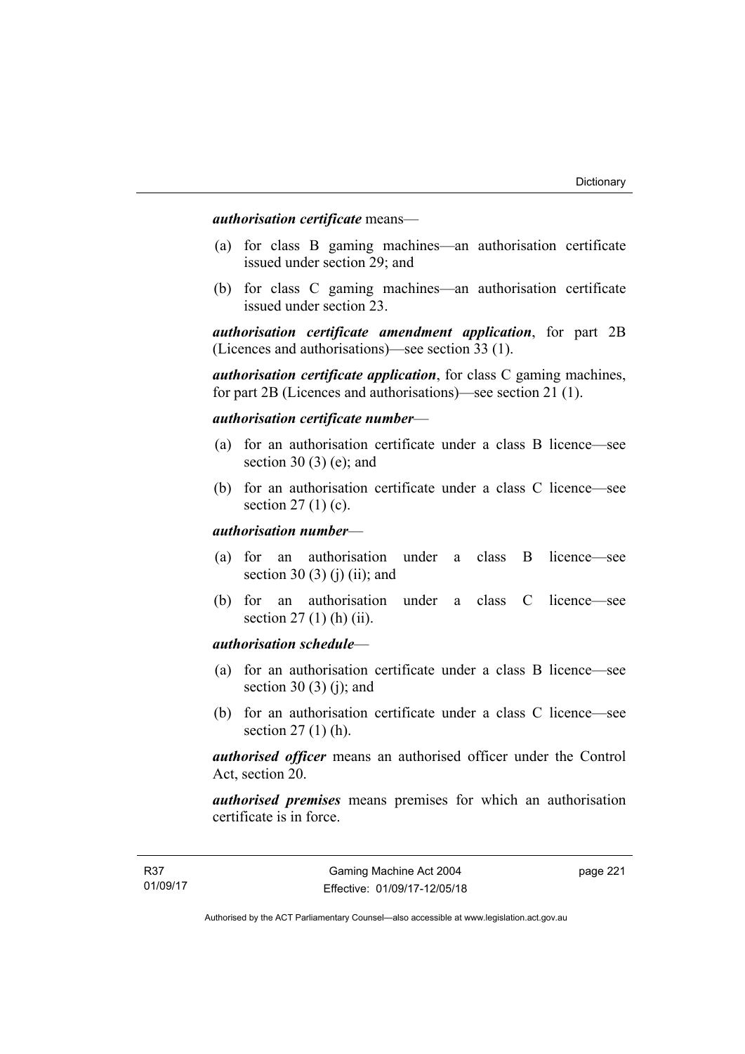***authorisation certificate*** means—

(a) for class B gaming machines—an authorisation certificate issued under section 29; and

(b) for class C gaming machines—an authorisation certificate issued under section 23.

***authorisation certificate amendment application***, for part 2B (Licences and authorisations)—see section 33 (1).

***authorisation certificate application***, for class C gaming machines, for part 2B (Licences and authorisations)—see section 21 (1).

***authorisation certificate number***—

(a) for an authorisation certificate under a class B licence—see section 30 (3) (e); and

(b) for an authorisation certificate under a class C licence—see section 27 (1) (c).

***authorisation number***—

(a) for an authorisation under a class B licence—see section 30 (3) (j) (ii); and

(b) for an authorisation under a class C licence—see section 27 (1) (h) (ii).

***authorisation schedule***—

(a) for an authorisation certificate under a class B licence—see section 30 (3) (j); and

(b) for an authorisation certificate under a class C licence—see section 27 (1) (h).

***authorised officer*** means an authorised officer under the Control Act, section 20.

***authorised premises*** means premises for which an authorisation certificate is in force.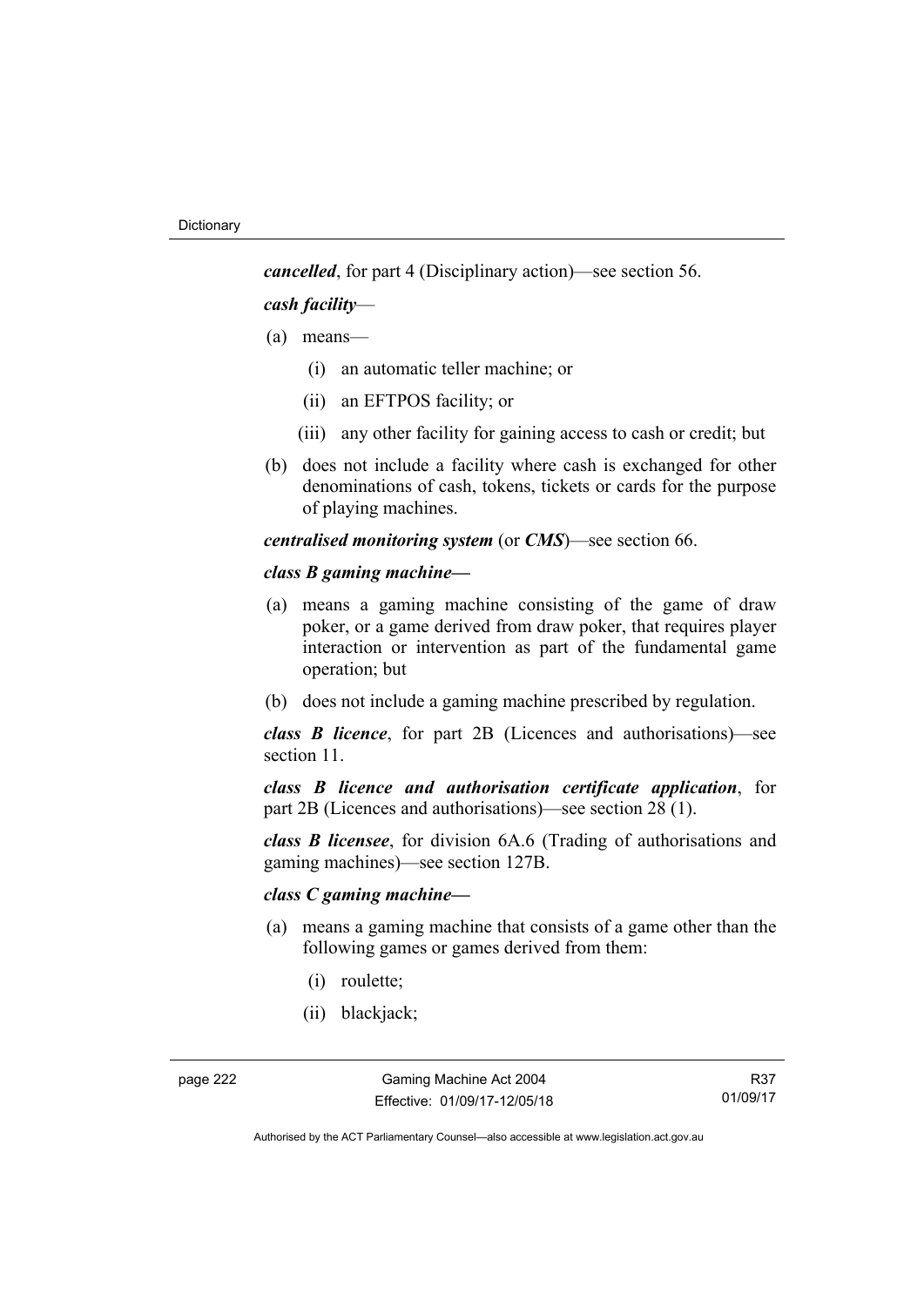***cancelled***, for part 4 (Disciplinary action)—see section 56.

***cash facility***—

(a) means—

(i) an automatic teller machine; or

(ii) an EFTPOS facility; or

(iii) any other facility for gaining access to cash or credit; but

(b) does not include a facility where cash is exchanged for other denominations of cash, tokens, tickets or cards for the purpose of playing machines.

***centralised monitoring system*** (or ***CMS***)—see section 66.

***class B gaming machine—***

(a) means a gaming machine consisting of the game of draw poker, or a game derived from draw poker, that requires player interaction or intervention as part of the fundamental game operation; but

(b) does not include a gaming machine prescribed by regulation.

***class B licence***, for part 2B (Licences and authorisations)—see section 11.

***class B licence and authorisation certificate application***, for part 2B (Licences and authorisations)—see section 28 (1).

***class B licensee***, for division 6A.6 (Trading of authorisations and gaming machines)—see section 127B.

***class C gaming machine—***

(a) means a gaming machine that consists of a game other than the following games or games derived from them:

(i) roulette;

(ii) blackjack;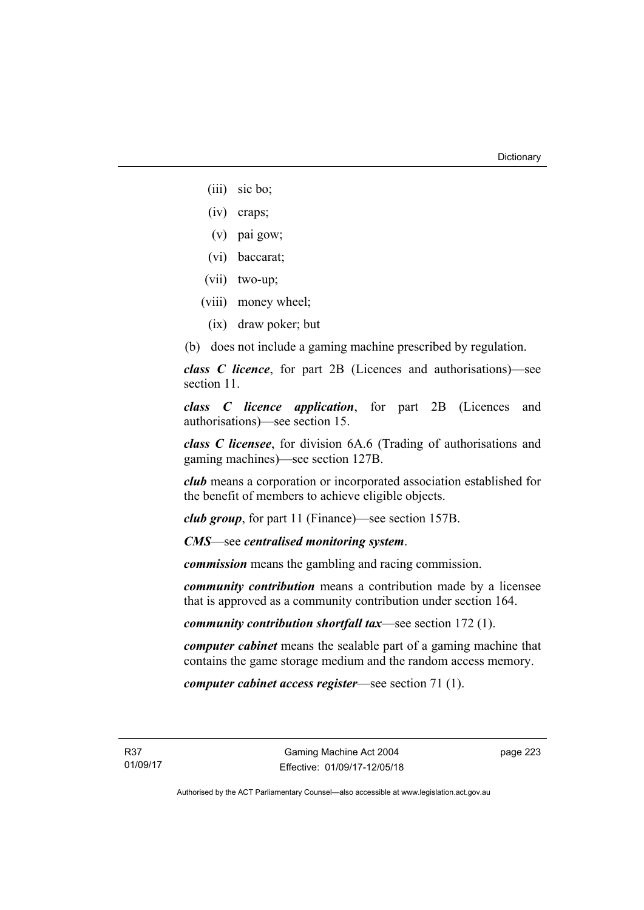(iii) sic bo;

(iv) craps;

(v) pai gow;

(vi) baccarat;

(vii) two-up;

(viii) money wheel;

(ix) draw poker; but

(b) does not include a gaming machine prescribed by regulation.

***class C licence***, for part 2B (Licences and authorisations)—see section 11.

***class C licence application***, for part 2B (Licences and authorisations)—see section 15.

***class C licensee***, for division 6A.6 (Trading of authorisations and gaming machines)—see section 127B.

***club*** means a corporation or incorporated association established for the benefit of members to achieve eligible objects.

***club group***, for part 11 (Finance)—see section 157B.

***CMS***—see ***centralised monitoring system***.

***commission*** means the gambling and racing commission.

***community contribution*** means a contribution made by a licensee that is approved as a community contribution under section 164.

***community contribution shortfall tax***—see section 172 (1).

***computer cabinet*** means the sealable part of a gaming machine that contains the game storage medium and the random access memory.

***computer cabinet access register***—see section 71 (1).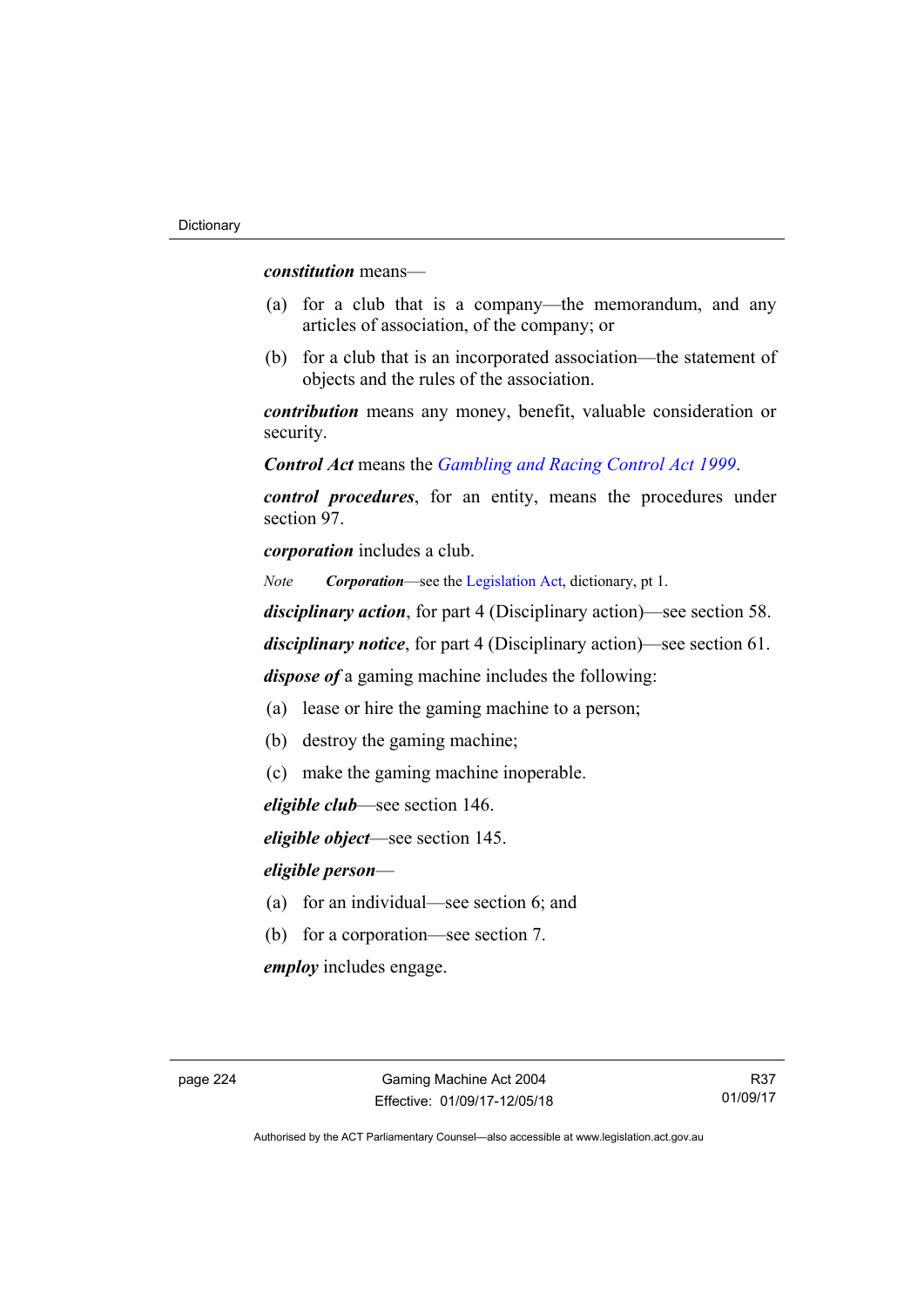***constitution*** means—

(a) for a club that is a company—the memorandum, and any articles of association, of the company; or

(b) for a club that is an incorporated association—the statement of objects and the rules of the association.

***contribution*** means any money, benefit, valuable consideration or security.

***Control Act*** means the *Gambling and Racing Control Act 1999*.

***control procedures***, for an entity, means the procedures under section 97.

***corporation*** includes a club.

*Note* ***Corporation***—see the Legislation Act, dictionary, pt 1.

***disciplinary action***, for part 4 (Disciplinary action)—see section 58.

***disciplinary notice***, for part 4 (Disciplinary action)—see section 61.

***dispose of*** a gaming machine includes the following:

(a) lease or hire the gaming machine to a person;

(b) destroy the gaming machine;

(c) make the gaming machine inoperable.

***eligible club***—see section 146.

***eligible object***—see section 145.

***eligible person***—

(a) for an individual—see section 6; and

(b) for a corporation—see section 7.

***employ*** includes engage.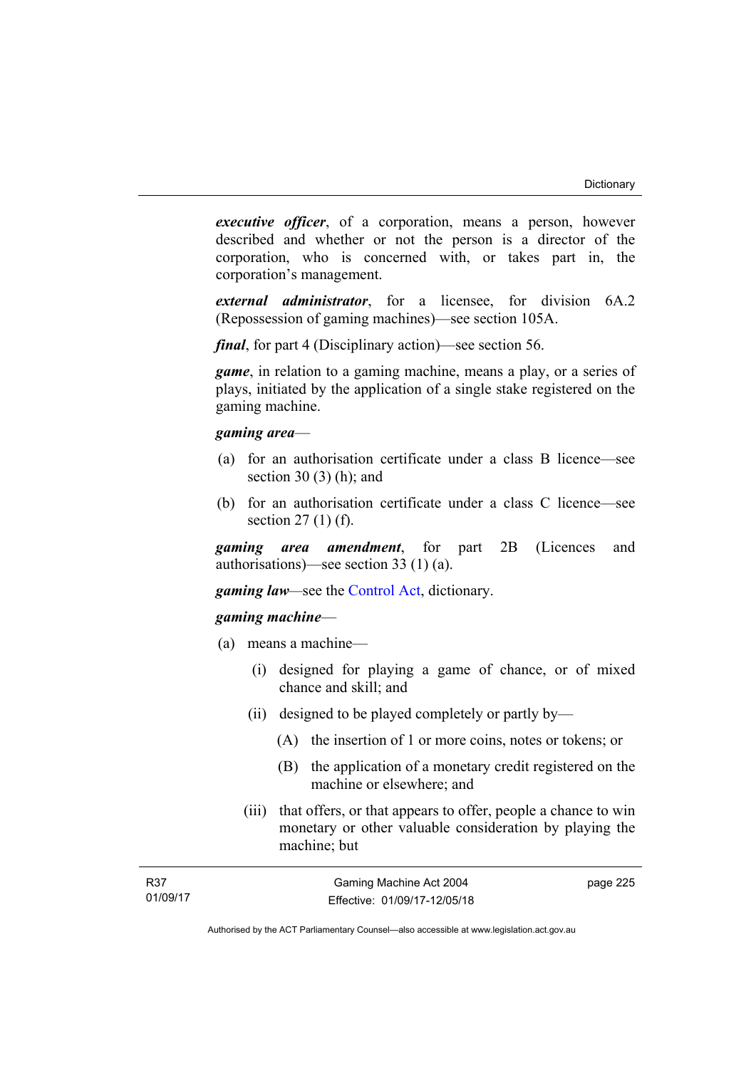***executive officer***, of a corporation, means a person, however described and whether or not the person is a director of the corporation, who is concerned with, or takes part in, the corporation's management.

***external administrator***, for a licensee, for division 6A.2 (Repossession of gaming machines)—see section 105A.

***final***, for part 4 (Disciplinary action)—see section 56.

***game***, in relation to a gaming machine, means a play, or a series of plays, initiated by the application of a single stake registered on the gaming machine.

***gaming area***—

(a) for an authorisation certificate under a class B licence—see section 30 (3) (h); and

(b) for an authorisation certificate under a class C licence—see section 27 (1) (f).

***gaming area amendment***, for part 2B (Licences and authorisations)—see section 33 (1) (a).

***gaming law***—see the Control Act, dictionary.

***gaming machine***—

(a) means a machine—

   (i) designed for playing a game of chance, or of mixed chance and skill; and

   (ii) designed to be played completely or partly by—

      (A) the insertion of 1 or more coins, notes or tokens; or

      (B) the application of a monetary credit registered on the machine or elsewhere; and

   (iii) that offers, or that appears to offer, people a chance to win monetary or other valuable consideration by playing the machine; but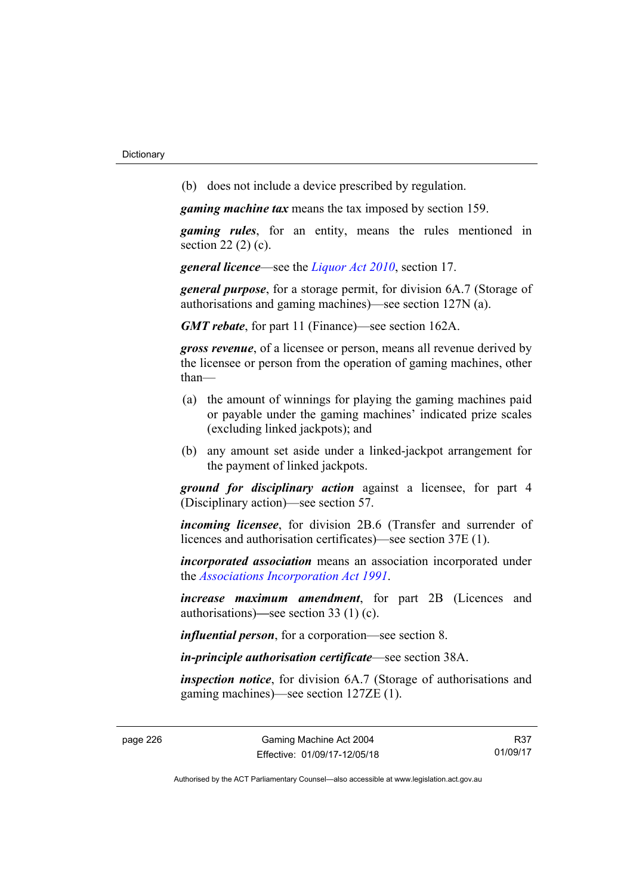(b) does not include a device prescribed by regulation.

***gaming machine tax*** means the tax imposed by section 159.

***gaming rules***, for an entity, means the rules mentioned in section 22 (2) (c).

***general licence***—see the *Liquor Act 2010*, section 17.

***general purpose***, for a storage permit, for division 6A.7 (Storage of authorisations and gaming machines)—see section 127N (a).

***GMT rebate***, for part 11 (Finance)—see section 162A.

***gross revenue***, of a licensee or person, means all revenue derived by the licensee or person from the operation of gaming machines, other than—

(a) the amount of winnings for playing the gaming machines paid or payable under the gaming machines' indicated prize scales (excluding linked jackpots); and

(b) any amount set aside under a linked-jackpot arrangement for the payment of linked jackpots.

***ground for disciplinary action*** against a licensee, for part 4 (Disciplinary action)—see section 57.

***incoming licensee***, for division 2B.6 (Transfer and surrender of licences and authorisation certificates)—see section 37E (1).

***incorporated association*** means an association incorporated under the *Associations Incorporation Act 1991*.

***increase maximum amendment***, for part 2B (Licences and authorisations)—see section 33 (1) (c).

***influential person***, for a corporation—see section 8.

***in-principle authorisation certificate***—see section 38A.

***inspection notice***, for division 6A.7 (Storage of authorisations and gaming machines)—see section 127ZE (1).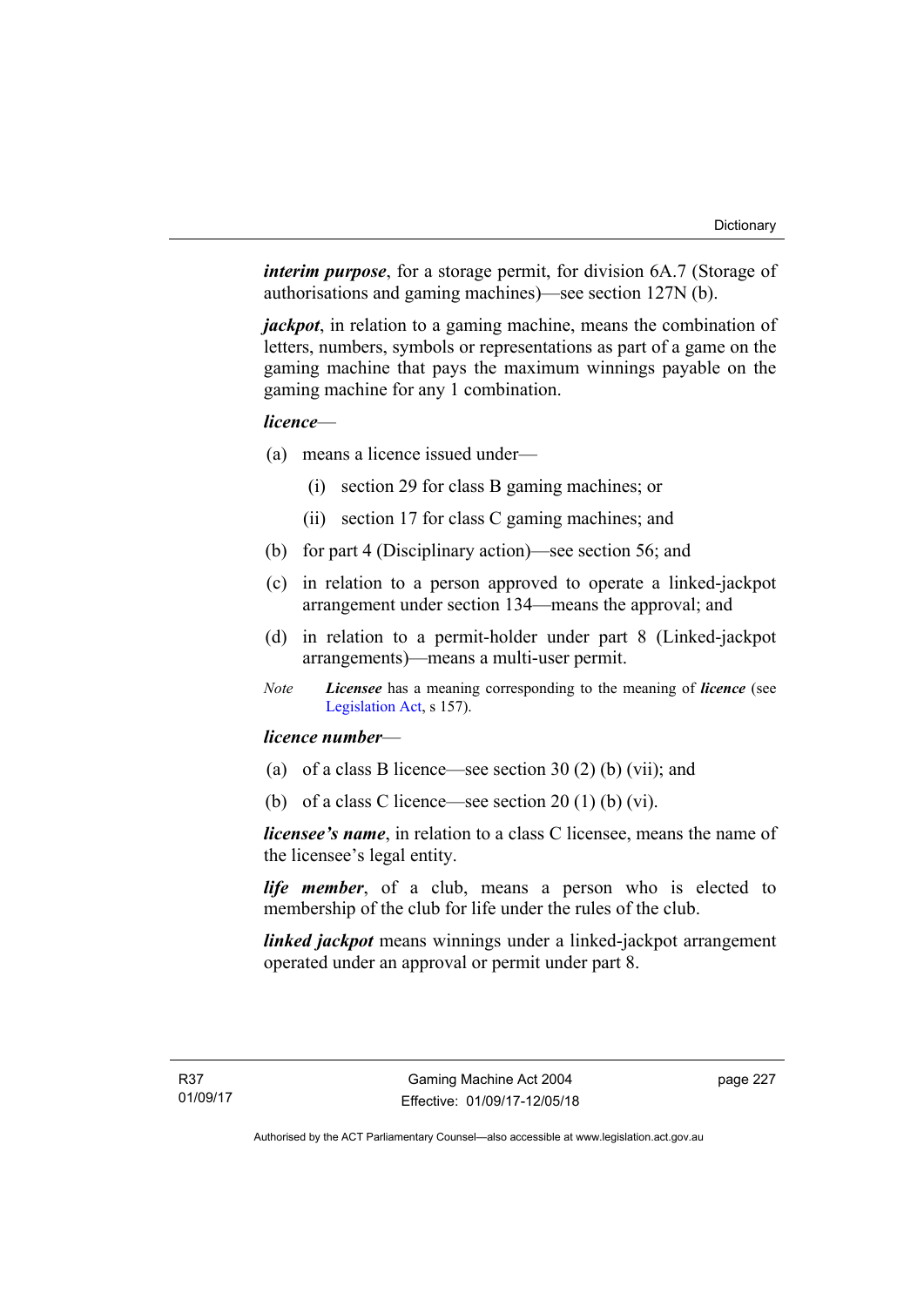***interim purpose***, for a storage permit, for division 6A.7 (Storage of authorisations and gaming machines)—see section 127N (b).

***jackpot***, in relation to a gaming machine, means the combination of letters, numbers, symbols or representations as part of a game on the gaming machine that pays the maximum winnings payable on the gaming machine for any 1 combination.

***licence***—

(a) means a licence issued under—

   (i) section 29 for class B gaming machines; or

   (ii) section 17 for class C gaming machines; and

(b) for part 4 (Disciplinary action)—see section 56; and

(c) in relation to a person approved to operate a linked-jackpot arrangement under section 134—means the approval; and

(d) in relation to a permit-holder under part 8 (Linked-jackpot arrangements)—means a multi-user permit.

*Note* ***Licensee*** has a meaning corresponding to the meaning of ***licence*** (see Legislation Act, s 157).

***licence number***—

(a) of a class B licence—see section 30 (2) (b) (vii); and

(b) of a class C licence—see section 20 (1) (b) (vi).

***licensee's name***, in relation to a class C licensee, means the name of the licensee's legal entity.

***life member***, of a club, means a person who is elected to membership of the club for life under the rules of the club.

***linked jackpot*** means winnings under a linked-jackpot arrangement operated under an approval or permit under part 8.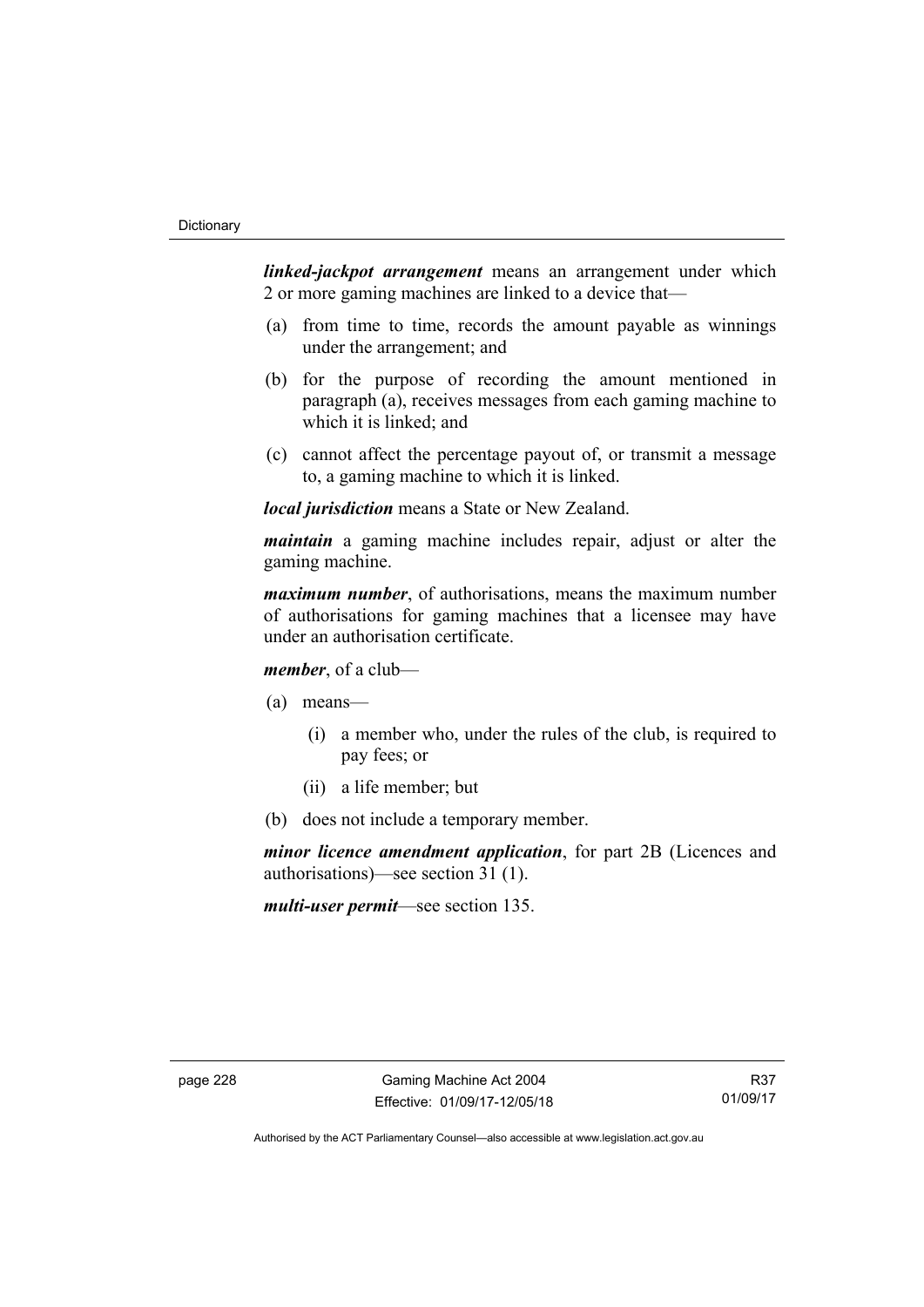***linked-jackpot arrangement*** means an arrangement under which 2 or more gaming machines are linked to a device that—

(a) from time to time, records the amount payable as winnings under the arrangement; and

(b) for the purpose of recording the amount mentioned in paragraph (a), receives messages from each gaming machine to which it is linked; and

(c) cannot affect the percentage payout of, or transmit a message to, a gaming machine to which it is linked.

***local jurisdiction*** means a State or New Zealand.

***maintain*** a gaming machine includes repair, adjust or alter the gaming machine.

***maximum number***, of authorisations, means the maximum number of authorisations for gaming machines that a licensee may have under an authorisation certificate.

***member***, of a club—

(a) means—

  (i) a member who, under the rules of the club, is required to pay fees; or

  (ii) a life member; but

(b) does not include a temporary member.

***minor licence amendment application***, for part 2B (Licences and authorisations)—see section 31 (1).

***multi-user permit***—see section 135.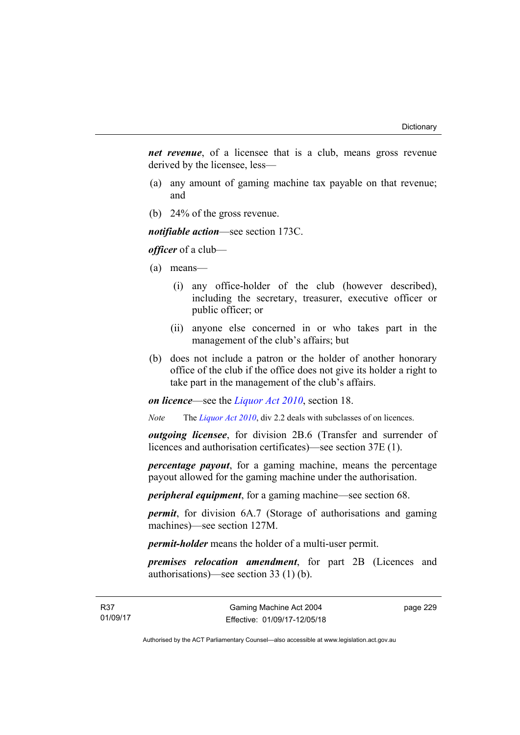***net revenue***, of a licensee that is a club, means gross revenue derived by the licensee, less—

(a) any amount of gaming machine tax payable on that revenue; and

(b) 24% of the gross revenue.

***notifiable action***—see section 173C.

***officer*** of a club—

(a) means—

  (i) any office-holder of the club (however described), including the secretary, treasurer, executive officer or public officer; or

  (ii) anyone else concerned in or who takes part in the management of the club's affairs; but

(b) does not include a patron or the holder of another honorary office of the club if the office does not give its holder a right to take part in the management of the club's affairs.

***on licence***—see the *Liquor Act 2010*, section 18.

*Note* The *Liquor Act 2010*, div 2.2 deals with subclasses of on licences.

***outgoing licensee***, for division 2B.6 (Transfer and surrender of licences and authorisation certificates)—see section 37E (1).

***percentage payout***, for a gaming machine, means the percentage payout allowed for the gaming machine under the authorisation.

***peripheral equipment***, for a gaming machine—see section 68.

***permit***, for division 6A.7 (Storage of authorisations and gaming machines)—see section 127M.

***permit-holder*** means the holder of a multi-user permit.

***premises relocation amendment***, for part 2B (Licences and authorisations)—see section 33 (1) (b).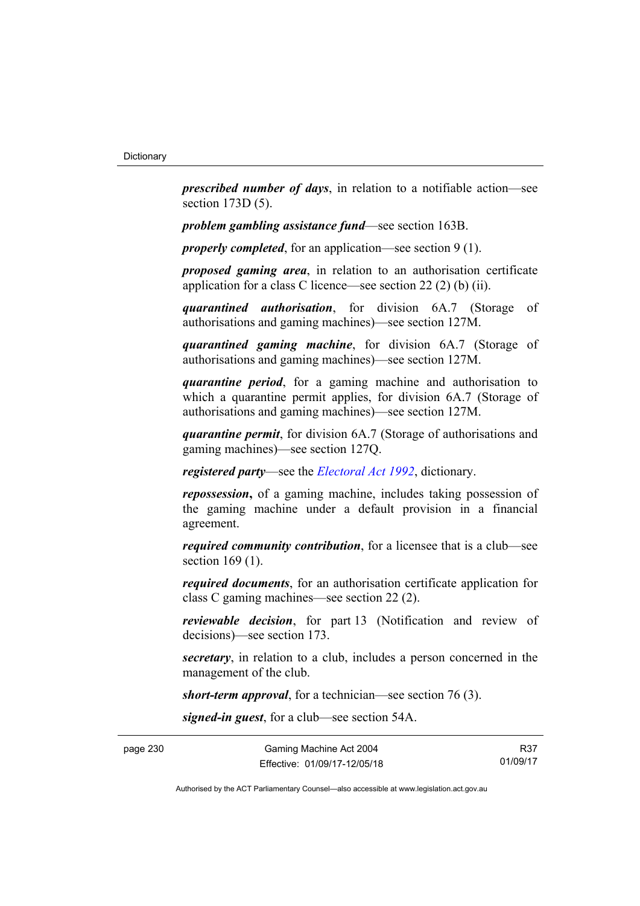***prescribed number of days***, in relation to a notifiable action—see section 173D (5).

***problem gambling assistance fund***—see section 163B.

***properly completed***, for an application—see section 9 (1).

***proposed gaming area***, in relation to an authorisation certificate application for a class C licence—see section 22 (2) (b) (ii).

***quarantined authorisation***, for division 6A.7 (Storage of authorisations and gaming machines)—see section 127M.

***quarantined gaming machine***, for division 6A.7 (Storage of authorisations and gaming machines)—see section 127M.

***quarantine period***, for a gaming machine and authorisation to which a quarantine permit applies, for division 6A.7 (Storage of authorisations and gaming machines)—see section 127M.

***quarantine permit***, for division 6A.7 (Storage of authorisations and gaming machines)—see section 127Q.

***registered party***—see the *Electoral Act 1992*, dictionary.

***repossession*,** of a gaming machine, includes taking possession of the gaming machine under a default provision in a financial agreement.

***required community contribution***, for a licensee that is a club—see section 169 (1).

***required documents***, for an authorisation certificate application for class C gaming machines—see section 22 (2).

***reviewable decision***, for part 13 (Notification and review of decisions)—see section 173.

***secretary***, in relation to a club, includes a person concerned in the management of the club.

***short-term approval***, for a technician—see section 76 (3).

***signed-in guest***, for a club—see section 54A.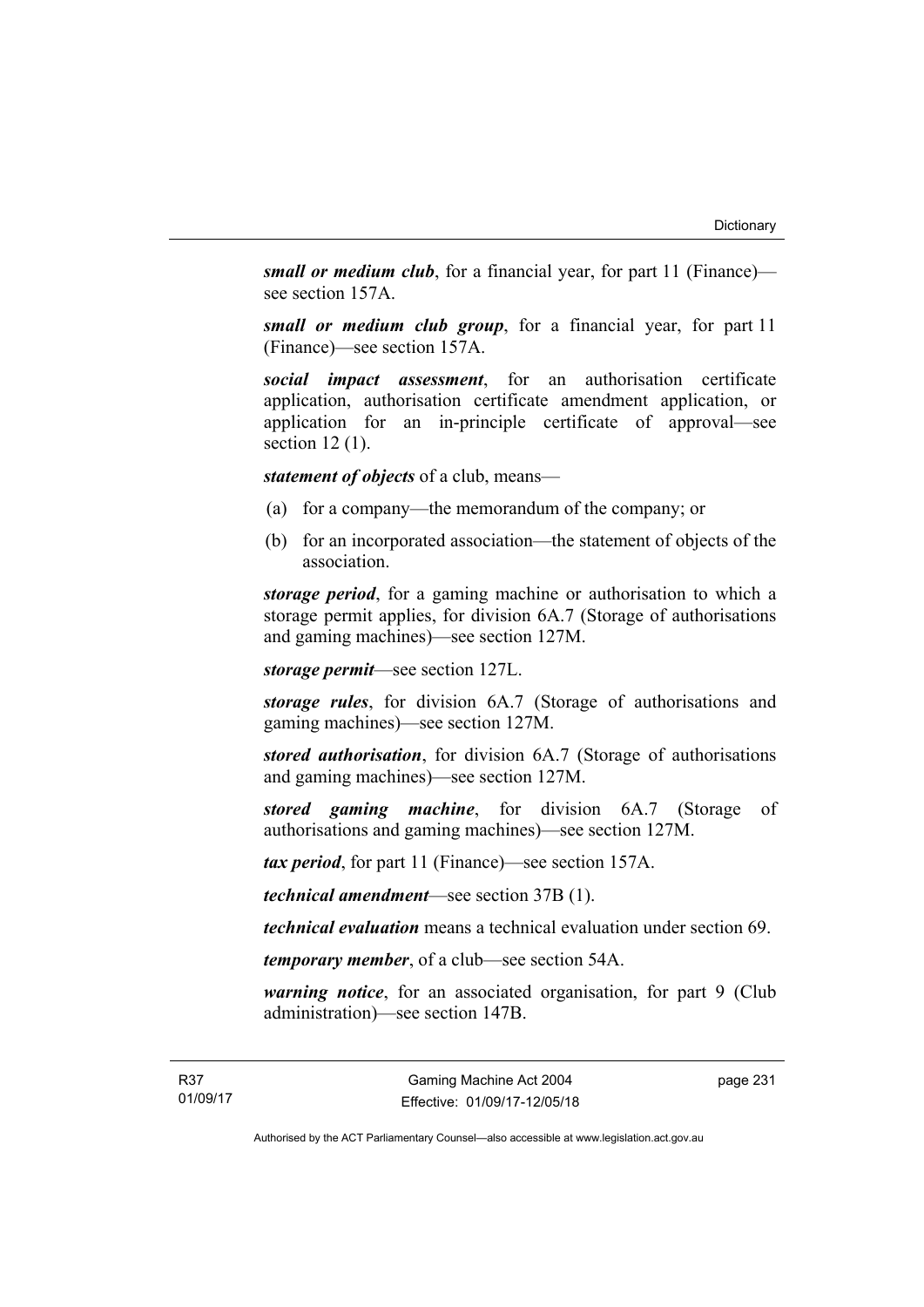***small or medium club***, for a financial year, for part 11 (Finance)—see section 157A.

***small or medium club group***, for a financial year, for part 11 (Finance)—see section 157A.

***social impact assessment***, for an authorisation certificate application, authorisation certificate amendment application, or application for an in-principle certificate of approval—see section 12 (1).

***statement of objects*** of a club, means—

(a) for a company—the memorandum of the company; or

(b) for an incorporated association—the statement of objects of the association.

***storage period***, for a gaming machine or authorisation to which a storage permit applies, for division 6A.7 (Storage of authorisations and gaming machines)—see section 127M.

***storage permit***—see section 127L.

***storage rules***, for division 6A.7 (Storage of authorisations and gaming machines)—see section 127M.

***stored authorisation***, for division 6A.7 (Storage of authorisations and gaming machines)—see section 127M.

***stored gaming machine***, for division 6A.7 (Storage of authorisations and gaming machines)—see section 127M.

***tax period***, for part 11 (Finance)—see section 157A.

***technical amendment***—see section 37B (1).

***technical evaluation*** means a technical evaluation under section 69.

***temporary member***, of a club—see section 54A.

***warning notice***, for an associated organisation, for part 9 (Club administration)—see section 147B.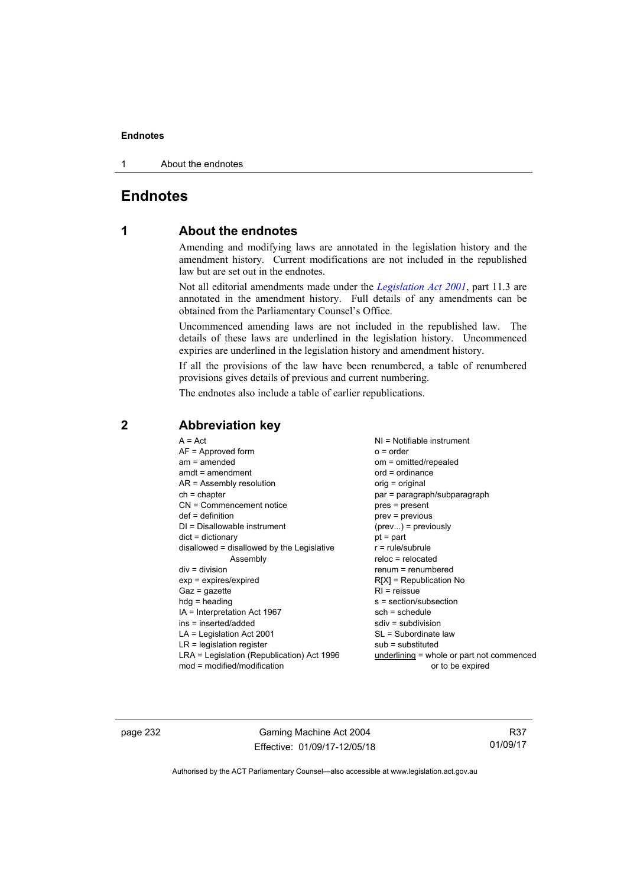# Endnotes

## 1 About the endnotes

Amending and modifying laws are annotated in the legislation history and the amendment history. Current modifications are not included in the republished law but are set out in the endnotes.

Not all editorial amendments made under the *Legislation Act 2001*, part 11.3 are annotated in the amendment history. Full details of any amendments can be obtained from the Parliamentary Counsel's Office.

Uncommenced amending laws are not included in the republished law. The details of these laws are underlined in the legislation history. Uncommenced expiries are underlined in the legislation history and amendment history.

If all the provisions of the law have been renumbered, a table of renumbered provisions gives details of previous and current numbering.

The endnotes also include a table of earlier republications.

## 2 Abbreviation key

A = Act
AF = Approved form
am = amended
amdt = amendment
AR = Assembly resolution
ch = chapter
CN = Commencement notice
def = definition
DI = Disallowable instrument
dict = dictionary
disallowed = disallowed by the Legislative Assembly
div = division
exp = expires/expired
Gaz = gazette
hdg = heading
IA = Interpretation Act 1967
ins = inserted/added
LA = Legislation Act 2001
LR = legislation register
LRA = Legislation (Republication) Act 1996
mod = modified/modification
NI = Notifiable instrument
o = order
om = omitted/repealed
ord = ordinance
orig = original
par = paragraph/subparagraph
pres = present
prev = previous
(prev...) = previously
pt = part
r = rule/subrule
reloc = relocated
renum = renumbered
R[X] = Republication No
RI = reissue
s = section/subsection
sch = schedule
sdiv = subdivision
SL = Subordinate law
sub = substituted
underlining = whole or part not commenced or to be expired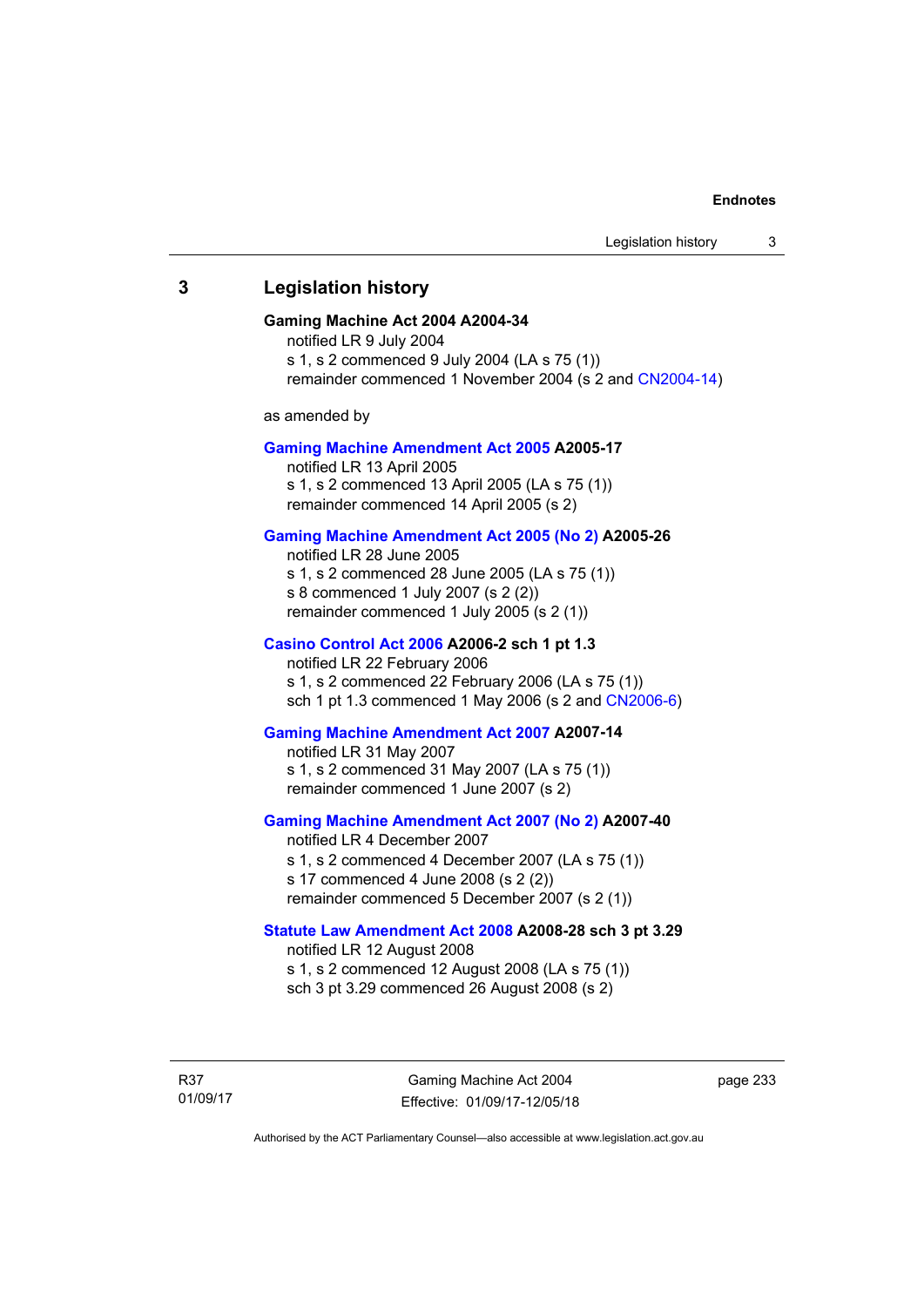## 3 Legislation history

**Gaming Machine Act 2004 A2004-34**

notified LR 9 July 2004

s 1, s 2 commenced 9 July 2004 (LA s 75 (1))

remainder commenced 1 November 2004 (s 2 and CN2004-14)

as amended by

**Gaming Machine Amendment Act 2005 A2005-17**

notified LR 13 April 2005

s 1, s 2 commenced 13 April 2005 (LA s 75 (1))

remainder commenced 14 April 2005 (s 2)

**Gaming Machine Amendment Act 2005 (No 2) A2005-26**

notified LR 28 June 2005

s 1, s 2 commenced 28 June 2005 (LA s 75 (1))

s 8 commenced 1 July 2007 (s 2 (2))

remainder commenced 1 July 2005 (s 2 (1))

**Casino Control Act 2006 A2006-2 sch 1 pt 1.3**

notified LR 22 February 2006

s 1, s 2 commenced 22 February 2006 (LA s 75 (1))

sch 1 pt 1.3 commenced 1 May 2006 (s 2 and CN2006-6)

**Gaming Machine Amendment Act 2007 A2007-14**

notified LR 31 May 2007

s 1, s 2 commenced 31 May 2007 (LA s 75 (1))

remainder commenced 1 June 2007 (s 2)

**Gaming Machine Amendment Act 2007 (No 2) A2007-40**

notified LR 4 December 2007

s 1, s 2 commenced 4 December 2007 (LA s 75 (1))

s 17 commenced 4 June 2008 (s 2 (2))

remainder commenced 5 December 2007 (s 2 (1))

**Statute Law Amendment Act 2008 A2008-28 sch 3 pt 3.29**

notified LR 12 August 2008

s 1, s 2 commenced 12 August 2008 (LA s 75 (1))

sch 3 pt 3.29 commenced 26 August 2008 (s 2)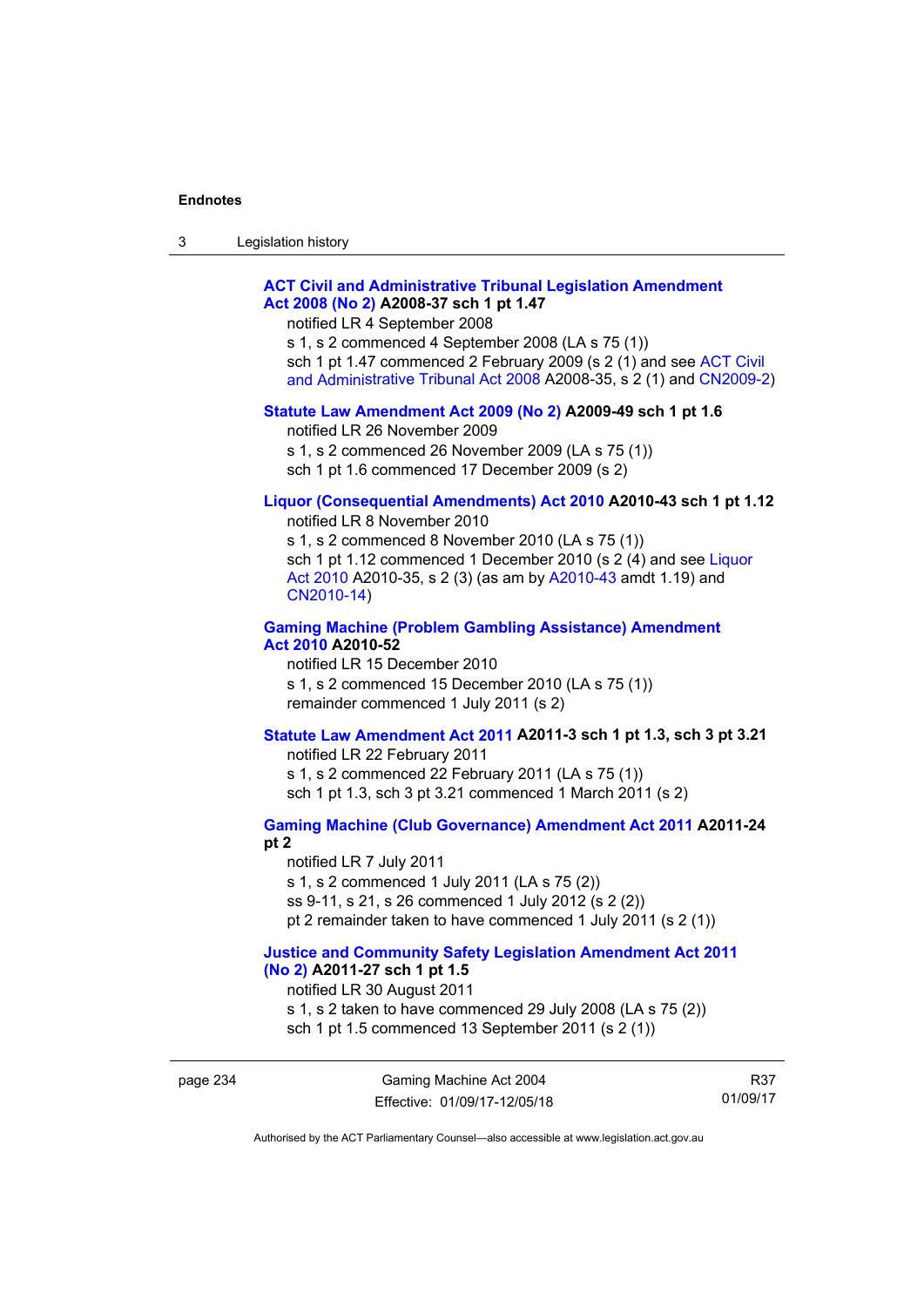**ACT Civil and Administrative Tribunal Legislation Amendment Act 2008 (No 2) A2008-37 sch 1 pt 1.47**

notified LR 4 September 2008

s 1, s 2 commenced 4 September 2008 (LA s 75 (1))

sch 1 pt 1.47 commenced 2 February 2009 (s 2 (1) and see ACT Civil and Administrative Tribunal Act 2008 A2008-35, s 2 (1) and CN2009-2)

**Statute Law Amendment Act 2009 (No 2) A2009-49 sch 1 pt 1.6**

notified LR 26 November 2009

s 1, s 2 commenced 26 November 2009 (LA s 75 (1))

sch 1 pt 1.6 commenced 17 December 2009 (s 2)

**Liquor (Consequential Amendments) Act 2010 A2010-43 sch 1 pt 1.12**

notified LR 8 November 2010

s 1, s 2 commenced 8 November 2010 (LA s 75 (1))

sch 1 pt 1.12 commenced 1 December 2010 (s 2 (4) and see Liquor Act 2010 A2010-35, s 2 (3) (as am by A2010-43 amdt 1.19) and CN2010-14)

**Gaming Machine (Problem Gambling Assistance) Amendment Act 2010 A2010-52**

notified LR 15 December 2010

s 1, s 2 commenced 15 December 2010 (LA s 75 (1))

remainder commenced 1 July 2011 (s 2)

**Statute Law Amendment Act 2011 A2011-3 sch 1 pt 1.3, sch 3 pt 3.21**

notified LR 22 February 2011

s 1, s 2 commenced 22 February 2011 (LA s 75 (1))

sch 1 pt 1.3, sch 3 pt 3.21 commenced 1 March 2011 (s 2)

**Gaming Machine (Club Governance) Amendment Act 2011 A2011-24 pt 2**

notified LR 7 July 2011

s 1, s 2 commenced 1 July 2011 (LA s 75 (2))

ss 9-11, s 21, s 26 commenced 1 July 2012 (s 2 (2))

pt 2 remainder taken to have commenced 1 July 2011 (s 2 (1))

**Justice and Community Safety Legislation Amendment Act 2011 (No 2) A2011-27 sch 1 pt 1.5**

notified LR 30 August 2011

s 1, s 2 taken to have commenced 29 July 2008 (LA s 75 (2))

sch 1 pt 1.5 commenced 13 September 2011 (s 2 (1))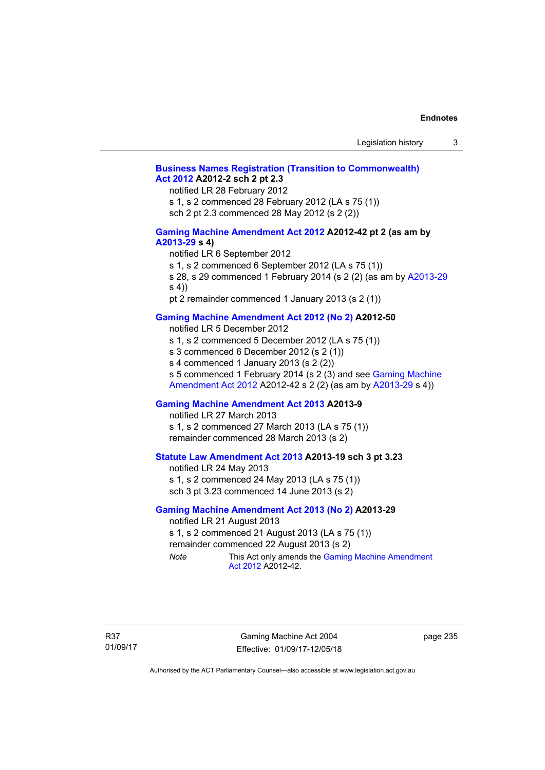**Business Names Registration (Transition to Commonwealth) Act 2012 A2012-2 sch 2 pt 2.3**

notified LR 28 February 2012

s 1, s 2 commenced 28 February 2012 (LA s 75 (1))

sch 2 pt 2.3 commenced 28 May 2012 (s 2 (2))

**Gaming Machine Amendment Act 2012 A2012-42 pt 2 (as am by A2013-29 s 4)**

notified LR 6 September 2012

s 1, s 2 commenced 6 September 2012 (LA s 75 (1))

s 28, s 29 commenced 1 February 2014 (s 2 (2) (as am by A2013-29 s 4))

pt 2 remainder commenced 1 January 2013 (s 2 (1))

**Gaming Machine Amendment Act 2012 (No 2) A2012-50**

notified LR 5 December 2012

s 1, s 2 commenced 5 December 2012 (LA s 75 (1))

s 3 commenced 6 December 2012 (s 2 (1))

s 4 commenced 1 January 2013 (s 2 (2))

s 5 commenced 1 February 2014 (s 2 (3) and see Gaming Machine Amendment Act 2012 A2012-42 s 2 (2) (as am by A2013-29 s 4))

**Gaming Machine Amendment Act 2013 A2013-9**

notified LR 27 March 2013

s 1, s 2 commenced 27 March 2013 (LA s 75 (1))

remainder commenced 28 March 2013 (s 2)

**Statute Law Amendment Act 2013 A2013-19 sch 3 pt 3.23**

notified LR 24 May 2013

s 1, s 2 commenced 24 May 2013 (LA s 75 (1))

sch 3 pt 3.23 commenced 14 June 2013 (s 2)

**Gaming Machine Amendment Act 2013 (No 2) A2013-29**

notified LR 21 August 2013

s 1, s 2 commenced 21 August 2013 (LA s 75 (1))

remainder commenced 22 August 2013 (s 2)

*Note* This Act only amends the Gaming Machine Amendment Act 2012 A2012-42.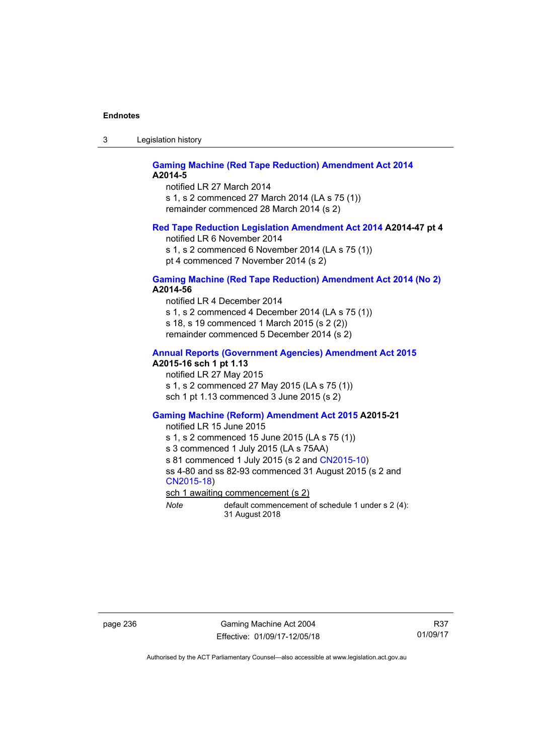**Gaming Machine (Red Tape Reduction) Amendment Act 2014**
**A2014-5**

notified LR 27 March 2014
s 1, s 2 commenced 27 March 2014 (LA s 75 (1))
remainder commenced 28 March 2014 (s 2)

**Red Tape Reduction Legislation Amendment Act 2014 A2014-47 pt 4**

notified LR 6 November 2014
s 1, s 2 commenced 6 November 2014 (LA s 75 (1))
pt 4 commenced 7 November 2014 (s 2)

**Gaming Machine (Red Tape Reduction) Amendment Act 2014 (No 2)**
**A2014-56**

notified LR 4 December 2014
s 1, s 2 commenced 4 December 2014 (LA s 75 (1))
s 18, s 19 commenced 1 March 2015 (s 2 (2))
remainder commenced 5 December 2014 (s 2)

**Annual Reports (Government Agencies) Amendment Act 2015**
**A2015-16 sch 1 pt 1.13**

notified LR 27 May 2015
s 1, s 2 commenced 27 May 2015 (LA s 75 (1))
sch 1 pt 1.13 commenced 3 June 2015 (s 2)

**Gaming Machine (Reform) Amendment Act 2015 A2015-21**

notified LR 15 June 2015
s 1, s 2 commenced 15 June 2015 (LA s 75 (1))
s 3 commenced 1 July 2015 (LA s 75AA)
s 81 commenced 1 July 2015 (s 2 and CN2015-10)
ss 4-80 and ss 82-93 commenced 31 August 2015 (s 2 and CN2015-18)
sch 1 awaiting commencement (s 2)

*Note* default commencement of schedule 1 under s 2 (4): 31 August 2018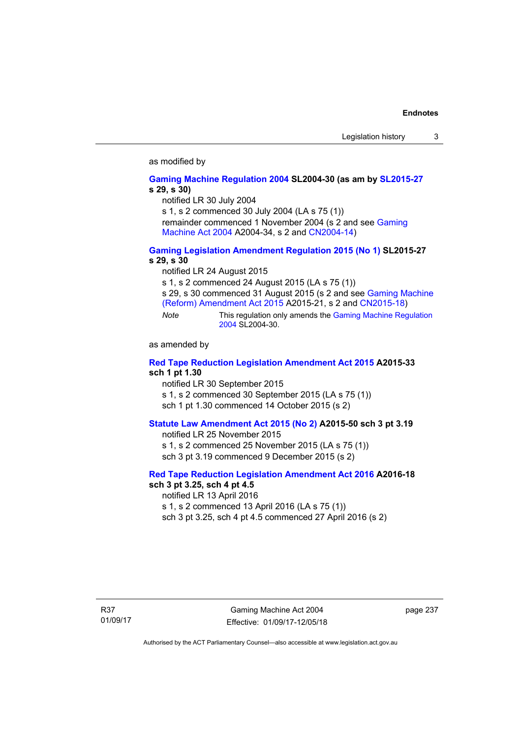as modified by

**Gaming Machine Regulation 2004 SL2004-30 (as am by SL2015-27 s 29, s 30)**

notified LR 30 July 2004

s 1, s 2 commenced 30 July 2004 (LA s 75 (1))

remainder commenced 1 November 2004 (s 2 and see Gaming Machine Act 2004 A2004-34, s 2 and CN2004-14)

**Gaming Legislation Amendment Regulation 2015 (No 1) SL2015-27 s 29, s 30**

notified LR 24 August 2015

s 1, s 2 commenced 24 August 2015 (LA s 75 (1))

s 29, s 30 commenced 31 August 2015 (s 2 and see Gaming Machine (Reform) Amendment Act 2015 A2015-21, s 2 and CN2015-18)

*Note* This regulation only amends the Gaming Machine Regulation 2004 SL2004-30.

as amended by

**Red Tape Reduction Legislation Amendment Act 2015 A2015-33 sch 1 pt 1.30**

notified LR 30 September 2015

s 1, s 2 commenced 30 September 2015 (LA s 75 (1))

sch 1 pt 1.30 commenced 14 October 2015 (s 2)

**Statute Law Amendment Act 2015 (No 2) A2015-50 sch 3 pt 3.19**

notified LR 25 November 2015

s 1, s 2 commenced 25 November 2015 (LA s 75 (1))

sch 3 pt 3.19 commenced 9 December 2015 (s 2)

**Red Tape Reduction Legislation Amendment Act 2016 A2016-18 sch 3 pt 3.25, sch 4 pt 4.5**

notified LR 13 April 2016

s 1, s 2 commenced 13 April 2016 (LA s 75 (1))

sch 3 pt 3.25, sch 4 pt 4.5 commenced 27 April 2016 (s 2)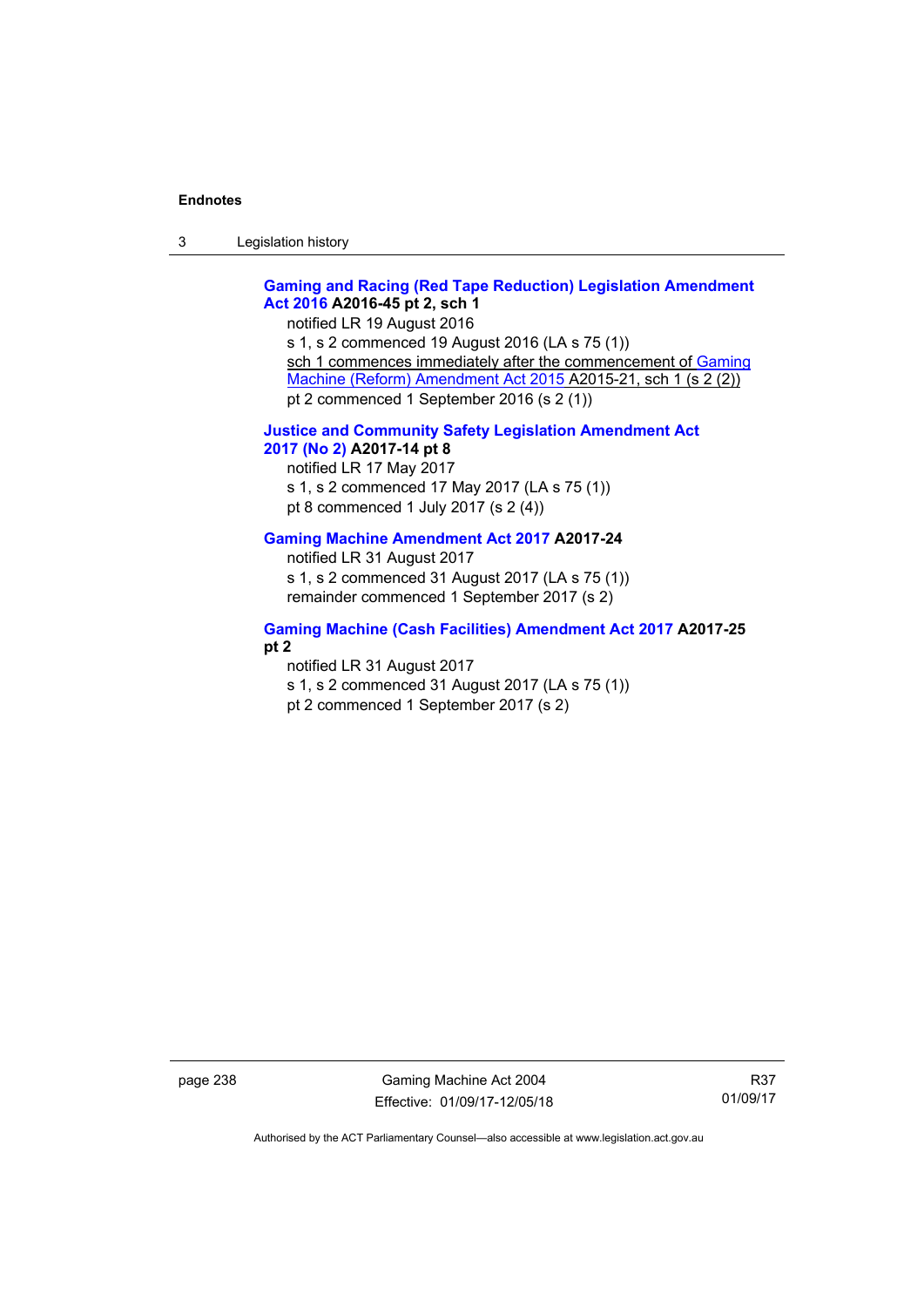**Gaming and Racing (Red Tape Reduction) Legislation Amendment Act 2016 A2016-45 pt 2, sch 1**

notified LR 19 August 2016
s 1, s 2 commenced 19 August 2016 (LA s 75 (1))
sch 1 commences immediately after the commencement of Gaming Machine (Reform) Amendment Act 2015 A2015-21, sch 1 (s 2 (2))
pt 2 commenced 1 September 2016 (s 2 (1))

**Justice and Community Safety Legislation Amendment Act 2017 (No 2) A2017-14 pt 8**

notified LR 17 May 2017
s 1, s 2 commenced 17 May 2017 (LA s 75 (1))
pt 8 commenced 1 July 2017 (s 2 (4))

**Gaming Machine Amendment Act 2017 A2017-24**

notified LR 31 August 2017
s 1, s 2 commenced 31 August 2017 (LA s 75 (1))
remainder commenced 1 September 2017 (s 2)

**Gaming Machine (Cash Facilities) Amendment Act 2017 A2017-25 pt 2**

notified LR 31 August 2017
s 1, s 2 commenced 31 August 2017 (LA s 75 (1))
pt 2 commenced 1 September 2017 (s 2)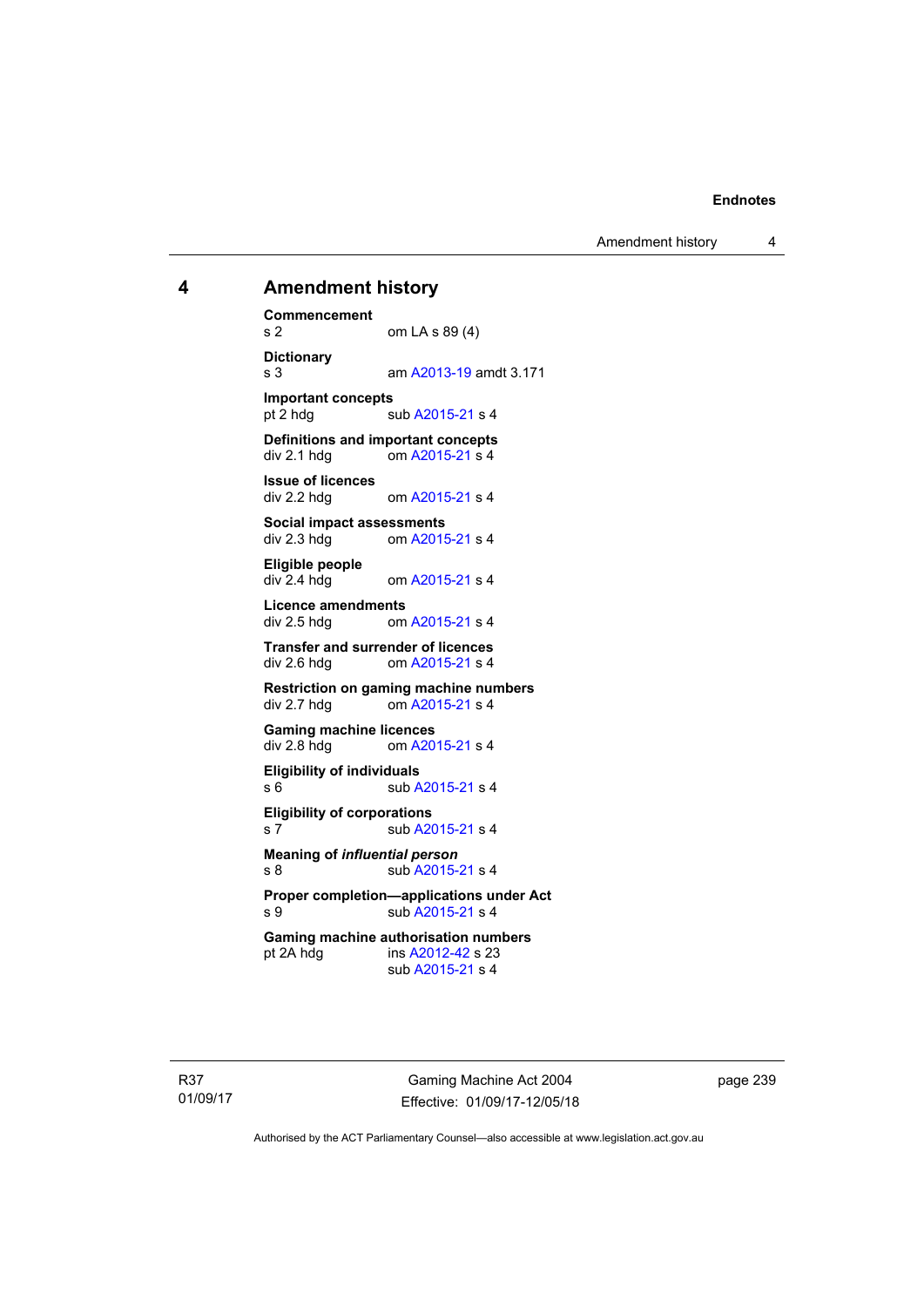# 4 Amendment history

**Commencement**
s 2 om LA s 89 (4)

**Dictionary**
s 3 am A2013-19 amdt 3.171

**Important concepts**
pt 2 hdg sub A2015-21 s 4

**Definitions and important concepts**
div 2.1 hdg om A2015-21 s 4

**Issue of licences**
div 2.2 hdg om A2015-21 s 4

**Social impact assessments**
div 2.3 hdg om A2015-21 s 4

**Eligible people**
div 2.4 hdg om A2015-21 s 4

**Licence amendments**
div 2.5 hdg om A2015-21 s 4

**Transfer and surrender of licences**
div 2.6 hdg om A2015-21 s 4

**Restriction on gaming machine numbers**
div 2.7 hdg om A2015-21 s 4

**Gaming machine licences**
div 2.8 hdg om A2015-21 s 4

**Eligibility of individuals**
s 6 sub A2015-21 s 4

**Eligibility of corporations**
s 7 sub A2015-21 s 4

**Meaning of *influential person***
s 8 sub A2015-21 s 4

**Proper completion—applications under Act**
s 9 sub A2015-21 s 4

**Gaming machine authorisation numbers**
pt 2A hdg ins A2012-42 s 23
sub A2015-21 s 4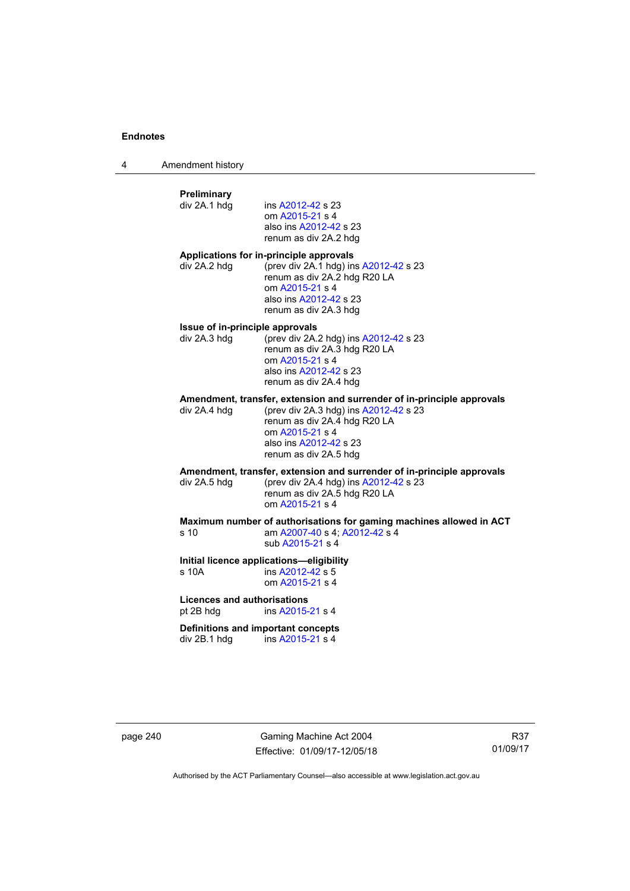**Preliminary**

div 2A.1 hdg ins A2012-42 s 23
om A2015-21 s 4
also ins A2012-42 s 23
renum as div 2A.2 hdg

**Applications for in-principle approvals**

div 2A.2 hdg (prev div 2A.1 hdg) ins A2012-42 s 23
renum as div 2A.2 hdg R20 LA
om A2015-21 s 4
also ins A2012-42 s 23
renum as div 2A.3 hdg

**Issue of in-principle approvals**

div 2A.3 hdg (prev div 2A.2 hdg) ins A2012-42 s 23
renum as div 2A.3 hdg R20 LA
om A2015-21 s 4
also ins A2012-42 s 23
renum as div 2A.4 hdg

**Amendment, transfer, extension and surrender of in-principle approvals**

div 2A.4 hdg (prev div 2A.3 hdg) ins A2012-42 s 23
renum as div 2A.4 hdg R20 LA
om A2015-21 s 4
also ins A2012-42 s 23
renum as div 2A.5 hdg

**Amendment, transfer, extension and surrender of in-principle approvals**

div 2A.5 hdg (prev div 2A.4 hdg) ins A2012-42 s 23
renum as div 2A.5 hdg R20 LA
om A2015-21 s 4

**Maximum number of authorisations for gaming machines allowed in ACT**

s 10 am A2007-40 s 4; A2012-42 s 4
sub A2015-21 s 4

**Initial licence applications—eligibility**

s 10A ins A2012-42 s 5
om A2015-21 s 4

**Licences and authorisations**

pt 2B hdg ins A2015-21 s 4

**Definitions and important concepts**

div 2B.1 hdg ins A2015-21 s 4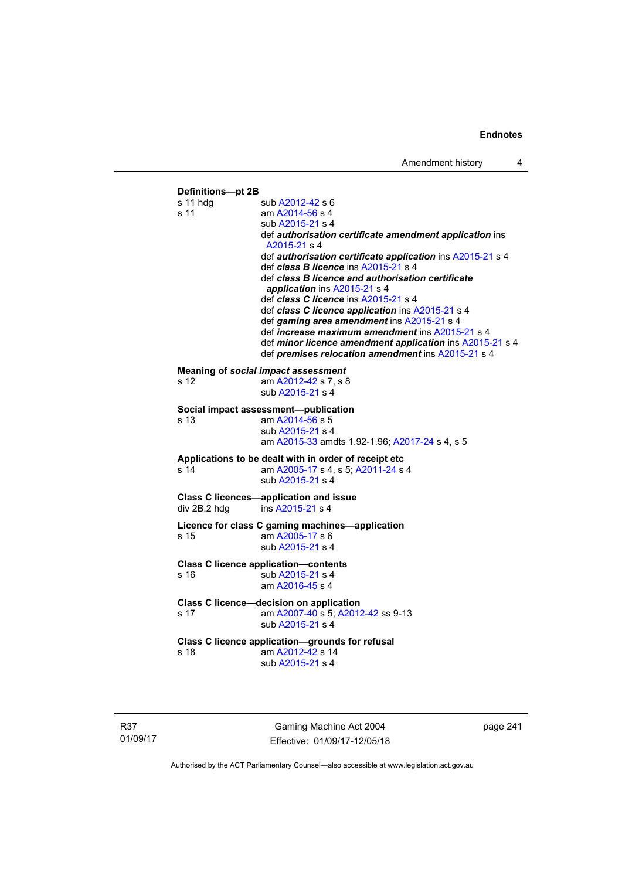**Definitions—pt 2B**

s 11 hdg sub A2012-42 s 6

s 11 am A2014-56 s 4
sub A2015-21 s 4
def ***authorisation certificate amendment application*** ins A2015-21 s 4
def ***authorisation certificate application*** ins A2015-21 s 4
def ***class B licence*** ins A2015-21 s 4
def ***class B licence and authorisation certificate application*** ins A2015-21 s 4
def ***class C licence*** ins A2015-21 s 4
def ***class C licence application*** ins A2015-21 s 4
def ***gaming area amendment*** ins A2015-21 s 4
def ***increase maximum amendment*** ins A2015-21 s 4
def ***minor licence amendment application*** ins A2015-21 s 4
def ***premises relocation amendment*** ins A2015-21 s 4

**Meaning of *social impact assessment***

s 12 am A2012-42 s 7, s 8
sub A2015-21 s 4

**Social impact assessment—publication**

s 13 am A2014-56 s 5
sub A2015-21 s 4
am A2015-33 amdts 1.92-1.96; A2017-24 s 4, s 5

**Applications to be dealt with in order of receipt etc**

s 14 am A2005-17 s 4, s 5; A2011-24 s 4
sub A2015-21 s 4

**Class C licences—application and issue**

div 2B.2 hdg ins A2015-21 s 4

**Licence for class C gaming machines—application**

s 15 am A2005-17 s 6
sub A2015-21 s 4

**Class C licence application—contents**

s 16 sub A2015-21 s 4
am A2016-45 s 4

**Class C licence—decision on application**

s 17 am A2007-40 s 5; A2012-42 ss 9-13
sub A2015-21 s 4

**Class C licence application—grounds for refusal**

s 18 am A2012-42 s 14
sub A2015-21 s 4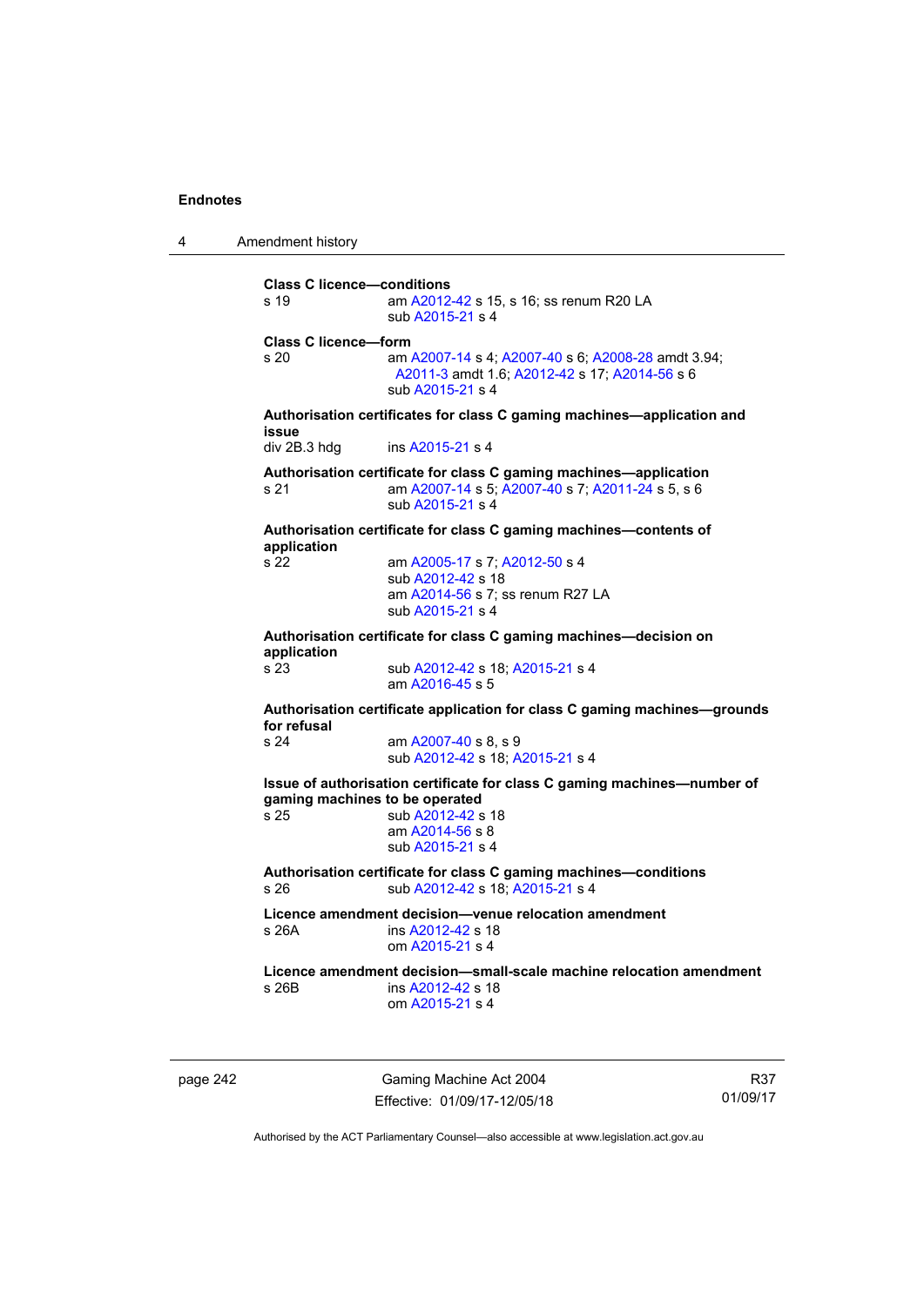**Class C licence—conditions**
s 19 — am A2012-42 s 15, s 16; ss renum R20 LA
sub A2015-21 s 4

**Class C licence—form**
s 20 — am A2007-14 s 4; A2007-40 s 6; A2008-28 amdt 3.94; A2011-3 amdt 1.6; A2012-42 s 17; A2014-56 s 6
sub A2015-21 s 4

**Authorisation certificates for class C gaming machines—application and issue**
div 2B.3 hdg — ins A2015-21 s 4

**Authorisation certificate for class C gaming machines—application**
s 21 — am A2007-14 s 5; A2007-40 s 7; A2011-24 s 5, s 6
sub A2015-21 s 4

**Authorisation certificate for class C gaming machines—contents of application**
s 22 — am A2005-17 s 7; A2012-50 s 4
sub A2012-42 s 18
am A2014-56 s 7; ss renum R27 LA
sub A2015-21 s 4

**Authorisation certificate for class C gaming machines—decision on application**
s 23 — sub A2012-42 s 18; A2015-21 s 4
am A2016-45 s 5

**Authorisation certificate application for class C gaming machines—grounds for refusal**
s 24 — am A2007-40 s 8, s 9
sub A2012-42 s 18; A2015-21 s 4

**Issue of authorisation certificate for class C gaming machines—number of gaming machines to be operated**
s 25 — sub A2012-42 s 18
am A2014-56 s 8
sub A2015-21 s 4

**Authorisation certificate for class C gaming machines—conditions**
s 26 — sub A2012-42 s 18; A2015-21 s 4

**Licence amendment decision—venue relocation amendment**
s 26A — ins A2012-42 s 18
om A2015-21 s 4

**Licence amendment decision—small-scale machine relocation amendment**
s 26B — ins A2012-42 s 18
om A2015-21 s 4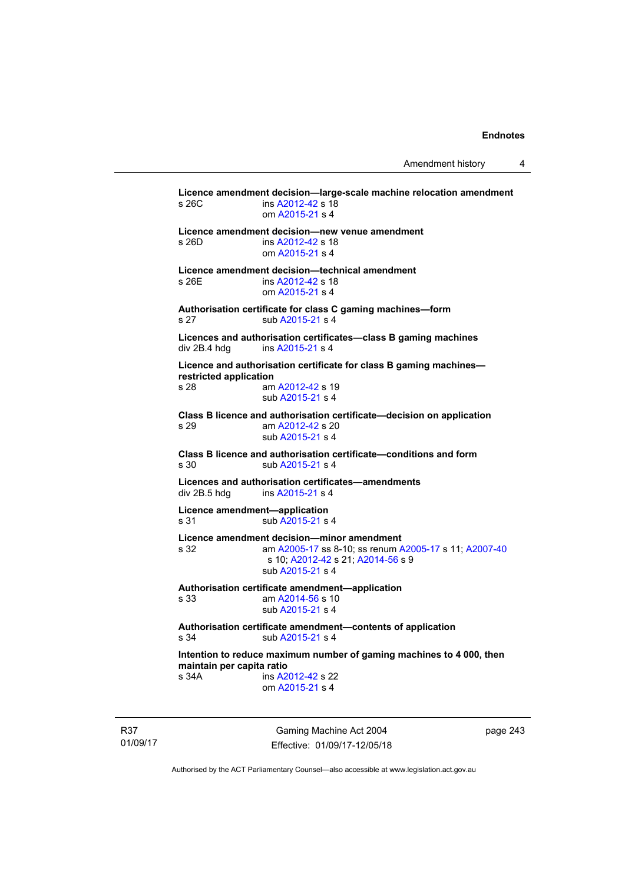**Licence amendment decision—large-scale machine relocation amendment**
s 26C ins A2012-42 s 18
om A2015-21 s 4

**Licence amendment decision—new venue amendment**
s 26D ins A2012-42 s 18
om A2015-21 s 4

**Licence amendment decision—technical amendment**
s 26E ins A2012-42 s 18
om A2015-21 s 4

**Authorisation certificate for class C gaming machines—form**
s 27 sub A2015-21 s 4

**Licences and authorisation certificates—class B gaming machines**
div 2B.4 hdg ins A2015-21 s 4

**Licence and authorisation certificate for class B gaming machines—restricted application**
s 28 am A2012-42 s 19
sub A2015-21 s 4

**Class B licence and authorisation certificate—decision on application**
s 29 am A2012-42 s 20
sub A2015-21 s 4

**Class B licence and authorisation certificate—conditions and form**
s 30 sub A2015-21 s 4

**Licences and authorisation certificates—amendments**
div 2B.5 hdg ins A2015-21 s 4

**Licence amendment—application**
s 31 sub A2015-21 s 4

**Licence amendment decision—minor amendment**
s 32 am A2005-17 ss 8-10; ss renum A2005-17 s 11; A2007-40 s 10; A2012-42 s 21; A2014-56 s 9
sub A2015-21 s 4

**Authorisation certificate amendment—application**
s 33 am A2014-56 s 10
sub A2015-21 s 4

**Authorisation certificate amendment—contents of application**
s 34 sub A2015-21 s 4

**Intention to reduce maximum number of gaming machines to 4 000, then maintain per capita ratio**
s 34A ins A2012-42 s 22
om A2015-21 s 4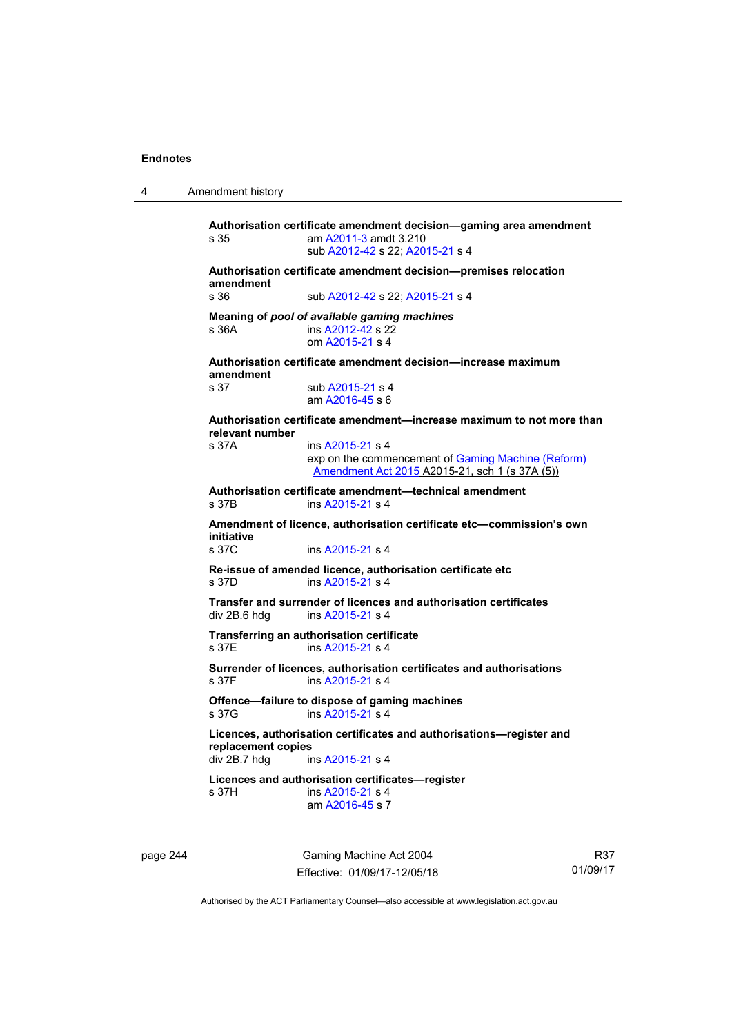**Authorisation certificate amendment decision—gaming area amendment**
s 35 am A2011-3 amdt 3.210
sub A2012-42 s 22; A2015-21 s 4

**Authorisation certificate amendment decision—premises relocation amendment**
s 36 sub A2012-42 s 22; A2015-21 s 4

**Meaning of *pool of available gaming machines***
s 36A ins A2012-42 s 22
om A2015-21 s 4

**Authorisation certificate amendment decision—increase maximum amendment**
s 37 sub A2015-21 s 4
am A2016-45 s 6

**Authorisation certificate amendment—increase maximum to not more than relevant number**
s 37A ins A2015-21 s 4
exp on the commencement of Gaming Machine (Reform) Amendment Act 2015 A2015-21, sch 1 (s 37A (5))

**Authorisation certificate amendment—technical amendment**
s 37B ins A2015-21 s 4

**Amendment of licence, authorisation certificate etc—commission's own initiative**
s 37C ins A2015-21 s 4

**Re-issue of amended licence, authorisation certificate etc**
s 37D ins A2015-21 s 4

**Transfer and surrender of licences and authorisation certificates**
div 2B.6 hdg ins A2015-21 s 4

**Transferring an authorisation certificate**
s 37E ins A2015-21 s 4

**Surrender of licences, authorisation certificates and authorisations**
s 37F ins A2015-21 s 4

**Offence—failure to dispose of gaming machines**
s 37G ins A2015-21 s 4

**Licences, authorisation certificates and authorisations—register and replacement copies**
div 2B.7 hdg ins A2015-21 s 4

**Licences and authorisation certificates—register**
s 37H ins A2015-21 s 4
am A2016-45 s 7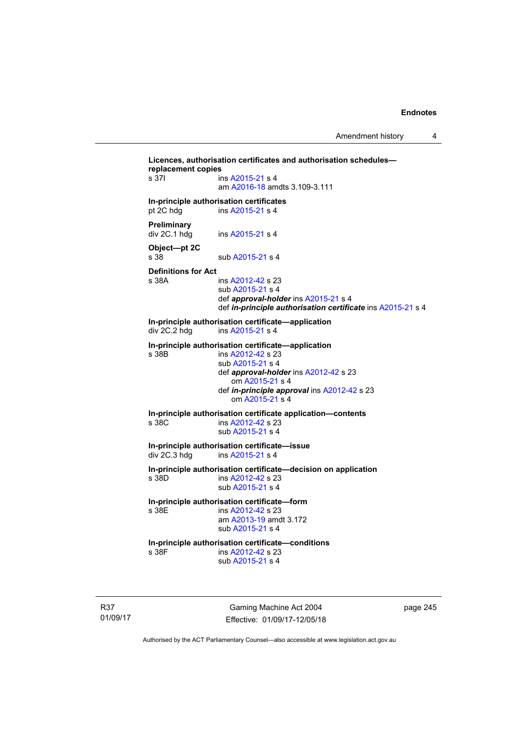**Licences, authorisation certificates and authorisation schedules—replacement copies**
s 37I ins A2015-21 s 4
am A2016-18 amdts 3.109-3.111

**In-principle authorisation certificates**
pt 2C hdg ins A2015-21 s 4

**Preliminary**
div 2C.1 hdg ins A2015-21 s 4

**Object—pt 2C**
s 38 sub A2015-21 s 4

**Definitions for Act**
s 38A ins A2012-42 s 23
sub A2015-21 s 4
def ***approval-holder*** ins A2015-21 s 4
def ***in-principle authorisation certificate*** ins A2015-21 s 4

**In-principle authorisation certificate—application**
div 2C.2 hdg ins A2015-21 s 4

**In-principle authorisation certificate—application**
s 38B ins A2012-42 s 23
sub A2015-21 s 4
def ***approval-holder*** ins A2012-42 s 23
om A2015-21 s 4
def ***in-principle approval*** ins A2012-42 s 23
om A2015-21 s 4

**In-principle authorisation certificate application—contents**
s 38C ins A2012-42 s 23
sub A2015-21 s 4

**In-principle authorisation certificate—issue**
div 2C.3 hdg ins A2015-21 s 4

**In-principle authorisation certificate—decision on application**
s 38D ins A2012-42 s 23
sub A2015-21 s 4

**In-principle authorisation certificate—form**
s 38E ins A2012-42 s 23
am A2013-19 amdt 3.172
sub A2015-21 s 4

**In-principle authorisation certificate—conditions**
s 38F ins A2012-42 s 23
sub A2015-21 s 4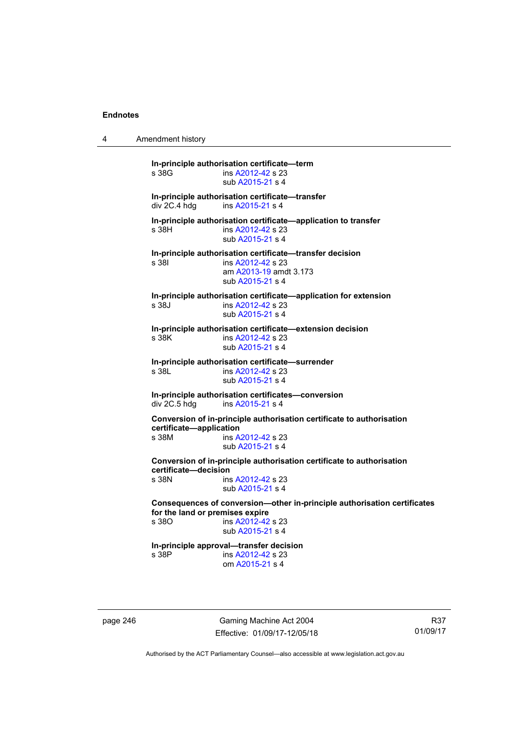**In-principle authorisation certificate—term**
s 38G ins A2012-42 s 23
sub A2015-21 s 4

**In-principle authorisation certificate—transfer**
div 2C.4 hdg ins A2015-21 s 4

**In-principle authorisation certificate—application to transfer**
s 38H ins A2012-42 s 23
sub A2015-21 s 4

**In-principle authorisation certificate—transfer decision**
s 38I ins A2012-42 s 23
am A2013-19 amdt 3.173
sub A2015-21 s 4

**In-principle authorisation certificate—application for extension**
s 38J ins A2012-42 s 23
sub A2015-21 s 4

**In-principle authorisation certificate—extension decision**
s 38K ins A2012-42 s 23
sub A2015-21 s 4

**In-principle authorisation certificate—surrender**
s 38L ins A2012-42 s 23
sub A2015-21 s 4

**In-principle authorisation certificates—conversion**
div 2C.5 hdg ins A2015-21 s 4

**Conversion of in-principle authorisation certificate to authorisation certificate—application**
s 38M ins A2012-42 s 23
sub A2015-21 s 4

**Conversion of in-principle authorisation certificate to authorisation certificate—decision**
s 38N ins A2012-42 s 23
sub A2015-21 s 4

**Consequences of conversion—other in-principle authorisation certificates for the land or premises expire**
s 38O ins A2012-42 s 23
sub A2015-21 s 4

**In-principle approval—transfer decision**
s 38P ins A2012-42 s 23
om A2015-21 s 4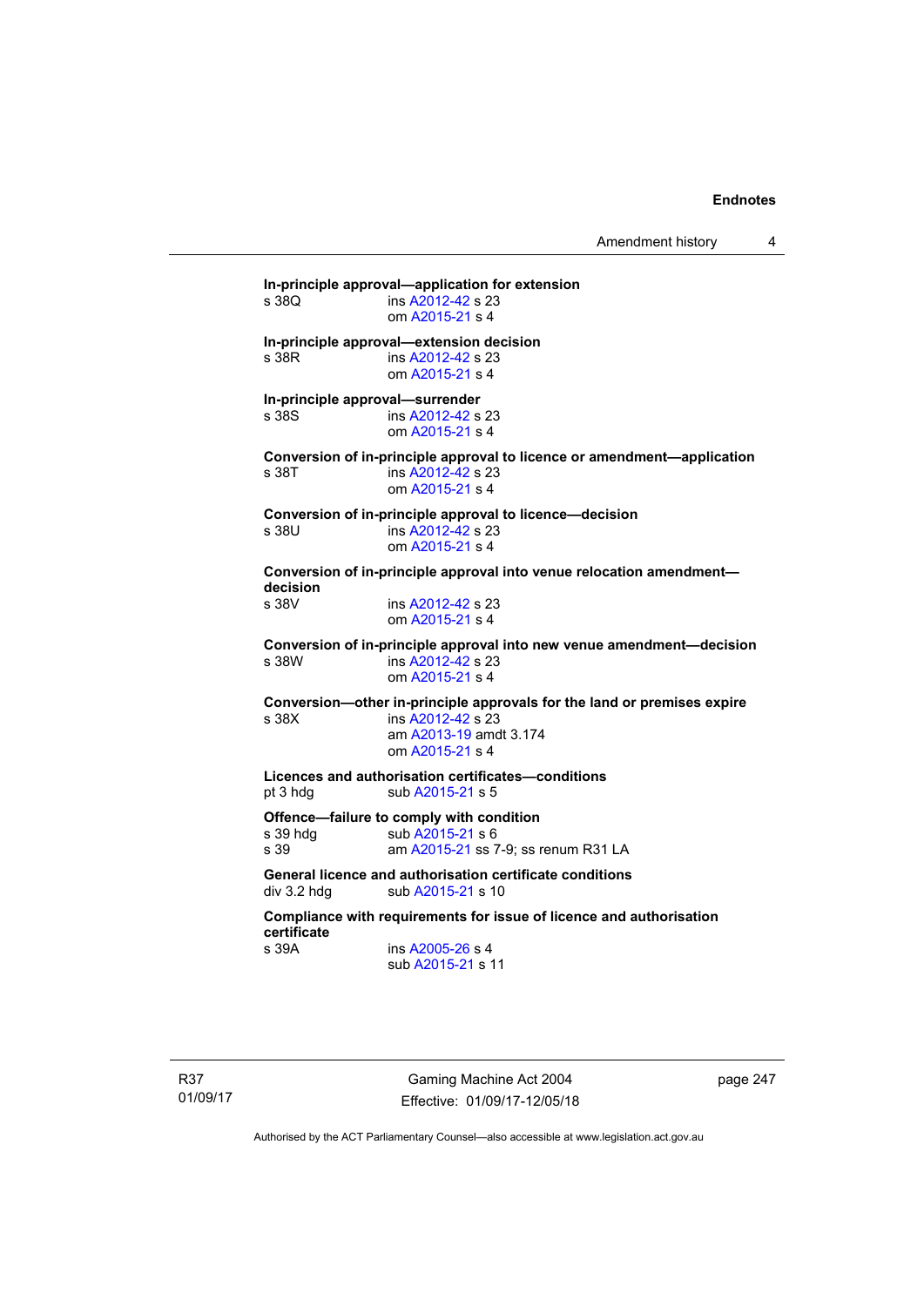**In-principle approval—application for extension**

s 38Q ins A2012-42 s 23
om A2015-21 s 4

**In-principle approval—extension decision**

s 38R ins A2012-42 s 23
om A2015-21 s 4

**In-principle approval—surrender**

s 38S ins A2012-42 s 23
om A2015-21 s 4

**Conversion of in-principle approval to licence or amendment—application**

s 38T ins A2012-42 s 23
om A2015-21 s 4

**Conversion of in-principle approval to licence—decision**

s 38U ins A2012-42 s 23
om A2015-21 s 4

**Conversion of in-principle approval into venue relocation amendment—decision**

s 38V ins A2012-42 s 23
om A2015-21 s 4

**Conversion of in-principle approval into new venue amendment—decision**

s 38W ins A2012-42 s 23
om A2015-21 s 4

**Conversion—other in-principle approvals for the land or premises expire**

s 38X ins A2012-42 s 23
am A2013-19 amdt 3.174
om A2015-21 s 4

**Licences and authorisation certificates—conditions**

pt 3 hdg sub A2015-21 s 5

**Offence—failure to comply with condition**

s 39 hdg sub A2015-21 s 6
s 39 am A2015-21 ss 7-9; ss renum R31 LA

**General licence and authorisation certificate conditions**

div 3.2 hdg sub A2015-21 s 10

**Compliance with requirements for issue of licence and authorisation certificate**

s 39A ins A2005-26 s 4
sub A2015-21 s 11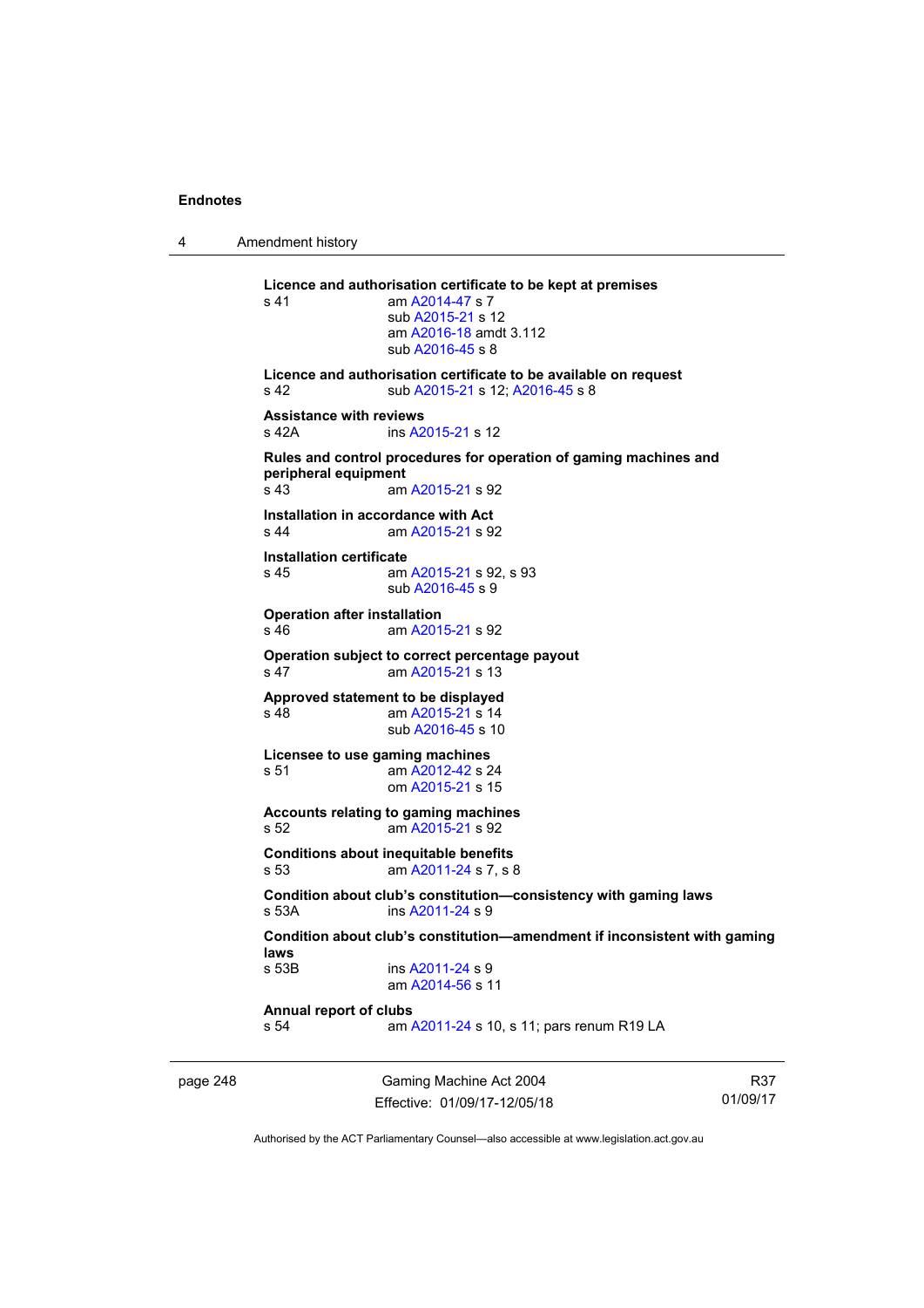**Licence and authorisation certificate to be kept at premises**
s 41 am A2014-47 s 7
sub A2015-21 s 12
am A2016-18 amdt 3.112
sub A2016-45 s 8

**Licence and authorisation certificate to be available on request**
s 42 sub A2015-21 s 12; A2016-45 s 8

**Assistance with reviews**
s 42A ins A2015-21 s 12

**Rules and control procedures for operation of gaming machines and peripheral equipment**
s 43 am A2015-21 s 92

**Installation in accordance with Act**
s 44 am A2015-21 s 92

**Installation certificate**
s 45 am A2015-21 s 92, s 93
sub A2016-45 s 9

**Operation after installation**
s 46 am A2015-21 s 92

**Operation subject to correct percentage payout**
s 47 am A2015-21 s 13

**Approved statement to be displayed**
s 48 am A2015-21 s 14
sub A2016-45 s 10

**Licensee to use gaming machines**
s 51 am A2012-42 s 24
om A2015-21 s 15

**Accounts relating to gaming machines**
s 52 am A2015-21 s 92

**Conditions about inequitable benefits**
s 53 am A2011-24 s 7, s 8

**Condition about club's constitution—consistency with gaming laws**
s 53A ins A2011-24 s 9

**Condition about club's constitution—amendment if inconsistent with gaming laws**
s 53B ins A2011-24 s 9
am A2014-56 s 11

**Annual report of clubs**
s 54 am A2011-24 s 10, s 11; pars renum R19 LA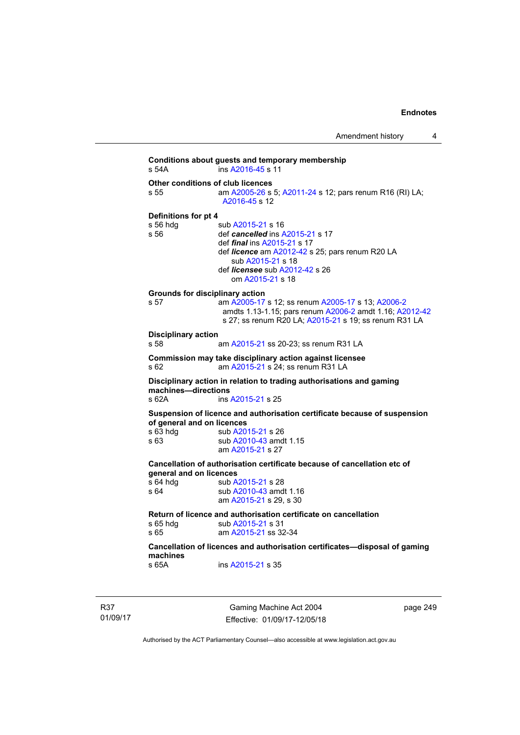**Conditions about guests and temporary membership**

s 54A ins A2016-45 s 11

**Other conditions of club licences**

s 55 am A2005-26 s 5; A2011-24 s 12; pars renum R16 (RI) LA; A2016-45 s 12

**Definitions for pt 4**

s 56 hdg sub A2015-21 s 16

s 56 def ***cancelled*** ins A2015-21 s 17
def ***final*** ins A2015-21 s 17
def ***licence*** am A2012-42 s 25; pars renum R20 LA
sub A2015-21 s 18
def ***licensee*** sub A2012-42 s 26
om A2015-21 s 18

**Grounds for disciplinary action**

s 57 am A2005-17 s 12; ss renum A2005-17 s 13; A2006-2 amdts 1.13-1.15; pars renum A2006-2 amdt 1.16; A2012-42 s 27; ss renum R20 LA; A2015-21 s 19; ss renum R31 LA

**Disciplinary action**

s 58 am A2015-21 ss 20-23; ss renum R31 LA

**Commission may take disciplinary action against licensee**

s 62 am A2015-21 s 24; ss renum R31 LA

**Disciplinary action in relation to trading authorisations and gaming machines—directions**

s 62A ins A2015-21 s 25

**Suspension of licence and authorisation certificate because of suspension of general and on licences**

s 63 hdg sub A2015-21 s 26

s 63 sub A2010-43 amdt 1.15
am A2015-21 s 27

**Cancellation of authorisation certificate because of cancellation etc of general and on licences**

s 64 hdg sub A2015-21 s 28

s 64 sub A2010-43 amdt 1.16
am A2015-21 s 29, s 30

**Return of licence and authorisation certificate on cancellation**

s 65 hdg sub A2015-21 s 31

s 65 am A2015-21 ss 32-34

**Cancellation of licences and authorisation certificates—disposal of gaming machines**

s 65A ins A2015-21 s 35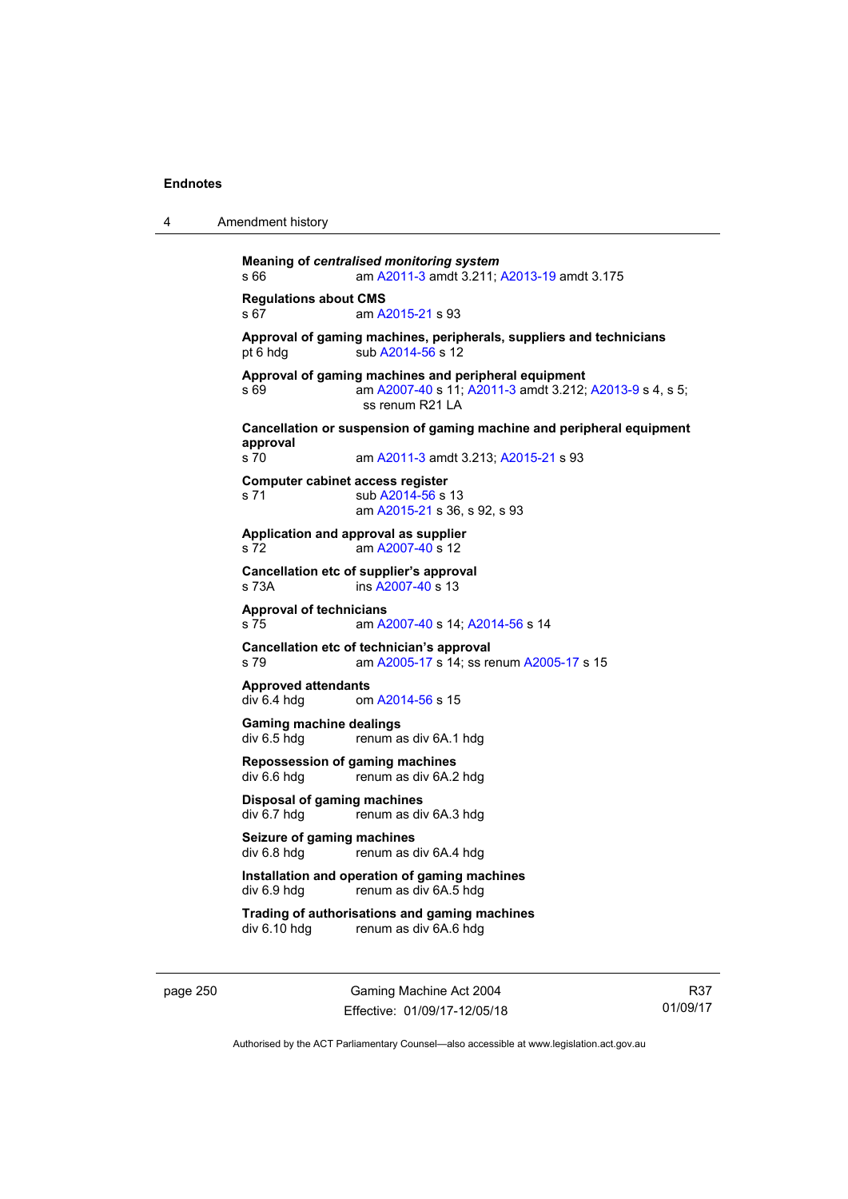**Meaning of *centralised monitoring system***
s 66 am A2011-3 amdt 3.211; A2013-19 amdt 3.175

**Regulations about CMS**
s 67 am A2015-21 s 93

**Approval of gaming machines, peripherals, suppliers and technicians**
pt 6 hdg sub A2014-56 s 12

**Approval of gaming machines and peripheral equipment**
s 69 am A2007-40 s 11; A2011-3 amdt 3.212; A2013-9 s 4, s 5; ss renum R21 LA

**Cancellation or suspension of gaming machine and peripheral equipment approval**
s 70 am A2011-3 amdt 3.213; A2015-21 s 93

**Computer cabinet access register**
s 71 sub A2014-56 s 13
am A2015-21 s 36, s 92, s 93

**Application and approval as supplier**
s 72 am A2007-40 s 12

**Cancellation etc of supplier's approval**
s 73A ins A2007-40 s 13

**Approval of technicians**
s 75 am A2007-40 s 14; A2014-56 s 14

**Cancellation etc of technician's approval**
s 79 am A2005-17 s 14; ss renum A2005-17 s 15

**Approved attendants**
div 6.4 hdg om A2014-56 s 15

**Gaming machine dealings**
div 6.5 hdg renum as div 6A.1 hdg

**Repossession of gaming machines**
div 6.6 hdg renum as div 6A.2 hdg

**Disposal of gaming machines**
div 6.7 hdg renum as div 6A.3 hdg

**Seizure of gaming machines**
div 6.8 hdg renum as div 6A.4 hdg

**Installation and operation of gaming machines**
div 6.9 hdg renum as div 6A.5 hdg

**Trading of authorisations and gaming machines**
div 6.10 hdg renum as div 6A.6 hdg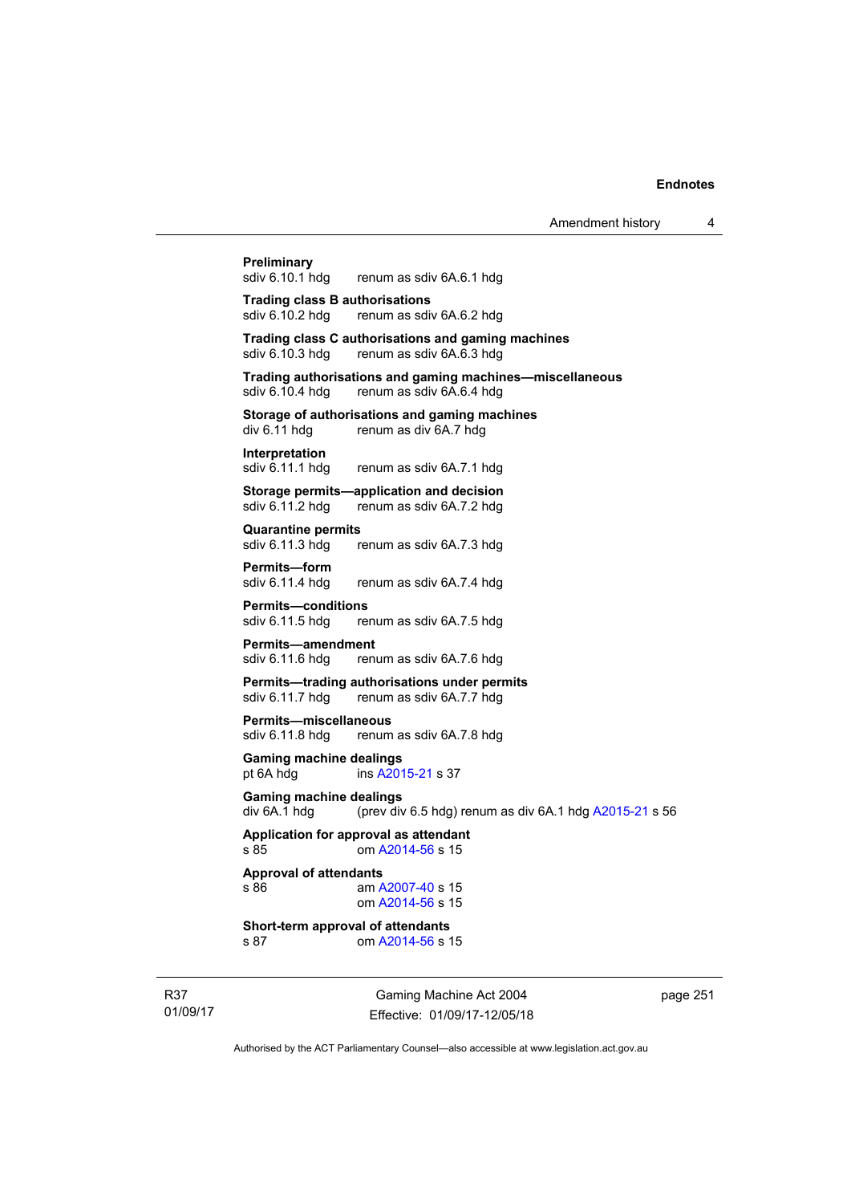**Preliminary**
sdiv 6.10.1 hdg renum as sdiv 6A.6.1 hdg

**Trading class B authorisations**
sdiv 6.10.2 hdg renum as sdiv 6A.6.2 hdg

**Trading class C authorisations and gaming machines**
sdiv 6.10.3 hdg renum as sdiv 6A.6.3 hdg

**Trading authorisations and gaming machines—miscellaneous**
sdiv 6.10.4 hdg renum as sdiv 6A.6.4 hdg

**Storage of authorisations and gaming machines**
div 6.11 hdg renum as div 6A.7 hdg

**Interpretation**
sdiv 6.11.1 hdg renum as sdiv 6A.7.1 hdg

**Storage permits—application and decision**
sdiv 6.11.2 hdg renum as sdiv 6A.7.2 hdg

**Quarantine permits**
sdiv 6.11.3 hdg renum as sdiv 6A.7.3 hdg

**Permits—form**
sdiv 6.11.4 hdg renum as sdiv 6A.7.4 hdg

**Permits—conditions**
sdiv 6.11.5 hdg renum as sdiv 6A.7.5 hdg

**Permits—amendment**
sdiv 6.11.6 hdg renum as sdiv 6A.7.6 hdg

**Permits—trading authorisations under permits**
sdiv 6.11.7 hdg renum as sdiv 6A.7.7 hdg

**Permits—miscellaneous**
sdiv 6.11.8 hdg renum as sdiv 6A.7.8 hdg

**Gaming machine dealings**
pt 6A hdg ins A2015-21 s 37

**Gaming machine dealings**
div 6A.1 hdg (prev div 6.5 hdg) renum as div 6A.1 hdg A2015-21 s 56

**Application for approval as attendant**
s 85 om A2014-56 s 15

**Approval of attendants**
s 86 am A2007-40 s 15
om A2014-56 s 15

**Short-term approval of attendants**
s 87 om A2014-56 s 15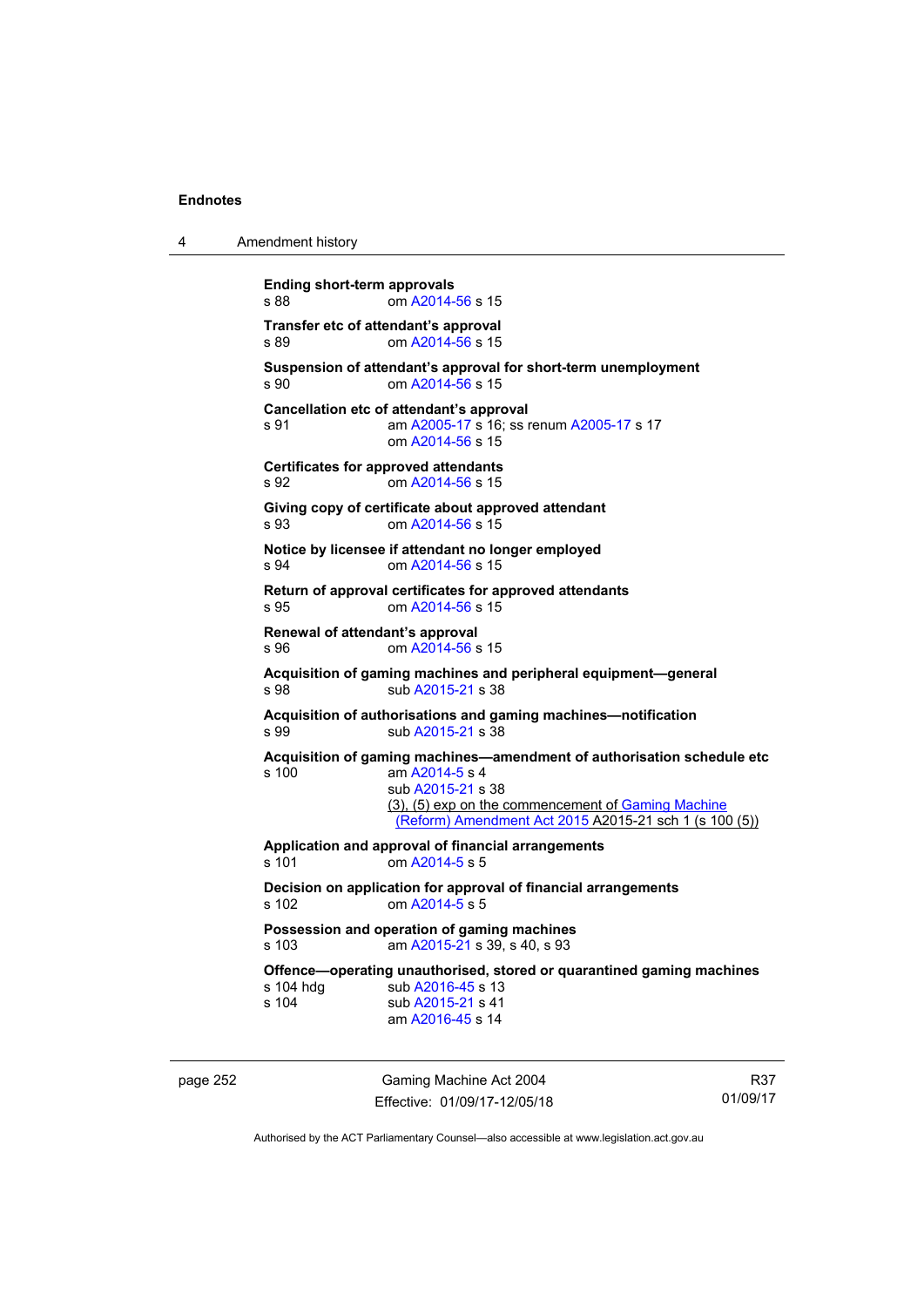**Ending short-term approvals**
s 88 om A2014-56 s 15

**Transfer etc of attendant's approval**
s 89 om A2014-56 s 15

**Suspension of attendant's approval for short-term unemployment**
s 90 om A2014-56 s 15

**Cancellation etc of attendant's approval**
s 91 am A2005-17 s 16; ss renum A2005-17 s 17
om A2014-56 s 15

**Certificates for approved attendants**
s 92 om A2014-56 s 15

**Giving copy of certificate about approved attendant**
s 93 om A2014-56 s 15

**Notice by licensee if attendant no longer employed**
s 94 om A2014-56 s 15

**Return of approval certificates for approved attendants**
s 95 om A2014-56 s 15

**Renewal of attendant's approval**
s 96 om A2014-56 s 15

**Acquisition of gaming machines and peripheral equipment—general**
s 98 sub A2015-21 s 38

**Acquisition of authorisations and gaming machines—notification**
s 99 sub A2015-21 s 38

**Acquisition of gaming machines—amendment of authorisation schedule etc**
s 100 am A2014-5 s 4
sub A2015-21 s 38
(3), (5) exp on the commencement of Gaming Machine (Reform) Amendment Act 2015 A2015-21 sch 1 (s 100 (5))

**Application and approval of financial arrangements**
s 101 om A2014-5 s 5

**Decision on application for approval of financial arrangements**
s 102 om A2014-5 s 5

**Possession and operation of gaming machines**
s 103 am A2015-21 s 39, s 40, s 93

**Offence—operating unauthorised, stored or quarantined gaming machines**
s 104 hdg sub A2016-45 s 13
s 104 sub A2015-21 s 41
am A2016-45 s 14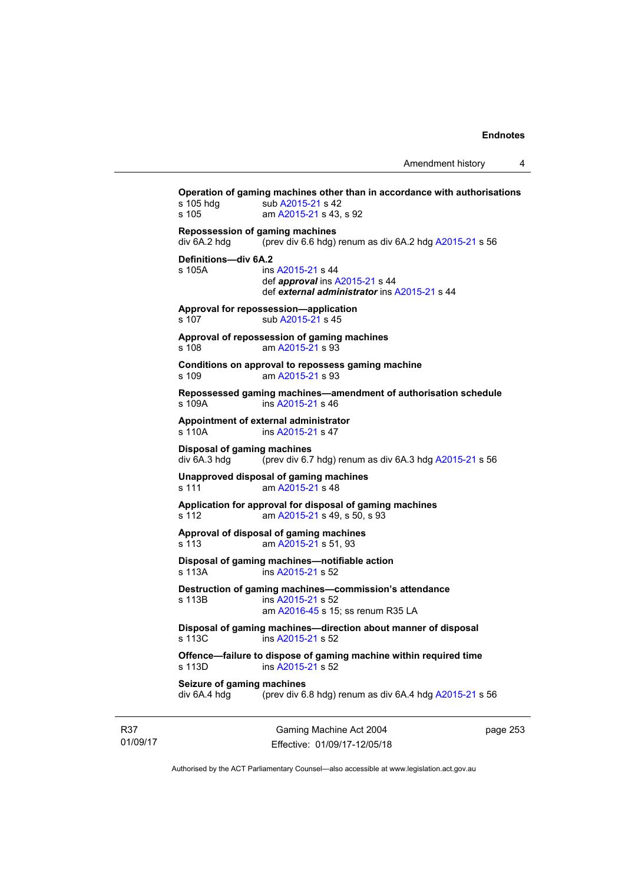**Operation of gaming machines other than in accordance with authorisations**
s 105 hdg sub A2015-21 s 42
s 105 am A2015-21 s 43, s 92

**Repossession of gaming machines**
div 6A.2 hdg (prev div 6.6 hdg) renum as div 6A.2 hdg A2015-21 s 56

**Definitions—div 6A.2**
s 105A ins A2015-21 s 44
def ***approval*** ins A2015-21 s 44
def ***external administrator*** ins A2015-21 s 44

**Approval for repossession—application**
s 107 sub A2015-21 s 45

**Approval of repossession of gaming machines**
s 108 am A2015-21 s 93

**Conditions on approval to repossess gaming machine**
s 109 am A2015-21 s 93

**Repossessed gaming machines—amendment of authorisation schedule**
s 109A ins A2015-21 s 46

**Appointment of external administrator**
s 110A ins A2015-21 s 47

**Disposal of gaming machines**
div 6A.3 hdg (prev div 6.7 hdg) renum as div 6A.3 hdg A2015-21 s 56

**Unapproved disposal of gaming machines**
s 111 am A2015-21 s 48

**Application for approval for disposal of gaming machines**
s 112 am A2015-21 s 49, s 50, s 93

**Approval of disposal of gaming machines**
s 113 am A2015-21 s 51, 93

**Disposal of gaming machines—notifiable action**
s 113A ins A2015-21 s 52

**Destruction of gaming machines—commission's attendance**
s 113B ins A2015-21 s 52
am A2016-45 s 15; ss renum R35 LA

**Disposal of gaming machines—direction about manner of disposal**
s 113C ins A2015-21 s 52

**Offence—failure to dispose of gaming machine within required time**
s 113D ins A2015-21 s 52

**Seizure of gaming machines**
div 6A.4 hdg (prev div 6.8 hdg) renum as div 6A.4 hdg A2015-21 s 56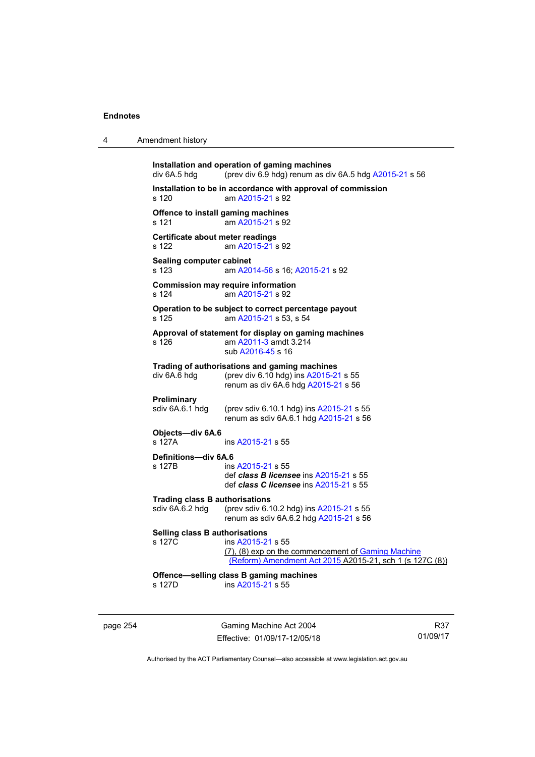**Installation and operation of gaming machines**
div 6A.5 hdg (prev div 6.9 hdg) renum as div 6A.5 hdg A2015-21 s 56

**Installation to be in accordance with approval of commission**
s 120 am A2015-21 s 92

**Offence to install gaming machines**
s 121 am A2015-21 s 92

**Certificate about meter readings**
s 122 am A2015-21 s 92

**Sealing computer cabinet**
s 123 am A2014-56 s 16; A2015-21 s 92

**Commission may require information**
s 124 am A2015-21 s 92

**Operation to be subject to correct percentage payout**
s 125 am A2015-21 s 53, s 54

**Approval of statement for display on gaming machines**
s 126 am A2011-3 amdt 3.214
sub A2016-45 s 16

**Trading of authorisations and gaming machines**
div 6A.6 hdg (prev div 6.10 hdg) ins A2015-21 s 55
renum as div 6A.6 hdg A2015-21 s 56

**Preliminary**
sdiv 6A.6.1 hdg (prev sdiv 6.10.1 hdg) ins A2015-21 s 55
renum as sdiv 6A.6.1 hdg A2015-21 s 56

**Objects—div 6A.6**
s 127A ins A2015-21 s 55

**Definitions—div 6A.6**
s 127B ins A2015-21 s 55
def ***class B licensee*** ins A2015-21 s 55
def ***class C licensee*** ins A2015-21 s 55

**Trading class B authorisations**
sdiv 6A.6.2 hdg (prev sdiv 6.10.2 hdg) ins A2015-21 s 55
renum as sdiv 6A.6.2 hdg A2015-21 s 56

**Selling class B authorisations**
s 127C ins A2015-21 s 55
(7), (8) exp on the commencement of Gaming Machine (Reform) Amendment Act 2015 A2015-21, sch 1 (s 127C (8))

**Offence—selling class B gaming machines**
s 127D ins A2015-21 s 55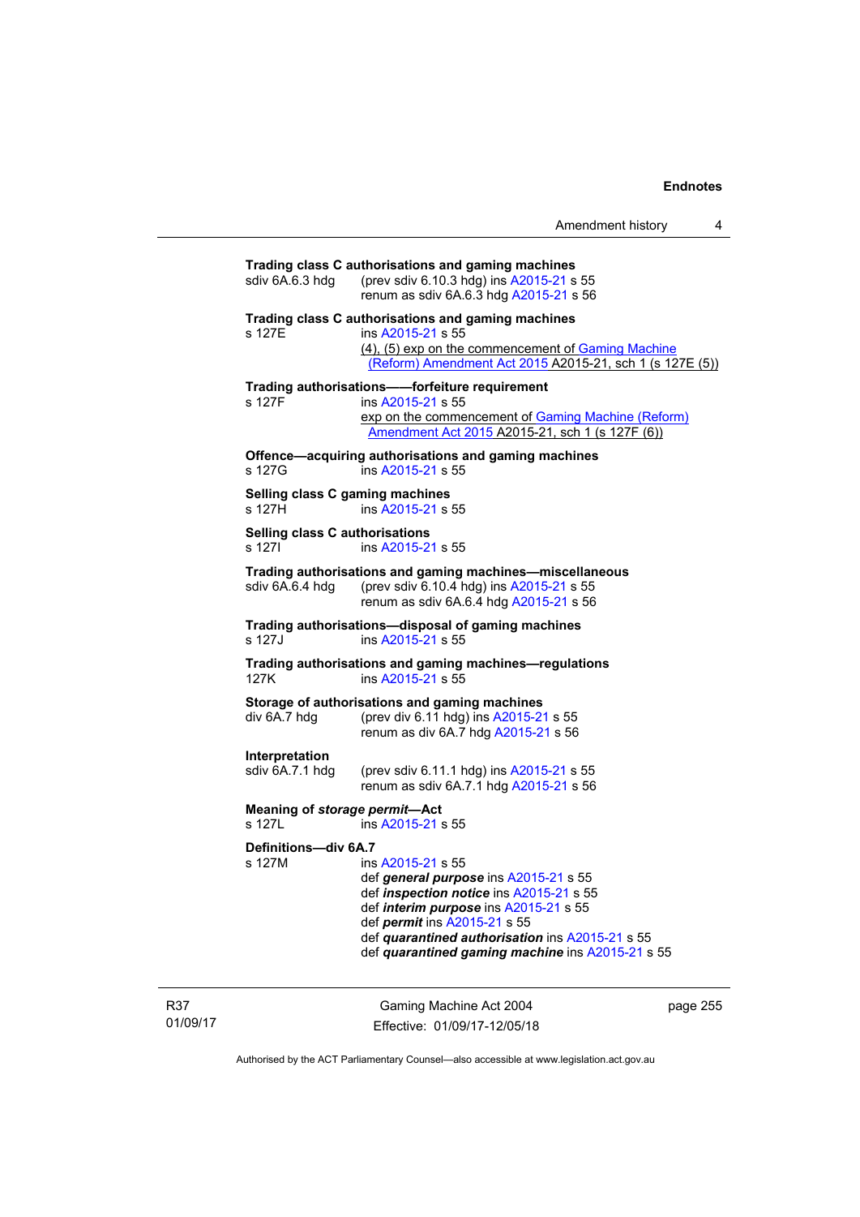**Trading class C authorisations and gaming machines**
sdiv 6A.6.3 hdg (prev sdiv 6.10.3 hdg) ins A2015-21 s 55
renum as sdiv 6A.6.3 hdg A2015-21 s 56

**Trading class C authorisations and gaming machines**
s 127E ins A2015-21 s 55
(4), (5) exp on the commencement of Gaming Machine (Reform) Amendment Act 2015 A2015-21, sch 1 (s 127E (5))

**Trading authorisations——forfeiture requirement**
s 127F ins A2015-21 s 55
exp on the commencement of Gaming Machine (Reform) Amendment Act 2015 A2015-21, sch 1 (s 127F (6))

**Offence—acquiring authorisations and gaming machines**
s 127G ins A2015-21 s 55

**Selling class C gaming machines**
s 127H ins A2015-21 s 55

**Selling class C authorisations**
s 127I ins A2015-21 s 55

**Trading authorisations and gaming machines—miscellaneous**
sdiv 6A.6.4 hdg (prev sdiv 6.10.4 hdg) ins A2015-21 s 55
renum as sdiv 6A.6.4 hdg A2015-21 s 56

**Trading authorisations—disposal of gaming machines**
s 127J ins A2015-21 s 55

**Trading authorisations and gaming machines—regulations**
127K ins A2015-21 s 55

**Storage of authorisations and gaming machines**
div 6A.7 hdg (prev div 6.11 hdg) ins A2015-21 s 55
renum as div 6A.7 hdg A2015-21 s 56

**Interpretation**
sdiv 6A.7.1 hdg (prev sdiv 6.11.1 hdg) ins A2015-21 s 55
renum as sdiv 6A.7.1 hdg A2015-21 s 56

**Meaning of *storage permit*—Act**
s 127L ins A2015-21 s 55

**Definitions—div 6A.7**
s 127M ins A2015-21 s 55
def ***general purpose*** ins A2015-21 s 55
def ***inspection notice*** ins A2015-21 s 55
def ***interim purpose*** ins A2015-21 s 55
def ***permit*** ins A2015-21 s 55
def ***quarantined authorisation*** ins A2015-21 s 55
def ***quarantined gaming machine*** ins A2015-21 s 55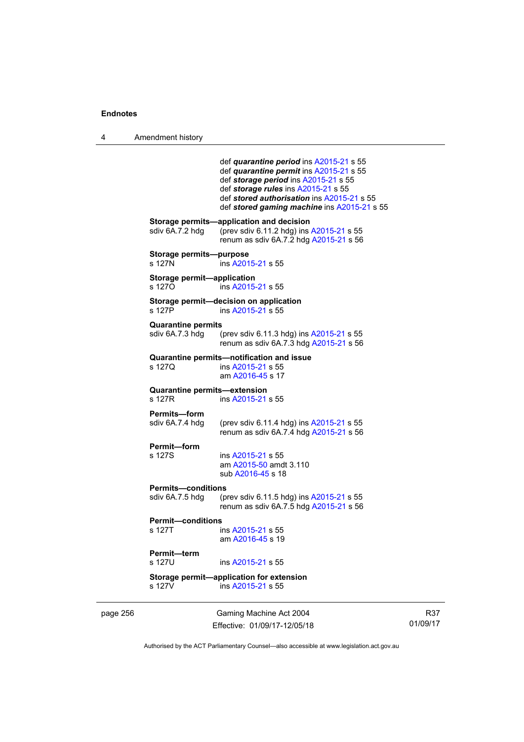def ***quarantine period*** ins A2015-21 s 55
def ***quarantine permit*** ins A2015-21 s 55
def ***storage period*** ins A2015-21 s 55
def ***storage rules*** ins A2015-21 s 55
def ***stored authorisation*** ins A2015-21 s 55
def ***stored gaming machine*** ins A2015-21 s 55

**Storage permits—application and decision**
sdiv 6A.7.2 hdg (prev sdiv 6.11.2 hdg) ins A2015-21 s 55
renum as sdiv 6A.7.2 hdg A2015-21 s 56

**Storage permits—purpose**
s 127N ins A2015-21 s 55

**Storage permit—application**
s 127O ins A2015-21 s 55

**Storage permit—decision on application**
s 127P ins A2015-21 s 55

**Quarantine permits**
sdiv 6A.7.3 hdg (prev sdiv 6.11.3 hdg) ins A2015-21 s 55
renum as sdiv 6A.7.3 hdg A2015-21 s 56

**Quarantine permits—notification and issue**
s 127Q ins A2015-21 s 55
am A2016-45 s 17

**Quarantine permits—extension**
s 127R ins A2015-21 s 55

**Permits—form**
sdiv 6A.7.4 hdg (prev sdiv 6.11.4 hdg) ins A2015-21 s 55
renum as sdiv 6A.7.4 hdg A2015-21 s 56

**Permit—form**
s 127S ins A2015-21 s 55
am A2015-50 amdt 3.110
sub A2016-45 s 18

**Permits—conditions**
sdiv 6A.7.5 hdg (prev sdiv 6.11.5 hdg) ins A2015-21 s 55
renum as sdiv 6A.7.5 hdg A2015-21 s 56

**Permit—conditions**
s 127T ins A2015-21 s 55
am A2016-45 s 19

**Permit—term**
s 127U ins A2015-21 s 55

**Storage permit—application for extension**
s 127V ins A2015-21 s 55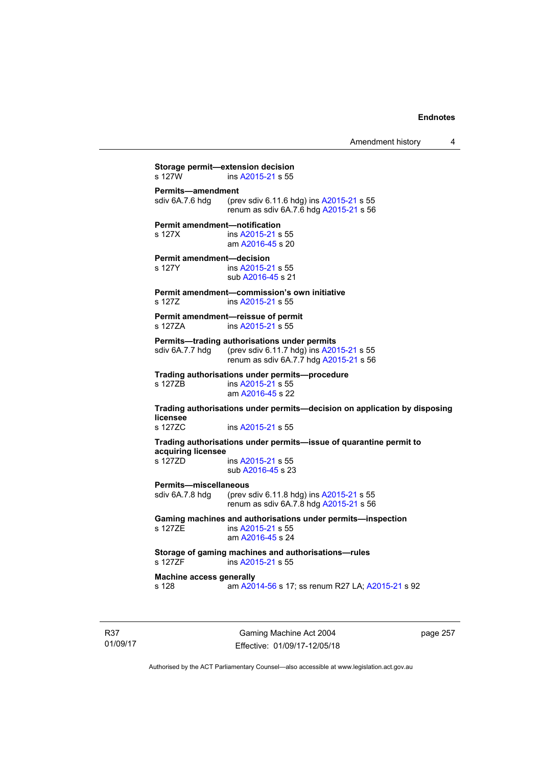**Storage permit—extension decision**
s 127W ins A2015-21 s 55

**Permits—amendment**
sdiv 6A.7.6 hdg (prev sdiv 6.11.6 hdg) ins A2015-21 s 55
renum as sdiv 6A.7.6 hdg A2015-21 s 56

**Permit amendment—notification**
s 127X ins A2015-21 s 55
am A2016-45 s 20

**Permit amendment—decision**
s 127Y ins A2015-21 s 55
sub A2016-45 s 21

**Permit amendment—commission's own initiative**
s 127Z ins A2015-21 s 55

**Permit amendment—reissue of permit**
s 127ZA ins A2015-21 s 55

**Permits—trading authorisations under permits**
sdiv 6A.7.7 hdg (prev sdiv 6.11.7 hdg) ins A2015-21 s 55
renum as sdiv 6A.7.7 hdg A2015-21 s 56

**Trading authorisations under permits—procedure**
s 127ZB ins A2015-21 s 55
am A2016-45 s 22

**Trading authorisations under permits—decision on application by disposing licensee**
s 127ZC ins A2015-21 s 55

**Trading authorisations under permits—issue of quarantine permit to acquiring licensee**
s 127ZD ins A2015-21 s 55
sub A2016-45 s 23

**Permits—miscellaneous**
sdiv 6A.7.8 hdg (prev sdiv 6.11.8 hdg) ins A2015-21 s 55
renum as sdiv 6A.7.8 hdg A2015-21 s 56

**Gaming machines and authorisations under permits—inspection**
s 127ZE ins A2015-21 s 55
am A2016-45 s 24

**Storage of gaming machines and authorisations—rules**
s 127ZF ins A2015-21 s 55

**Machine access generally**
s 128 am A2014-56 s 17; ss renum R27 LA; A2015-21 s 92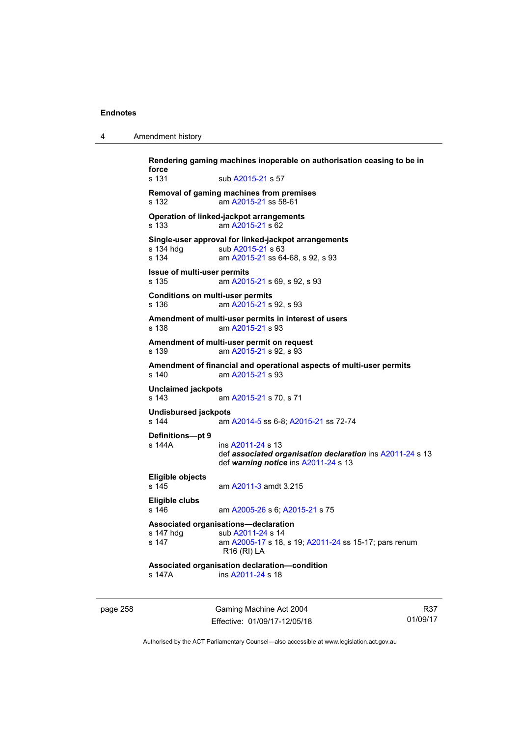**Rendering gaming machines inoperable on authorisation ceasing to be in force**
s 131 sub A2015-21 s 57

**Removal of gaming machines from premises**
s 132 am A2015-21 ss 58-61

**Operation of linked-jackpot arrangements**
s 133 am A2015-21 s 62

**Single-user approval for linked-jackpot arrangements**
s 134 hdg sub A2015-21 s 63
s 134 am A2015-21 ss 64-68, s 92, s 93

**Issue of multi-user permits**
s 135 am A2015-21 s 69, s 92, s 93

**Conditions on multi-user permits**
s 136 am A2015-21 s 92, s 93

**Amendment of multi-user permits in interest of users**
s 138 am A2015-21 s 93

**Amendment of multi-user permit on request**
s 139 am A2015-21 s 92, s 93

**Amendment of financial and operational aspects of multi-user permits**
s 140 am A2015-21 s 93

**Unclaimed jackpots**
s 143 am A2015-21 s 70, s 71

**Undisbursed jackpots**
s 144 am A2014-5 ss 6-8; A2015-21 ss 72-74

**Definitions—pt 9**
s 144A ins A2011-24 s 13
def ***associated organisation declaration*** ins A2011-24 s 13
def ***warning notice*** ins A2011-24 s 13

**Eligible objects**
s 145 am A2011-3 amdt 3.215

**Eligible clubs**
s 146 am A2005-26 s 6; A2015-21 s 75

**Associated organisations—declaration**
s 147 hdg sub A2011-24 s 14
s 147 am A2005-17 s 18, s 19; A2011-24 ss 15-17; pars renum R16 (RI) LA

**Associated organisation declaration—condition**
s 147A ins A2011-24 s 18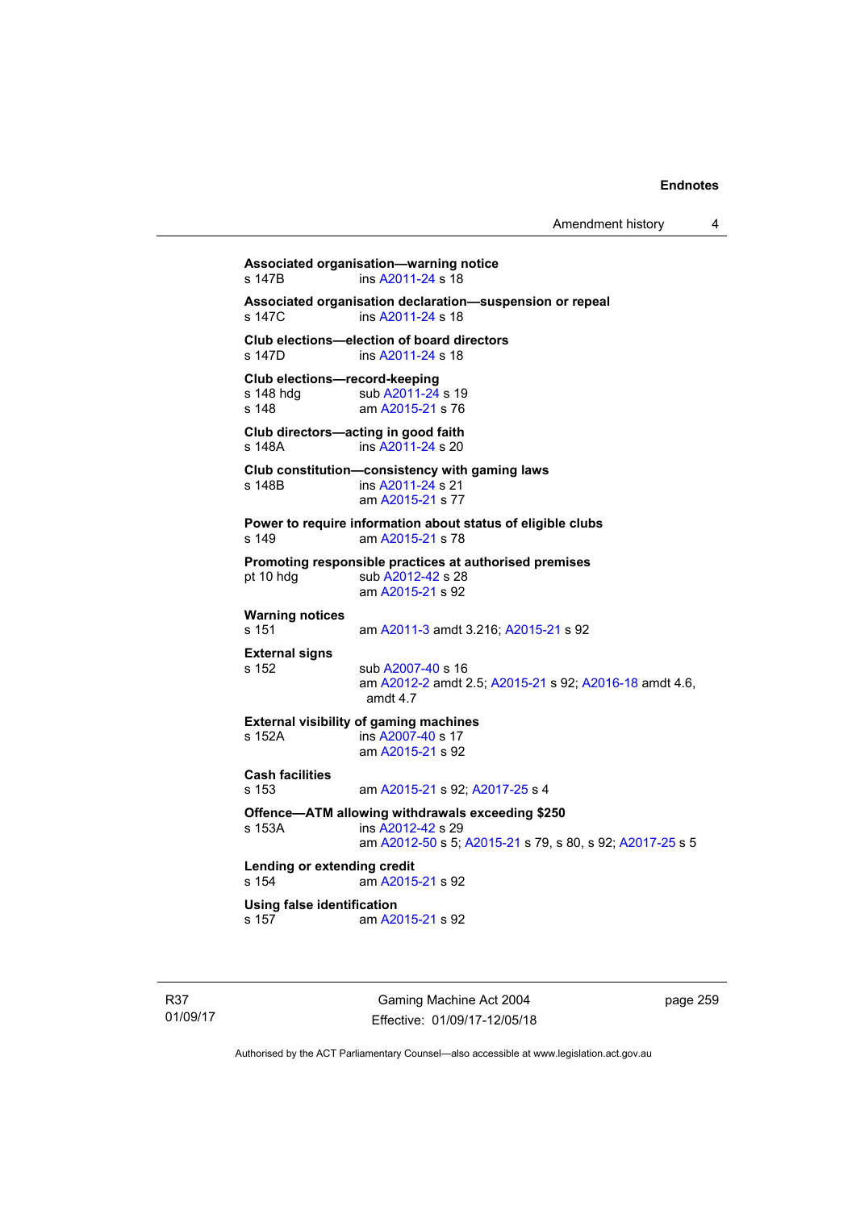**Associated organisation—warning notice**
s 147B ins A2011-24 s 18

**Associated organisation declaration—suspension or repeal**
s 147C ins A2011-24 s 18

**Club elections—election of board directors**
s 147D ins A2011-24 s 18

**Club elections—record-keeping**
s 148 hdg sub A2011-24 s 19
s 148 am A2015-21 s 76

**Club directors—acting in good faith**
s 148A ins A2011-24 s 20

**Club constitution—consistency with gaming laws**
s 148B ins A2011-24 s 21
am A2015-21 s 77

**Power to require information about status of eligible clubs**
s 149 am A2015-21 s 78

**Promoting responsible practices at authorised premises**
pt 10 hdg sub A2012-42 s 28
am A2015-21 s 92

**Warning notices**
s 151 am A2011-3 amdt 3.216; A2015-21 s 92

**External signs**
s 152 sub A2007-40 s 16
am A2012-2 amdt 2.5; A2015-21 s 92; A2016-18 amdt 4.6, amdt 4.7

**External visibility of gaming machines**
s 152A ins A2007-40 s 17
am A2015-21 s 92

**Cash facilities**
s 153 am A2015-21 s 92; A2017-25 s 4

**Offence—ATM allowing withdrawals exceeding $250**
s 153A ins A2012-42 s 29
am A2012-50 s 5; A2015-21 s 79, s 80, s 92; A2017-25 s 5

**Lending or extending credit**
s 154 am A2015-21 s 92

**Using false identification**
s 157 am A2015-21 s 92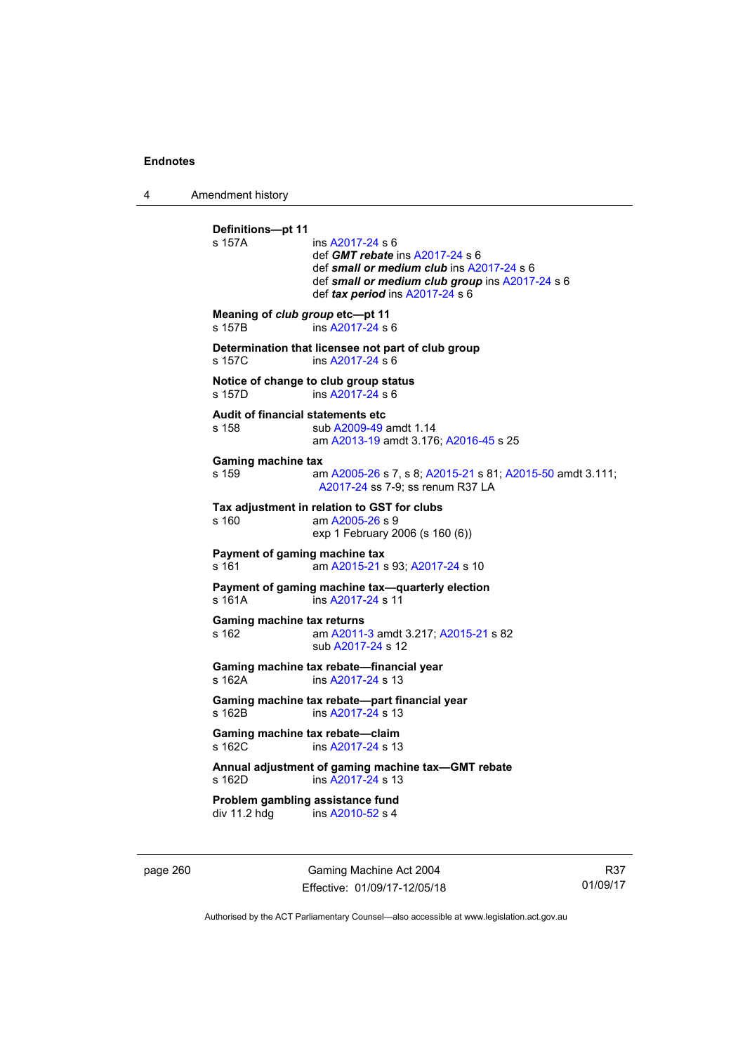**Definitions—pt 11**
s 157A ins A2017-24 s 6
def ***GMT rebate*** ins A2017-24 s 6
def ***small or medium club*** ins A2017-24 s 6
def ***small or medium club group*** ins A2017-24 s 6
def ***tax period*** ins A2017-24 s 6

**Meaning of *club group* etc—pt 11**
s 157B ins A2017-24 s 6

**Determination that licensee not part of club group**
s 157C ins A2017-24 s 6

**Notice of change to club group status**
s 157D ins A2017-24 s 6

**Audit of financial statements etc**
s 158 sub A2009-49 amdt 1.14
am A2013-19 amdt 3.176; A2016-45 s 25

**Gaming machine tax**
s 159 am A2005-26 s 7, s 8; A2015-21 s 81; A2015-50 amdt 3.111; A2017-24 ss 7-9; ss renum R37 LA

**Tax adjustment in relation to GST for clubs**
s 160 am A2005-26 s 9
exp 1 February 2006 (s 160 (6))

**Payment of gaming machine tax**
s 161 am A2015-21 s 93; A2017-24 s 10

**Payment of gaming machine tax—quarterly election**
s 161A ins A2017-24 s 11

**Gaming machine tax returns**
s 162 am A2011-3 amdt 3.217; A2015-21 s 82
sub A2017-24 s 12

**Gaming machine tax rebate—financial year**
s 162A ins A2017-24 s 13

**Gaming machine tax rebate—part financial year**
s 162B ins A2017-24 s 13

**Gaming machine tax rebate—claim**
s 162C ins A2017-24 s 13

**Annual adjustment of gaming machine tax—GMT rebate**
s 162D ins A2017-24 s 13

**Problem gambling assistance fund**
div 11.2 hdg ins A2010-52 s 4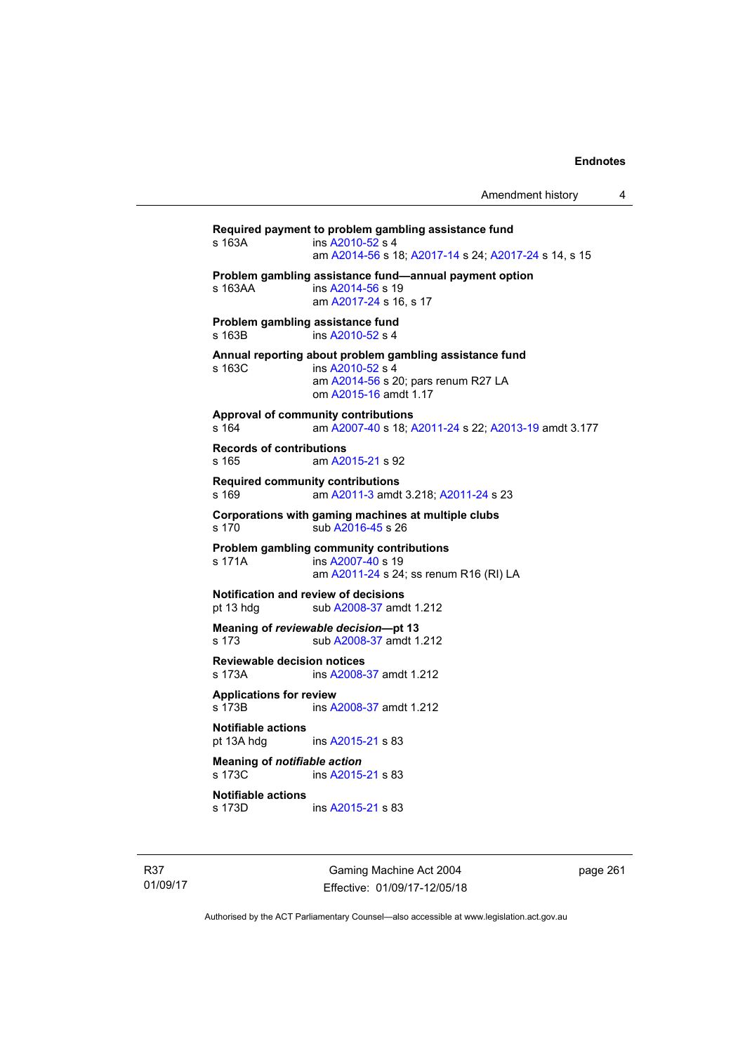**Required payment to problem gambling assistance fund**
s 163A ins A2010-52 s 4
am A2014-56 s 18; A2017-14 s 24; A2017-24 s 14, s 15

**Problem gambling assistance fund—annual payment option**
s 163AA ins A2014-56 s 19
am A2017-24 s 16, s 17

**Problem gambling assistance fund**
s 163B ins A2010-52 s 4

**Annual reporting about problem gambling assistance fund**
s 163C ins A2010-52 s 4
am A2014-56 s 20; pars renum R27 LA
om A2015-16 amdt 1.17

**Approval of community contributions**
s 164 am A2007-40 s 18; A2011-24 s 22; A2013-19 amdt 3.177

**Records of contributions**
s 165 am A2015-21 s 92

**Required community contributions**
s 169 am A2011-3 amdt 3.218; A2011-24 s 23

**Corporations with gaming machines at multiple clubs**
s 170 sub A2016-45 s 26

**Problem gambling community contributions**
s 171A ins A2007-40 s 19
am A2011-24 s 24; ss renum R16 (RI) LA

**Notification and review of decisions**
pt 13 hdg sub A2008-37 amdt 1.212

**Meaning of *reviewable decision*—pt 13**
s 173 sub A2008-37 amdt 1.212

**Reviewable decision notices**
s 173A ins A2008-37 amdt 1.212

**Applications for review**
s 173B ins A2008-37 amdt 1.212

**Notifiable actions**
pt 13A hdg ins A2015-21 s 83

**Meaning of *notifiable action***
s 173C ins A2015-21 s 83

**Notifiable actions**
s 173D ins A2015-21 s 83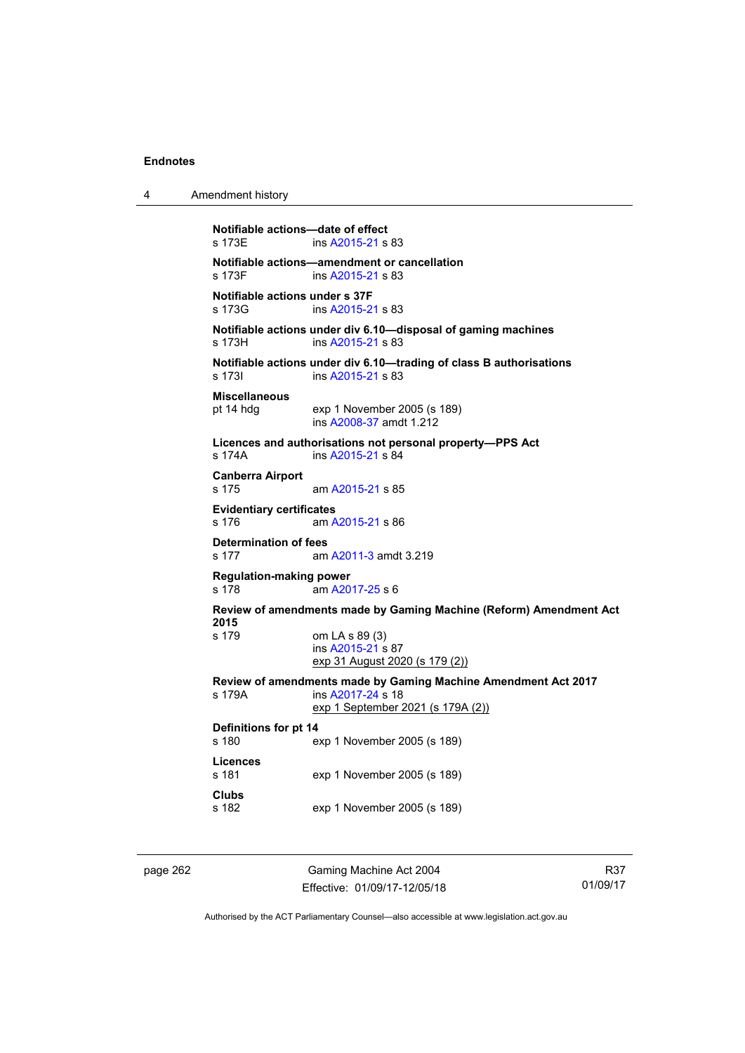**Notifiable actions—date of effect**
s 173E ins A2015-21 s 83

**Notifiable actions—amendment or cancellation**
s 173F ins A2015-21 s 83

**Notifiable actions under s 37F**
s 173G ins A2015-21 s 83

**Notifiable actions under div 6.10—disposal of gaming machines**
s 173H ins A2015-21 s 83

**Notifiable actions under div 6.10—trading of class B authorisations**
s 173I ins A2015-21 s 83

**Miscellaneous**
pt 14 hdg exp 1 November 2005 (s 189)
ins A2008-37 amdt 1.212

**Licences and authorisations not personal property—PPS Act**
s 174A ins A2015-21 s 84

**Canberra Airport**
s 175 am A2015-21 s 85

**Evidentiary certificates**
s 176 am A2015-21 s 86

**Determination of fees**
s 177 am A2011-3 amdt 3.219

**Regulation-making power**
s 178 am A2017-25 s 6

**Review of amendments made by Gaming Machine (Reform) Amendment Act 2015**
s 179 om LA s 89 (3)
ins A2015-21 s 87
exp 31 August 2020 (s 179 (2))

**Review of amendments made by Gaming Machine Amendment Act 2017**
s 179A ins A2017-24 s 18
exp 1 September 2021 (s 179A (2))

**Definitions for pt 14**
s 180 exp 1 November 2005 (s 189)

**Licences**
s 181 exp 1 November 2005 (s 189)

**Clubs**
s 182 exp 1 November 2005 (s 189)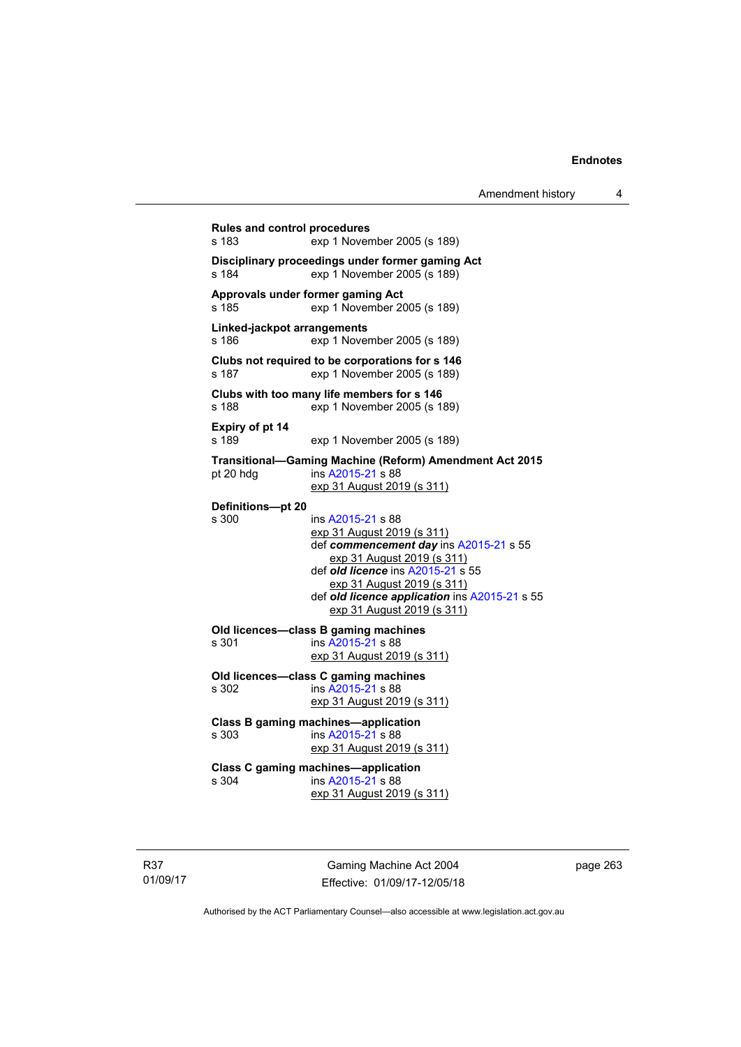**Rules and control procedures**
s 183 exp 1 November 2005 (s 189)

**Disciplinary proceedings under former gaming Act**
s 184 exp 1 November 2005 (s 189)

**Approvals under former gaming Act**
s 185 exp 1 November 2005 (s 189)

**Linked-jackpot arrangements**
s 186 exp 1 November 2005 (s 189)

**Clubs not required to be corporations for s 146**
s 187 exp 1 November 2005 (s 189)

**Clubs with too many life members for s 146**
s 188 exp 1 November 2005 (s 189)

**Expiry of pt 14**
s 189 exp 1 November 2005 (s 189)

**Transitional—Gaming Machine (Reform) Amendment Act 2015**
pt 20 hdg ins A2015-21 s 88
exp 31 August 2019 (s 311)

**Definitions—pt 20**
s 300 ins A2015-21 s 88
exp 31 August 2019 (s 311)
def ***commencement day*** ins A2015-21 s 55
exp 31 August 2019 (s 311)
def ***old licence*** ins A2015-21 s 55
exp 31 August 2019 (s 311)
def ***old licence application*** ins A2015-21 s 55
exp 31 August 2019 (s 311)

**Old licences—class B gaming machines**
s 301 ins A2015-21 s 88
exp 31 August 2019 (s 311)

**Old licences—class C gaming machines**
s 302 ins A2015-21 s 88
exp 31 August 2019 (s 311)

**Class B gaming machines—application**
s 303 ins A2015-21 s 88
exp 31 August 2019 (s 311)

**Class C gaming machines—application**
s 304 ins A2015-21 s 88
exp 31 August 2019 (s 311)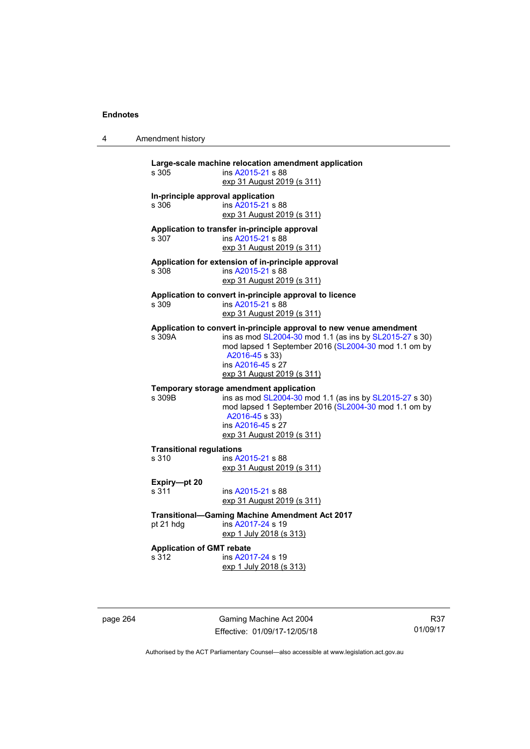**Large-scale machine relocation amendment application**

s 305 — ins A2015-21 s 88
exp 31 August 2019 (s 311)

**In-principle approval application**

s 306 — ins A2015-21 s 88
exp 31 August 2019 (s 311)

**Application to transfer in-principle approval**

s 307 — ins A2015-21 s 88
exp 31 August 2019 (s 311)

**Application for extension of in-principle approval**

s 308 — ins A2015-21 s 88
exp 31 August 2019 (s 311)

**Application to convert in-principle approval to licence**

s 309 — ins A2015-21 s 88
exp 31 August 2019 (s 311)

**Application to convert in-principle approval to new venue amendment**

s 309A — ins as mod SL2004-30 mod 1.1 (as ins by SL2015-27 s 30)
mod lapsed 1 September 2016 (SL2004-30 mod 1.1 om by A2016-45 s 33)
ins A2016-45 s 27
exp 31 August 2019 (s 311)

**Temporary storage amendment application**

s 309B — ins as mod SL2004-30 mod 1.1 (as ins by SL2015-27 s 30)
mod lapsed 1 September 2016 (SL2004-30 mod 1.1 om by A2016-45 s 33)
ins A2016-45 s 27
exp 31 August 2019 (s 311)

**Transitional regulations**

s 310 — ins A2015-21 s 88
exp 31 August 2019 (s 311)

**Expiry—pt 20**

s 311 — ins A2015-21 s 88
exp 31 August 2019 (s 311)

**Transitional—Gaming Machine Amendment Act 2017**

pt 21 hdg — ins A2017-24 s 19
exp 1 July 2018 (s 313)

**Application of GMT rebate**

s 312 — ins A2017-24 s 19
exp 1 July 2018 (s 313)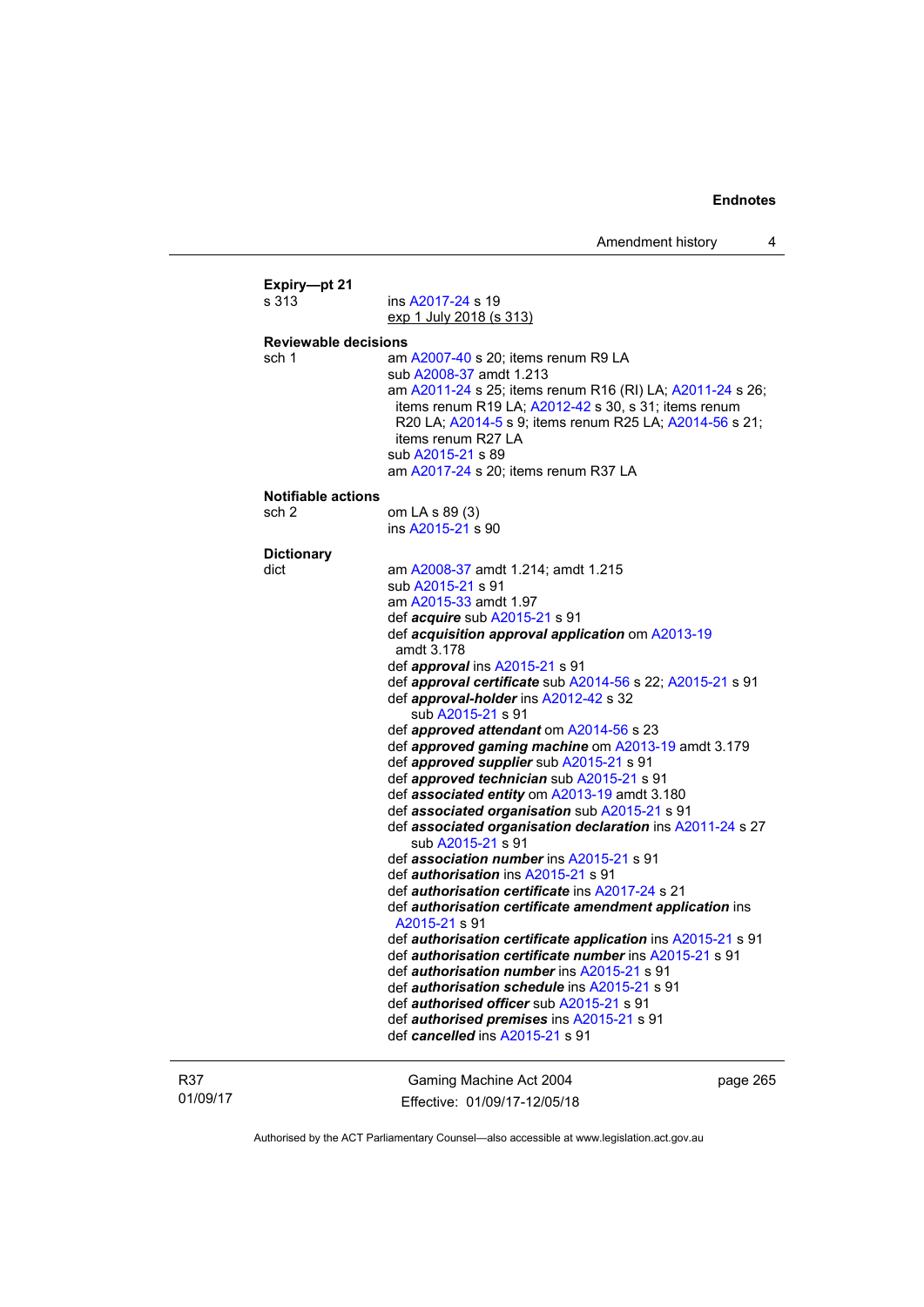**Expiry—pt 21**

s 313 | ins A2017-24 s 19
exp 1 July 2018 (s 313)

**Reviewable decisions**

sch 1 | am A2007-40 s 20; items renum R9 LA
sub A2008-37 amdt 1.213
am A2011-24 s 25; items renum R16 (RI) LA; A2011-24 s 26; items renum R19 LA; A2012-42 s 30, s 31; items renum R20 LA; A2014-5 s 9; items renum R25 LA; A2014-56 s 21; items renum R27 LA
sub A2015-21 s 89
am A2017-24 s 20; items renum R37 LA

**Notifiable actions**

sch 2 | om LA s 89 (3)
ins A2015-21 s 90

**Dictionary**

dict | am A2008-37 amdt 1.214; amdt 1.215
sub A2015-21 s 91
am A2015-33 amdt 1.97
def ***acquire*** sub A2015-21 s 91
def ***acquisition approval application*** om A2013-19 amdt 3.178
def ***approval*** ins A2015-21 s 91
def ***approval certificate*** sub A2014-56 s 22; A2015-21 s 91
def ***approval-holder*** ins A2012-42 s 32
sub A2015-21 s 91
def ***approved attendant*** om A2014-56 s 23
def ***approved gaming machine*** om A2013-19 amdt 3.179
def ***approved supplier*** sub A2015-21 s 91
def ***approved technician*** sub A2015-21 s 91
def ***associated entity*** om A2013-19 amdt 3.180
def ***associated organisation*** sub A2015-21 s 91
def ***associated organisation declaration*** ins A2011-24 s 27
sub A2015-21 s 91
def ***association number*** ins A2015-21 s 91
def ***authorisation*** ins A2015-21 s 91
def ***authorisation certificate*** ins A2017-24 s 21
def ***authorisation certificate amendment application*** ins A2015-21 s 91
def ***authorisation certificate application*** ins A2015-21 s 91
def ***authorisation certificate number*** ins A2015-21 s 91
def ***authorisation number*** ins A2015-21 s 91
def ***authorisation schedule*** ins A2015-21 s 91
def ***authorised officer*** sub A2015-21 s 91
def ***authorised premises*** ins A2015-21 s 91
def ***cancelled*** ins A2015-21 s 91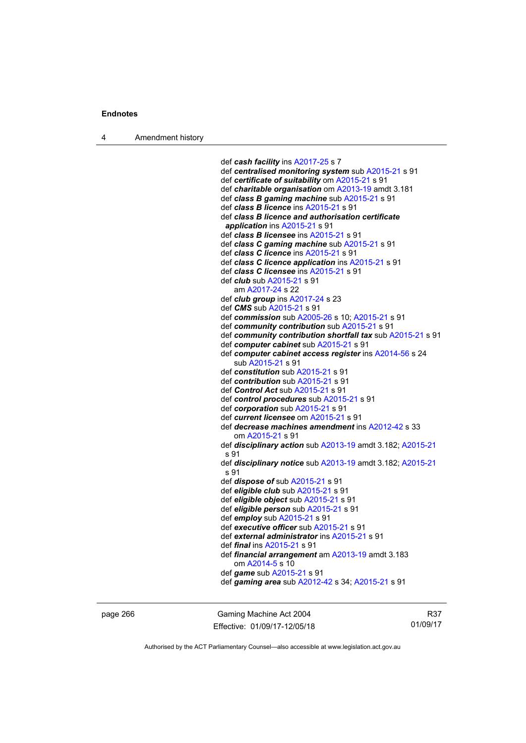def ***cash facility*** ins A2017-25 s 7
def ***centralised monitoring system*** sub A2015-21 s 91
def ***certificate of suitability*** om A2015-21 s 91
def ***charitable organisation*** om A2013-19 amdt 3.181
def ***class B gaming machine*** sub A2015-21 s 91
def ***class B licence*** ins A2015-21 s 91
def ***class B licence and authorisation certificate application*** ins A2015-21 s 91
def ***class B licensee*** ins A2015-21 s 91
def ***class C gaming machine*** sub A2015-21 s 91
def ***class C licence*** ins A2015-21 s 91
def ***class C licence application*** ins A2015-21 s 91
def ***class C licensee*** ins A2015-21 s 91
def ***club*** sub A2015-21 s 91
    am A2017-24 s 22
def ***club group*** ins A2017-24 s 23
def ***CMS*** sub A2015-21 s 91
def ***commission*** sub A2005-26 s 10; A2015-21 s 91
def ***community contribution*** sub A2015-21 s 91
def ***community contribution shortfall tax*** sub A2015-21 s 91
def ***computer cabinet*** sub A2015-21 s 91
def ***computer cabinet access register*** ins A2014-56 s 24
    sub A2015-21 s 91
def ***constitution*** sub A2015-21 s 91
def ***contribution*** sub A2015-21 s 91
def ***Control Act*** sub A2015-21 s 91
def ***control procedures*** sub A2015-21 s 91
def ***corporation*** sub A2015-21 s 91
def ***current licensee*** om A2015-21 s 91
def ***decrease machines amendment*** ins A2012-42 s 33
    om A2015-21 s 91
def ***disciplinary action*** sub A2013-19 amdt 3.182; A2015-21 s 91
def ***disciplinary notice*** sub A2013-19 amdt 3.182; A2015-21 s 91
def ***dispose of*** sub A2015-21 s 91
def ***eligible club*** sub A2015-21 s 91
def ***eligible object*** sub A2015-21 s 91
def ***eligible person*** sub A2015-21 s 91
def ***employ*** sub A2015-21 s 91
def ***executive officer*** sub A2015-21 s 91
def ***external administrator*** ins A2015-21 s 91
def ***final*** ins A2015-21 s 91
def ***financial arrangement*** am A2013-19 amdt 3.183
    om A2014-5 s 10
def ***game*** sub A2015-21 s 91
def ***gaming area*** sub A2012-42 s 34; A2015-21 s 91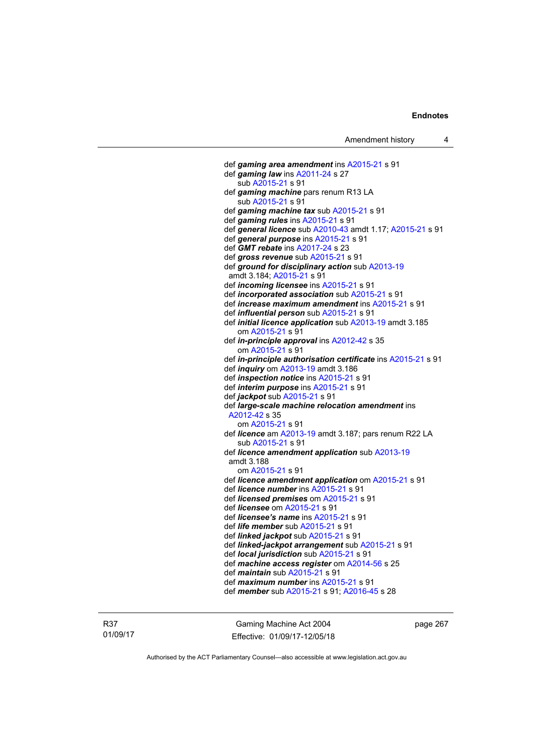def ***gaming area amendment*** ins A2015-21 s 91
def ***gaming law*** ins A2011-24 s 27
sub A2015-21 s 91
def ***gaming machine*** pars renum R13 LA
sub A2015-21 s 91
def ***gaming machine tax*** sub A2015-21 s 91
def ***gaming rules*** ins A2015-21 s 91
def ***general licence*** sub A2010-43 amdt 1.17; A2015-21 s 91
def ***general purpose*** ins A2015-21 s 91
def ***GMT rebate*** ins A2017-24 s 23
def ***gross revenue*** sub A2015-21 s 91
def ***ground for disciplinary action*** sub A2013-19 amdt 3.184; A2015-21 s 91
def ***incoming licensee*** ins A2015-21 s 91
def ***incorporated association*** sub A2015-21 s 91
def ***increase maximum amendment*** ins A2015-21 s 91
def ***influential person*** sub A2015-21 s 91
def ***initial licence application*** sub A2013-19 amdt 3.185
om A2015-21 s 91
def ***in-principle approval*** ins A2012-42 s 35
om A2015-21 s 91
def ***in-principle authorisation certificate*** ins A2015-21 s 91
def ***inquiry*** om A2013-19 amdt 3.186
def ***inspection notice*** ins A2015-21 s 91
def ***interim purpose*** ins A2015-21 s 91
def ***jackpot*** sub A2015-21 s 91
def ***large-scale machine relocation amendment*** ins A2012-42 s 35
om A2015-21 s 91
def ***licence*** am A2013-19 amdt 3.187; pars renum R22 LA
sub A2015-21 s 91
def ***licence amendment application*** sub A2013-19 amdt 3.188
om A2015-21 s 91
def ***licence amendment application*** om A2015-21 s 91
def ***licence number*** ins A2015-21 s 91
def ***licensed premises*** om A2015-21 s 91
def ***licensee*** om A2015-21 s 91
def ***licensee's name*** ins A2015-21 s 91
def ***life member*** sub A2015-21 s 91
def ***linked jackpot*** sub A2015-21 s 91
def ***linked-jackpot arrangement*** sub A2015-21 s 91
def ***local jurisdiction*** sub A2015-21 s 91
def ***machine access register*** om A2014-56 s 25
def ***maintain*** sub A2015-21 s 91
def ***maximum number*** ins A2015-21 s 91
def ***member*** sub A2015-21 s 91; A2016-45 s 28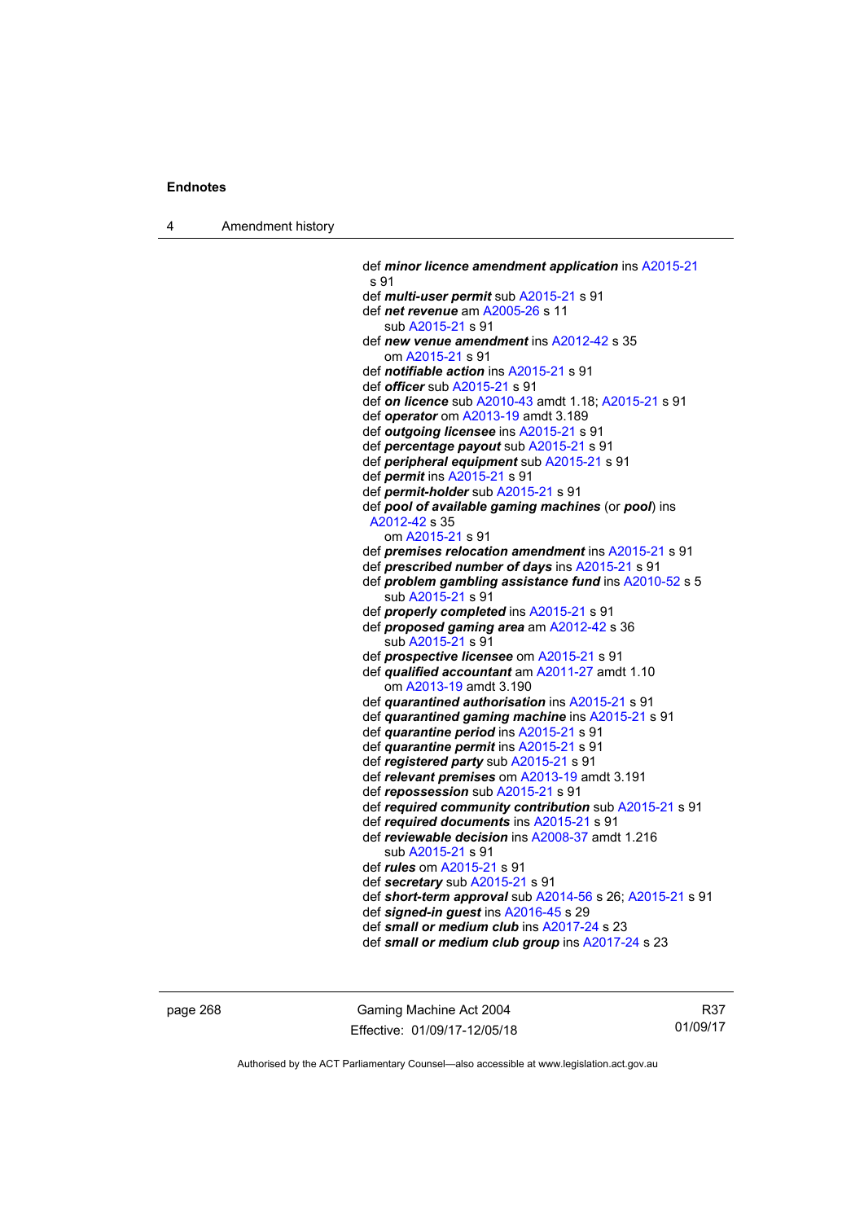def ***minor licence amendment application*** ins A2015-21 s 91
def ***multi-user permit*** sub A2015-21 s 91
def ***net revenue*** am A2005-26 s 11
sub A2015-21 s 91
def ***new venue amendment*** ins A2012-42 s 35
om A2015-21 s 91
def ***notifiable action*** ins A2015-21 s 91
def ***officer*** sub A2015-21 s 91
def ***on licence*** sub A2010-43 amdt 1.18; A2015-21 s 91
def ***operator*** om A2013-19 amdt 3.189
def ***outgoing licensee*** ins A2015-21 s 91
def ***percentage payout*** sub A2015-21 s 91
def ***peripheral equipment*** sub A2015-21 s 91
def ***permit*** ins A2015-21 s 91
def ***permit-holder*** sub A2015-21 s 91
def ***pool of available gaming machines*** (or ***pool***) ins A2012-42 s 35
om A2015-21 s 91
def ***premises relocation amendment*** ins A2015-21 s 91
def ***prescribed number of days*** ins A2015-21 s 91
def ***problem gambling assistance fund*** ins A2010-52 s 5
sub A2015-21 s 91
def ***properly completed*** ins A2015-21 s 91
def ***proposed gaming area*** am A2012-42 s 36
sub A2015-21 s 91
def ***prospective licensee*** om A2015-21 s 91
def ***qualified accountant*** am A2011-27 amdt 1.10
om A2013-19 amdt 3.190
def ***quarantined authorisation*** ins A2015-21 s 91
def ***quarantined gaming machine*** ins A2015-21 s 91
def ***quarantine period*** ins A2015-21 s 91
def ***quarantine permit*** ins A2015-21 s 91
def ***registered party*** sub A2015-21 s 91
def ***relevant premises*** om A2013-19 amdt 3.191
def ***repossession*** sub A2015-21 s 91
def ***required community contribution*** sub A2015-21 s 91
def ***required documents*** ins A2015-21 s 91
def ***reviewable decision*** ins A2008-37 amdt 1.216
sub A2015-21 s 91
def ***rules*** om A2015-21 s 91
def ***secretary*** sub A2015-21 s 91
def ***short-term approval*** sub A2014-56 s 26; A2015-21 s 91
def ***signed-in guest*** ins A2016-45 s 29
def ***small or medium club*** ins A2017-24 s 23
def ***small or medium club group*** ins A2017-24 s 23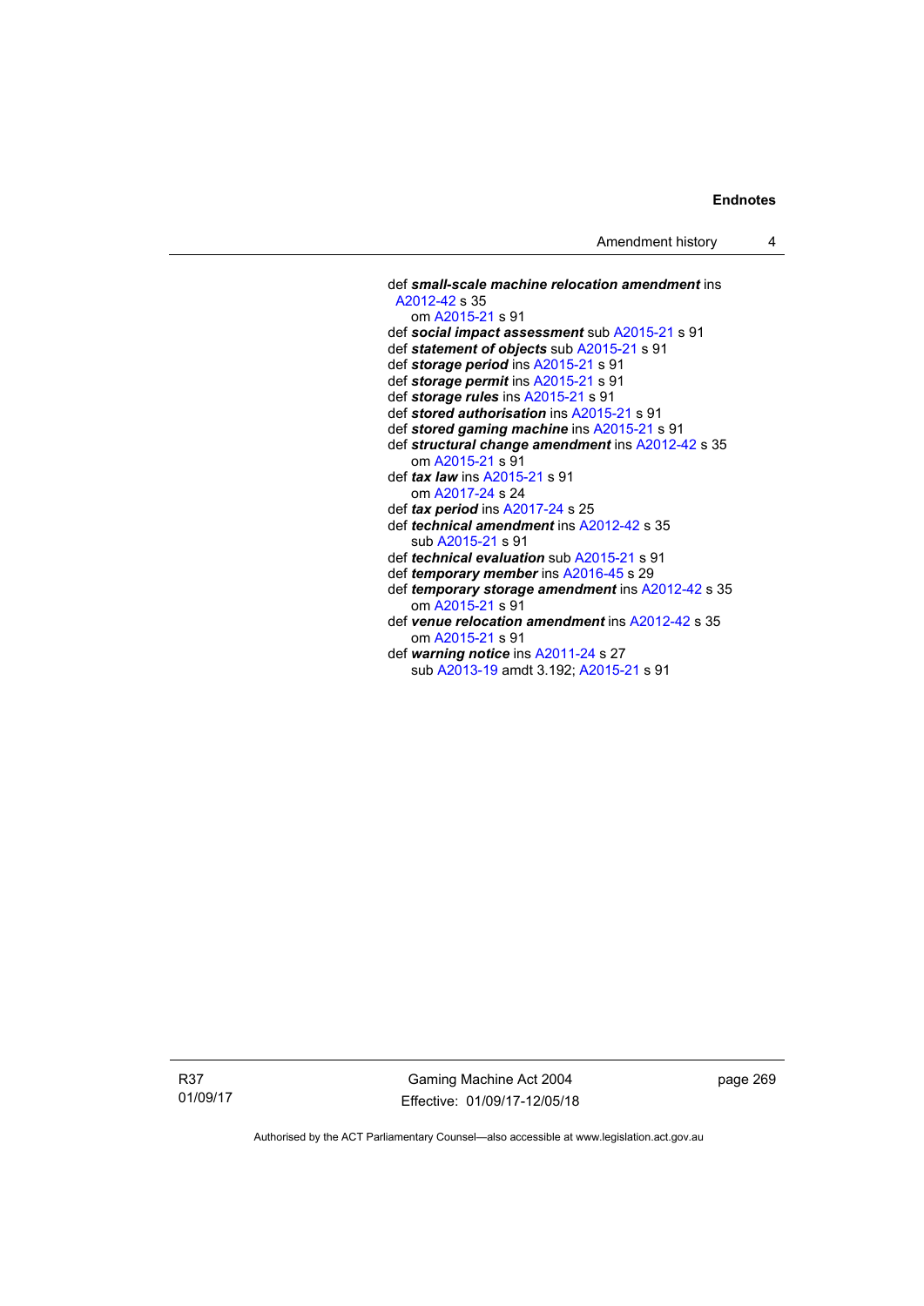def ***small-scale machine relocation amendment*** ins A2012-42 s 35
om A2015-21 s 91

def ***social impact assessment*** sub A2015-21 s 91

def ***statement of objects*** sub A2015-21 s 91

def ***storage period*** ins A2015-21 s 91

def ***storage permit*** ins A2015-21 s 91

def ***storage rules*** ins A2015-21 s 91

def ***stored authorisation*** ins A2015-21 s 91

def ***stored gaming machine*** ins A2015-21 s 91

def ***structural change amendment*** ins A2012-42 s 35
om A2015-21 s 91

def ***tax law*** ins A2015-21 s 91
om A2017-24 s 24

def ***tax period*** ins A2017-24 s 25

def ***technical amendment*** ins A2012-42 s 35
sub A2015-21 s 91

def ***technical evaluation*** sub A2015-21 s 91

def ***temporary member*** ins A2016-45 s 29

def ***temporary storage amendment*** ins A2012-42 s 35
om A2015-21 s 91

def ***venue relocation amendment*** ins A2012-42 s 35
om A2015-21 s 91

def ***warning notice*** ins A2011-24 s 27
sub A2013-19 amdt 3.192; A2015-21 s 91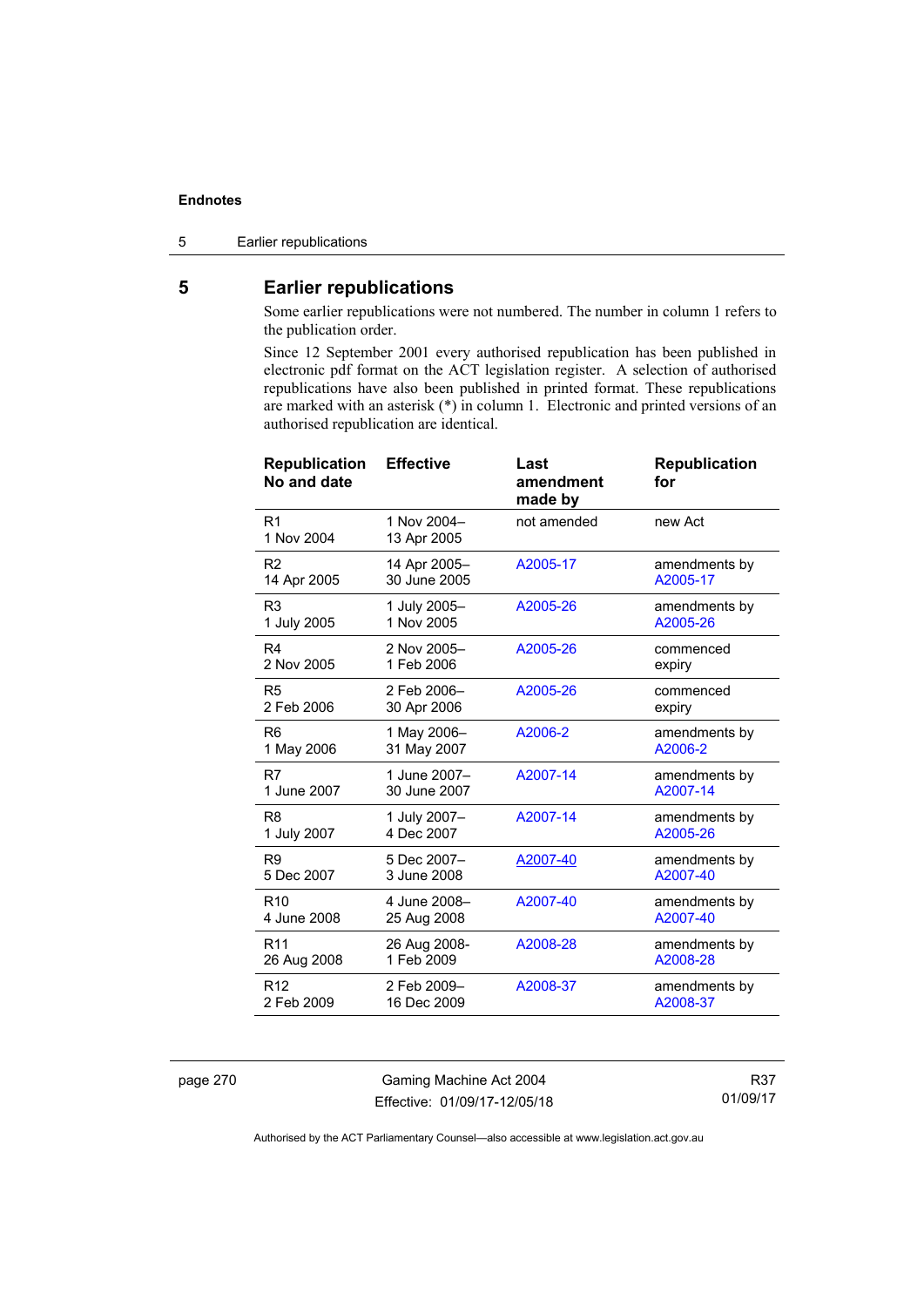## 5 Earlier republications

Some earlier republications were not numbered. The number in column 1 refers to the publication order.

Since 12 September 2001 every authorised republication has been published in electronic pdf format on the ACT legislation register. A selection of authorised republications have also been published in printed format. These republications are marked with an asterisk (*) in column 1. Electronic and printed versions of an authorised republication are identical.

| Republication No and date | Effective | Last amendment made by | Republication for |
|---|---|---|---|
| R1<br>1 Nov 2004 | 1 Nov 2004–<br>13 Apr 2005 | not amended | new Act |
| R2<br>14 Apr 2005 | 14 Apr 2005–<br>30 June 2005 | A2005-17 | amendments by A2005-17 |
| R3<br>1 July 2005 | 1 July 2005–<br>1 Nov 2005 | A2005-26 | amendments by A2005-26 |
| R4<br>2 Nov 2005 | 2 Nov 2005–<br>1 Feb 2006 | A2005-26 | commenced expiry |
| R5<br>2 Feb 2006 | 2 Feb 2006–<br>30 Apr 2006 | A2005-26 | commenced expiry |
| R6<br>1 May 2006 | 1 May 2006–<br>31 May 2007 | A2006-2 | amendments by A2006-2 |
| R7<br>1 June 2007 | 1 June 2007–<br>30 June 2007 | A2007-14 | amendments by A2007-14 |
| R8<br>1 July 2007 | 1 July 2007–<br>4 Dec 2007 | A2007-14 | amendments by A2005-26 |
| R9<br>5 Dec 2007 | 5 Dec 2007–<br>3 June 2008 | A2007-40 | amendments by A2007-40 |
| R10<br>4 June 2008 | 4 June 2008–<br>25 Aug 2008 | A2007-40 | amendments by A2007-40 |
| R11<br>26 Aug 2008 | 26 Aug 2008-<br>1 Feb 2009 | A2008-28 | amendments by A2008-28 |
| R12<br>2 Feb 2009 | 2 Feb 2009–<br>16 Dec 2009 | A2008-37 | amendments by A2008-37 |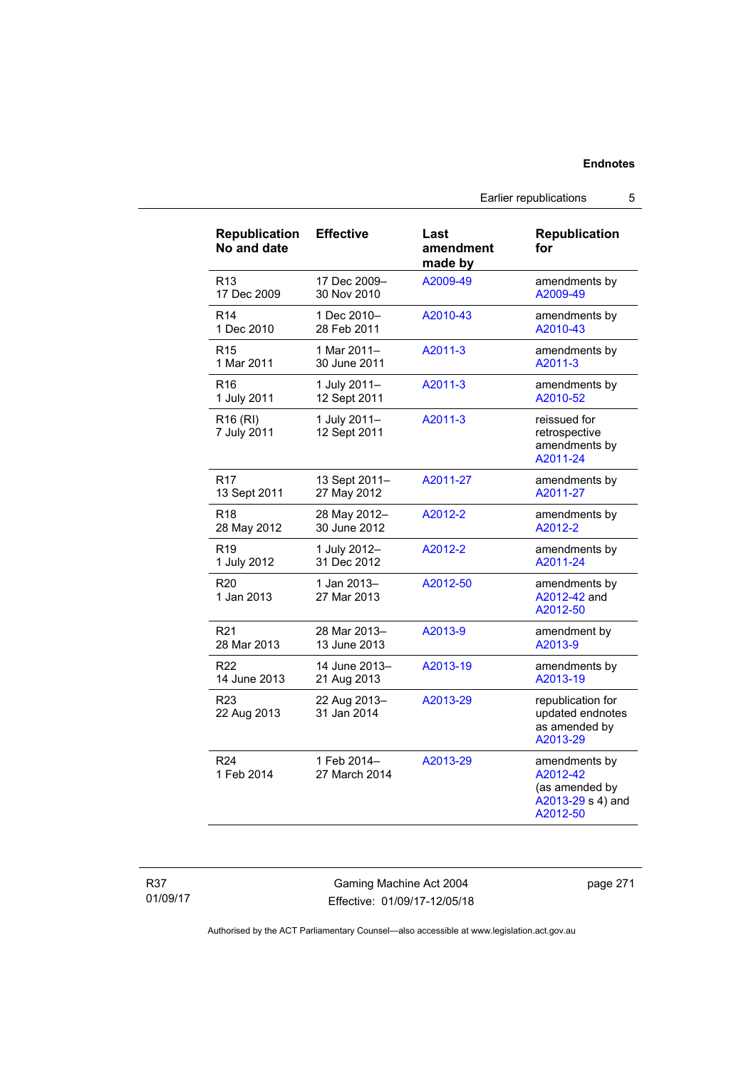| Republication No and date | Effective | Last amendment made by | Republication for |
|---|---|---|---|
| R13 17 Dec 2009 | 17 Dec 2009–30 Nov 2010 | A2009-49 | amendments by A2009-49 |
| R14 1 Dec 2010 | 1 Dec 2010–28 Feb 2011 | A2010-43 | amendments by A2010-43 |
| R15 1 Mar 2011 | 1 Mar 2011–30 June 2011 | A2011-3 | amendments by A2011-3 |
| R16 1 July 2011 | 1 July 2011–12 Sept 2011 | A2011-3 | amendments by A2010-52 |
| R16 (RI) 7 July 2011 | 1 July 2011–12 Sept 2011 | A2011-3 | reissued for retrospective amendments by A2011-24 |
| R17 13 Sept 2011 | 13 Sept 2011–27 May 2012 | A2011-27 | amendments by A2011-27 |
| R18 28 May 2012 | 28 May 2012–30 June 2012 | A2012-2 | amendments by A2012-2 |
| R19 1 July 2012 | 1 July 2012–31 Dec 2012 | A2012-2 | amendments by A2011-24 |
| R20 1 Jan 2013 | 1 Jan 2013–27 Mar 2013 | A2012-50 | amendments by A2012-42 and A2012-50 |
| R21 28 Mar 2013 | 28 Mar 2013–13 June 2013 | A2013-9 | amendment by A2013-9 |
| R22 14 June 2013 | 14 June 2013–21 Aug 2013 | A2013-19 | amendments by A2013-19 |
| R23 22 Aug 2013 | 22 Aug 2013–31 Jan 2014 | A2013-29 | republication for updated endnotes as amended by A2013-29 |
| R24 1 Feb 2014 | 1 Feb 2014–27 March 2014 | A2013-29 | amendments by A2012-42 (as amended by A2013-29 s 4) and A2012-50 |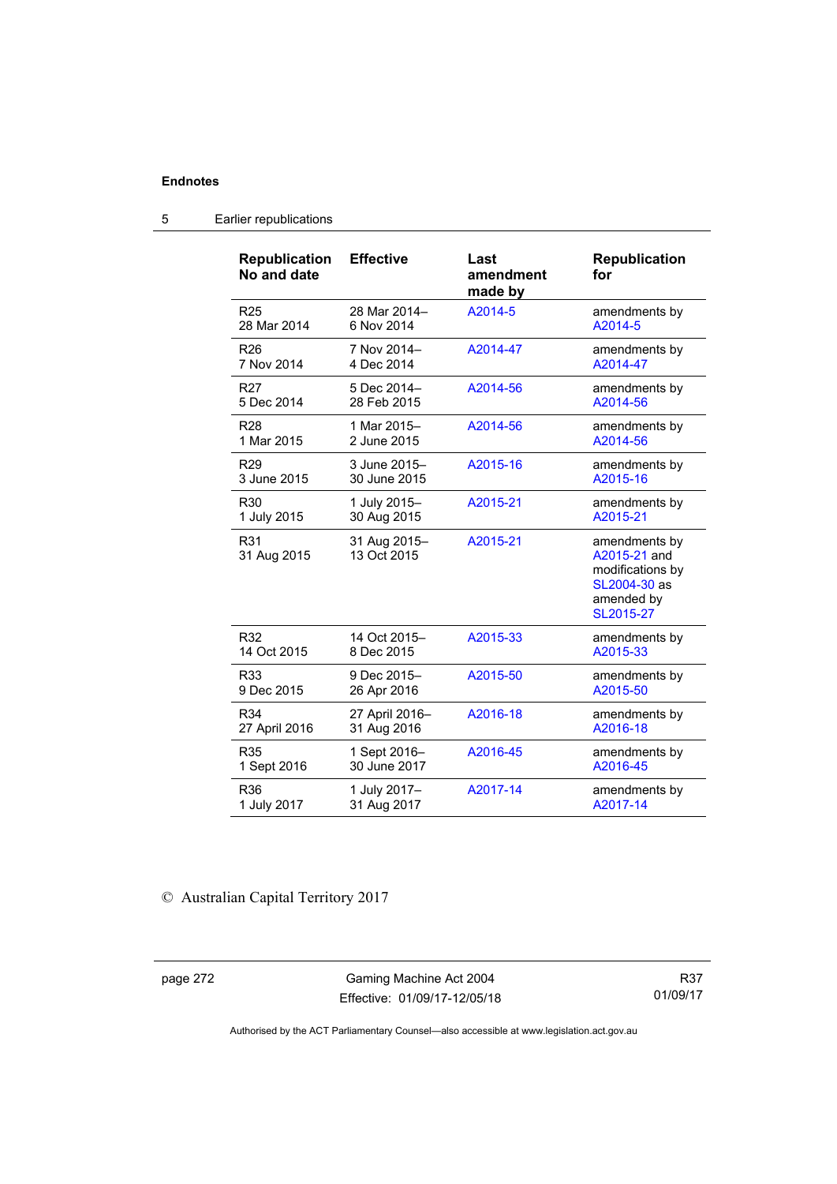## 5 Earlier republications

| Republication No and date | Effective | Last amendment made by | Republication for |
|---|---|---|---|
| R25<br>28 Mar 2014 | 28 Mar 2014–<br>6 Nov 2014 | A2014-5 | amendments by A2014-5 |
| R26<br>7 Nov 2014 | 7 Nov 2014–<br>4 Dec 2014 | A2014-47 | amendments by A2014-47 |
| R27<br>5 Dec 2014 | 5 Dec 2014–<br>28 Feb 2015 | A2014-56 | amendments by A2014-56 |
| R28<br>1 Mar 2015 | 1 Mar 2015–<br>2 June 2015 | A2014-56 | amendments by A2014-56 |
| R29<br>3 June 2015 | 3 June 2015–<br>30 June 2015 | A2015-16 | amendments by A2015-16 |
| R30<br>1 July 2015 | 1 July 2015–<br>30 Aug 2015 | A2015-21 | amendments by A2015-21 |
| R31<br>31 Aug 2015 | 31 Aug 2015–<br>13 Oct 2015 | A2015-21 | amendments by A2015-21 and modifications by SL2004-30 as amended by SL2015-27 |
| R32<br>14 Oct 2015 | 14 Oct 2015–<br>8 Dec 2015 | A2015-33 | amendments by A2015-33 |
| R33<br>9 Dec 2015 | 9 Dec 2015–<br>26 Apr 2016 | A2015-50 | amendments by A2015-50 |
| R34<br>27 April 2016 | 27 April 2016–<br>31 Aug 2016 | A2016-18 | amendments by A2016-18 |
| R35<br>1 Sept 2016 | 1 Sept 2016–<br>30 June 2017 | A2016-45 | amendments by A2016-45 |
| R36<br>1 July 2017 | 1 July 2017–<br>31 Aug 2017 | A2017-14 | amendments by A2017-14 |

© Australian Capital Territory 2017